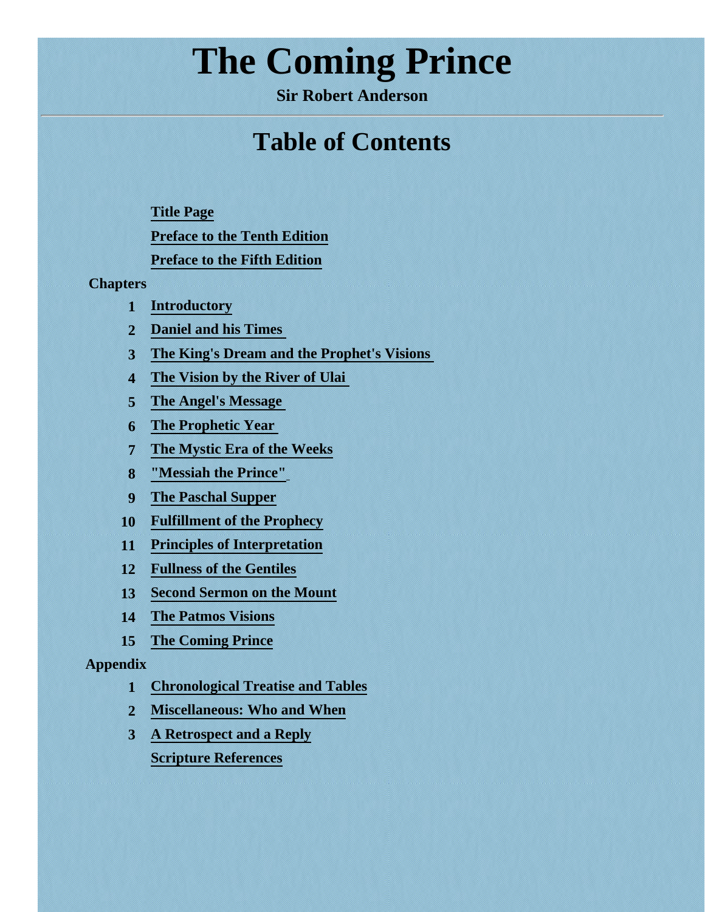# The Coming Prince

**Sir Robert Anderson**

---

## Table of Contents

Title Page

Preface to the Tenth Edition

Preface to the Fifth Edition

**Chapters**

1. Introductory
2. Daniel and his Times
3. The King's Dream and the Prophet's Visions
4. The Vision by the River of Ulai
5. The Angel's Message
6. The Prophetic Year
7. The Mystic Era of the Weeks
8. "Messiah the Prince"
9. The Paschal Supper
10. Fulfillment of the Prophecy
11. Principles of Interpretation
12. Fullness of the Gentiles
13. Second Sermon on the Mount
14. The Patmos Visions
15. The Coming Prince

**Appendix**

1. Chronological Treatise and Tables
2. Miscellaneous: Who and When
3. A Retrospect and a Reply

Scripture References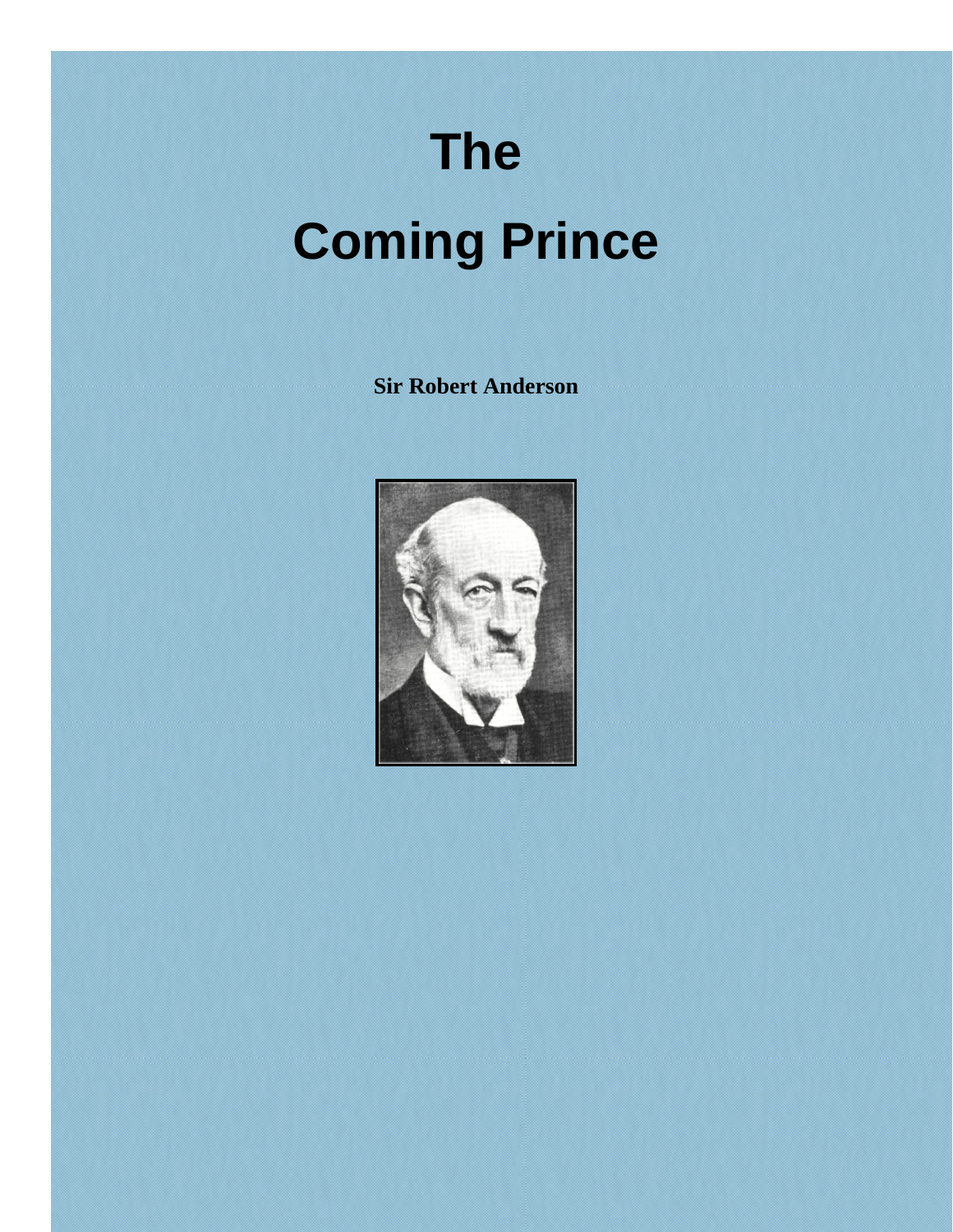# The

# Coming Prince

**Sir Robert Anderson**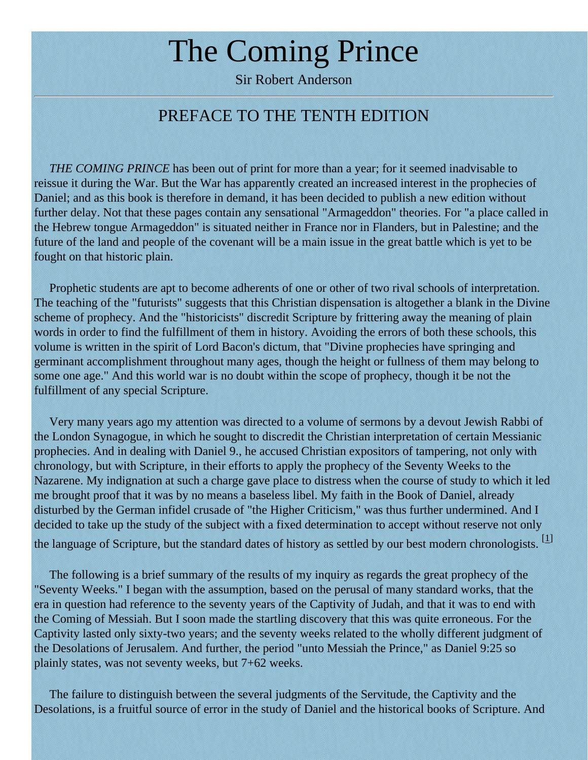# The Coming Prince

Sir Robert Anderson

---

## PREFACE TO THE TENTH EDITION

*THE COMING PRINCE* has been out of print for more than a year; for it seemed inadvisable to reissue it during the War. But the War has apparently created an increased interest in the prophecies of Daniel; and as this book is therefore in demand, it has been decided to publish a new edition without further delay. Not that these pages contain any sensational "Armageddon" theories. For "a place called in the Hebrew tongue Armageddon" is situated neither in France nor in Flanders, but in Palestine; and the future of the land and people of the covenant will be a main issue in the great battle which is yet to be fought on that historic plain.

Prophetic students are apt to become adherents of one or other of two rival schools of interpretation. The teaching of the "futurists" suggests that this Christian dispensation is altogether a blank in the Divine scheme of prophecy. And the "historicists" discredit Scripture by frittering away the meaning of plain words in order to find the fulfillment of them in history. Avoiding the errors of both these schools, this volume is written in the spirit of Lord Bacon's dictum, that "Divine prophecies have springing and germinant accomplishment throughout many ages, though the height or fullness of them may belong to some one age." And this world war is no doubt within the scope of prophecy, though it be not the fulfillment of any special Scripture.

Very many years ago my attention was directed to a volume of sermons by a devout Jewish Rabbi of the London Synagogue, in which he sought to discredit the Christian interpretation of certain Messianic prophecies. And in dealing with Daniel 9., he accused Christian expositors of tampering, not only with chronology, but with Scripture, in their efforts to apply the prophecy of the Seventy Weeks to the Nazarene. My indignation at such a charge gave place to distress when the course of study to which it led me brought proof that it was by no means a baseless libel. My faith in the Book of Daniel, already disturbed by the German infidel crusade of "the Higher Criticism," was thus further undermined. And I decided to take up the study of the subject with a fixed determination to accept without reserve not only the language of Scripture, but the standard dates of history as settled by our best modern chronologists. [1]

The following is a brief summary of the results of my inquiry as regards the great prophecy of the "Seventy Weeks." I began with the assumption, based on the perusal of many standard works, that the era in question had reference to the seventy years of the Captivity of Judah, and that it was to end with the Coming of Messiah. But I soon made the startling discovery that this was quite erroneous. For the Captivity lasted only sixty-two years; and the seventy weeks related to the wholly different judgment of the Desolations of Jerusalem. And further, the period "unto Messiah the Prince," as Daniel 9:25 so plainly states, was not seventy weeks, but 7+62 weeks.

The failure to distinguish between the several judgments of the Servitude, the Captivity and the Desolations, is a fruitful source of error in the study of Daniel and the historical books of Scripture. And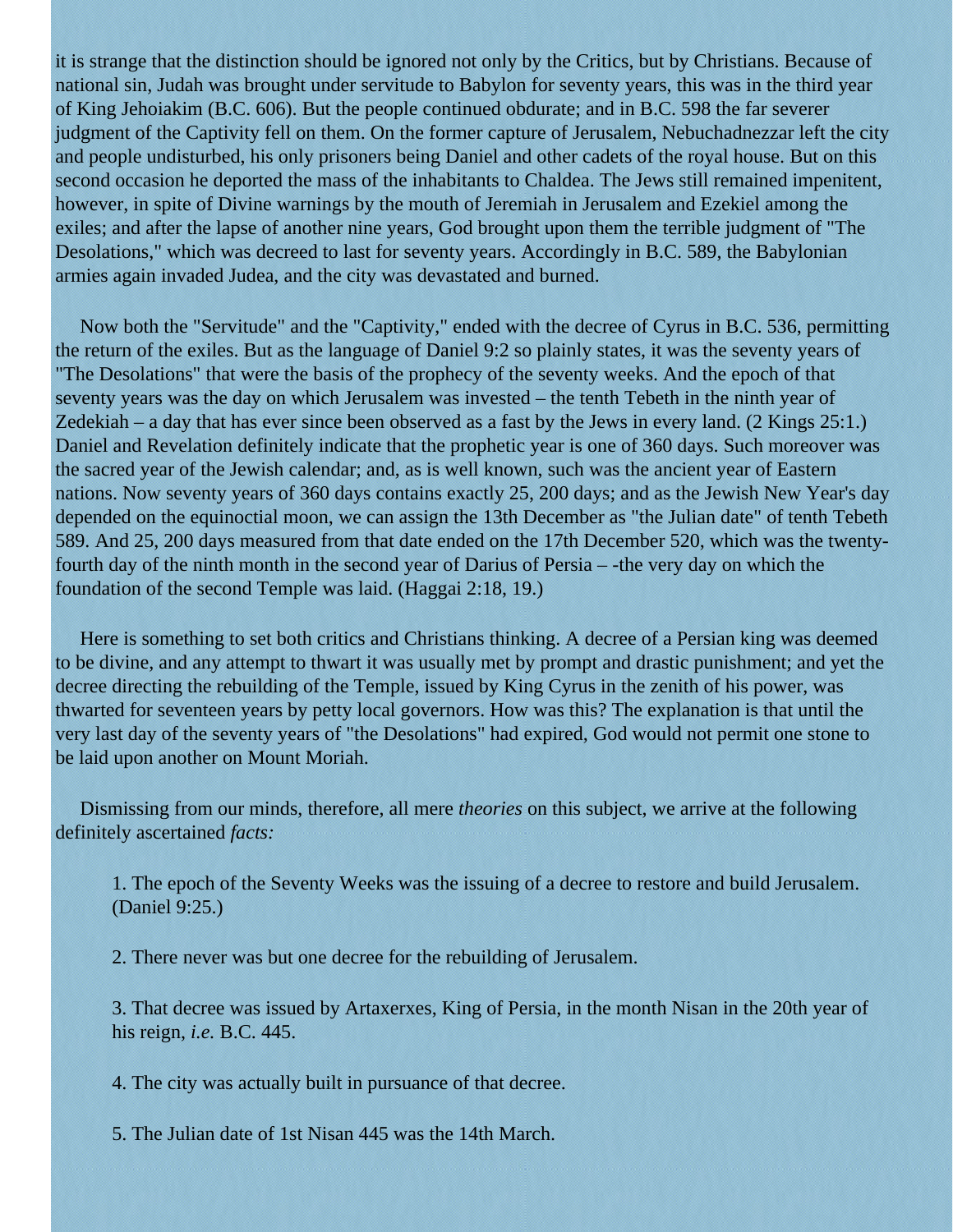it is strange that the distinction should be ignored not only by the Critics, but by Christians. Because of national sin, Judah was brought under servitude to Babylon for seventy years, this was in the third year of King Jehoiakim (B.C. 606). But the people continued obdurate; and in B.C. 598 the far severer judgment of the Captivity fell on them. On the former capture of Jerusalem, Nebuchadnezzar left the city and people undisturbed, his only prisoners being Daniel and other cadets of the royal house. But on this second occasion he deported the mass of the inhabitants to Chaldea. The Jews still remained impenitent, however, in spite of Divine warnings by the mouth of Jeremiah in Jerusalem and Ezekiel among the exiles; and after the lapse of another nine years, God brought upon them the terrible judgment of "The Desolations," which was decreed to last for seventy years. Accordingly in B.C. 589, the Babylonian armies again invaded Judea, and the city was devastated and burned.

Now both the "Servitude" and the "Captivity," ended with the decree of Cyrus in B.C. 536, permitting the return of the exiles. But as the language of Daniel 9:2 so plainly states, it was the seventy years of "The Desolations" that were the basis of the prophecy of the seventy weeks. And the epoch of that seventy years was the day on which Jerusalem was invested – the tenth Tebeth in the ninth year of Zedekiah – a day that has ever since been observed as a fast by the Jews in every land. (2 Kings 25:1.) Daniel and Revelation definitely indicate that the prophetic year is one of 360 days. Such moreover was the sacred year of the Jewish calendar; and, as is well known, such was the ancient year of Eastern nations. Now seventy years of 360 days contains exactly 25, 200 days; and as the Jewish New Year's day depended on the equinoctial moon, we can assign the 13th December as "the Julian date" of tenth Tebeth 589. And 25, 200 days measured from that date ended on the 17th December 520, which was the twenty-fourth day of the ninth month in the second year of Darius of Persia – -the very day on which the foundation of the second Temple was laid. (Haggai 2:18, 19.)

Here is something to set both critics and Christians thinking. A decree of a Persian king was deemed to be divine, and any attempt to thwart it was usually met by prompt and drastic punishment; and yet the decree directing the rebuilding of the Temple, issued by King Cyrus in the zenith of his power, was thwarted for seventeen years by petty local governors. How was this? The explanation is that until the very last day of the seventy years of "the Desolations" had expired, God would not permit one stone to be laid upon another on Mount Moriah.

Dismissing from our minds, therefore, all mere *theories* on this subject, we arrive at the following definitely ascertained *facts:*

1. The epoch of the Seventy Weeks was the issuing of a decree to restore and build Jerusalem. (Daniel 9:25.)

2. There never was but one decree for the rebuilding of Jerusalem.

3. That decree was issued by Artaxerxes, King of Persia, in the month Nisan in the 20th year of his reign, *i.e.* B.C. 445.

4. The city was actually built in pursuance of that decree.

5. The Julian date of 1st Nisan 445 was the 14th March.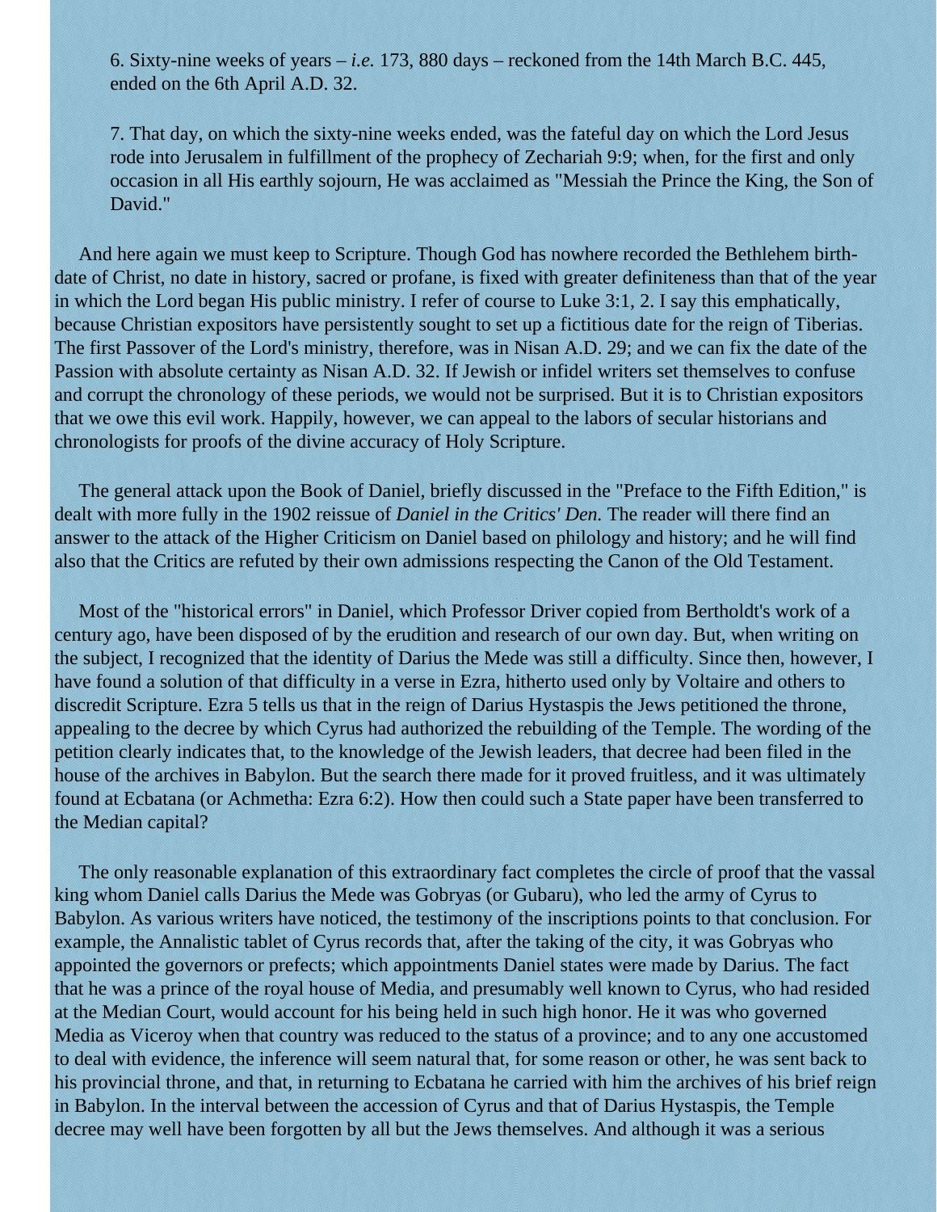6. Sixty-nine weeks of years – *i.e.* 173, 880 days – reckoned from the 14th March B.C. 445, ended on the 6th April A.D. 32.

7. That day, on which the sixty-nine weeks ended, was the fateful day on which the Lord Jesus rode into Jerusalem in fulfillment of the prophecy of Zechariah 9:9; when, for the first and only occasion in all His earthly sojourn, He was acclaimed as "Messiah the Prince the King, the Son of David."

And here again we must keep to Scripture. Though God has nowhere recorded the Bethlehem birth-date of Christ, no date in history, sacred or profane, is fixed with greater definiteness than that of the year in which the Lord began His public ministry. I refer of course to Luke 3:1, 2. I say this emphatically, because Christian expositors have persistently sought to set up a fictitious date for the reign of Tiberias. The first Passover of the Lord's ministry, therefore, was in Nisan A.D. 29; and we can fix the date of the Passion with absolute certainty as Nisan A.D. 32. If Jewish or infidel writers set themselves to confuse and corrupt the chronology of these periods, we would not be surprised. But it is to Christian expositors that we owe this evil work. Happily, however, we can appeal to the labors of secular historians and chronologists for proofs of the divine accuracy of Holy Scripture.

The general attack upon the Book of Daniel, briefly discussed in the "Preface to the Fifth Edition," is dealt with more fully in the 1902 reissue of *Daniel in the Critics' Den.* The reader will there find an answer to the attack of the Higher Criticism on Daniel based on philology and history; and he will find also that the Critics are refuted by their own admissions respecting the Canon of the Old Testament.

Most of the "historical errors" in Daniel, which Professor Driver copied from Bertholdt's work of a century ago, have been disposed of by the erudition and research of our own day. But, when writing on the subject, I recognized that the identity of Darius the Mede was still a difficulty. Since then, however, I have found a solution of that difficulty in a verse in Ezra, hitherto used only by Voltaire and others to discredit Scripture. Ezra 5 tells us that in the reign of Darius Hystaspis the Jews petitioned the throne, appealing to the decree by which Cyrus had authorized the rebuilding of the Temple. The wording of the petition clearly indicates that, to the knowledge of the Jewish leaders, that decree had been filed in the house of the archives in Babylon. But the search there made for it proved fruitless, and it was ultimately found at Ecbatana (or Achmetha: Ezra 6:2). How then could such a State paper have been transferred to the Median capital?

The only reasonable explanation of this extraordinary fact completes the circle of proof that the vassal king whom Daniel calls Darius the Mede was Gobryas (or Gubaru), who led the army of Cyrus to Babylon. As various writers have noticed, the testimony of the inscriptions points to that conclusion. For example, the Annalistic tablet of Cyrus records that, after the taking of the city, it was Gobryas who appointed the governors or prefects; which appointments Daniel states were made by Darius. The fact that he was a prince of the royal house of Media, and presumably well known to Cyrus, who had resided at the Median Court, would account for his being held in such high honor. He it was who governed Media as Viceroy when that country was reduced to the status of a province; and to any one accustomed to deal with evidence, the inference will seem natural that, for some reason or other, he was sent back to his provincial throne, and that, in returning to Ecbatana he carried with him the archives of his brief reign in Babylon. In the interval between the accession of Cyrus and that of Darius Hystaspis, the Temple decree may well have been forgotten by all but the Jews themselves. And although it was a serious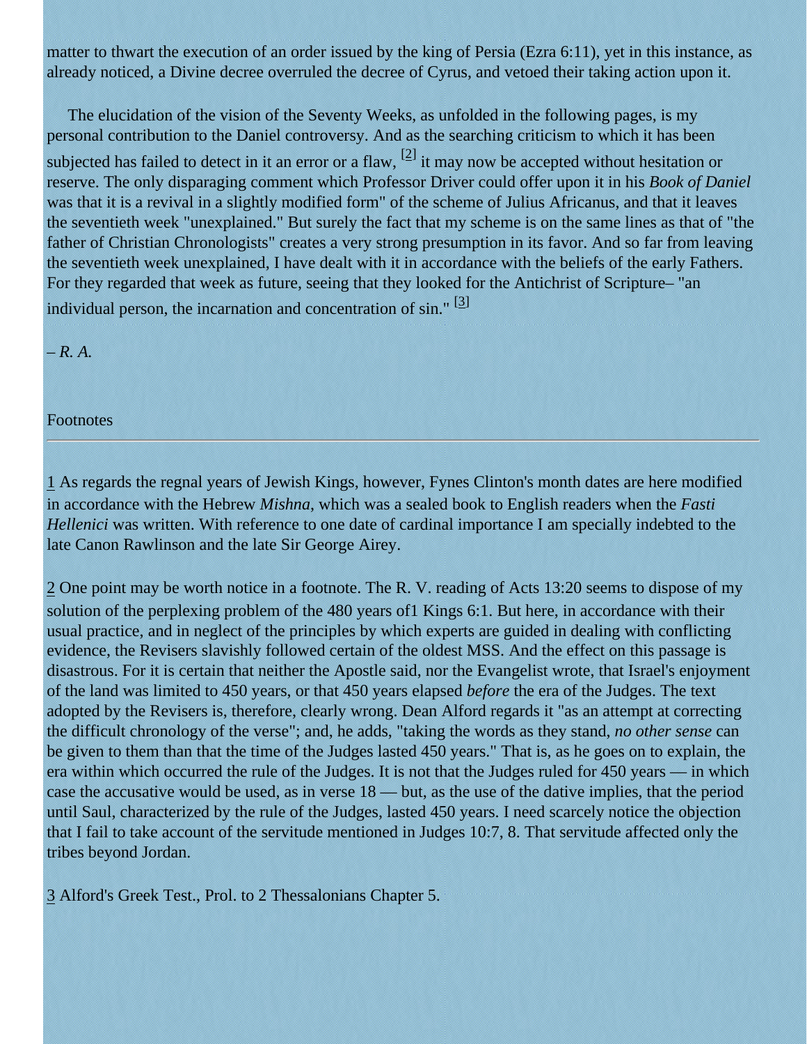matter to thwart the execution of an order issued by the king of Persia (Ezra 6:11), yet in this instance, as already noticed, a Divine decree overruled the decree of Cyrus, and vetoed their taking action upon it.

The elucidation of the vision of the Seventy Weeks, as unfolded in the following pages, is my personal contribution to the Daniel controversy. And as the searching criticism to which it has been subjected has failed to detect in it an error or a flaw, [2] it may now be accepted without hesitation or reserve. The only disparaging comment which Professor Driver could offer upon it in his *Book of Daniel* was that it is a revival in a slightly modified form" of the scheme of Julius Africanus, and that it leaves the seventieth week "unexplained." But surely the fact that my scheme is on the same lines as that of "the father of Christian Chronologists" creates a very strong presumption in its favor. And so far from leaving the seventieth week unexplained, I have dealt with it in accordance with the beliefs of the early Fathers. For they regarded that week as future, seeing that they looked for the Antichrist of Scripture– "an individual person, the incarnation and concentration of sin." [3]

*– R. A.*

Footnotes

---

1 As regards the regnal years of Jewish Kings, however, Fynes Clinton's month dates are here modified in accordance with the Hebrew *Mishna*, which was a sealed book to English readers when the *Fasti Hellenici* was written. With reference to one date of cardinal importance I am specially indebted to the late Canon Rawlinson and the late Sir George Airey.

2 One point may be worth notice in a footnote. The R. V. reading of Acts 13:20 seems to dispose of my solution of the perplexing problem of the 480 years of1 Kings 6:1. But here, in accordance with their usual practice, and in neglect of the principles by which experts are guided in dealing with conflicting evidence, the Revisers slavishly followed certain of the oldest MSS. And the effect on this passage is disastrous. For it is certain that neither the Apostle said, nor the Evangelist wrote, that Israel's enjoyment of the land was limited to 450 years, or that 450 years elapsed *before* the era of the Judges. The text adopted by the Revisers is, therefore, clearly wrong. Dean Alford regards it "as an attempt at correcting the difficult chronology of the verse"; and, he adds, "taking the words as they stand, *no other sense* can be given to them than that the time of the Judges lasted 450 years." That is, as he goes on to explain, the era within which occurred the rule of the Judges. It is not that the Judges ruled for 450 years — in which case the accusative would be used, as in verse 18 — but, as the use of the dative implies, that the period until Saul, characterized by the rule of the Judges, lasted 450 years. I need scarcely notice the objection that I fail to take account of the servitude mentioned in Judges 10:7, 8. That servitude affected only the tribes beyond Jordan.

3 Alford's Greek Test., Prol. to 2 Thessalonians Chapter 5.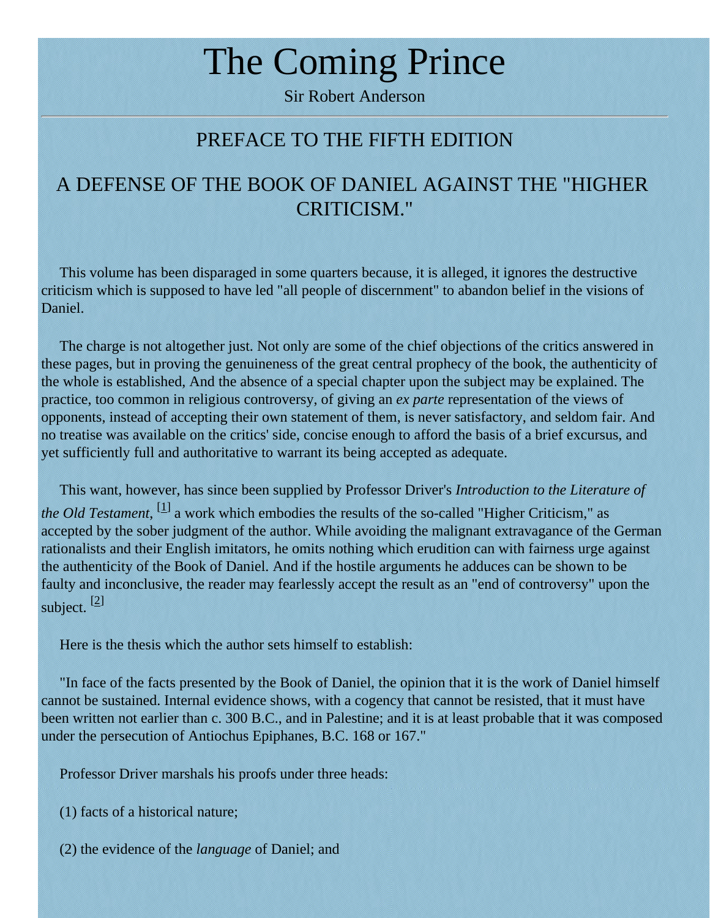# The Coming Prince

Sir Robert Anderson

---

## PREFACE TO THE FIFTH EDITION

## A DEFENSE OF THE BOOK OF DANIEL AGAINST THE "HIGHER CRITICISM."

This volume has been disparaged in some quarters because, it is alleged, it ignores the destructive criticism which is supposed to have led "all people of discernment" to abandon belief in the visions of Daniel.

The charge is not altogether just. Not only are some of the chief objections of the critics answered in these pages, but in proving the genuineness of the great central prophecy of the book, the authenticity of the whole is established, And the absence of a special chapter upon the subject may be explained. The practice, too common in religious controversy, of giving an *ex parte* representation of the views of opponents, instead of accepting their own statement of them, is never satisfactory, and seldom fair. And no treatise was available on the critics' side, concise enough to afford the basis of a brief excursus, and yet sufficiently full and authoritative to warrant its being accepted as adequate.

This want, however, has since been supplied by Professor Driver's *Introduction to the Literature of the Old Testament*, [1] a work which embodies the results of the so-called "Higher Criticism," as accepted by the sober judgment of the author. While avoiding the malignant extravagance of the German rationalists and their English imitators, he omits nothing which erudition can with fairness urge against the authenticity of the Book of Daniel. And if the hostile arguments he adduces can be shown to be faulty and inconclusive, the reader may fearlessly accept the result as an "end of controversy" upon the subject. [2]

Here is the thesis which the author sets himself to establish:

"In face of the facts presented by the Book of Daniel, the opinion that it is the work of Daniel himself cannot be sustained. Internal evidence shows, with a cogency that cannot be resisted, that it must have been written not earlier than c. 300 B.C., and in Palestine; and it is at least probable that it was composed under the persecution of Antiochus Epiphanes, B.C. 168 or 167."

Professor Driver marshals his proofs under three heads:

(1) facts of a historical nature;

(2) the evidence of the *language* of Daniel; and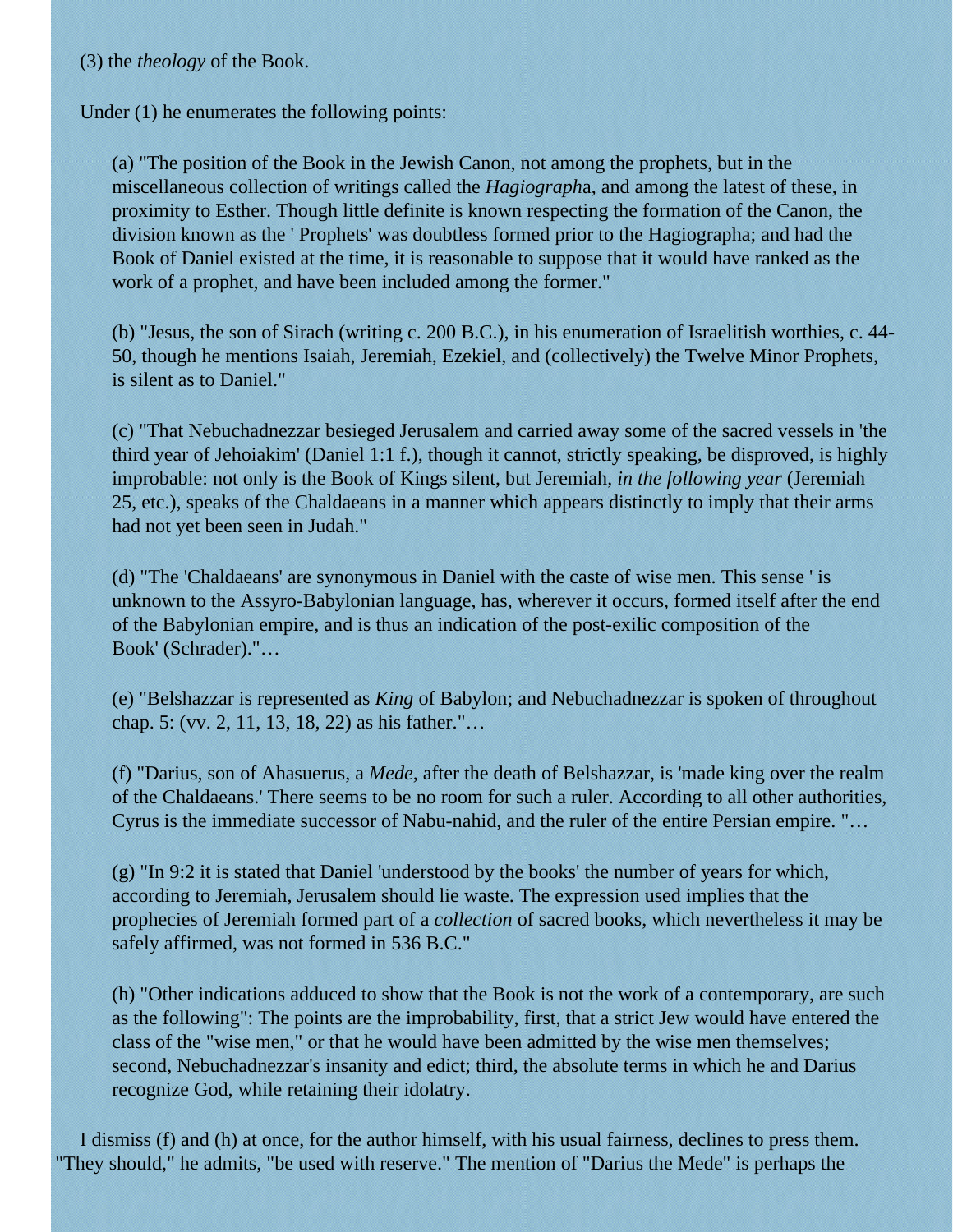(3) the *theology* of the Book.

Under (1) he enumerates the following points:

> (a) "The position of the Book in the Jewish Canon, not among the prophets, but in the miscellaneous collection of writings called the *Hagiograph*a, and among the latest of these, in proximity to Esther. Though little definite is known respecting the formation of the Canon, the division known as the ' Prophets' was doubtless formed prior to the Hagiographa; and had the Book of Daniel existed at the time, it is reasonable to suppose that it would have ranked as the work of a prophet, and have been included among the former."
>
> (b) "Jesus, the son of Sirach (writing c. 200 B.C.), in his enumeration of Israelitish worthies, c. 44-50, though he mentions Isaiah, Jeremiah, Ezekiel, and (collectively) the Twelve Minor Prophets, is silent as to Daniel."
>
> (c) "That Nebuchadnezzar besieged Jerusalem and carried away some of the sacred vessels in 'the third year of Jehoiakim' (Daniel 1:1 f.), though it cannot, strictly speaking, be disproved, is highly improbable: not only is the Book of Kings silent, but Jeremiah, *in the following year* (Jeremiah 25, etc.), speaks of the Chaldaeans in a manner which appears distinctly to imply that their arms had not yet been seen in Judah."
>
> (d) "The 'Chaldaeans' are synonymous in Daniel with the caste of wise men. This sense ' is unknown to the Assyro-Babylonian language, has, wherever it occurs, formed itself after the end of the Babylonian empire, and is thus an indication of the post-exilic composition of the Book' (Schrader)."…
>
> (e) "Belshazzar is represented as *King* of Babylon; and Nebuchadnezzar is spoken of throughout chap. 5: (vv. 2, 11, 13, 18, 22) as his father."…
>
> (f) "Darius, son of Ahasuerus, a *Mede*, after the death of Belshazzar, is 'made king over the realm of the Chaldaeans.' There seems to be no room for such a ruler. According to all other authorities, Cyrus is the immediate successor of Nabu-nahid, and the ruler of the entire Persian empire. "…
>
> (g) "In 9:2 it is stated that Daniel 'understood by the books' the number of years for which, according to Jeremiah, Jerusalem should lie waste. The expression used implies that the prophecies of Jeremiah formed part of a *collection* of sacred books, which nevertheless it may be safely affirmed, was not formed in 536 B.C."
>
> (h) "Other indications adduced to show that the Book is not the work of a contemporary, are such as the following": The points are the improbability, first, that a strict Jew would have entered the class of the "wise men," or that he would have been admitted by the wise men themselves; second, Nebuchadnezzar's insanity and edict; third, the absolute terms in which he and Darius recognize God, while retaining their idolatry.

I dismiss (f) and (h) at once, for the author himself, with his usual fairness, declines to press them. "They should," he admits, "be used with reserve." The mention of "Darius the Mede" is perhaps the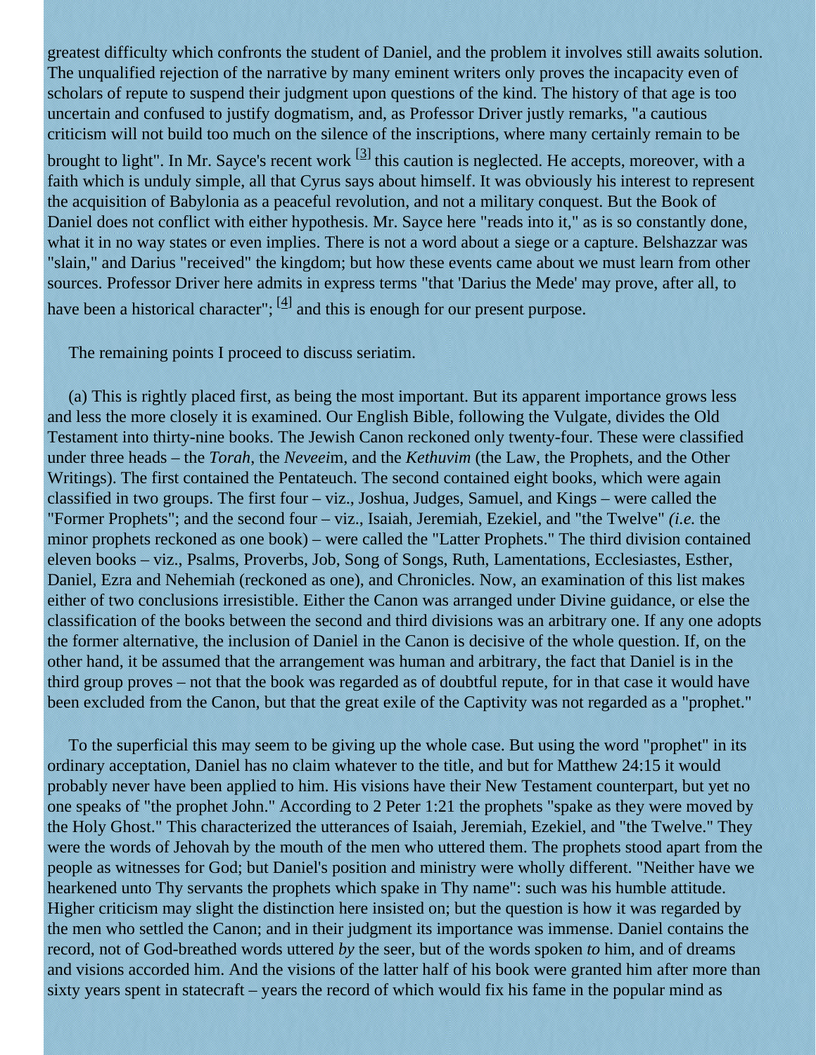greatest difficulty which confronts the student of Daniel, and the problem it involves still awaits solution. The unqualified rejection of the narrative by many eminent writers only proves the incapacity even of scholars of repute to suspend their judgment upon questions of the kind. The history of that age is too uncertain and confused to justify dogmatism, and, as Professor Driver justly remarks, "a cautious criticism will not build too much on the silence of the inscriptions, where many certainly remain to be brought to light". In Mr. Sayce's recent work [3] this caution is neglected. He accepts, moreover, with a faith which is unduly simple, all that Cyrus says about himself. It was obviously his interest to represent the acquisition of Babylonia as a peaceful revolution, and not a military conquest. But the Book of Daniel does not conflict with either hypothesis. Mr. Sayce here "reads into it," as is so constantly done, what it in no way states or even implies. There is not a word about a siege or a capture. Belshazzar was "slain," and Darius "received" the kingdom; but how these events came about we must learn from other sources. Professor Driver here admits in express terms "that 'Darius the Mede' may prove, after all, to have been a historical character"; [4] and this is enough for our present purpose.

The remaining points I proceed to discuss seriatim.

(a) This is rightly placed first, as being the most important. But its apparent importance grows less and less the more closely it is examined. Our English Bible, following the Vulgate, divides the Old Testament into thirty-nine books. The Jewish Canon reckoned only twenty-four. These were classified under three heads – the *Torah*, the *Neveei*m, and the *Kethuvim* (the Law, the Prophets, and the Other Writings). The first contained the Pentateuch. The second contained eight books, which were again classified in two groups. The first four – viz., Joshua, Judges, Samuel, and Kings – were called the "Former Prophets"; and the second four – viz., Isaiah, Jeremiah, Ezekiel, and "the Twelve" *(i.e.* the minor prophets reckoned as one book) – were called the "Latter Prophets." The third division contained eleven books – viz., Psalms, Proverbs, Job, Song of Songs, Ruth, Lamentations, Ecclesiastes, Esther, Daniel, Ezra and Nehemiah (reckoned as one), and Chronicles. Now, an examination of this list makes either of two conclusions irresistible. Either the Canon was arranged under Divine guidance, or else the classification of the books between the second and third divisions was an arbitrary one. If any one adopts the former alternative, the inclusion of Daniel in the Canon is decisive of the whole question. If, on the other hand, it be assumed that the arrangement was human and arbitrary, the fact that Daniel is in the third group proves – not that the book was regarded as of doubtful repute, for in that case it would have been excluded from the Canon, but that the great exile of the Captivity was not regarded as a "prophet."

To the superficial this may seem to be giving up the whole case. But using the word "prophet" in its ordinary acceptation, Daniel has no claim whatever to the title, and but for Matthew 24:15 it would probably never have been applied to him. His visions have their New Testament counterpart, but yet no one speaks of "the prophet John." According to 2 Peter 1:21 the prophets "spake as they were moved by the Holy Ghost." This characterized the utterances of Isaiah, Jeremiah, Ezekiel, and "the Twelve." They were the words of Jehovah by the mouth of the men who uttered them. The prophets stood apart from the people as witnesses for God; but Daniel's position and ministry were wholly different. "Neither have we hearkened unto Thy servants the prophets which spake in Thy name": such was his humble attitude. Higher criticism may slight the distinction here insisted on; but the question is how it was regarded by the men who settled the Canon; and in their judgment its importance was immense. Daniel contains the record, not of God-breathed words uttered *by* the seer, but of the words spoken *to* him, and of dreams and visions accorded him. And the visions of the latter half of his book were granted him after more than sixty years spent in statecraft – years the record of which would fix his fame in the popular mind as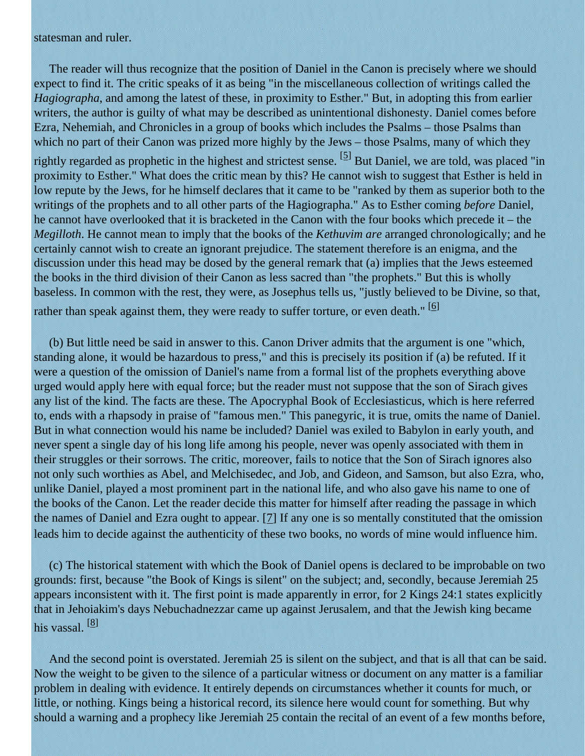statesman and ruler.

The reader will thus recognize that the position of Daniel in the Canon is precisely where we should expect to find it. The critic speaks of it as being "in the miscellaneous collection of writings called the *Hagiographa*, and among the latest of these, in proximity to Esther." But, in adopting this from earlier writers, the author is guilty of what may be described as unintentional dishonesty. Daniel comes before Ezra, Nehemiah, and Chronicles in a group of books which includes the Psalms – those Psalms than which no part of their Canon was prized more highly by the Jews – those Psalms, many of which they rightly regarded as prophetic in the highest and strictest sense. [5] But Daniel, we are told, was placed "in proximity to Esther." What does the critic mean by this? He cannot wish to suggest that Esther is held in low repute by the Jews, for he himself declares that it came to be "ranked by them as superior both to the writings of the prophets and to all other parts of the Hagiographa." As to Esther coming *before* Daniel, he cannot have overlooked that it is bracketed in the Canon with the four books which precede it – the *Megilloth*. He cannot mean to imply that the books of the *Kethuvim are* arranged chronologically; and he certainly cannot wish to create an ignorant prejudice. The statement therefore is an enigma, and the discussion under this head may be dosed by the general remark that (a) implies that the Jews esteemed the books in the third division of their Canon as less sacred than "the prophets." But this is wholly baseless. In common with the rest, they were, as Josephus tells us, "justly believed to be Divine, so that, rather than speak against them, they were ready to suffer torture, or even death." [6]

(b) But little need be said in answer to this. Canon Driver admits that the argument is one "which, standing alone, it would be hazardous to press," and this is precisely its position if (a) be refuted. If it were a question of the omission of Daniel's name from a formal list of the prophets everything above urged would apply here with equal force; but the reader must not suppose that the son of Sirach gives any list of the kind. The facts are these. The Apocryphal Book of Ecclesiasticus, which is here referred to, ends with a rhapsody in praise of "famous men." This panegyric, it is true, omits the name of Daniel. But in what connection would his name be included? Daniel was exiled to Babylon in early youth, and never spent a single day of his long life among his people, never was openly associated with them in their struggles or their sorrows. The critic, moreover, fails to notice that the Son of Sirach ignores also not only such worthies as Abel, and Melchisedec, and Job, and Gideon, and Samson, but also Ezra, who, unlike Daniel, played a most prominent part in the national life, and who also gave his name to one of the books of the Canon. Let the reader decide this matter for himself after reading the passage in which the names of Daniel and Ezra ought to appear. [7] If any one is so mentally constituted that the omission leads him to decide against the authenticity of these two books, no words of mine would influence him.

(c) The historical statement with which the Book of Daniel opens is declared to be improbable on two grounds: first, because "the Book of Kings is silent" on the subject; and, secondly, because Jeremiah 25 appears inconsistent with it. The first point is made apparently in error, for 2 Kings 24:1 states explicitly that in Jehoiakim's days Nebuchadnezzar came up against Jerusalem, and that the Jewish king became his vassal. [8]

And the second point is overstated. Jeremiah 25 is silent on the subject, and that is all that can be said. Now the weight to be given to the silence of a particular witness or document on any matter is a familiar problem in dealing with evidence. It entirely depends on circumstances whether it counts for much, or little, or nothing. Kings being a historical record, its silence here would count for something. But why should a warning and a prophecy like Jeremiah 25 contain the recital of an event of a few months before,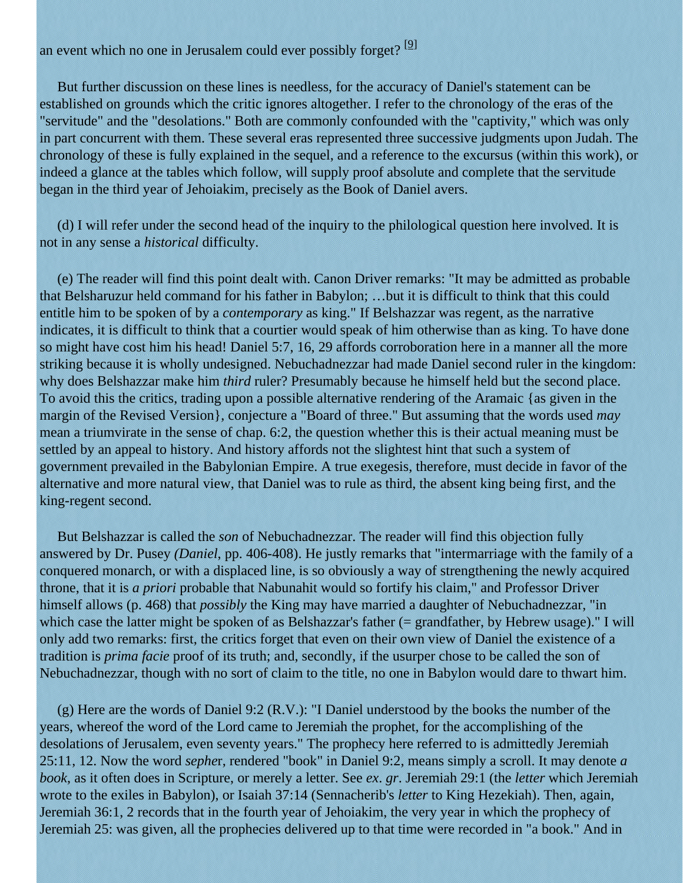an event which no one in Jerusalem could ever possibly forget? [9]

But further discussion on these lines is needless, for the accuracy of Daniel's statement can be established on grounds which the critic ignores altogether. I refer to the chronology of the eras of the "servitude" and the "desolations." Both are commonly confounded with the "captivity," which was only in part concurrent with them. These several eras represented three successive judgments upon Judah. The chronology of these is fully explained in the sequel, and a reference to the excursus (within this work), or indeed a glance at the tables which follow, will supply proof absolute and complete that the servitude began in the third year of Jehoiakim, precisely as the Book of Daniel avers.

(d) I will refer under the second head of the inquiry to the philological question here involved. It is not in any sense a *historical* difficulty.

(e) The reader will find this point dealt with. Canon Driver remarks: "It may be admitted as probable that Belsharuzur held command for his father in Babylon; …but it is difficult to think that this could entitle him to be spoken of by a *contemporary* as king." If Belshazzar was regent, as the narrative indicates, it is difficult to think that a courtier would speak of him otherwise than as king. To have done so might have cost him his head! Daniel 5:7, 16, 29 affords corroboration here in a manner all the more striking because it is wholly undesigned. Nebuchadnezzar had made Daniel second ruler in the kingdom: why does Belshazzar make him *third* ruler? Presumably because he himself held but the second place. To avoid this the critics, trading upon a possible alternative rendering of the Aramaic {as given in the margin of the Revised Version}, conjecture a "Board of three." But assuming that the words used *may* mean a triumvirate in the sense of chap. 6:2, the question whether this is their actual meaning must be settled by an appeal to history. And history affords not the slightest hint that such a system of government prevailed in the Babylonian Empire. A true exegesis, therefore, must decide in favor of the alternative and more natural view, that Daniel was to rule as third, the absent king being first, and the king-regent second.

But Belshazzar is called the *son* of Nebuchadnezzar. The reader will find this objection fully answered by Dr. Pusey *(Daniel*, pp. 406-408). He justly remarks that "intermarriage with the family of a conquered monarch, or with a displaced line, is so obviously a way of strengthening the newly acquired throne, that it is *a priori* probable that Nabunahit would so fortify his claim," and Professor Driver himself allows (p. 468) that *possibly* the King may have married a daughter of Nebuchadnezzar, "in which case the latter might be spoken of as Belshazzar's father (= grandfather, by Hebrew usage)." I will only add two remarks: first, the critics forget that even on their own view of Daniel the existence of a tradition is *prima facie* proof of its truth; and, secondly, if the usurper chose to be called the son of Nebuchadnezzar, though with no sort of claim to the title, no one in Babylon would dare to thwart him.

(g) Here are the words of Daniel 9:2 (R.V.): "I Daniel understood by the books the number of the years, whereof the word of the Lord came to Jeremiah the prophet, for the accomplishing of the desolations of Jerusalem, even seventy years." The prophecy here referred to is admittedly Jeremiah 25:11, 12. Now the word *sephe*r, rendered "book" in Daniel 9:2, means simply a scroll. It may denote *a book*, as it often does in Scripture, or merely a letter. See *ex*. *gr*. Jeremiah 29:1 (the *letter* which Jeremiah wrote to the exiles in Babylon), or Isaiah 37:14 (Sennacherib's *letter* to King Hezekiah). Then, again, Jeremiah 36:1, 2 records that in the fourth year of Jehoiakim, the very year in which the prophecy of Jeremiah 25: was given, all the prophecies delivered up to that time were recorded in "a book." And in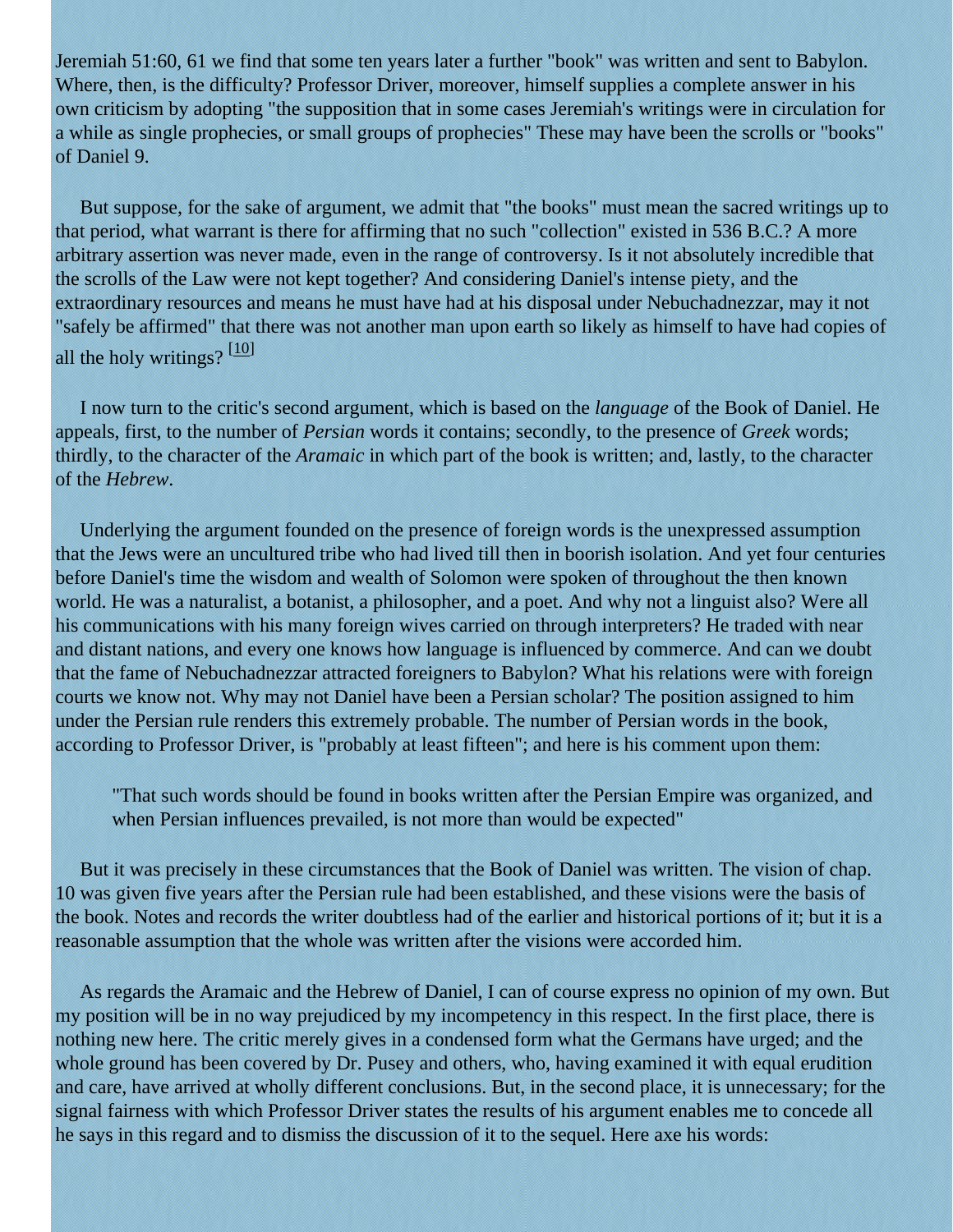Jeremiah 51:60, 61 we find that some ten years later a further "book" was written and sent to Babylon. Where, then, is the difficulty? Professor Driver, moreover, himself supplies a complete answer in his own criticism by adopting "the supposition that in some cases Jeremiah's writings were in circulation for a while as single prophecies, or small groups of prophecies" These may have been the scrolls or "books" of Daniel 9.

But suppose, for the sake of argument, we admit that "the books" must mean the sacred writings up to that period, what warrant is there for affirming that no such "collection" existed in 536 B.C.? A more arbitrary assertion was never made, even in the range of controversy. Is it not absolutely incredible that the scrolls of the Law were not kept together? And considering Daniel's intense piety, and the extraordinary resources and means he must have had at his disposal under Nebuchadnezzar, may it not "safely be affirmed" that there was not another man upon earth so likely as himself to have had copies of all the holy writings? [10]

I now turn to the critic's second argument, which is based on the *language* of the Book of Daniel. He appeals, first, to the number of *Persian* words it contains; secondly, to the presence of *Greek* words; thirdly, to the character of the *Aramaic* in which part of the book is written; and, lastly, to the character of the *Hebrew*.

Underlying the argument founded on the presence of foreign words is the unexpressed assumption that the Jews were an uncultured tribe who had lived till then in boorish isolation. And yet four centuries before Daniel's time the wisdom and wealth of Solomon were spoken of throughout the then known world. He was a naturalist, a botanist, a philosopher, and a poet. And why not a linguist also? Were all his communications with his many foreign wives carried on through interpreters? He traded with near and distant nations, and every one knows how language is influenced by commerce. And can we doubt that the fame of Nebuchadnezzar attracted foreigners to Babylon? What his relations were with foreign courts we know not. Why may not Daniel have been a Persian scholar? The position assigned to him under the Persian rule renders this extremely probable. The number of Persian words in the book, according to Professor Driver, is "probably at least fifteen"; and here is his comment upon them:

> "That such words should be found in books written after the Persian Empire was organized, and when Persian influences prevailed, is not more than would be expected"

But it was precisely in these circumstances that the Book of Daniel was written. The vision of chap. 10 was given five years after the Persian rule had been established, and these visions were the basis of the book. Notes and records the writer doubtless had of the earlier and historical portions of it; but it is a reasonable assumption that the whole was written after the visions were accorded him.

As regards the Aramaic and the Hebrew of Daniel, I can of course express no opinion of my own. But my position will be in no way prejudiced by my incompetency in this respect. In the first place, there is nothing new here. The critic merely gives in a condensed form what the Germans have urged; and the whole ground has been covered by Dr. Pusey and others, who, having examined it with equal erudition and care, have arrived at wholly different conclusions. But, in the second place, it is unnecessary; for the signal fairness with which Professor Driver states the results of his argument enables me to concede all he says in this regard and to dismiss the discussion of it to the sequel. Here axe his words: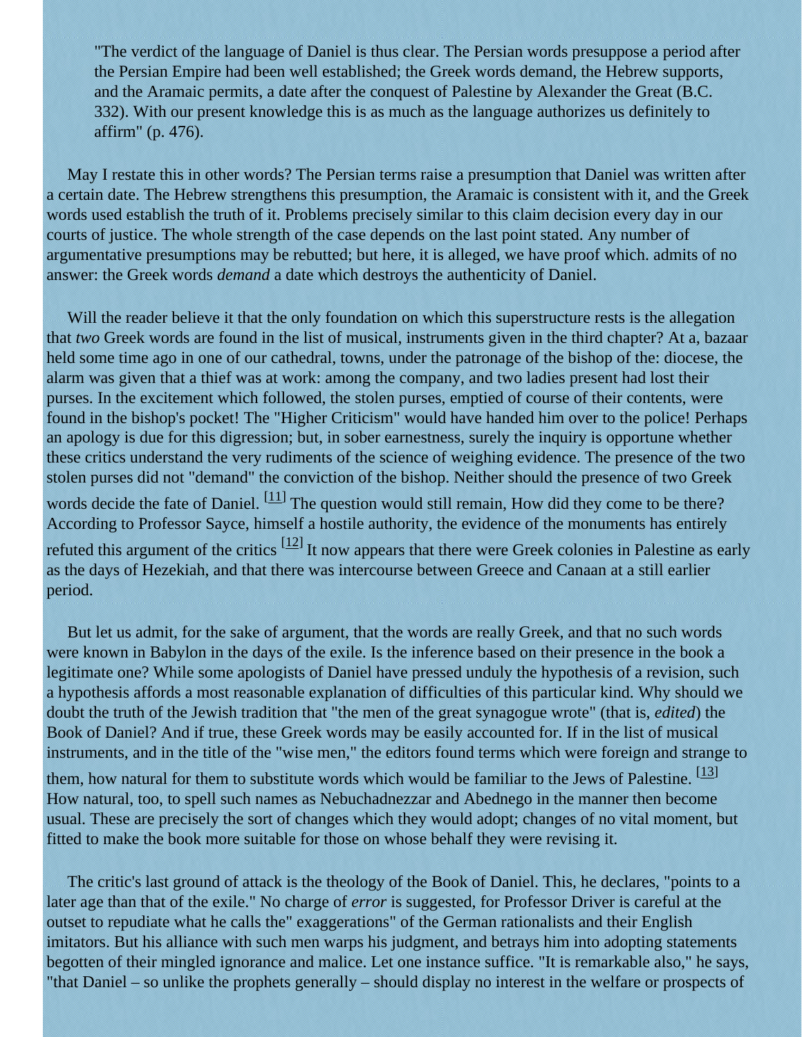> "The verdict of the language of Daniel is thus clear. The Persian words presuppose a period after the Persian Empire had been well established; the Greek words demand, the Hebrew supports, and the Aramaic permits, a date after the conquest of Palestine by Alexander the Great (B.C. 332). With our present knowledge this is as much as the language authorizes us definitely to affirm" (p. 476).

May I restate this in other words? The Persian terms raise a presumption that Daniel was written after a certain date. The Hebrew strengthens this presumption, the Aramaic is consistent with it, and the Greek words used establish the truth of it. Problems precisely similar to this claim decision every day in our courts of justice. The whole strength of the case depends on the last point stated. Any number of argumentative presumptions may be rebutted; but here, it is alleged, we have proof which. admits of no answer: the Greek words *demand* a date which destroys the authenticity of Daniel.

Will the reader believe it that the only foundation on which this superstructure rests is the allegation that *two* Greek words are found in the list of musical, instruments given in the third chapter? At a, bazaar held some time ago in one of our cathedral, towns, under the patronage of the bishop of the: diocese, the alarm was given that a thief was at work: among the company, and two ladies present had lost their purses. In the excitement which followed, the stolen purses, emptied of course of their contents, were found in the bishop's pocket! The "Higher Criticism" would have handed him over to the police! Perhaps an apology is due for this digression; but, in sober earnestness, surely the inquiry is opportune whether these critics understand the very rudiments of the science of weighing evidence. The presence of the two stolen purses did not "demand" the conviction of the bishop. Neither should the presence of two Greek words decide the fate of Daniel. [11] The question would still remain, How did they come to be there? According to Professor Sayce, himself a hostile authority, the evidence of the monuments has entirely refuted this argument of the critics [12] It now appears that there were Greek colonies in Palestine as early as the days of Hezekiah, and that there was intercourse between Greece and Canaan at a still earlier period.

But let us admit, for the sake of argument, that the words are really Greek, and that no such words were known in Babylon in the days of the exile. Is the inference based on their presence in the book a legitimate one? While some apologists of Daniel have pressed unduly the hypothesis of a revision, such a hypothesis affords a most reasonable explanation of difficulties of this particular kind. Why should we doubt the truth of the Jewish tradition that "the men of the great synagogue wrote" (that is, *edited*) the Book of Daniel? And if true, these Greek words may be easily accounted for. If in the list of musical instruments, and in the title of the "wise men," the editors found terms which were foreign and strange to them, how natural for them to substitute words which would be familiar to the Jews of Palestine. [13] How natural, too, to spell such names as Nebuchadnezzar and Abednego in the manner then become usual. These are precisely the sort of changes which they would adopt; changes of no vital moment, but fitted to make the book more suitable for those on whose behalf they were revising it.

The critic's last ground of attack is the theology of the Book of Daniel. This, he declares, "points to a later age than that of the exile." No charge of *error* is suggested, for Professor Driver is careful at the outset to repudiate what he calls the" exaggerations" of the German rationalists and their English imitators. But his alliance with such men warps his judgment, and betrays him into adopting statements begotten of their mingled ignorance and malice. Let one instance suffice. "It is remarkable also," he says, "that Daniel – so unlike the prophets generally – should display no interest in the welfare or prospects of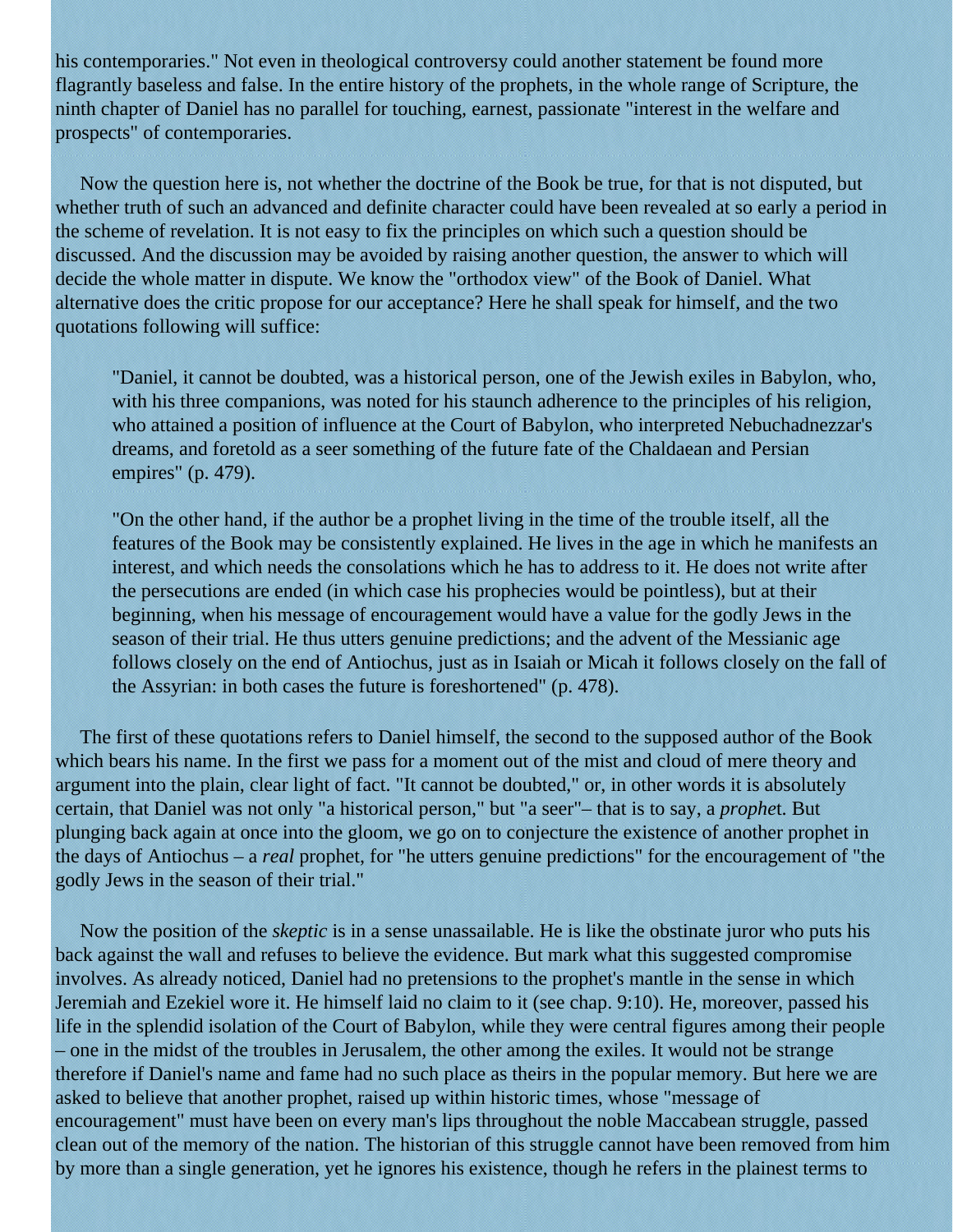his contemporaries." Not even in theological controversy could another statement be found more flagrantly baseless and false. In the entire history of the prophets, in the whole range of Scripture, the ninth chapter of Daniel has no parallel for touching, earnest, passionate "interest in the welfare and prospects" of contemporaries.

Now the question here is, not whether the doctrine of the Book be true, for that is not disputed, but whether truth of such an advanced and definite character could have been revealed at so early a period in the scheme of revelation. It is not easy to fix the principles on which such a question should be discussed. And the discussion may be avoided by raising another question, the answer to which will decide the whole matter in dispute. We know the "orthodox view" of the Book of Daniel. What alternative does the critic propose for our acceptance? Here he shall speak for himself, and the two quotations following will suffice:

> "Daniel, it cannot be doubted, was a historical person, one of the Jewish exiles in Babylon, who, with his three companions, was noted for his staunch adherence to the principles of his religion, who attained a position of influence at the Court of Babylon, who interpreted Nebuchadnezzar's dreams, and foretold as a seer something of the future fate of the Chaldaean and Persian empires" (p. 479).

> "On the other hand, if the author be a prophet living in the time of the trouble itself, all the features of the Book may be consistently explained. He lives in the age in which he manifests an interest, and which needs the consolations which he has to address to it. He does not write after the persecutions are ended (in which case his prophecies would be pointless), but at their beginning, when his message of encouragement would have a value for the godly Jews in the season of their trial. He thus utters genuine predictions; and the advent of the Messianic age follows closely on the end of Antiochus, just as in Isaiah or Micah it follows closely on the fall of the Assyrian: in both cases the future is foreshortened" (p. 478).

The first of these quotations refers to Daniel himself, the second to the supposed author of the Book which bears his name. In the first we pass for a moment out of the mist and cloud of mere theory and argument into the plain, clear light of fact. "It cannot be doubted," or, in other words it is absolutely certain, that Daniel was not only "a historical person," but "a seer"– that is to say, a *prophet*. But plunging back again at once into the gloom, we go on to conjecture the existence of another prophet in the days of Antiochus – a *real* prophet, for "he utters genuine predictions" for the encouragement of "the godly Jews in the season of their trial."

Now the position of the *skeptic* is in a sense unassailable. He is like the obstinate juror who puts his back against the wall and refuses to believe the evidence. But mark what this suggested compromise involves. As already noticed, Daniel had no pretensions to the prophet's mantle in the sense in which Jeremiah and Ezekiel wore it. He himself laid no claim to it (see chap. 9:10). He, moreover, passed his life in the splendid isolation of the Court of Babylon, while they were central figures among their people – one in the midst of the troubles in Jerusalem, the other among the exiles. It would not be strange therefore if Daniel's name and fame had no such place as theirs in the popular memory. But here we are asked to believe that another prophet, raised up within historic times, whose "message of encouragement" must have been on every man's lips throughout the noble Maccabean struggle, passed clean out of the memory of the nation. The historian of this struggle cannot have been removed from him by more than a single generation, yet he ignores his existence, though he refers in the plainest terms to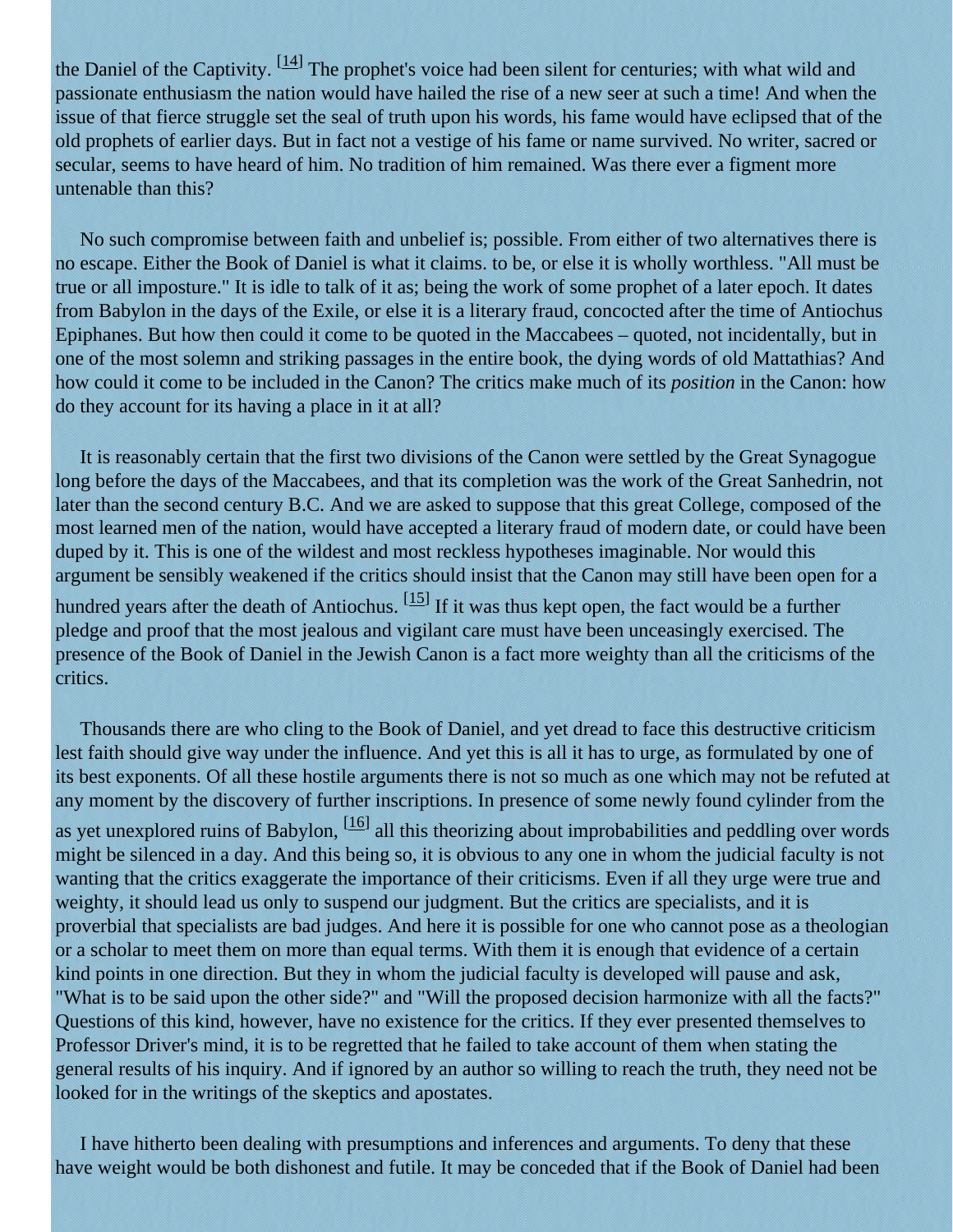the Daniel of the Captivity. [14] The prophet's voice had been silent for centuries; with what wild and passionate enthusiasm the nation would have hailed the rise of a new seer at such a time! And when the issue of that fierce struggle set the seal of truth upon his words, his fame would have eclipsed that of the old prophets of earlier days. But in fact not a vestige of his fame or name survived. No writer, sacred or secular, seems to have heard of him. No tradition of him remained. Was there ever a figment more untenable than this?

No such compromise between faith and unbelief is; possible. From either of two alternatives there is no escape. Either the Book of Daniel is what it claims. to be, or else it is wholly worthless. "All must be true or all imposture." It is idle to talk of it as; being the work of some prophet of a later epoch. It dates from Babylon in the days of the Exile, or else it is a literary fraud, concocted after the time of Antiochus Epiphanes. But how then could it come to be quoted in the Maccabees – quoted, not incidentally, but in one of the most solemn and striking passages in the entire book, the dying words of old Mattathias? And how could it come to be included in the Canon? The critics make much of its *position* in the Canon: how do they account for its having a place in it at all?

It is reasonably certain that the first two divisions of the Canon were settled by the Great Synagogue long before the days of the Maccabees, and that its completion was the work of the Great Sanhedrin, not later than the second century B.C. And we are asked to suppose that this great College, composed of the most learned men of the nation, would have accepted a literary fraud of modern date, or could have been duped by it. This is one of the wildest and most reckless hypotheses imaginable. Nor would this argument be sensibly weakened if the critics should insist that the Canon may still have been open for a hundred years after the death of Antiochus. [15] If it was thus kept open, the fact would be a further pledge and proof that the most jealous and vigilant care must have been unceasingly exercised. The presence of the Book of Daniel in the Jewish Canon is a fact more weighty than all the criticisms of the critics.

Thousands there are who cling to the Book of Daniel, and yet dread to face this destructive criticism lest faith should give way under the influence. And yet this is all it has to urge, as formulated by one of its best exponents. Of all these hostile arguments there is not so much as one which may not be refuted at any moment by the discovery of further inscriptions. In presence of some newly found cylinder from the as yet unexplored ruins of Babylon, [16] all this theorizing about improbabilities and peddling over words might be silenced in a day. And this being so, it is obvious to any one in whom the judicial faculty is not wanting that the critics exaggerate the importance of their criticisms. Even if all they urge were true and weighty, it should lead us only to suspend our judgment. But the critics are specialists, and it is proverbial that specialists are bad judges. And here it is possible for one who cannot pose as a theologian or a scholar to meet them on more than equal terms. With them it is enough that evidence of a certain kind points in one direction. But they in whom the judicial faculty is developed will pause and ask, "What is to be said upon the other side?" and "Will the proposed decision harmonize with all the facts?" Questions of this kind, however, have no existence for the critics. If they ever presented themselves to Professor Driver's mind, it is to be regretted that he failed to take account of them when stating the general results of his inquiry. And if ignored by an author so willing to reach the truth, they need not be looked for in the writings of the skeptics and apostates.

I have hitherto been dealing with presumptions and inferences and arguments. To deny that these have weight would be both dishonest and futile. It may be conceded that if the Book of Daniel had been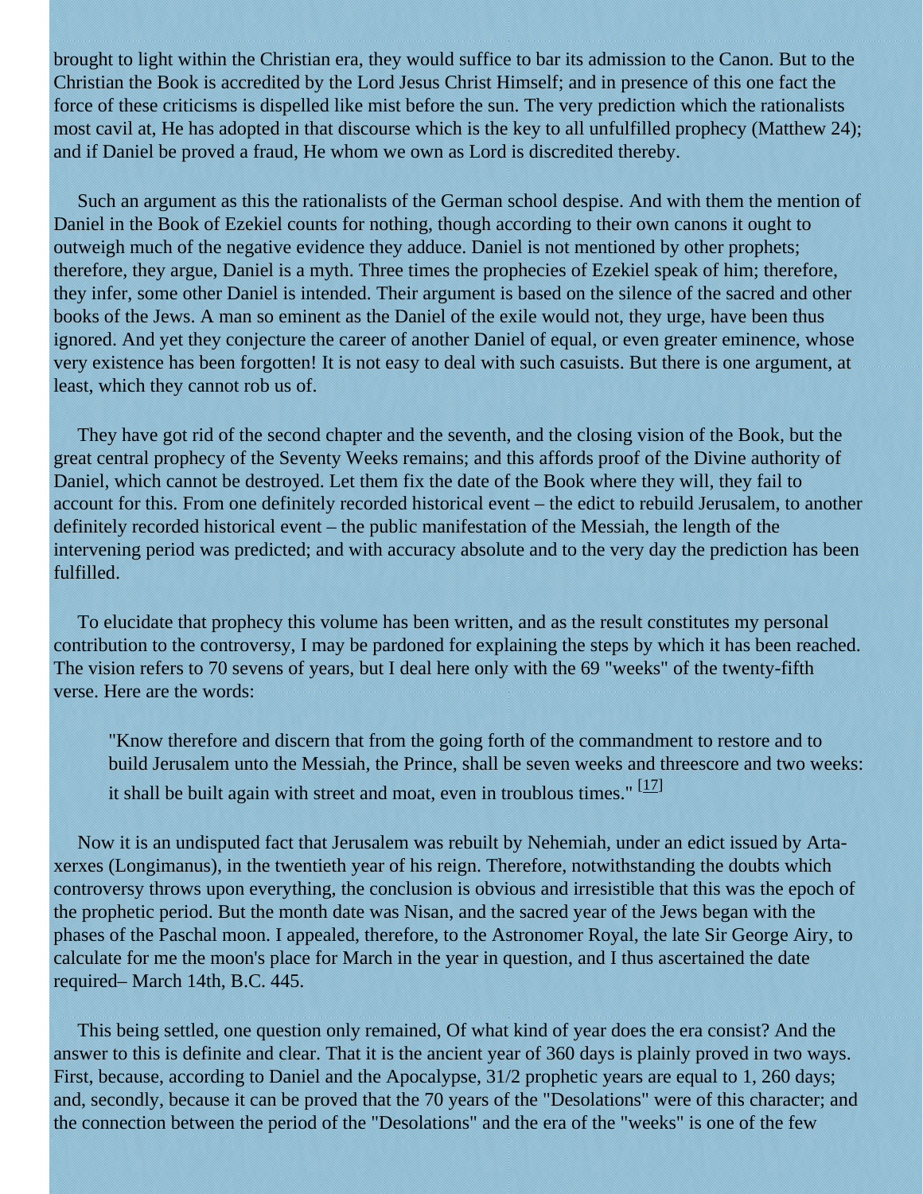brought to light within the Christian era, they would suffice to bar its admission to the Canon. But to the Christian the Book is accredited by the Lord Jesus Christ Himself; and in presence of this one fact the force of these criticisms is dispelled like mist before the sun. The very prediction which the rationalists most cavil at, He has adopted in that discourse which is the key to all unfulfilled prophecy (Matthew 24); and if Daniel be proved a fraud, He whom we own as Lord is discredited thereby.

Such an argument as this the rationalists of the German school despise. And with them the mention of Daniel in the Book of Ezekiel counts for nothing, though according to their own canons it ought to outweigh much of the negative evidence they adduce. Daniel is not mentioned by other prophets; therefore, they argue, Daniel is a myth. Three times the prophecies of Ezekiel speak of him; therefore, they infer, some other Daniel is intended. Their argument is based on the silence of the sacred and other books of the Jews. A man so eminent as the Daniel of the exile would not, they urge, have been thus ignored. And yet they conjecture the career of another Daniel of equal, or even greater eminence, whose very existence has been forgotten! It is not easy to deal with such casuists. But there is one argument, at least, which they cannot rob us of.

They have got rid of the second chapter and the seventh, and the closing vision of the Book, but the great central prophecy of the Seventy Weeks remains; and this affords proof of the Divine authority of Daniel, which cannot be destroyed. Let them fix the date of the Book where they will, they fail to account for this. From one definitely recorded historical event – the edict to rebuild Jerusalem, to another definitely recorded historical event – the public manifestation of the Messiah, the length of the intervening period was predicted; and with accuracy absolute and to the very day the prediction has been fulfilled.

To elucidate that prophecy this volume has been written, and as the result constitutes my personal contribution to the controversy, I may be pardoned for explaining the steps by which it has been reached. The vision refers to 70 sevens of years, but I deal here only with the 69 "weeks" of the twenty-fifth verse. Here are the words:

> "Know therefore and discern that from the going forth of the commandment to restore and to build Jerusalem unto the Messiah, the Prince, shall be seven weeks and threescore and two weeks: it shall be built again with street and moat, even in troublous times." [17]

Now it is an undisputed fact that Jerusalem was rebuilt by Nehemiah, under an edict issued by Arta-xerxes (Longimanus), in the twentieth year of his reign. Therefore, notwithstanding the doubts which controversy throws upon everything, the conclusion is obvious and irresistible that this was the epoch of the prophetic period. But the month date was Nisan, and the sacred year of the Jews began with the phases of the Paschal moon. I appealed, therefore, to the Astronomer Royal, the late Sir George Airy, to calculate for me the moon's place for March in the year in question, and I thus ascertained the date required– March 14th, B.C. 445.

This being settled, one question only remained, Of what kind of year does the era consist? And the answer to this is definite and clear. That it is the ancient year of 360 days is plainly proved in two ways. First, because, according to Daniel and the Apocalypse, 31/2 prophetic years are equal to 1, 260 days; and, secondly, because it can be proved that the 70 years of the "Desolations" were of this character; and the connection between the period of the "Desolations" and the era of the "weeks" is one of the few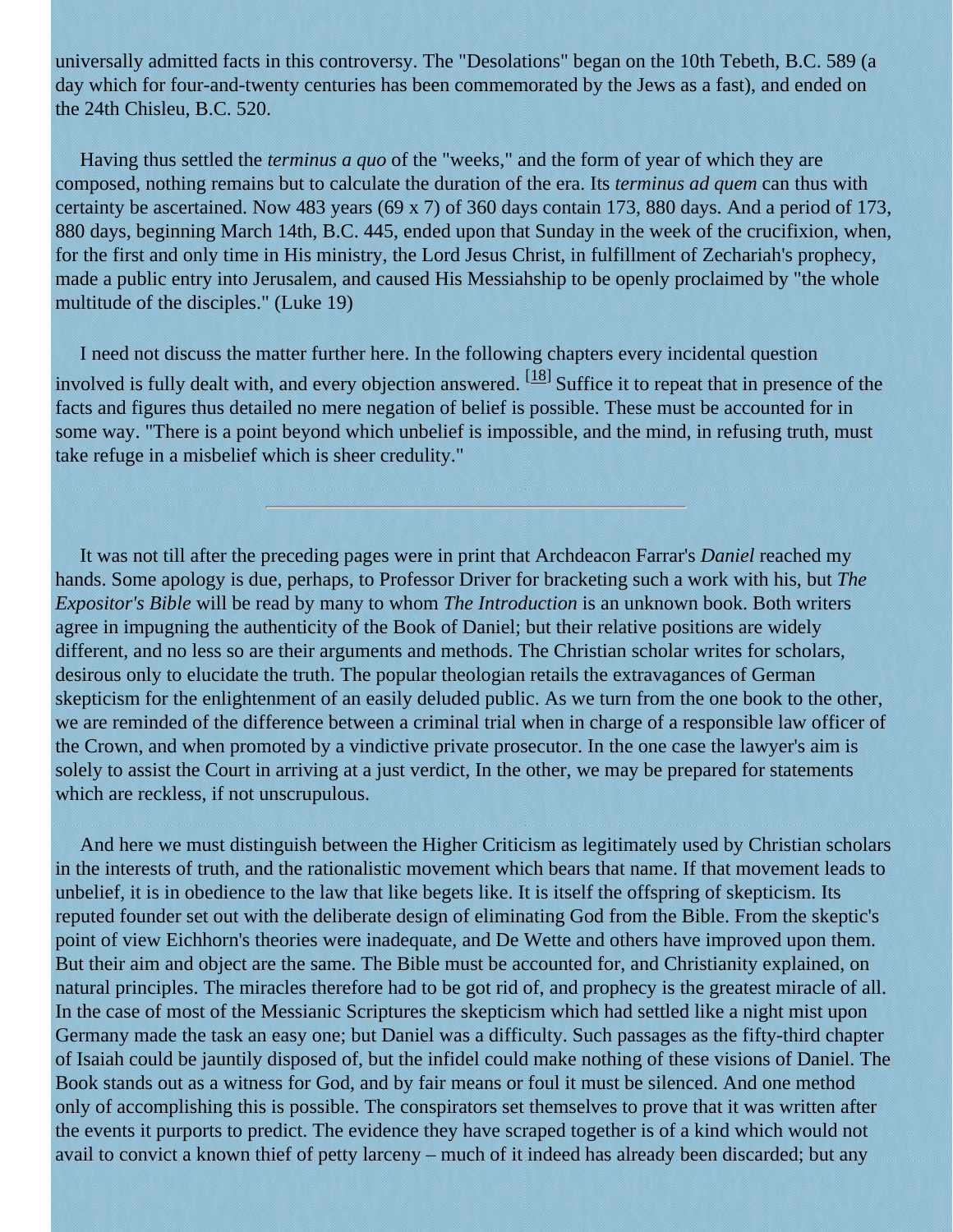universally admitted facts in this controversy. The "Desolations" began on the 10th Tebeth, B.C. 589 (a day which for four-and-twenty centuries has been commemorated by the Jews as a fast), and ended on the 24th Chisleu, B.C. 520.

Having thus settled the *terminus a quo* of the "weeks," and the form of year of which they are composed, nothing remains but to calculate the duration of the era. Its *terminus ad quem* can thus with certainty be ascertained. Now 483 years (69 x 7) of 360 days contain 173, 880 days. And a period of 173, 880 days, beginning March 14th, B.C. 445, ended upon that Sunday in the week of the crucifixion, when, for the first and only time in His ministry, the Lord Jesus Christ, in fulfillment of Zechariah's prophecy, made a public entry into Jerusalem, and caused His Messiahship to be openly proclaimed by "the whole multitude of the disciples." (Luke 19)

I need not discuss the matter further here. In the following chapters every incidental question involved is fully dealt with, and every objection answered. [18] Suffice it to repeat that in presence of the facts and figures thus detailed no mere negation of belief is possible. These must be accounted for in some way. "There is a point beyond which unbelief is impossible, and the mind, in refusing truth, must take refuge in a misbelief which is sheer credulity."

---

It was not till after the preceding pages were in print that Archdeacon Farrar's *Daniel* reached my hands. Some apology is due, perhaps, to Professor Driver for bracketing such a work with his, but *The Expositor's Bible* will be read by many to whom *The Introduction* is an unknown book. Both writers agree in impugning the authenticity of the Book of Daniel; but their relative positions are widely different, and no less so are their arguments and methods. The Christian scholar writes for scholars, desirous only to elucidate the truth. The popular theologian retails the extravagances of German skepticism for the enlightenment of an easily deluded public. As we turn from the one book to the other, we are reminded of the difference between a criminal trial when in charge of a responsible law officer of the Crown, and when promoted by a vindictive private prosecutor. In the one case the lawyer's aim is solely to assist the Court in arriving at a just verdict, In the other, we may be prepared for statements which are reckless, if not unscrupulous.

And here we must distinguish between the Higher Criticism as legitimately used by Christian scholars in the interests of truth, and the rationalistic movement which bears that name. If that movement leads to unbelief, it is in obedience to the law that like begets like. It is itself the offspring of skepticism. Its reputed founder set out with the deliberate design of eliminating God from the Bible. From the skeptic's point of view Eichhorn's theories were inadequate, and De Wette and others have improved upon them. But their aim and object are the same. The Bible must be accounted for, and Christianity explained, on natural principles. The miracles therefore had to be got rid of, and prophecy is the greatest miracle of all. In the case of most of the Messianic Scriptures the skepticism which had settled like a night mist upon Germany made the task an easy one; but Daniel was a difficulty. Such passages as the fifty-third chapter of Isaiah could be jauntily disposed of, but the infidel could make nothing of these visions of Daniel. The Book stands out as a witness for God, and by fair means or foul it must be silenced. And one method only of accomplishing this is possible. The conspirators set themselves to prove that it was written after the events it purports to predict. The evidence they have scraped together is of a kind which would not avail to convict a known thief of petty larceny – much of it indeed has already been discarded; but any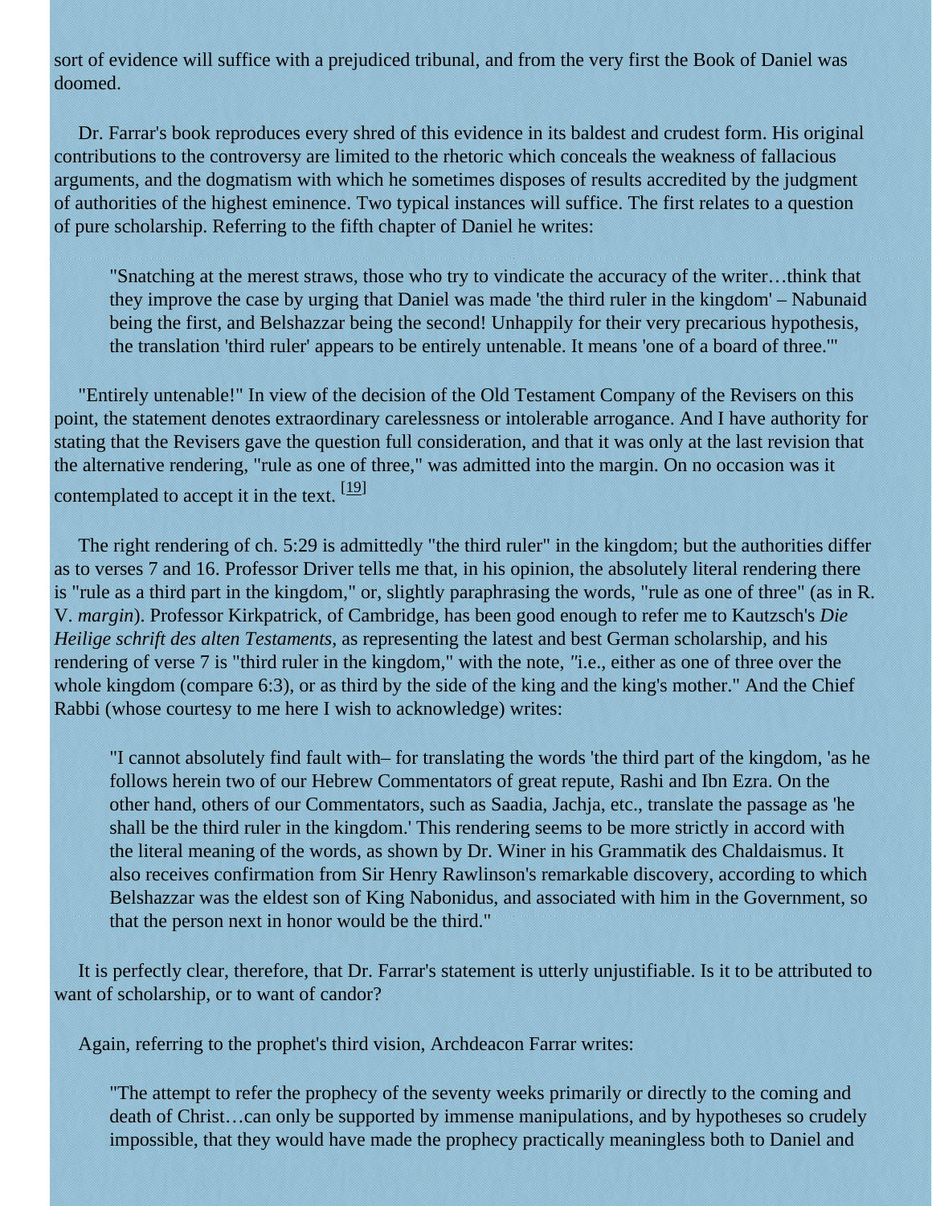sort of evidence will suffice with a prejudiced tribunal, and from the very first the Book of Daniel was doomed.

Dr. Farrar's book reproduces every shred of this evidence in its baldest and crudest form. His original contributions to the controversy are limited to the rhetoric which conceals the weakness of fallacious arguments, and the dogmatism with which he sometimes disposes of results accredited by the judgment of authorities of the highest eminence. Two typical instances will suffice. The first relates to a question of pure scholarship. Referring to the fifth chapter of Daniel he writes:

> "Snatching at the merest straws, those who try to vindicate the accuracy of the writer…think that they improve the case by urging that Daniel was made 'the third ruler in the kingdom' – Nabunaid being the first, and Belshazzar being the second! Unhappily for their very precarious hypothesis, the translation 'third ruler' appears to be entirely untenable. It means 'one of a board of three.'"

"Entirely untenable!" In view of the decision of the Old Testament Company of the Revisers on this point, the statement denotes extraordinary carelessness or intolerable arrogance. And I have authority for stating that the Revisers gave the question full consideration, and that it was only at the last revision that the alternative rendering, "rule as one of three," was admitted into the margin. On no occasion was it contemplated to accept it in the text. [19]

The right rendering of ch. 5:29 is admittedly "the third ruler" in the kingdom; but the authorities differ as to verses 7 and 16. Professor Driver tells me that, in his opinion, the absolutely literal rendering there is "rule as a third part in the kingdom," or, slightly paraphrasing the words, "rule as one of three" (as in R. V. *margin*). Professor Kirkpatrick, of Cambridge, has been good enough to refer me to Kautzsch's *Die Heilige schrift des alten Testaments*, as representing the latest and best German scholarship, and his rendering of verse 7 is "third ruler in the kingdom," with the note, "i.e., either as one of three over the whole kingdom (compare 6:3), or as third by the side of the king and the king's mother." And the Chief Rabbi (whose courtesy to me here I wish to acknowledge) writes:

> "I cannot absolutely find fault with– for translating the words 'the third part of the kingdom, 'as he follows herein two of our Hebrew Commentators of great repute, Rashi and Ibn Ezra. On the other hand, others of our Commentators, such as Saadia, Jachja, etc., translate the passage as 'he shall be the third ruler in the kingdom.' This rendering seems to be more strictly in accord with the literal meaning of the words, as shown by Dr. Winer in his Grammatik des Chaldaismus. It also receives confirmation from Sir Henry Rawlinson's remarkable discovery, according to which Belshazzar was the eldest son of King Nabonidus, and associated with him in the Government, so that the person next in honor would be the third."

It is perfectly clear, therefore, that Dr. Farrar's statement is utterly unjustifiable. Is it to be attributed to want of scholarship, or to want of candor?

Again, referring to the prophet's third vision, Archdeacon Farrar writes:

> "The attempt to refer the prophecy of the seventy weeks primarily or directly to the coming and death of Christ…can only be supported by immense manipulations, and by hypotheses so crudely impossible, that they would have made the prophecy practically meaningless both to Daniel and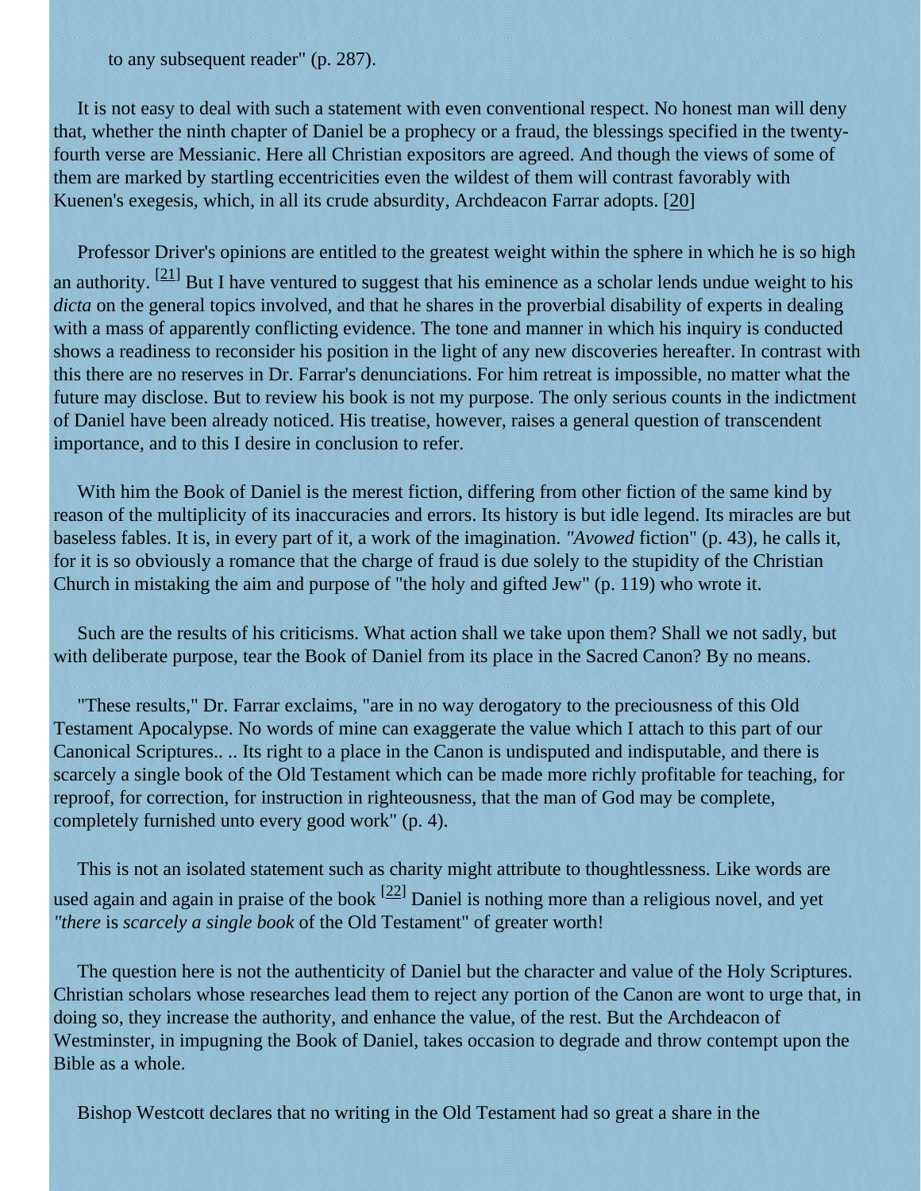to any subsequent reader" (p. 287).

It is not easy to deal with such a statement with even conventional respect. No honest man will deny that, whether the ninth chapter of Daniel be a prophecy or a fraud, the blessings specified in the twenty-fourth verse are Messianic. Here all Christian expositors are agreed. And though the views of some of them are marked by startling eccentricities even the wildest of them will contrast favorably with Kuenen's exegesis, which, in all its crude absurdity, Archdeacon Farrar adopts. [20]

Professor Driver's opinions are entitled to the greatest weight within the sphere in which he is so high an authority. [21] But I have ventured to suggest that his eminence as a scholar lends undue weight to his *dicta* on the general topics involved, and that he shares in the proverbial disability of experts in dealing with a mass of apparently conflicting evidence. The tone and manner in which his inquiry is conducted shows a readiness to reconsider his position in the light of any new discoveries hereafter. In contrast with this there are no reserves in Dr. Farrar's denunciations. For him retreat is impossible, no matter what the future may disclose. But to review his book is not my purpose. The only serious counts in the indictment of Daniel have been already noticed. His treatise, however, raises a general question of transcendent importance, and to this I desire in conclusion to refer.

With him the Book of Daniel is the merest fiction, differing from other fiction of the same kind by reason of the multiplicity of its inaccuracies and errors. Its history is but idle legend. Its miracles are but baseless fables. It is, in every part of it, a work of the imagination. *"Avowed* fiction" (p. 43), he calls it, for it is so obviously a romance that the charge of fraud is due solely to the stupidity of the Christian Church in mistaking the aim and purpose of "the holy and gifted Jew" (p. 119) who wrote it.

Such are the results of his criticisms. What action shall we take upon them? Shall we not sadly, but with deliberate purpose, tear the Book of Daniel from its place in the Sacred Canon? By no means.

"These results," Dr. Farrar exclaims, "are in no way derogatory to the preciousness of this Old Testament Apocalypse. No words of mine can exaggerate the value which I attach to this part of our Canonical Scriptures.. .. Its right to a place in the Canon is undisputed and indisputable, and there is scarcely a single book of the Old Testament which can be made more richly profitable for teaching, for reproof, for correction, for instruction in righteousness, that the man of God may be complete, completely furnished unto every good work" (p. 4).

This is not an isolated statement such as charity might attribute to thoughtlessness. Like words are used again and again in praise of the book [22] Daniel is nothing more than a religious novel, and yet *"there* is *scarcely a single book* of the Old Testament" of greater worth!

The question here is not the authenticity of Daniel but the character and value of the Holy Scriptures. Christian scholars whose researches lead them to reject any portion of the Canon are wont to urge that, in doing so, they increase the authority, and enhance the value, of the rest. But the Archdeacon of Westminster, in impugning the Book of Daniel, takes occasion to degrade and throw contempt upon the Bible as a whole.

Bishop Westcott declares that no writing in the Old Testament had so great a share in the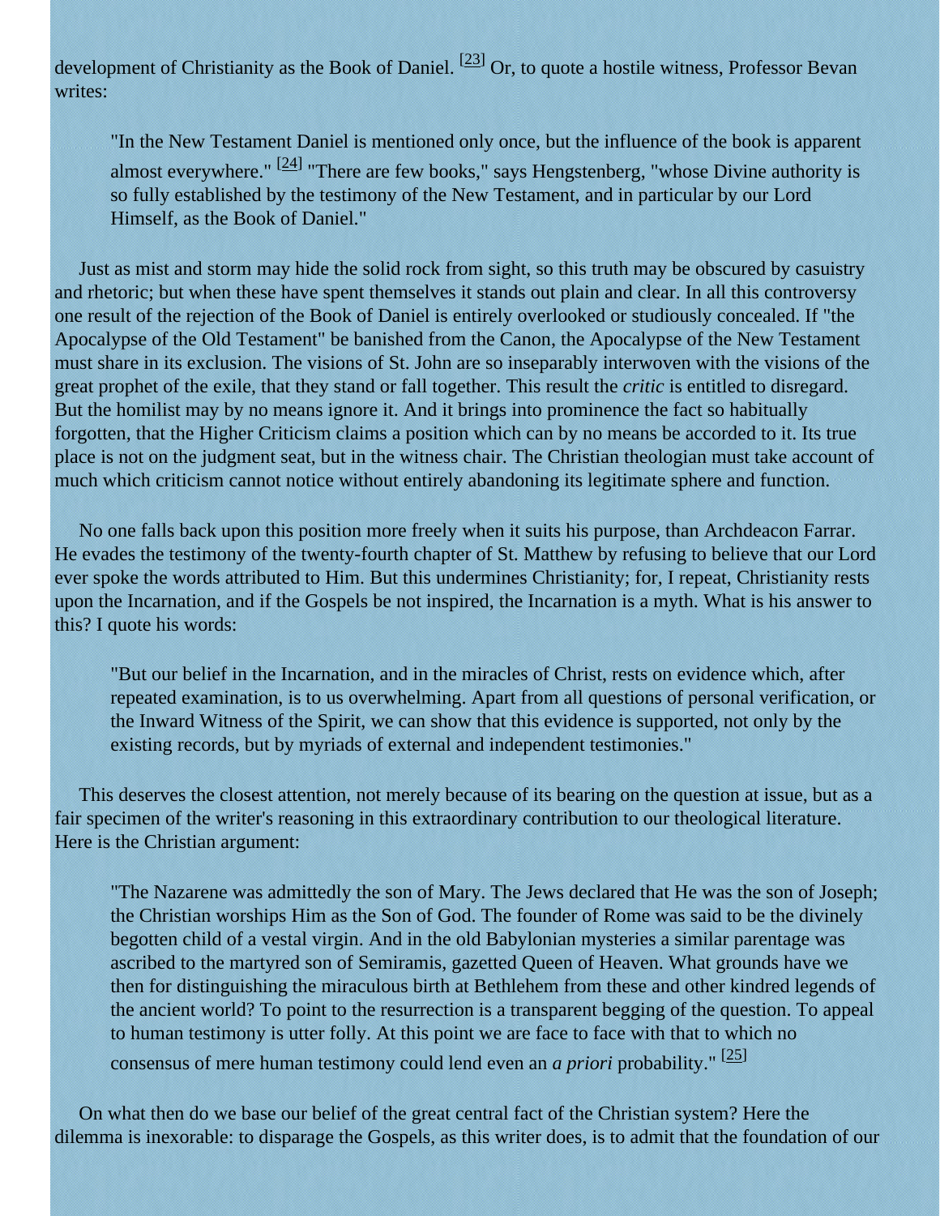development of Christianity as the Book of Daniel. [23] Or, to quote a hostile witness, Professor Bevan writes:

> "In the New Testament Daniel is mentioned only once, but the influence of the book is apparent almost everywhere." [24] "There are few books," says Hengstenberg, "whose Divine authority is so fully established by the testimony of the New Testament, and in particular by our Lord Himself, as the Book of Daniel."

Just as mist and storm may hide the solid rock from sight, so this truth may be obscured by casuistry and rhetoric; but when these have spent themselves it stands out plain and clear. In all this controversy one result of the rejection of the Book of Daniel is entirely overlooked or studiously concealed. If "the Apocalypse of the Old Testament" be banished from the Canon, the Apocalypse of the New Testament must share in its exclusion. The visions of St. John are so inseparably interwoven with the visions of the great prophet of the exile, that they stand or fall together. This result the *critic* is entitled to disregard. But the homilist may by no means ignore it. And it brings into prominence the fact so habitually forgotten, that the Higher Criticism claims a position which can by no means be accorded to it. Its true place is not on the judgment seat, but in the witness chair. The Christian theologian must take account of much which criticism cannot notice without entirely abandoning its legitimate sphere and function.

No one falls back upon this position more freely when it suits his purpose, than Archdeacon Farrar. He evades the testimony of the twenty-fourth chapter of St. Matthew by refusing to believe that our Lord ever spoke the words attributed to Him. But this undermines Christianity; for, I repeat, Christianity rests upon the Incarnation, and if the Gospels be not inspired, the Incarnation is a myth. What is his answer to this? I quote his words:

> "But our belief in the Incarnation, and in the miracles of Christ, rests on evidence which, after repeated examination, is to us overwhelming. Apart from all questions of personal verification, or the Inward Witness of the Spirit, we can show that this evidence is supported, not only by the existing records, but by myriads of external and independent testimonies."

This deserves the closest attention, not merely because of its bearing on the question at issue, but as a fair specimen of the writer's reasoning in this extraordinary contribution to our theological literature. Here is the Christian argument:

> "The Nazarene was admittedly the son of Mary. The Jews declared that He was the son of Joseph; the Christian worships Him as the Son of God. The founder of Rome was said to be the divinely begotten child of a vestal virgin. And in the old Babylonian mysteries a similar parentage was ascribed to the martyred son of Semiramis, gazetted Queen of Heaven. What grounds have we then for distinguishing the miraculous birth at Bethlehem from these and other kindred legends of the ancient world? To point to the resurrection is a transparent begging of the question. To appeal to human testimony is utter folly. At this point we are face to face with that to which no consensus of mere human testimony could lend even an *a priori* probability." [25]

On what then do we base our belief of the great central fact of the Christian system? Here the dilemma is inexorable: to disparage the Gospels, as this writer does, is to admit that the foundation of our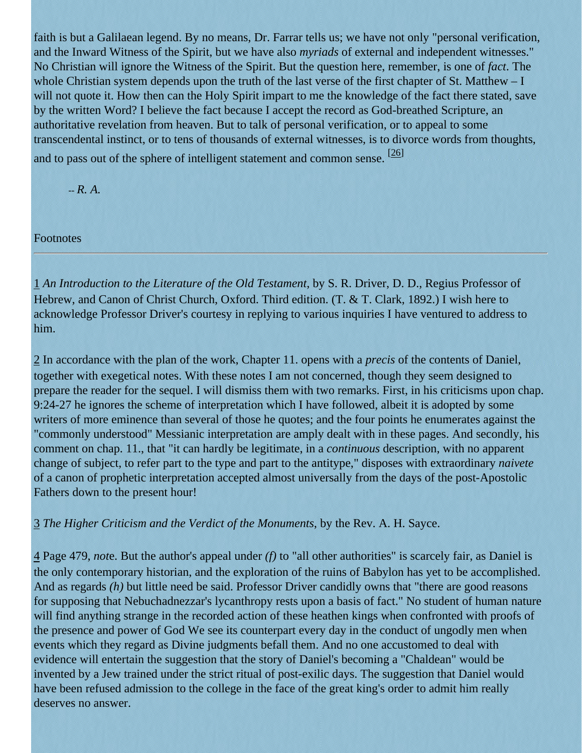faith is but a Galilaean legend. By no means, Dr. Farrar tells us; we have not only "personal verification, and the Inward Witness of the Spirit, but we have also *myriads* of external and independent witnesses." No Christian will ignore the Witness of the Spirit. But the question here, remember, is one of *fact*. The whole Christian system depends upon the truth of the last verse of the first chapter of St. Matthew – I will not quote it. How then can the Holy Spirit impart to me the knowledge of the fact there stated, save by the written Word? I believe the fact because I accept the record as God-breathed Scripture, an authoritative revelation from heaven. But to talk of personal verification, or to appeal to some transcendental instinct, or to tens of thousands of external witnesses, is to divorce words from thoughts, and to pass out of the sphere of intelligent statement and common sense. [26]

-- *R. A.*

Footnotes

---

1 *An Introduction to the Literature of the Old Testament*, by S. R. Driver, D. D., Regius Professor of Hebrew, and Canon of Christ Church, Oxford. Third edition. (T. & T. Clark, 1892.) I wish here to acknowledge Professor Driver's courtesy in replying to various inquiries I have ventured to address to him.

2 In accordance with the plan of the work, Chapter 11. opens with a *precis* of the contents of Daniel, together with exegetical notes. With these notes I am not concerned, though they seem designed to prepare the reader for the sequel. I will dismiss them with two remarks. First, in his criticisms upon chap. 9:24-27 he ignores the scheme of interpretation which I have followed, albeit it is adopted by some writers of more eminence than several of those he quotes; and the four points he enumerates against the "commonly understood" Messianic interpretation are amply dealt with in these pages. And secondly, his comment on chap. 11., that "it can hardly be legitimate, in a *continuous* description, with no apparent change of subject, to refer part to the type and part to the antitype," disposes with extraordinary *naivete* of a canon of prophetic interpretation accepted almost universally from the days of the post-Apostolic Fathers down to the present hour!

3 *The Higher Criticism and the Verdict of the Monuments*, by the Rev. A. H. Sayce.

4 Page 479, *not*e. But the author's appeal under *(f)* to "all other authorities" is scarcely fair, as Daniel is the only contemporary historian, and the exploration of the ruins of Babylon has yet to be accomplished. And as regards *(h)* but little need be said. Professor Driver candidly owns that "there are good reasons for supposing that Nebuchadnezzar's lycanthropy rests upon a basis of fact." No student of human nature will find anything strange in the recorded action of these heathen kings when confronted with proofs of the presence and power of God We see its counterpart every day in the conduct of ungodly men when events which they regard as Divine judgments befall them. And no one accustomed to deal with evidence will entertain the suggestion that the story of Daniel's becoming a "Chaldean" would be invented by a Jew trained under the strict ritual of post-exilic days. The suggestion that Daniel would have been refused admission to the college in the face of the great king's order to admit him really deserves no answer.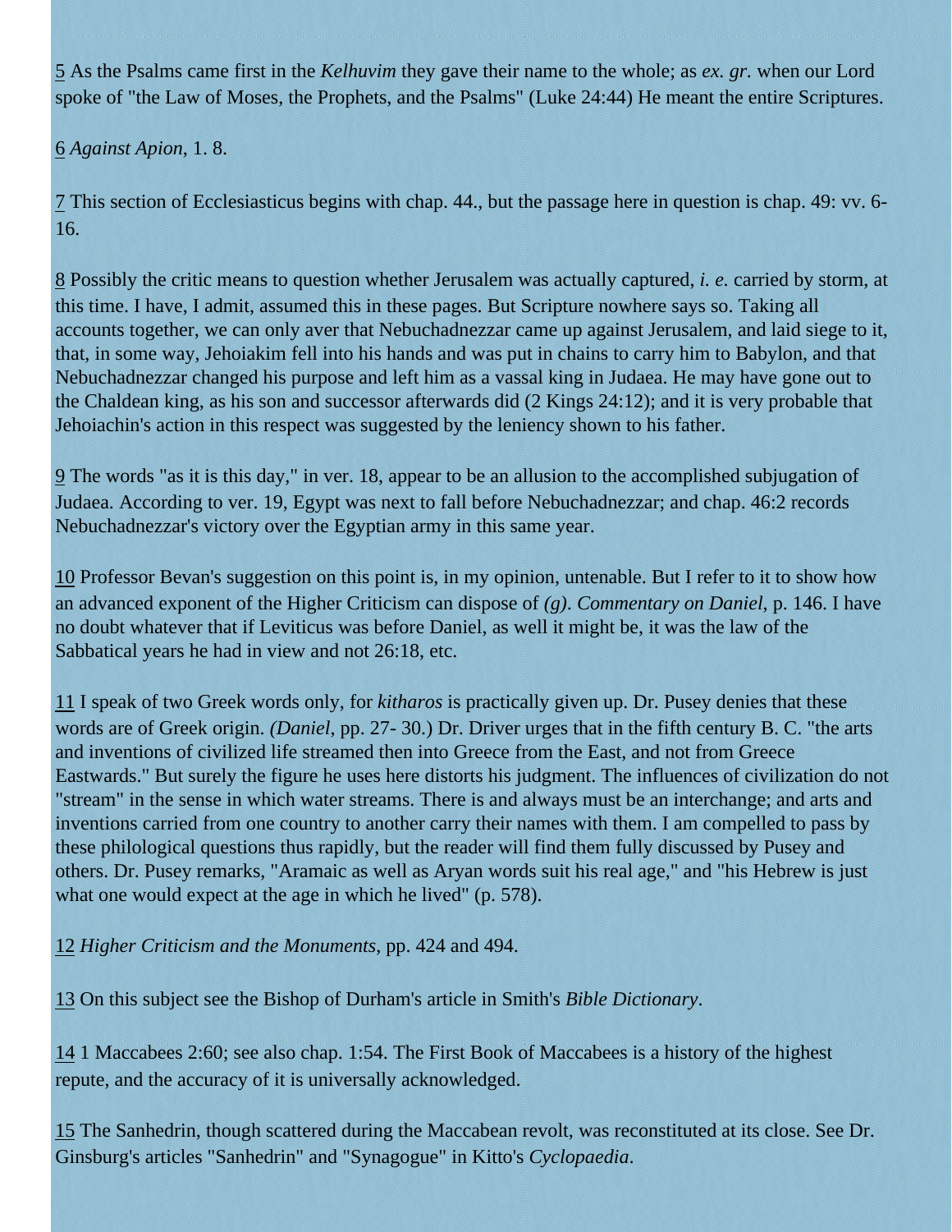5 As the Psalms came first in the *Kelhuvim* they gave their name to the whole; as *ex. gr.* when our Lord spoke of "the Law of Moses, the Prophets, and the Psalms" (Luke 24:44) He meant the entire Scriptures.

6 *Against Apion*, 1. 8.

7 This section of Ecclesiasticus begins with chap. 44., but the passage here in question is chap. 49: vv. 6-16.

8 Possibly the critic means to question whether Jerusalem was actually captured, *i. e.* carried by storm, at this time. I have, I admit, assumed this in these pages. But Scripture nowhere says so. Taking all accounts together, we can only aver that Nebuchadnezzar came up against Jerusalem, and laid siege to it, that, in some way, Jehoiakim fell into his hands and was put in chains to carry him to Babylon, and that Nebuchadnezzar changed his purpose and left him as a vassal king in Judaea. He may have gone out to the Chaldean king, as his son and successor afterwards did (2 Kings 24:12); and it is very probable that Jehoiachin's action in this respect was suggested by the leniency shown to his father.

9 The words "as it is this day," in ver. 18, appear to be an allusion to the accomplished subjugation of Judaea. According to ver. 19, Egypt was next to fall before Nebuchadnezzar; and chap. 46:2 records Nebuchadnezzar's victory over the Egyptian army in this same year.

10 Professor Bevan's suggestion on this point is, in my opinion, untenable. But I refer to it to show how an advanced exponent of the Higher Criticism can dispose of *(g)*. *Commentary on Daniel*, p. 146. I have no doubt whatever that if Leviticus was before Daniel, as well it might be, it was the law of the Sabbatical years he had in view and not 26:18, etc.

11 I speak of two Greek words only, for *kitharos* is practically given up. Dr. Pusey denies that these words are of Greek origin. *(Daniel*, pp. 27- 30.) Dr. Driver urges that in the fifth century B. C. "the arts and inventions of civilized life streamed then into Greece from the East, and not from Greece Eastwards." But surely the figure he uses here distorts his judgment. The influences of civilization do not "stream" in the sense in which water streams. There is and always must be an interchange; and arts and inventions carried from one country to another carry their names with them. I am compelled to pass by these philological questions thus rapidly, but the reader will find them fully discussed by Pusey and others. Dr. Pusey remarks, "Aramaic as well as Aryan words suit his real age," and "his Hebrew is just what one would expect at the age in which he lived" (p. 578).

12 *Higher Criticism and the Monuments*, pp. 424 and 494.

13 On this subject see the Bishop of Durham's article in Smith's *Bible Dictionary*.

14 1 Maccabees 2:60; see also chap. 1:54. The First Book of Maccabees is a history of the highest repute, and the accuracy of it is universally acknowledged.

15 The Sanhedrin, though scattered during the Maccabean revolt, was reconstituted at its close. See Dr. Ginsburg's articles "Sanhedrin" and "Synagogue" in Kitto's *Cyclopaedia*.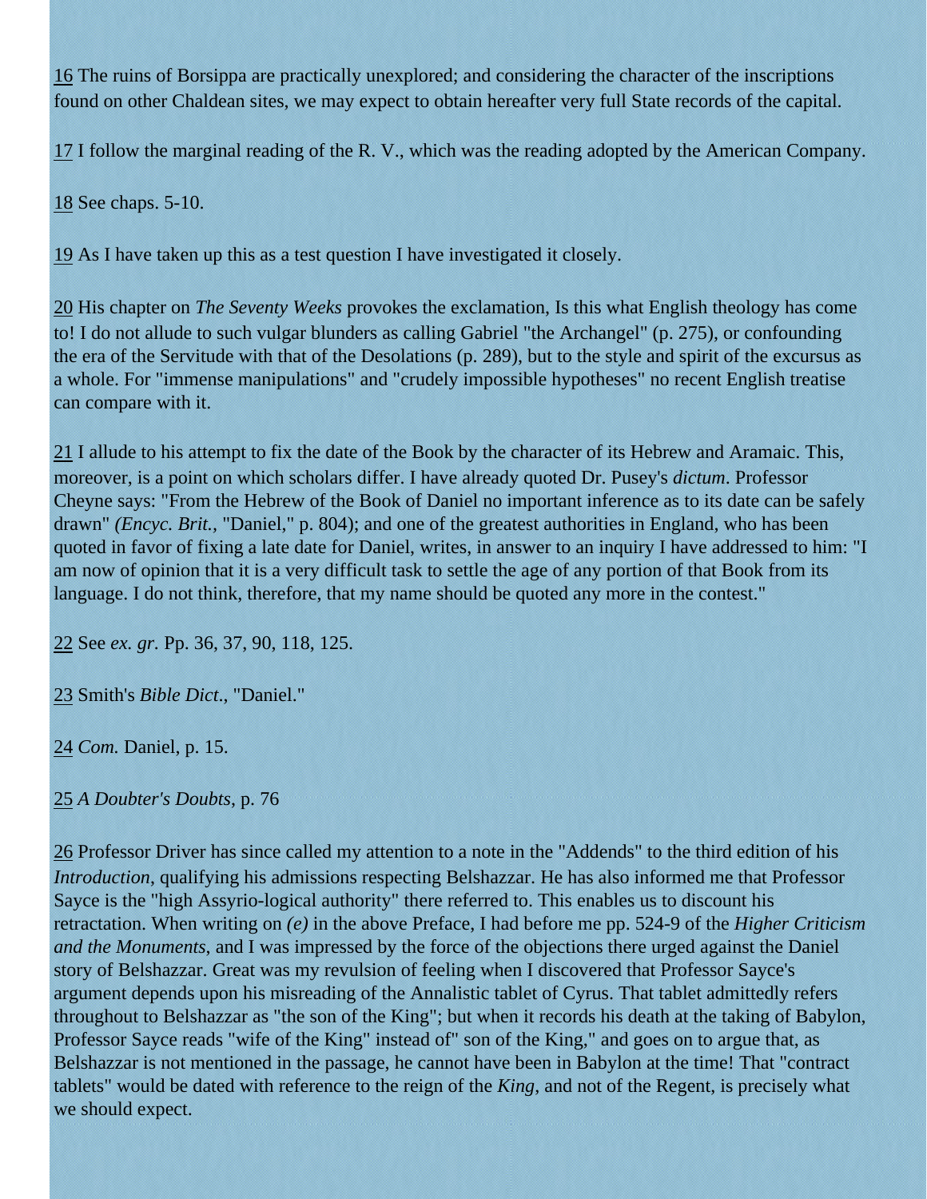16 The ruins of Borsippa are practically unexplored; and considering the character of the inscriptions found on other Chaldean sites, we may expect to obtain hereafter very full State records of the capital.

17 I follow the marginal reading of the R. V., which was the reading adopted by the American Company.

18 See chaps. 5-10.

19 As I have taken up this as a test question I have investigated it closely.

20 His chapter on *The Seventy Weeks* provokes the exclamation, Is this what English theology has come to! I do not allude to such vulgar blunders as calling Gabriel "the Archangel" (p. 275), or confounding the era of the Servitude with that of the Desolations (p. 289), but to the style and spirit of the excursus as a whole. For "immense manipulations" and "crudely impossible hypotheses" no recent English treatise can compare with it.

21 I allude to his attempt to fix the date of the Book by the character of its Hebrew and Aramaic. This, moreover, is a point on which scholars differ. I have already quoted Dr. Pusey's *dictum*. Professor Cheyne says: "From the Hebrew of the Book of Daniel no important inference as to its date can be safely drawn" *(Encyc. Brit.,* "Daniel," p. 804); and one of the greatest authorities in England, who has been quoted in favor of fixing a late date for Daniel, writes, in answer to an inquiry I have addressed to him: "I am now of opinion that it is a very difficult task to settle the age of any portion of that Book from its language. I do not think, therefore, that my name should be quoted any more in the contest."

22 See *ex. gr.* Pp. 36, 37, 90, 118, 125.

23 Smith's *Bible Dict*., "Daniel."

24 *Com.* Daniel, p. 15.

25 *A Doubter's Doubts*, p. 76

26 Professor Driver has since called my attention to a note in the "Addends" to the third edition of his *Introduction*, qualifying his admissions respecting Belshazzar. He has also informed me that Professor Sayce is the "high Assyrio-logical authority" there referred to. This enables us to discount his retractation. When writing on *(e)* in the above Preface, I had before me pp. 524-9 of the *Higher Criticism and the Monuments*, and I was impressed by the force of the objections there urged against the Daniel story of Belshazzar. Great was my revulsion of feeling when I discovered that Professor Sayce's argument depends upon his misreading of the Annalistic tablet of Cyrus. That tablet admittedly refers throughout to Belshazzar as "the son of the King"; but when it records his death at the taking of Babylon, Professor Sayce reads "wife of the King" instead of" son of the King," and goes on to argue that, as Belshazzar is not mentioned in the passage, he cannot have been in Babylon at the time! That "contract tablets" would be dated with reference to the reign of the *King*, and not of the Regent, is precisely what we should expect.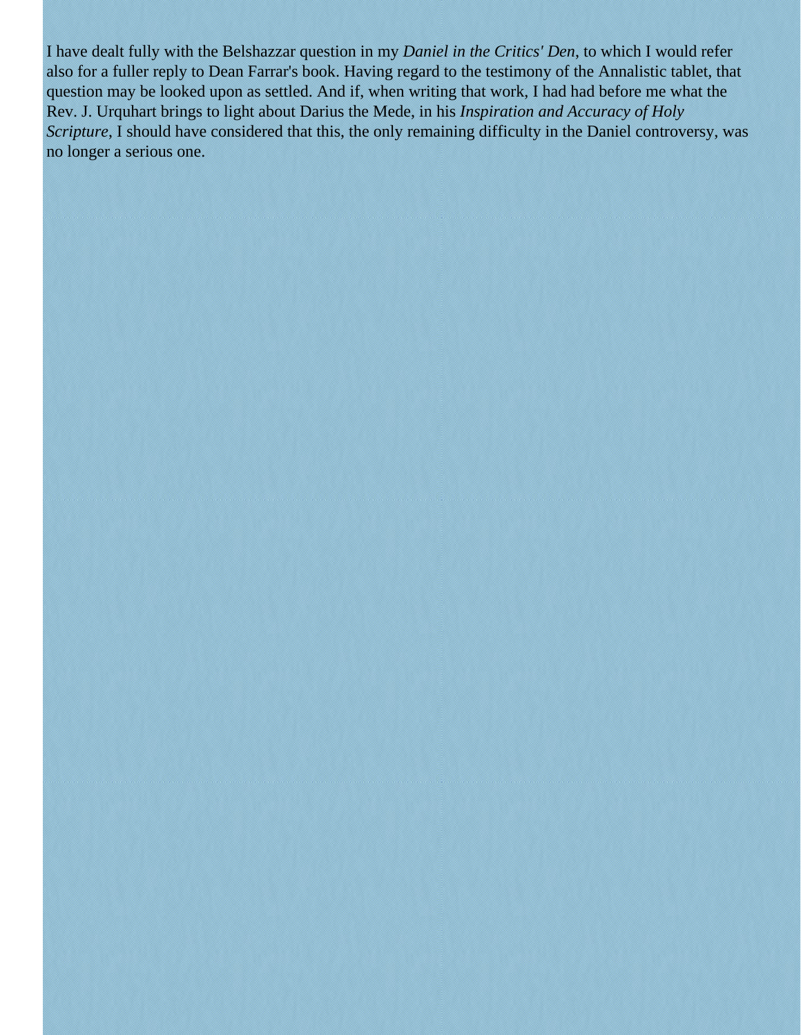I have dealt fully with the Belshazzar question in my *Daniel in the Critics' Den*, to which I would refer also for a fuller reply to Dean Farrar's book. Having regard to the testimony of the Annalistic tablet, that question may be looked upon as settled. And if, when writing that work, I had had before me what the Rev. J. Urquhart brings to light about Darius the Mede, in his *Inspiration and Accuracy of Holy Scripture*, I should have considered that this, the only remaining difficulty in the Daniel controversy, was no longer a serious one.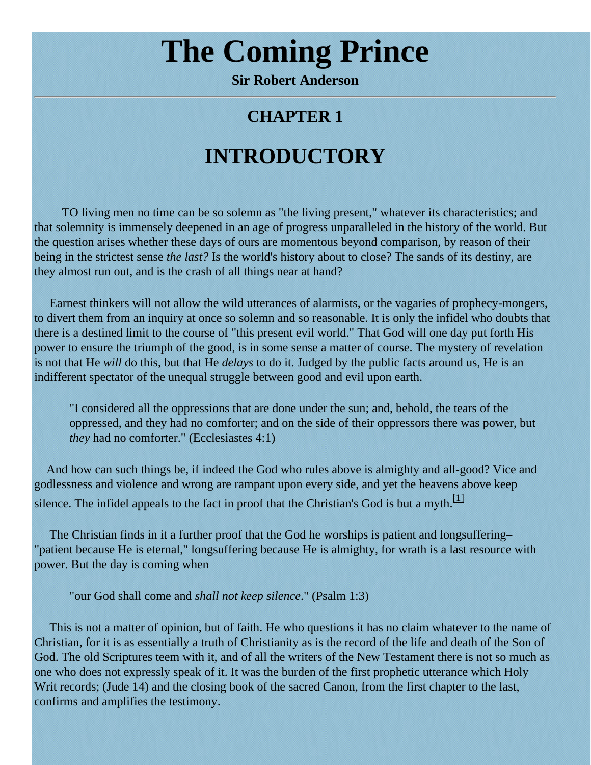# The Coming Prince

**Sir Robert Anderson**

---

## CHAPTER 1

# INTRODUCTORY

TO living men no time can be so solemn as "the living present," whatever its characteristics; and that solemnity is immensely deepened in an age of progress unparalleled in the history of the world. But the question arises whether these days of ours are momentous beyond comparison, by reason of their being in the strictest sense *the last?* Is the world's history about to close? The sands of its destiny, are they almost run out, and is the crash of all things near at hand?

Earnest thinkers will not allow the wild utterances of alarmists, or the vagaries of prophecy-mongers, to divert them from an inquiry at once so solemn and so reasonable. It is only the infidel who doubts that there is a destined limit to the course of "this present evil world." That God will one day put forth His power to ensure the triumph of the good, is in some sense a matter of course. The mystery of revelation is not that He *will* do this, but that He *delays* to do it. Judged by the public facts around us, He is an indifferent spectator of the unequal struggle between good and evil upon earth.

> "I considered all the oppressions that are done under the sun; and, behold, the tears of the oppressed, and they had no comforter; and on the side of their oppressors there was power, but *they* had no comforter." (Ecclesiastes 4:1)

And how can such things be, if indeed the God who rules above is almighty and all-good? Vice and godlessness and violence and wrong are rampant upon every side, and yet the heavens above keep silence. The infidel appeals to the fact in proof that the Christian's God is but a myth.[1]

The Christian finds in it a further proof that the God he worships is patient and longsuffering– "patient because He is eternal," longsuffering because He is almighty, for wrath is a last resource with power. But the day is coming when

> "our God shall come and *shall not keep silence*." (Psalm 1:3)

This is not a matter of opinion, but of faith. He who questions it has no claim whatever to the name of Christian, for it is as essentially a truth of Christianity as is the record of the life and death of the Son of God. The old Scriptures teem with it, and of all the writers of the New Testament there is not so much as one who does not expressly speak of it. It was the burden of the first prophetic utterance which Holy Writ records; (Jude 14) and the closing book of the sacred Canon, from the first chapter to the last, confirms and amplifies the testimony.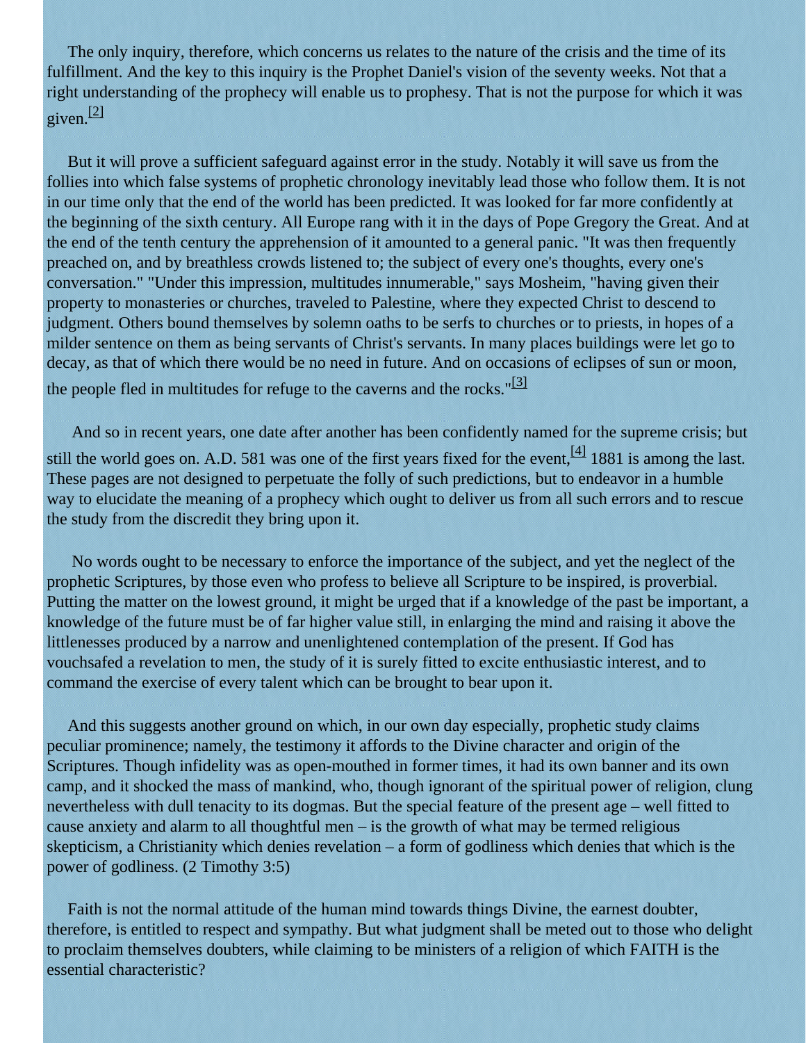The only inquiry, therefore, which concerns us relates to the nature of the crisis and the time of its fulfillment. And the key to this inquiry is the Prophet Daniel's vision of the seventy weeks. Not that a right understanding of the prophecy will enable us to prophesy. That is not the purpose for which it was given.[2]

But it will prove a sufficient safeguard against error in the study. Notably it will save us from the follies into which false systems of prophetic chronology inevitably lead those who follow them. It is not in our time only that the end of the world has been predicted. It was looked for far more confidently at the beginning of the sixth century. All Europe rang with it in the days of Pope Gregory the Great. And at the end of the tenth century the apprehension of it amounted to a general panic. "It was then frequently preached on, and by breathless crowds listened to; the subject of every one's thoughts, every one's conversation." "Under this impression, multitudes innumerable," says Mosheim, "having given their property to monasteries or churches, traveled to Palestine, where they expected Christ to descend to judgment. Others bound themselves by solemn oaths to be serfs to churches or to priests, in hopes of a milder sentence on them as being servants of Christ's servants. In many places buildings were let go to decay, as that of which there would be no need in future. And on occasions of eclipses of sun or moon, the people fled in multitudes for refuge to the caverns and the rocks."[3]

And so in recent years, one date after another has been confidently named for the supreme crisis; but still the world goes on. A.D. 581 was one of the first years fixed for the event,[4] 1881 is among the last. These pages are not designed to perpetuate the folly of such predictions, but to endeavor in a humble way to elucidate the meaning of a prophecy which ought to deliver us from all such errors and to rescue the study from the discredit they bring upon it.

No words ought to be necessary to enforce the importance of the subject, and yet the neglect of the prophetic Scriptures, by those even who profess to believe all Scripture to be inspired, is proverbial. Putting the matter on the lowest ground, it might be urged that if a knowledge of the past be important, a knowledge of the future must be of far higher value still, in enlarging the mind and raising it above the littlenesses produced by a narrow and unenlightened contemplation of the present. If God has vouchsafed a revelation to men, the study of it is surely fitted to excite enthusiastic interest, and to command the exercise of every talent which can be brought to bear upon it.

And this suggests another ground on which, in our own day especially, prophetic study claims peculiar prominence; namely, the testimony it affords to the Divine character and origin of the Scriptures. Though infidelity was as open-mouthed in former times, it had its own banner and its own camp, and it shocked the mass of mankind, who, though ignorant of the spiritual power of religion, clung nevertheless with dull tenacity to its dogmas. But the special feature of the present age – well fitted to cause anxiety and alarm to all thoughtful men – is the growth of what may be termed religious skepticism, a Christianity which denies revelation – a form of godliness which denies that which is the power of godliness. (2 Timothy 3:5)

Faith is not the normal attitude of the human mind towards things Divine, the earnest doubter, therefore, is entitled to respect and sympathy. But what judgment shall be meted out to those who delight to proclaim themselves doubters, while claiming to be ministers of a religion of which FAITH is the essential characteristic?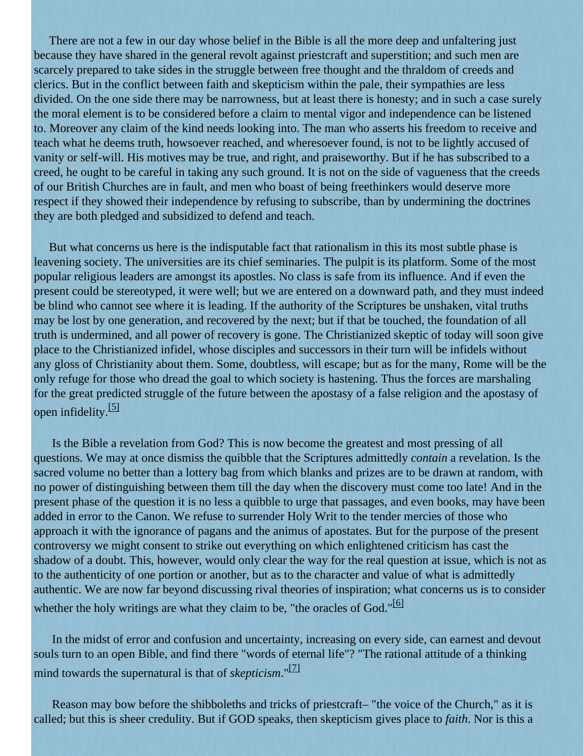There are not a few in our day whose belief in the Bible is all the more deep and unfaltering just because they have shared in the general revolt against priestcraft and superstition; and such men are scarcely prepared to take sides in the struggle between free thought and the thraldom of creeds and clerics. But in the conflict between faith and skepticism within the pale, their sympathies are less divided. On the one side there may be narrowness, but at least there is honesty; and in such a case surely the moral element is to be considered before a claim to mental vigor and independence can be listened to. Moreover any claim of the kind needs looking into. The man who asserts his freedom to receive and teach what he deems truth, howsoever reached, and wheresoever found, is not to be lightly accused of vanity or self-will. His motives may be true, and right, and praiseworthy. But if he has subscribed to a creed, he ought to be careful in taking any such ground. It is not on the side of vagueness that the creeds of our British Churches are in fault, and men who boast of being freethinkers would deserve more respect if they showed their independence by refusing to subscribe, than by undermining the doctrines they are both pledged and subsidized to defend and teach.

But what concerns us here is the indisputable fact that rationalism in this its most subtle phase is leavening society. The universities are its chief seminaries. The pulpit is its platform. Some of the most popular religious leaders are amongst its apostles. No class is safe from its influence. And if even the present could be stereotyped, it were well; but we are entered on a downward path, and they must indeed be blind who cannot see where it is leading. If the authority of the Scriptures be unshaken, vital truths may be lost by one generation, and recovered by the next; but if that be touched, the foundation of all truth is undermined, and all power of recovery is gone. The Christianized skeptic of today will soon give place to the Christianized infidel, whose disciples and successors in their turn will be infidels without any gloss of Christianity about them. Some, doubtless, will escape; but as for the many, Rome will be the only refuge for those who dread the goal to which society is hastening. Thus the forces are marshaling for the great predicted struggle of the future between the apostasy of a false religion and the apostasy of open infidelity.[5]

Is the Bible a revelation from God? This is now become the greatest and most pressing of all questions. We may at once dismiss the quibble that the Scriptures admittedly *contain* a revelation. Is the sacred volume no better than a lottery bag from which blanks and prizes are to be drawn at random, with no power of distinguishing between them till the day when the discovery must come too late! And in the present phase of the question it is no less a quibble to urge that passages, and even books, may have been added in error to the Canon. We refuse to surrender Holy Writ to the tender mercies of those who approach it with the ignorance of pagans and the animus of apostates. But for the purpose of the present controversy we might consent to strike out everything on which enlightened criticism has cast the shadow of a doubt. This, however, would only clear the way for the real question at issue, which is not as to the authenticity of one portion or another, but as to the character and value of what is admittedly authentic. We are now far beyond discussing rival theories of inspiration; what concerns us is to consider whether the holy writings are what they claim to be, "the oracles of God."[6]

In the midst of error and confusion and uncertainty, increasing on every side, can earnest and devout souls turn to an open Bible, and find there "words of eternal life"? "The rational attitude of a thinking mind towards the supernatural is that of *skepticism*."[7]

Reason may bow before the shibboleths and tricks of priestcraft– "the voice of the Church," as it is called; but this is sheer credulity. But if GOD speaks, then skepticism gives place to *faith*. Nor is this a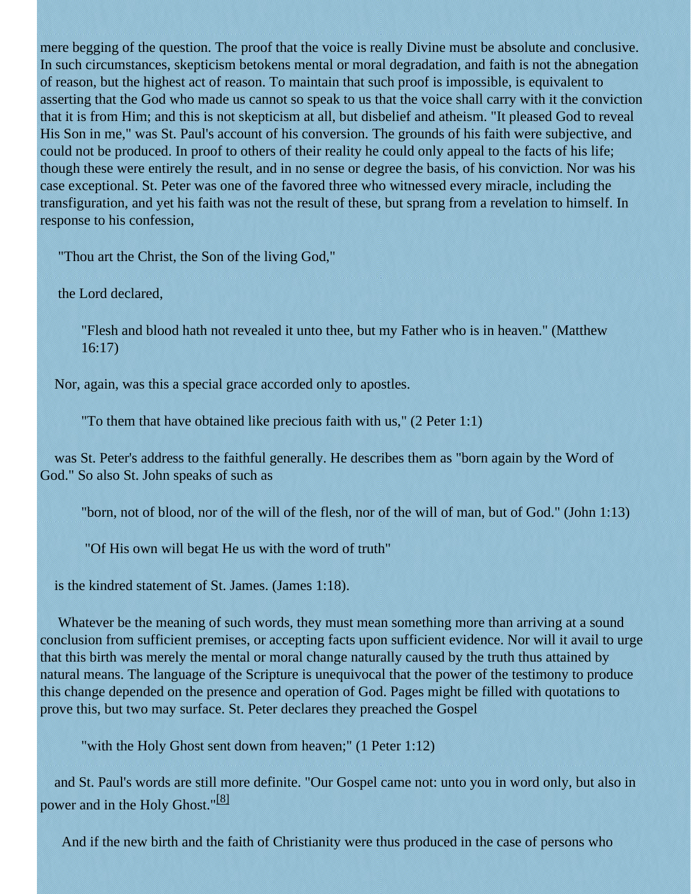mere begging of the question. The proof that the voice is really Divine must be absolute and conclusive. In such circumstances, skepticism betokens mental or moral degradation, and faith is not the abnegation of reason, but the highest act of reason. To maintain that such proof is impossible, is equivalent to asserting that the God who made us cannot so speak to us that the voice shall carry with it the conviction that it is from Him; and this is not skepticism at all, but disbelief and atheism. "It pleased God to reveal His Son in me," was St. Paul's account of his conversion. The grounds of his faith were subjective, and could not be produced. In proof to others of their reality he could only appeal to the facts of his life; though these were entirely the result, and in no sense or degree the basis, of his conviction. Nor was his case exceptional. St. Peter was one of the favored three who witnessed every miracle, including the transfiguration, and yet his faith was not the result of these, but sprang from a revelation to himself. In response to his confession,

"Thou art the Christ, the Son of the living God,"

the Lord declared,

> "Flesh and blood hath not revealed it unto thee, but my Father who is in heaven." (Matthew 16:17)

Nor, again, was this a special grace accorded only to apostles.

> "To them that have obtained like precious faith with us," (2 Peter 1:1)

was St. Peter's address to the faithful generally. He describes them as "born again by the Word of God." So also St. John speaks of such as

> "born, not of blood, nor of the will of the flesh, nor of the will of man, but of God." (John 1:13)

> "Of His own will begat He us with the word of truth"

is the kindred statement of St. James. (James 1:18).

Whatever be the meaning of such words, they must mean something more than arriving at a sound conclusion from sufficient premises, or accepting facts upon sufficient evidence. Nor will it avail to urge that this birth was merely the mental or moral change naturally caused by the truth thus attained by natural means. The language of the Scripture is unequivocal that the power of the testimony to produce this change depended on the presence and operation of God. Pages might be filled with quotations to prove this, but two may surface. St. Peter declares they preached the Gospel

> "with the Holy Ghost sent down from heaven;" (1 Peter 1:12)

and St. Paul's words are still more definite. "Our Gospel came not: unto you in word only, but also in power and in the Holy Ghost."[8]

And if the new birth and the faith of Christianity were thus produced in the case of persons who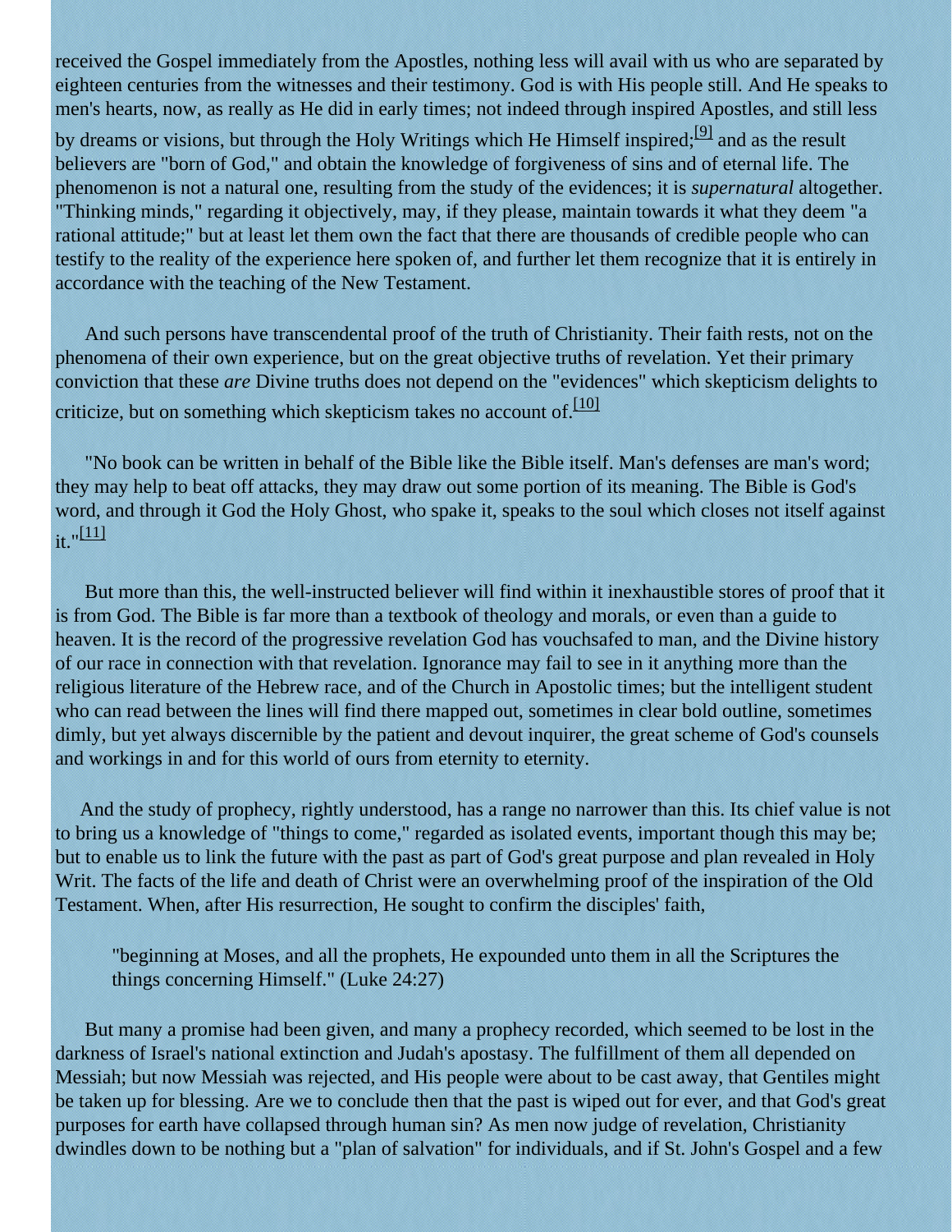received the Gospel immediately from the Apostles, nothing less will avail with us who are separated by eighteen centuries from the witnesses and their testimony. God is with His people still. And He speaks to men's hearts, now, as really as He did in early times; not indeed through inspired Apostles, and still less by dreams or visions, but through the Holy Writings which He Himself inspired;[9] and as the result believers are "born of God," and obtain the knowledge of forgiveness of sins and of eternal life. The phenomenon is not a natural one, resulting from the study of the evidences; it is *supernatural* altogether. "Thinking minds," regarding it objectively, may, if they please, maintain towards it what they deem "a rational attitude;" but at least let them own the fact that there are thousands of credible people who can testify to the reality of the experience here spoken of, and further let them recognize that it is entirely in accordance with the teaching of the New Testament.

And such persons have transcendental proof of the truth of Christianity. Their faith rests, not on the phenomena of their own experience, but on the great objective truths of revelation. Yet their primary conviction that these *are* Divine truths does not depend on the "evidences" which skepticism delights to criticize, but on something which skepticism takes no account of.[10]

"No book can be written in behalf of the Bible like the Bible itself. Man's defenses are man's word; they may help to beat off attacks, they may draw out some portion of its meaning. The Bible is God's word, and through it God the Holy Ghost, who spake it, speaks to the soul which closes not itself against it."[11]

But more than this, the well-instructed believer will find within it inexhaustible stores of proof that it is from God. The Bible is far more than a textbook of theology and morals, or even than a guide to heaven. It is the record of the progressive revelation God has vouchsafed to man, and the Divine history of our race in connection with that revelation. Ignorance may fail to see in it anything more than the religious literature of the Hebrew race, and of the Church in Apostolic times; but the intelligent student who can read between the lines will find there mapped out, sometimes in clear bold outline, sometimes dimly, but yet always discernible by the patient and devout inquirer, the great scheme of God's counsels and workings in and for this world of ours from eternity to eternity.

And the study of prophecy, rightly understood, has a range no narrower than this. Its chief value is not to bring us a knowledge of "things to come," regarded as isolated events, important though this may be; but to enable us to link the future with the past as part of God's great purpose and plan revealed in Holy Writ. The facts of the life and death of Christ were an overwhelming proof of the inspiration of the Old Testament. When, after His resurrection, He sought to confirm the disciples' faith,

> "beginning at Moses, and all the prophets, He expounded unto them in all the Scriptures the things concerning Himself." (Luke 24:27)

But many a promise had been given, and many a prophecy recorded, which seemed to be lost in the darkness of Israel's national extinction and Judah's apostasy. The fulfillment of them all depended on Messiah; but now Messiah was rejected, and His people were about to be cast away, that Gentiles might be taken up for blessing. Are we to conclude then that the past is wiped out for ever, and that God's great purposes for earth have collapsed through human sin? As men now judge of revelation, Christianity dwindles down to be nothing but a "plan of salvation" for individuals, and if St. John's Gospel and a few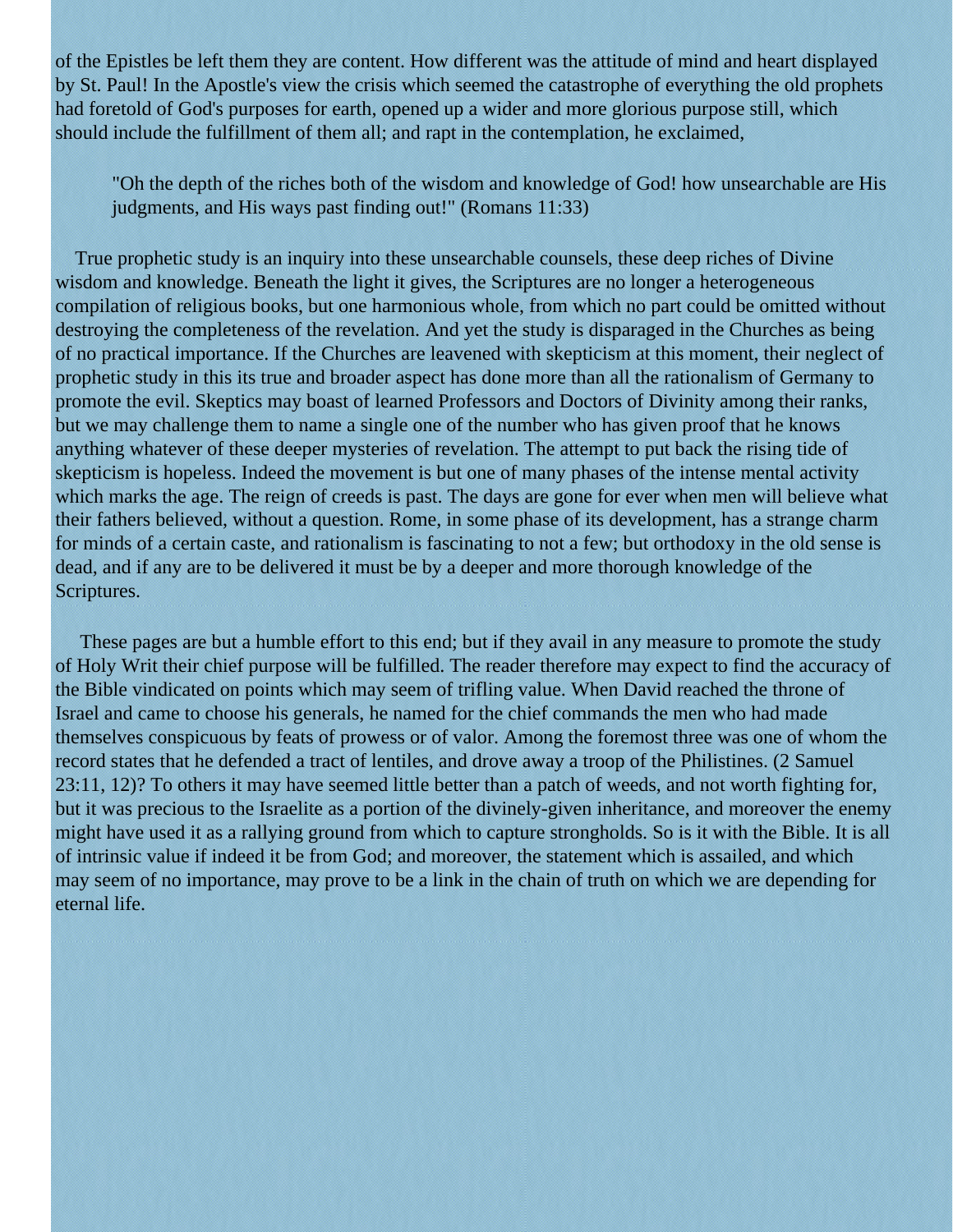of the Epistles be left them they are content. How different was the attitude of mind and heart displayed by St. Paul! In the Apostle's view the crisis which seemed the catastrophe of everything the old prophets had foretold of God's purposes for earth, opened up a wider and more glorious purpose still, which should include the fulfillment of them all; and rapt in the contemplation, he exclaimed,

> "Oh the depth of the riches both of the wisdom and knowledge of God! how unsearchable are His judgments, and His ways past finding out!" (Romans 11:33)

True prophetic study is an inquiry into these unsearchable counsels, these deep riches of Divine wisdom and knowledge. Beneath the light it gives, the Scriptures are no longer a heterogeneous compilation of religious books, but one harmonious whole, from which no part could be omitted without destroying the completeness of the revelation. And yet the study is disparaged in the Churches as being of no practical importance. If the Churches are leavened with skepticism at this moment, their neglect of prophetic study in this its true and broader aspect has done more than all the rationalism of Germany to promote the evil. Skeptics may boast of learned Professors and Doctors of Divinity among their ranks, but we may challenge them to name a single one of the number who has given proof that he knows anything whatever of these deeper mysteries of revelation. The attempt to put back the rising tide of skepticism is hopeless. Indeed the movement is but one of many phases of the intense mental activity which marks the age. The reign of creeds is past. The days are gone for ever when men will believe what their fathers believed, without a question. Rome, in some phase of its development, has a strange charm for minds of a certain caste, and rationalism is fascinating to not a few; but orthodoxy in the old sense is dead, and if any are to be delivered it must be by a deeper and more thorough knowledge of the Scriptures.

These pages are but a humble effort to this end; but if they avail in any measure to promote the study of Holy Writ their chief purpose will be fulfilled. The reader therefore may expect to find the accuracy of the Bible vindicated on points which may seem of trifling value. When David reached the throne of Israel and came to choose his generals, he named for the chief commands the men who had made themselves conspicuous by feats of prowess or of valor. Among the foremost three was one of whom the record states that he defended a tract of lentiles, and drove away a troop of the Philistines. (2 Samuel 23:11, 12)? To others it may have seemed little better than a patch of weeds, and not worth fighting for, but it was precious to the Israelite as a portion of the divinely-given inheritance, and moreover the enemy might have used it as a rallying ground from which to capture strongholds. So is it with the Bible. It is all of intrinsic value if indeed it be from God; and moreover, the statement which is assailed, and which may seem of no importance, may prove to be a link in the chain of truth on which we are depending for eternal life.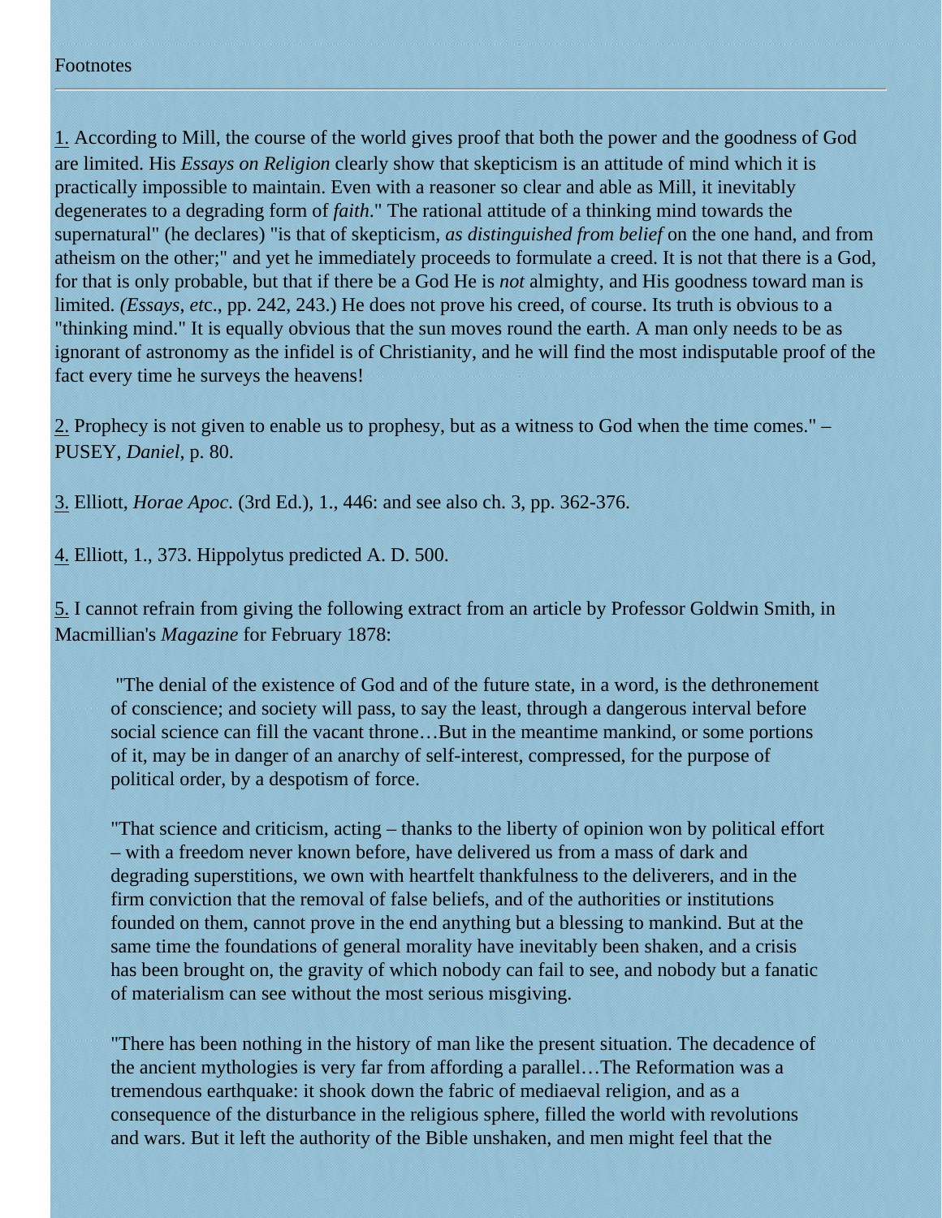Footnotes

---

1. According to Mill, the course of the world gives proof that both the power and the goodness of God are limited. His *Essays on Religion* clearly show that skepticism is an attitude of mind which it is practically impossible to maintain. Even with a reasoner so clear and able as Mill, it inevitably degenerates to a degrading form of *faith*." The rational attitude of a thinking mind towards the supernatural" (he declares) "is that of skepticism, *as distinguished from belief* on the one hand, and from atheism on the other;" and yet he immediately proceeds to formulate a creed. It is not that there is a God, for that is only probable, but that if there be a God He is *not* almighty, and His goodness toward man is limited. *(Essays, etc*., pp. 242, 243.) He does not prove his creed, of course. Its truth is obvious to a "thinking mind." It is equally obvious that the sun moves round the earth. A man only needs to be as ignorant of astronomy as the infidel is of Christianity, and he will find the most indisputable proof of the fact every time he surveys the heavens!

2. Prophecy is not given to enable us to prophesy, but as a witness to God when the time comes." – PUSEY, *Daniel*, p. 80.

3. Elliott, *Horae Apoc.* (3rd Ed.), 1., 446: and see also ch. 3, pp. 362-376.

4. Elliott, 1., 373. Hippolytus predicted A. D. 500.

5. I cannot refrain from giving the following extract from an article by Professor Goldwin Smith, in Macmillian's *Magazine* for February 1878:

> "The denial of the existence of God and of the future state, in a word, is the dethronement of conscience; and society will pass, to say the least, through a dangerous interval before social science can fill the vacant throne…But in the meantime mankind, or some portions of it, may be in danger of an anarchy of self-interest, compressed, for the purpose of political order, by a despotism of force.
>
> "That science and criticism, acting – thanks to the liberty of opinion won by political effort – with a freedom never known before, have delivered us from a mass of dark and degrading superstitions, we own with heartfelt thankfulness to the deliverers, and in the firm conviction that the removal of false beliefs, and of the authorities or institutions founded on them, cannot prove in the end anything but a blessing to mankind. But at the same time the foundations of general morality have inevitably been shaken, and a crisis has been brought on, the gravity of which nobody can fail to see, and nobody but a fanatic of materialism can see without the most serious misgiving.
>
> "There has been nothing in the history of man like the present situation. The decadence of the ancient mythologies is very far from affording a parallel…The Reformation was a tremendous earthquake: it shook down the fabric of mediaeval religion, and as a consequence of the disturbance in the religious sphere, filled the world with revolutions and wars. But it left the authority of the Bible unshaken, and men might feel that the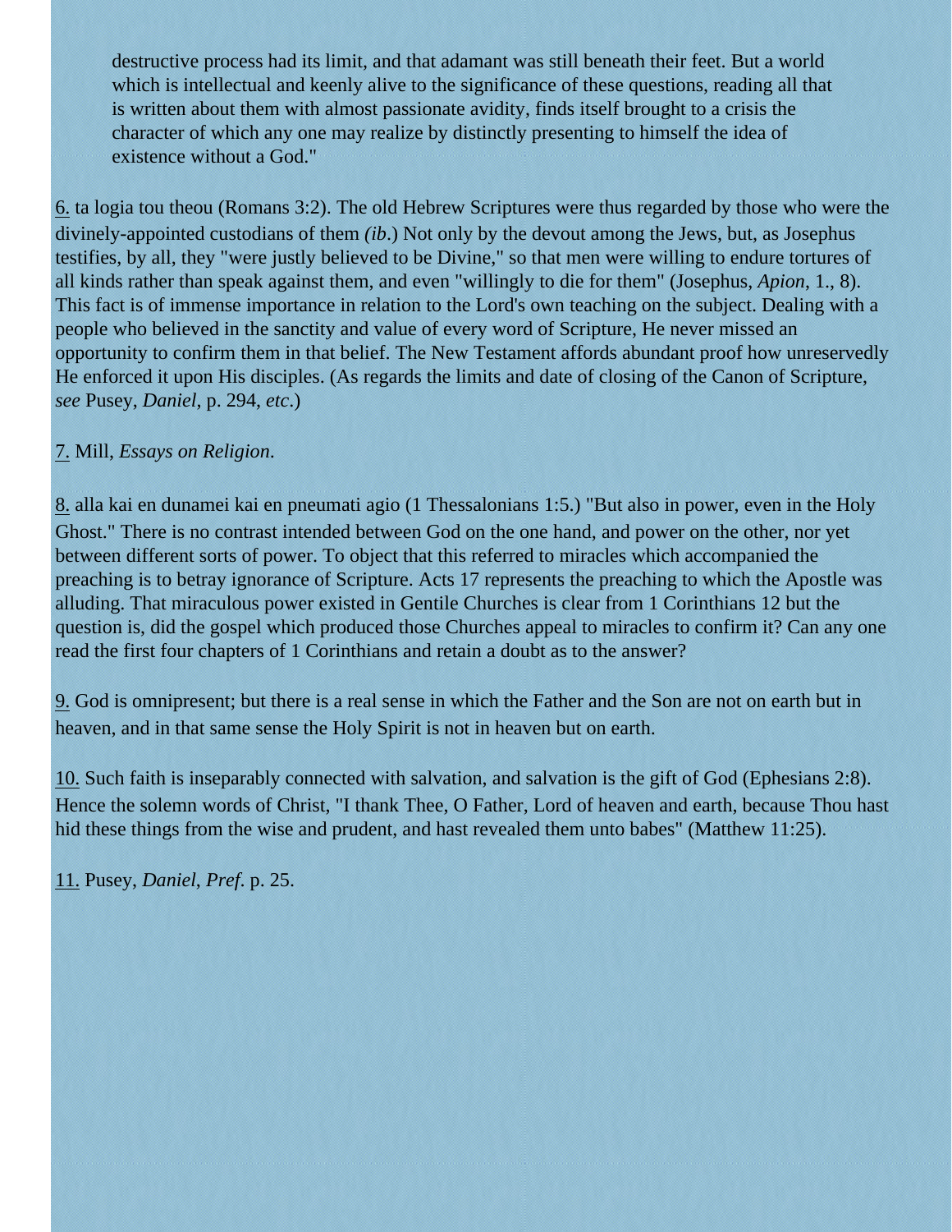> destructive process had its limit, and that adamant was still beneath their feet. But a world which is intellectual and keenly alive to the significance of these questions, reading all that is written about them with almost passionate avidity, finds itself brought to a crisis the character of which any one may realize by distinctly presenting to himself the idea of existence without a God."

6. ta logia tou theou (Romans 3:2). The old Hebrew Scriptures were thus regarded by those who were the divinely-appointed custodians of them *(ib.)* Not only by the devout among the Jews, but, as Josephus testifies, by all, they "were justly believed to be Divine," so that men were willing to endure tortures of all kinds rather than speak against them, and even "willingly to die for them" (Josephus, *Apion*, 1., 8). This fact is of immense importance in relation to the Lord's own teaching on the subject. Dealing with a people who believed in the sanctity and value of every word of Scripture, He never missed an opportunity to confirm them in that belief. The New Testament affords abundant proof how unreservedly He enforced it upon His disciples. (As regards the limits and date of closing of the Canon of Scripture, *see* Pusey, *Daniel*, p. 294, *etc*.)

7. Mill, *Essays on Religion*.

8. alla kai en dunamei kai en pneumati agio (1 Thessalonians 1:5.) "But also in power, even in the Holy Ghost." There is no contrast intended between God on the one hand, and power on the other, nor yet between different sorts of power. To object that this referred to miracles which accompanied the preaching is to betray ignorance of Scripture. Acts 17 represents the preaching to which the Apostle was alluding. That miraculous power existed in Gentile Churches is clear from 1 Corinthians 12 but the question is, did the gospel which produced those Churches appeal to miracles to confirm it? Can any one read the first four chapters of 1 Corinthians and retain a doubt as to the answer?

9. God is omnipresent; but there is a real sense in which the Father and the Son are not on earth but in heaven, and in that same sense the Holy Spirit is not in heaven but on earth.

10. Such faith is inseparably connected with salvation, and salvation is the gift of God (Ephesians 2:8). Hence the solemn words of Christ, "I thank Thee, O Father, Lord of heaven and earth, because Thou hast hid these things from the wise and prudent, and hast revealed them unto babes" (Matthew 11:25).

11. Pusey, *Daniel*, *Pref*. p. 25.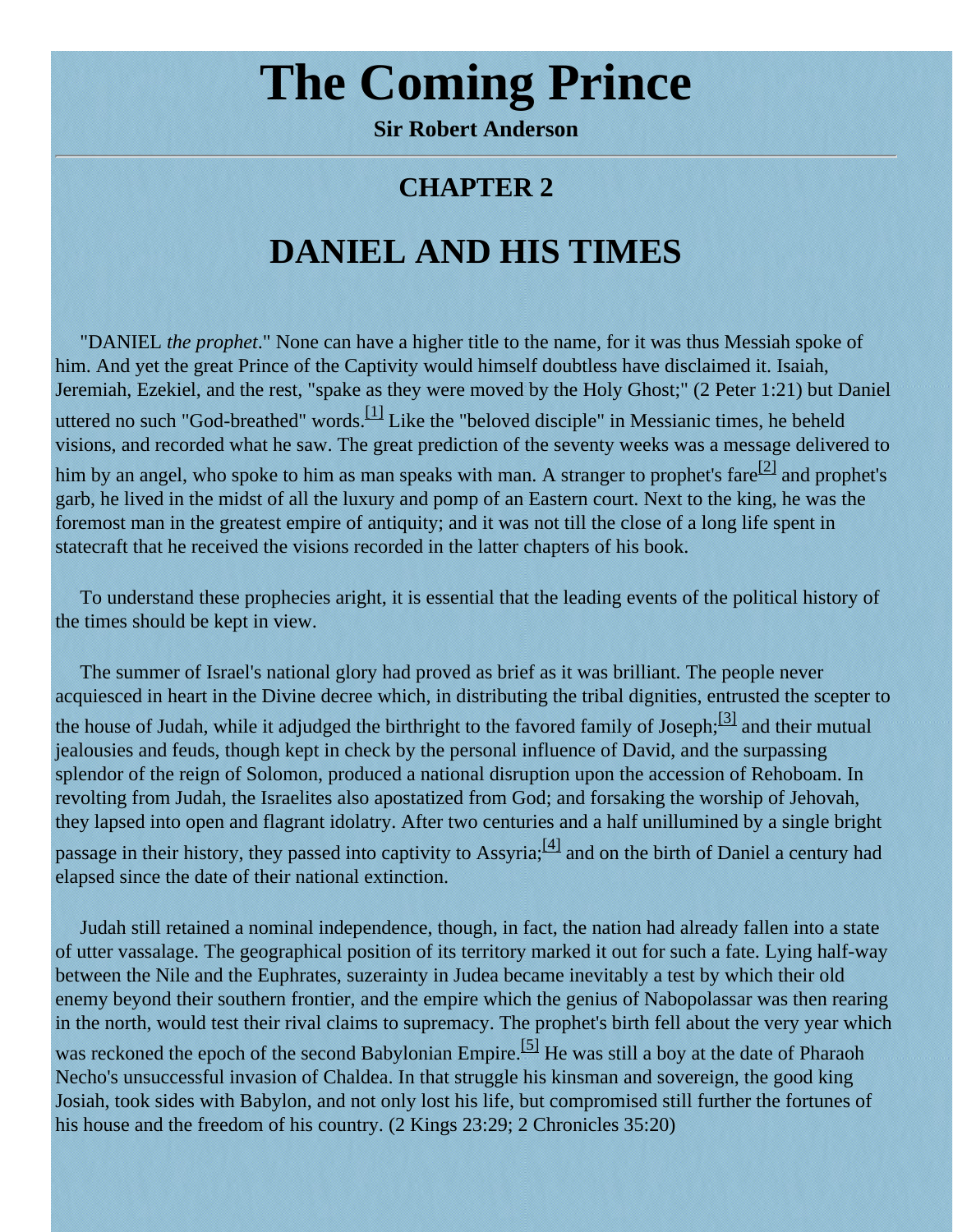# The Coming Prince

**Sir Robert Anderson**

---

## CHAPTER 2

# DANIEL AND HIS TIMES

"DANIEL *the prophet*." None can have a higher title to the name, for it was thus Messiah spoke of him. And yet the great Prince of the Captivity would himself doubtless have disclaimed it. Isaiah, Jeremiah, Ezekiel, and the rest, "spake as they were moved by the Holy Ghost;" (2 Peter 1:21) but Daniel uttered no such "God-breathed" words.[1] Like the "beloved disciple" in Messianic times, he beheld visions, and recorded what he saw. The great prediction of the seventy weeks was a message delivered to him by an angel, who spoke to him as man speaks with man. A stranger to prophet's fare[2] and prophet's garb, he lived in the midst of all the luxury and pomp of an Eastern court. Next to the king, he was the foremost man in the greatest empire of antiquity; and it was not till the close of a long life spent in statecraft that he received the visions recorded in the latter chapters of his book.

To understand these prophecies aright, it is essential that the leading events of the political history of the times should be kept in view.

The summer of Israel's national glory had proved as brief as it was brilliant. The people never acquiesced in heart in the Divine decree which, in distributing the tribal dignities, entrusted the scepter to the house of Judah, while it adjudged the birthright to the favored family of Joseph;[3] and their mutual jealousies and feuds, though kept in check by the personal influence of David, and the surpassing splendor of the reign of Solomon, produced a national disruption upon the accession of Rehoboam. In revolting from Judah, the Israelites also apostatized from God; and forsaking the worship of Jehovah, they lapsed into open and flagrant idolatry. After two centuries and a half unillumined by a single bright passage in their history, they passed into captivity to Assyria;[4] and on the birth of Daniel a century had elapsed since the date of their national extinction.

Judah still retained a nominal independence, though, in fact, the nation had already fallen into a state of utter vassalage. The geographical position of its territory marked it out for such a fate. Lying half-way between the Nile and the Euphrates, suzerainty in Judea became inevitably a test by which their old enemy beyond their southern frontier, and the empire which the genius of Nabopolassar was then rearing in the north, would test their rival claims to supremacy. The prophet's birth fell about the very year which was reckoned the epoch of the second Babylonian Empire.[5] He was still a boy at the date of Pharaoh Necho's unsuccessful invasion of Chaldea. In that struggle his kinsman and sovereign, the good king Josiah, took sides with Babylon, and not only lost his life, but compromised still further the fortunes of his house and the freedom of his country. (2 Kings 23:29; 2 Chronicles 35:20)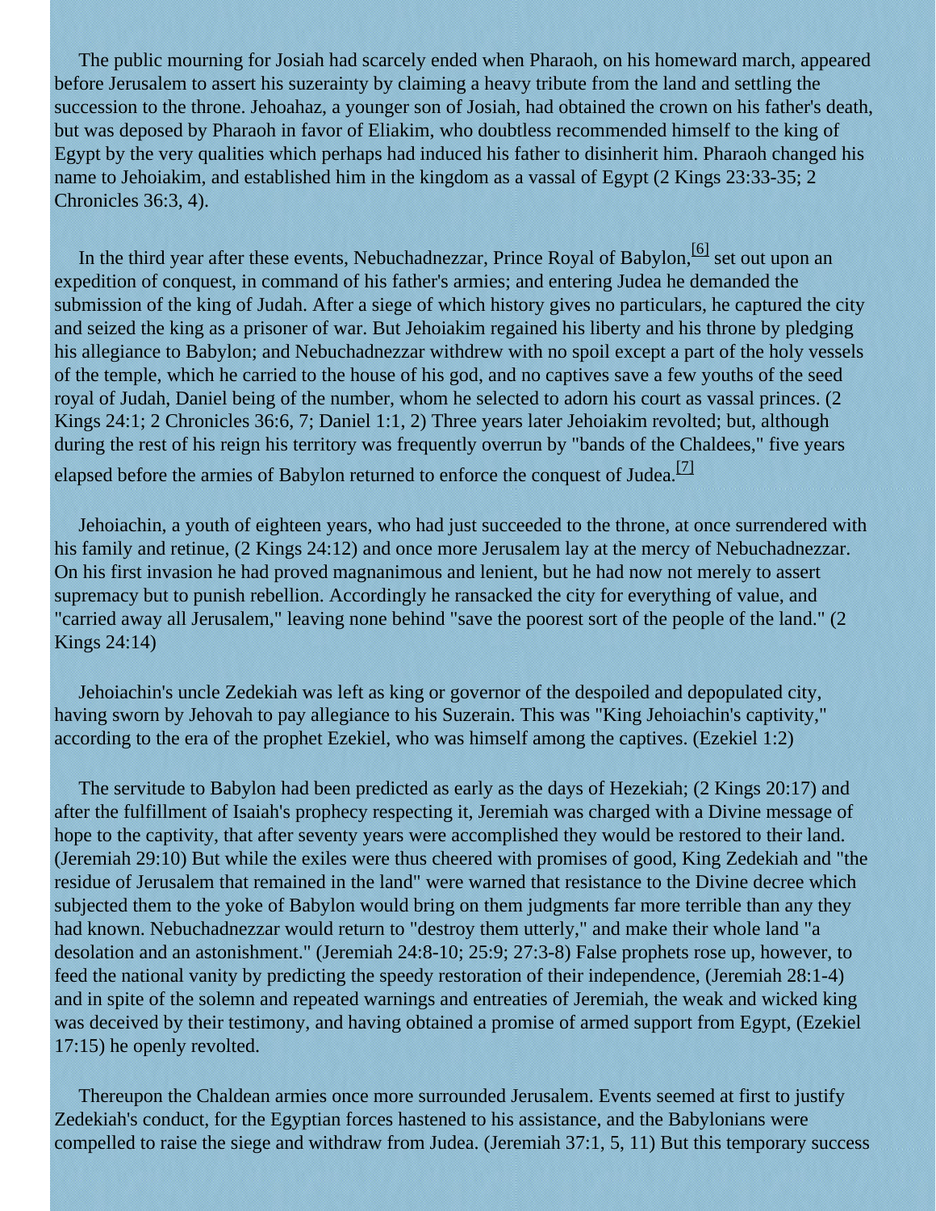The public mourning for Josiah had scarcely ended when Pharaoh, on his homeward march, appeared before Jerusalem to assert his suzerainty by claiming a heavy tribute from the land and settling the succession to the throne. Jehoahaz, a younger son of Josiah, had obtained the crown on his father's death, but was deposed by Pharaoh in favor of Eliakim, who doubtless recommended himself to the king of Egypt by the very qualities which perhaps had induced his father to disinherit him. Pharaoh changed his name to Jehoiakim, and established him in the kingdom as a vassal of Egypt (2 Kings 23:33-35; 2 Chronicles 36:3, 4).

In the third year after these events, Nebuchadnezzar, Prince Royal of Babylon,[6] set out upon an expedition of conquest, in command of his father's armies; and entering Judea he demanded the submission of the king of Judah. After a siege of which history gives no particulars, he captured the city and seized the king as a prisoner of war. But Jehoiakim regained his liberty and his throne by pledging his allegiance to Babylon; and Nebuchadnezzar withdrew with no spoil except a part of the holy vessels of the temple, which he carried to the house of his god, and no captives save a few youths of the seed royal of Judah, Daniel being of the number, whom he selected to adorn his court as vassal princes. (2 Kings 24:1; 2 Chronicles 36:6, 7; Daniel 1:1, 2) Three years later Jehoiakim revolted; but, although during the rest of his reign his territory was frequently overrun by "bands of the Chaldees," five years elapsed before the armies of Babylon returned to enforce the conquest of Judea.[7]

Jehoiachin, a youth of eighteen years, who had just succeeded to the throne, at once surrendered with his family and retinue, (2 Kings 24:12) and once more Jerusalem lay at the mercy of Nebuchadnezzar. On his first invasion he had proved magnanimous and lenient, but he had now not merely to assert supremacy but to punish rebellion. Accordingly he ransacked the city for everything of value, and "carried away all Jerusalem," leaving none behind "save the poorest sort of the people of the land." (2 Kings 24:14)

Jehoiachin's uncle Zedekiah was left as king or governor of the despoiled and depopulated city, having sworn by Jehovah to pay allegiance to his Suzerain. This was "King Jehoiachin's captivity," according to the era of the prophet Ezekiel, who was himself among the captives. (Ezekiel 1:2)

The servitude to Babylon had been predicted as early as the days of Hezekiah; (2 Kings 20:17) and after the fulfillment of Isaiah's prophecy respecting it, Jeremiah was charged with a Divine message of hope to the captivity, that after seventy years were accomplished they would be restored to their land. (Jeremiah 29:10) But while the exiles were thus cheered with promises of good, King Zedekiah and "the residue of Jerusalem that remained in the land" were warned that resistance to the Divine decree which subjected them to the yoke of Babylon would bring on them judgments far more terrible than any they had known. Nebuchadnezzar would return to "destroy them utterly," and make their whole land "a desolation and an astonishment." (Jeremiah 24:8-10; 25:9; 27:3-8) False prophets rose up, however, to feed the national vanity by predicting the speedy restoration of their independence, (Jeremiah 28:1-4) and in spite of the solemn and repeated warnings and entreaties of Jeremiah, the weak and wicked king was deceived by their testimony, and having obtained a promise of armed support from Egypt, (Ezekiel 17:15) he openly revolted.

Thereupon the Chaldean armies once more surrounded Jerusalem. Events seemed at first to justify Zedekiah's conduct, for the Egyptian forces hastened to his assistance, and the Babylonians were compelled to raise the siege and withdraw from Judea. (Jeremiah 37:1, 5, 11) But this temporary success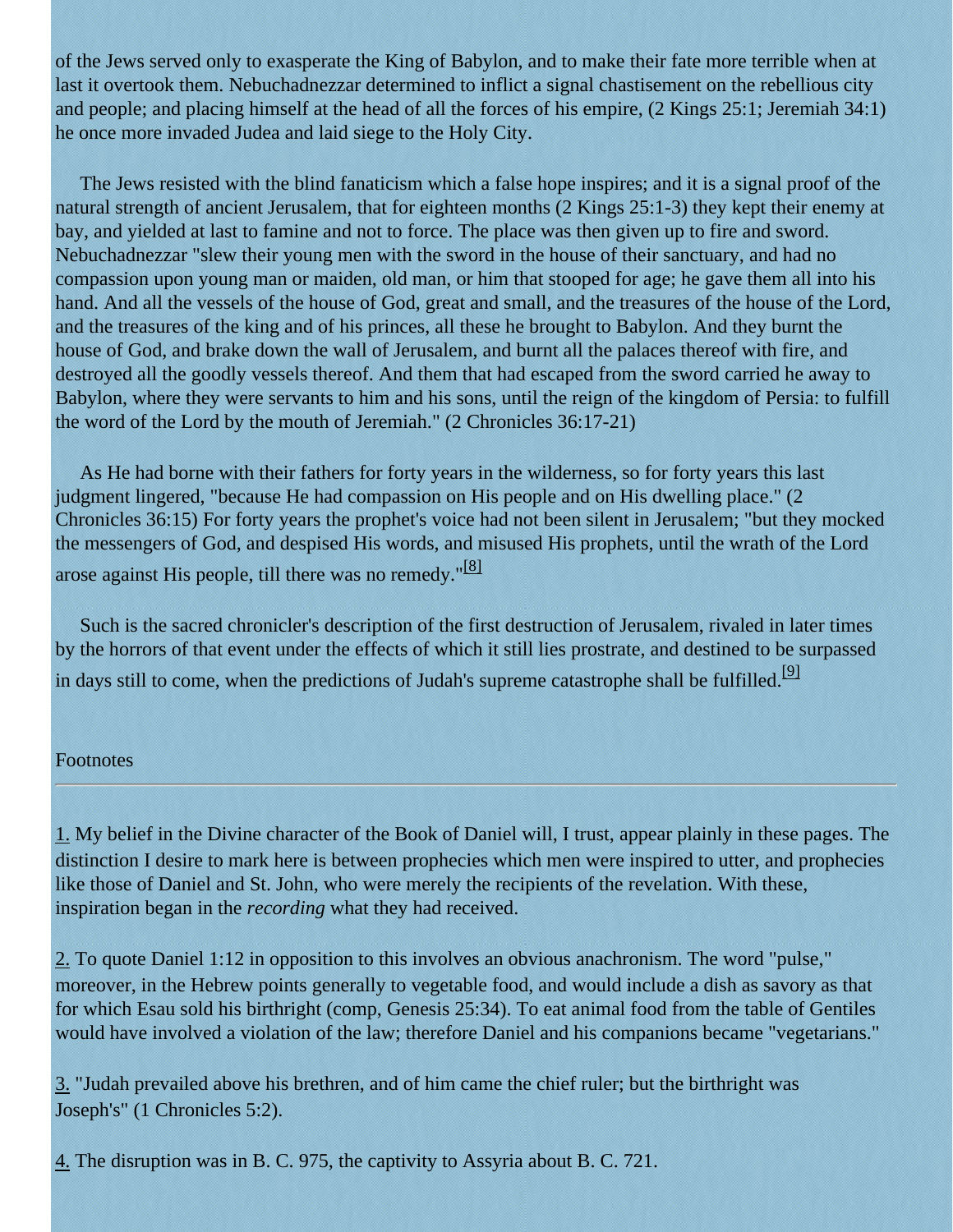of the Jews served only to exasperate the King of Babylon, and to make their fate more terrible when at last it overtook them. Nebuchadnezzar determined to inflict a signal chastisement on the rebellious city and people; and placing himself at the head of all the forces of his empire, (2 Kings 25:1; Jeremiah 34:1) he once more invaded Judea and laid siege to the Holy City.

The Jews resisted with the blind fanaticism which a false hope inspires; and it is a signal proof of the natural strength of ancient Jerusalem, that for eighteen months (2 Kings 25:1-3) they kept their enemy at bay, and yielded at last to famine and not to force. The place was then given up to fire and sword. Nebuchadnezzar "slew their young men with the sword in the house of their sanctuary, and had no compassion upon young man or maiden, old man, or him that stooped for age; he gave them all into his hand. And all the vessels of the house of God, great and small, and the treasures of the house of the Lord, and the treasures of the king and of his princes, all these he brought to Babylon. And they burnt the house of God, and brake down the wall of Jerusalem, and burnt all the palaces thereof with fire, and destroyed all the goodly vessels thereof. And them that had escaped from the sword carried he away to Babylon, where they were servants to him and his sons, until the reign of the kingdom of Persia: to fulfill the word of the Lord by the mouth of Jeremiah." (2 Chronicles 36:17-21)

As He had borne with their fathers for forty years in the wilderness, so for forty years this last judgment lingered, "because He had compassion on His people and on His dwelling place." (2 Chronicles 36:15) For forty years the prophet's voice had not been silent in Jerusalem; "but they mocked the messengers of God, and despised His words, and misused His prophets, until the wrath of the Lord arose against His people, till there was no remedy."[8]

Such is the sacred chronicler's description of the first destruction of Jerusalem, rivaled in later times by the horrors of that event under the effects of which it still lies prostrate, and destined to be surpassed in days still to come, when the predictions of Judah's supreme catastrophe shall be fulfilled.[9]

Footnotes

---

1. My belief in the Divine character of the Book of Daniel will, I trust, appear plainly in these pages. The distinction I desire to mark here is between prophecies which men were inspired to utter, and prophecies like those of Daniel and St. John, who were merely the recipients of the revelation. With these, inspiration began in the *recording* what they had received.

2. To quote Daniel 1:12 in opposition to this involves an obvious anachronism. The word "pulse," moreover, in the Hebrew points generally to vegetable food, and would include a dish as savory as that for which Esau sold his birthright (comp, Genesis 25:34). To eat animal food from the table of Gentiles would have involved a violation of the law; therefore Daniel and his companions became "vegetarians."

3. "Judah prevailed above his brethren, and of him came the chief ruler; but the birthright was Joseph's" (1 Chronicles 5:2).

4. The disruption was in B. C. 975, the captivity to Assyria about B. C. 721.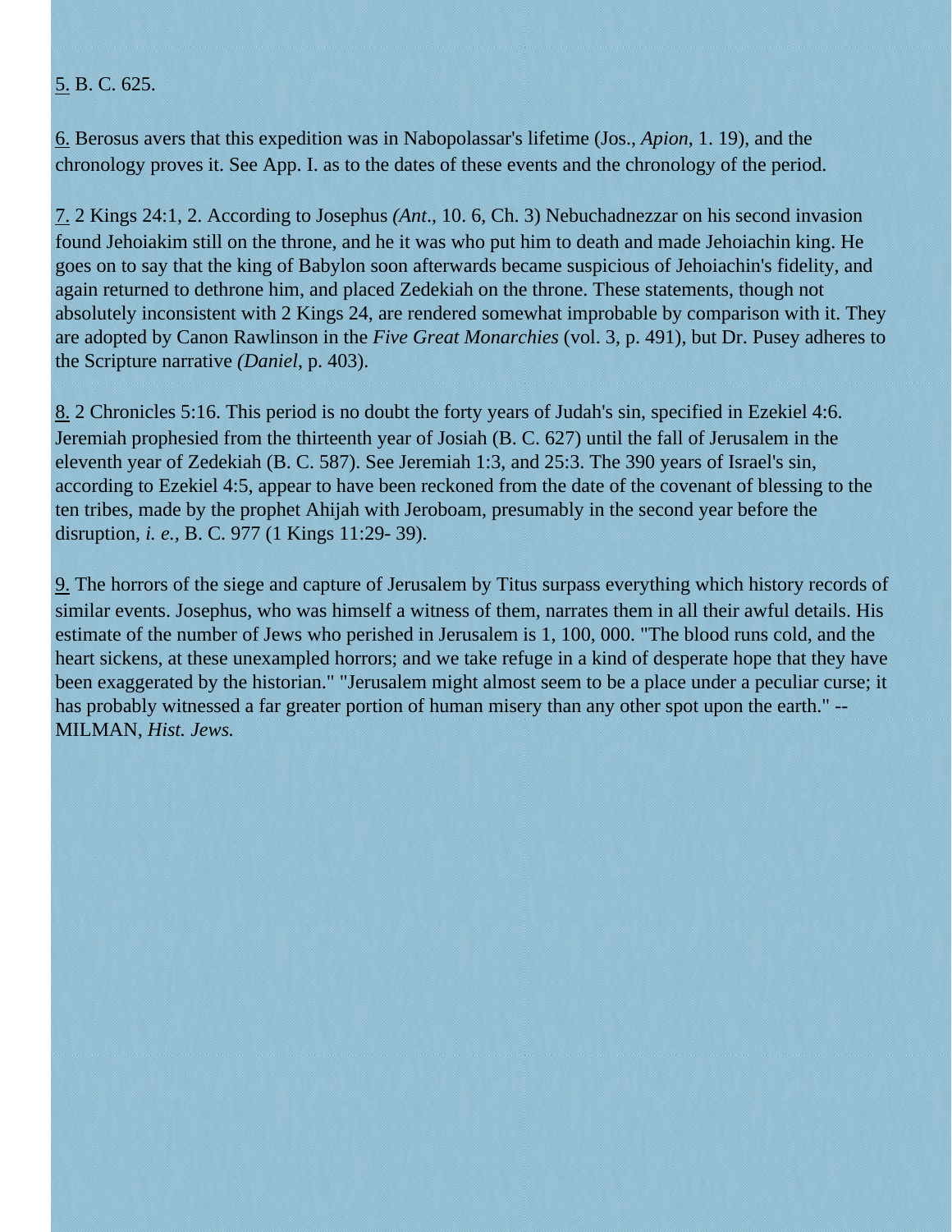5. B. C. 625.

6. Berosus avers that this expedition was in Nabopolassar's lifetime (Jos., *Apion*, 1. 19), and the chronology proves it. See App. I. as to the dates of these events and the chronology of the period.

7. 2 Kings 24:1, 2. According to Josephus *(Ant.*, 10. 6, Ch. 3) Nebuchadnezzar on his second invasion found Jehoiakim still on the throne, and he it was who put him to death and made Jehoiachin king. He goes on to say that the king of Babylon soon afterwards became suspicious of Jehoiachin's fidelity, and again returned to dethrone him, and placed Zedekiah on the throne. These statements, though not absolutely inconsistent with 2 Kings 24, are rendered somewhat improbable by comparison with it. They are adopted by Canon Rawlinson in the *Five Great Monarchies* (vol. 3, p. 491), but Dr. Pusey adheres to the Scripture narrative *(Daniel*, p. 403).

8. 2 Chronicles 5:16. This period is no doubt the forty years of Judah's sin, specified in Ezekiel 4:6. Jeremiah prophesied from the thirteenth year of Josiah (B. C. 627) until the fall of Jerusalem in the eleventh year of Zedekiah (B. C. 587). See Jeremiah 1:3, and 25:3. The 390 years of Israel's sin, according to Ezekiel 4:5, appear to have been reckoned from the date of the covenant of blessing to the ten tribes, made by the prophet Ahijah with Jeroboam, presumably in the second year before the disruption, *i. e.,* B. C. 977 (1 Kings 11:29- 39).

9. The horrors of the siege and capture of Jerusalem by Titus surpass everything which history records of similar events. Josephus, who was himself a witness of them, narrates them in all their awful details. His estimate of the number of Jews who perished in Jerusalem is 1, 100, 000. "The blood runs cold, and the heart sickens, at these unexampled horrors; and we take refuge in a kind of desperate hope that they have been exaggerated by the historian." "Jerusalem might almost seem to be a place under a peculiar curse; it has probably witnessed a far greater portion of human misery than any other spot upon the earth." -- MILMAN, *Hist. Jews.*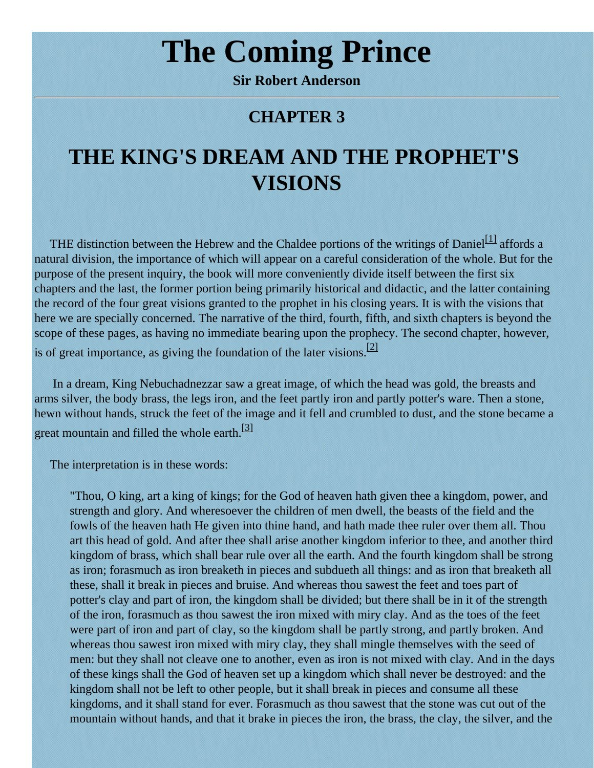# The Coming Prince

**Sir Robert Anderson**

---

## CHAPTER 3

# THE KING'S DREAM AND THE PROPHET'S VISIONS

THE distinction between the Hebrew and the Chaldee portions of the writings of Daniel[1] affords a natural division, the importance of which will appear on a careful consideration of the whole. But for the purpose of the present inquiry, the book will more conveniently divide itself between the first six chapters and the last, the former portion being primarily historical and didactic, and the latter containing the record of the four great visions granted to the prophet in his closing years. It is with the visions that here we are specially concerned. The narrative of the third, fourth, fifth, and sixth chapters is beyond the scope of these pages, as having no immediate bearing upon the prophecy. The second chapter, however, is of great importance, as giving the foundation of the later visions.[2]

In a dream, King Nebuchadnezzar saw a great image, of which the head was gold, the breasts and arms silver, the body brass, the legs iron, and the feet partly iron and partly potter's ware. Then a stone, hewn without hands, struck the feet of the image and it fell and crumbled to dust, and the stone became a great mountain and filled the whole earth.[3]

The interpretation is in these words:

> "Thou, O king, art a king of kings; for the God of heaven hath given thee a kingdom, power, and strength and glory. And wheresoever the children of men dwell, the beasts of the field and the fowls of the heaven hath He given into thine hand, and hath made thee ruler over them all. Thou art this head of gold. And after thee shall arise another kingdom inferior to thee, and another third kingdom of brass, which shall bear rule over all the earth. And the fourth kingdom shall be strong as iron; forasmuch as iron breaketh in pieces and subdueth all things: and as iron that breaketh all these, shall it break in pieces and bruise. And whereas thou sawest the feet and toes part of potter's clay and part of iron, the kingdom shall be divided; but there shall be in it of the strength of the iron, forasmuch as thou sawest the iron mixed with miry clay. And as the toes of the feet were part of iron and part of clay, so the kingdom shall be partly strong, and partly broken. And whereas thou sawest iron mixed with miry clay, they shall mingle themselves with the seed of men: but they shall not cleave one to another, even as iron is not mixed with clay. And in the days of these kings shall the God of heaven set up a kingdom which shall never be destroyed: and the kingdom shall not be left to other people, but it shall break in pieces and consume all these kingdoms, and it shall stand for ever. Forasmuch as thou sawest that the stone was cut out of the mountain without hands, and that it brake in pieces the iron, the brass, the clay, the silver, and the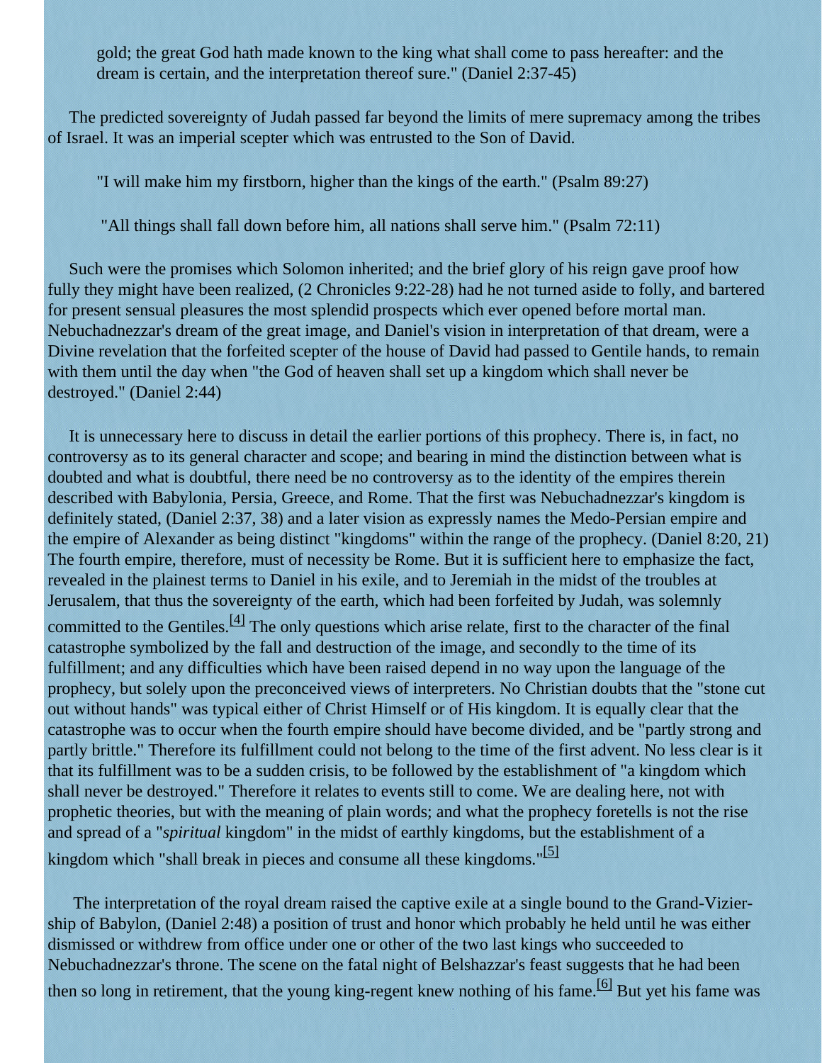> gold; the great God hath made known to the king what shall come to pass hereafter: and the dream is certain, and the interpretation thereof sure." (Daniel 2:37-45)

The predicted sovereignty of Judah passed far beyond the limits of mere supremacy among the tribes of Israel. It was an imperial scepter which was entrusted to the Son of David.

> "I will make him my firstborn, higher than the kings of the earth." (Psalm 89:27)

> "All things shall fall down before him, all nations shall serve him." (Psalm 72:11)

Such were the promises which Solomon inherited; and the brief glory of his reign gave proof how fully they might have been realized, (2 Chronicles 9:22-28) had he not turned aside to folly, and bartered for present sensual pleasures the most splendid prospects which ever opened before mortal man. Nebuchadnezzar's dream of the great image, and Daniel's vision in interpretation of that dream, were a Divine revelation that the forfeited scepter of the house of David had passed to Gentile hands, to remain with them until the day when "the God of heaven shall set up a kingdom which shall never be destroyed." (Daniel 2:44)

It is unnecessary here to discuss in detail the earlier portions of this prophecy. There is, in fact, no controversy as to its general character and scope; and bearing in mind the distinction between what is doubted and what is doubtful, there need be no controversy as to the identity of the empires therein described with Babylonia, Persia, Greece, and Rome. That the first was Nebuchadnezzar's kingdom is definitely stated, (Daniel 2:37, 38) and a later vision as expressly names the Medo-Persian empire and the empire of Alexander as being distinct "kingdoms" within the range of the prophecy. (Daniel 8:20, 21) The fourth empire, therefore, must of necessity be Rome. But it is sufficient here to emphasize the fact, revealed in the plainest terms to Daniel in his exile, and to Jeremiah in the midst of the troubles at Jerusalem, that thus the sovereignty of the earth, which had been forfeited by Judah, was solemnly committed to the Gentiles.[4] The only questions which arise relate, first to the character of the final catastrophe symbolized by the fall and destruction of the image, and secondly to the time of its fulfillment; and any difficulties which have been raised depend in no way upon the language of the prophecy, but solely upon the preconceived views of interpreters. No Christian doubts that the "stone cut out without hands" was typical either of Christ Himself or of His kingdom. It is equally clear that the catastrophe was to occur when the fourth empire should have become divided, and be "partly strong and partly brittle." Therefore its fulfillment could not belong to the time of the first advent. No less clear is it that its fulfillment was to be a sudden crisis, to be followed by the establishment of "a kingdom which shall never be destroyed." Therefore it relates to events still to come. We are dealing here, not with prophetic theories, but with the meaning of plain words; and what the prophecy foretells is not the rise and spread of a "*spiritual* kingdom" in the midst of earthly kingdoms, but the establishment of a kingdom which "shall break in pieces and consume all these kingdoms."[5]

The interpretation of the royal dream raised the captive exile at a single bound to the Grand-Viziership of Babylon, (Daniel 2:48) a position of trust and honor which probably he held until he was either dismissed or withdrew from office under one or other of the two last kings who succeeded to Nebuchadnezzar's throne. The scene on the fatal night of Belshazzar's feast suggests that he had been then so long in retirement, that the young king-regent knew nothing of his fame.[6] But yet his fame was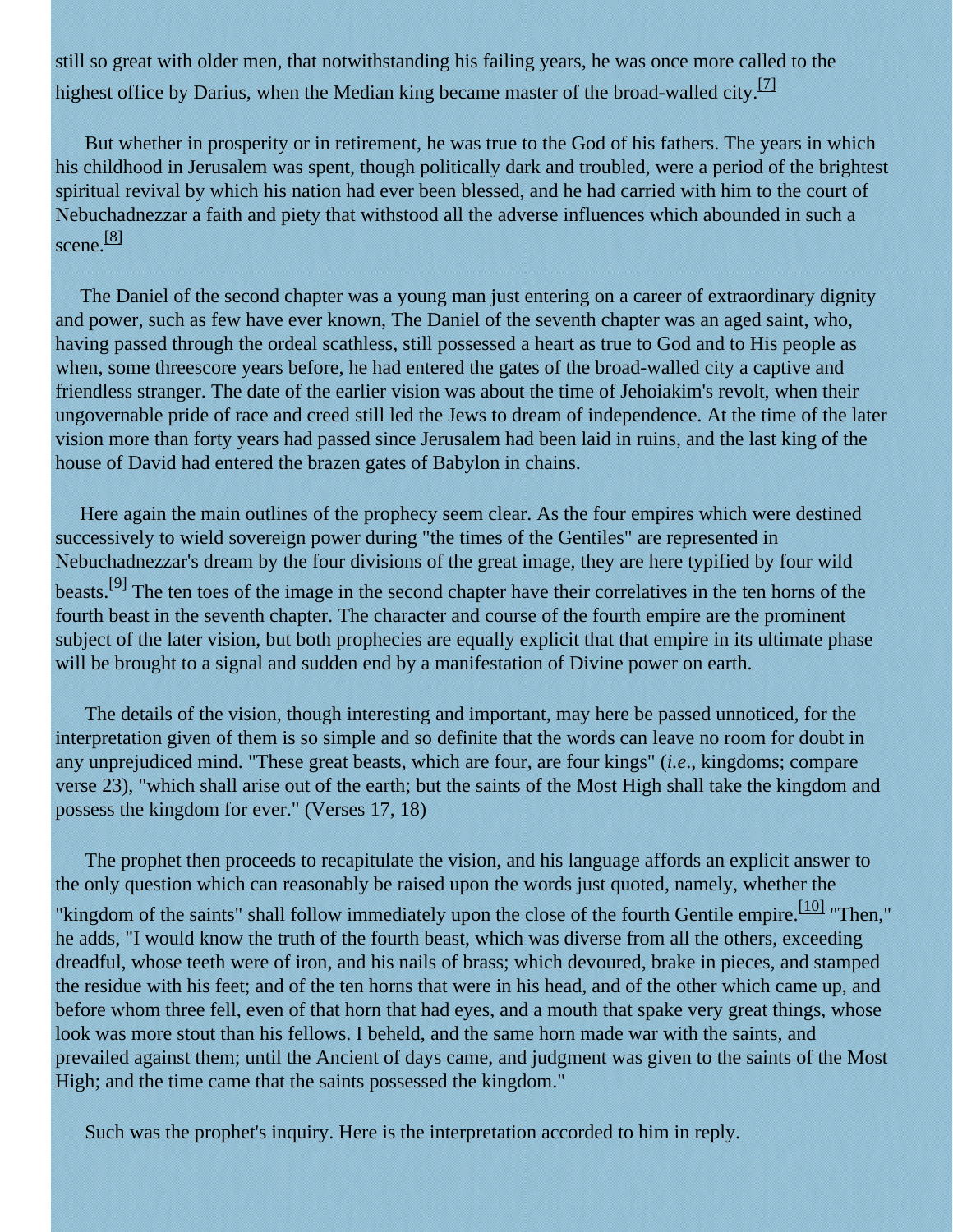still so great with older men, that notwithstanding his failing years, he was once more called to the highest office by Darius, when the Median king became master of the broad-walled city.[7]

But whether in prosperity or in retirement, he was true to the God of his fathers. The years in which his childhood in Jerusalem was spent, though politically dark and troubled, were a period of the brightest spiritual revival by which his nation had ever been blessed, and he had carried with him to the court of Nebuchadnezzar a faith and piety that withstood all the adverse influences which abounded in such a scene.[8]

The Daniel of the second chapter was a young man just entering on a career of extraordinary dignity and power, such as few have ever known, The Daniel of the seventh chapter was an aged saint, who, having passed through the ordeal scathless, still possessed a heart as true to God and to His people as when, some threescore years before, he had entered the gates of the broad-walled city a captive and friendless stranger. The date of the earlier vision was about the time of Jehoiakim's revolt, when their ungovernable pride of race and creed still led the Jews to dream of independence. At the time of the later vision more than forty years had passed since Jerusalem had been laid in ruins, and the last king of the house of David had entered the brazen gates of Babylon in chains.

Here again the main outlines of the prophecy seem clear. As the four empires which were destined successively to wield sovereign power during "the times of the Gentiles" are represented in Nebuchadnezzar's dream by the four divisions of the great image, they are here typified by four wild beasts.[9] The ten toes of the image in the second chapter have their correlatives in the ten horns of the fourth beast in the seventh chapter. The character and course of the fourth empire are the prominent subject of the later vision, but both prophecies are equally explicit that that empire in its ultimate phase will be brought to a signal and sudden end by a manifestation of Divine power on earth.

The details of the vision, though interesting and important, may here be passed unnoticed, for the interpretation given of them is so simple and so definite that the words can leave no room for doubt in any unprejudiced mind. "These great beasts, which are four, are four kings" (*i.e*., kingdoms; compare verse 23), "which shall arise out of the earth; but the saints of the Most High shall take the kingdom and possess the kingdom for ever." (Verses 17, 18)

The prophet then proceeds to recapitulate the vision, and his language affords an explicit answer to the only question which can reasonably be raised upon the words just quoted, namely, whether the "kingdom of the saints" shall follow immediately upon the close of the fourth Gentile empire.[10] "Then," he adds, "I would know the truth of the fourth beast, which was diverse from all the others, exceeding dreadful, whose teeth were of iron, and his nails of brass; which devoured, brake in pieces, and stamped the residue with his feet; and of the ten horns that were in his head, and of the other which came up, and before whom three fell, even of that horn that had eyes, and a mouth that spake very great things, whose look was more stout than his fellows. I beheld, and the same horn made war with the saints, and prevailed against them; until the Ancient of days came, and judgment was given to the saints of the Most High; and the time came that the saints possessed the kingdom."

Such was the prophet's inquiry. Here is the interpretation accorded to him in reply.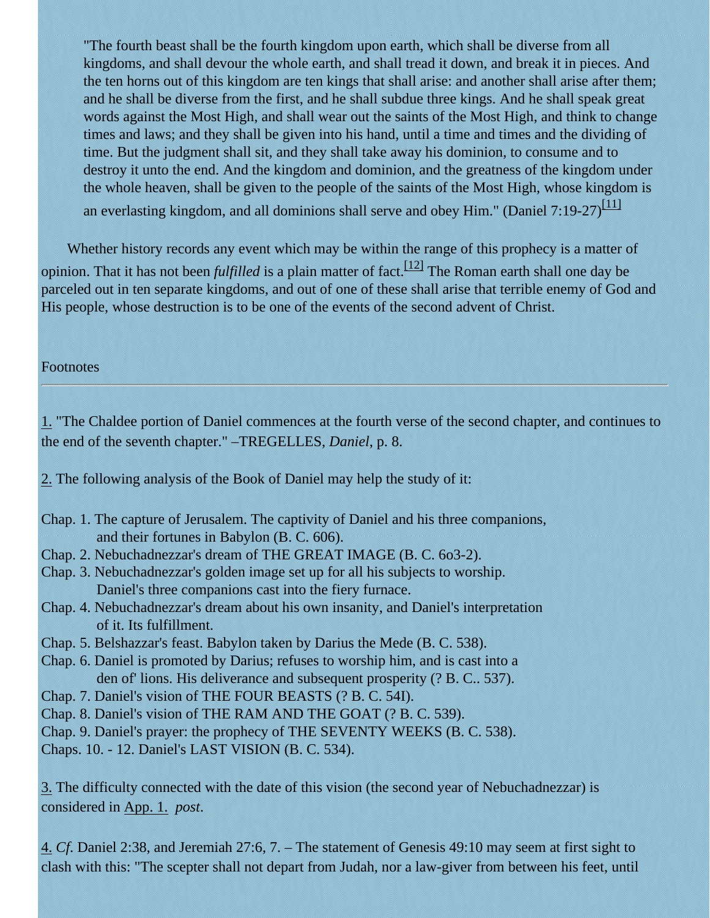> "The fourth beast shall be the fourth kingdom upon earth, which shall be diverse from all kingdoms, and shall devour the whole earth, and shall tread it down, and break it in pieces. And the ten horns out of this kingdom are ten kings that shall arise: and another shall arise after them; and he shall be diverse from the first, and he shall subdue three kings. And he shall speak great words against the Most High, and shall wear out the saints of the Most High, and think to change times and laws; and they shall be given into his hand, until a time and times and the dividing of time. But the judgment shall sit, and they shall take away his dominion, to consume and to destroy it unto the end. And the kingdom and dominion, and the greatness of the kingdom under the whole heaven, shall be given to the people of the saints of the Most High, whose kingdom is an everlasting kingdom, and all dominions shall serve and obey Him." (Daniel 7:19-27)[11]

Whether history records any event which may be within the range of this prophecy is a matter of opinion. That it has not been *fulfilled* is a plain matter of fact.[12] The Roman earth shall one day be parceled out in ten separate kingdoms, and out of one of these shall arise that terrible enemy of God and His people, whose destruction is to be one of the events of the second advent of Christ.

Footnotes

---

1. "The Chaldee portion of Daniel commences at the fourth verse of the second chapter, and continues to the end of the seventh chapter." –TREGELLES, *Daniel*, p. 8.

2. The following analysis of the Book of Daniel may help the study of it:

Chap. 1. The capture of Jerusalem. The captivity of Daniel and his three companions, and their fortunes in Babylon (B. C. 606).
Chap. 2. Nebuchadnezzar's dream of THE GREAT IMAGE (B. C. 6o3-2).
Chap. 3. Nebuchadnezzar's golden image set up for all his subjects to worship. Daniel's three companions cast into the fiery furnace.
Chap. 4. Nebuchadnezzar's dream about his own insanity, and Daniel's interpretation of it. Its fulfillment.
Chap. 5. Belshazzar's feast. Babylon taken by Darius the Mede (B. C. 538).
Chap. 6. Daniel is promoted by Darius; refuses to worship him, and is cast into a den of' lions. His deliverance and subsequent prosperity (? B. C.. 537).
Chap. 7. Daniel's vision of THE FOUR BEASTS (? B. C. 54I).
Chap. 8. Daniel's vision of THE RAM AND THE GOAT (? B. C. 539).
Chap. 9. Daniel's prayer: the prophecy of THE SEVENTY WEEKS (B. C. 538).
Chaps. 10. - 12. Daniel's LAST VISION (B. C. 534).

3. The difficulty connected with the date of this vision (the second year of Nebuchadnezzar) is considered in App. 1. *post*.

4. *Cf.* Daniel 2:38, and Jeremiah 27:6, 7. – The statement of Genesis 49:10 may seem at first sight to clash with this: "The scepter shall not depart from Judah, nor a law-giver from between his feet, until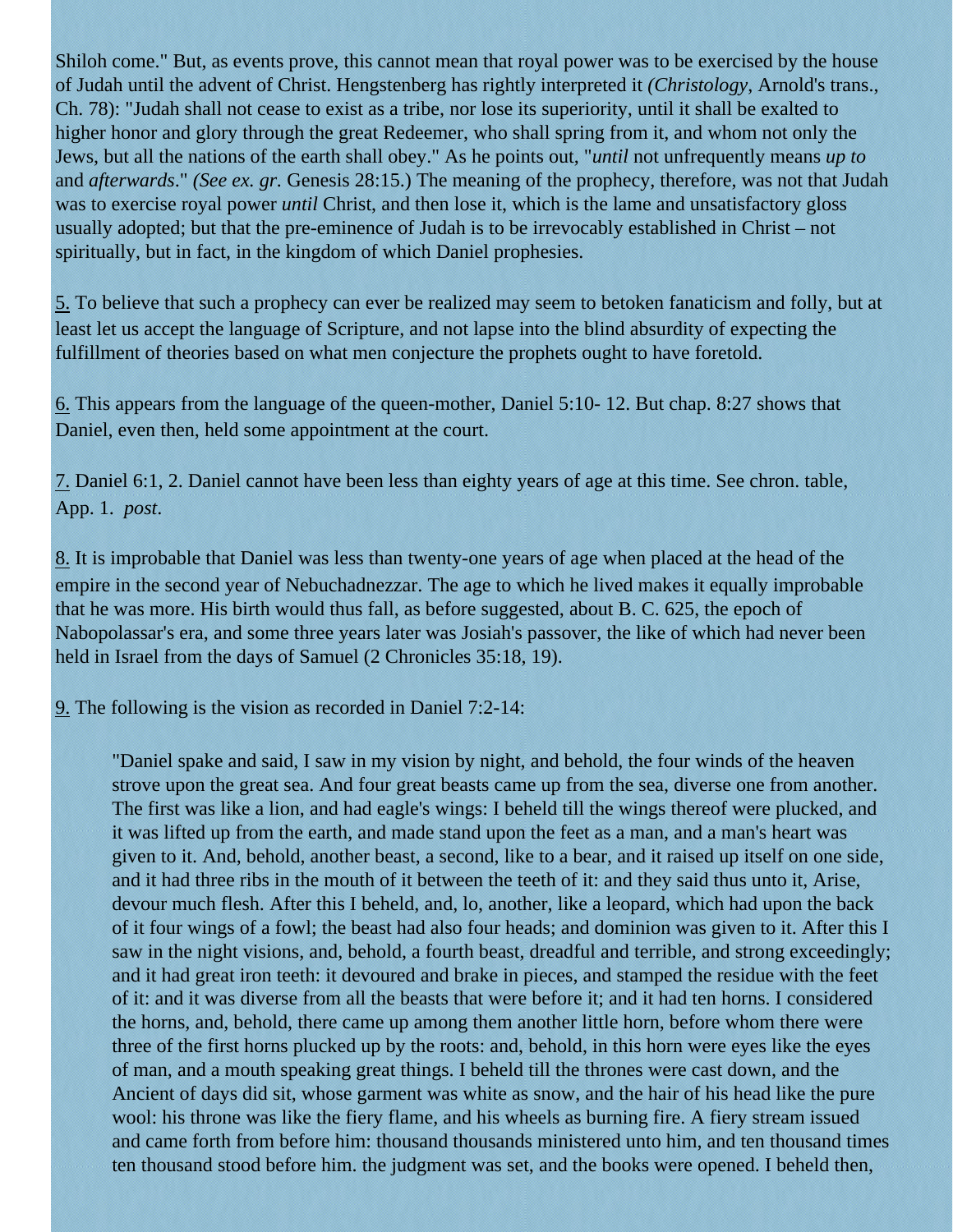Shiloh come." But, as events prove, this cannot mean that royal power was to be exercised by the house of Judah until the advent of Christ. Hengstenberg has rightly interpreted it *(Christology,* Arnold's trans., Ch. 78): "Judah shall not cease to exist as a tribe, nor lose its superiority, until it shall be exalted to higher honor and glory through the great Redeemer, who shall spring from it, and whom not only the Jews, but all the nations of the earth shall obey." As he points out, "*until* not unfrequently means *up to* and *afterwards*." *(See ex. gr.* Genesis 28:15.) The meaning of the prophecy, therefore, was not that Judah was to exercise royal power *until* Christ, and then lose it, which is the lame and unsatisfactory gloss usually adopted; but that the pre-eminence of Judah is to be irrevocably established in Christ – not spiritually, but in fact, in the kingdom of which Daniel prophesies.

5. To believe that such a prophecy can ever be realized may seem to betoken fanaticism and folly, but at least let us accept the language of Scripture, and not lapse into the blind absurdity of expecting the fulfillment of theories based on what men conjecture the prophets ought to have foretold.

6. This appears from the language of the queen-mother, Daniel 5:10- 12. But chap. 8:27 shows that Daniel, even then, held some appointment at the court.

7. Daniel 6:1, 2. Daniel cannot have been less than eighty years of age at this time. See chron. table, App. 1. *post*.

8. It is improbable that Daniel was less than twenty-one years of age when placed at the head of the empire in the second year of Nebuchadnezzar. The age to which he lived makes it equally improbable that he was more. His birth would thus fall, as before suggested, about B. C. 625, the epoch of Nabopolassar's era, and some three years later was Josiah's passover, the like of which had never been held in Israel from the days of Samuel (2 Chronicles 35:18, 19).

9. The following is the vision as recorded in Daniel 7:2-14:

> "Daniel spake and said, I saw in my vision by night, and behold, the four winds of the heaven strove upon the great sea. And four great beasts came up from the sea, diverse one from another. The first was like a lion, and had eagle's wings: I beheld till the wings thereof were plucked, and it was lifted up from the earth, and made stand upon the feet as a man, and a man's heart was given to it. And, behold, another beast, a second, like to a bear, and it raised up itself on one side, and it had three ribs in the mouth of it between the teeth of it: and they said thus unto it, Arise, devour much flesh. After this I beheld, and, lo, another, like a leopard, which had upon the back of it four wings of a fowl; the beast had also four heads; and dominion was given to it. After this I saw in the night visions, and, behold, a fourth beast, dreadful and terrible, and strong exceedingly; and it had great iron teeth: it devoured and brake in pieces, and stamped the residue with the feet of it: and it was diverse from all the beasts that were before it; and it had ten horns. I considered the horns, and, behold, there came up among them another little horn, before whom there were three of the first horns plucked up by the roots: and, behold, in this horn were eyes like the eyes of man, and a mouth speaking great things. I beheld till the thrones were cast down, and the Ancient of days did sit, whose garment was white as snow, and the hair of his head like the pure wool: his throne was like the fiery flame, and his wheels as burning fire. A fiery stream issued and came forth from before him: thousand thousands ministered unto him, and ten thousand times ten thousand stood before him. the judgment was set, and the books were opened. I beheld then,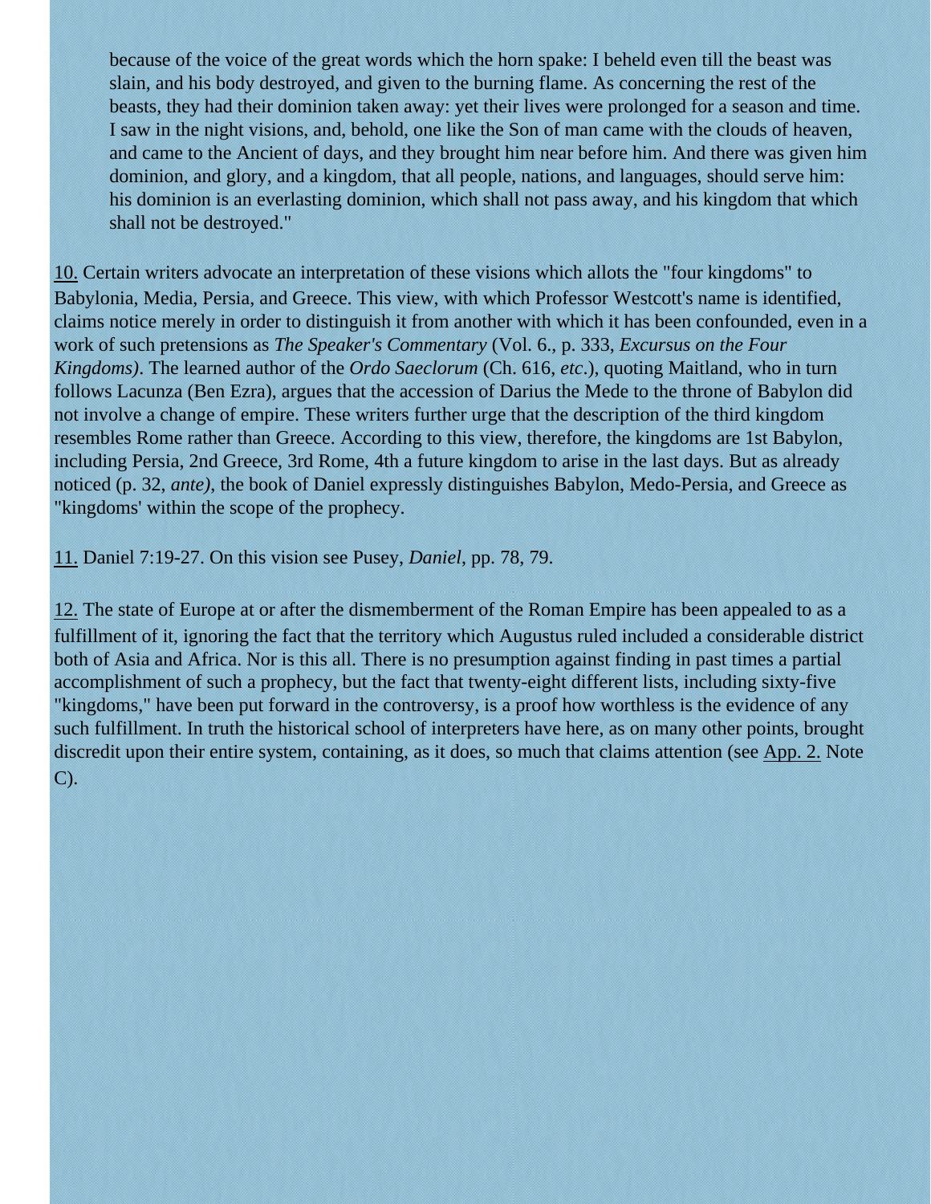> because of the voice of the great words which the horn spake: I beheld even till the beast was slain, and his body destroyed, and given to the burning flame. As concerning the rest of the beasts, they had their dominion taken away: yet their lives were prolonged for a season and time. I saw in the night visions, and, behold, one like the Son of man came with the clouds of heaven, and came to the Ancient of days, and they brought him near before him. And there was given him dominion, and glory, and a kingdom, that all people, nations, and languages, should serve him: his dominion is an everlasting dominion, which shall not pass away, and his kingdom that which shall not be destroyed."

10. Certain writers advocate an interpretation of these visions which allots the "four kingdoms" to Babylonia, Media, Persia, and Greece. This view, with which Professor Westcott's name is identified, claims notice merely in order to distinguish it from another with which it has been confounded, even in a work of such pretensions as *The Speaker's Commentary* (Vol. 6., p. 333, *Excursus on the Four Kingdoms)*. The learned author of the *Ordo Saeclorum* (Ch. 616, *etc*.), quoting Maitland, who in turn follows Lacunza (Ben Ezra), argues that the accession of Darius the Mede to the throne of Babylon did not involve a change of empire. These writers further urge that the description of the third kingdom resembles Rome rather than Greece. According to this view, therefore, the kingdoms are 1st Babylon, including Persia, 2nd Greece, 3rd Rome, 4th a future kingdom to arise in the last days. But as already noticed (p. 32, *ante)*, the book of Daniel expressly distinguishes Babylon, Medo-Persia, and Greece as "kingdoms' within the scope of the prophecy.

11. Daniel 7:19-27. On this vision see Pusey, *Daniel*, pp. 78, 79.

12. The state of Europe at or after the dismemberment of the Roman Empire has been appealed to as a fulfillment of it, ignoring the fact that the territory which Augustus ruled included a considerable district both of Asia and Africa. Nor is this all. There is no presumption against finding in past times a partial accomplishment of such a prophecy, but the fact that twenty-eight different lists, including sixty-five "kingdoms," have been put forward in the controversy, is a proof how worthless is the evidence of any such fulfillment. In truth the historical school of interpreters have here, as on many other points, brought discredit upon their entire system, containing, as it does, so much that claims attention (see App. 2. Note C).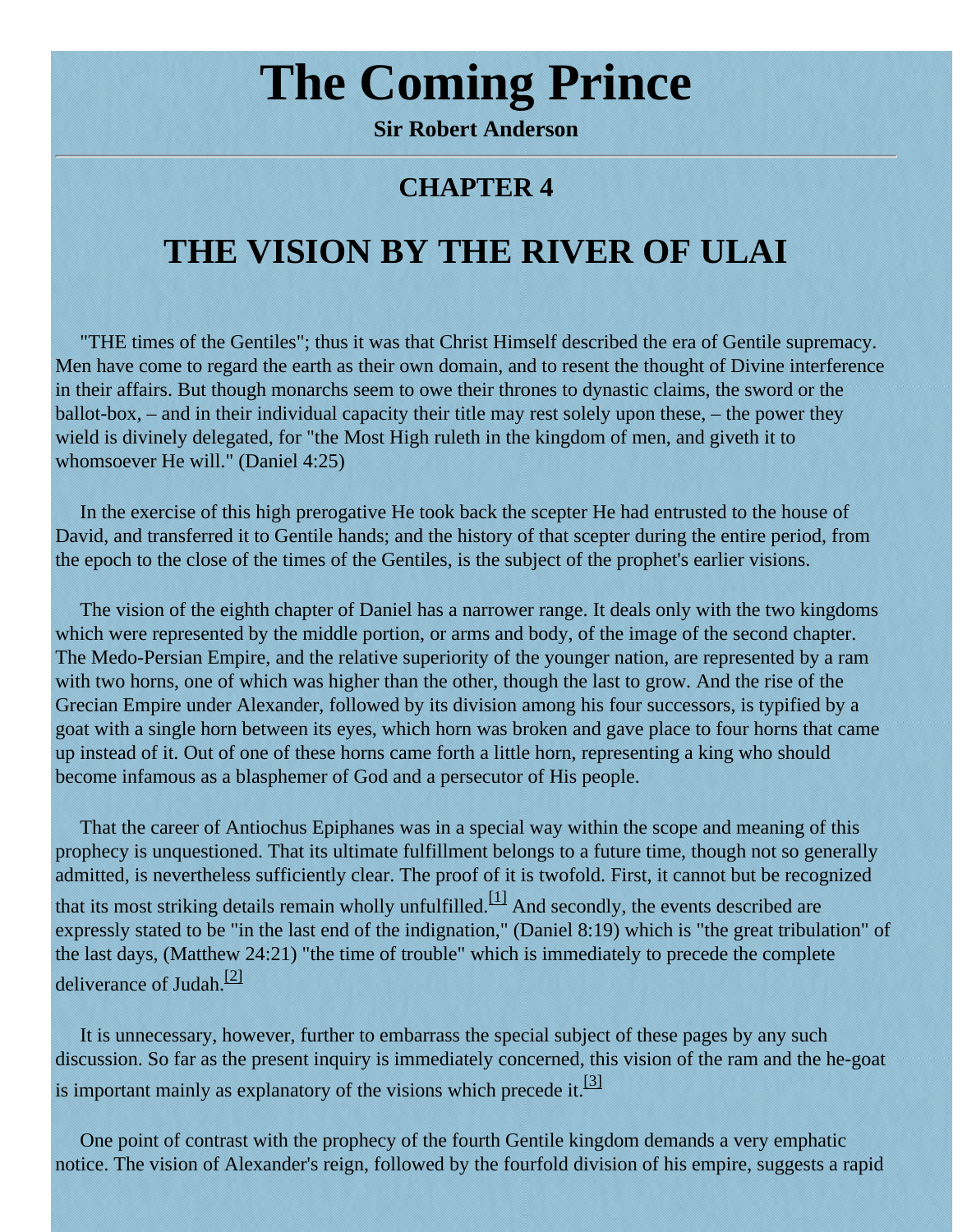# The Coming Prince

**Sir Robert Anderson**

---

## CHAPTER 4

# THE VISION BY THE RIVER OF ULAI

"THE times of the Gentiles"; thus it was that Christ Himself described the era of Gentile supremacy. Men have come to regard the earth as their own domain, and to resent the thought of Divine interference in their affairs. But though monarchs seem to owe their thrones to dynastic claims, the sword or the ballot-box, – and in their individual capacity their title may rest solely upon these, – the power they wield is divinely delegated, for "the Most High ruleth in the kingdom of men, and giveth it to whomsoever He will." (Daniel 4:25)

In the exercise of this high prerogative He took back the scepter He had entrusted to the house of David, and transferred it to Gentile hands; and the history of that scepter during the entire period, from the epoch to the close of the times of the Gentiles, is the subject of the prophet's earlier visions.

The vision of the eighth chapter of Daniel has a narrower range. It deals only with the two kingdoms which were represented by the middle portion, or arms and body, of the image of the second chapter. The Medo-Persian Empire, and the relative superiority of the younger nation, are represented by a ram with two horns, one of which was higher than the other, though the last to grow. And the rise of the Grecian Empire under Alexander, followed by its division among his four successors, is typified by a goat with a single horn between its eyes, which horn was broken and gave place to four horns that came up instead of it. Out of one of these horns came forth a little horn, representing a king who should become infamous as a blasphemer of God and a persecutor of His people.

That the career of Antiochus Epiphanes was in a special way within the scope and meaning of this prophecy is unquestioned. That its ultimate fulfillment belongs to a future time, though not so generally admitted, is nevertheless sufficiently clear. The proof of it is twofold. First, it cannot but be recognized that its most striking details remain wholly unfulfilled.[1] And secondly, the events described are expressly stated to be "in the last end of the indignation," (Daniel 8:19) which is "the great tribulation" of the last days, (Matthew 24:21) "the time of trouble" which is immediately to precede the complete deliverance of Judah.[2]

It is unnecessary, however, further to embarrass the special subject of these pages by any such discussion. So far as the present inquiry is immediately concerned, this vision of the ram and the he-goat is important mainly as explanatory of the visions which precede it.[3]

One point of contrast with the prophecy of the fourth Gentile kingdom demands a very emphatic notice. The vision of Alexander's reign, followed by the fourfold division of his empire, suggests a rapid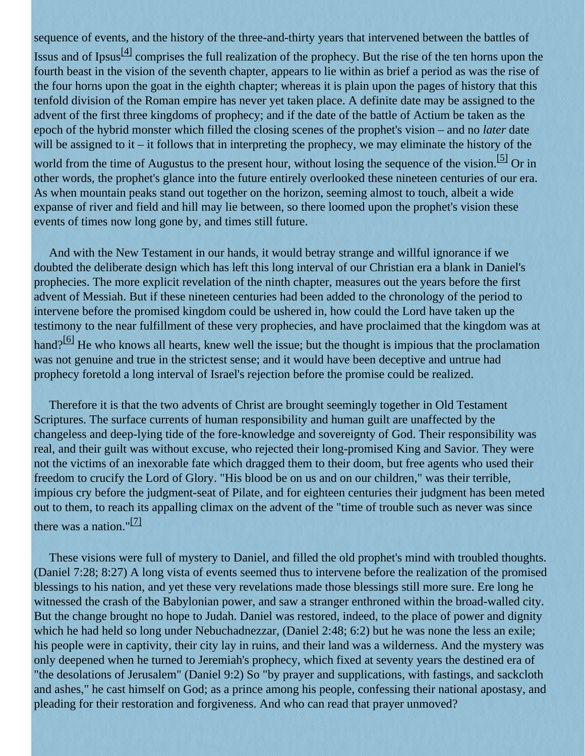sequence of events, and the history of the three-and-thirty years that intervened between the battles of Issus and of Ipsus[4] comprises the full realization of the prophecy. But the rise of the ten horns upon the fourth beast in the vision of the seventh chapter, appears to lie within as brief a period as was the rise of the four horns upon the goat in the eighth chapter; whereas it is plain upon the pages of history that this tenfold division of the Roman empire has never yet taken place. A definite date may be assigned to the advent of the first three kingdoms of prophecy; and if the date of the battle of Actium be taken as the epoch of the hybrid monster which filled the closing scenes of the prophet's vision – and no *later* date will be assigned to it – it follows that in interpreting the prophecy, we may eliminate the history of the world from the time of Augustus to the present hour, without losing the sequence of the vision.[5] Or in other words, the prophet's glance into the future entirely overlooked these nineteen centuries of our era. As when mountain peaks stand out together on the horizon, seeming almost to touch, albeit a wide expanse of river and field and hill may lie between, so there loomed upon the prophet's vision these events of times now long gone by, and times still future.

And with the New Testament in our hands, it would betray strange and willful ignorance if we doubted the deliberate design which has left this long interval of our Christian era a blank in Daniel's prophecies. The more explicit revelation of the ninth chapter, measures out the years before the first advent of Messiah. But if these nineteen centuries had been added to the chronology of the period to intervene before the promised kingdom could be ushered in, how could the Lord have taken up the testimony to the near fulfillment of these very prophecies, and have proclaimed that the kingdom was at hand?[6] He who knows all hearts, knew well the issue; but the thought is impious that the proclamation was not genuine and true in the strictest sense; and it would have been deceptive and untrue had prophecy foretold a long interval of Israel's rejection before the promise could be realized.

Therefore it is that the two advents of Christ are brought seemingly together in Old Testament Scriptures. The surface currents of human responsibility and human guilt are unaffected by the changeless and deep-lying tide of the fore-knowledge and sovereignty of God. Their responsibility was real, and their guilt was without excuse, who rejected their long-promised King and Savior. They were not the victims of an inexorable fate which dragged them to their doom, but free agents who used their freedom to crucify the Lord of Glory. "His blood be on us and on our children," was their terrible, impious cry before the judgment-seat of Pilate, and for eighteen centuries their judgment has been meted out to them, to reach its appalling climax on the advent of the "time of trouble such as never was since there was a nation."[7]

These visions were full of mystery to Daniel, and filled the old prophet's mind with troubled thoughts. (Daniel 7:28; 8:27) A long vista of events seemed thus to intervene before the realization of the promised blessings to his nation, and yet these very revelations made those blessings still more sure. Ere long he witnessed the crash of the Babylonian power, and saw a stranger enthroned within the broad-walled city. But the change brought no hope to Judah. Daniel was restored, indeed, to the place of power and dignity which he had held so long under Nebuchadnezzar, (Daniel 2:48; 6:2) but he was none the less an exile; his people were in captivity, their city lay in ruins, and their land was a wilderness. And the mystery was only deepened when he turned to Jeremiah's prophecy, which fixed at seventy years the destined era of "the desolations of Jerusalem" (Daniel 9:2) So "by prayer and supplications, with fastings, and sackcloth and ashes," he cast himself on God; as a prince among his people, confessing their national apostasy, and pleading for their restoration and forgiveness. And who can read that prayer unmoved?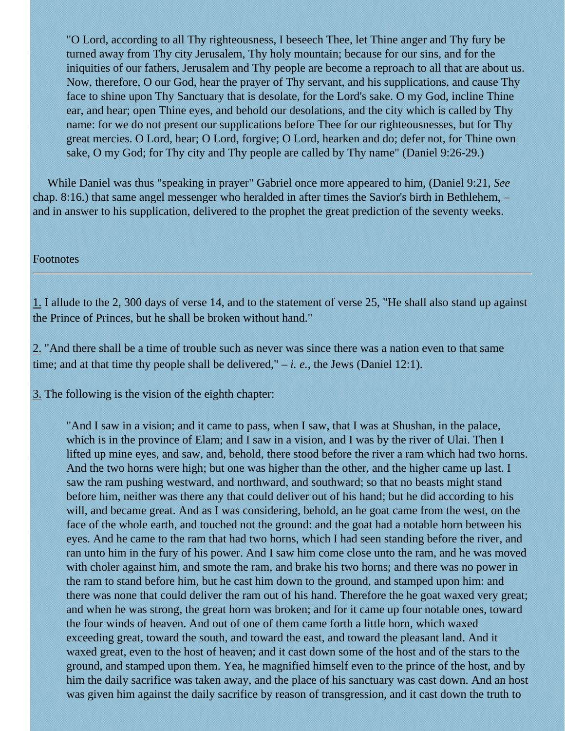> "O Lord, according to all Thy righteousness, I beseech Thee, let Thine anger and Thy fury be turned away from Thy city Jerusalem, Thy holy mountain; because for our sins, and for the iniquities of our fathers, Jerusalem and Thy people are become a reproach to all that are about us. Now, therefore, O our God, hear the prayer of Thy servant, and his supplications, and cause Thy face to shine upon Thy Sanctuary that is desolate, for the Lord's sake. O my God, incline Thine ear, and hear; open Thine eyes, and behold our desolations, and the city which is called by Thy name: for we do not present our supplications before Thee for our righteousnesses, but for Thy great mercies. O Lord, hear; O Lord, forgive; O Lord, hearken and do; defer not, for Thine own sake, O my God; for Thy city and Thy people are called by Thy name" (Daniel 9:26-29.)

While Daniel was thus "speaking in prayer" Gabriel once more appeared to him, (Daniel 9:21, *See* chap. 8:16.) that same angel messenger who heralded in after times the Savior's birth in Bethlehem, – and in answer to his supplication, delivered to the prophet the great prediction of the seventy weeks.

Footnotes

---

1. I allude to the 2, 300 days of verse 14, and to the statement of verse 25, "He shall also stand up against the Prince of Princes, but he shall be broken without hand."

2. "And there shall be a time of trouble such as never was since there was a nation even to that same time; and at that time thy people shall be delivered," – *i. e.,* the Jews (Daniel 12:1).

3. The following is the vision of the eighth chapter:

> "And I saw in a vision; and it came to pass, when I saw, that I was at Shushan, in the palace, which is in the province of Elam; and I saw in a vision, and I was by the river of Ulai. Then I lifted up mine eyes, and saw, and, behold, there stood before the river a ram which had two horns. And the two horns were high; but one was higher than the other, and the higher came up last. I saw the ram pushing westward, and northward, and southward; so that no beasts might stand before him, neither was there any that could deliver out of his hand; but he did according to his will, and became great. And as I was considering, behold, an he goat came from the west, on the face of the whole earth, and touched not the ground: and the goat had a notable horn between his eyes. And he came to the ram that had two horns, which I had seen standing before the river, and ran unto him in the fury of his power. And I saw him come close unto the ram, and he was moved with choler against him, and smote the ram, and brake his two horns; and there was no power in the ram to stand before him, but he cast him down to the ground, and stamped upon him: and there was none that could deliver the ram out of his hand. Therefore the he goat waxed very great; and when he was strong, the great horn was broken; and for it came up four notable ones, toward the four winds of heaven. And out of one of them came forth a little horn, which waxed exceeding great, toward the south, and toward the east, and toward the pleasant land. And it waxed great, even to the host of heaven; and it cast down some of the host and of the stars to the ground, and stamped upon them. Yea, he magnified himself even to the prince of the host, and by him the daily sacrifice was taken away, and the place of his sanctuary was cast down. And an host was given him against the daily sacrifice by reason of transgression, and it cast down the truth to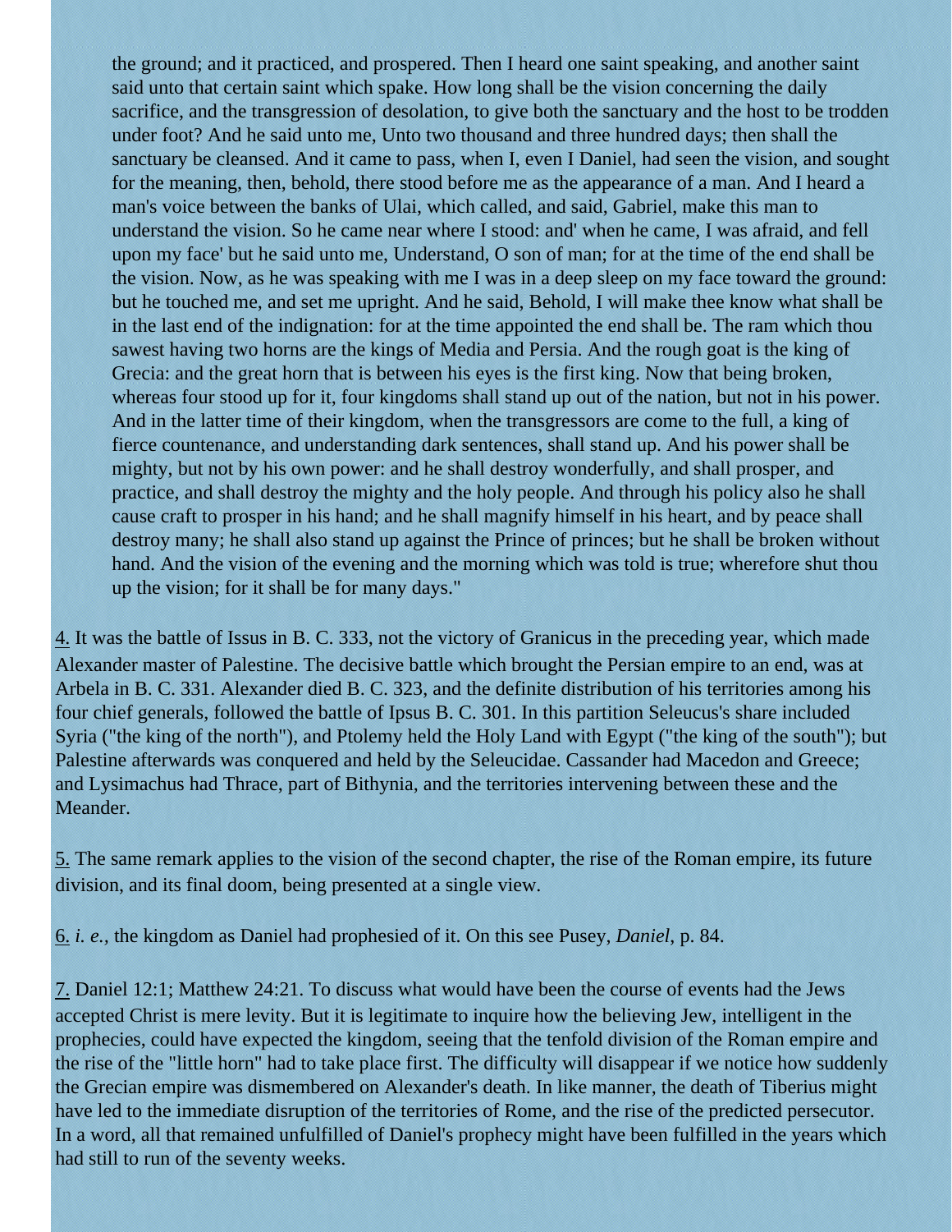> the ground; and it practiced, and prospered. Then I heard one saint speaking, and another saint said unto that certain saint which spake. How long shall be the vision concerning the daily sacrifice, and the transgression of desolation, to give both the sanctuary and the host to be trodden under foot? And he said unto me, Unto two thousand and three hundred days; then shall the sanctuary be cleansed. And it came to pass, when I, even I Daniel, had seen the vision, and sought for the meaning, then, behold, there stood before me as the appearance of a man. And I heard a man's voice between the banks of Ulai, which called, and said, Gabriel, make this man to understand the vision. So he came near where I stood: and' when he came, I was afraid, and fell upon my face' but he said unto me, Understand, O son of man; for at the time of the end shall be the vision. Now, as he was speaking with me I was in a deep sleep on my face toward the ground: but he touched me, and set me upright. And he said, Behold, I will make thee know what shall be in the last end of the indignation: for at the time appointed the end shall be. The ram which thou sawest having two horns are the kings of Media and Persia. And the rough goat is the king of Grecia: and the great horn that is between his eyes is the first king. Now that being broken, whereas four stood up for it, four kingdoms shall stand up out of the nation, but not in his power. And in the latter time of their kingdom, when the transgressors are come to the full, a king of fierce countenance, and understanding dark sentences, shall stand up. And his power shall be mighty, but not by his own power: and he shall destroy wonderfully, and shall prosper, and practice, and shall destroy the mighty and the holy people. And through his policy also he shall cause craft to prosper in his hand; and he shall magnify himself in his heart, and by peace shall destroy many; he shall also stand up against the Prince of princes; but he shall be broken without hand. And the vision of the evening and the morning which was told is true; wherefore shut thou up the vision; for it shall be for many days."

4. It was the battle of Issus in B. C. 333, not the victory of Granicus in the preceding year, which made Alexander master of Palestine. The decisive battle which brought the Persian empire to an end, was at Arbela in B. C. 331. Alexander died B. C. 323, and the definite distribution of his territories among his four chief generals, followed the battle of Ipsus B. C. 301. In this partition Seleucus's share included Syria ("the king of the north"), and Ptolemy held the Holy Land with Egypt ("the king of the south"); but Palestine afterwards was conquered and held by the Seleucidae. Cassander had Macedon and Greece; and Lysimachus had Thrace, part of Bithynia, and the territories intervening between these and the Meander.

5. The same remark applies to the vision of the second chapter, the rise of the Roman empire, its future division, and its final doom, being presented at a single view.

6. *i. e.*, the kingdom as Daniel had prophesied of it. On this see Pusey, *Daniel*, p. 84.

7. Daniel 12:1; Matthew 24:21. To discuss what would have been the course of events had the Jews accepted Christ is mere levity. But it is legitimate to inquire how the believing Jew, intelligent in the prophecies, could have expected the kingdom, seeing that the tenfold division of the Roman empire and the rise of the "little horn" had to take place first. The difficulty will disappear if we notice how suddenly the Grecian empire was dismembered on Alexander's death. In like manner, the death of Tiberius might have led to the immediate disruption of the territories of Rome, and the rise of the predicted persecutor. In a word, all that remained unfulfilled of Daniel's prophecy might have been fulfilled in the years which had still to run of the seventy weeks.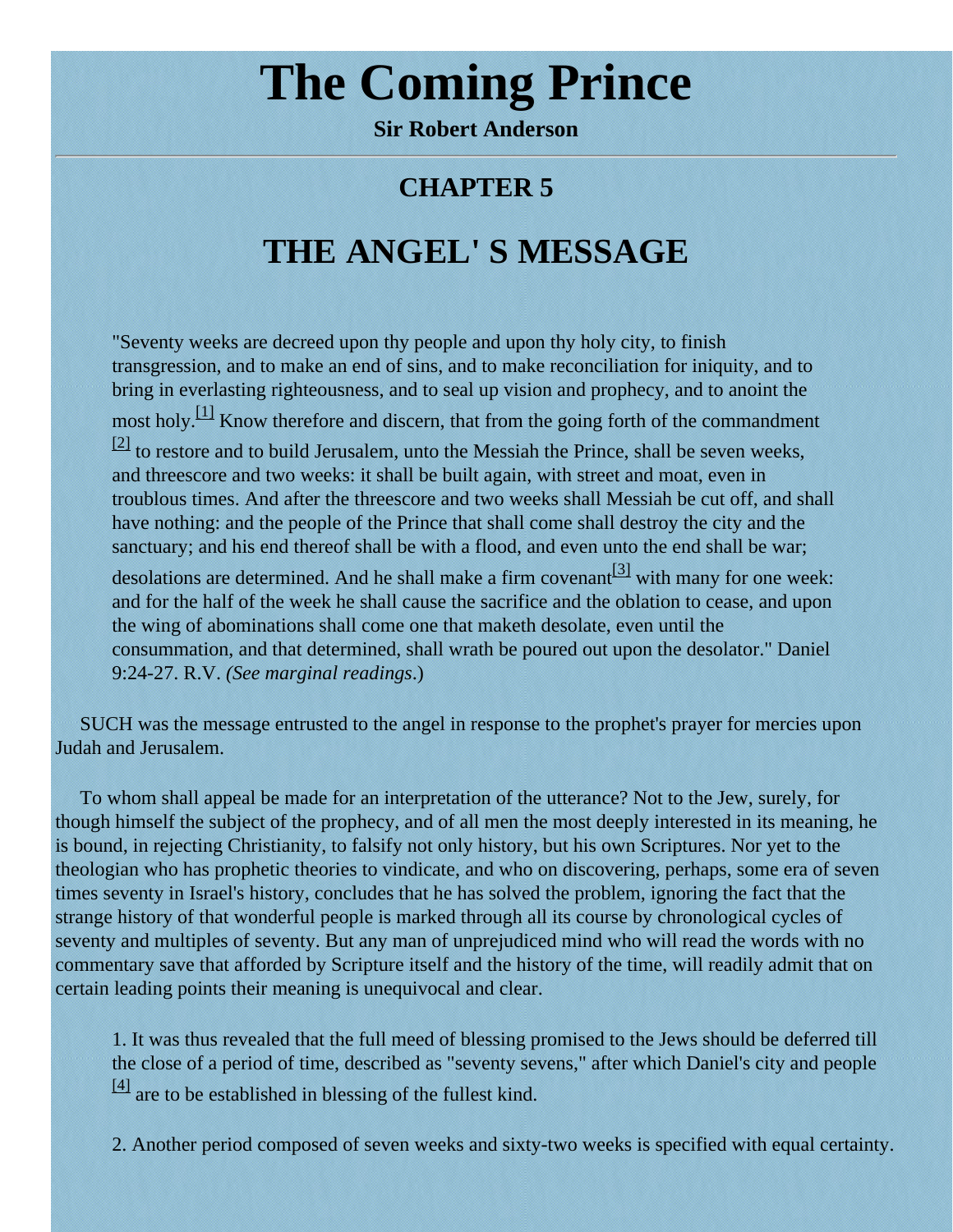# The Coming Prince

**Sir Robert Anderson**

---

## CHAPTER 5

# THE ANGEL' S MESSAGE

> "Seventy weeks are decreed upon thy people and upon thy holy city, to finish transgression, and to make an end of sins, and to make reconciliation for iniquity, and to bring in everlasting righteousness, and to seal up vision and prophecy, and to anoint the most holy.[1] Know therefore and discern, that from the going forth of the commandment [2] to restore and to build Jerusalem, unto the Messiah the Prince, shall be seven weeks, and threescore and two weeks: it shall be built again, with street and moat, even in troublous times. And after the threescore and two weeks shall Messiah be cut off, and shall have nothing: and the people of the Prince that shall come shall destroy the city and the sanctuary; and his end thereof shall be with a flood, and even unto the end shall be war; desolations are determined. And he shall make a firm covenant[3] with many for one week: and for the half of the week he shall cause the sacrifice and the oblation to cease, and upon the wing of abominations shall come one that maketh desolate, even until the consummation, and that determined, shall wrath be poured out upon the desolator." Daniel 9:24-27. R.V. *(See marginal readings*.)

SUCH was the message entrusted to the angel in response to the prophet's prayer for mercies upon Judah and Jerusalem.

To whom shall appeal be made for an interpretation of the utterance? Not to the Jew, surely, for though himself the subject of the prophecy, and of all men the most deeply interested in its meaning, he is bound, in rejecting Christianity, to falsify not only history, but his own Scriptures. Nor yet to the theologian who has prophetic theories to vindicate, and who on discovering, perhaps, some era of seven times seventy in Israel's history, concludes that he has solved the problem, ignoring the fact that the strange history of that wonderful people is marked through all its course by chronological cycles of seventy and multiples of seventy. But any man of unprejudiced mind who will read the words with no commentary save that afforded by Scripture itself and the history of the time, will readily admit that on certain leading points their meaning is unequivocal and clear.

> 1. It was thus revealed that the full meed of blessing promised to the Jews should be deferred till the close of a period of time, described as "seventy sevens," after which Daniel's city and people [4] are to be established in blessing of the fullest kind.
>
> 2. Another period composed of seven weeks and sixty-two weeks is specified with equal certainty.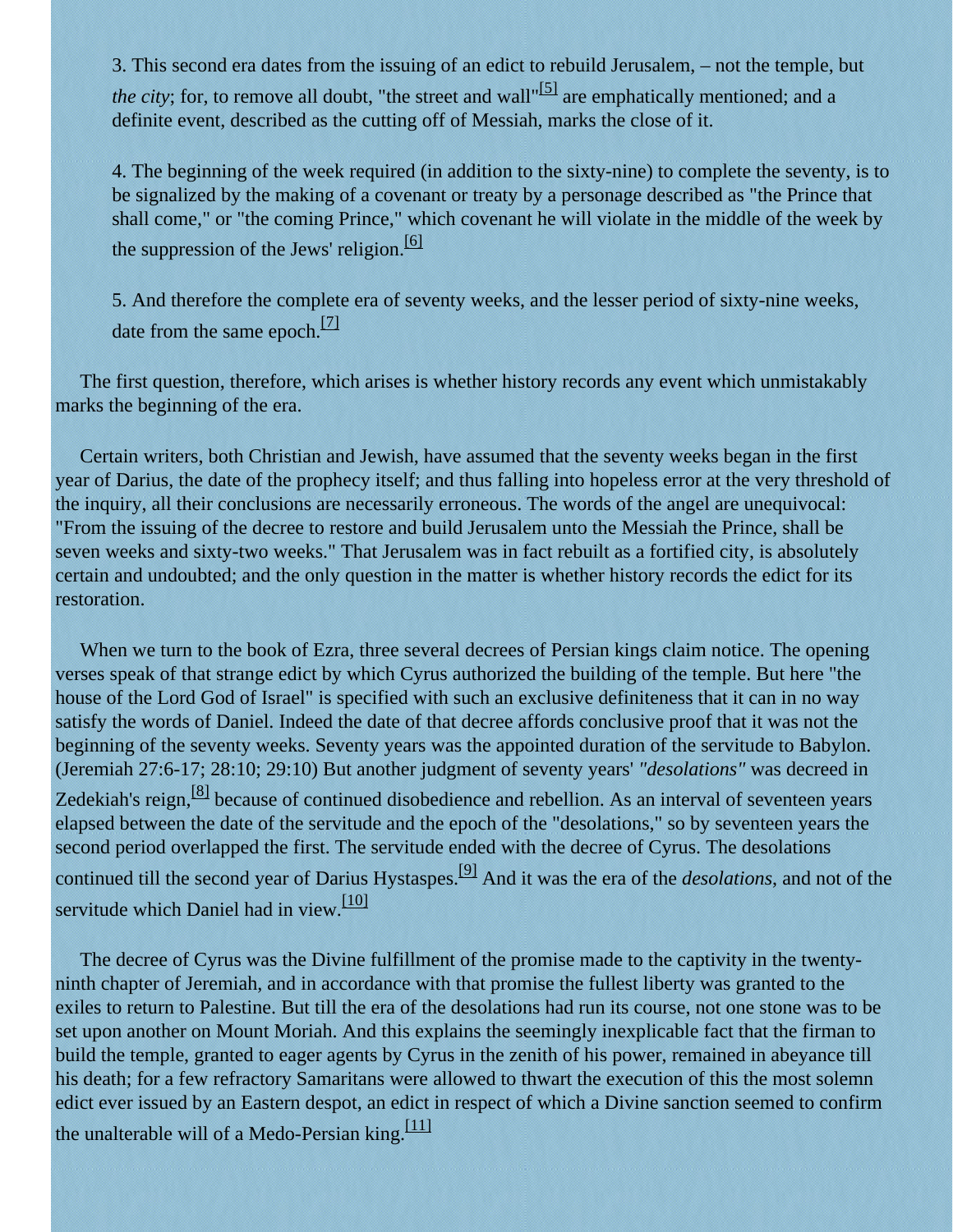3. This second era dates from the issuing of an edict to rebuild Jerusalem, – not the temple, but *the city*; for, to remove all doubt, "the street and wall"[5] are emphatically mentioned; and a definite event, described as the cutting off of Messiah, marks the close of it.

4. The beginning of the week required (in addition to the sixty-nine) to complete the seventy, is to be signalized by the making of a covenant or treaty by a personage described as "the Prince that shall come," or "the coming Prince," which covenant he will violate in the middle of the week by the suppression of the Jews' religion.[6]

5. And therefore the complete era of seventy weeks, and the lesser period of sixty-nine weeks, date from the same epoch.[7]

The first question, therefore, which arises is whether history records any event which unmistakably marks the beginning of the era.

Certain writers, both Christian and Jewish, have assumed that the seventy weeks began in the first year of Darius, the date of the prophecy itself; and thus falling into hopeless error at the very threshold of the inquiry, all their conclusions are necessarily erroneous. The words of the angel are unequivocal: "From the issuing of the decree to restore and build Jerusalem unto the Messiah the Prince, shall be seven weeks and sixty-two weeks." That Jerusalem was in fact rebuilt as a fortified city, is absolutely certain and undoubted; and the only question in the matter is whether history records the edict for its restoration.

When we turn to the book of Ezra, three several decrees of Persian kings claim notice. The opening verses speak of that strange edict by which Cyrus authorized the building of the temple. But here "the house of the Lord God of Israel" is specified with such an exclusive definiteness that it can in no way satisfy the words of Daniel. Indeed the date of that decree affords conclusive proof that it was not the beginning of the seventy weeks. Seventy years was the appointed duration of the servitude to Babylon. (Jeremiah 27:6-17; 28:10; 29:10) But another judgment of seventy years' *"desolations"* was decreed in Zedekiah's reign,[8] because of continued disobedience and rebellion. As an interval of seventeen years elapsed between the date of the servitude and the epoch of the "desolations," so by seventeen years the second period overlapped the first. The servitude ended with the decree of Cyrus. The desolations continued till the second year of Darius Hystaspes.[9] And it was the era of the *desolations*, and not of the servitude which Daniel had in view.[10]

The decree of Cyrus was the Divine fulfillment of the promise made to the captivity in the twenty-ninth chapter of Jeremiah, and in accordance with that promise the fullest liberty was granted to the exiles to return to Palestine. But till the era of the desolations had run its course, not one stone was to be set upon another on Mount Moriah. And this explains the seemingly inexplicable fact that the firman to build the temple, granted to eager agents by Cyrus in the zenith of his power, remained in abeyance till his death; for a few refractory Samaritans were allowed to thwart the execution of this the most solemn edict ever issued by an Eastern despot, an edict in respect of which a Divine sanction seemed to confirm the unalterable will of a Medo-Persian king.[11]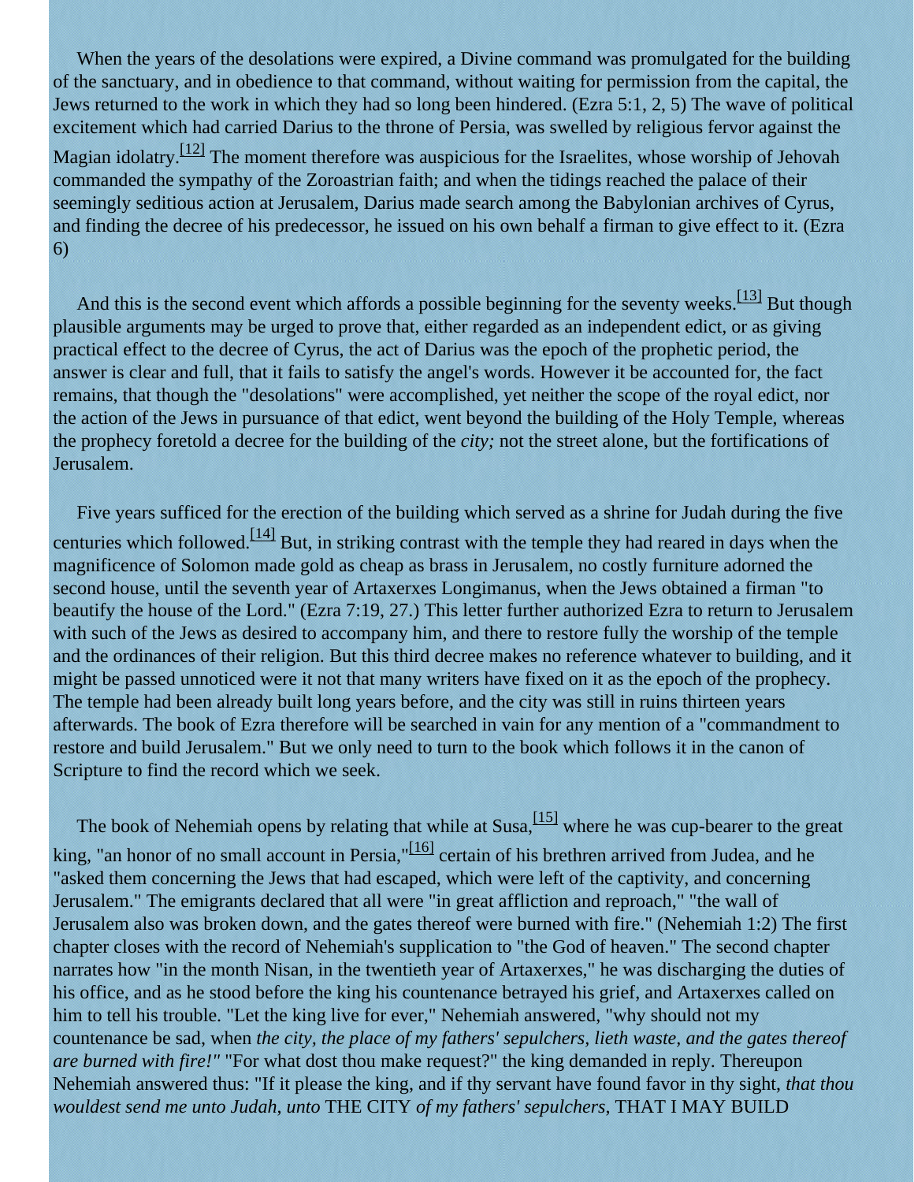When the years of the desolations were expired, a Divine command was promulgated for the building of the sanctuary, and in obedience to that command, without waiting for permission from the capital, the Jews returned to the work in which they had so long been hindered. (Ezra 5:1, 2, 5) The wave of political excitement which had carried Darius to the throne of Persia, was swelled by religious fervor against the Magian idolatry.[12] The moment therefore was auspicious for the Israelites, whose worship of Jehovah commanded the sympathy of the Zoroastrian faith; and when the tidings reached the palace of their seemingly seditious action at Jerusalem, Darius made search among the Babylonian archives of Cyrus, and finding the decree of his predecessor, he issued on his own behalf a firman to give effect to it. (Ezra 6)

And this is the second event which affords a possible beginning for the seventy weeks.[13] But though plausible arguments may be urged to prove that, either regarded as an independent edict, or as giving practical effect to the decree of Cyrus, the act of Darius was the epoch of the prophetic period, the answer is clear and full, that it fails to satisfy the angel's words. However it be accounted for, the fact remains, that though the "desolations" were accomplished, yet neither the scope of the royal edict, nor the action of the Jews in pursuance of that edict, went beyond the building of the Holy Temple, whereas the prophecy foretold a decree for the building of the *city;* not the street alone, but the fortifications of Jerusalem.

Five years sufficed for the erection of the building which served as a shrine for Judah during the five centuries which followed.[14] But, in striking contrast with the temple they had reared in days when the magnificence of Solomon made gold as cheap as brass in Jerusalem, no costly furniture adorned the second house, until the seventh year of Artaxerxes Longimanus, when the Jews obtained a firman "to beautify the house of the Lord." (Ezra 7:19, 27.) This letter further authorized Ezra to return to Jerusalem with such of the Jews as desired to accompany him, and there to restore fully the worship of the temple and the ordinances of their religion. But this third decree makes no reference whatever to building, and it might be passed unnoticed were it not that many writers have fixed on it as the epoch of the prophecy. The temple had been already built long years before, and the city was still in ruins thirteen years afterwards. The book of Ezra therefore will be searched in vain for any mention of a "commandment to restore and build Jerusalem." But we only need to turn to the book which follows it in the canon of Scripture to find the record which we seek.

The book of Nehemiah opens by relating that while at Susa,[15] where he was cup-bearer to the great king, "an honor of no small account in Persia,"[16] certain of his brethren arrived from Judea, and he "asked them concerning the Jews that had escaped, which were left of the captivity, and concerning Jerusalem." The emigrants declared that all were "in great affliction and reproach," "the wall of Jerusalem also was broken down, and the gates thereof were burned with fire." (Nehemiah 1:2) The first chapter closes with the record of Nehemiah's supplication to "the God of heaven." The second chapter narrates how "in the month Nisan, in the twentieth year of Artaxerxes," he was discharging the duties of his office, and as he stood before the king his countenance betrayed his grief, and Artaxerxes called on him to tell his trouble. "Let the king live for ever," Nehemiah answered, "why should not my countenance be sad, when *the city, the place of my fathers' sepulchers, lieth waste, and the gates thereof are burned with fire!"* "For what dost thou make request?" the king demanded in reply. Thereupon Nehemiah answered thus: "If it please the king, and if thy servant have found favor in thy sight, *that thou wouldest send me unto Judah, unto* THE CITY *of my fathers' sepulchers,* THAT I MAY BUILD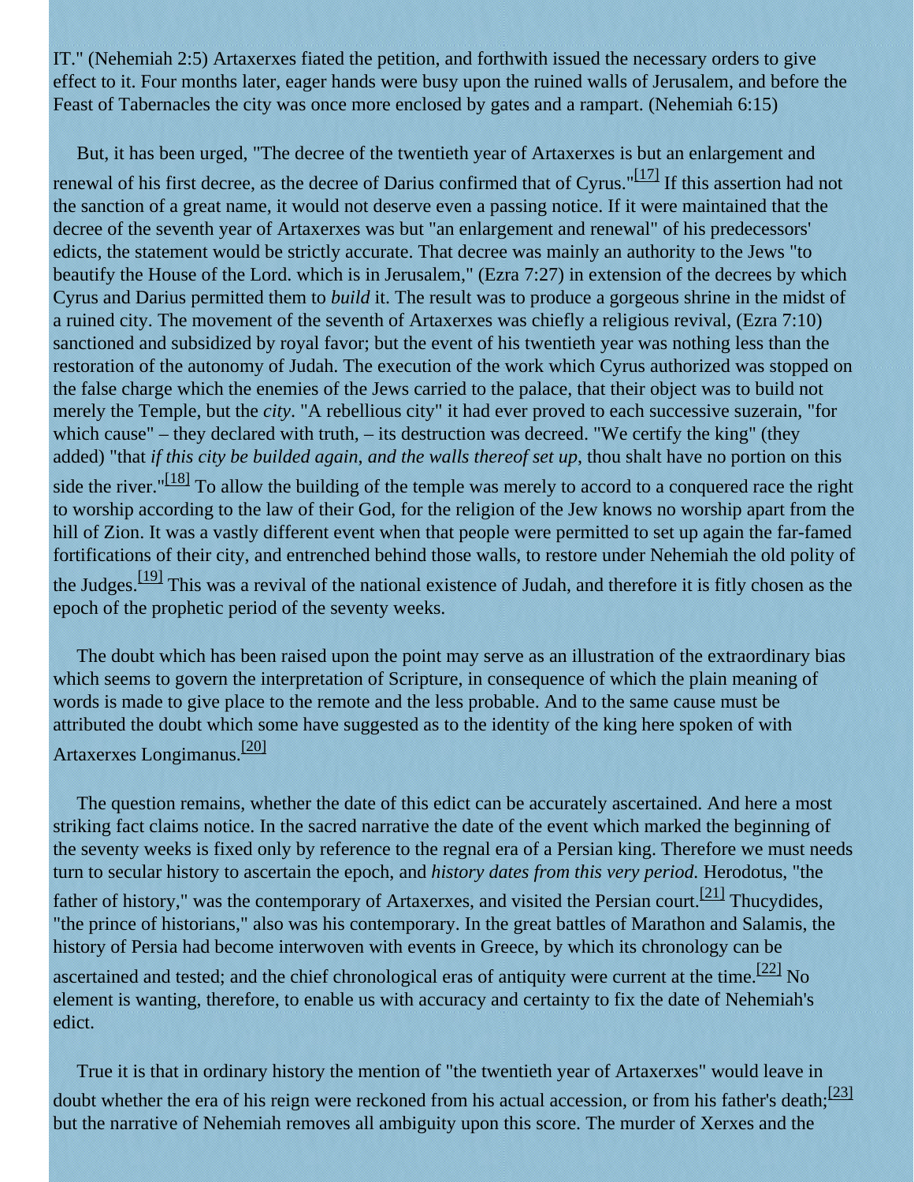IT." (Nehemiah 2:5) Artaxerxes fiated the petition, and forthwith issued the necessary orders to give effect to it. Four months later, eager hands were busy upon the ruined walls of Jerusalem, and before the Feast of Tabernacles the city was once more enclosed by gates and a rampart. (Nehemiah 6:15)

But, it has been urged, "The decree of the twentieth year of Artaxerxes is but an enlargement and renewal of his first decree, as the decree of Darius confirmed that of Cyrus."[17] If this assertion had not the sanction of a great name, it would not deserve even a passing notice. If it were maintained that the decree of the seventh year of Artaxerxes was but "an enlargement and renewal" of his predecessors' edicts, the statement would be strictly accurate. That decree was mainly an authority to the Jews "to beautify the House of the Lord. which is in Jerusalem," (Ezra 7:27) in extension of the decrees by which Cyrus and Darius permitted them to *build* it. The result was to produce a gorgeous shrine in the midst of a ruined city. The movement of the seventh of Artaxerxes was chiefly a religious revival, (Ezra 7:10) sanctioned and subsidized by royal favor; but the event of his twentieth year was nothing less than the restoration of the autonomy of Judah. The execution of the work which Cyrus authorized was stopped on the false charge which the enemies of the Jews carried to the palace, that their object was to build not merely the Temple, but the *city*. "A rebellious city" it had ever proved to each successive suzerain, "for which cause" – they declared with truth, – its destruction was decreed. "We certify the king" (they added) "that *if this city be builded again, and the walls thereof set up*, thou shalt have no portion on this side the river."[18] To allow the building of the temple was merely to accord to a conquered race the right to worship according to the law of their God, for the religion of the Jew knows no worship apart from the hill of Zion. It was a vastly different event when that people were permitted to set up again the far-famed fortifications of their city, and entrenched behind those walls, to restore under Nehemiah the old polity of the Judges.[19] This was a revival of the national existence of Judah, and therefore it is fitly chosen as the epoch of the prophetic period of the seventy weeks.

The doubt which has been raised upon the point may serve as an illustration of the extraordinary bias which seems to govern the interpretation of Scripture, in consequence of which the plain meaning of words is made to give place to the remote and the less probable. And to the same cause must be attributed the doubt which some have suggested as to the identity of the king here spoken of with Artaxerxes Longimanus.[20]

The question remains, whether the date of this edict can be accurately ascertained. And here a most striking fact claims notice. In the sacred narrative the date of the event which marked the beginning of the seventy weeks is fixed only by reference to the regnal era of a Persian king. Therefore we must needs turn to secular history to ascertain the epoch, and *history dates from this very period.* Herodotus, "the father of history," was the contemporary of Artaxerxes, and visited the Persian court.[21] Thucydides, "the prince of historians," also was his contemporary. In the great battles of Marathon and Salamis, the history of Persia had become interwoven with events in Greece, by which its chronology can be ascertained and tested; and the chief chronological eras of antiquity were current at the time.[22] No element is wanting, therefore, to enable us with accuracy and certainty to fix the date of Nehemiah's edict.

True it is that in ordinary history the mention of "the twentieth year of Artaxerxes" would leave in doubt whether the era of his reign were reckoned from his actual accession, or from his father's death;[23] but the narrative of Nehemiah removes all ambiguity upon this score. The murder of Xerxes and the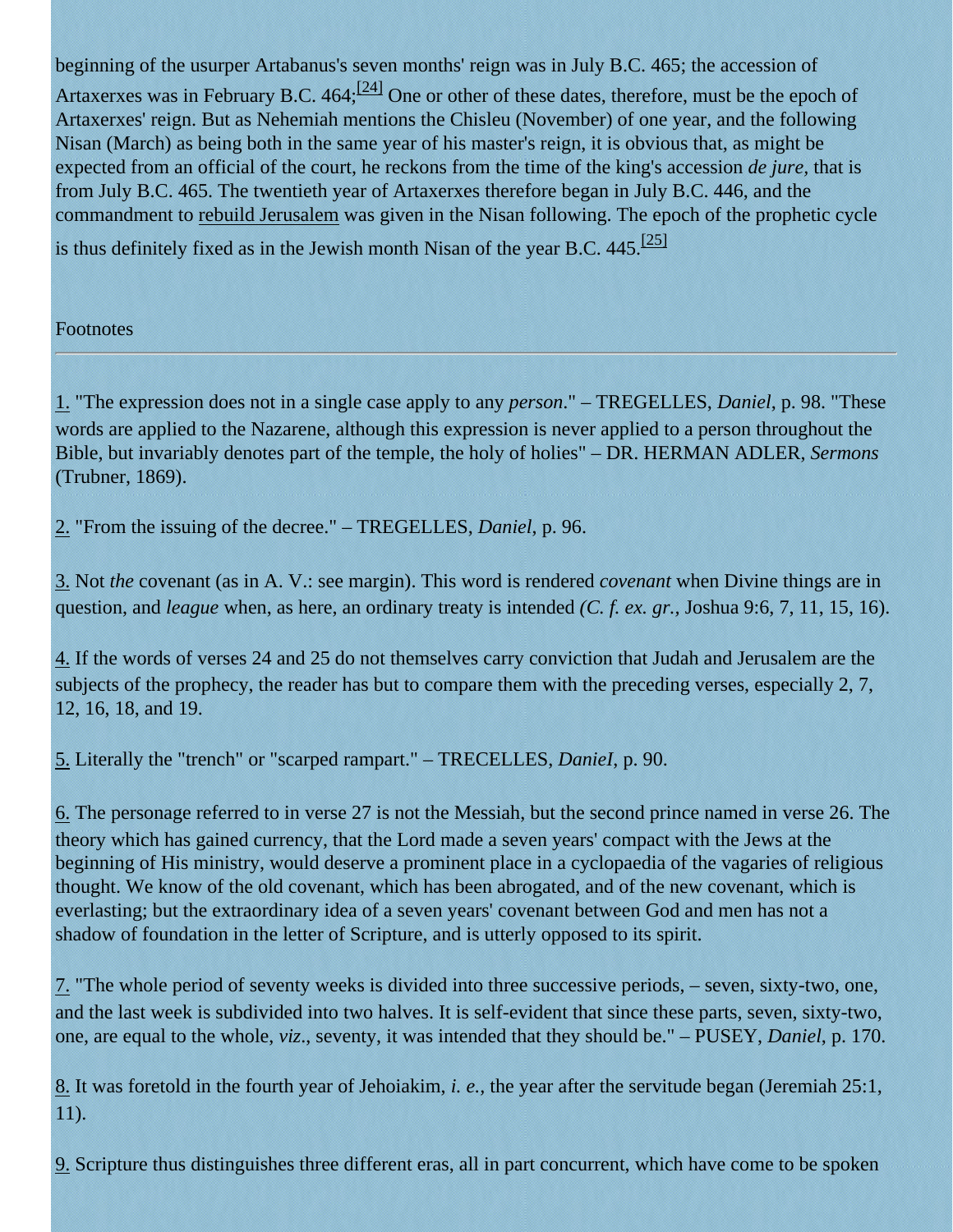beginning of the usurper Artabanus's seven months' reign was in July B.C. 465; the accession of Artaxerxes was in February B.C. 464;[24] One or other of these dates, therefore, must be the epoch of Artaxerxes' reign. But as Nehemiah mentions the Chisleu (November) of one year, and the following Nisan (March) as being both in the same year of his master's reign, it is obvious that, as might be expected from an official of the court, he reckons from the time of the king's accession *de jure*, that is from July B.C. 465. The twentieth year of Artaxerxes therefore began in July B.C. 446, and the commandment to rebuild Jerusalem was given in the Nisan following. The epoch of the prophetic cycle is thus definitely fixed as in the Jewish month Nisan of the year B.C. 445.[25]

Footnotes

---

1. "The expression does not in a single case apply to any *person*." – TREGELLES, *Daniel*, p. 98. "These words are applied to the Nazarene, although this expression is never applied to a person throughout the Bible, but invariably denotes part of the temple, the holy of holies" – DR. HERMAN ADLER, *Sermons* (Trubner, 1869).

2. "From the issuing of the decree." – TREGELLES, *Daniel*, p. 96.

3. Not *the* covenant (as in A. V.: see margin). This word is rendered *covenant* when Divine things are in question, and *league* when, as here, an ordinary treaty is intended *(C. f. ex. gr.*, Joshua 9:6, 7, 11, 15, 16).

4. If the words of verses 24 and 25 do not themselves carry conviction that Judah and Jerusalem are the subjects of the prophecy, the reader has but to compare them with the preceding verses, especially 2, 7, 12, 16, 18, and 19.

5. Literally the "trench" or "scarped rampart." – TRECELLES, *DanieI*, p. 90.

6. The personage referred to in verse 27 is not the Messiah, but the second prince named in verse 26. The theory which has gained currency, that the Lord made a seven years' compact with the Jews at the beginning of His ministry, would deserve a prominent place in a cyclopaedia of the vagaries of religious thought. We know of the old covenant, which has been abrogated, and of the new covenant, which is everlasting; but the extraordinary idea of a seven years' covenant between God and men has not a shadow of foundation in the letter of Scripture, and is utterly opposed to its spirit.

7. "The whole period of seventy weeks is divided into three successive periods, – seven, sixty-two, one, and the last week is subdivided into two halves. It is self-evident that since these parts, seven, sixty-two, one, are equal to the whole, *viz*., seventy, it was intended that they should be." – PUSEY, *Daniel*, p. 170.

8. It was foretold in the fourth year of Jehoiakim, *i. e.*, the year after the servitude began (Jeremiah 25:1, 11).

9. Scripture thus distinguishes three different eras, all in part concurrent, which have come to be spoken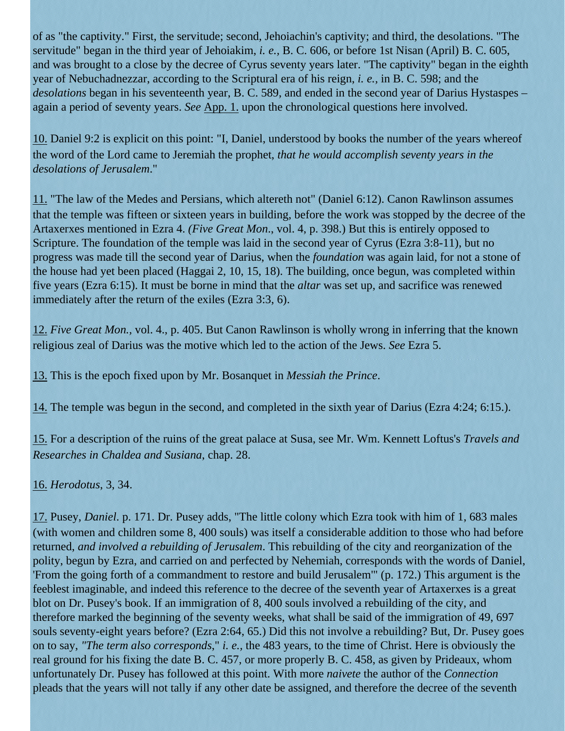of as "the captivity." First, the servitude; second, Jehoiachin's captivity; and third, the desolations. "The servitude" began in the third year of Jehoiakim, *i. e.,* B. C. 606, or before 1st Nisan (April) B. C. 605, and was brought to a close by the decree of Cyrus seventy years later. "The captivity" began in the eighth year of Nebuchadnezzar, according to the Scriptural era of his reign, *i. e.,* in B. C. 598; and the *desolations* began in his seventeenth year, B. C. 589, and ended in the second year of Darius Hystaspes – again a period of seventy years. *See* App. 1. upon the chronological questions here involved.

10. Daniel 9:2 is explicit on this point: "I, Daniel, understood by books the number of the years whereof the word of the Lord came to Jeremiah the prophet, *that he would accomplish seventy years in the desolations of Jerusalem*."

11. "The law of the Medes and Persians, which altereth not" (Daniel 6:12). Canon Rawlinson assumes that the temple was fifteen or sixteen years in building, before the work was stopped by the decree of the Artaxerxes mentioned in Ezra 4. *(Five Great Mon.,* vol. 4, p. 398.) But this is entirely opposed to Scripture. The foundation of the temple was laid in the second year of Cyrus (Ezra 3:8-11), but no progress was made till the second year of Darius, when the *foundation* was again laid, for not a stone of the house had yet been placed (Haggai 2, 10, 15, 18). The building, once begun, was completed within five years (Ezra 6:15). It must be borne in mind that the *altar* was set up, and sacrifice was renewed immediately after the return of the exiles (Ezra 3:3, 6).

12. *Five Great Mon.,* vol. 4., p. 405. But Canon Rawlinson is wholly wrong in inferring that the known religious zeal of Darius was the motive which led to the action of the Jews. *See* Ezra 5.

13. This is the epoch fixed upon by Mr. Bosanquet in *Messiah the Prince*.

14. The temple was begun in the second, and completed in the sixth year of Darius (Ezra 4:24; 6:15.).

15. For a description of the ruins of the great palace at Susa, see Mr. Wm. Kennett Loftus's *Travels and Researches in Chaldea and Susiana*, chap. 28.

16. *Herodotus*, 3, 34.

17. Pusey, *Daniel*. p. 171. Dr. Pusey adds, "The little colony which Ezra took with him of 1, 683 males (with women and children some 8, 400 souls) was itself a considerable addition to those who had before returned, *and involved a rebuilding of Jerusalem*. This rebuilding of the city and reorganization of the polity, begun by Ezra, and carried on and perfected by Nehemiah, corresponds with the words of Daniel, 'From the going forth of a commandment to restore and build Jerusalem'" (p. 172.) This argument is the feeblest imaginable, and indeed this reference to the decree of the seventh year of Artaxerxes is a great blot on Dr. Pusey's book. If an immigration of 8, 400 souls involved a rebuilding of the city, and therefore marked the beginning of the seventy weeks, what shall be said of the immigration of 49, 697 souls seventy-eight years before? (Ezra 2:64, 65.) Did this not involve a rebuilding? But, Dr. Pusey goes on to say, *"The term also corresponds,"* *i. e.,* the 483 years, to the time of Christ. Here is obviously the real ground for his fixing the date B. C. 457, or more properly B. C. 458, as given by Prideaux, whom unfortunately Dr. Pusey has followed at this point. With more *naivete* the author of the *Connection* pleads that the years will not tally if any other date be assigned, and therefore the decree of the seventh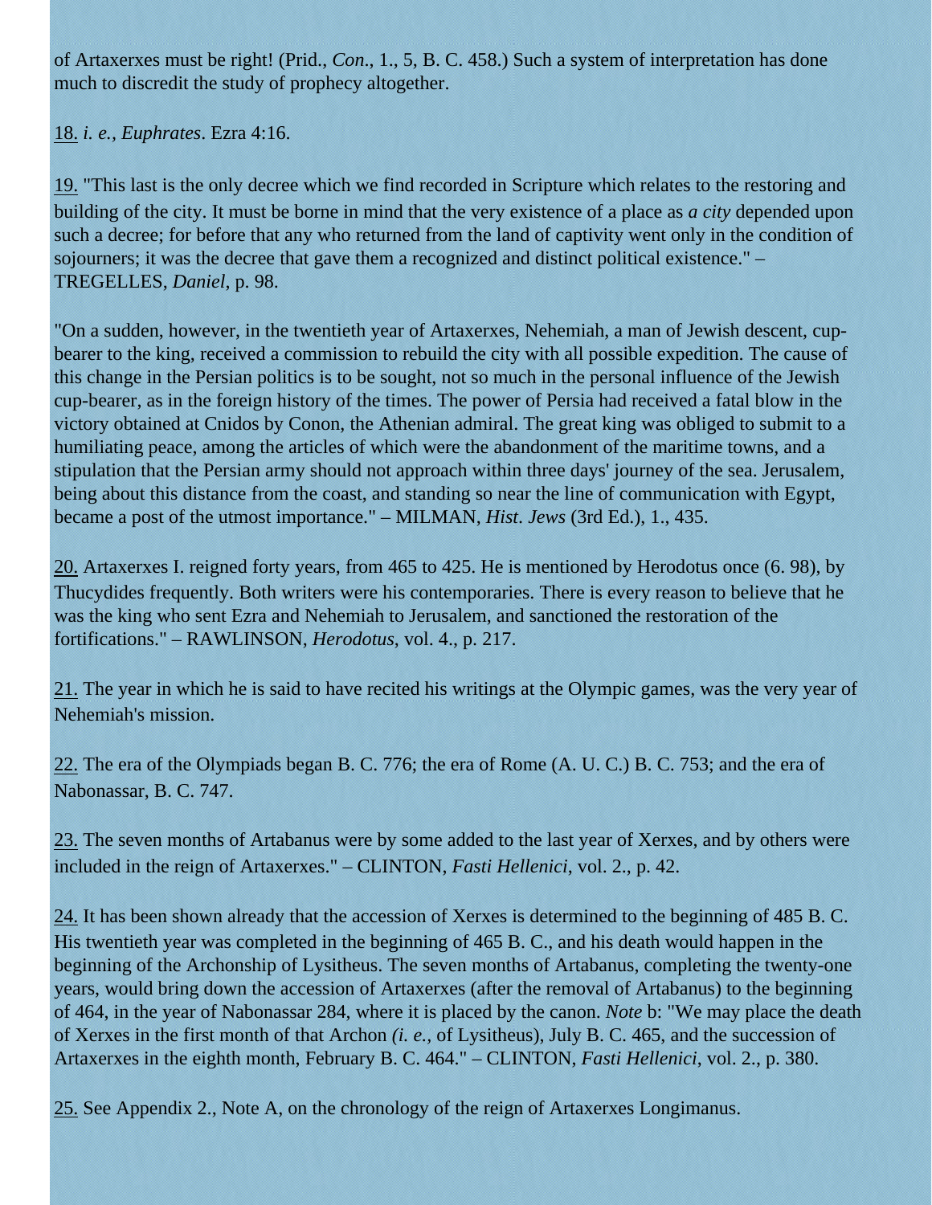of Artaxerxes must be right! (Prid., *Con*., 1., 5, B. C. 458.) Such a system of interpretation has done much to discredit the study of prophecy altogether.

18. *i. e., Euphrates*. Ezra 4:16.

19. "This last is the only decree which we find recorded in Scripture which relates to the restoring and building of the city. It must be borne in mind that the very existence of a place as *a city* depended upon such a decree; for before that any who returned from the land of captivity went only in the condition of sojourners; it was the decree that gave them a recognized and distinct political existence." – TREGELLES, *Daniel*, p. 98.

"On a sudden, however, in the twentieth year of Artaxerxes, Nehemiah, a man of Jewish descent, cup-bearer to the king, received a commission to rebuild the city with all possible expedition. The cause of this change in the Persian politics is to be sought, not so much in the personal influence of the Jewish cup-bearer, as in the foreign history of the times. The power of Persia had received a fatal blow in the victory obtained at Cnidos by Conon, the Athenian admiral. The great king was obliged to submit to a humiliating peace, among the articles of which were the abandonment of the maritime towns, and a stipulation that the Persian army should not approach within three days' journey of the sea. Jerusalem, being about this distance from the coast, and standing so near the line of communication with Egypt, became a post of the utmost importance." – MILMAN, *Hist. Jews* (3rd Ed.), 1., 435.

20. Artaxerxes I. reigned forty years, from 465 to 425. He is mentioned by Herodotus once (6. 98), by Thucydides frequently. Both writers were his contemporaries. There is every reason to believe that he was the king who sent Ezra and Nehemiah to Jerusalem, and sanctioned the restoration of the fortifications." – RAWLINSON, *Herodotus*, vol. 4., p. 217.

21. The year in which he is said to have recited his writings at the Olympic games, was the very year of Nehemiah's mission.

22. The era of the Olympiads began B. C. 776; the era of Rome (A. U. C.) B. C. 753; and the era of Nabonassar, B. C. 747.

23. The seven months of Artabanus were by some added to the last year of Xerxes, and by others were included in the reign of Artaxerxes." – CLINTON, *Fasti Hellenici*, vol. 2., p. 42.

24. It has been shown already that the accession of Xerxes is determined to the beginning of 485 B. C. His twentieth year was completed in the beginning of 465 B. C., and his death would happen in the beginning of the Archonship of Lysitheus. The seven months of Artabanus, completing the twenty-one years, would bring down the accession of Artaxerxes (after the removal of Artabanus) to the beginning of 464, in the year of Nabonassar 284, where it is placed by the canon. *Note* b: "We may place the death of Xerxes in the first month of that Archon *(i. e.,* of Lysitheus), July B. C. 465, and the succession of Artaxerxes in the eighth month, February B. C. 464." – CLINTON, *Fasti Hellenici*, vol. 2., p. 380.

25. See Appendix 2., Note A, on the chronology of the reign of Artaxerxes Longimanus.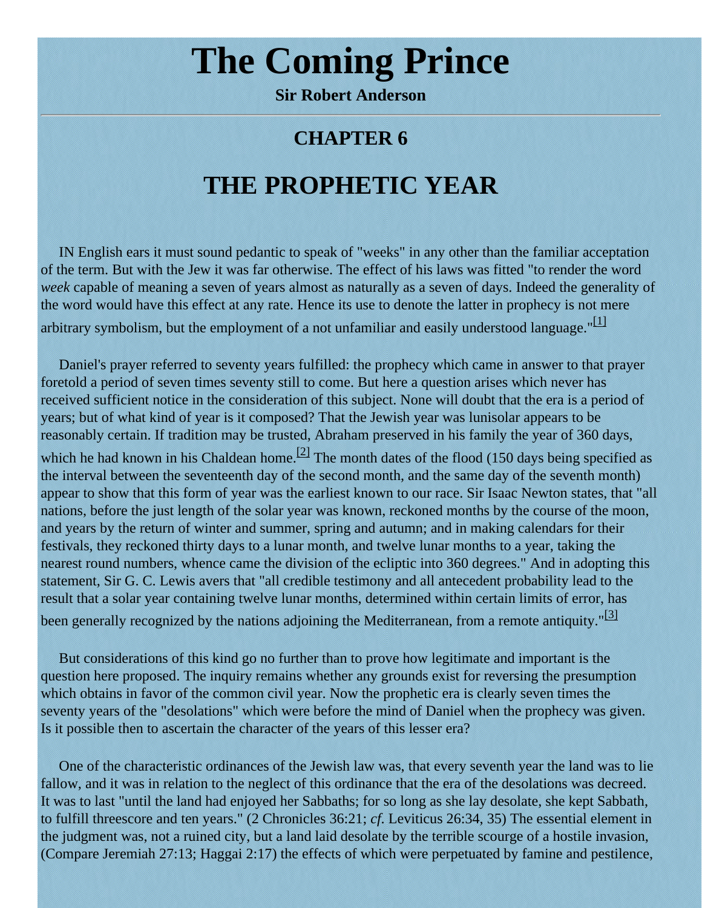# The Coming Prince

**Sir Robert Anderson**

---

## CHAPTER 6

# THE PROPHETIC YEAR

IN English ears it must sound pedantic to speak of "weeks" in any other than the familiar acceptation of the term. But with the Jew it was far otherwise. The effect of his laws was fitted "to render the word *week* capable of meaning a seven of years almost as naturally as a seven of days. Indeed the generality of the word would have this effect at any rate. Hence its use to denote the latter in prophecy is not mere arbitrary symbolism, but the employment of a not unfamiliar and easily understood language."[1]

Daniel's prayer referred to seventy years fulfilled: the prophecy which came in answer to that prayer foretold a period of seven times seventy still to come. But here a question arises which never has received sufficient notice in the consideration of this subject. None will doubt that the era is a period of years; but of what kind of year is it composed? That the Jewish year was lunisolar appears to be reasonably certain. If tradition may be trusted, Abraham preserved in his family the year of 360 days, which he had known in his Chaldean home.[2] The month dates of the flood (150 days being specified as the interval between the seventeenth day of the second month, and the same day of the seventh month) appear to show that this form of year was the earliest known to our race. Sir Isaac Newton states, that "all nations, before the just length of the solar year was known, reckoned months by the course of the moon, and years by the return of winter and summer, spring and autumn; and in making calendars for their festivals, they reckoned thirty days to a lunar month, and twelve lunar months to a year, taking the nearest round numbers, whence came the division of the ecliptic into 360 degrees." And in adopting this statement, Sir G. C. Lewis avers that "all credible testimony and all antecedent probability lead to the result that a solar year containing twelve lunar months, determined within certain limits of error, has been generally recognized by the nations adjoining the Mediterranean, from a remote antiquity."[3]

But considerations of this kind go no further than to prove how legitimate and important is the question here proposed. The inquiry remains whether any grounds exist for reversing the presumption which obtains in favor of the common civil year. Now the prophetic era is clearly seven times the seventy years of the "desolations" which were before the mind of Daniel when the prophecy was given. Is it possible then to ascertain the character of the years of this lesser era?

One of the characteristic ordinances of the Jewish law was, that every seventh year the land was to lie fallow, and it was in relation to the neglect of this ordinance that the era of the desolations was decreed. It was to last "until the land had enjoyed her Sabbaths; for so long as she lay desolate, she kept Sabbath, to fulfill threescore and ten years." (2 Chronicles 36:21; *cf*. Leviticus 26:34, 35) The essential element in the judgment was, not a ruined city, but a land laid desolate by the terrible scourge of a hostile invasion, (Compare Jeremiah 27:13; Haggai 2:17) the effects of which were perpetuated by famine and pestilence,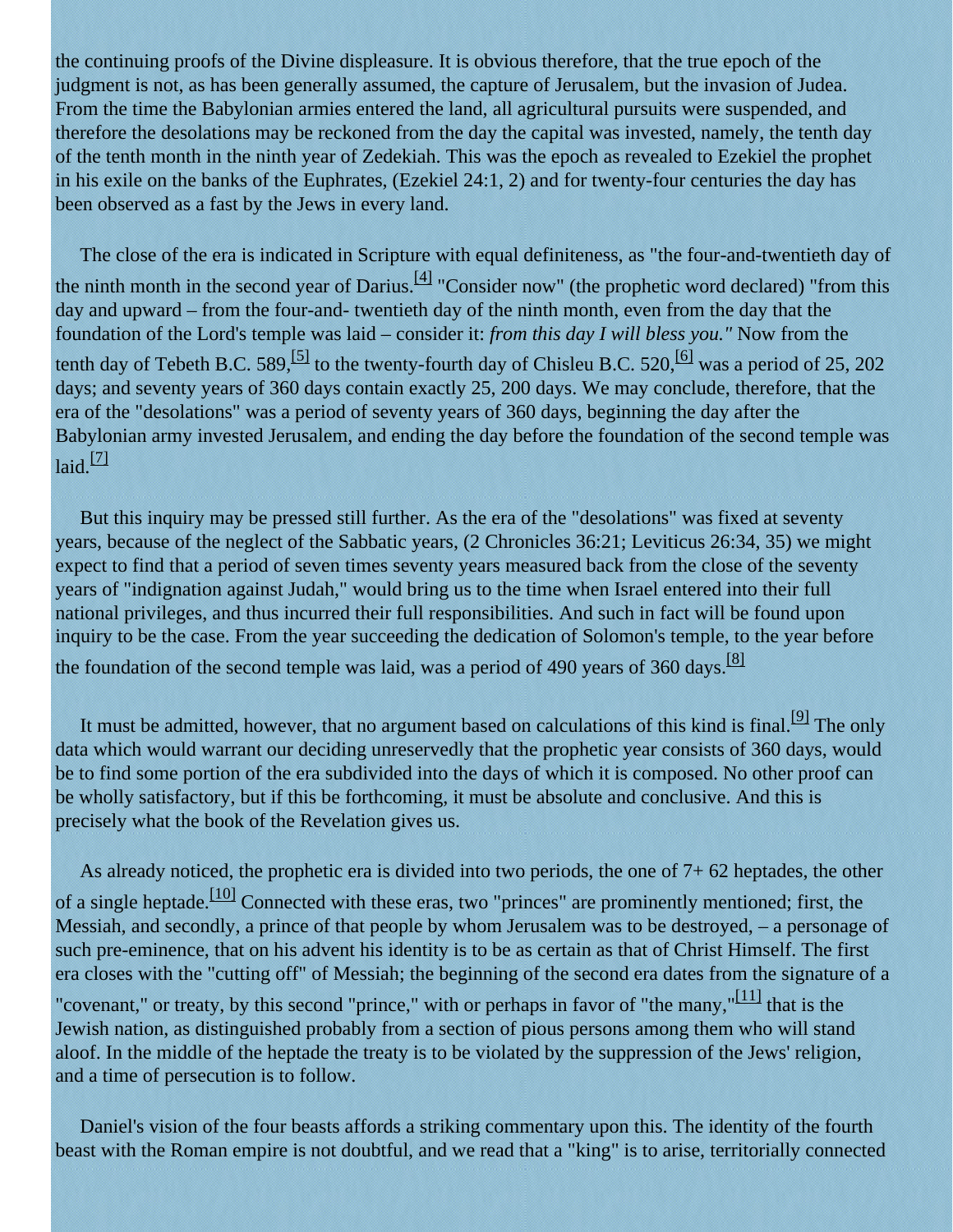the continuing proofs of the Divine displeasure. It is obvious therefore, that the true epoch of the judgment is not, as has been generally assumed, the capture of Jerusalem, but the invasion of Judea. From the time the Babylonian armies entered the land, all agricultural pursuits were suspended, and therefore the desolations may be reckoned from the day the capital was invested, namely, the tenth day of the tenth month in the ninth year of Zedekiah. This was the epoch as revealed to Ezekiel the prophet in his exile on the banks of the Euphrates, (Ezekiel 24:1, 2) and for twenty-four centuries the day has been observed as a fast by the Jews in every land.

The close of the era is indicated in Scripture with equal definiteness, as "the four-and-twentieth day of the ninth month in the second year of Darius.[4] "Consider now" (the prophetic word declared) "from this day and upward – from the four-and- twentieth day of the ninth month, even from the day that the foundation of the Lord's temple was laid – consider it: *from this day I will bless you."* Now from the tenth day of Tebeth B.C. 589,[5] to the twenty-fourth day of Chisleu B.C. 520,[6] was a period of 25, 202 days; and seventy years of 360 days contain exactly 25, 200 days. We may conclude, therefore, that the era of the "desolations" was a period of seventy years of 360 days, beginning the day after the Babylonian army invested Jerusalem, and ending the day before the foundation of the second temple was laid.[7]

But this inquiry may be pressed still further. As the era of the "desolations" was fixed at seventy years, because of the neglect of the Sabbatic years, (2 Chronicles 36:21; Leviticus 26:34, 35) we might expect to find that a period of seven times seventy years measured back from the close of the seventy years of "indignation against Judah," would bring us to the time when Israel entered into their full national privileges, and thus incurred their full responsibilities. And such in fact will be found upon inquiry to be the case. From the year succeeding the dedication of Solomon's temple, to the year before the foundation of the second temple was laid, was a period of 490 years of 360 days.[8]

It must be admitted, however, that no argument based on calculations of this kind is final.[9] The only data which would warrant our deciding unreservedly that the prophetic year consists of 360 days, would be to find some portion of the era subdivided into the days of which it is composed. No other proof can be wholly satisfactory, but if this be forthcoming, it must be absolute and conclusive. And this is precisely what the book of the Revelation gives us.

As already noticed, the prophetic era is divided into two periods, the one of 7+ 62 heptades, the other of a single heptade.[10] Connected with these eras, two "princes" are prominently mentioned; first, the Messiah, and secondly, a prince of that people by whom Jerusalem was to be destroyed, – a personage of such pre-eminence, that on his advent his identity is to be as certain as that of Christ Himself. The first era closes with the "cutting off" of Messiah; the beginning of the second era dates from the signature of a "covenant," or treaty, by this second "prince," with or perhaps in favor of "the many,"[11] that is the Jewish nation, as distinguished probably from a section of pious persons among them who will stand aloof. In the middle of the heptade the treaty is to be violated by the suppression of the Jews' religion, and a time of persecution is to follow.

Daniel's vision of the four beasts affords a striking commentary upon this. The identity of the fourth beast with the Roman empire is not doubtful, and we read that a "king" is to arise, territorially connected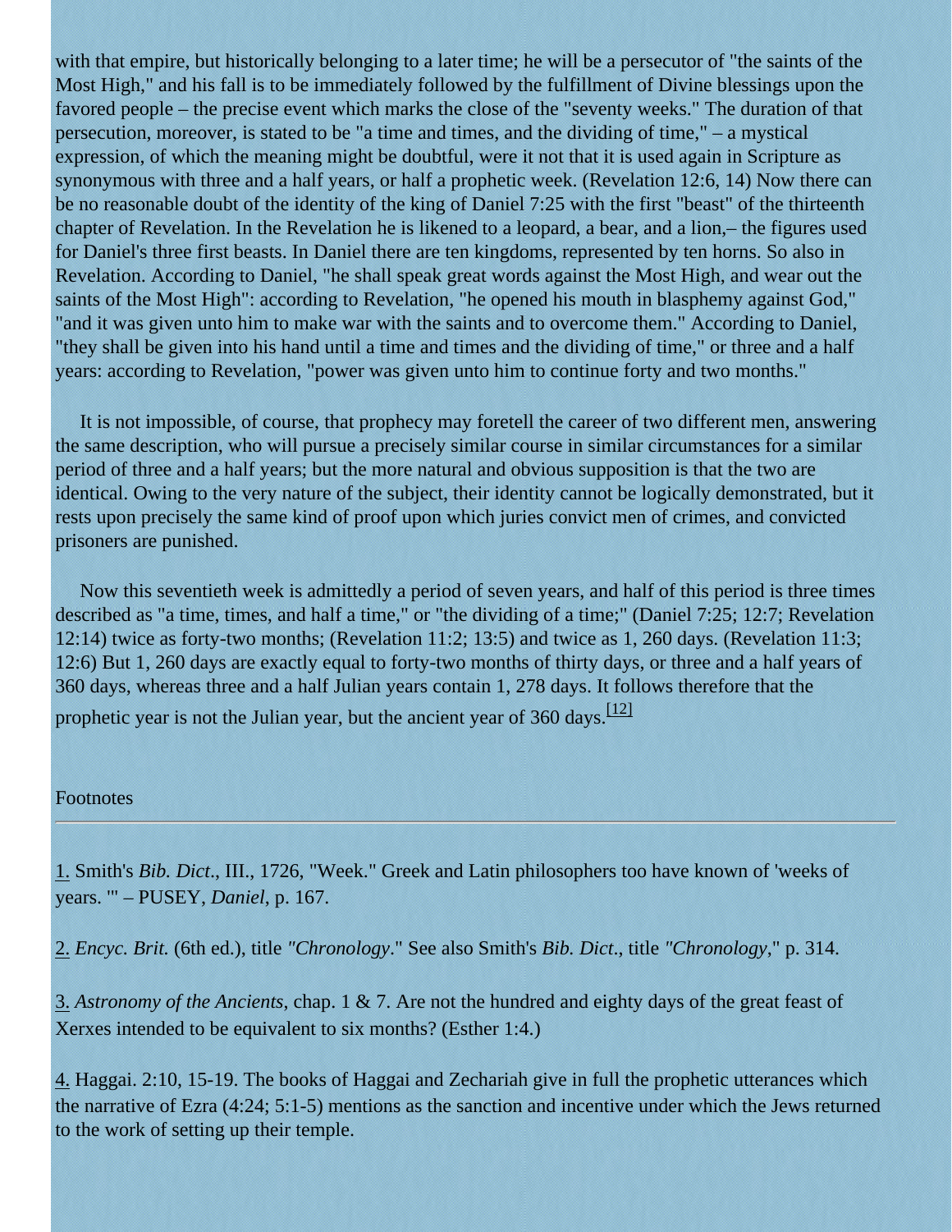with that empire, but historically belonging to a later time; he will be a persecutor of "the saints of the Most High," and his fall is to be immediately followed by the fulfillment of Divine blessings upon the favored people – the precise event which marks the close of the "seventy weeks." The duration of that persecution, moreover, is stated to be "a time and times, and the dividing of time," – a mystical expression, of which the meaning might be doubtful, were it not that it is used again in Scripture as synonymous with three and a half years, or half a prophetic week. (Revelation 12:6, 14) Now there can be no reasonable doubt of the identity of the king of Daniel 7:25 with the first "beast" of the thirteenth chapter of Revelation. In the Revelation he is likened to a leopard, a bear, and a lion,– the figures used for Daniel's three first beasts. In Daniel there are ten kingdoms, represented by ten horns. So also in Revelation. According to Daniel, "he shall speak great words against the Most High, and wear out the saints of the Most High": according to Revelation, "he opened his mouth in blasphemy against God," "and it was given unto him to make war with the saints and to overcome them." According to Daniel, "they shall be given into his hand until a time and times and the dividing of time," or three and a half years: according to Revelation, "power was given unto him to continue forty and two months."

It is not impossible, of course, that prophecy may foretell the career of two different men, answering the same description, who will pursue a precisely similar course in similar circumstances for a similar period of three and a half years; but the more natural and obvious supposition is that the two are identical. Owing to the very nature of the subject, their identity cannot be logically demonstrated, but it rests upon precisely the same kind of proof upon which juries convict men of crimes, and convicted prisoners are punished.

Now this seventieth week is admittedly a period of seven years, and half of this period is three times described as "a time, times, and half a time," or "the dividing of a time;" (Daniel 7:25; 12:7; Revelation 12:14) twice as forty-two months; (Revelation 11:2; 13:5) and twice as 1, 260 days. (Revelation 11:3; 12:6) But 1, 260 days are exactly equal to forty-two months of thirty days, or three and a half years of 360 days, whereas three and a half Julian years contain 1, 278 days. It follows therefore that the prophetic year is not the Julian year, but the ancient year of 360 days.[12]

Footnotes

---

1. Smith's *Bib. Dict*., III., 1726, "Week." Greek and Latin philosophers too have known of 'weeks of years. '" – PUSEY, *Daniel*, p. 167.

2. *Encyc. Brit.* (6th ed.), title *"Chronology*." See also Smith's *Bib. Dict*., title *"Chronology*," p. 314.

3. *Astronomy of the Ancients*, chap. 1 & 7. Are not the hundred and eighty days of the great feast of Xerxes intended to be equivalent to six months? (Esther 1:4.)

4. Haggai. 2:10, 15-19. The books of Haggai and Zechariah give in full the prophetic utterances which the narrative of Ezra (4:24; 5:1-5) mentions as the sanction and incentive under which the Jews returned to the work of setting up their temple.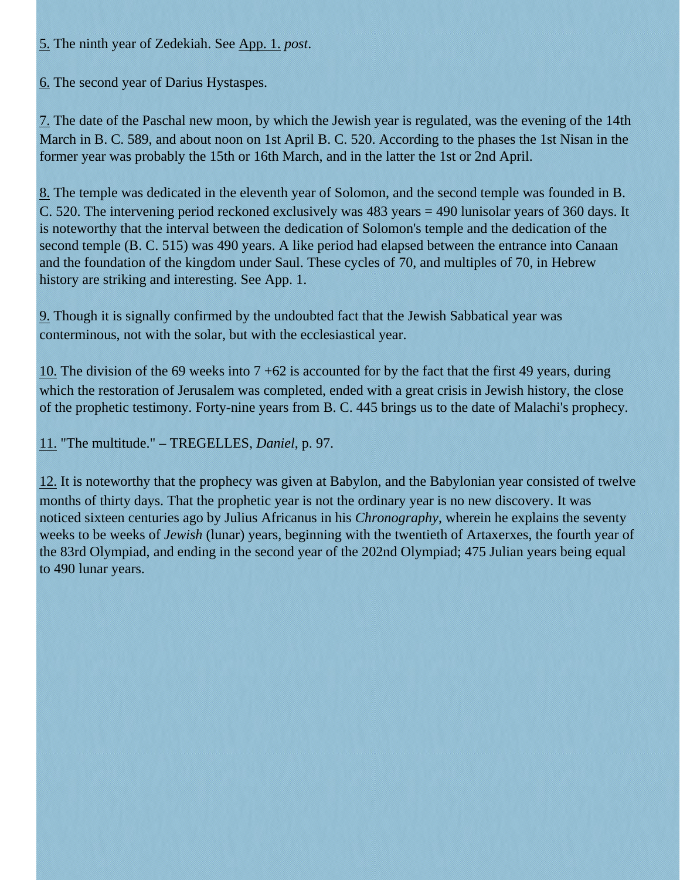5. The ninth year of Zedekiah. See App. 1. *post*.

6. The second year of Darius Hystaspes.

7. The date of the Paschal new moon, by which the Jewish year is regulated, was the evening of the 14th March in B. C. 589, and about noon on 1st April B. C. 520. According to the phases the 1st Nisan in the former year was probably the 15th or 16th March, and in the latter the 1st or 2nd April.

8. The temple was dedicated in the eleventh year of Solomon, and the second temple was founded in B. C. 520. The intervening period reckoned exclusively was 483 years = 490 lunisolar years of 360 days. It is noteworthy that the interval between the dedication of Solomon's temple and the dedication of the second temple (B. C. 515) was 490 years. A like period had elapsed between the entrance into Canaan and the foundation of the kingdom under Saul. These cycles of 70, and multiples of 70, in Hebrew history are striking and interesting. See App. 1.

9. Though it is signally confirmed by the undoubted fact that the Jewish Sabbatical year was conterminous, not with the solar, but with the ecclesiastical year.

10. The division of the 69 weeks into 7 +62 is accounted for by the fact that the first 49 years, during which the restoration of Jerusalem was completed, ended with a great crisis in Jewish history, the close of the prophetic testimony. Forty-nine years from B. C. 445 brings us to the date of Malachi's prophecy.

11. "The multitude." – TREGELLES, *Daniel*, p. 97.

12. It is noteworthy that the prophecy was given at Babylon, and the Babylonian year consisted of twelve months of thirty days. That the prophetic year is not the ordinary year is no new discovery. It was noticed sixteen centuries ago by Julius Africanus in his *Chronography*, wherein he explains the seventy weeks to be weeks of *Jewish* (lunar) years, beginning with the twentieth of Artaxerxes, the fourth year of the 83rd Olympiad, and ending in the second year of the 202nd Olympiad; 475 Julian years being equal to 490 lunar years.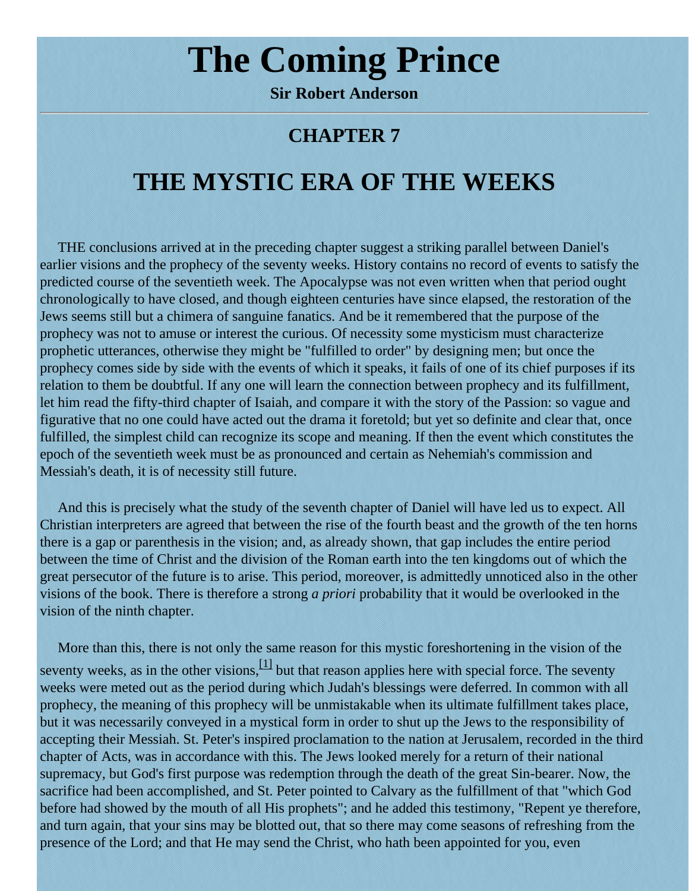# The Coming Prince

**Sir Robert Anderson**

---

## CHAPTER 7

# THE MYSTIC ERA OF THE WEEKS

THE conclusions arrived at in the preceding chapter suggest a striking parallel between Daniel's earlier visions and the prophecy of the seventy weeks. History contains no record of events to satisfy the predicted course of the seventieth week. The Apocalypse was not even written when that period ought chronologically to have closed, and though eighteen centuries have since elapsed, the restoration of the Jews seems still but a chimera of sanguine fanatics. And be it remembered that the purpose of the prophecy was not to amuse or interest the curious. Of necessity some mysticism must characterize prophetic utterances, otherwise they might be "fulfilled to order" by designing men; but once the prophecy comes side by side with the events of which it speaks, it fails of one of its chief purposes if its relation to them be doubtful. If any one will learn the connection between prophecy and its fulfillment, let him read the fifty-third chapter of Isaiah, and compare it with the story of the Passion: so vague and figurative that no one could have acted out the drama it foretold; but yet so definite and clear that, once fulfilled, the simplest child can recognize its scope and meaning. If then the event which constitutes the epoch of the seventieth week must be as pronounced and certain as Nehemiah's commission and Messiah's death, it is of necessity still future.

And this is precisely what the study of the seventh chapter of Daniel will have led us to expect. All Christian interpreters are agreed that between the rise of the fourth beast and the growth of the ten horns there is a gap or parenthesis in the vision; and, as already shown, that gap includes the entire period between the time of Christ and the division of the Roman earth into the ten kingdoms out of which the great persecutor of the future is to arise. This period, moreover, is admittedly unnoticed also in the other visions of the book. There is therefore a strong *a priori* probability that it would be overlooked in the vision of the ninth chapter.

More than this, there is not only the same reason for this mystic foreshortening in the vision of the seventy weeks, as in the other visions,[1] but that reason applies here with special force. The seventy weeks were meted out as the period during which Judah's blessings were deferred. In common with all prophecy, the meaning of this prophecy will be unmistakable when its ultimate fulfillment takes place, but it was necessarily conveyed in a mystical form in order to shut up the Jews to the responsibility of accepting their Messiah. St. Peter's inspired proclamation to the nation at Jerusalem, recorded in the third chapter of Acts, was in accordance with this. The Jews looked merely for a return of their national supremacy, but God's first purpose was redemption through the death of the great Sin-bearer. Now, the sacrifice had been accomplished, and St. Peter pointed to Calvary as the fulfillment of that "which God before had showed by the mouth of all His prophets"; and he added this testimony, "Repent ye therefore, and turn again, that your sins may be blotted out, that so there may come seasons of refreshing from the presence of the Lord; and that He may send the Christ, who hath been appointed for you, even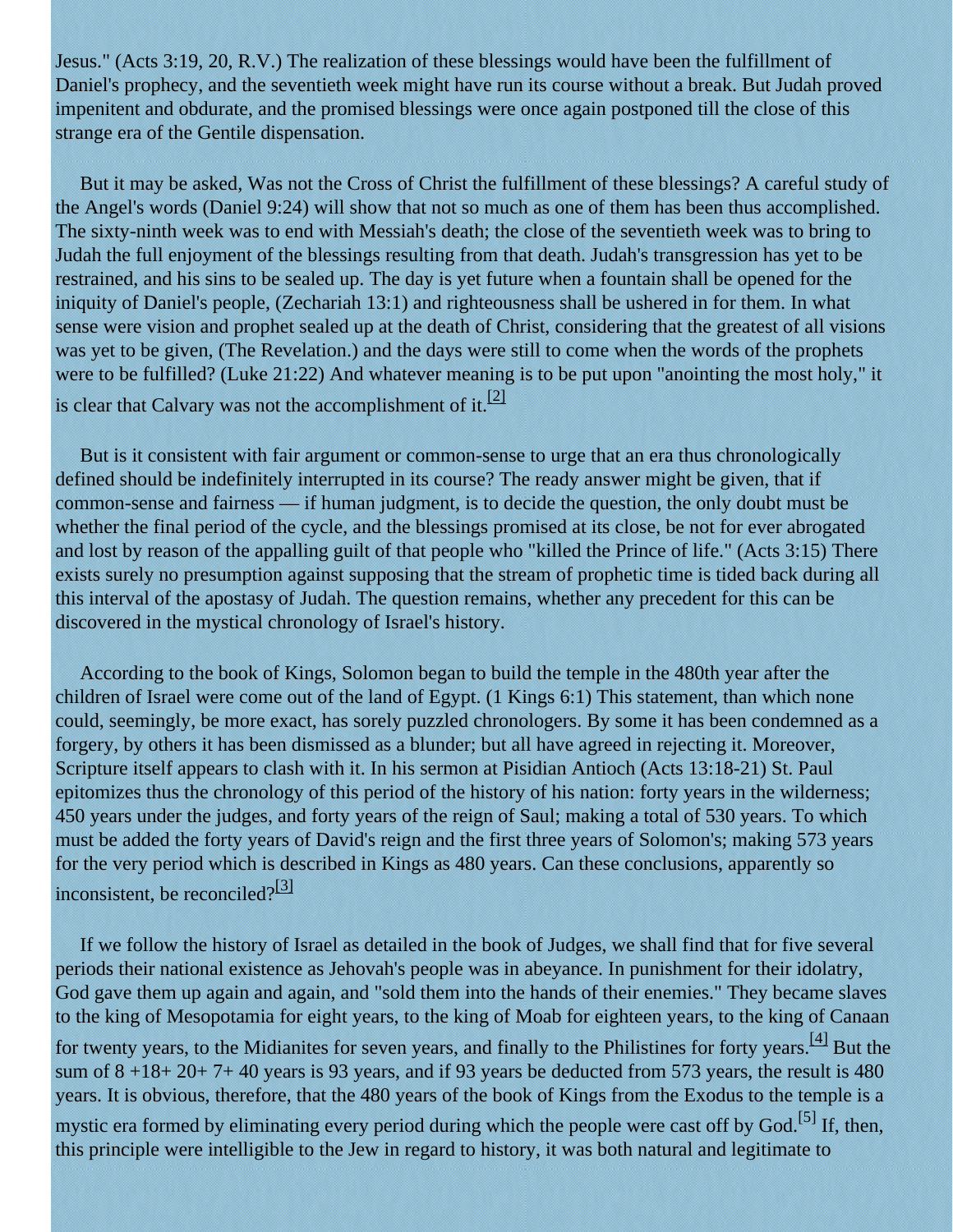Jesus." (Acts 3:19, 20, R.V.) The realization of these blessings would have been the fulfillment of Daniel's prophecy, and the seventieth week might have run its course without a break. But Judah proved impenitent and obdurate, and the promised blessings were once again postponed till the close of this strange era of the Gentile dispensation.

But it may be asked, Was not the Cross of Christ the fulfillment of these blessings? A careful study of the Angel's words (Daniel 9:24) will show that not so much as one of them has been thus accomplished. The sixty-ninth week was to end with Messiah's death; the close of the seventieth week was to bring to Judah the full enjoyment of the blessings resulting from that death. Judah's transgression has yet to be restrained, and his sins to be sealed up. The day is yet future when a fountain shall be opened for the iniquity of Daniel's people, (Zechariah 13:1) and righteousness shall be ushered in for them. In what sense were vision and prophet sealed up at the death of Christ, considering that the greatest of all visions was yet to be given, (The Revelation.) and the days were still to come when the words of the prophets were to be fulfilled? (Luke 21:22) And whatever meaning is to be put upon "anointing the most holy," it is clear that Calvary was not the accomplishment of it.[2]

But is it consistent with fair argument or common-sense to urge that an era thus chronologically defined should be indefinitely interrupted in its course? The ready answer might be given, that if common-sense and fairness — if human judgment, is to decide the question, the only doubt must be whether the final period of the cycle, and the blessings promised at its close, be not for ever abrogated and lost by reason of the appalling guilt of that people who "killed the Prince of life." (Acts 3:15) There exists surely no presumption against supposing that the stream of prophetic time is tided back during all this interval of the apostasy of Judah. The question remains, whether any precedent for this can be discovered in the mystical chronology of Israel's history.

According to the book of Kings, Solomon began to build the temple in the 480th year after the children of Israel were come out of the land of Egypt. (1 Kings 6:1) This statement, than which none could, seemingly, be more exact, has sorely puzzled chronologers. By some it has been condemned as a forgery, by others it has been dismissed as a blunder; but all have agreed in rejecting it. Moreover, Scripture itself appears to clash with it. In his sermon at Pisidian Antioch (Acts 13:18-21) St. Paul epitomizes thus the chronology of this period of the history of his nation: forty years in the wilderness; 450 years under the judges, and forty years of the reign of Saul; making a total of 530 years. To which must be added the forty years of David's reign and the first three years of Solomon's; making 573 years for the very period which is described in Kings as 480 years. Can these conclusions, apparently so inconsistent, be reconciled?[3]

If we follow the history of Israel as detailed in the book of Judges, we shall find that for five several periods their national existence as Jehovah's people was in abeyance. In punishment for their idolatry, God gave them up again and again, and "sold them into the hands of their enemies." They became slaves to the king of Mesopotamia for eight years, to the king of Moab for eighteen years, to the king of Canaan for twenty years, to the Midianites for seven years, and finally to the Philistines for forty years.[4] But the sum of 8 +18+ 20+ 7+ 40 years is 93 years, and if 93 years be deducted from 573 years, the result is 480 years. It is obvious, therefore, that the 480 years of the book of Kings from the Exodus to the temple is a mystic era formed by eliminating every period during which the people were cast off by God.[5] If, then, this principle were intelligible to the Jew in regard to history, it was both natural and legitimate to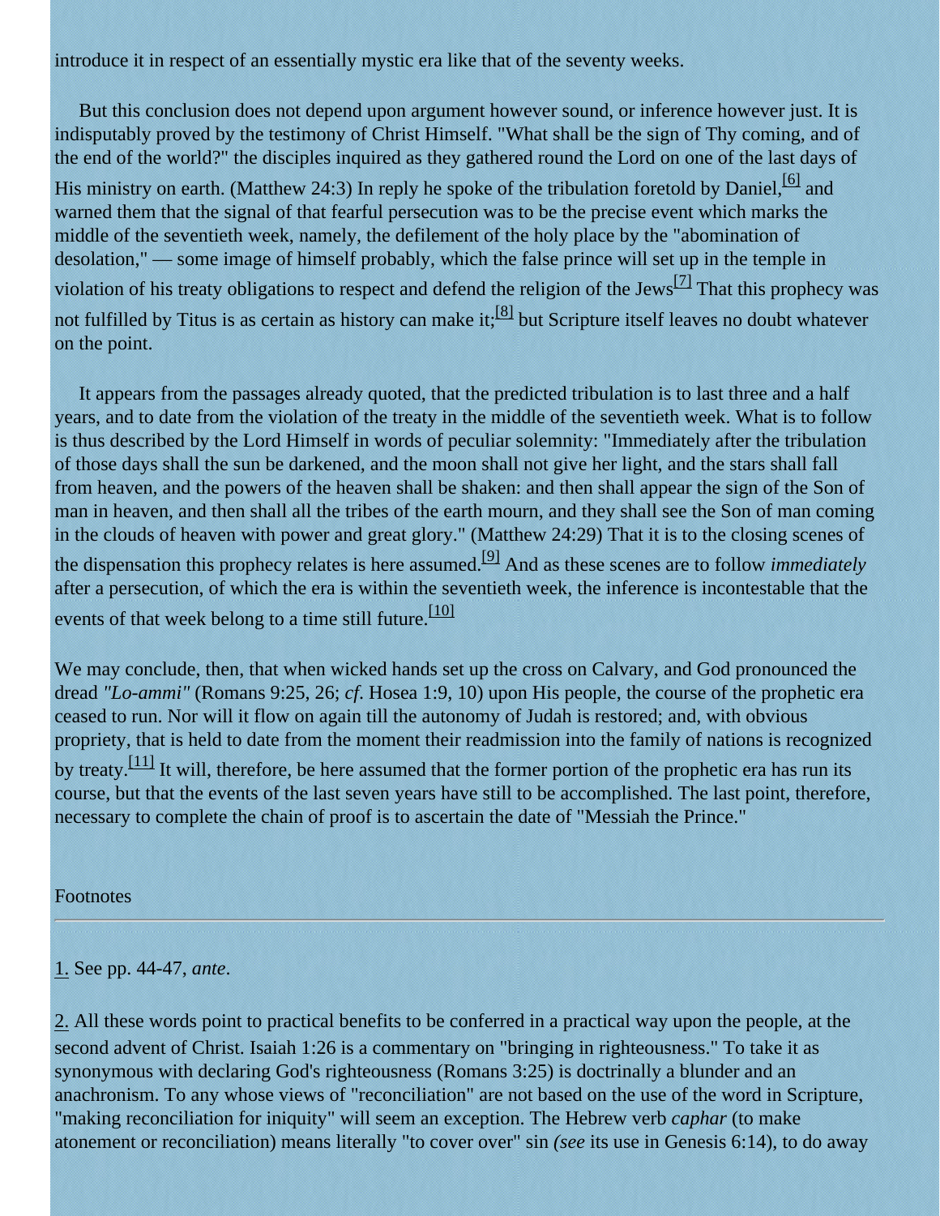introduce it in respect of an essentially mystic era like that of the seventy weeks.

But this conclusion does not depend upon argument however sound, or inference however just. It is indisputably proved by the testimony of Christ Himself. "What shall be the sign of Thy coming, and of the end of the world?" the disciples inquired as they gathered round the Lord on one of the last days of His ministry on earth. (Matthew 24:3) In reply he spoke of the tribulation foretold by Daniel,[6] and warned them that the signal of that fearful persecution was to be the precise event which marks the middle of the seventieth week, namely, the defilement of the holy place by the "abomination of desolation," — some image of himself probably, which the false prince will set up in the temple in violation of his treaty obligations to respect and defend the religion of the Jews[7] That this prophecy was not fulfilled by Titus is as certain as history can make it;[8] but Scripture itself leaves no doubt whatever on the point.

It appears from the passages already quoted, that the predicted tribulation is to last three and a half years, and to date from the violation of the treaty in the middle of the seventieth week. What is to follow is thus described by the Lord Himself in words of peculiar solemnity: "Immediately after the tribulation of those days shall the sun be darkened, and the moon shall not give her light, and the stars shall fall from heaven, and the powers of the heaven shall be shaken: and then shall appear the sign of the Son of man in heaven, and then shall all the tribes of the earth mourn, and they shall see the Son of man coming in the clouds of heaven with power and great glory." (Matthew 24:29) That it is to the closing scenes of the dispensation this prophecy relates is here assumed.[9] And as these scenes are to follow *immediately* after a persecution, of which the era is within the seventieth week, the inference is incontestable that the events of that week belong to a time still future.[10]

We may conclude, then, that when wicked hands set up the cross on Calvary, and God pronounced the dread *"Lo-ammi"* (Romans 9:25, 26; *cf*. Hosea 1:9, 10) upon His people, the course of the prophetic era ceased to run. Nor will it flow on again till the autonomy of Judah is restored; and, with obvious propriety, that is held to date from the moment their readmission into the family of nations is recognized by treaty.[11] It will, therefore, be here assumed that the former portion of the prophetic era has run its course, but that the events of the last seven years have still to be accomplished. The last point, therefore, necessary to complete the chain of proof is to ascertain the date of "Messiah the Prince."

Footnotes

---

1. See pp. 44-47, *ante*.

2. All these words point to practical benefits to be conferred in a practical way upon the people, at the second advent of Christ. Isaiah 1:26 is a commentary on "bringing in righteousness." To take it as synonymous with declaring God's righteousness (Romans 3:25) is doctrinally a blunder and an anachronism. To any whose views of "reconciliation" are not based on the use of the word in Scripture, "making reconciliation for iniquity" will seem an exception. The Hebrew verb *caphar* (to make atonement or reconciliation) means literally "to cover over" sin *(see* its use in Genesis 6:14), to do away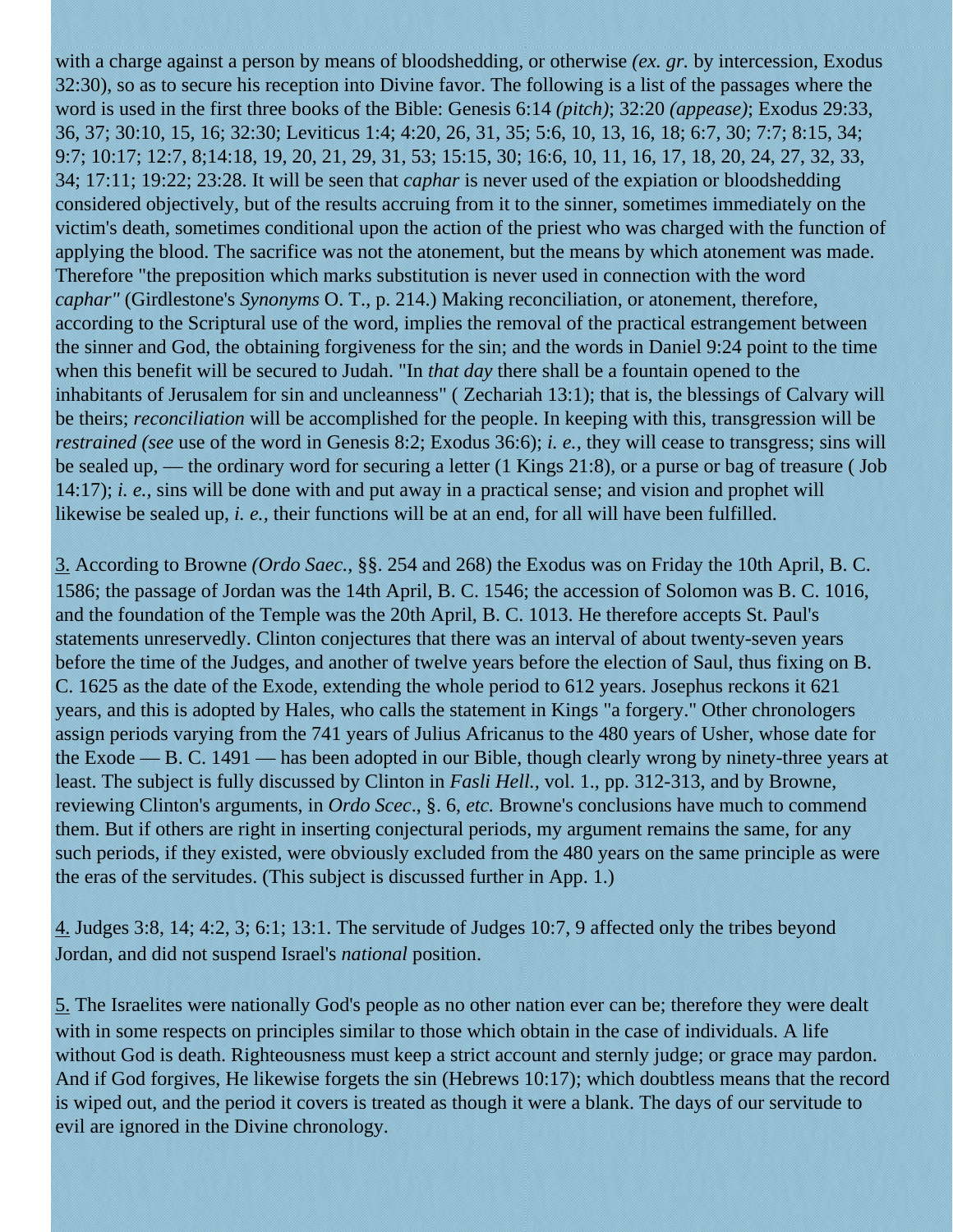with a charge against a person by means of bloodshedding, or otherwise *(ex. gr.* by intercession, Exodus 32:30), so as to secure his reception into Divine favor. The following is a list of the passages where the word is used in the first three books of the Bible: Genesis 6:14 *(pitch)*; 32:20 *(appease)*; Exodus 29:33, 36, 37; 30:10, 15, 16; 32:30; Leviticus 1:4; 4:20, 26, 31, 35; 5:6, 10, 13, 16, 18; 6:7, 30; 7:7; 8:15, 34; 9:7; 10:17; 12:7, 8;14:18, 19, 20, 21, 29, 31, 53; 15:15, 30; 16:6, 10, 11, 16, 17, 18, 20, 24, 27, 32, 33, 34; 17:11; 19:22; 23:28. It will be seen that *caphar* is never used of the expiation or bloodshedding considered objectively, but of the results accruing from it to the sinner, sometimes immediately on the victim's death, sometimes conditional upon the action of the priest who was charged with the function of applying the blood. The sacrifice was not the atonement, but the means by which atonement was made. Therefore "the preposition which marks substitution is never used in connection with the word *caphar"* (Girdlestone's *Synonyms* O. T., p. 214.) Making reconciliation, or atonement, therefore, according to the Scriptural use of the word, implies the removal of the practical estrangement between the sinner and God, the obtaining forgiveness for the sin; and the words in Daniel 9:24 point to the time when this benefit will be secured to Judah. "In *that day* there shall be a fountain opened to the inhabitants of Jerusalem for sin and uncleanness" ( Zechariah 13:1); that is, the blessings of Calvary will be theirs; *reconciliation* will be accomplished for the people. In keeping with this, transgression will be *restrained (see* use of the word in Genesis 8:2; Exodus 36:6); *i. e.,* they will cease to transgress; sins will be sealed up, — the ordinary word for securing a letter (1 Kings 21:8), or a purse or bag of treasure ( Job 14:17); *i. e.,* sins will be done with and put away in a practical sense; and vision and prophet will likewise be sealed up, *i. e.,* their functions will be at an end, for all will have been fulfilled.

3. According to Browne *(Ordo Saec.,* §§. 254 and 268) the Exodus was on Friday the 10th April, B. C. 1586; the passage of Jordan was the 14th April, B. C. 1546; the accession of Solomon was B. C. 1016, and the foundation of the Temple was the 20th April, B. C. 1013. He therefore accepts St. Paul's statements unreservedly. Clinton conjectures that there was an interval of about twenty-seven years before the time of the Judges, and another of twelve years before the election of Saul, thus fixing on B. C. 1625 as the date of the Exode, extending the whole period to 612 years. Josephus reckons it 621 years, and this is adopted by Hales, who calls the statement in Kings "a forgery." Other chronologers assign periods varying from the 741 years of Julius Africanus to the 480 years of Usher, whose date for the Exode — B. C. 1491 — has been adopted in our Bible, though clearly wrong by ninety-three years at least. The subject is fully discussed by Clinton in *Fasli Hell.,* vol. 1., pp. 312-313, and by Browne, reviewing Clinton's arguments, in *Ordo Scec*., §. 6, *etc.* Browne's conclusions have much to commend them. But if others are right in inserting conjectural periods, my argument remains the same, for any such periods, if they existed, were obviously excluded from the 480 years on the same principle as were the eras of the servitudes. (This subject is discussed further in App. 1.)

4. Judges 3:8, 14; 4:2, 3; 6:1; 13:1. The servitude of Judges 10:7, 9 affected only the tribes beyond Jordan, and did not suspend Israel's *national* position.

5. The Israelites were nationally God's people as no other nation ever can be; therefore they were dealt with in some respects on principles similar to those which obtain in the case of individuals. A life without God is death. Righteousness must keep a strict account and sternly judge; or grace may pardon. And if God forgives, He likewise forgets the sin (Hebrews 10:17); which doubtless means that the record is wiped out, and the period it covers is treated as though it were a blank. The days of our servitude to evil are ignored in the Divine chronology.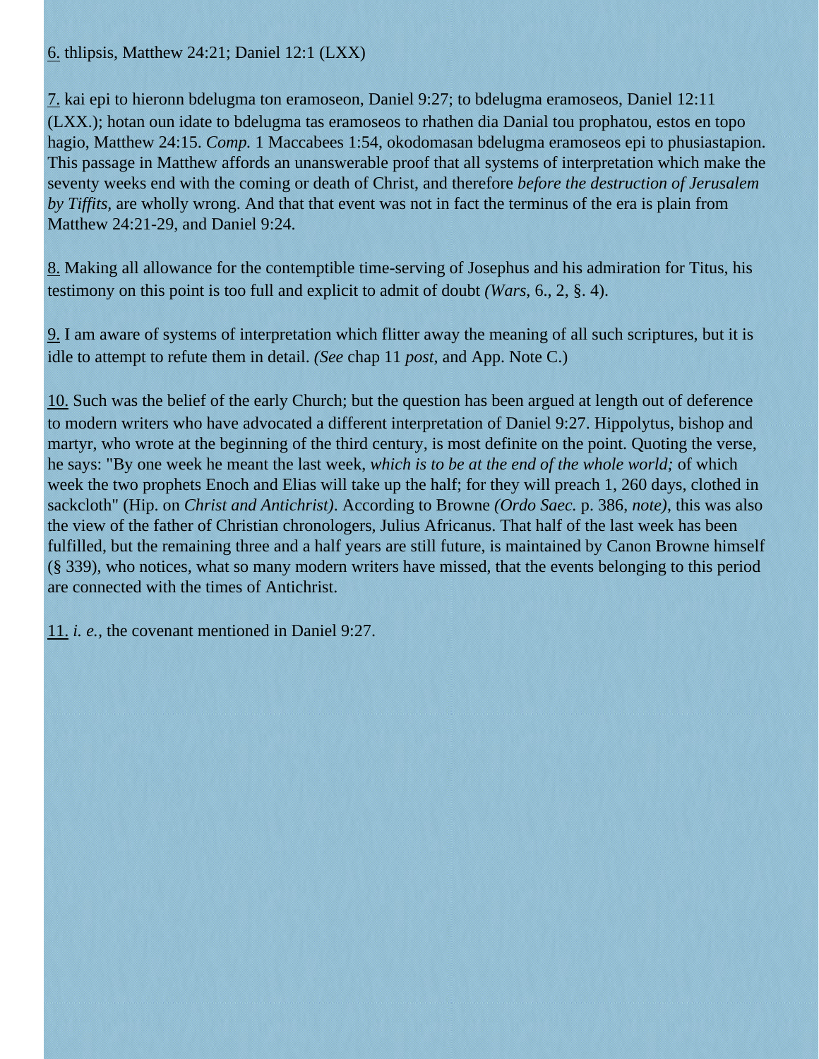6. thlipsis, Matthew 24:21; Daniel 12:1 (LXX)

7. kai epi to hieronn bdelugma ton eramoseon, Daniel 9:27; to bdelugma eramoseos, Daniel 12:11 (LXX.); hotan oun idate to bdelugma tas eramoseos to rhathen dia Danial tou prophatou, estos en topo hagio, Matthew 24:15. *Comp.* 1 Maccabees 1:54, okodomasan bdelugma eramoseos epi to phusiastapion. This passage in Matthew affords an unanswerable proof that all systems of interpretation which make the seventy weeks end with the coming or death of Christ, and therefore *before the destruction of Jerusalem by Tiffits*, are wholly wrong. And that that event was not in fact the terminus of the era is plain from Matthew 24:21-29, and Daniel 9:24.

8. Making all allowance for the contemptible time-serving of Josephus and his admiration for Titus, his testimony on this point is too full and explicit to admit of doubt *(Wars,* 6., 2, §. 4).

9. I am aware of systems of interpretation which flitter away the meaning of all such scriptures, but it is idle to attempt to refute them in detail. *(See* chap 11 *post,* and App. Note C.)

10. Such was the belief of the early Church; but the question has been argued at length out of deference to modern writers who have advocated a different interpretation of Daniel 9:27. Hippolytus, bishop and martyr, who wrote at the beginning of the third century, is most definite on the point. Quoting the verse, he says: "By one week he meant the last week, *which is to be at the end of the whole world;* of which week the two prophets Enoch and Elias will take up the half; for they will preach 1, 260 days, clothed in sackcloth" (Hip. on *Christ and Antichrist)*. According to Browne *(Ordo Saec.* p. 386, *note)*, this was also the view of the father of Christian chronologers, Julius Africanus. That half of the last week has been fulfilled, but the remaining three and a half years are still future, is maintained by Canon Browne himself (§ 339), who notices, what so many modern writers have missed, that the events belonging to this period are connected with the times of Antichrist.

11. *i. e.*, the covenant mentioned in Daniel 9:27.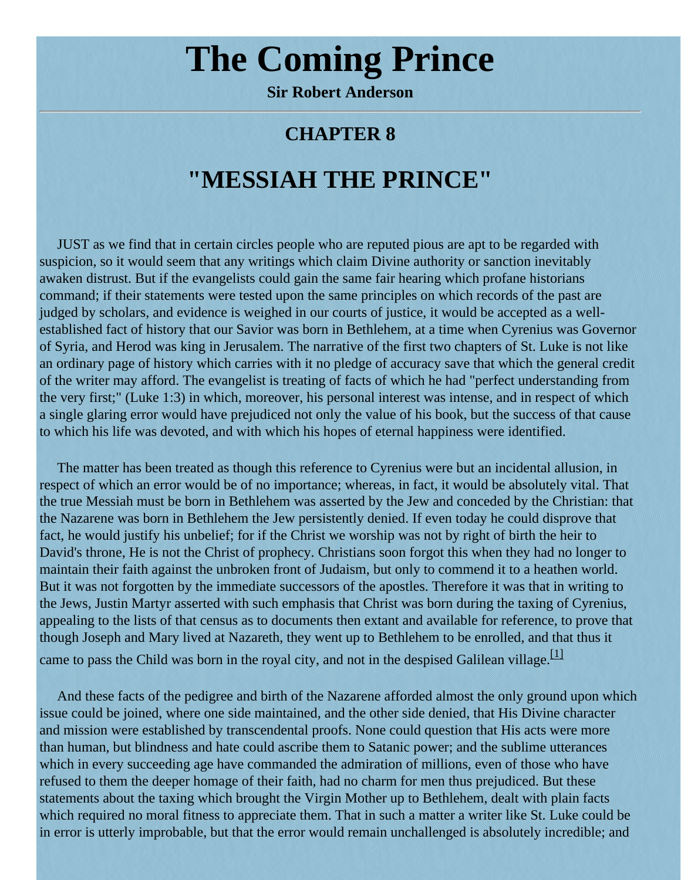# The Coming Prince

**Sir Robert Anderson**

---

## CHAPTER 8

# "MESSIAH THE PRINCE"

JUST as we find that in certain circles people who are reputed pious are apt to be regarded with suspicion, so it would seem that any writings which claim Divine authority or sanction inevitably awaken distrust. But if the evangelists could gain the same fair hearing which profane historians command; if their statements were tested upon the same principles on which records of the past are judged by scholars, and evidence is weighed in our courts of justice, it would be accepted as a well-established fact of history that our Savior was born in Bethlehem, at a time when Cyrenius was Governor of Syria, and Herod was king in Jerusalem. The narrative of the first two chapters of St. Luke is not like an ordinary page of history which carries with it no pledge of accuracy save that which the general credit of the writer may afford. The evangelist is treating of facts of which he had "perfect understanding from the very first;" (Luke 1:3) in which, moreover, his personal interest was intense, and in respect of which a single glaring error would have prejudiced not only the value of his book, but the success of that cause to which his life was devoted, and with which his hopes of eternal happiness were identified.

The matter has been treated as though this reference to Cyrenius were but an incidental allusion, in respect of which an error would be of no importance; whereas, in fact, it would be absolutely vital. That the true Messiah must be born in Bethlehem was asserted by the Jew and conceded by the Christian: that the Nazarene was born in Bethlehem the Jew persistently denied. If even today he could disprove that fact, he would justify his unbelief; for if the Christ we worship was not by right of birth the heir to David's throne, He is not the Christ of prophecy. Christians soon forgot this when they had no longer to maintain their faith against the unbroken front of Judaism, but only to commend it to a heathen world. But it was not forgotten by the immediate successors of the apostles. Therefore it was that in writing to the Jews, Justin Martyr asserted with such emphasis that Christ was born during the taxing of Cyrenius, appealing to the lists of that census as to documents then extant and available for reference, to prove that though Joseph and Mary lived at Nazareth, they went up to Bethlehem to be enrolled, and that thus it came to pass the Child was born in the royal city, and not in the despised Galilean village.[1]

And these facts of the pedigree and birth of the Nazarene afforded almost the only ground upon which issue could be joined, where one side maintained, and the other side denied, that His Divine character and mission were established by transcendental proofs. None could question that His acts were more than human, but blindness and hate could ascribe them to Satanic power; and the sublime utterances which in every succeeding age have commanded the admiration of millions, even of those who have refused to them the deeper homage of their faith, had no charm for men thus prejudiced. But these statements about the taxing which brought the Virgin Mother up to Bethlehem, dealt with plain facts which required no moral fitness to appreciate them. That in such a matter a writer like St. Luke could be in error is utterly improbable, but that the error would remain unchallenged is absolutely incredible; and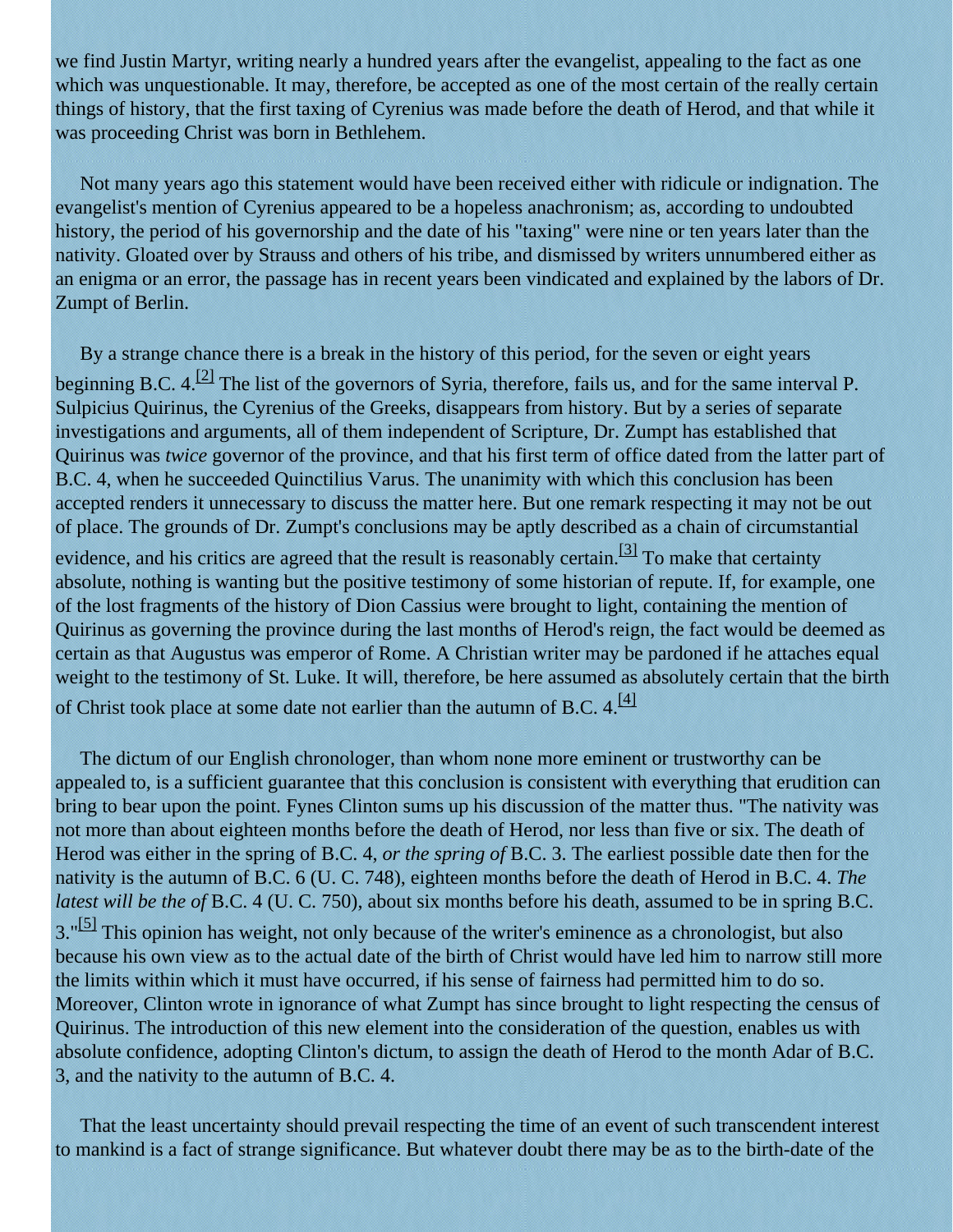we find Justin Martyr, writing nearly a hundred years after the evangelist, appealing to the fact as one which was unquestionable. It may, therefore, be accepted as one of the most certain of the really certain things of history, that the first taxing of Cyrenius was made before the death of Herod, and that while it was proceeding Christ was born in Bethlehem.

Not many years ago this statement would have been received either with ridicule or indignation. The evangelist's mention of Cyrenius appeared to be a hopeless anachronism; as, according to undoubted history, the period of his governorship and the date of his "taxing" were nine or ten years later than the nativity. Gloated over by Strauss and others of his tribe, and dismissed by writers unnumbered either as an enigma or an error, the passage has in recent years been vindicated and explained by the labors of Dr. Zumpt of Berlin.

By a strange chance there is a break in the history of this period, for the seven or eight years beginning B.C. 4.[2] The list of the governors of Syria, therefore, fails us, and for the same interval P. Sulpicius Quirinus, the Cyrenius of the Greeks, disappears from history. But by a series of separate investigations and arguments, all of them independent of Scripture, Dr. Zumpt has established that Quirinus was *twice* governor of the province, and that his first term of office dated from the latter part of B.C. 4, when he succeeded Quinctilius Varus. The unanimity with which this conclusion has been accepted renders it unnecessary to discuss the matter here. But one remark respecting it may not be out of place. The grounds of Dr. Zumpt's conclusions may be aptly described as a chain of circumstantial evidence, and his critics are agreed that the result is reasonably certain.[3] To make that certainty absolute, nothing is wanting but the positive testimony of some historian of repute. If, for example, one of the lost fragments of the history of Dion Cassius were brought to light, containing the mention of Quirinus as governing the province during the last months of Herod's reign, the fact would be deemed as certain as that Augustus was emperor of Rome. A Christian writer may be pardoned if he attaches equal weight to the testimony of St. Luke. It will, therefore, be here assumed as absolutely certain that the birth of Christ took place at some date not earlier than the autumn of B.C. 4.[4]

The dictum of our English chronologer, than whom none more eminent or trustworthy can be appealed to, is a sufficient guarantee that this conclusion is consistent with everything that erudition can bring to bear upon the point. Fynes Clinton sums up his discussion of the matter thus. "The nativity was not more than about eighteen months before the death of Herod, nor less than five or six. The death of Herod was either in the spring of B.C. 4, *or the spring of* B.C. 3. The earliest possible date then for the nativity is the autumn of B.C. 6 (U. C. 748), eighteen months before the death of Herod in B.C. 4. *The latest will be the of* B.C. 4 (U. C. 750), about six months before his death, assumed to be in spring B.C. 3."[5] This opinion has weight, not only because of the writer's eminence as a chronologist, but also because his own view as to the actual date of the birth of Christ would have led him to narrow still more the limits within which it must have occurred, if his sense of fairness had permitted him to do so. Moreover, Clinton wrote in ignorance of what Zumpt has since brought to light respecting the census of Quirinus. The introduction of this new element into the consideration of the question, enables us with absolute confidence, adopting Clinton's dictum, to assign the death of Herod to the month Adar of B.C. 3, and the nativity to the autumn of B.C. 4.

That the least uncertainty should prevail respecting the time of an event of such transcendent interest to mankind is a fact of strange significance. But whatever doubt there may be as to the birth-date of the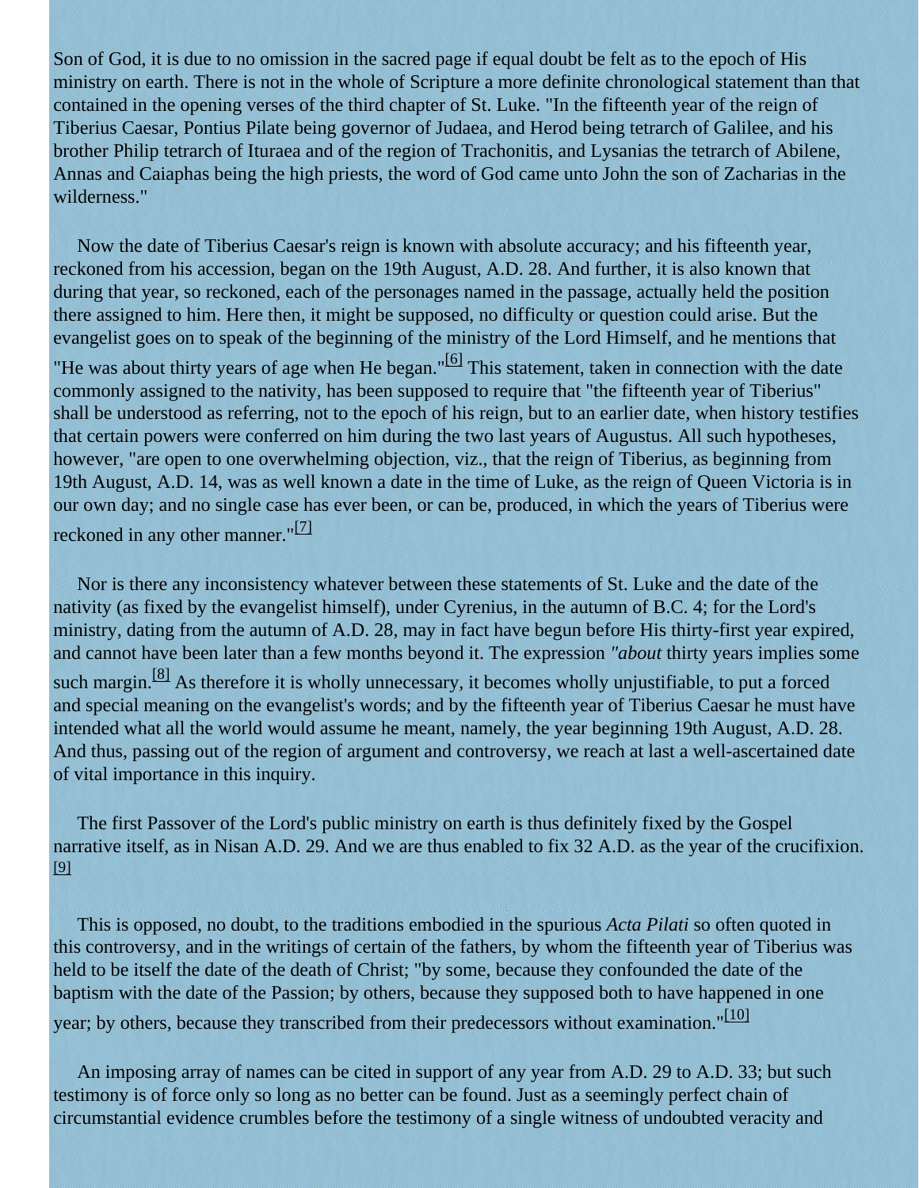Son of God, it is due to no omission in the sacred page if equal doubt be felt as to the epoch of His ministry on earth. There is not in the whole of Scripture a more definite chronological statement than that contained in the opening verses of the third chapter of St. Luke. "In the fifteenth year of the reign of Tiberius Caesar, Pontius Pilate being governor of Judaea, and Herod being tetrarch of Galilee, and his brother Philip tetrarch of Ituraea and of the region of Trachonitis, and Lysanias the tetrarch of Abilene, Annas and Caiaphas being the high priests, the word of God came unto John the son of Zacharias in the wilderness."

Now the date of Tiberius Caesar's reign is known with absolute accuracy; and his fifteenth year, reckoned from his accession, began on the 19th August, A.D. 28. And further, it is also known that during that year, so reckoned, each of the personages named in the passage, actually held the position there assigned to him. Here then, it might be supposed, no difficulty or question could arise. But the evangelist goes on to speak of the beginning of the ministry of the Lord Himself, and he mentions that "He was about thirty years of age when He began."[6] This statement, taken in connection with the date commonly assigned to the nativity, has been supposed to require that "the fifteenth year of Tiberius" shall be understood as referring, not to the epoch of his reign, but to an earlier date, when history testifies that certain powers were conferred on him during the two last years of Augustus. All such hypotheses, however, "are open to one overwhelming objection, viz., that the reign of Tiberius, as beginning from 19th August, A.D. 14, was as well known a date in the time of Luke, as the reign of Queen Victoria is in our own day; and no single case has ever been, or can be, produced, in which the years of Tiberius were reckoned in any other manner."[7]

Nor is there any inconsistency whatever between these statements of St. Luke and the date of the nativity (as fixed by the evangelist himself), under Cyrenius, in the autumn of B.C. 4; for the Lord's ministry, dating from the autumn of A.D. 28, may in fact have begun before His thirty-first year expired, and cannot have been later than a few months beyond it. The expression *"about* thirty years implies some such margin.[8] As therefore it is wholly unnecessary, it becomes wholly unjustifiable, to put a forced and special meaning on the evangelist's words; and by the fifteenth year of Tiberius Caesar he must have intended what all the world would assume he meant, namely, the year beginning 19th August, A.D. 28. And thus, passing out of the region of argument and controversy, we reach at last a well-ascertained date of vital importance in this inquiry.

The first Passover of the Lord's public ministry on earth is thus definitely fixed by the Gospel narrative itself, as in Nisan A.D. 29. And we are thus enabled to fix 32 A.D. as the year of the crucifixion.[9]

This is opposed, no doubt, to the traditions embodied in the spurious *Acta Pilati* so often quoted in this controversy, and in the writings of certain of the fathers, by whom the fifteenth year of Tiberius was held to be itself the date of the death of Christ; "by some, because they confounded the date of the baptism with the date of the Passion; by others, because they supposed both to have happened in one year; by others, because they transcribed from their predecessors without examination."[10]

An imposing array of names can be cited in support of any year from A.D. 29 to A.D. 33; but such testimony is of force only so long as no better can be found. Just as a seemingly perfect chain of circumstantial evidence crumbles before the testimony of a single witness of undoubted veracity and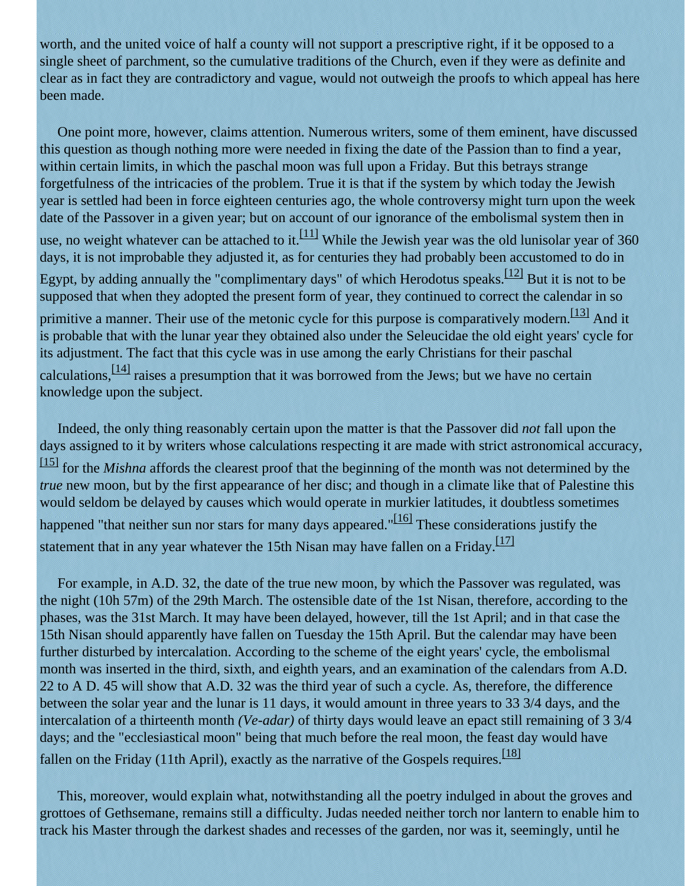worth, and the united voice of half a county will not support a prescriptive right, if it be opposed to a single sheet of parchment, so the cumulative traditions of the Church, even if they were as definite and clear as in fact they are contradictory and vague, would not outweigh the proofs to which appeal has here been made.

One point more, however, claims attention. Numerous writers, some of them eminent, have discussed this question as though nothing more were needed in fixing the date of the Passion than to find a year, within certain limits, in which the paschal moon was full upon a Friday. But this betrays strange forgetfulness of the intricacies of the problem. True it is that if the system by which today the Jewish year is settled had been in force eighteen centuries ago, the whole controversy might turn upon the week date of the Passover in a given year; but on account of our ignorance of the embolismal system then in use, no weight whatever can be attached to it.[11] While the Jewish year was the old lunisolar year of 360 days, it is not improbable they adjusted it, as for centuries they had probably been accustomed to do in Egypt, by adding annually the "complimentary days" of which Herodotus speaks.[12] But it is not to be supposed that when they adopted the present form of year, they continued to correct the calendar in so primitive a manner. Their use of the metonic cycle for this purpose is comparatively modern.[13] And it is probable that with the lunar year they obtained also under the Seleucidae the old eight years' cycle for its adjustment. The fact that this cycle was in use among the early Christians for their paschal calculations,[14] raises a presumption that it was borrowed from the Jews; but we have no certain knowledge upon the subject.

Indeed, the only thing reasonably certain upon the matter is that the Passover did *not* fall upon the days assigned to it by writers whose calculations respecting it are made with strict astronomical accuracy,[15] for the *Mishna* affords the clearest proof that the beginning of the month was not determined by the *true* new moon, but by the first appearance of her disc; and though in a climate like that of Palestine this would seldom be delayed by causes which would operate in murkier latitudes, it doubtless sometimes happened "that neither sun nor stars for many days appeared."[16] These considerations justify the statement that in any year whatever the 15th Nisan may have fallen on a Friday.[17]

For example, in A.D. 32, the date of the true new moon, by which the Passover was regulated, was the night (10h 57m) of the 29th March. The ostensible date of the 1st Nisan, therefore, according to the phases, was the 31st March. It may have been delayed, however, till the 1st April; and in that case the 15th Nisan should apparently have fallen on Tuesday the 15th April. But the calendar may have been further disturbed by intercalation. According to the scheme of the eight years' cycle, the embolismal month was inserted in the third, sixth, and eighth years, and an examination of the calendars from A.D. 22 to A D. 45 will show that A.D. 32 was the third year of such a cycle. As, therefore, the difference between the solar year and the lunar is 11 days, it would amount in three years to 33 3/4 days, and the intercalation of a thirteenth month *(Ve-adar)* of thirty days would leave an epact still remaining of 3 3/4 days; and the "ecclesiastical moon" being that much before the real moon, the feast day would have fallen on the Friday (11th April), exactly as the narrative of the Gospels requires.[18]

This, moreover, would explain what, notwithstanding all the poetry indulged in about the groves and grottoes of Gethsemane, remains still a difficulty. Judas needed neither torch nor lantern to enable him to track his Master through the darkest shades and recesses of the garden, nor was it, seemingly, until he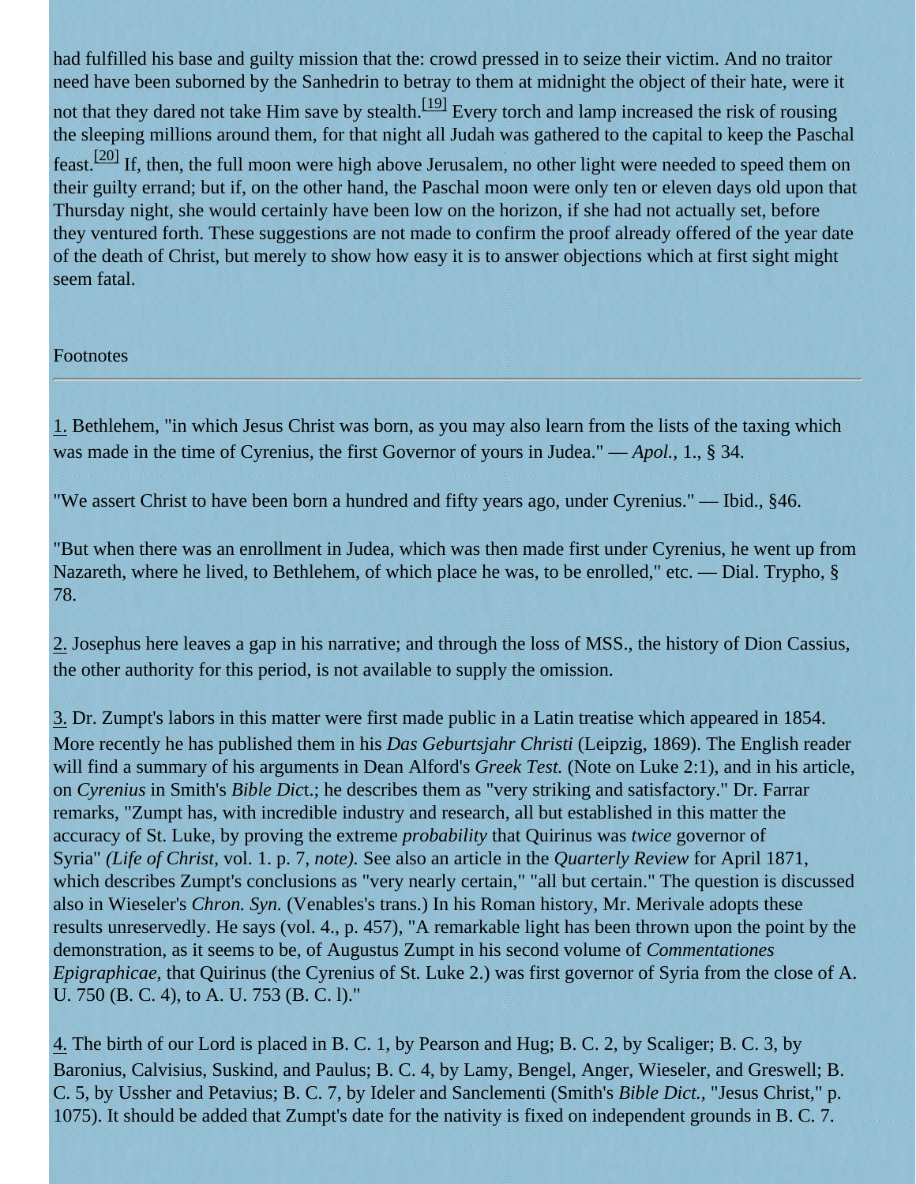had fulfilled his base and guilty mission that the: crowd pressed in to seize their victim. And no traitor need have been suborned by the Sanhedrin to betray to them at midnight the object of their hate, were it not that they dared not take Him save by stealth.[19] Every torch and lamp increased the risk of rousing the sleeping millions around them, for that night all Judah was gathered to the capital to keep the Paschal feast.[20] If, then, the full moon were high above Jerusalem, no other light were needed to speed them on their guilty errand; but if, on the other hand, the Paschal moon were only ten or eleven days old upon that Thursday night, she would certainly have been low on the horizon, if she had not actually set, before they ventured forth. These suggestions are not made to confirm the proof already offered of the year date of the death of Christ, but merely to show how easy it is to answer objections which at first sight might seem fatal.

Footnotes

---

1. Bethlehem, "in which Jesus Christ was born, as you may also learn from the lists of the taxing which was made in the time of Cyrenius, the first Governor of yours in Judea." — *Apol.*, 1., § 34.

"We assert Christ to have been born a hundred and fifty years ago, under Cyrenius." — Ibid., §46.

"But when there was an enrollment in Judea, which was then made first under Cyrenius, he went up from Nazareth, where he lived, to Bethlehem, of which place he was, to be enrolled," etc. — Dial. Trypho, § 78.

2. Josephus here leaves a gap in his narrative; and through the loss of MSS., the history of Dion Cassius, the other authority for this period, is not available to supply the omission.

3. Dr. Zumpt's labors in this matter were first made public in a Latin treatise which appeared in 1854. More recently he has published them in his *Das Geburtsjahr Christi* (Leipzig, 1869). The English reader will find a summary of his arguments in Dean Alford's *Greek Test.* (Note on Luke 2:1), and in his article, on *Cyrenius* in Smith's *Bible Dict*.; he describes them as "very striking and satisfactory." Dr. Farrar remarks, "Zumpt has, with incredible industry and research, all but established in this matter the accuracy of St. Luke, by proving the extreme *probability* that Quirinus was *twice* governor of Syria" *(Life of Christ,* vol. 1. p. 7, *note).* See also an article in the *Quarterly Review* for April 1871, which describes Zumpt's conclusions as "very nearly certain," "all but certain." The question is discussed also in Wieseler's *Chron. Syn.* (Venables's trans.) In his Roman history, Mr. Merivale adopts these results unreservedly. He says (vol. 4., p. 457), "A remarkable light has been thrown upon the point by the demonstration, as it seems to be, of Augustus Zumpt in his second volume of *Commentationes Epigraphicae*, that Quirinus (the Cyrenius of St. Luke 2.) was first governor of Syria from the close of A. U. 750 (B. C. 4), to A. U. 753 (B. C. l)."

4. The birth of our Lord is placed in B. C. 1, by Pearson and Hug; B. C. 2, by Scaliger; B. C. 3, by Baronius, Calvisius, Suskind, and Paulus; B. C. 4, by Lamy, Bengel, Anger, Wieseler, and Greswell; B. C. 5, by Ussher and Petavius; B. C. 7, by Ideler and Sanclementi (Smith's *Bible Dict.,* "Jesus Christ," p. 1075). It should be added that Zumpt's date for the nativity is fixed on independent grounds in B. C. 7.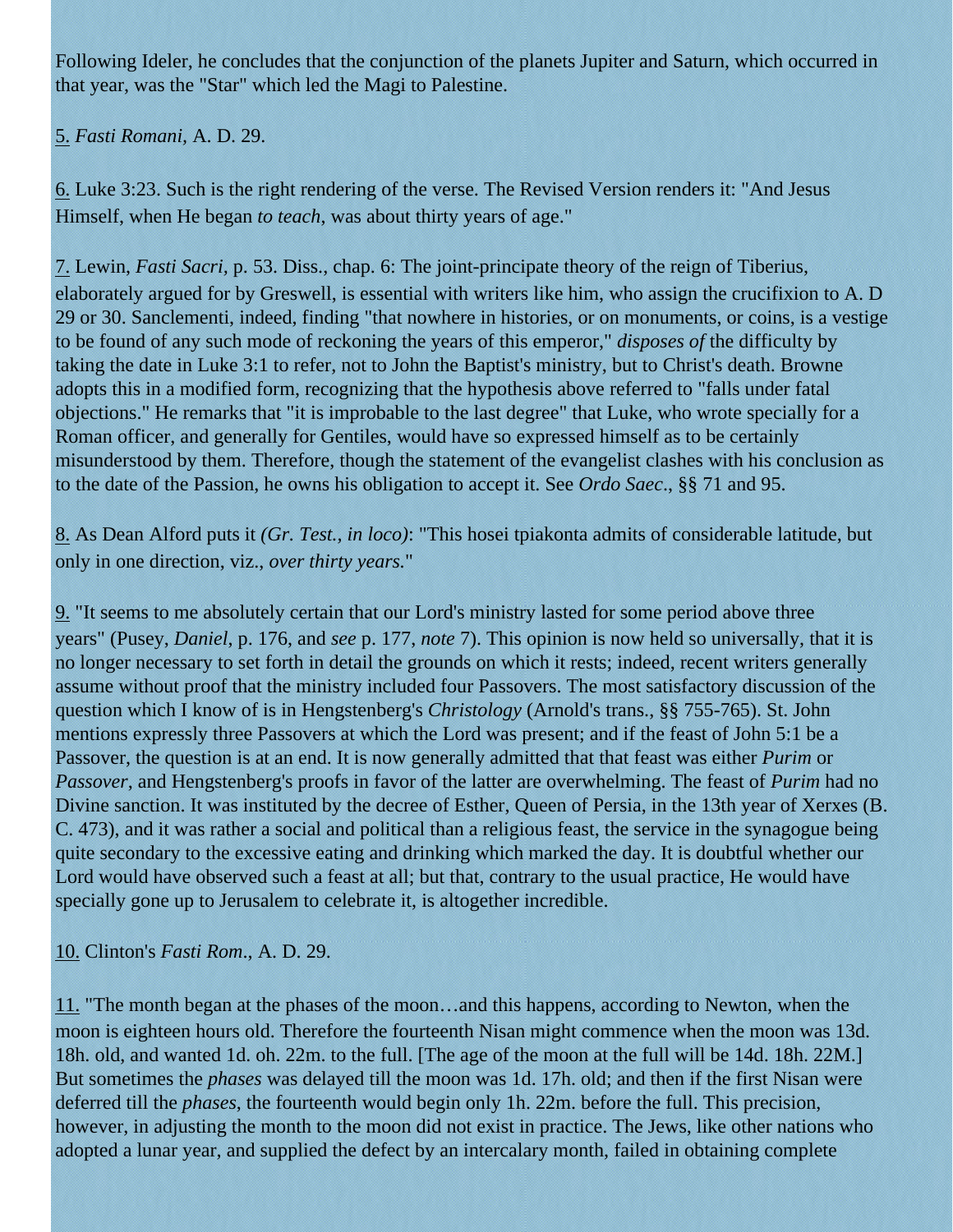Following Ideler, he concludes that the conjunction of the planets Jupiter and Saturn, which occurred in that year, was the "Star" which led the Magi to Palestine.

5. *Fasti Romani,* A. D. 29.

6. Luke 3:23. Such is the right rendering of the verse. The Revised Version renders it: "And Jesus Himself, when He began *to teach*, was about thirty years of age."

7. Lewin, *Fasti Sacri,* p. 53. Diss., chap. 6: The joint-principate theory of the reign of Tiberius, elaborately argued for by Greswell, is essential with writers like him, who assign the crucifixion to A. D 29 or 30. Sanclementi, indeed, finding "that nowhere in histories, or on monuments, or coins, is a vestige to be found of any such mode of reckoning the years of this emperor," *disposes of* the difficulty by taking the date in Luke 3:1 to refer, not to John the Baptist's ministry, but to Christ's death. Browne adopts this in a modified form, recognizing that the hypothesis above referred to "falls under fatal objections." He remarks that "it is improbable to the last degree" that Luke, who wrote specially for a Roman officer, and generally for Gentiles, would have so expressed himself as to be certainly misunderstood by them. Therefore, though the statement of the evangelist clashes with his conclusion as to the date of the Passion, he owns his obligation to accept it. See *Ordo Saec*., §§ 71 and 95.

8. As Dean Alford puts it *(Gr. Test., in loco)*: "This hosei tpiakonta admits of considerable latitude, but only in one direction, viz., *over thirty years.*"

9. "It seems to me absolutely certain that our Lord's ministry lasted for some period above three years" (Pusey, *Daniel,* p. 176, and *see* p. 177, *note* 7). This opinion is now held so universally, that it is no longer necessary to set forth in detail the grounds on which it rests; indeed, recent writers generally assume without proof that the ministry included four Passovers. The most satisfactory discussion of the question which I know of is in Hengstenberg's *Christology* (Arnold's trans., §§ 755-765). St. John mentions expressly three Passovers at which the Lord was present; and if the feast of John 5:1 be a Passover, the question is at an end. It is now generally admitted that that feast was either *Purim* or *Passover*, and Hengstenberg's proofs in favor of the latter are overwhelming. The feast of *Purim* had no Divine sanction. It was instituted by the decree of Esther, Queen of Persia, in the 13th year of Xerxes (B. C. 473), and it was rather a social and political than a religious feast, the service in the synagogue being quite secondary to the excessive eating and drinking which marked the day. It is doubtful whether our Lord would have observed such a feast at all; but that, contrary to the usual practice, He would have specially gone up to Jerusalem to celebrate it, is altogether incredible.

10. Clinton's *Fasti Rom*., A. D. 29.

11. "The month began at the phases of the moon…and this happens, according to Newton, when the moon is eighteen hours old. Therefore the fourteenth Nisan might commence when the moon was 13d. 18h. old, and wanted 1d. oh. 22m. to the full. [The age of the moon at the full will be 14d. 18h. 22M.] But sometimes the *phases* was delayed till the moon was 1d. 17h. old; and then if the first Nisan were deferred till the *phases*, the fourteenth would begin only 1h. 22m. before the full. This precision, however, in adjusting the month to the moon did not exist in practice. The Jews, like other nations who adopted a lunar year, and supplied the defect by an intercalary month, failed in obtaining complete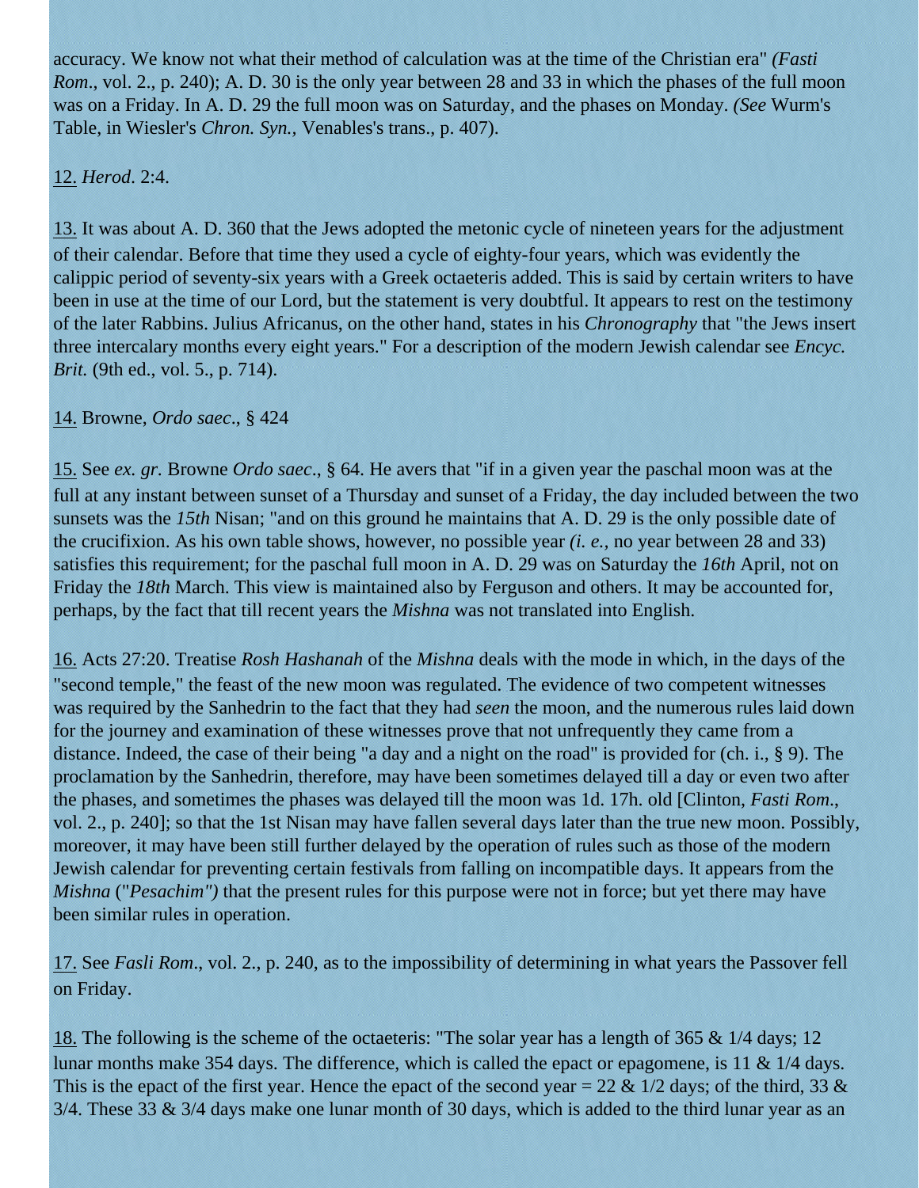accuracy. We know not what their method of calculation was at the time of the Christian era" *(Fasti Rom*., vol. 2., p. 240); A. D. 30 is the only year between 28 and 33 in which the phases of the full moon was on a Friday. In A. D. 29 the full moon was on Saturday, and the phases on Monday. *(See* Wurm's Table, in Wiesler's *Chron. Syn.,* Venables's trans., p. 407).

12. *Herod*. 2:4.

13. It was about A. D. 360 that the Jews adopted the metonic cycle of nineteen years for the adjustment of their calendar. Before that time they used a cycle of eighty-four years, which was evidently the calippic period of seventy-six years with a Greek octaeteris added. This is said by certain writers to have been in use at the time of our Lord, but the statement is very doubtful. It appears to rest on the testimony of the later Rabbins. Julius Africanus, on the other hand, states in his *Chronography* that "the Jews insert three intercalary months every eight years." For a description of the modern Jewish calendar see *Encyc. Brit.* (9th ed., vol. 5., p. 714).

14. Browne, *Ordo saec*., § 424

15. See *ex. gr*. Browne *Ordo saec*., § 64. He avers that "if in a given year the paschal moon was at the full at any instant between sunset of a Thursday and sunset of a Friday, the day included between the two sunsets was the *15th* Nisan; "and on this ground he maintains that A. D. 29 is the only possible date of the crucifixion. As his own table shows, however, no possible year *(i. e.,* no year between 28 and 33) satisfies this requirement; for the paschal full moon in A. D. 29 was on Saturday the *16th* April, not on Friday the *18th* March. This view is maintained also by Ferguson and others. It may be accounted for, perhaps, by the fact that till recent years the *Mishna* was not translated into English.

16. Acts 27:20. Treatise *Rosh Hashanah* of the *Mishna* deals with the mode in which, in the days of the "second temple," the feast of the new moon was regulated. The evidence of two competent witnesses was required by the Sanhedrin to the fact that they had *seen* the moon, and the numerous rules laid down for the journey and examination of these witnesses prove that not unfrequently they came from a distance. Indeed, the case of their being "a day and a night on the road" is provided for (ch. i., § 9). The proclamation by the Sanhedrin, therefore, may have been sometimes delayed till a day or even two after the phases, and sometimes the phases was delayed till the moon was 1d. 17h. old [Clinton, *Fasti Rom*., vol. 2., p. 240]; so that the 1st Nisan may have fallen several days later than the true new moon. Possibly, moreover, it may have been still further delayed by the operation of rules such as those of the modern Jewish calendar for preventing certain festivals from falling on incompatible days. It appears from the *Mishna* ("*Pesachim")* that the present rules for this purpose were not in force; but yet there may have been similar rules in operation.

17. See *Fasli Rom*., vol. 2., p. 240, as to the impossibility of determining in what years the Passover fell on Friday.

18. The following is the scheme of the octaeteris: "The solar year has a length of 365 & 1/4 days; 12 lunar months make 354 days. The difference, which is called the epact or epagomene, is 11 & 1/4 days. This is the epact of the first year. Hence the epact of the second year = 22 & 1/2 days; of the third, 33 & 3/4. These 33 & 3/4 days make one lunar month of 30 days, which is added to the third lunar year as an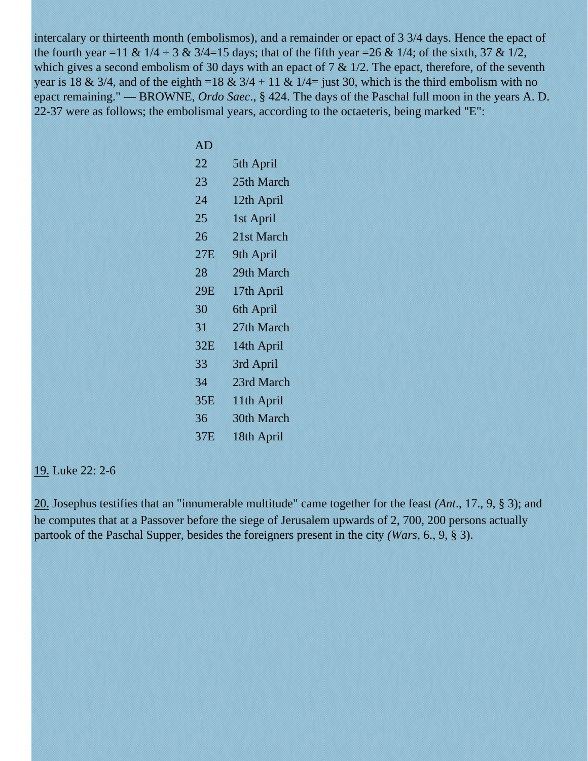intercalary or thirteenth month (embolismos), and a remainder or epact of 3 3/4 days. Hence the epact of the fourth year =11 & 1/4 + 3 & 3/4=15 days; that of the fifth year =26 & 1/4; of the sixth, 37 & 1/2, which gives a second embolism of 30 days with an epact of 7 & 1/2. The epact, therefore, of the seventh year is 18 & 3/4, and of the eighth =18 & 3/4 + 11 & 1/4= just 30, which is the third embolism with no epact remaining." — BROWNE, *Ordo Saec*., § 424. The days of the Paschal full moon in the years A. D. 22-37 were as follows; the embolismal years, according to the octaeteris, being marked "E":

| AD | |
|---|---|
| 22 | 5th April |
| 23 | 25th March |
| 24 | 12th April |
| 25 | 1st April |
| 26 | 21st March |
| 27E | 9th April |
| 28 | 29th March |
| 29E | 17th April |
| 30 | 6th April |
| 31 | 27th March |
| 32E | 14th April |
| 33 | 3rd April |
| 34 | 23rd March |
| 35E | 11th April |
| 36 | 30th March |
| 37E | 18th April |

19. Luke 22: 2-6

20. Josephus testifies that an "innumerable multitude" came together for the feast *(Ant*., 17., 9, § 3); and he computes that at a Passover before the siege of Jerusalem upwards of 2, 700, 200 persons actually partook of the Paschal Supper, besides the foreigners present in the city *(Wars*, 6., 9, § 3).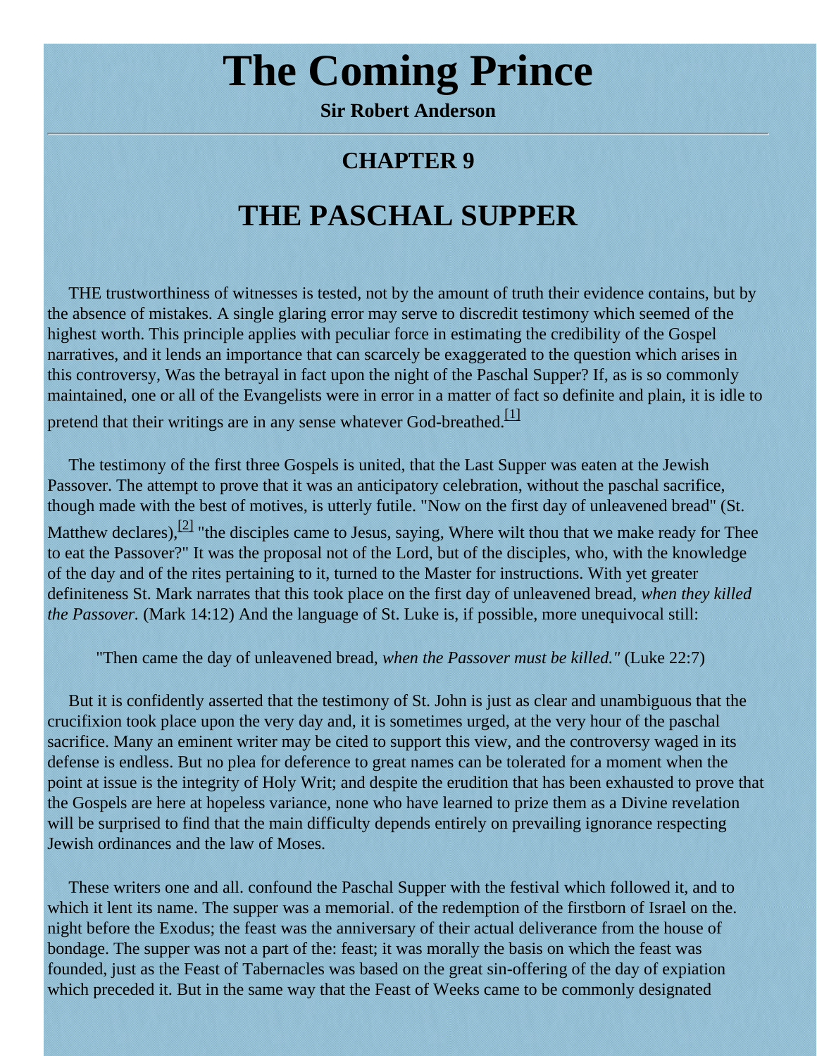# The Coming Prince

**Sir Robert Anderson**

---

## CHAPTER 9

# THE PASCHAL SUPPER

THE trustworthiness of witnesses is tested, not by the amount of truth their evidence contains, but by the absence of mistakes. A single glaring error may serve to discredit testimony which seemed of the highest worth. This principle applies with peculiar force in estimating the credibility of the Gospel narratives, and it lends an importance that can scarcely be exaggerated to the question which arises in this controversy, Was the betrayal in fact upon the night of the Paschal Supper? If, as is so commonly maintained, one or all of the Evangelists were in error in a matter of fact so definite and plain, it is idle to pretend that their writings are in any sense whatever God-breathed.[1]

The testimony of the first three Gospels is united, that the Last Supper was eaten at the Jewish Passover. The attempt to prove that it was an anticipatory celebration, without the paschal sacrifice, though made with the best of motives, is utterly futile. "Now on the first day of unleavened bread" (St. Matthew declares),[2] "the disciples came to Jesus, saying, Where wilt thou that we make ready for Thee to eat the Passover?" It was the proposal not of the Lord, but of the disciples, who, with the knowledge of the day and of the rites pertaining to it, turned to the Master for instructions. With yet greater definiteness St. Mark narrates that this took place on the first day of unleavened bread, *when they killed the Passover*. (Mark 14:12) And the language of St. Luke is, if possible, more unequivocal still:

> "Then came the day of unleavened bread, *when the Passover must be killed."* (Luke 22:7)

But it is confidently asserted that the testimony of St. John is just as clear and unambiguous that the crucifixion took place upon the very day and, it is sometimes urged, at the very hour of the paschal sacrifice. Many an eminent writer may be cited to support this view, and the controversy waged in its defense is endless. But no plea for deference to great names can be tolerated for a moment when the point at issue is the integrity of Holy Writ; and despite the erudition that has been exhausted to prove that the Gospels are here at hopeless variance, none who have learned to prize them as a Divine revelation will be surprised to find that the main difficulty depends entirely on prevailing ignorance respecting Jewish ordinances and the law of Moses.

These writers one and all. confound the Paschal Supper with the festival which followed it, and to which it lent its name. The supper was a memorial. of the redemption of the firstborn of Israel on the. night before the Exodus; the feast was the anniversary of their actual deliverance from the house of bondage. The supper was not a part of the: feast; it was morally the basis on which the feast was founded, just as the Feast of Tabernacles was based on the great sin-offering of the day of expiation which preceded it. But in the same way that the Feast of Weeks came to be commonly designated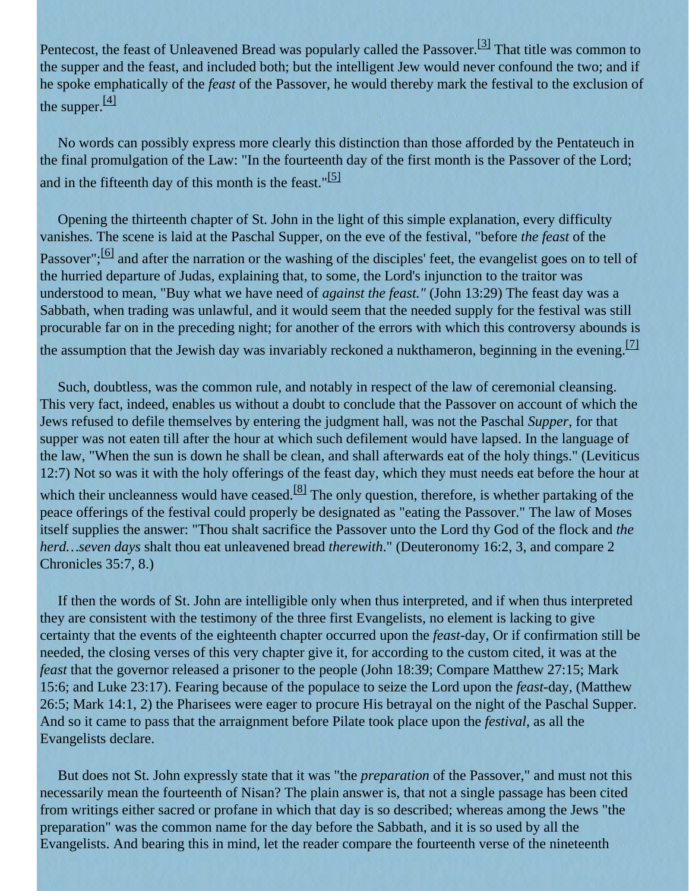Pentecost, the feast of Unleavened Bread was popularly called the Passover.[3] That title was common to the supper and the feast, and included both; but the intelligent Jew would never confound the two; and if he spoke emphatically of the *feast* of the Passover, he would thereby mark the festival to the exclusion of the supper.[4]

No words can possibly express more clearly this distinction than those afforded by the Pentateuch in the final promulgation of the Law: "In the fourteenth day of the first month is the Passover of the Lord; and in the fifteenth day of this month is the feast."[5]

Opening the thirteenth chapter of St. John in the light of this simple explanation, every difficulty vanishes. The scene is laid at the Paschal Supper, on the eve of the festival, "before *the feast* of the Passover";[6] and after the narration or the washing of the disciples' feet, the evangelist goes on to tell of the hurried departure of Judas, explaining that, to some, the Lord's injunction to the traitor was understood to mean, "Buy what we have need of *against the feast."* (John 13:29) The feast day was a Sabbath, when trading was unlawful, and it would seem that the needed supply for the festival was still procurable far on in the preceding night; for another of the errors with which this controversy abounds is the assumption that the Jewish day was invariably reckoned a nukthameron, beginning in the evening.[7]

Such, doubtless, was the common rule, and notably in respect of the law of ceremonial cleansing. This very fact, indeed, enables us without a doubt to conclude that the Passover on account of which the Jews refused to defile themselves by entering the judgment hall, was not the Paschal *Supper*, for that supper was not eaten till after the hour at which such defilement would have lapsed. In the language of the law, "When the sun is down he shall be clean, and shall afterwards eat of the holy things." (Leviticus 12:7) Not so was it with the holy offerings of the feast day, which they must needs eat before the hour at which their uncleanness would have ceased.[8] The only question, therefore, is whether partaking of the peace offerings of the festival could properly be designated as "eating the Passover." The law of Moses itself supplies the answer: "Thou shalt sacrifice the Passover unto the Lord thy God of the flock and *the herd…seven days* shalt thou eat unleavened bread *therewith*." (Deuteronomy 16:2, 3, and compare 2 Chronicles 35:7, 8.)

If then the words of St. John are intelligible only when thus interpreted, and if when thus interpreted they are consistent with the testimony of the three first Evangelists, no element is lacking to give certainty that the events of the eighteenth chapter occurred upon the *feast*-day, Or if confirmation still be needed, the closing verses of this very chapter give it, for according to the custom cited, it was at the *feast* that the governor released a prisoner to the people (John 18:39; Compare Matthew 27:15; Mark 15:6; and Luke 23:17). Fearing because of the populace to seize the Lord upon the *feast*-day, (Matthew 26:5; Mark 14:1, 2) the Pharisees were eager to procure His betrayal on the night of the Paschal Supper. And so it came to pass that the arraignment before Pilate took place upon the *festival*, as all the Evangelists declare.

But does not St. John expressly state that it was "the *preparation* of the Passover," and must not this necessarily mean the fourteenth of Nisan? The plain answer is, that not a single passage has been cited from writings either sacred or profane in which that day is so described; whereas among the Jews "the preparation" was the common name for the day before the Sabbath, and it is so used by all the Evangelists. And bearing this in mind, let the reader compare the fourteenth verse of the nineteenth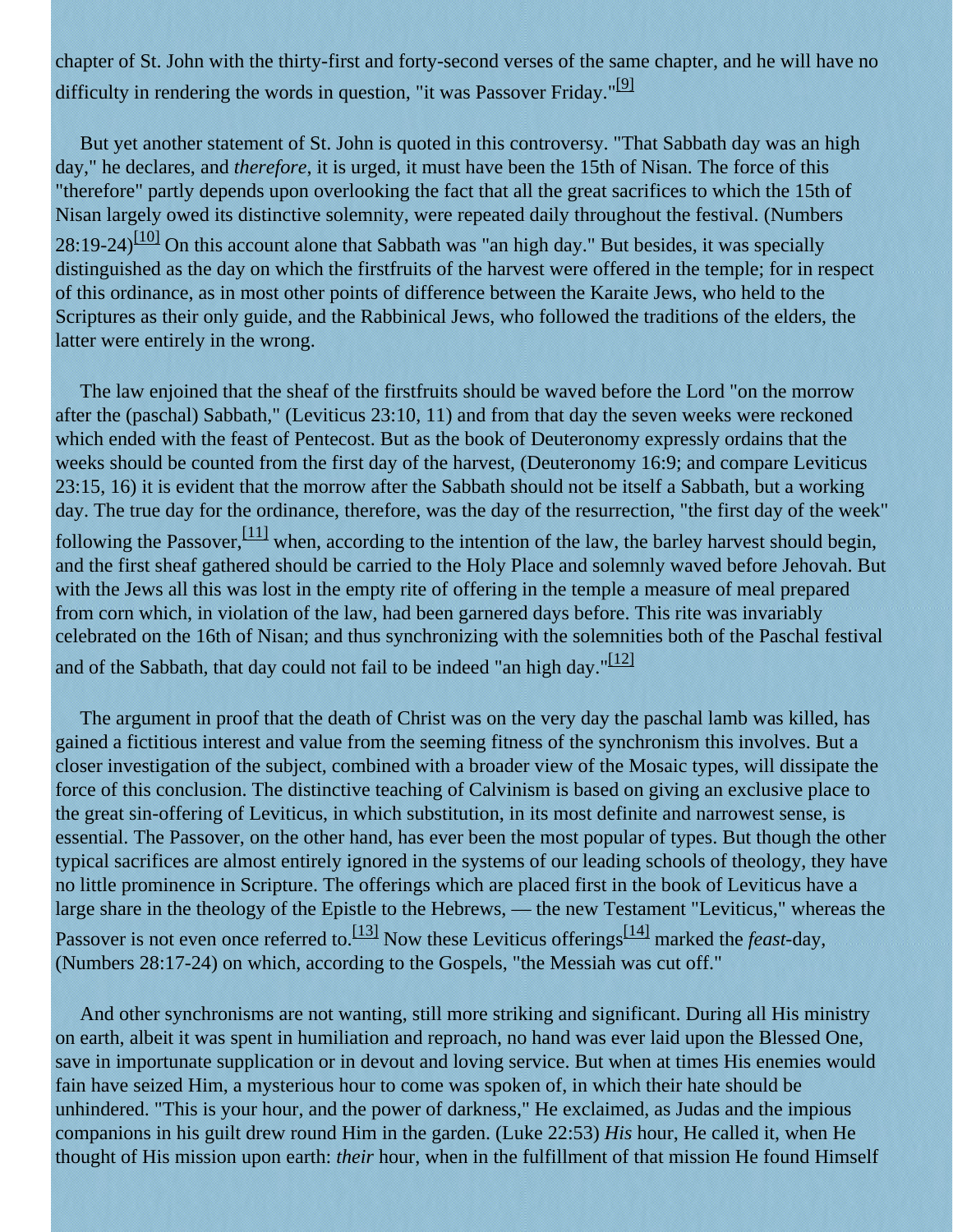chapter of St. John with the thirty-first and forty-second verses of the same chapter, and he will have no difficulty in rendering the words in question, "it was Passover Friday."[9]

But yet another statement of St. John is quoted in this controversy. "That Sabbath day was an high day," he declares, and *therefore*, it is urged, it must have been the 15th of Nisan. The force of this "therefore" partly depends upon overlooking the fact that all the great sacrifices to which the 15th of Nisan largely owed its distinctive solemnity, were repeated daily throughout the festival. (Numbers 28:19-24)[10] On this account alone that Sabbath was "an high day." But besides, it was specially distinguished as the day on which the firstfruits of the harvest were offered in the temple; for in respect of this ordinance, as in most other points of difference between the Karaite Jews, who held to the Scriptures as their only guide, and the Rabbinical Jews, who followed the traditions of the elders, the latter were entirely in the wrong.

The law enjoined that the sheaf of the firstfruits should be waved before the Lord "on the morrow after the (paschal) Sabbath," (Leviticus 23:10, 11) and from that day the seven weeks were reckoned which ended with the feast of Pentecost. But as the book of Deuteronomy expressly ordains that the weeks should be counted from the first day of the harvest, (Deuteronomy 16:9; and compare Leviticus 23:15, 16) it is evident that the morrow after the Sabbath should not be itself a Sabbath, but a working day. The true day for the ordinance, therefore, was the day of the resurrection, "the first day of the week" following the Passover,[11] when, according to the intention of the law, the barley harvest should begin, and the first sheaf gathered should be carried to the Holy Place and solemnly waved before Jehovah. But with the Jews all this was lost in the empty rite of offering in the temple a measure of meal prepared from corn which, in violation of the law, had been garnered days before. This rite was invariably celebrated on the 16th of Nisan; and thus synchronizing with the solemnities both of the Paschal festival and of the Sabbath, that day could not fail to be indeed "an high day."[12]

The argument in proof that the death of Christ was on the very day the paschal lamb was killed, has gained a fictitious interest and value from the seeming fitness of the synchronism this involves. But a closer investigation of the subject, combined with a broader view of the Mosaic types, will dissipate the force of this conclusion. The distinctive teaching of Calvinism is based on giving an exclusive place to the great sin-offering of Leviticus, in which substitution, in its most definite and narrowest sense, is essential. The Passover, on the other hand, has ever been the most popular of types. But though the other typical sacrifices are almost entirely ignored in the systems of our leading schools of theology, they have no little prominence in Scripture. The offerings which are placed first in the book of Leviticus have a large share in the theology of the Epistle to the Hebrews, — the new Testament "Leviticus," whereas the Passover is not even once referred to.[13] Now these Leviticus offerings[14] marked the *feast*-day, (Numbers 28:17-24) on which, according to the Gospels, "the Messiah was cut off."

And other synchronisms are not wanting, still more striking and significant. During all His ministry on earth, albeit it was spent in humiliation and reproach, no hand was ever laid upon the Blessed One, save in importunate supplication or in devout and loving service. But when at times His enemies would fain have seized Him, a mysterious hour to come was spoken of, in which their hate should be unhindered. "This is your hour, and the power of darkness," He exclaimed, as Judas and the impious companions in his guilt drew round Him in the garden. (Luke 22:53) *His* hour, He called it, when He thought of His mission upon earth: *their* hour, when in the fulfillment of that mission He found Himself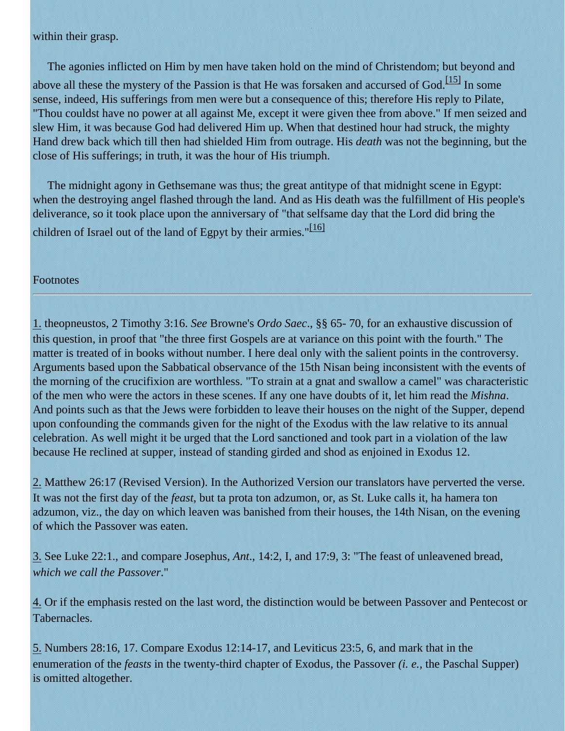within their grasp.

The agonies inflicted on Him by men have taken hold on the mind of Christendom; but beyond and above all these the mystery of the Passion is that He was forsaken and accursed of God.[15] In some sense, indeed, His sufferings from men were but a consequence of this; therefore His reply to Pilate, "Thou couldst have no power at all against Me, except it were given thee from above." If men seized and slew Him, it was because God had delivered Him up. When that destined hour had struck, the mighty Hand drew back which till then had shielded Him from outrage. His *death* was not the beginning, but the close of His sufferings; in truth, it was the hour of His triumph.

The midnight agony in Gethsemane was thus; the great antitype of that midnight scene in Egypt: when the destroying angel flashed through the land. And as His death was the fulfillment of His people's deliverance, so it took place upon the anniversary of "that selfsame day that the Lord did bring the children of Israel out of the land of Egpyt by their armies."[16]

Footnotes

---

1. theopneustos, 2 Timothy 3:16. *See* Browne's *Ordo Saec*., §§ 65- 70, for an exhaustive discussion of this question, in proof that "the three first Gospels are at variance on this point with the fourth." The matter is treated of in books without number. I here deal only with the salient points in the controversy. Arguments based upon the Sabbatical observance of the 15th Nisan being inconsistent with the events of the morning of the crucifixion are worthless. "To strain at a gnat and swallow a camel" was characteristic of the men who were the actors in these scenes. If any one have doubts of it, let him read the *Mishna*. And points such as that the Jews were forbidden to leave their houses on the night of the Supper, depend upon confounding the commands given for the night of the Exodus with the law relative to its annual celebration. As well might it be urged that the Lord sanctioned and took part in a violation of the law because He reclined at supper, instead of standing girded and shod as enjoined in Exodus 12.

2. Matthew 26:17 (Revised Version). In the Authorized Version our translators have perverted the verse. It was not the first day of the *feast*, but ta prota ton adzumon, or, as St. Luke calls it, ha hamera ton adzumon, viz., the day on which leaven was banished from their houses, the 14th Nisan, on the evening of which the Passover was eaten.

3. See Luke 22:1., and compare Josephus, *Ant*., 14:2, I, and 17:9, 3: "The feast of unleavened bread, *which we call the Passover*."

4. Or if the emphasis rested on the last word, the distinction would be between Passover and Pentecost or Tabernacles.

5. Numbers 28:16, 17. Compare Exodus 12:14-17, and Leviticus 23:5, 6, and mark that in the enumeration of the *feasts* in the twenty-third chapter of Exodus, the Passover *(i. e.*, the Paschal Supper) is omitted altogether.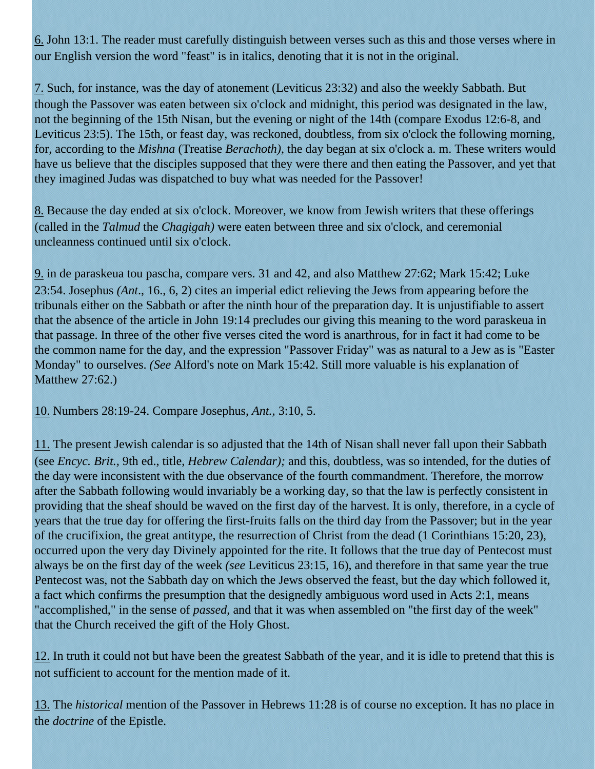6. John 13:1. The reader must carefully distinguish between verses such as this and those verses where in our English version the word "feast" is in italics, denoting that it is not in the original.

7. Such, for instance, was the day of atonement (Leviticus 23:32) and also the weekly Sabbath. But though the Passover was eaten between six o'clock and midnight, this period was designated in the law, not the beginning of the 15th Nisan, but the evening or night of the 14th (compare Exodus 12:6-8, and Leviticus 23:5). The 15th, or feast day, was reckoned, doubtless, from six o'clock the following morning, for, according to the *Mishna* (Treatise *Berachoth),* the day began at six o'clock a. m. These writers would have us believe that the disciples supposed that they were there and then eating the Passover, and yet that they imagined Judas was dispatched to buy what was needed for the Passover!

8. Because the day ended at six o'clock. Moreover, we know from Jewish writers that these offerings (called in the *Talmud* the *Chagigah)* were eaten between three and six o'clock, and ceremonial uncleanness continued until six o'clock.

9. in de paraskeua tou pascha, compare vers. 31 and 42, and also Matthew 27:62; Mark 15:42; Luke 23:54. Josephus *(Ant*., 16., 6, 2) cites an imperial edict relieving the Jews from appearing before the tribunals either on the Sabbath or after the ninth hour of the preparation day. It is unjustifiable to assert that the absence of the article in John 19:14 precludes our giving this meaning to the word paraskeua in that passage. In three of the other five verses cited the word is anarthrous, for in fact it had come to be the common name for the day, and the expression "Passover Friday" was as natural to a Jew as is "Easter Monday" to ourselves. *(See* Alford's note on Mark 15:42. Still more valuable is his explanation of Matthew 27:62.)

10. Numbers 28:19-24. Compare Josephus, *Ant.*, 3:10, 5.

11. The present Jewish calendar is so adjusted that the 14th of Nisan shall never fall upon their Sabbath (see *Encyc. Brit.,* 9th ed., title, *Hebrew Calendar);* and this, doubtless, was so intended, for the duties of the day were inconsistent with the due observance of the fourth commandment. Therefore, the morrow after the Sabbath following would invariably be a working day, so that the law is perfectly consistent in providing that the sheaf should be waved on the first day of the harvest. It is only, therefore, in a cycle of years that the true day for offering the first-fruits falls on the third day from the Passover; but in the year of the crucifixion, the great antitype, the resurrection of Christ from the dead (1 Corinthians 15:20, 23), occurred upon the very day Divinely appointed for the rite. It follows that the true day of Pentecost must always be on the first day of the week *(see* Leviticus 23:15, 16), and therefore in that same year the true Pentecost was, not the Sabbath day on which the Jews observed the feast, but the day which followed it, a fact which confirms the presumption that the designedly ambiguous word used in Acts 2:1, means "accomplished," in the sense of *passed*, and that it was when assembled on "the first day of the week" that the Church received the gift of the Holy Ghost.

12. In truth it could not but have been the greatest Sabbath of the year, and it is idle to pretend that this is not sufficient to account for the mention made of it.

13. The *historical* mention of the Passover in Hebrews 11:28 is of course no exception. It has no place in the *doctrine* of the Epistle.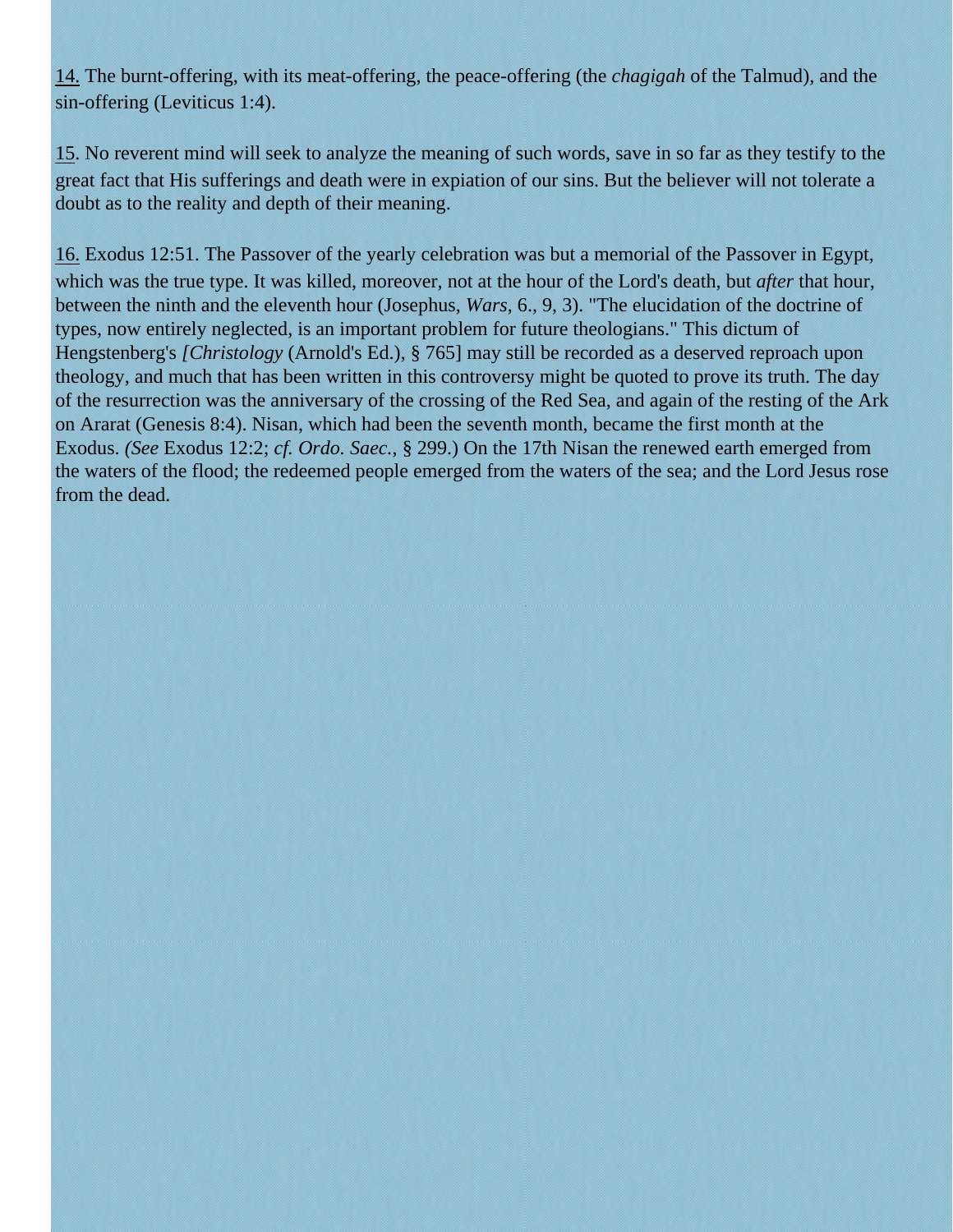14. The burnt-offering, with its meat-offering, the peace-offering (the *chagigah* of the Talmud), and the sin-offering (Leviticus 1:4).

15. No reverent mind will seek to analyze the meaning of such words, save in so far as they testify to the great fact that His sufferings and death were in expiation of our sins. But the believer will not tolerate a doubt as to the reality and depth of their meaning.

16. Exodus 12:51. The Passover of the yearly celebration was but a memorial of the Passover in Egypt, which was the true type. It was killed, moreover, not at the hour of the Lord's death, but *after* that hour, between the ninth and the eleventh hour (Josephus, *Wars*, 6., 9, 3). "The elucidation of the doctrine of types, now entirely neglected, is an important problem for future theologians." This dictum of Hengstenberg's *[Christology* (Arnold's Ed.), § 765] may still be recorded as a deserved reproach upon theology, and much that has been written in this controversy might be quoted to prove its truth. The day of the resurrection was the anniversary of the crossing of the Red Sea, and again of the resting of the Ark on Ararat (Genesis 8:4). Nisan, which had been the seventh month, became the first month at the Exodus. *(See* Exodus 12:2; *cf. Ordo. Saec.*, § 299.) On the 17th Nisan the renewed earth emerged from the waters of the flood; the redeemed people emerged from the waters of the sea; and the Lord Jesus rose from the dead.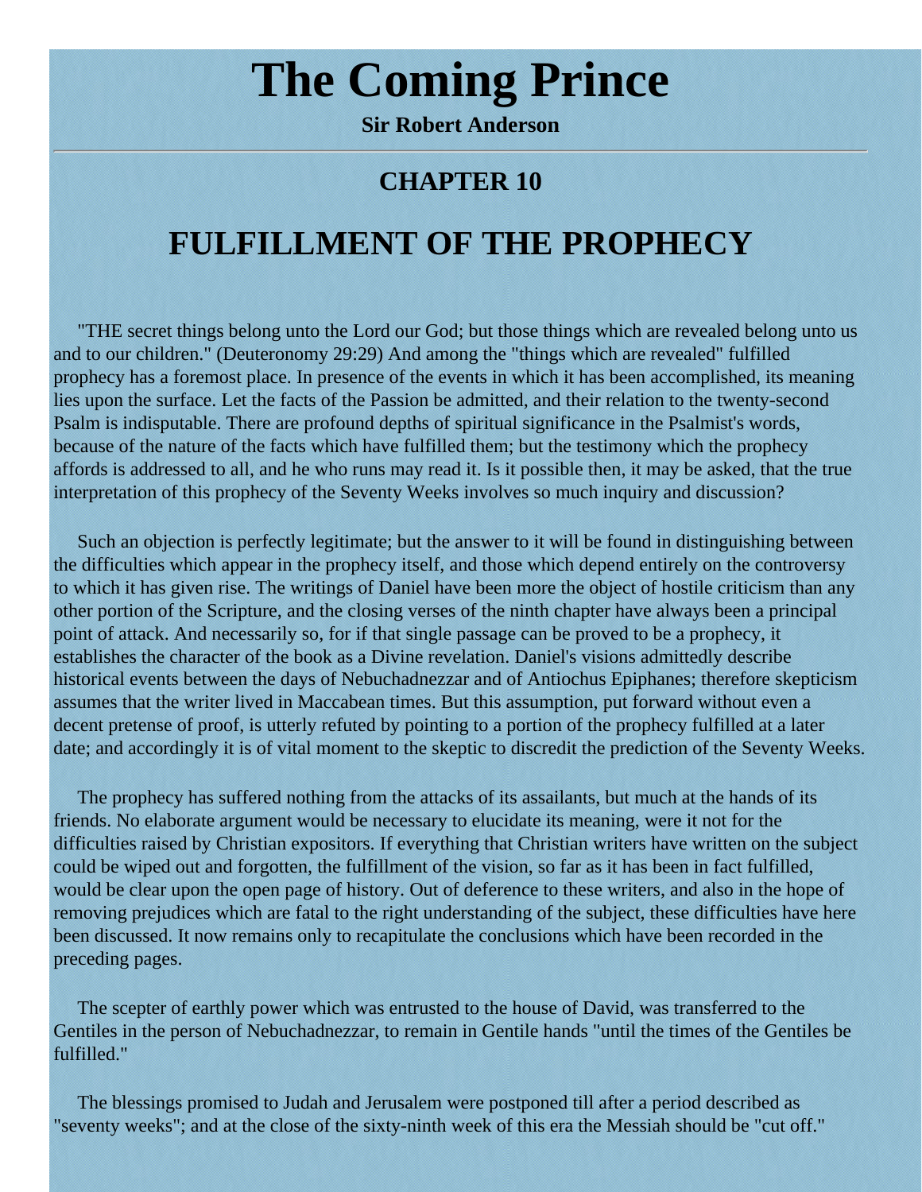# The Coming Prince

**Sir Robert Anderson**

---

## CHAPTER 10

# FULFILLMENT OF THE PROPHECY

"THE secret things belong unto the Lord our God; but those things which are revealed belong unto us and to our children." (Deuteronomy 29:29) And among the "things which are revealed" fulfilled prophecy has a foremost place. In presence of the events in which it has been accomplished, its meaning lies upon the surface. Let the facts of the Passion be admitted, and their relation to the twenty-second Psalm is indisputable. There are profound depths of spiritual significance in the Psalmist's words, because of the nature of the facts which have fulfilled them; but the testimony which the prophecy affords is addressed to all, and he who runs may read it. Is it possible then, it may be asked, that the true interpretation of this prophecy of the Seventy Weeks involves so much inquiry and discussion?

Such an objection is perfectly legitimate; but the answer to it will be found in distinguishing between the difficulties which appear in the prophecy itself, and those which depend entirely on the controversy to which it has given rise. The writings of Daniel have been more the object of hostile criticism than any other portion of the Scripture, and the closing verses of the ninth chapter have always been a principal point of attack. And necessarily so, for if that single passage can be proved to be a prophecy, it establishes the character of the book as a Divine revelation. Daniel's visions admittedly describe historical events between the days of Nebuchadnezzar and of Antiochus Epiphanes; therefore skepticism assumes that the writer lived in Maccabean times. But this assumption, put forward without even a decent pretense of proof, is utterly refuted by pointing to a portion of the prophecy fulfilled at a later date; and accordingly it is of vital moment to the skeptic to discredit the prediction of the Seventy Weeks.

The prophecy has suffered nothing from the attacks of its assailants, but much at the hands of its friends. No elaborate argument would be necessary to elucidate its meaning, were it not for the difficulties raised by Christian expositors. If everything that Christian writers have written on the subject could be wiped out and forgotten, the fulfillment of the vision, so far as it has been in fact fulfilled, would be clear upon the open page of history. Out of deference to these writers, and also in the hope of removing prejudices which are fatal to the right understanding of the subject, these difficulties have here been discussed. It now remains only to recapitulate the conclusions which have been recorded in the preceding pages.

The scepter of earthly power which was entrusted to the house of David, was transferred to the Gentiles in the person of Nebuchadnezzar, to remain in Gentile hands "until the times of the Gentiles be fulfilled."

The blessings promised to Judah and Jerusalem were postponed till after a period described as "seventy weeks"; and at the close of the sixty-ninth week of this era the Messiah should be "cut off."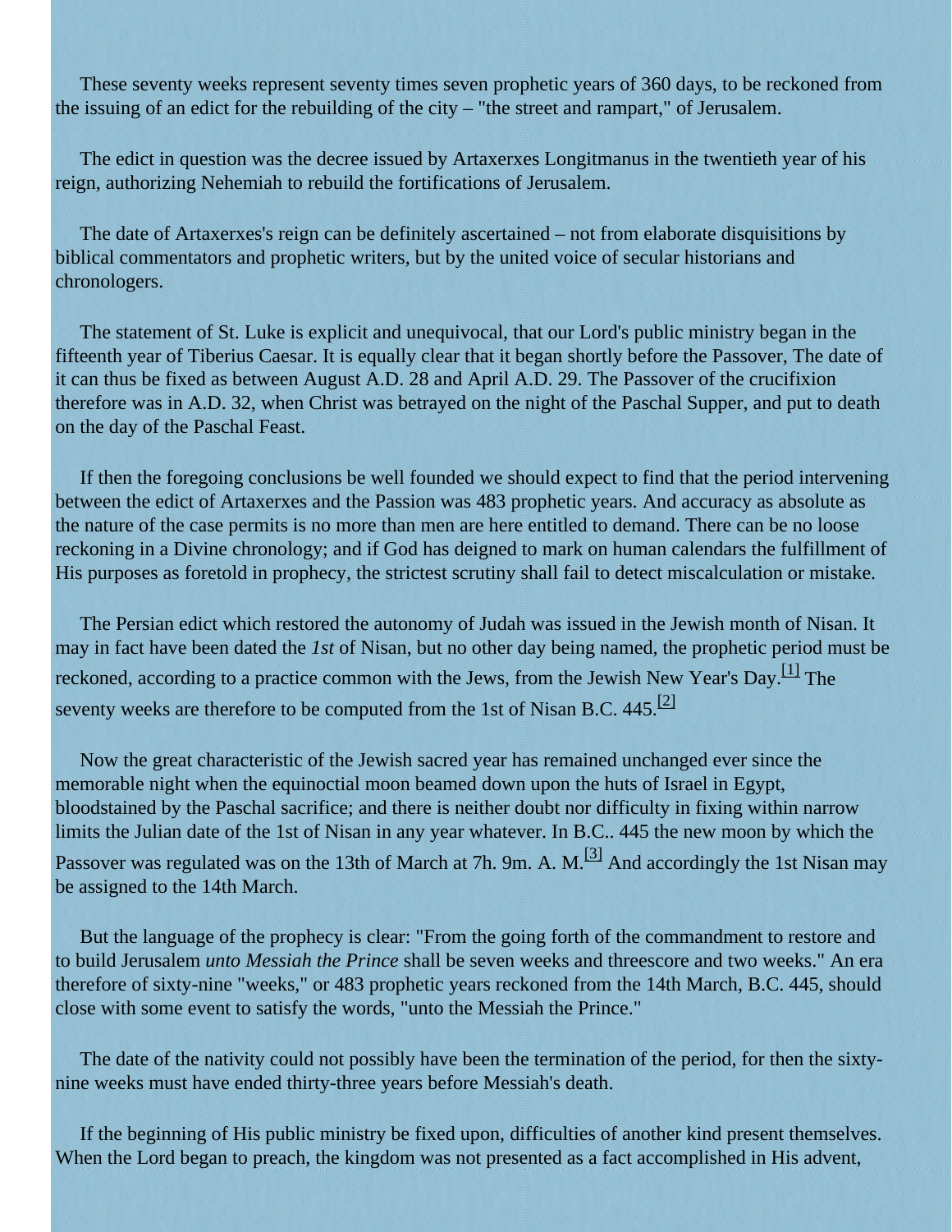These seventy weeks represent seventy times seven prophetic years of 360 days, to be reckoned from the issuing of an edict for the rebuilding of the city – "the street and rampart," of Jerusalem.

The edict in question was the decree issued by Artaxerxes Longitmanus in the twentieth year of his reign, authorizing Nehemiah to rebuild the fortifications of Jerusalem.

The date of Artaxerxes's reign can be definitely ascertained – not from elaborate disquisitions by biblical commentators and prophetic writers, but by the united voice of secular historians and chronologers.

The statement of St. Luke is explicit and unequivocal, that our Lord's public ministry began in the fifteenth year of Tiberius Caesar. It is equally clear that it began shortly before the Passover, The date of it can thus be fixed as between August A.D. 28 and April A.D. 29. The Passover of the crucifixion therefore was in A.D. 32, when Christ was betrayed on the night of the Paschal Supper, and put to death on the day of the Paschal Feast.

If then the foregoing conclusions be well founded we should expect to find that the period intervening between the edict of Artaxerxes and the Passion was 483 prophetic years. And accuracy as absolute as the nature of the case permits is no more than men are here entitled to demand. There can be no loose reckoning in a Divine chronology; and if God has deigned to mark on human calendars the fulfillment of His purposes as foretold in prophecy, the strictest scrutiny shall fail to detect miscalculation or mistake.

The Persian edict which restored the autonomy of Judah was issued in the Jewish month of Nisan. It may in fact have been dated the *1st* of Nisan, but no other day being named, the prophetic period must be reckoned, according to a practice common with the Jews, from the Jewish New Year's Day.[1] The seventy weeks are therefore to be computed from the 1st of Nisan B.C. 445.[2]

Now the great characteristic of the Jewish sacred year has remained unchanged ever since the memorable night when the equinoctial moon beamed down upon the huts of Israel in Egypt, bloodstained by the Paschal sacrifice; and there is neither doubt nor difficulty in fixing within narrow limits the Julian date of the 1st of Nisan in any year whatever. In B.C.. 445 the new moon by which the Passover was regulated was on the 13th of March at 7h. 9m. A. M.[3] And accordingly the 1st Nisan may be assigned to the 14th March.

But the language of the prophecy is clear: "From the going forth of the commandment to restore and to build Jerusalem *unto Messiah the Prince* shall be seven weeks and threescore and two weeks." An era therefore of sixty-nine "weeks," or 483 prophetic years reckoned from the 14th March, B.C. 445, should close with some event to satisfy the words, "unto the Messiah the Prince."

The date of the nativity could not possibly have been the termination of the period, for then the sixty-nine weeks must have ended thirty-three years before Messiah's death.

If the beginning of His public ministry be fixed upon, difficulties of another kind present themselves. When the Lord began to preach, the kingdom was not presented as a fact accomplished in His advent,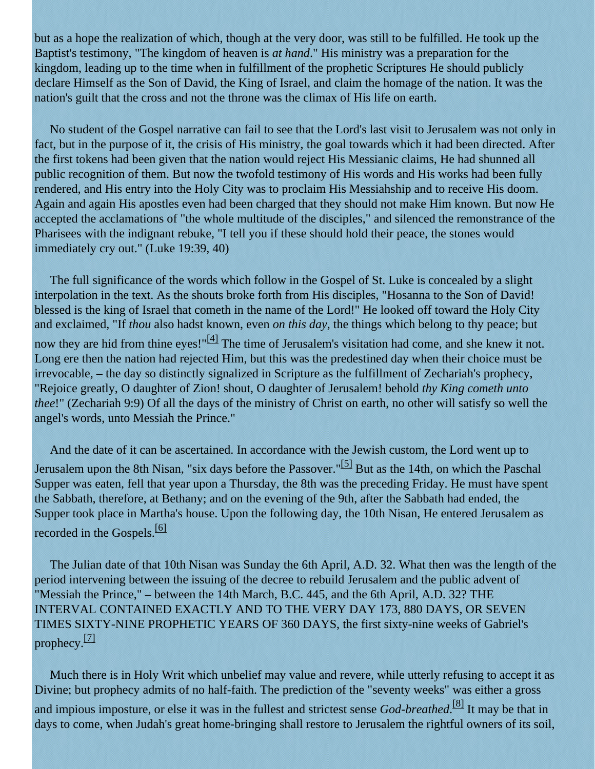but as a hope the realization of which, though at the very door, was still to be fulfilled. He took up the Baptist's testimony, "The kingdom of heaven is *at hand*." His ministry was a preparation for the kingdom, leading up to the time when in fulfillment of the prophetic Scriptures He should publicly declare Himself as the Son of David, the King of Israel, and claim the homage of the nation. It was the nation's guilt that the cross and not the throne was the climax of His life on earth.

No student of the Gospel narrative can fail to see that the Lord's last visit to Jerusalem was not only in fact, but in the purpose of it, the crisis of His ministry, the goal towards which it had been directed. After the first tokens had been given that the nation would reject His Messianic claims, He had shunned all public recognition of them. But now the twofold testimony of His words and His works had been fully rendered, and His entry into the Holy City was to proclaim His Messiahship and to receive His doom. Again and again His apostles even had been charged that they should not make Him known. But now He accepted the acclamations of "the whole multitude of the disciples," and silenced the remonstrance of the Pharisees with the indignant rebuke, "I tell you if these should hold their peace, the stones would immediately cry out." (Luke 19:39, 40)

The full significance of the words which follow in the Gospel of St. Luke is concealed by a slight interpolation in the text. As the shouts broke forth from His disciples, "Hosanna to the Son of David! blessed is the king of Israel that cometh in the name of the Lord!" He looked off toward the Holy City and exclaimed, "If *thou* also hadst known, even *on this day*, the things which belong to thy peace; but now they are hid from thine eyes!"[4] The time of Jerusalem's visitation had come, and she knew it not. Long ere then the nation had rejected Him, but this was the predestined day when their choice must be irrevocable, – the day so distinctly signalized in Scripture as the fulfillment of Zechariah's prophecy, "Rejoice greatly, O daughter of Zion! shout, O daughter of Jerusalem! behold *thy King cometh unto thee*!" (Zechariah 9:9) Of all the days of the ministry of Christ on earth, no other will satisfy so well the angel's words, unto Messiah the Prince."

And the date of it can be ascertained. In accordance with the Jewish custom, the Lord went up to Jerusalem upon the 8th Nisan, "six days before the Passover."[5] But as the 14th, on which the Paschal Supper was eaten, fell that year upon a Thursday, the 8th was the preceding Friday. He must have spent the Sabbath, therefore, at Bethany; and on the evening of the 9th, after the Sabbath had ended, the Supper took place in Martha's house. Upon the following day, the 10th Nisan, He entered Jerusalem as recorded in the Gospels.[6]

The Julian date of that 10th Nisan was Sunday the 6th April, A.D. 32. What then was the length of the period intervening between the issuing of the decree to rebuild Jerusalem and the public advent of "Messiah the Prince," – between the 14th March, B.C. 445, and the 6th April, A.D. 32? THE INTERVAL CONTAINED EXACTLY AND TO THE VERY DAY 173, 880 DAYS, OR SEVEN TIMES SIXTY-NINE PROPHETIC YEARS OF 360 DAYS, the first sixty-nine weeks of Gabriel's prophecy.[7]

Much there is in Holy Writ which unbelief may value and revere, while utterly refusing to accept it as Divine; but prophecy admits of no half-faith. The prediction of the "seventy weeks" was either a gross and impious imposture, or else it was in the fullest and strictest sense *God-breathed*.[8] It may be that in days to come, when Judah's great home-bringing shall restore to Jerusalem the rightful owners of its soil,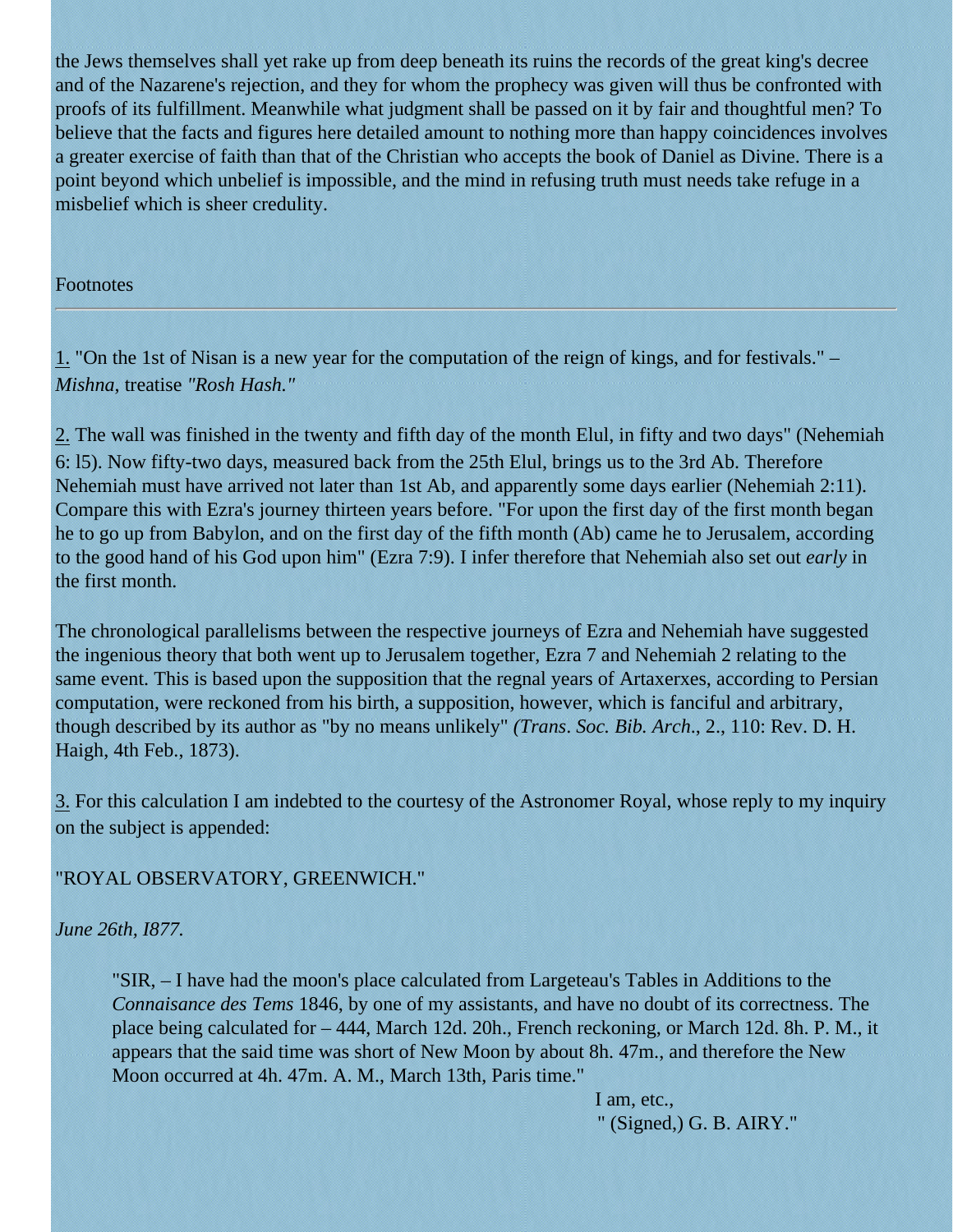the Jews themselves shall yet rake up from deep beneath its ruins the records of the great king's decree and of the Nazarene's rejection, and they for whom the prophecy was given will thus be confronted with proofs of its fulfillment. Meanwhile what judgment shall be passed on it by fair and thoughtful men? To believe that the facts and figures here detailed amount to nothing more than happy coincidences involves a greater exercise of faith than that of the Christian who accepts the book of Daniel as Divine. There is a point beyond which unbelief is impossible, and the mind in refusing truth must needs take refuge in a misbelief which is sheer credulity.

Footnotes

---

1. "On the 1st of Nisan is a new year for the computation of the reign of kings, and for festivals." – *Mishna,* treatise *"Rosh Hash."*

2. The wall was finished in the twenty and fifth day of the month Elul, in fifty and two days" (Nehemiah 6: l5). Now fifty-two days, measured back from the 25th Elul, brings us to the 3rd Ab. Therefore Nehemiah must have arrived not later than 1st Ab, and apparently some days earlier (Nehemiah 2:11). Compare this with Ezra's journey thirteen years before. "For upon the first day of the first month began he to go up from Babylon, and on the first day of the fifth month (Ab) came he to Jerusalem, according to the good hand of his God upon him" (Ezra 7:9). I infer therefore that Nehemiah also set out *early* in the first month.

The chronological parallelisms between the respective journeys of Ezra and Nehemiah have suggested the ingenious theory that both went up to Jerusalem together, Ezra 7 and Nehemiah 2 relating to the same event. This is based upon the supposition that the regnal years of Artaxerxes, according to Persian computation, were reckoned from his birth, a supposition, however, which is fanciful and arbitrary, though described by its author as "by no means unlikely" *(Trans. Soc. Bib. Arch*., 2., 110: Rev. D. H. Haigh, 4th Feb., 1873).

3. For this calculation I am indebted to the courtesy of the Astronomer Royal, whose reply to my inquiry on the subject is appended:

"ROYAL OBSERVATORY, GREENWICH."

*June 26th, I877.*

> "SIR, – I have had the moon's place calculated from Largeteau's Tables in Additions to the *Connaisance des Tems* 1846, by one of my assistants, and have no doubt of its correctness. The place being calculated for – 444, March 12d. 20h., French reckoning, or March 12d. 8h. P. M., it appears that the said time was short of New Moon by about 8h. 47m., and therefore the New Moon occurred at 4h. 47m. A. M., March 13th, Paris time."
>
> I am, etc.,
> " (Signed,) G. B. AIRY."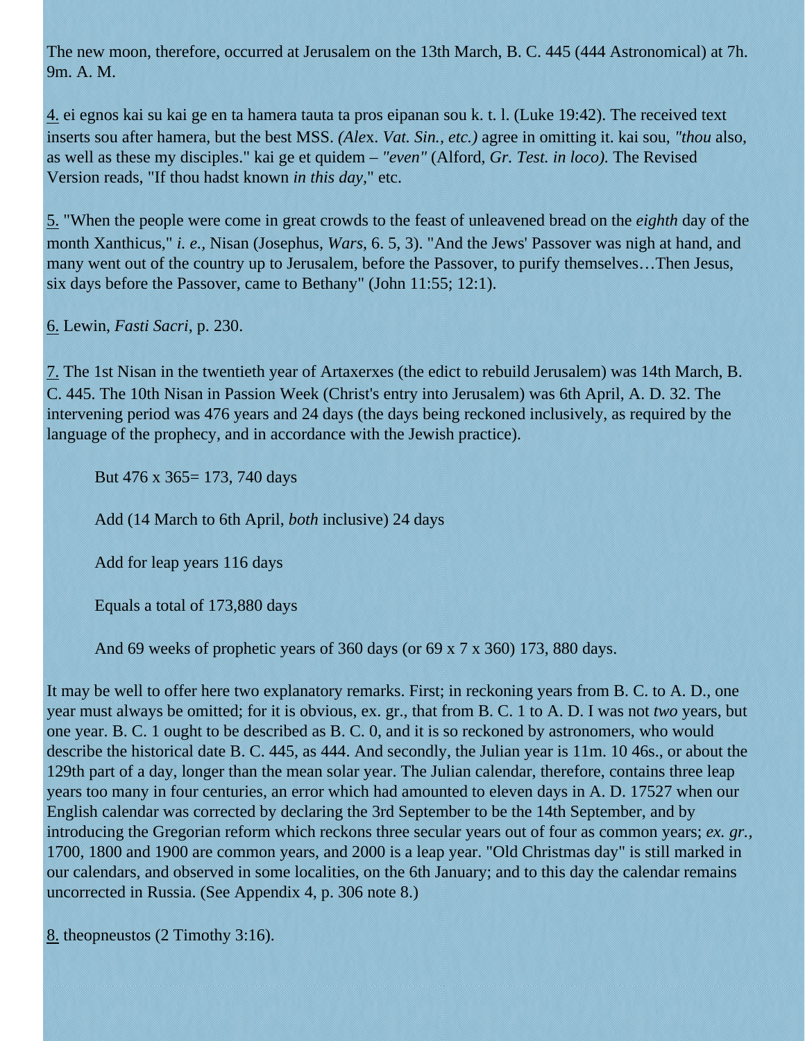The new moon, therefore, occurred at Jerusalem on the 13th March, B. C. 445 (444 Astronomical) at 7h. 9m. A. M.

4. ei egnos kai su kai ge en ta hamera tauta ta pros eipanan sou k. t. l. (Luke 19:42). The received text inserts sou after hamera, but the best MSS. *(Alex. Vat. Sin., etc.)* agree in omitting it. kai sou, *"thou* also, as well as these my disciples." kai ge et quidem – *"even"* (Alford, *Gr. Test. in loco).* The Revised Version reads, "If thou hadst known *in this day,*" etc.

5. "When the people were come in great crowds to the feast of unleavened bread on the *eighth* day of the month Xanthicus," *i. e.,* Nisan (Josephus, *Wars*, 6. 5, 3). "And the Jews' Passover was nigh at hand, and many went out of the country up to Jerusalem, before the Passover, to purify themselves…Then Jesus, six days before the Passover, came to Bethany" (John 11:55; 12:1).

6. Lewin, *Fasti Sacri*, p. 230.

7. The 1st Nisan in the twentieth year of Artaxerxes (the edict to rebuild Jerusalem) was 14th March, B. C. 445. The 10th Nisan in Passion Week (Christ's entry into Jerusalem) was 6th April, A. D. 32. The intervening period was 476 years and 24 days (the days being reckoned inclusively, as required by the language of the prophecy, and in accordance with the Jewish practice).

> But 476 x 365= 173, 740 days
>
> Add (14 March to 6th April, *both* inclusive) 24 days
>
> Add for leap years 116 days
>
> Equals a total of 173,880 days
>
> And 69 weeks of prophetic years of 360 days (or 69 x 7 x 360) 173, 880 days.

It may be well to offer here two explanatory remarks. First; in reckoning years from B. C. to A. D., one year must always be omitted; for it is obvious, ex. gr., that from B. C. 1 to A. D. I was not *two* years, but one year. B. C. 1 ought to be described as B. C. 0, and it is so reckoned by astronomers, who would describe the historical date B. C. 445, as 444. And secondly, the Julian year is 11m. 10 46s., or about the 129th part of a day, longer than the mean solar year. The Julian calendar, therefore, contains three leap years too many in four centuries, an error which had amounted to eleven days in A. D. 17527 when our English calendar was corrected by declaring the 3rd September to be the 14th September, and by introducing the Gregorian reform which reckons three secular years out of four as common years; *ex. gr.,* 1700, 1800 and 1900 are common years, and 2000 is a leap year. "Old Christmas day" is still marked in our calendars, and observed in some localities, on the 6th January; and to this day the calendar remains uncorrected in Russia. (See Appendix 4, p. 306 note 8.)

8. theopneustos (2 Timothy 3:16).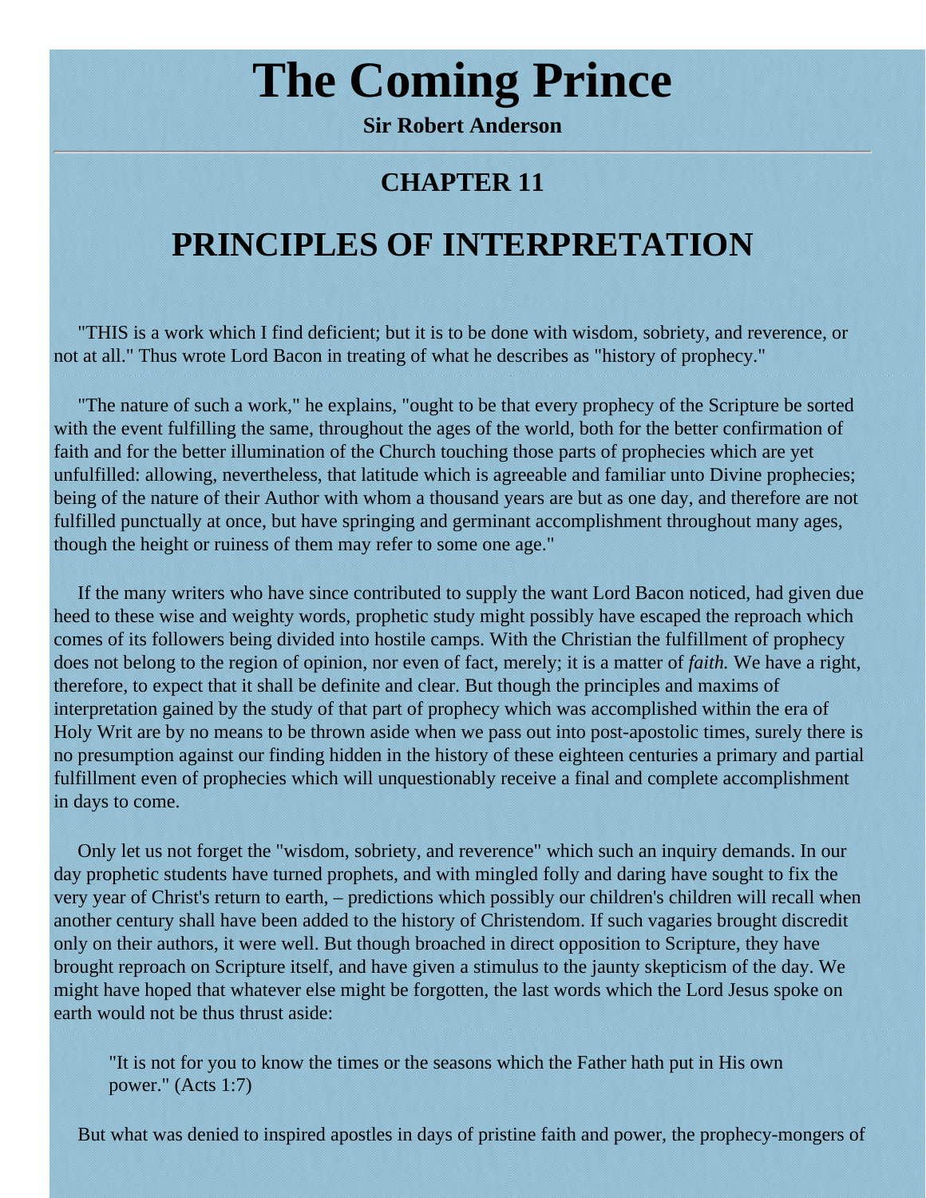# The Coming Prince

**Sir Robert Anderson**

---

## CHAPTER 11

# PRINCIPLES OF INTERPRETATION

"THIS is a work which I find deficient; but it is to be done with wisdom, sobriety, and reverence, or not at all." Thus wrote Lord Bacon in treating of what he describes as "history of prophecy."

"The nature of such a work," he explains, "ought to be that every prophecy of the Scripture be sorted with the event fulfilling the same, throughout the ages of the world, both for the better confirmation of faith and for the better illumination of the Church touching those parts of prophecies which are yet unfulfilled: allowing, nevertheless, that latitude which is agreeable and familiar unto Divine prophecies; being of the nature of their Author with whom a thousand years are but as one day, and therefore are not fulfilled punctually at once, but have springing and germinant accomplishment throughout many ages, though the height or ruiness of them may refer to some one age."

If the many writers who have since contributed to supply the want Lord Bacon noticed, had given due heed to these wise and weighty words, prophetic study might possibly have escaped the reproach which comes of its followers being divided into hostile camps. With the Christian the fulfillment of prophecy does not belong to the region of opinion, nor even of fact, merely; it is a matter of *faith.* We have a right, therefore, to expect that it shall be definite and clear. But though the principles and maxims of interpretation gained by the study of that part of prophecy which was accomplished within the era of Holy Writ are by no means to be thrown aside when we pass out into post-apostolic times, surely there is no presumption against our finding hidden in the history of these eighteen centuries a primary and partial fulfillment even of prophecies which will unquestionably receive a final and complete accomplishment in days to come.

Only let us not forget the "wisdom, sobriety, and reverence" which such an inquiry demands. In our day prophetic students have turned prophets, and with mingled folly and daring have sought to fix the very year of Christ's return to earth, – predictions which possibly our children's children will recall when another century shall have been added to the history of Christendom. If such vagaries brought discredit only on their authors, it were well. But though broached in direct opposition to Scripture, they have brought reproach on Scripture itself, and have given a stimulus to the jaunty skepticism of the day. We might have hoped that whatever else might be forgotten, the last words which the Lord Jesus spoke on earth would not be thus thrust aside:

> "It is not for you to know the times or the seasons which the Father hath put in His own power." (Acts 1:7)

But what was denied to inspired apostles in days of pristine faith and power, the prophecy-mongers of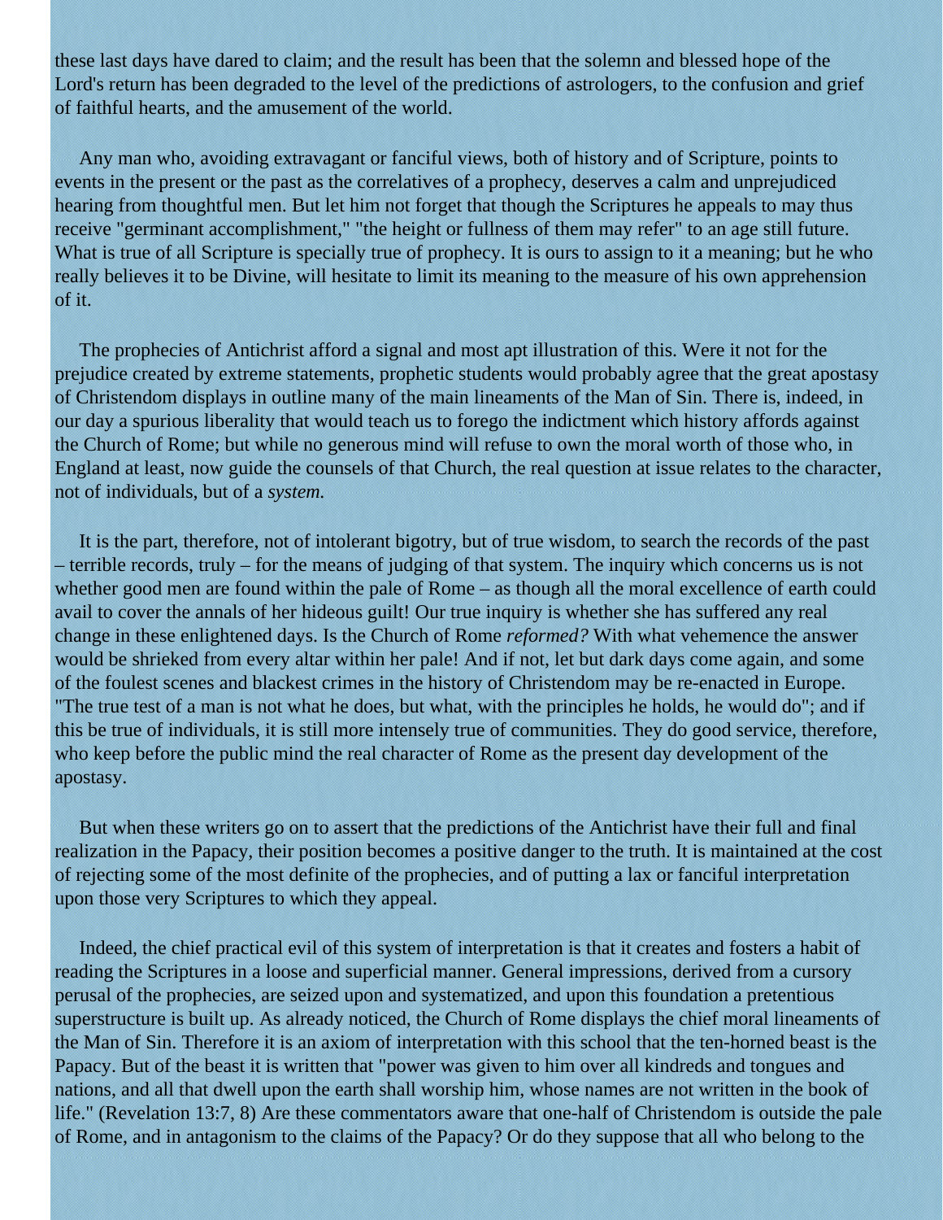these last days have dared to claim; and the result has been that the solemn and blessed hope of the Lord's return has been degraded to the level of the predictions of astrologers, to the confusion and grief of faithful hearts, and the amusement of the world.

Any man who, avoiding extravagant or fanciful views, both of history and of Scripture, points to events in the present or the past as the correlatives of a prophecy, deserves a calm and unprejudiced hearing from thoughtful men. But let him not forget that though the Scriptures he appeals to may thus receive "germinant accomplishment," "the height or fullness of them may refer" to an age still future. What is true of all Scripture is specially true of prophecy. It is ours to assign to it a meaning; but he who really believes it to be Divine, will hesitate to limit its meaning to the measure of his own apprehension of it.

The prophecies of Antichrist afford a signal and most apt illustration of this. Were it not for the prejudice created by extreme statements, prophetic students would probably agree that the great apostasy of Christendom displays in outline many of the main lineaments of the Man of Sin. There is, indeed, in our day a spurious liberality that would teach us to forego the indictment which history affords against the Church of Rome; but while no generous mind will refuse to own the moral worth of those who, in England at least, now guide the counsels of that Church, the real question at issue relates to the character, not of individuals, but of a *system.*

It is the part, therefore, not of intolerant bigotry, but of true wisdom, to search the records of the past – terrible records, truly – for the means of judging of that system. The inquiry which concerns us is not whether good men are found within the pale of Rome – as though all the moral excellence of earth could avail to cover the annals of her hideous guilt! Our true inquiry is whether she has suffered any real change in these enlightened days. Is the Church of Rome *reformed?* With what vehemence the answer would be shrieked from every altar within her pale! And if not, let but dark days come again, and some of the foulest scenes and blackest crimes in the history of Christendom may be re-enacted in Europe. "The true test of a man is not what he does, but what, with the principles he holds, he would do"; and if this be true of individuals, it is still more intensely true of communities. They do good service, therefore, who keep before the public mind the real character of Rome as the present day development of the apostasy.

But when these writers go on to assert that the predictions of the Antichrist have their full and final realization in the Papacy, their position becomes a positive danger to the truth. It is maintained at the cost of rejecting some of the most definite of the prophecies, and of putting a lax or fanciful interpretation upon those very Scriptures to which they appeal.

Indeed, the chief practical evil of this system of interpretation is that it creates and fosters a habit of reading the Scriptures in a loose and superficial manner. General impressions, derived from a cursory perusal of the prophecies, are seized upon and systematized, and upon this foundation a pretentious superstructure is built up. As already noticed, the Church of Rome displays the chief moral lineaments of the Man of Sin. Therefore it is an axiom of interpretation with this school that the ten-horned beast is the Papacy. But of the beast it is written that "power was given to him over all kindreds and tongues and nations, and all that dwell upon the earth shall worship him, whose names are not written in the book of life." (Revelation 13:7, 8) Are these commentators aware that one-half of Christendom is outside the pale of Rome, and in antagonism to the claims of the Papacy? Or do they suppose that all who belong to the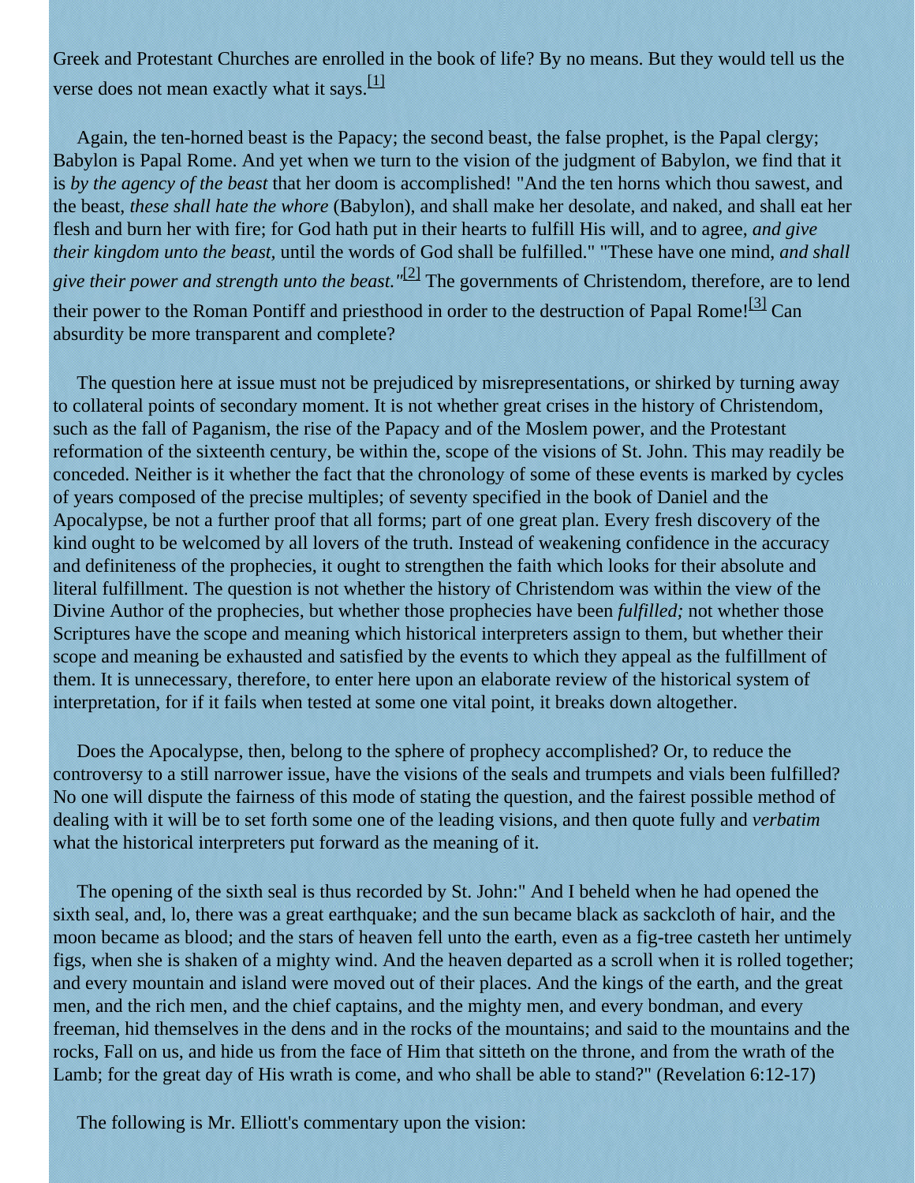Greek and Protestant Churches are enrolled in the book of life? By no means. But they would tell us the verse does not mean exactly what it says.[1]

Again, the ten-horned beast is the Papacy; the second beast, the false prophet, is the Papal clergy; Babylon is Papal Rome. And yet when we turn to the vision of the judgment of Babylon, we find that it is *by the agency of the beast* that her doom is accomplished! "And the ten horns which thou sawest, and the beast, *these shall hate the whore* (Babylon), and shall make her desolate, and naked, and shall eat her flesh and burn her with fire; for God hath put in their hearts to fulfill His will, and to agree, *and give their kingdom unto the beast,* until the words of God shall be fulfilled." "These have one mind, *and shall give their power and strength unto the beast."*[2] The governments of Christendom, therefore, are to lend their power to the Roman Pontiff and priesthood in order to the destruction of Papal Rome![3] Can absurdity be more transparent and complete?

The question here at issue must not be prejudiced by misrepresentations, or shirked by turning away to collateral points of secondary moment. It is not whether great crises in the history of Christendom, such as the fall of Paganism, the rise of the Papacy and of the Moslem power, and the Protestant reformation of the sixteenth century, be within the, scope of the visions of St. John. This may readily be conceded. Neither is it whether the fact that the chronology of some of these events is marked by cycles of years composed of the precise multiples; of seventy specified in the book of Daniel and the Apocalypse, be not a further proof that all forms; part of one great plan. Every fresh discovery of the kind ought to be welcomed by all lovers of the truth. Instead of weakening confidence in the accuracy and definiteness of the prophecies, it ought to strengthen the faith which looks for their absolute and literal fulfillment. The question is not whether the history of Christendom was within the view of the Divine Author of the prophecies, but whether those prophecies have been *fulfilled;* not whether those Scriptures have the scope and meaning which historical interpreters assign to them, but whether their scope and meaning be exhausted and satisfied by the events to which they appeal as the fulfillment of them. It is unnecessary, therefore, to enter here upon an elaborate review of the historical system of interpretation, for if it fails when tested at some one vital point, it breaks down altogether.

Does the Apocalypse, then, belong to the sphere of prophecy accomplished? Or, to reduce the controversy to a still narrower issue, have the visions of the seals and trumpets and vials been fulfilled? No one will dispute the fairness of this mode of stating the question, and the fairest possible method of dealing with it will be to set forth some one of the leading visions, and then quote fully and *verbatim* what the historical interpreters put forward as the meaning of it.

The opening of the sixth seal is thus recorded by St. John:" And I beheld when he had opened the sixth seal, and, lo, there was a great earthquake; and the sun became black as sackcloth of hair, and the moon became as blood; and the stars of heaven fell unto the earth, even as a fig-tree casteth her untimely figs, when she is shaken of a mighty wind. And the heaven departed as a scroll when it is rolled together; and every mountain and island were moved out of their places. And the kings of the earth, and the great men, and the rich men, and the chief captains, and the mighty men, and every bondman, and every freeman, hid themselves in the dens and in the rocks of the mountains; and said to the mountains and the rocks, Fall on us, and hide us from the face of Him that sitteth on the throne, and from the wrath of the Lamb; for the great day of His wrath is come, and who shall be able to stand?" (Revelation 6:12-17)

The following is Mr. Elliott's commentary upon the vision: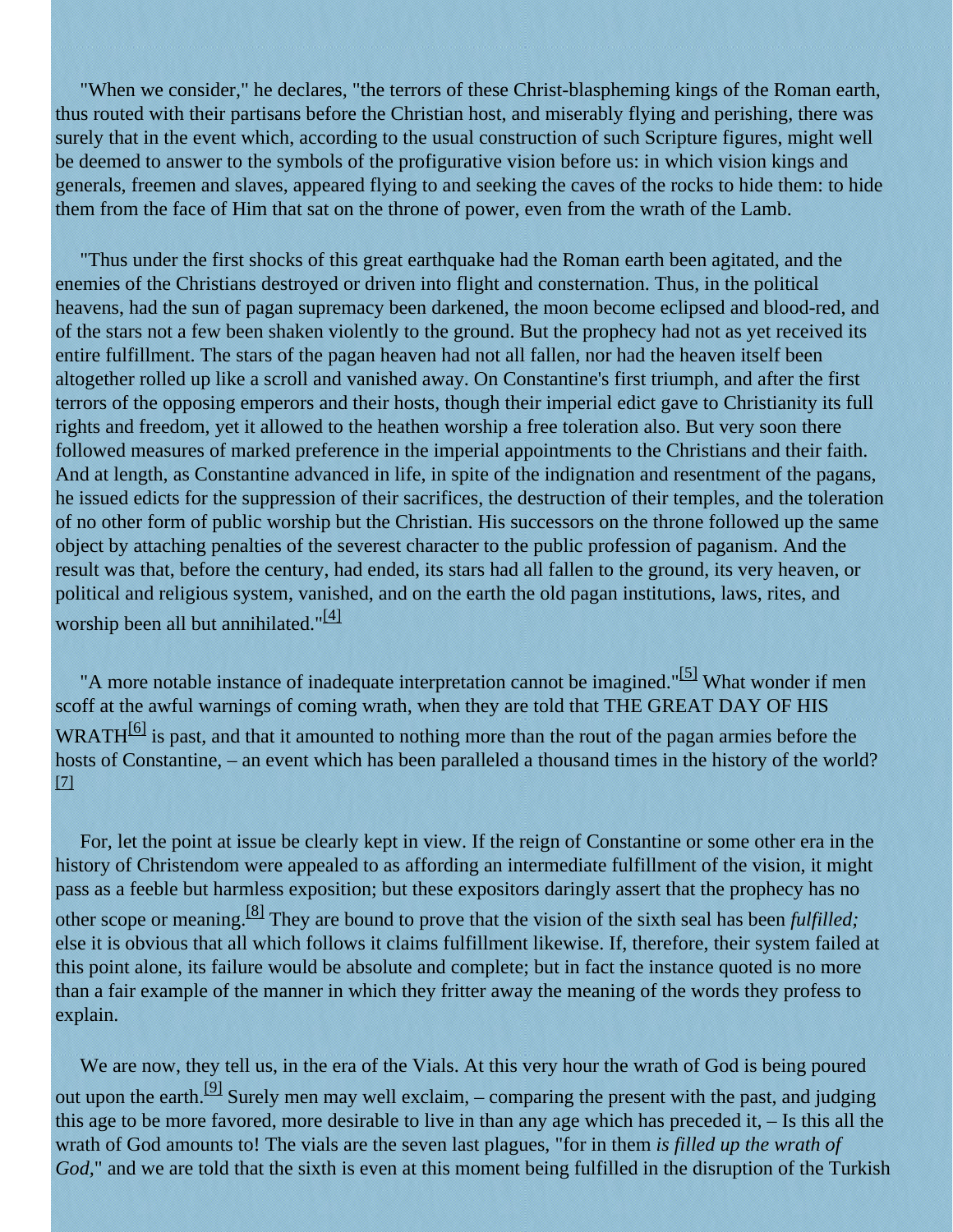"When we consider," he declares, "the terrors of these Christ-blaspheming kings of the Roman earth, thus routed with their partisans before the Christian host, and miserably flying and perishing, there was surely that in the event which, according to the usual construction of such Scripture figures, might well be deemed to answer to the symbols of the profigurative vision before us: in which vision kings and generals, freemen and slaves, appeared flying to and seeking the caves of the rocks to hide them: to hide them from the face of Him that sat on the throne of power, even from the wrath of the Lamb.

"Thus under the first shocks of this great earthquake had the Roman earth been agitated, and the enemies of the Christians destroyed or driven into flight and consternation. Thus, in the political heavens, had the sun of pagan supremacy been darkened, the moon become eclipsed and blood-red, and of the stars not a few been shaken violently to the ground. But the prophecy had not as yet received its entire fulfillment. The stars of the pagan heaven had not all fallen, nor had the heaven itself been altogether rolled up like a scroll and vanished away. On Constantine's first triumph, and after the first terrors of the opposing emperors and their hosts, though their imperial edict gave to Christianity its full rights and freedom, yet it allowed to the heathen worship a free toleration also. But very soon there followed measures of marked preference in the imperial appointments to the Christians and their faith. And at length, as Constantine advanced in life, in spite of the indignation and resentment of the pagans, he issued edicts for the suppression of their sacrifices, the destruction of their temples, and the toleration of no other form of public worship but the Christian. His successors on the throne followed up the same object by attaching penalties of the severest character to the public profession of paganism. And the result was that, before the century, had ended, its stars had all fallen to the ground, its very heaven, or political and religious system, vanished, and on the earth the old pagan institutions, laws, rites, and worship been all but annihilated."[4]

"A more notable instance of inadequate interpretation cannot be imagined."[5] What wonder if men scoff at the awful warnings of coming wrath, when they are told that THE GREAT DAY OF HIS WRATH[6] is past, and that it amounted to nothing more than the rout of the pagan armies before the hosts of Constantine, – an event which has been paralleled a thousand times in the history of the world?[7]

For, let the point at issue be clearly kept in view. If the reign of Constantine or some other era in the history of Christendom were appealed to as affording an intermediate fulfillment of the vision, it might pass as a feeble but harmless exposition; but these expositors daringly assert that the prophecy has no other scope or meaning.[8] They are bound to prove that the vision of the sixth seal has been *fulfilled;* else it is obvious that all which follows it claims fulfillment likewise. If, therefore, their system failed at this point alone, its failure would be absolute and complete; but in fact the instance quoted is no more than a fair example of the manner in which they fritter away the meaning of the words they profess to explain.

We are now, they tell us, in the era of the Vials. At this very hour the wrath of God is being poured out upon the earth.[9] Surely men may well exclaim, – comparing the present with the past, and judging this age to be more favored, more desirable to live in than any age which has preceded it, – Is this all the wrath of God amounts to! The vials are the seven last plagues, "for in them *is filled up the wrath of God,*" and we are told that the sixth is even at this moment being fulfilled in the disruption of the Turkish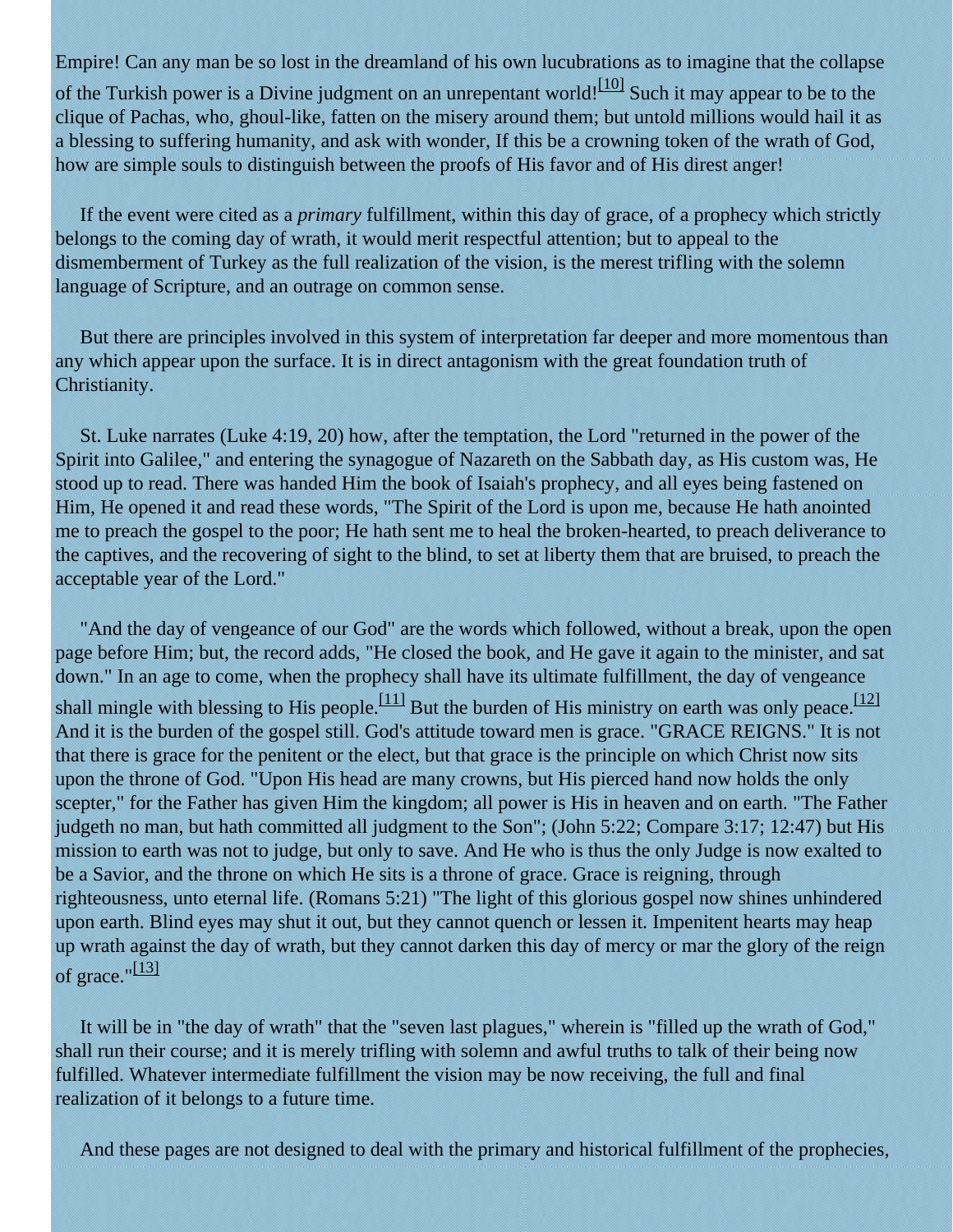Empire! Can any man be so lost in the dreamland of his own lucubrations as to imagine that the collapse of the Turkish power is a Divine judgment on an unrepentant world![10] Such it may appear to be to the clique of Pachas, who, ghoul-like, fatten on the misery around them; but untold millions would hail it as a blessing to suffering humanity, and ask with wonder, If this be a crowning token of the wrath of God, how are simple souls to distinguish between the proofs of His favor and of His direst anger!

If the event were cited as a *primary* fulfillment, within this day of grace, of a prophecy which strictly belongs to the coming day of wrath, it would merit respectful attention; but to appeal to the dismemberment of Turkey as the full realization of the vision, is the merest trifling with the solemn language of Scripture, and an outrage on common sense.

But there are principles involved in this system of interpretation far deeper and more momentous than any which appear upon the surface. It is in direct antagonism with the great foundation truth of Christianity.

St. Luke narrates (Luke 4:19, 20) how, after the temptation, the Lord "returned in the power of the Spirit into Galilee," and entering the synagogue of Nazareth on the Sabbath day, as His custom was, He stood up to read. There was handed Him the book of Isaiah's prophecy, and all eyes being fastened on Him, He opened it and read these words, "The Spirit of the Lord is upon me, because He hath anointed me to preach the gospel to the poor; He hath sent me to heal the broken-hearted, to preach deliverance to the captives, and the recovering of sight to the blind, to set at liberty them that are bruised, to preach the acceptable year of the Lord."

"And the day of vengeance of our God" are the words which followed, without a break, upon the open page before Him; but, the record adds, "He closed the book, and He gave it again to the minister, and sat down." In an age to come, when the prophecy shall have its ultimate fulfillment, the day of vengeance shall mingle with blessing to His people.[11] But the burden of His ministry on earth was only peace.[12] And it is the burden of the gospel still. God's attitude toward men is grace. "GRACE REIGNS." It is not that there is grace for the penitent or the elect, but that grace is the principle on which Christ now sits upon the throne of God. "Upon His head are many crowns, but His pierced hand now holds the only scepter," for the Father has given Him the kingdom; all power is His in heaven and on earth. "The Father judgeth no man, but hath committed all judgment to the Son"; (John 5:22; Compare 3:17; 12:47) but His mission to earth was not to judge, but only to save. And He who is thus the only Judge is now exalted to be a Savior, and the throne on which He sits is a throne of grace. Grace is reigning, through righteousness, unto eternal life. (Romans 5:21) "The light of this glorious gospel now shines unhindered upon earth. Blind eyes may shut it out, but they cannot quench or lessen it. Impenitent hearts may heap up wrath against the day of wrath, but they cannot darken this day of mercy or mar the glory of the reign of grace."[13]

It will be in "the day of wrath" that the "seven last plagues," wherein is "filled up the wrath of God," shall run their course; and it is merely trifling with solemn and awful truths to talk of their being now fulfilled. Whatever intermediate fulfillment the vision may be now receiving, the full and final realization of it belongs to a future time.

And these pages are not designed to deal with the primary and historical fulfillment of the prophecies,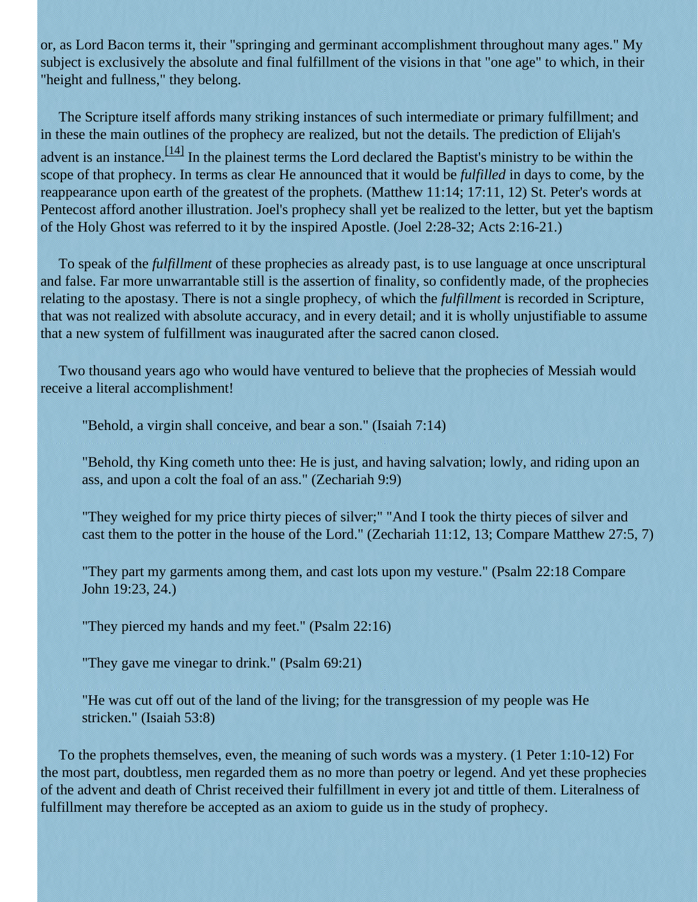or, as Lord Bacon terms it, their "springing and germinant accomplishment throughout many ages." My subject is exclusively the absolute and final fulfillment of the visions in that "one age" to which, in their "height and fullness," they belong.

The Scripture itself affords many striking instances of such intermediate or primary fulfillment; and in these the main outlines of the prophecy are realized, but not the details. The prediction of Elijah's advent is an instance.[14] In the plainest terms the Lord declared the Baptist's ministry to be within the scope of that prophecy. In terms as clear He announced that it would be *fulfilled* in days to come, by the reappearance upon earth of the greatest of the prophets. (Matthew 11:14; 17:11, 12) St. Peter's words at Pentecost afford another illustration. Joel's prophecy shall yet be realized to the letter, but yet the baptism of the Holy Ghost was referred to it by the inspired Apostle. (Joel 2:28-32; Acts 2:16-21.)

To speak of the *fulfillment* of these prophecies as already past, is to use language at once unscriptural and false. Far more unwarrantable still is the assertion of finality, so confidently made, of the prophecies relating to the apostasy. There is not a single prophecy, of which the *fulfillment* is recorded in Scripture, that was not realized with absolute accuracy, and in every detail; and it is wholly unjustifiable to assume that a new system of fulfillment was inaugurated after the sacred canon closed.

Two thousand years ago who would have ventured to believe that the prophecies of Messiah would receive a literal accomplishment!

> "Behold, a virgin shall conceive, and bear a son." (Isaiah 7:14)
>
> "Behold, thy King cometh unto thee: He is just, and having salvation; lowly, and riding upon an ass, and upon a colt the foal of an ass." (Zechariah 9:9)
>
> "They weighed for my price thirty pieces of silver;" "And I took the thirty pieces of silver and cast them to the potter in the house of the Lord." (Zechariah 11:12, 13; Compare Matthew 27:5, 7)
>
> "They part my garments among them, and cast lots upon my vesture." (Psalm 22:18 Compare John 19:23, 24.)
>
> "They pierced my hands and my feet." (Psalm 22:16)
>
> "They gave me vinegar to drink." (Psalm 69:21)
>
> "He was cut off out of the land of the living; for the transgression of my people was He stricken." (Isaiah 53:8)

To the prophets themselves, even, the meaning of such words was a mystery. (1 Peter 1:10-12) For the most part, doubtless, men regarded them as no more than poetry or legend. And yet these prophecies of the advent and death of Christ received their fulfillment in every jot and tittle of them. Literalness of fulfillment may therefore be accepted as an axiom to guide us in the study of prophecy.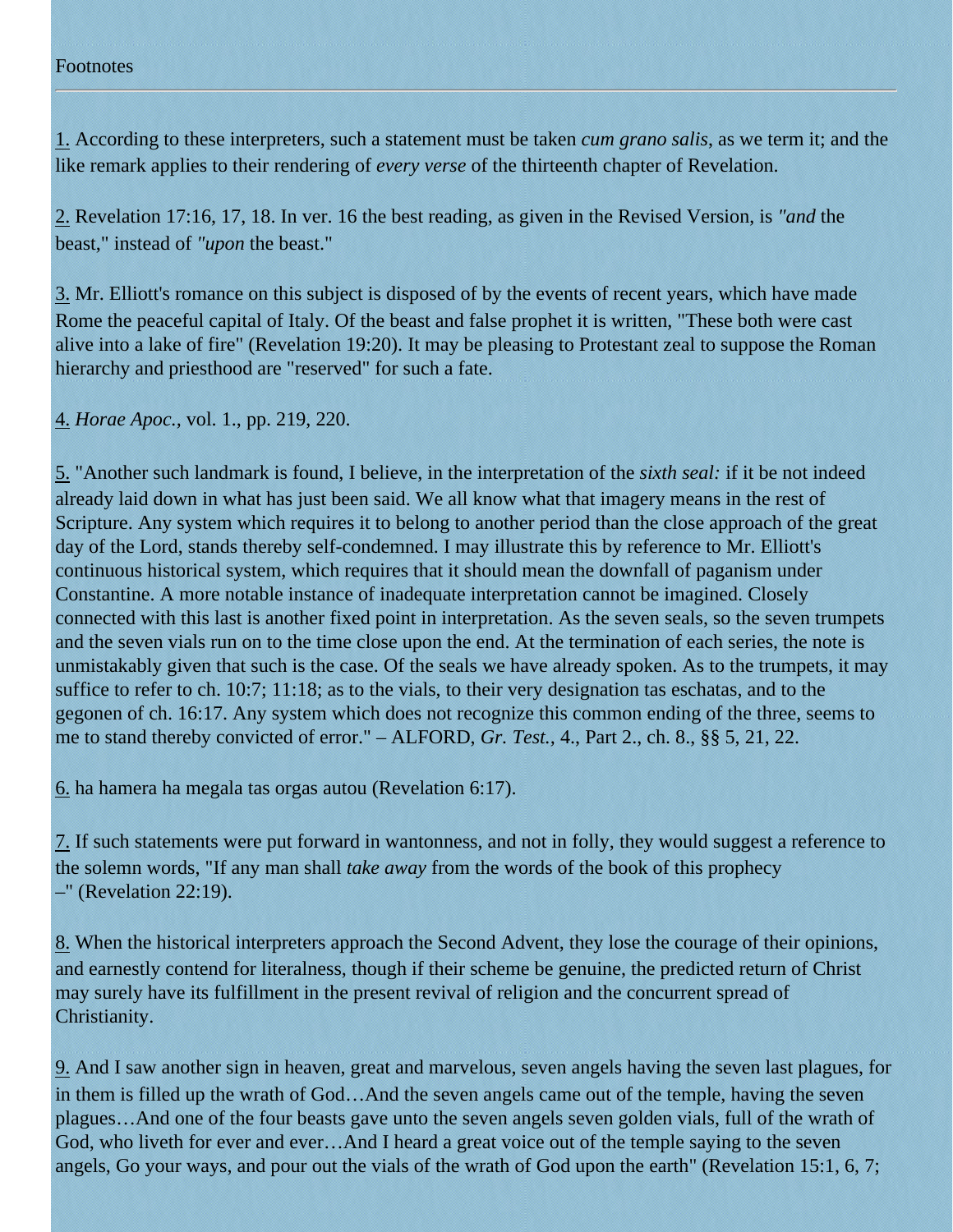Footnotes

---

1. According to these interpreters, such a statement must be taken *cum grano salis*, as we term it; and the like remark applies to their rendering of *every verse* of the thirteenth chapter of Revelation.

2. Revelation 17:16, 17, 18. In ver. 16 the best reading, as given in the Revised Version, is *"and* the beast," instead of *"upon* the beast."

3. Mr. Elliott's romance on this subject is disposed of by the events of recent years, which have made Rome the peaceful capital of Italy. Of the beast and false prophet it is written, "These both were cast alive into a lake of fire" (Revelation 19:20). It may be pleasing to Protestant zeal to suppose the Roman hierarchy and priesthood are "reserved" for such a fate.

4. *Horae Apoc.,* vol. 1., pp. 219, 220.

5. "Another such landmark is found, I believe, in the interpretation of the *sixth seal:* if it be not indeed already laid down in what has just been said. We all know what that imagery means in the rest of Scripture. Any system which requires it to belong to another period than the close approach of the great day of the Lord, stands thereby self-condemned. I may illustrate this by reference to Mr. Elliott's continuous historical system, which requires that it should mean the downfall of paganism under Constantine. A more notable instance of inadequate interpretation cannot be imagined. Closely connected with this last is another fixed point in interpretation. As the seven seals, so the seven trumpets and the seven vials run on to the time close upon the end. At the termination of each series, the note is unmistakably given that such is the case. Of the seals we have already spoken. As to the trumpets, it may suffice to refer to ch. 10:7; 11:18; as to the vials, to their very designation tas eschatas, and to the gegonen of ch. 16:17. Any system which does not recognize this common ending of the three, seems to me to stand thereby convicted of error." – ALFORD, *Gr. Test.,* 4., Part 2., ch. 8., §§ 5, 21, 22.

6. ha hamera ha megala tas orgas autou (Revelation 6:17).

7. If such statements were put forward in wantonness, and not in folly, they would suggest a reference to the solemn words, "If any man shall *take away* from the words of the book of this prophecy –" (Revelation 22:19).

8. When the historical interpreters approach the Second Advent, they lose the courage of their opinions, and earnestly contend for literalness, though if their scheme be genuine, the predicted return of Christ may surely have its fulfillment in the present revival of religion and the concurrent spread of Christianity.

9. And I saw another sign in heaven, great and marvelous, seven angels having the seven last plagues, for in them is filled up the wrath of God…And the seven angels came out of the temple, having the seven plagues…And one of the four beasts gave unto the seven angels seven golden vials, full of the wrath of God, who liveth for ever and ever…And I heard a great voice out of the temple saying to the seven angels, Go your ways, and pour out the vials of the wrath of God upon the earth" (Revelation 15:1, 6, 7;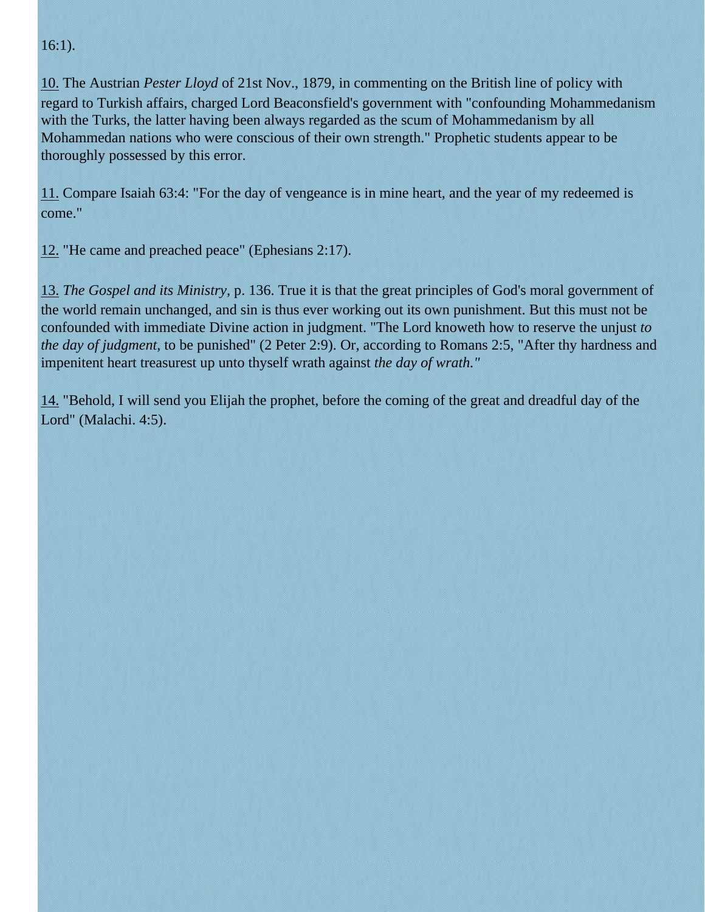16:1).

10. The Austrian *Pester Lloyd* of 21st Nov., 1879, in commenting on the British line of policy with regard to Turkish affairs, charged Lord Beaconsfield's government with "confounding Mohammedanism with the Turks, the latter having been always regarded as the scum of Mohammedanism by all Mohammedan nations who were conscious of their own strength." Prophetic students appear to be thoroughly possessed by this error.

11. Compare Isaiah 63:4: "For the day of vengeance is in mine heart, and the year of my redeemed is come."

12. "He came and preached peace" (Ephesians 2:17).

13. *The Gospel and its Ministry,* p. 136. True it is that the great principles of God's moral government of the world remain unchanged, and sin is thus ever working out its own punishment. But this must not be confounded with immediate Divine action in judgment. "The Lord knoweth how to reserve the unjust *to the day of judgment*, to be punished" (2 Peter 2:9). Or, according to Romans 2:5, "After thy hardness and impenitent heart treasurest up unto thyself wrath against *the day of wrath."*

14. "Behold, I will send you Elijah the prophet, before the coming of the great and dreadful day of the Lord" (Malachi. 4:5).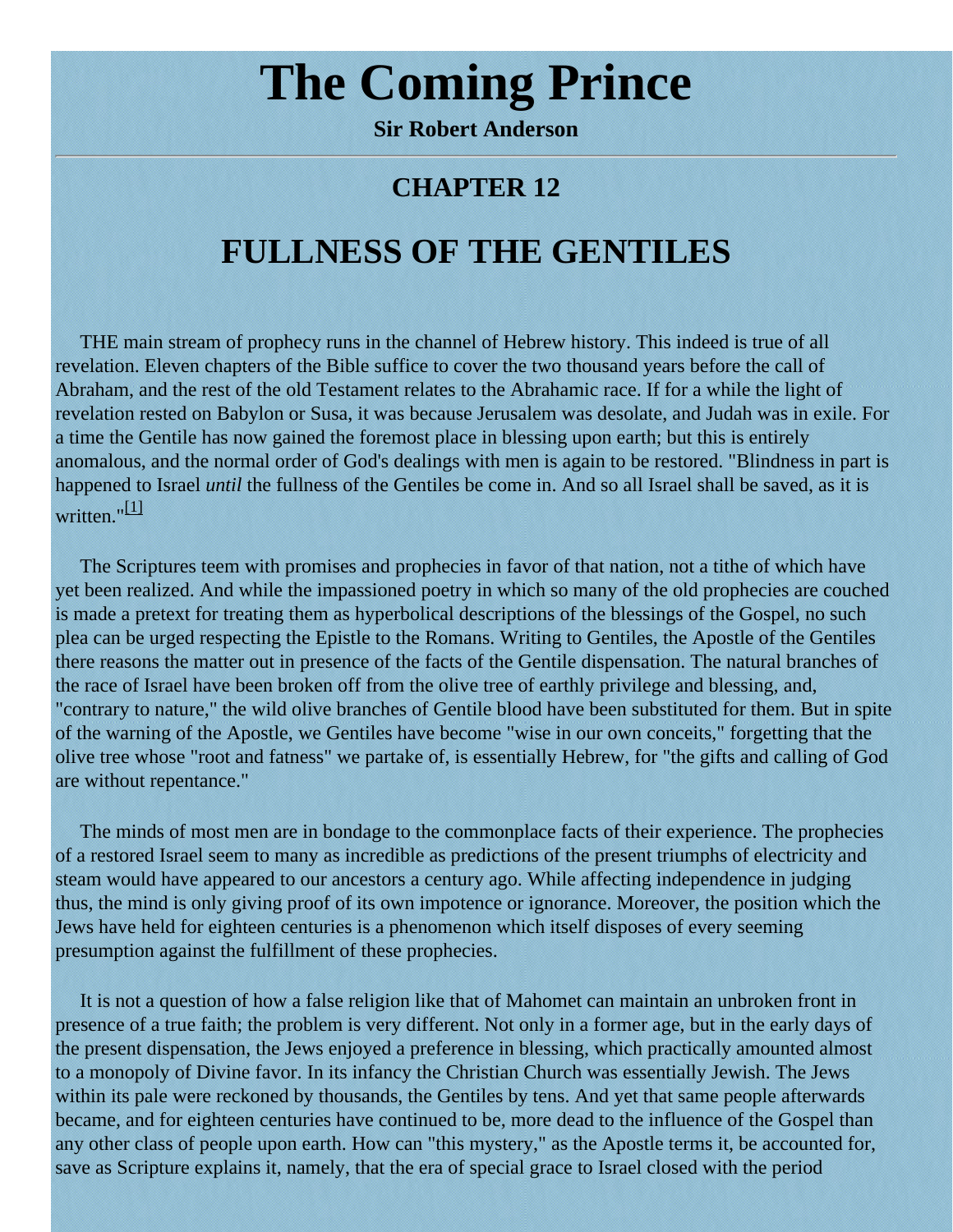# The Coming Prince

**Sir Robert Anderson**

---

## CHAPTER 12

# FULLNESS OF THE GENTILES

THE main stream of prophecy runs in the channel of Hebrew history. This indeed is true of all revelation. Eleven chapters of the Bible suffice to cover the two thousand years before the call of Abraham, and the rest of the old Testament relates to the Abrahamic race. If for a while the light of revelation rested on Babylon or Susa, it was because Jerusalem was desolate, and Judah was in exile. For a time the Gentile has now gained the foremost place in blessing upon earth; but this is entirely anomalous, and the normal order of God's dealings with men is again to be restored. "Blindness in part is happened to Israel *until* the fullness of the Gentiles be come in. And so all Israel shall be saved, as it is written."[1]

The Scriptures teem with promises and prophecies in favor of that nation, not a tithe of which have yet been realized. And while the impassioned poetry in which so many of the old prophecies are couched is made a pretext for treating them as hyperbolical descriptions of the blessings of the Gospel, no such plea can be urged respecting the Epistle to the Romans. Writing to Gentiles, the Apostle of the Gentiles there reasons the matter out in presence of the facts of the Gentile dispensation. The natural branches of the race of Israel have been broken off from the olive tree of earthly privilege and blessing, and, "contrary to nature," the wild olive branches of Gentile blood have been substituted for them. But in spite of the warning of the Apostle, we Gentiles have become "wise in our own conceits," forgetting that the olive tree whose "root and fatness" we partake of, is essentially Hebrew, for "the gifts and calling of God are without repentance."

The minds of most men are in bondage to the commonplace facts of their experience. The prophecies of a restored Israel seem to many as incredible as predictions of the present triumphs of electricity and steam would have appeared to our ancestors a century ago. While affecting independence in judging thus, the mind is only giving proof of its own impotence or ignorance. Moreover, the position which the Jews have held for eighteen centuries is a phenomenon which itself disposes of every seeming presumption against the fulfillment of these prophecies.

It is not a question of how a false religion like that of Mahomet can maintain an unbroken front in presence of a true faith; the problem is very different. Not only in a former age, but in the early days of the present dispensation, the Jews enjoyed a preference in blessing, which practically amounted almost to a monopoly of Divine favor. In its infancy the Christian Church was essentially Jewish. The Jews within its pale were reckoned by thousands, the Gentiles by tens. And yet that same people afterwards became, and for eighteen centuries have continued to be, more dead to the influence of the Gospel than any other class of people upon earth. How can "this mystery," as the Apostle terms it, be accounted for, save as Scripture explains it, namely, that the era of special grace to Israel closed with the period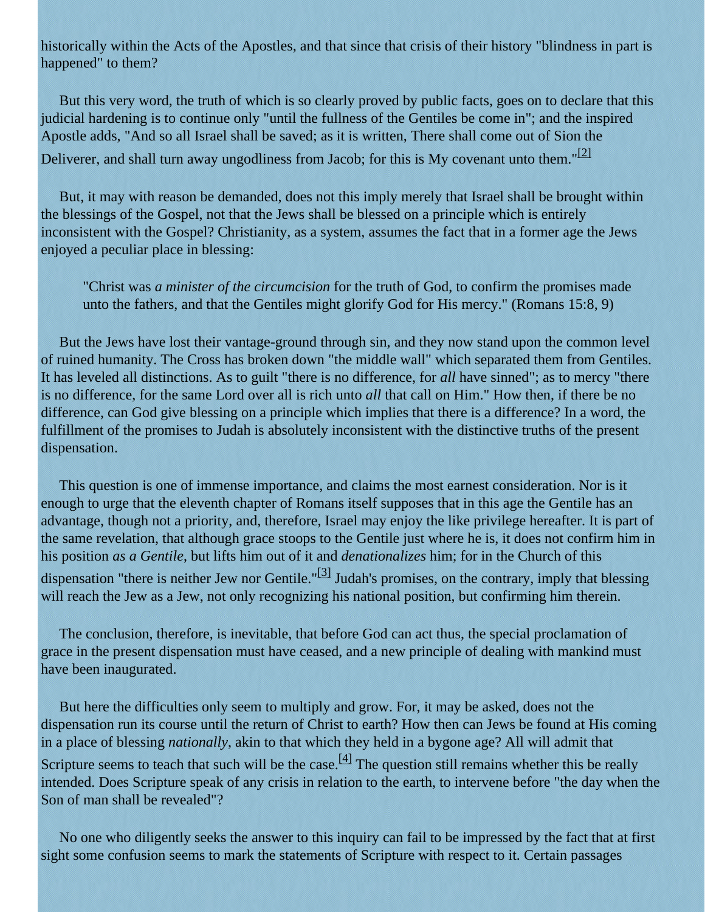historically within the Acts of the Apostles, and that since that crisis of their history "blindness in part is happened" to them?

But this very word, the truth of which is so clearly proved by public facts, goes on to declare that this judicial hardening is to continue only "until the fullness of the Gentiles be come in"; and the inspired Apostle adds, "And so all Israel shall be saved; as it is written, There shall come out of Sion the Deliverer, and shall turn away ungodliness from Jacob; for this is My covenant unto them."[2]

But, it may with reason be demanded, does not this imply merely that Israel shall be brought within the blessings of the Gospel, not that the Jews shall be blessed on a principle which is entirely inconsistent with the Gospel? Christianity, as a system, assumes the fact that in a former age the Jews enjoyed a peculiar place in blessing:

> "Christ was *a minister of the circumcision* for the truth of God, to confirm the promises made unto the fathers, and that the Gentiles might glorify God for His mercy." (Romans 15:8, 9)

But the Jews have lost their vantage-ground through sin, and they now stand upon the common level of ruined humanity. The Cross has broken down "the middle wall" which separated them from Gentiles. It has leveled all distinctions. As to guilt "there is no difference, for *all* have sinned"; as to mercy "there is no difference, for the same Lord over all is rich unto *all* that call on Him." How then, if there be no difference, can God give blessing on a principle which implies that there is a difference? In a word, the fulfillment of the promises to Judah is absolutely inconsistent with the distinctive truths of the present dispensation.

This question is one of immense importance, and claims the most earnest consideration. Nor is it enough to urge that the eleventh chapter of Romans itself supposes that in this age the Gentile has an advantage, though not a priority, and, therefore, Israel may enjoy the like privilege hereafter. It is part of the same revelation, that although grace stoops to the Gentile just where he is, it does not confirm him in his position *as a Gentile*, but lifts him out of it and *denationalizes* him; for in the Church of this dispensation "there is neither Jew nor Gentile."[3] Judah's promises, on the contrary, imply that blessing will reach the Jew as a Jew, not only recognizing his national position, but confirming him therein.

The conclusion, therefore, is inevitable, that before God can act thus, the special proclamation of grace in the present dispensation must have ceased, and a new principle of dealing with mankind must have been inaugurated.

But here the difficulties only seem to multiply and grow. For, it may be asked, does not the dispensation run its course until the return of Christ to earth? How then can Jews be found at His coming in a place of blessing *nationally*, akin to that which they held in a bygone age? All will admit that Scripture seems to teach that such will be the case.[4] The question still remains whether this be really intended. Does Scripture speak of any crisis in relation to the earth, to intervene before "the day when the Son of man shall be revealed"?

No one who diligently seeks the answer to this inquiry can fail to be impressed by the fact that at first sight some confusion seems to mark the statements of Scripture with respect to it. Certain passages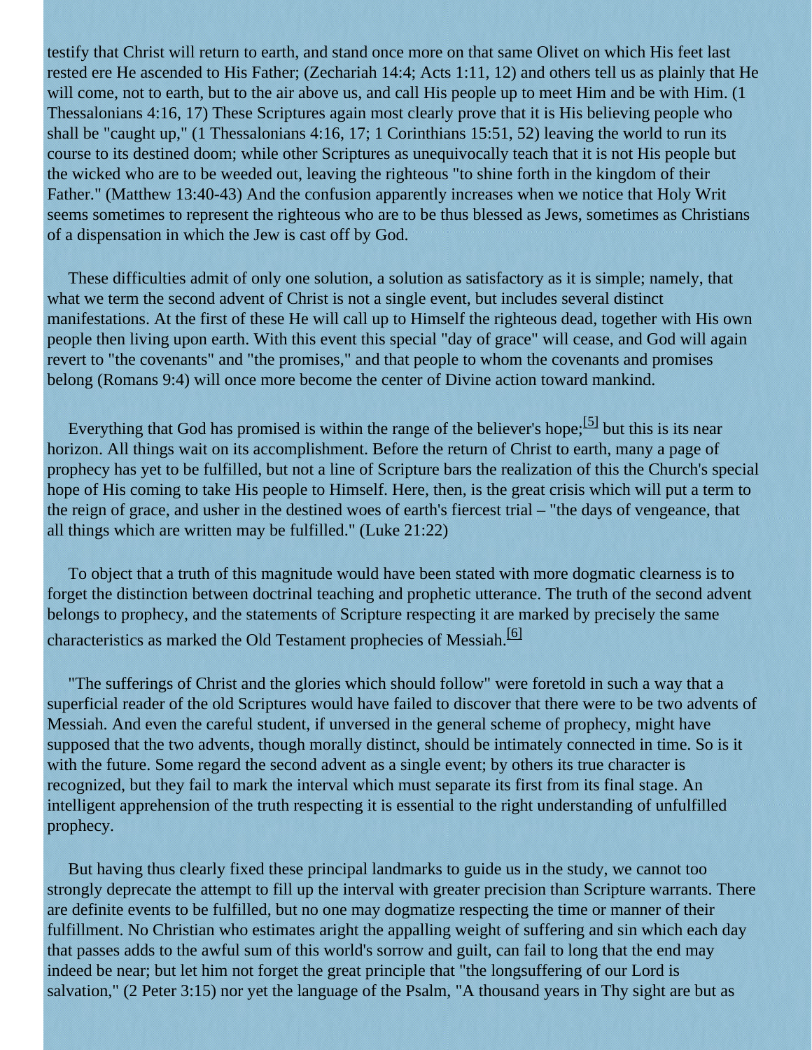testify that Christ will return to earth, and stand once more on that same Olivet on which His feet last rested ere He ascended to His Father; (Zechariah 14:4; Acts 1:11, 12) and others tell us as plainly that He will come, not to earth, but to the air above us, and call His people up to meet Him and be with Him. (1 Thessalonians 4:16, 17) These Scriptures again most clearly prove that it is His believing people who shall be "caught up," (1 Thessalonians 4:16, 17; 1 Corinthians 15:51, 52) leaving the world to run its course to its destined doom; while other Scriptures as unequivocally teach that it is not His people but the wicked who are to be weeded out, leaving the righteous "to shine forth in the kingdom of their Father." (Matthew 13:40-43) And the confusion apparently increases when we notice that Holy Writ seems sometimes to represent the righteous who are to be thus blessed as Jews, sometimes as Christians of a dispensation in which the Jew is cast off by God.

These difficulties admit of only one solution, a solution as satisfactory as it is simple; namely, that what we term the second advent of Christ is not a single event, but includes several distinct manifestations. At the first of these He will call up to Himself the righteous dead, together with His own people then living upon earth. With this event this special "day of grace" will cease, and God will again revert to "the covenants" and "the promises," and that people to whom the covenants and promises belong (Romans 9:4) will once more become the center of Divine action toward mankind.

Everything that God has promised is within the range of the believer's hope;[5] but this is its near horizon. All things wait on its accomplishment. Before the return of Christ to earth, many a page of prophecy has yet to be fulfilled, but not a line of Scripture bars the realization of this the Church's special hope of His coming to take His people to Himself. Here, then, is the great crisis which will put a term to the reign of grace, and usher in the destined woes of earth's fiercest trial – "the days of vengeance, that all things which are written may be fulfilled." (Luke 21:22)

To object that a truth of this magnitude would have been stated with more dogmatic clearness is to forget the distinction between doctrinal teaching and prophetic utterance. The truth of the second advent belongs to prophecy, and the statements of Scripture respecting it are marked by precisely the same characteristics as marked the Old Testament prophecies of Messiah.[6]

"The sufferings of Christ and the glories which should follow" were foretold in such a way that a superficial reader of the old Scriptures would have failed to discover that there were to be two advents of Messiah. And even the careful student, if unversed in the general scheme of prophecy, might have supposed that the two advents, though morally distinct, should be intimately connected in time. So is it with the future. Some regard the second advent as a single event; by others its true character is recognized, but they fail to mark the interval which must separate its first from its final stage. An intelligent apprehension of the truth respecting it is essential to the right understanding of unfulfilled prophecy.

But having thus clearly fixed these principal landmarks to guide us in the study, we cannot too strongly deprecate the attempt to fill up the interval with greater precision than Scripture warrants. There are definite events to be fulfilled, but no one may dogmatize respecting the time or manner of their fulfillment. No Christian who estimates aright the appalling weight of suffering and sin which each day that passes adds to the awful sum of this world's sorrow and guilt, can fail to long that the end may indeed be near; but let him not forget the great principle that "the longsuffering of our Lord is salvation," (2 Peter 3:15) nor yet the language of the Psalm, "A thousand years in Thy sight are but as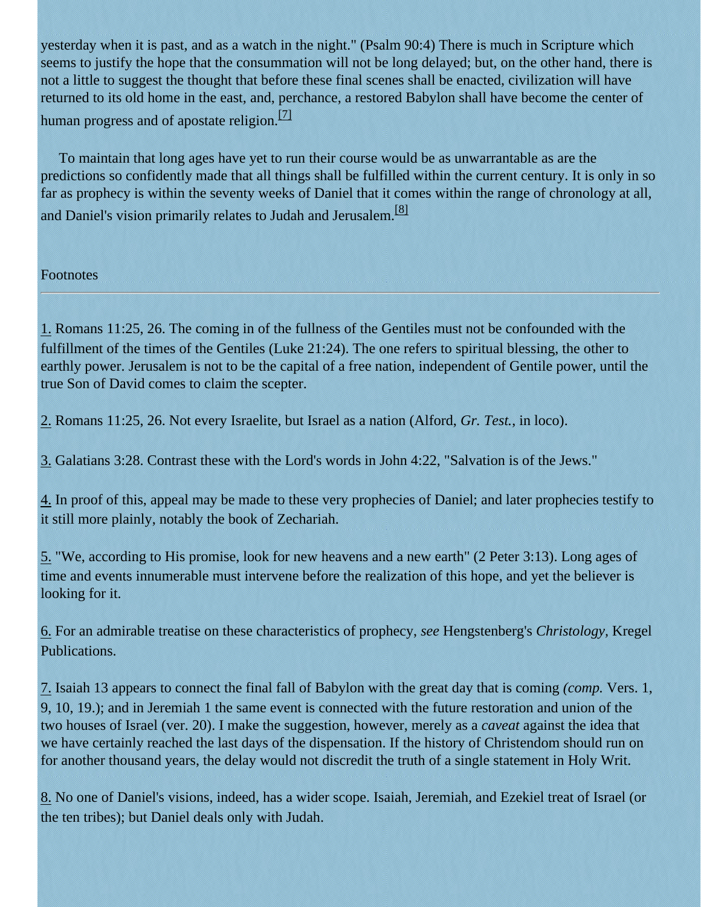yesterday when it is past, and as a watch in the night." (Psalm 90:4) There is much in Scripture which seems to justify the hope that the consummation will not be long delayed; but, on the other hand, there is not a little to suggest the thought that before these final scenes shall be enacted, civilization will have returned to its old home in the east, and, perchance, a restored Babylon shall have become the center of human progress and of apostate religion.[7]

To maintain that long ages have yet to run their course would be as unwarrantable as are the predictions so confidently made that all things shall be fulfilled within the current century. It is only in so far as prophecy is within the seventy weeks of Daniel that it comes within the range of chronology at all, and Daniel's vision primarily relates to Judah and Jerusalem.[8]

Footnotes

---

1. Romans 11:25, 26. The coming in of the fullness of the Gentiles must not be confounded with the fulfillment of the times of the Gentiles (Luke 21:24). The one refers to spiritual blessing, the other to earthly power. Jerusalem is not to be the capital of a free nation, independent of Gentile power, until the true Son of David comes to claim the scepter.

2. Romans 11:25, 26. Not every Israelite, but Israel as a nation (Alford, *Gr. Test.*, in loco).

3. Galatians 3:28. Contrast these with the Lord's words in John 4:22, "Salvation is of the Jews."

4. In proof of this, appeal may be made to these very prophecies of Daniel; and later prophecies testify to it still more plainly, notably the book of Zechariah.

5. "We, according to His promise, look for new heavens and a new earth" (2 Peter 3:13). Long ages of time and events innumerable must intervene before the realization of this hope, and yet the believer is looking for it.

6. For an admirable treatise on these characteristics of prophecy, *see* Hengstenberg's *Christology*, Kregel Publications.

7. Isaiah 13 appears to connect the final fall of Babylon with the great day that is coming *(comp.* Vers. 1, 9, 10, 19.); and in Jeremiah 1 the same event is connected with the future restoration and union of the two houses of Israel (ver. 20). I make the suggestion, however, merely as a *caveat* against the idea that we have certainly reached the last days of the dispensation. If the history of Christendom should run on for another thousand years, the delay would not discredit the truth of a single statement in Holy Writ.

8. No one of Daniel's visions, indeed, has a wider scope. Isaiah, Jeremiah, and Ezekiel treat of Israel (or the ten tribes); but Daniel deals only with Judah.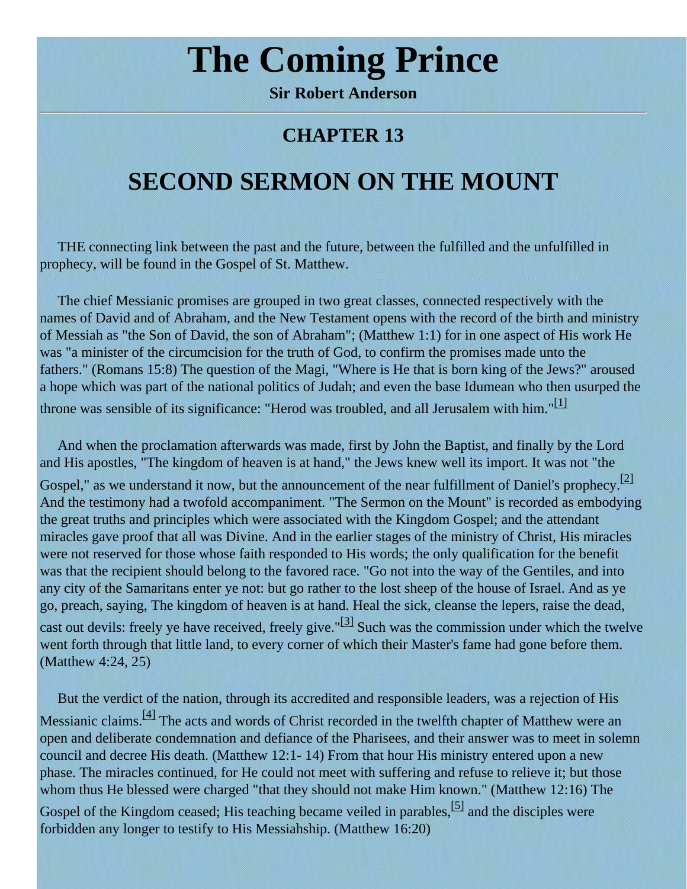# The Coming Prince

**Sir Robert Anderson**

---

## CHAPTER 13

# SECOND SERMON ON THE MOUNT

THE connecting link between the past and the future, between the fulfilled and the unfulfilled in prophecy, will be found in the Gospel of St. Matthew.

The chief Messianic promises are grouped in two great classes, connected respectively with the names of David and of Abraham, and the New Testament opens with the record of the birth and ministry of Messiah as "the Son of David, the son of Abraham"; (Matthew 1:1) for in one aspect of His work He was "a minister of the circumcision for the truth of God, to confirm the promises made unto the fathers." (Romans 15:8) The question of the Magi, "Where is He that is born king of the Jews?" aroused a hope which was part of the national politics of Judah; and even the base Idumean who then usurped the throne was sensible of its significance: "Herod was troubled, and all Jerusalem with him."[1]

And when the proclamation afterwards was made, first by John the Baptist, and finally by the Lord and His apostles, "The kingdom of heaven is at hand," the Jews knew well its import. It was not "the Gospel," as we understand it now, but the announcement of the near fulfillment of Daniel's prophecy.[2] And the testimony had a twofold accompaniment. "The Sermon on the Mount" is recorded as embodying the great truths and principles which were associated with the Kingdom Gospel; and the attendant miracles gave proof that all was Divine. And in the earlier stages of the ministry of Christ, His miracles were not reserved for those whose faith responded to His words; the only qualification for the benefit was that the recipient should belong to the favored race. "Go not into the way of the Gentiles, and into any city of the Samaritans enter ye not: but go rather to the lost sheep of the house of Israel. And as ye go, preach, saying, The kingdom of heaven is at hand. Heal the sick, cleanse the lepers, raise the dead, cast out devils: freely ye have received, freely give."[3] Such was the commission under which the twelve went forth through that little land, to every corner of which their Master's fame had gone before them. (Matthew 4:24, 25)

But the verdict of the nation, through its accredited and responsible leaders, was a rejection of His Messianic claims.[4] The acts and words of Christ recorded in the twelfth chapter of Matthew were an open and deliberate condemnation and defiance of the Pharisees, and their answer was to meet in solemn council and decree His death. (Matthew 12:1- 14) From that hour His ministry entered upon a new phase. The miracles continued, for He could not meet with suffering and refuse to relieve it; but those whom thus He blessed were charged "that they should not make Him known." (Matthew 12:16) The Gospel of the Kingdom ceased; His teaching became veiled in parables,[5] and the disciples were forbidden any longer to testify to His Messiahship. (Matthew 16:20)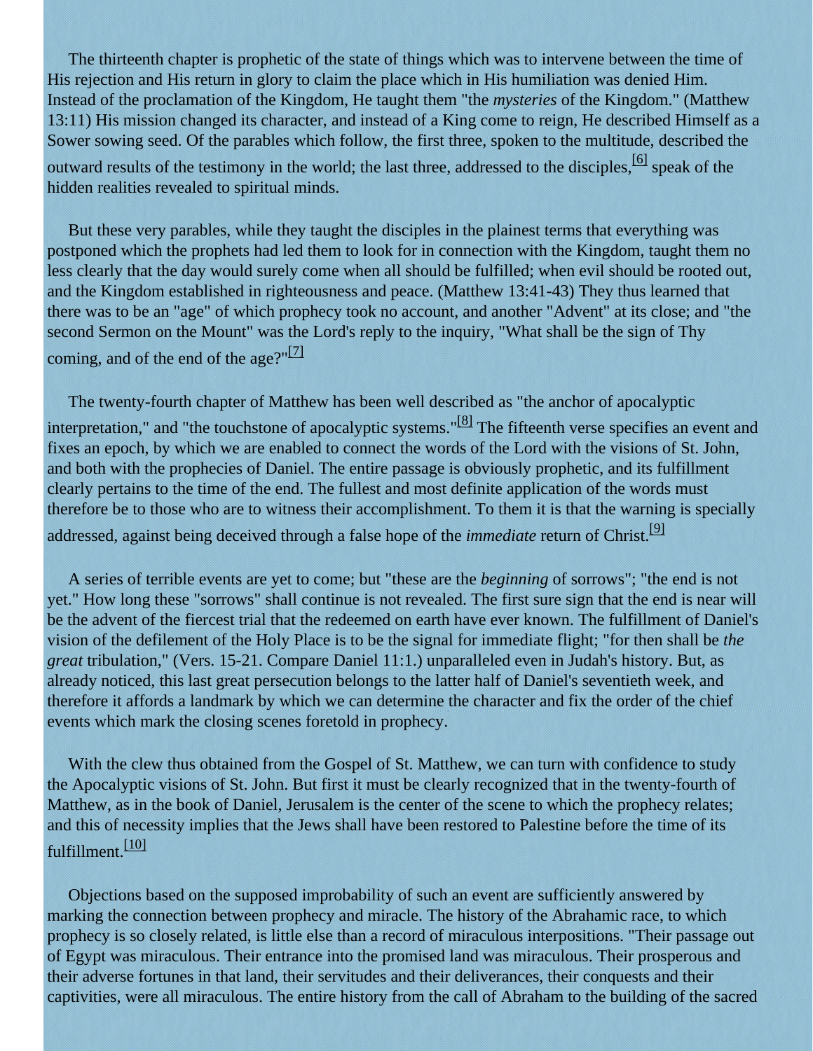The thirteenth chapter is prophetic of the state of things which was to intervene between the time of His rejection and His return in glory to claim the place which in His humiliation was denied Him. Instead of the proclamation of the Kingdom, He taught them "the *mysteries* of the Kingdom." (Matthew 13:11) His mission changed its character, and instead of a King come to reign, He described Himself as a Sower sowing seed. Of the parables which follow, the first three, spoken to the multitude, described the outward results of the testimony in the world; the last three, addressed to the disciples,[6] speak of the hidden realities revealed to spiritual minds.

But these very parables, while they taught the disciples in the plainest terms that everything was postponed which the prophets had led them to look for in connection with the Kingdom, taught them no less clearly that the day would surely come when all should be fulfilled; when evil should be rooted out, and the Kingdom established in righteousness and peace. (Matthew 13:41-43) They thus learned that there was to be an "age" of which prophecy took no account, and another "Advent" at its close; and "the second Sermon on the Mount" was the Lord's reply to the inquiry, "What shall be the sign of Thy coming, and of the end of the age?"[7]

The twenty-fourth chapter of Matthew has been well described as "the anchor of apocalyptic interpretation," and "the touchstone of apocalyptic systems."[8] The fifteenth verse specifies an event and fixes an epoch, by which we are enabled to connect the words of the Lord with the visions of St. John, and both with the prophecies of Daniel. The entire passage is obviously prophetic, and its fulfillment clearly pertains to the time of the end. The fullest and most definite application of the words must therefore be to those who are to witness their accomplishment. To them it is that the warning is specially addressed, against being deceived through a false hope of the *immediate* return of Christ.[9]

A series of terrible events are yet to come; but "these are the *beginning* of sorrows"; "the end is not yet." How long these "sorrows" shall continue is not revealed. The first sure sign that the end is near will be the advent of the fiercest trial that the redeemed on earth have ever known. The fulfillment of Daniel's vision of the defilement of the Holy Place is to be the signal for immediate flight; "for then shall be *the great* tribulation," (Vers. 15-21. Compare Daniel 11:1.) unparalleled even in Judah's history. But, as already noticed, this last great persecution belongs to the latter half of Daniel's seventieth week, and therefore it affords a landmark by which we can determine the character and fix the order of the chief events which mark the closing scenes foretold in prophecy.

With the clew thus obtained from the Gospel of St. Matthew, we can turn with confidence to study the Apocalyptic visions of St. John. But first it must be clearly recognized that in the twenty-fourth of Matthew, as in the book of Daniel, Jerusalem is the center of the scene to which the prophecy relates; and this of necessity implies that the Jews shall have been restored to Palestine before the time of its fulfillment.[10]

Objections based on the supposed improbability of such an event are sufficiently answered by marking the connection between prophecy and miracle. The history of the Abrahamic race, to which prophecy is so closely related, is little else than a record of miraculous interpositions. "Their passage out of Egypt was miraculous. Their entrance into the promised land was miraculous. Their prosperous and their adverse fortunes in that land, their servitudes and their deliverances, their conquests and their captivities, were all miraculous. The entire history from the call of Abraham to the building of the sacred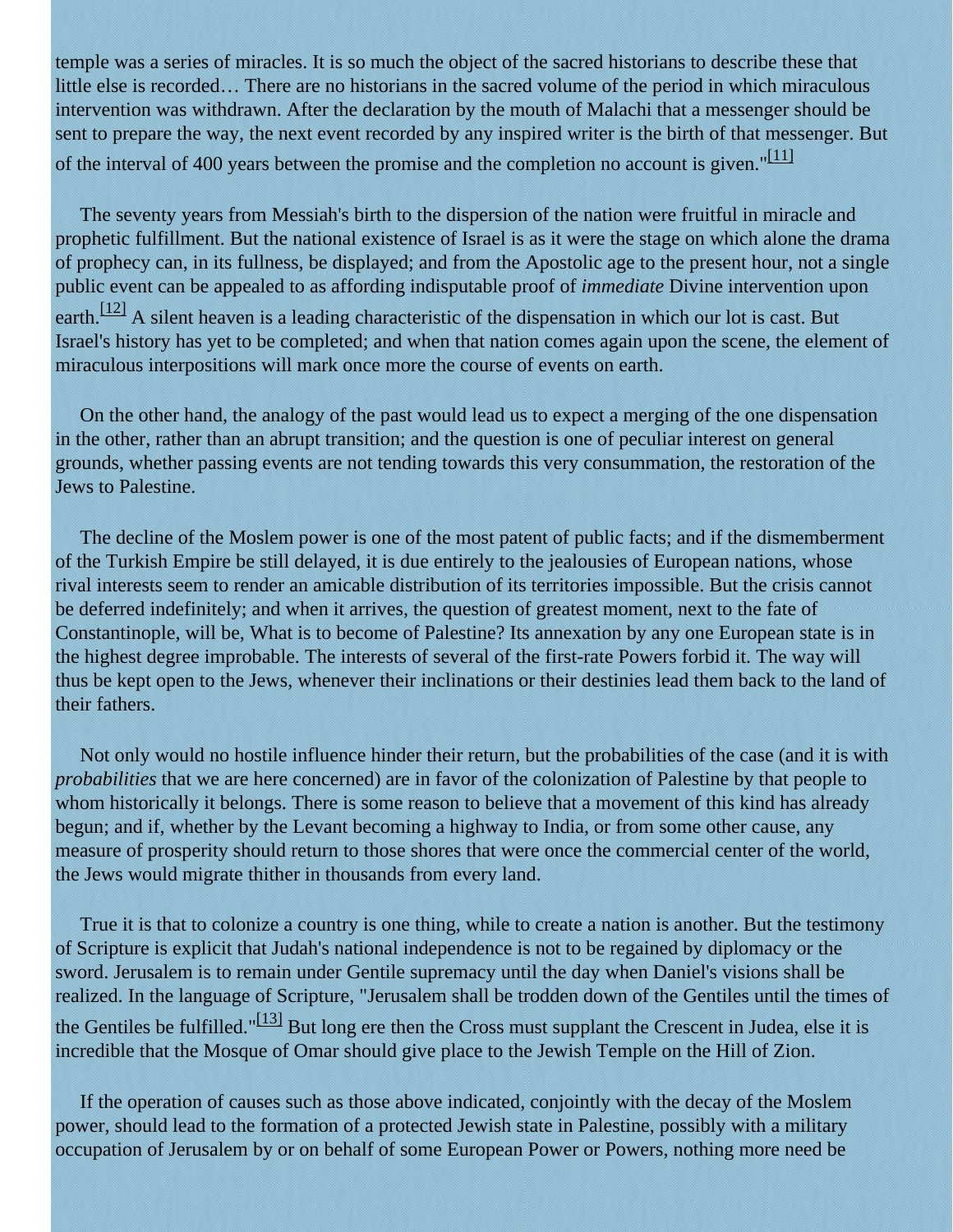temple was a series of miracles. It is so much the object of the sacred historians to describe these that little else is recorded… There are no historians in the sacred volume of the period in which miraculous intervention was withdrawn. After the declaration by the mouth of Malachi that a messenger should be sent to prepare the way, the next event recorded by any inspired writer is the birth of that messenger. But of the interval of 400 years between the promise and the completion no account is given."[11]

The seventy years from Messiah's birth to the dispersion of the nation were fruitful in miracle and prophetic fulfillment. But the national existence of Israel is as it were the stage on which alone the drama of prophecy can, in its fullness, be displayed; and from the Apostolic age to the present hour, not a single public event can be appealed to as affording indisputable proof of *immediate* Divine intervention upon earth.[12] A silent heaven is a leading characteristic of the dispensation in which our lot is cast. But Israel's history has yet to be completed; and when that nation comes again upon the scene, the element of miraculous interpositions will mark once more the course of events on earth.

On the other hand, the analogy of the past would lead us to expect a merging of the one dispensation in the other, rather than an abrupt transition; and the question is one of peculiar interest on general grounds, whether passing events are not tending towards this very consummation, the restoration of the Jews to Palestine.

The decline of the Moslem power is one of the most patent of public facts; and if the dismemberment of the Turkish Empire be still delayed, it is due entirely to the jealousies of European nations, whose rival interests seem to render an amicable distribution of its territories impossible. But the crisis cannot be deferred indefinitely; and when it arrives, the question of greatest moment, next to the fate of Constantinople, will be, What is to become of Palestine? Its annexation by any one European state is in the highest degree improbable. The interests of several of the first-rate Powers forbid it. The way will thus be kept open to the Jews, whenever their inclinations or their destinies lead them back to the land of their fathers.

Not only would no hostile influence hinder their return, but the probabilities of the case (and it is with *probabilities* that we are here concerned) are in favor of the colonization of Palestine by that people to whom historically it belongs. There is some reason to believe that a movement of this kind has already begun; and if, whether by the Levant becoming a highway to India, or from some other cause, any measure of prosperity should return to those shores that were once the commercial center of the world, the Jews would migrate thither in thousands from every land.

True it is that to colonize a country is one thing, while to create a nation is another. But the testimony of Scripture is explicit that Judah's national independence is not to be regained by diplomacy or the sword. Jerusalem is to remain under Gentile supremacy until the day when Daniel's visions shall be realized. In the language of Scripture, "Jerusalem shall be trodden down of the Gentiles until the times of the Gentiles be fulfilled."[13] But long ere then the Cross must supplant the Crescent in Judea, else it is incredible that the Mosque of Omar should give place to the Jewish Temple on the Hill of Zion.

If the operation of causes such as those above indicated, conjointly with the decay of the Moslem power, should lead to the formation of a protected Jewish state in Palestine, possibly with a military occupation of Jerusalem by or on behalf of some European Power or Powers, nothing more need be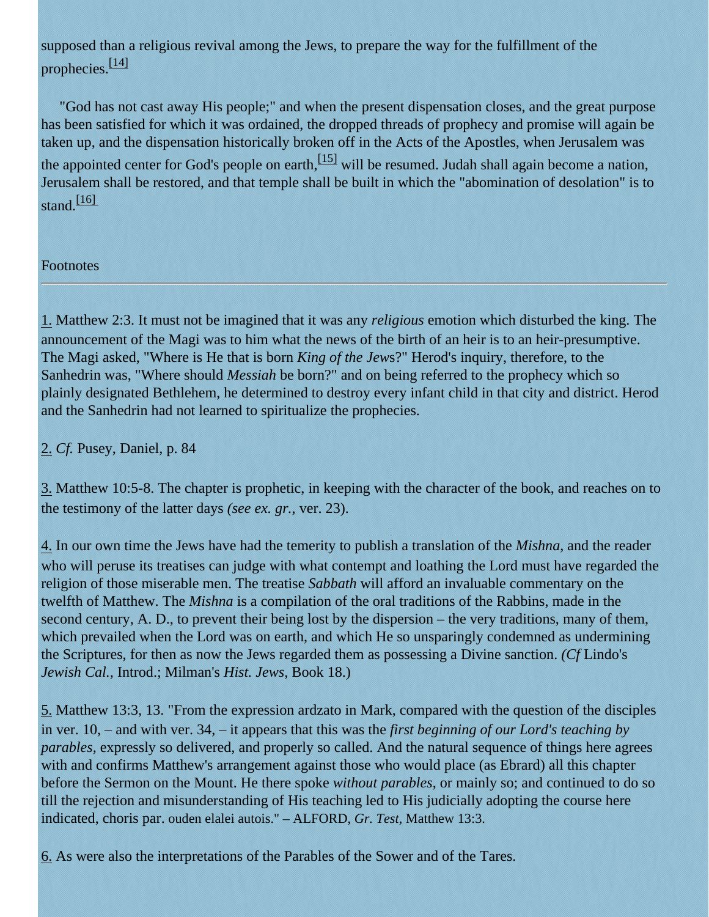supposed than a religious revival among the Jews, to prepare the way for the fulfillment of the prophecies.[14]

"God has not cast away His people;" and when the present dispensation closes, and the great purpose has been satisfied for which it was ordained, the dropped threads of prophecy and promise will again be taken up, and the dispensation historically broken off in the Acts of the Apostles, when Jerusalem was the appointed center for God's people on earth,[15] will be resumed. Judah shall again become a nation, Jerusalem shall be restored, and that temple shall be built in which the "abomination of desolation" is to stand.[16]

Footnotes

---

1. Matthew 2:3. It must not be imagined that it was any *religious* emotion which disturbed the king. The announcement of the Magi was to him what the news of the birth of an heir is to an heir-presumptive. The Magi asked, "Where is He that is born *King of the Jews*?" Herod's inquiry, therefore, to the Sanhedrin was, "Where should *Messiah* be born?" and on being referred to the prophecy which so plainly designated Bethlehem, he determined to destroy every infant child in that city and district. Herod and the Sanhedrin had not learned to spiritualize the prophecies.

2. *Cf.* Pusey, Daniel, p. 84

3. Matthew 10:5-8. The chapter is prophetic, in keeping with the character of the book, and reaches on to the testimony of the latter days *(see ex. gr.,* ver. 23).

4. In our own time the Jews have had the temerity to publish a translation of the *Mishna*, and the reader who will peruse its treatises can judge with what contempt and loathing the Lord must have regarded the religion of those miserable men. The treatise *Sabbath* will afford an invaluable commentary on the twelfth of Matthew. The *Mishna* is a compilation of the oral traditions of the Rabbins, made in the second century, A. D., to prevent their being lost by the dispersion – the very traditions, many of them, which prevailed when the Lord was on earth, and which He so unsparingly condemned as undermining the Scriptures, for then as now the Jews regarded them as possessing a Divine sanction. *(Cf* Lindo's *Jewish Cal.,* Introd.; Milman's *Hist. Jews,* Book 18.)

5. Matthew 13:3, 13. "From the expression ardzato in Mark, compared with the question of the disciples in ver. 10, – and with ver. 34, – it appears that this was the *first beginning of our Lord's teaching by parables*, expressly so delivered, and properly so called. And the natural sequence of things here agrees with and confirms Matthew's arrangement against those who would place (as Ebrard) all this chapter before the Sermon on the Mount. He there spoke *without parables*, or mainly so; and continued to do so till the rejection and misunderstanding of His teaching led to His judicially adopting the course here indicated, choris par. ouden elalei autois." – ALFORD, *Gr. Test,* Matthew 13:3.

6. As were also the interpretations of the Parables of the Sower and of the Tares.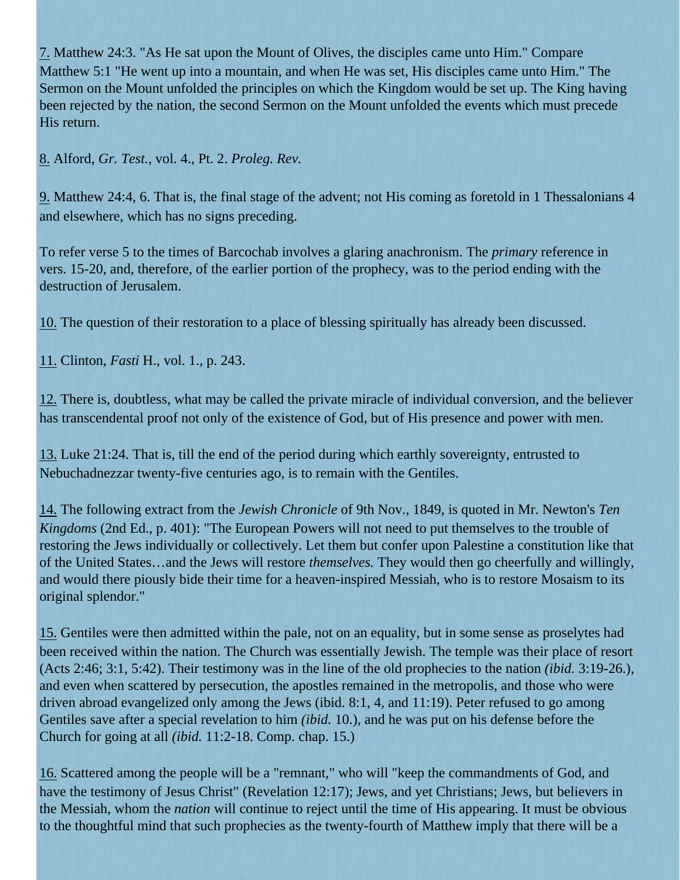7. Matthew 24:3. "As He sat upon the Mount of Olives, the disciples came unto Him." Compare Matthew 5:1 "He went up into a mountain, and when He was set, His disciples came unto Him." The Sermon on the Mount unfolded the principles on which the Kingdom would be set up. The King having been rejected by the nation, the second Sermon on the Mount unfolded the events which must precede His return.

8. Alford, *Gr. Test.,* vol. 4., Pt. 2. *Proleg. Rev.*

9. Matthew 24:4, 6. That is, the final stage of the advent; not His coming as foretold in 1 Thessalonians 4 and elsewhere, which has no signs preceding.

To refer verse 5 to the times of Barcochab involves a glaring anachronism. The *primary* reference in vers. 15-20, and, therefore, of the earlier portion of the prophecy, was to the period ending with the destruction of Jerusalem.

10. The question of their restoration to a place of blessing spiritually has already been discussed.

11. Clinton, *Fasti* H., vol. 1., p. 243.

12. There is, doubtless, what may be called the private miracle of individual conversion, and the believer has transcendental proof not only of the existence of God, but of His presence and power with men.

13. Luke 21:24. That is, till the end of the period during which earthly sovereignty, entrusted to Nebuchadnezzar twenty-five centuries ago, is to remain with the Gentiles.

14. The following extract from the *Jewish Chronicle* of 9th Nov., 1849, is quoted in Mr. Newton's *Ten Kingdoms* (2nd Ed., p. 401): "The European Powers will not need to put themselves to the trouble of restoring the Jews individually or collectively. Let them but confer upon Palestine a constitution like that of the United States…and the Jews will restore *themselves.* They would then go cheerfully and willingly, and would there piously bide their time for a heaven-inspired Messiah, who is to restore Mosaism to its original splendor."

15. Gentiles were then admitted within the pale, not on an equality, but in some sense as proselytes had been received within the nation. The Church was essentially Jewish. The temple was their place of resort (Acts 2:46; 3:1, 5:42). Their testimony was in the line of the old prophecies to the nation *(ibid.* 3:19-26.), and even when scattered by persecution, the apostles remained in the metropolis, and those who were driven abroad evangelized only among the Jews (ibid. 8:1, 4, and 11:19). Peter refused to go among Gentiles save after a special revelation to him *(ibid.* 10.), and he was put on his defense before the Church for going at all *(ibid.* 11:2-18. Comp. chap. 15.)

16. Scattered among the people will be a "remnant," who will "keep the commandments of God, and have the testimony of Jesus Christ" (Revelation 12:17); Jews, and yet Christians; Jews, but believers in the Messiah, whom the *nation* will continue to reject until the time of His appearing. It must be obvious to the thoughtful mind that such prophecies as the twenty-fourth of Matthew imply that there will be a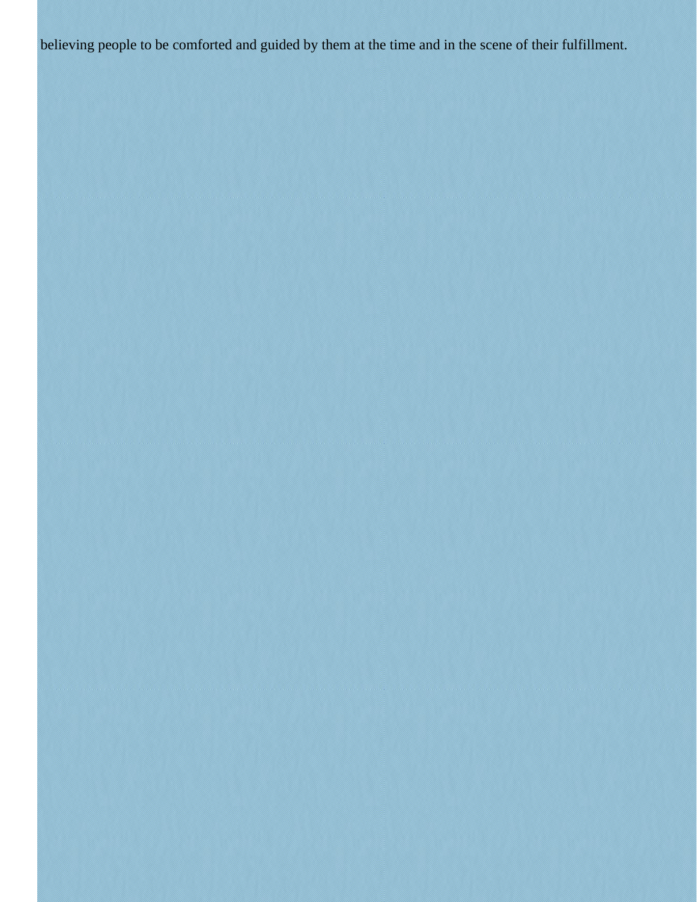believing people to be comforted and guided by them at the time and in the scene of their fulfillment.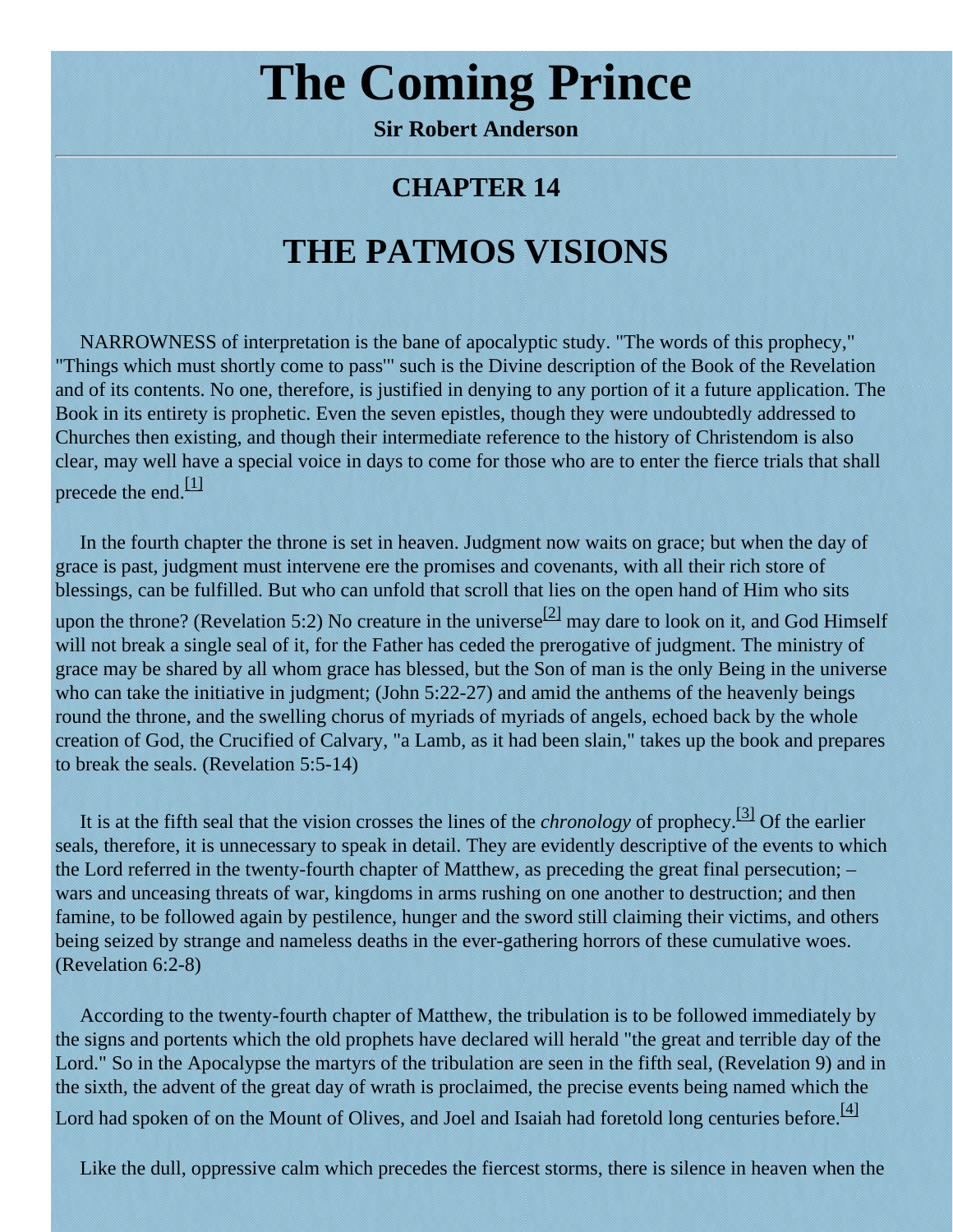# The Coming Prince

**Sir Robert Anderson**

---

## CHAPTER 14

# THE PATMOS VISIONS

NARROWNESS of interpretation is the bane of apocalyptic study. "The words of this prophecy," "Things which must shortly come to pass'" such is the Divine description of the Book of the Revelation and of its contents. No one, therefore, is justified in denying to any portion of it a future application. The Book in its entirety is prophetic. Even the seven epistles, though they were undoubtedly addressed to Churches then existing, and though their intermediate reference to the history of Christendom is also clear, may well have a special voice in days to come for those who are to enter the fierce trials that shall precede the end.[1]

In the fourth chapter the throne is set in heaven. Judgment now waits on grace; but when the day of grace is past, judgment must intervene ere the promises and covenants, with all their rich store of blessings, can be fulfilled. But who can unfold that scroll that lies on the open hand of Him who sits upon the throne? (Revelation 5:2) No creature in the universe[2] may dare to look on it, and God Himself will not break a single seal of it, for the Father has ceded the prerogative of judgment. The ministry of grace may be shared by all whom grace has blessed, but the Son of man is the only Being in the universe who can take the initiative in judgment; (John 5:22-27) and amid the anthems of the heavenly beings round the throne, and the swelling chorus of myriads of myriads of angels, echoed back by the whole creation of God, the Crucified of Calvary, "a Lamb, as it had been slain," takes up the book and prepares to break the seals. (Revelation 5:5-14)

It is at the fifth seal that the vision crosses the lines of the *chronology* of prophecy.[3] Of the earlier seals, therefore, it is unnecessary to speak in detail. They are evidently descriptive of the events to which the Lord referred in the twenty-fourth chapter of Matthew, as preceding the great final persecution; – wars and unceasing threats of war, kingdoms in arms rushing on one another to destruction; and then famine, to be followed again by pestilence, hunger and the sword still claiming their victims, and others being seized by strange and nameless deaths in the ever-gathering horrors of these cumulative woes. (Revelation 6:2-8)

According to the twenty-fourth chapter of Matthew, the tribulation is to be followed immediately by the signs and portents which the old prophets have declared will herald "the great and terrible day of the Lord." So in the Apocalypse the martyrs of the tribulation are seen in the fifth seal, (Revelation 9) and in the sixth, the advent of the great day of wrath is proclaimed, the precise events being named which the Lord had spoken of on the Mount of Olives, and Joel and Isaiah had foretold long centuries before.[4]

Like the dull, oppressive calm which precedes the fiercest storms, there is silence in heaven when the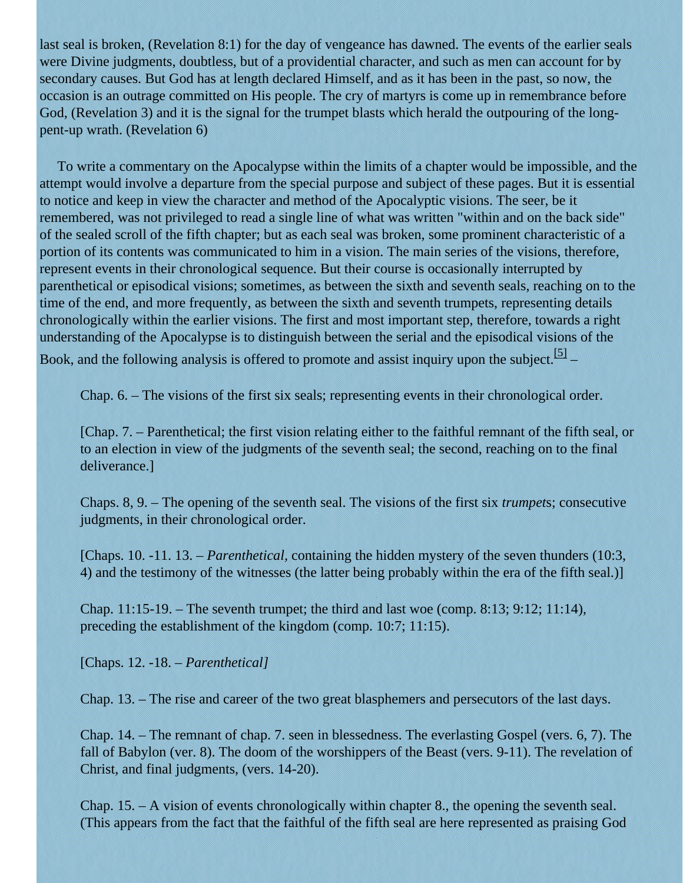last seal is broken, (Revelation 8:1) for the day of vengeance has dawned. The events of the earlier seals were Divine judgments, doubtless, but of a providential character, and such as men can account for by secondary causes. But God has at length declared Himself, and as it has been in the past, so now, the occasion is an outrage committed on His people. The cry of martyrs is come up in remembrance before God, (Revelation 3) and it is the signal for the trumpet blasts which herald the outpouring of the long-pent-up wrath. (Revelation 6)

To write a commentary on the Apocalypse within the limits of a chapter would be impossible, and the attempt would involve a departure from the special purpose and subject of these pages. But it is essential to notice and keep in view the character and method of the Apocalyptic visions. The seer, be it remembered, was not privileged to read a single line of what was written "within and on the back side" of the sealed scroll of the fifth chapter; but as each seal was broken, some prominent characteristic of a portion of its contents was communicated to him in a vision. The main series of the visions, therefore, represent events in their chronological sequence. But their course is occasionally interrupted by parenthetical or episodical visions; sometimes, as between the sixth and seventh seals, reaching on to the time of the end, and more frequently, as between the sixth and seventh trumpets, representing details chronologically within the earlier visions. The first and most important step, therefore, towards a right understanding of the Apocalypse is to distinguish between the serial and the episodical visions of the Book, and the following analysis is offered to promote and assist inquiry upon the subject.[5] –

> Chap. 6. – The visions of the first six seals; representing events in their chronological order.
>
> [Chap. 7. – Parenthetical; the first vision relating either to the faithful remnant of the fifth seal, or to an election in view of the judgments of the seventh seal; the second, reaching on to the final deliverance.]
>
> Chaps. 8, 9. – The opening of the seventh seal. The visions of the first six *trumpet*s; consecutive judgments, in their chronological order.
>
> [Chaps. 10. -11. 13. – *Parenthetical*, containing the hidden mystery of the seven thunders (10:3, 4) and the testimony of the witnesses (the latter being probably within the era of the fifth seal.)]
>
> Chap. 11:15-19. – The seventh trumpet; the third and last woe (comp. 8:13; 9:12; 11:14), preceding the establishment of the kingdom (comp. 10:7; 11:15).
>
> [Chaps. 12. -18. – *Parenthetical]*
>
> Chap. 13. – The rise and career of the two great blasphemers and persecutors of the last days.
>
> Chap. 14. – The remnant of chap. 7. seen in blessedness. The everlasting Gospel (vers. 6, 7). The fall of Babylon (ver. 8). The doom of the worshippers of the Beast (vers. 9-11). The revelation of Christ, and final judgments, (vers. 14-20).
>
> Chap. 15. – A vision of events chronologically within chapter 8., the opening the seventh seal. (This appears from the fact that the faithful of the fifth seal are here represented as praising God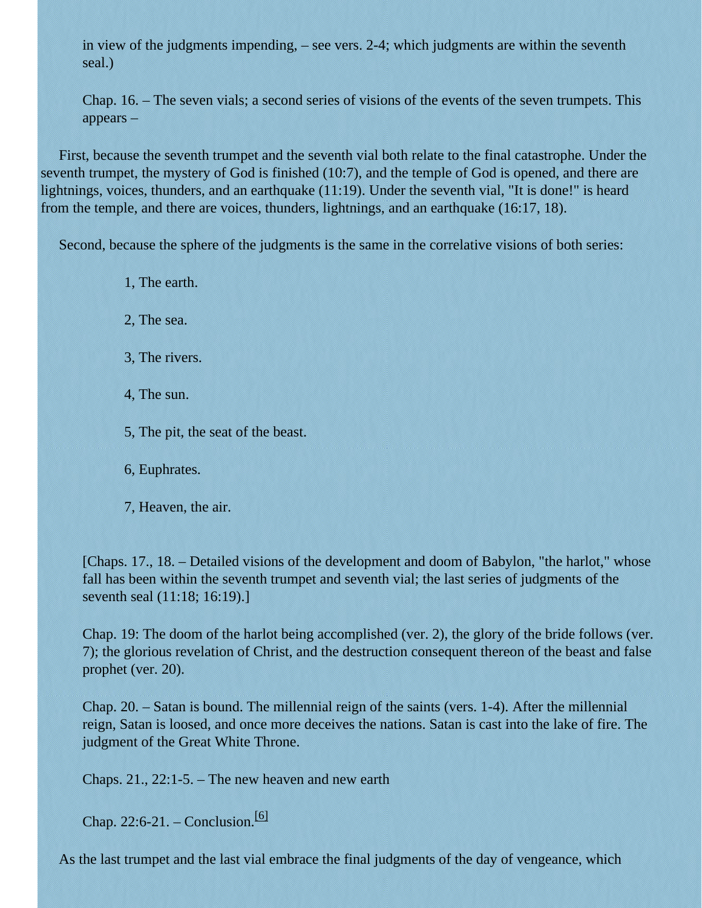in view of the judgments impending, – see vers. 2-4; which judgments are within the seventh seal.)

Chap. 16. – The seven vials; a second series of visions of the events of the seven trumpets. This appears –

First, because the seventh trumpet and the seventh vial both relate to the final catastrophe. Under the seventh trumpet, the mystery of God is finished (10:7), and the temple of God is opened, and there are lightnings, voices, thunders, and an earthquake (11:19). Under the seventh vial, "It is done!" is heard from the temple, and there are voices, thunders, lightnings, and an earthquake (16:17, 18).

Second, because the sphere of the judgments is the same in the correlative visions of both series:

1, The earth.

2, The sea.

3, The rivers.

4, The sun.

5, The pit, the seat of the beast.

6, Euphrates.

7, Heaven, the air.

[Chaps. 17., 18. – Detailed visions of the development and doom of Babylon, "the harlot," whose fall has been within the seventh trumpet and seventh vial; the last series of judgments of the seventh seal (11:18; 16:19).]

Chap. 19: The doom of the harlot being accomplished (ver. 2), the glory of the bride follows (ver. 7); the glorious revelation of Christ, and the destruction consequent thereon of the beast and false prophet (ver. 20).

Chap. 20. – Satan is bound. The millennial reign of the saints (vers. 1-4). After the millennial reign, Satan is loosed, and once more deceives the nations. Satan is cast into the lake of fire. The judgment of the Great White Throne.

Chaps. 21., 22:1-5. – The new heaven and new earth

Chap. 22:6-21. – Conclusion.[6]

As the last trumpet and the last vial embrace the final judgments of the day of vengeance, which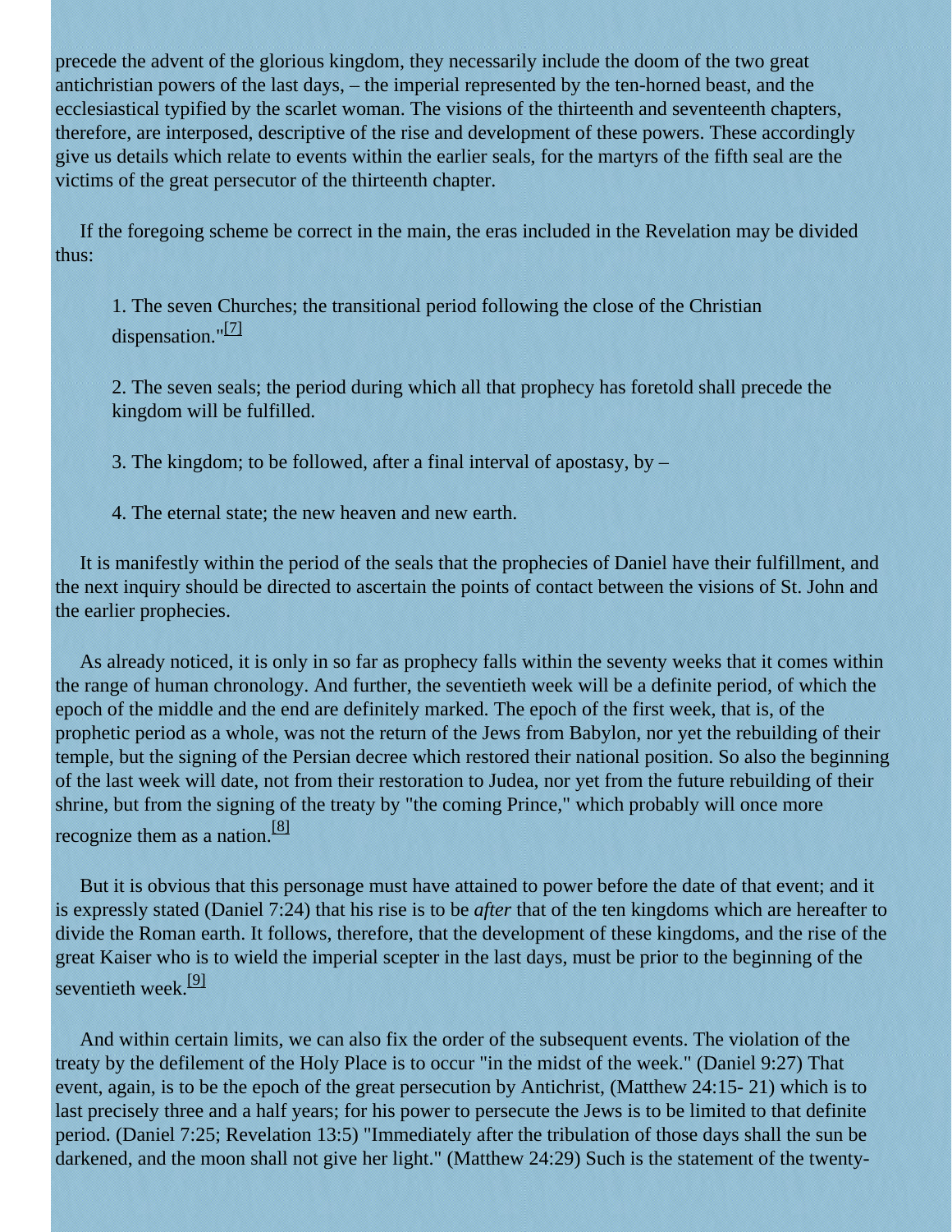precede the advent of the glorious kingdom, they necessarily include the doom of the two great antichristian powers of the last days, – the imperial represented by the ten-horned beast, and the ecclesiastical typified by the scarlet woman. The visions of the thirteenth and seventeenth chapters, therefore, are interposed, descriptive of the rise and development of these powers. These accordingly give us details which relate to events within the earlier seals, for the martyrs of the fifth seal are the victims of the great persecutor of the thirteenth chapter.

If the foregoing scheme be correct in the main, the eras included in the Revelation may be divided thus:

> 1. The seven Churches; the transitional period following the close of the Christian dispensation."[7]
>
> 2. The seven seals; the period during which all that prophecy has foretold shall precede the kingdom will be fulfilled.
>
> 3. The kingdom; to be followed, after a final interval of apostasy, by –
>
> 4. The eternal state; the new heaven and new earth.

It is manifestly within the period of the seals that the prophecies of Daniel have their fulfillment, and the next inquiry should be directed to ascertain the points of contact between the visions of St. John and the earlier prophecies.

As already noticed, it is only in so far as prophecy falls within the seventy weeks that it comes within the range of human chronology. And further, the seventieth week will be a definite period, of which the epoch of the middle and the end are definitely marked. The epoch of the first week, that is, of the prophetic period as a whole, was not the return of the Jews from Babylon, nor yet the rebuilding of their temple, but the signing of the Persian decree which restored their national position. So also the beginning of the last week will date, not from their restoration to Judea, nor yet from the future rebuilding of their shrine, but from the signing of the treaty by "the coming Prince," which probably will once more recognize them as a nation.[8]

But it is obvious that this personage must have attained to power before the date of that event; and it is expressly stated (Daniel 7:24) that his rise is to be *after* that of the ten kingdoms which are hereafter to divide the Roman earth. It follows, therefore, that the development of these kingdoms, and the rise of the great Kaiser who is to wield the imperial scepter in the last days, must be prior to the beginning of the seventieth week.[9]

And within certain limits, we can also fix the order of the subsequent events. The violation of the treaty by the defilement of the Holy Place is to occur "in the midst of the week." (Daniel 9:27) That event, again, is to be the epoch of the great persecution by Antichrist, (Matthew 24:15- 21) which is to last precisely three and a half years; for his power to persecute the Jews is to be limited to that definite period. (Daniel 7:25; Revelation 13:5) "Immediately after the tribulation of those days shall the sun be darkened, and the moon shall not give her light." (Matthew 24:29) Such is the statement of the twenty-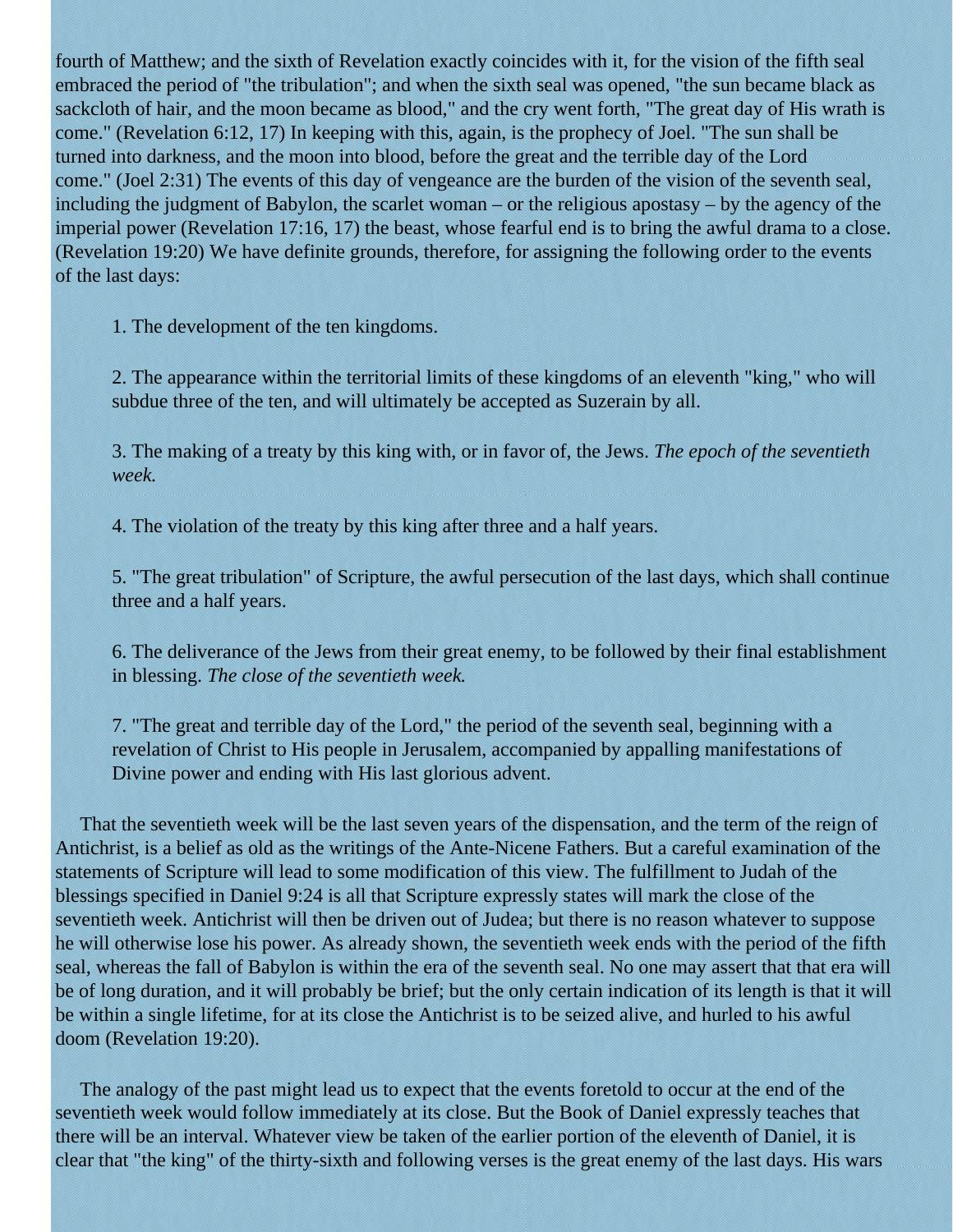fourth of Matthew; and the sixth of Revelation exactly coincides with it, for the vision of the fifth seal embraced the period of "the tribulation"; and when the sixth seal was opened, "the sun became black as sackcloth of hair, and the moon became as blood," and the cry went forth, "The great day of His wrath is come." (Revelation 6:12, 17) In keeping with this, again, is the prophecy of Joel. "The sun shall be turned into darkness, and the moon into blood, before the great and the terrible day of the Lord come." (Joel 2:31) The events of this day of vengeance are the burden of the vision of the seventh seal, including the judgment of Babylon, the scarlet woman – or the religious apostasy – by the agency of the imperial power (Revelation 17:16, 17) the beast, whose fearful end is to bring the awful drama to a close. (Revelation 19:20) We have definite grounds, therefore, for assigning the following order to the events of the last days:

1. The development of the ten kingdoms.

2. The appearance within the territorial limits of these kingdoms of an eleventh "king," who will subdue three of the ten, and will ultimately be accepted as Suzerain by all.

3. The making of a treaty by this king with, or in favor of, the Jews. *The epoch of the seventieth week.*

4. The violation of the treaty by this king after three and a half years.

5. "The great tribulation" of Scripture, the awful persecution of the last days, which shall continue three and a half years.

6. The deliverance of the Jews from their great enemy, to be followed by their final establishment in blessing. *The close of the seventieth week.*

7. "The great and terrible day of the Lord," the period of the seventh seal, beginning with a revelation of Christ to His people in Jerusalem, accompanied by appalling manifestations of Divine power and ending with His last glorious advent.

That the seventieth week will be the last seven years of the dispensation, and the term of the reign of Antichrist, is a belief as old as the writings of the Ante-Nicene Fathers. But a careful examination of the statements of Scripture will lead to some modification of this view. The fulfillment to Judah of the blessings specified in Daniel 9:24 is all that Scripture expressly states will mark the close of the seventieth week. Antichrist will then be driven out of Judea; but there is no reason whatever to suppose he will otherwise lose his power. As already shown, the seventieth week ends with the period of the fifth seal, whereas the fall of Babylon is within the era of the seventh seal. No one may assert that that era will be of long duration, and it will probably be brief; but the only certain indication of its length is that it will be within a single lifetime, for at its close the Antichrist is to be seized alive, and hurled to his awful doom (Revelation 19:20).

The analogy of the past might lead us to expect that the events foretold to occur at the end of the seventieth week would follow immediately at its close. But the Book of Daniel expressly teaches that there will be an interval. Whatever view be taken of the earlier portion of the eleventh of Daniel, it is clear that "the king" of the thirty-sixth and following verses is the great enemy of the last days. His wars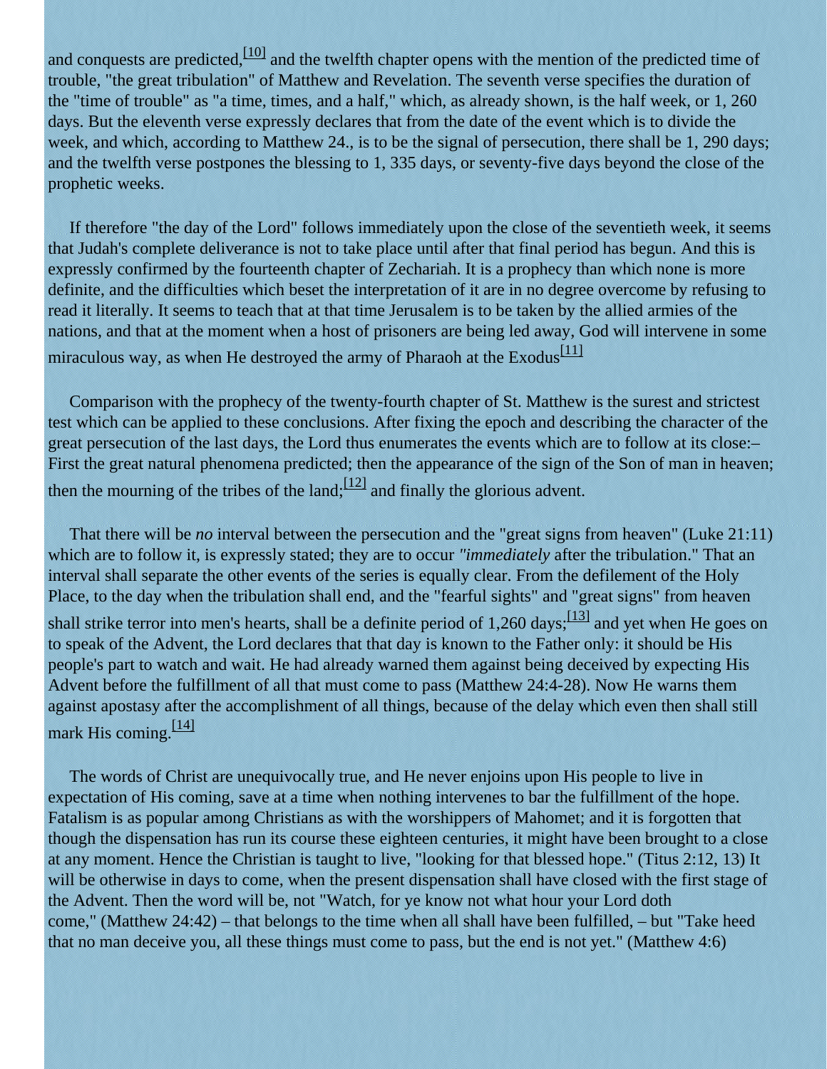and conquests are predicted,[10] and the twelfth chapter opens with the mention of the predicted time of trouble, "the great tribulation" of Matthew and Revelation. The seventh verse specifies the duration of the "time of trouble" as "a time, times, and a half," which, as already shown, is the half week, or 1, 260 days. But the eleventh verse expressly declares that from the date of the event which is to divide the week, and which, according to Matthew 24., is to be the signal of persecution, there shall be 1, 290 days; and the twelfth verse postpones the blessing to 1, 335 days, or seventy-five days beyond the close of the prophetic weeks.

If therefore "the day of the Lord" follows immediately upon the close of the seventieth week, it seems that Judah's complete deliverance is not to take place until after that final period has begun. And this is expressly confirmed by the fourteenth chapter of Zechariah. It is a prophecy than which none is more definite, and the difficulties which beset the interpretation of it are in no degree overcome by refusing to read it literally. It seems to teach that at that time Jerusalem is to be taken by the allied armies of the nations, and that at the moment when a host of prisoners are being led away, God will intervene in some miraculous way, as when He destroyed the army of Pharaoh at the Exodus[11]

Comparison with the prophecy of the twenty-fourth chapter of St. Matthew is the surest and strictest test which can be applied to these conclusions. After fixing the epoch and describing the character of the great persecution of the last days, the Lord thus enumerates the events which are to follow at its close:– First the great natural phenomena predicted; then the appearance of the sign of the Son of man in heaven; then the mourning of the tribes of the land;[12] and finally the glorious advent.

That there will be *no* interval between the persecution and the "great signs from heaven" (Luke 21:11) which are to follow it, is expressly stated; they are to occur *"immediately* after the tribulation." That an interval shall separate the other events of the series is equally clear. From the defilement of the Holy Place, to the day when the tribulation shall end, and the "fearful sights" and "great signs" from heaven shall strike terror into men's hearts, shall be a definite period of 1,260 days;[13] and yet when He goes on to speak of the Advent, the Lord declares that that day is known to the Father only: it should be His people's part to watch and wait. He had already warned them against being deceived by expecting His Advent before the fulfillment of all that must come to pass (Matthew 24:4-28). Now He warns them against apostasy after the accomplishment of all things, because of the delay which even then shall still mark His coming.[14]

The words of Christ are unequivocally true, and He never enjoins upon His people to live in expectation of His coming, save at a time when nothing intervenes to bar the fulfillment of the hope. Fatalism is as popular among Christians as with the worshippers of Mahomet; and it is forgotten that though the dispensation has run its course these eighteen centuries, it might have been brought to a close at any moment. Hence the Christian is taught to live, "looking for that blessed hope." (Titus 2:12, 13) It will be otherwise in days to come, when the present dispensation shall have closed with the first stage of the Advent. Then the word will be, not "Watch, for ye know not what hour your Lord doth come," (Matthew 24:42) – that belongs to the time when all shall have been fulfilled, – but "Take heed that no man deceive you, all these things must come to pass, but the end is not yet." (Matthew 4:6)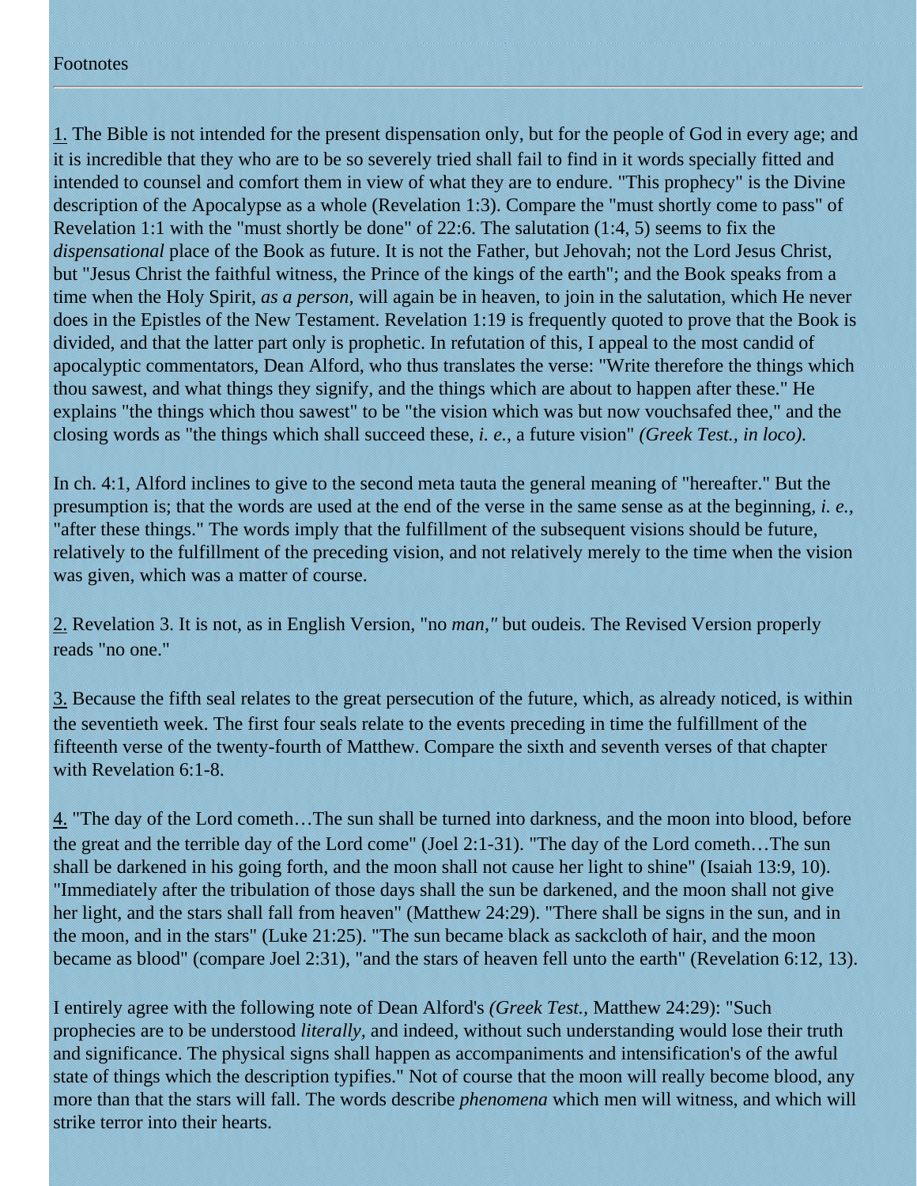Footnotes

---

1. The Bible is not intended for the present dispensation only, but for the people of God in every age; and it is incredible that they who are to be so severely tried shall fail to find in it words specially fitted and intended to counsel and comfort them in view of what they are to endure. "This prophecy" is the Divine description of the Apocalypse as a whole (Revelation 1:3). Compare the "must shortly come to pass" of Revelation 1:1 with the "must shortly be done" of 22:6. The salutation (1:4, 5) seems to fix the *dispensational* place of the Book as future. It is not the Father, but Jehovah; not the Lord Jesus Christ, but "Jesus Christ the faithful witness, the Prince of the kings of the earth"; and the Book speaks from a time when the Holy Spirit, *as a person,* will again be in heaven, to join in the salutation, which He never does in the Epistles of the New Testament. Revelation 1:19 is frequently quoted to prove that the Book is divided, and that the latter part only is prophetic. In refutation of this, I appeal to the most candid of apocalyptic commentators, Dean Alford, who thus translates the verse: "Write therefore the things which thou sawest, and what things they signify, and the things which are about to happen after these." He explains "the things which thou sawest" to be "the vision which was but now vouchsafed thee," and the closing words as "the things which shall succeed these, *i. e.,* a future vision" *(Greek Test., in loco).*

In ch. 4:1, Alford inclines to give to the second meta tauta the general meaning of "hereafter." But the presumption is; that the words are used at the end of the verse in the same sense as at the beginning, *i. e.,* "after these things." The words imply that the fulfillment of the subsequent visions should be future, relatively to the fulfillment of the preceding vision, and not relatively merely to the time when the vision was given, which was a matter of course.

2. Revelation 3. It is not, as in English Version, "no *man,"* but oudeis. The Revised Version properly reads "no one."

3. Because the fifth seal relates to the great persecution of the future, which, as already noticed, is within the seventieth week. The first four seals relate to the events preceding in time the fulfillment of the fifteenth verse of the twenty-fourth of Matthew. Compare the sixth and seventh verses of that chapter with Revelation 6:1-8.

4. "The day of the Lord cometh…The sun shall be turned into darkness, and the moon into blood, before the great and the terrible day of the Lord come" (Joel 2:1-31). "The day of the Lord cometh…The sun shall be darkened in his going forth, and the moon shall not cause her light to shine" (Isaiah 13:9, 10). "Immediately after the tribulation of those days shall the sun be darkened, and the moon shall not give her light, and the stars shall fall from heaven" (Matthew 24:29). "There shall be signs in the sun, and in the moon, and in the stars" (Luke 21:25). "The sun became black as sackcloth of hair, and the moon became as blood" (compare Joel 2:31), "and the stars of heaven fell unto the earth" (Revelation 6:12, 13).

I entirely agree with the following note of Dean Alford's *(Greek Test.,* Matthew 24:29): "Such prophecies are to be understood *literally,* and indeed, without such understanding would lose their truth and significance. The physical signs shall happen as accompaniments and intensification's of the awful state of things which the description typifies." Not of course that the moon will really become blood, any more than that the stars will fall. The words describe *phenomena* which men will witness, and which will strike terror into their hearts.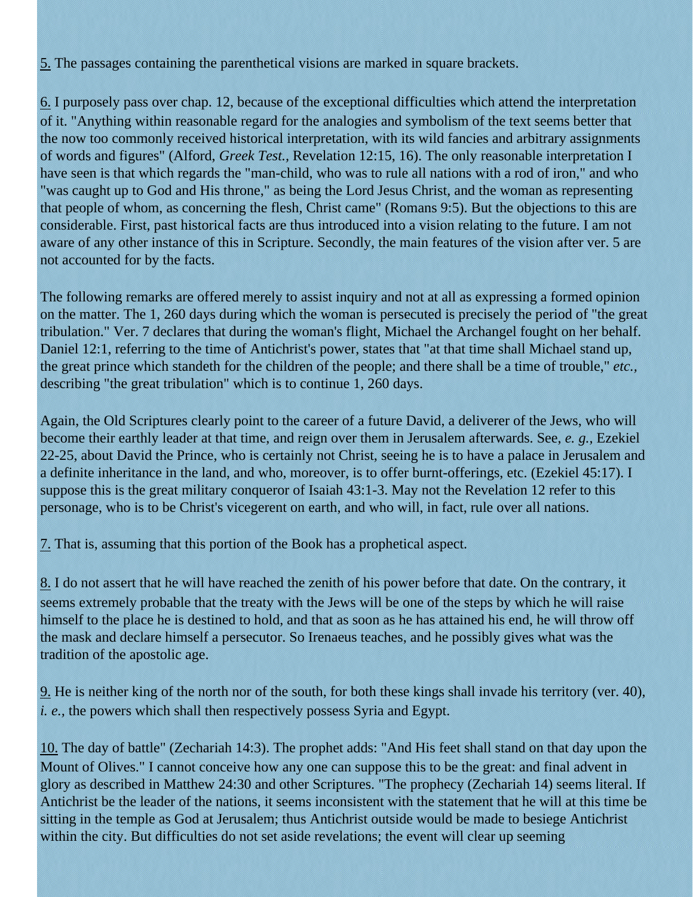5. The passages containing the parenthetical visions are marked in square brackets.

6. I purposely pass over chap. 12, because of the exceptional difficulties which attend the interpretation of it. "Anything within reasonable regard for the analogies and symbolism of the text seems better that the now too commonly received historical interpretation, with its wild fancies and arbitrary assignments of words and figures" (Alford, *Greek Test.,* Revelation 12:15, 16). The only reasonable interpretation I have seen is that which regards the "man-child, who was to rule all nations with a rod of iron," and who "was caught up to God and His throne," as being the Lord Jesus Christ, and the woman as representing that people of whom, as concerning the flesh, Christ came" (Romans 9:5). But the objections to this are considerable. First, past historical facts are thus introduced into a vision relating to the future. I am not aware of any other instance of this in Scripture. Secondly, the main features of the vision after ver. 5 are not accounted for by the facts.

The following remarks are offered merely to assist inquiry and not at all as expressing a formed opinion on the matter. The 1, 260 days during which the woman is persecuted is precisely the period of "the great tribulation." Ver. 7 declares that during the woman's flight, Michael the Archangel fought on her behalf. Daniel 12:1, referring to the time of Antichrist's power, states that "at that time shall Michael stand up, the great prince which standeth for the children of the people; and there shall be a time of trouble," *etc.,* describing "the great tribulation" which is to continue 1, 260 days.

Again, the Old Scriptures clearly point to the career of a future David, a deliverer of the Jews, who will become their earthly leader at that time, and reign over them in Jerusalem afterwards. See, *e. g.,* Ezekiel 22-25, about David the Prince, who is certainly not Christ, seeing he is to have a palace in Jerusalem and a definite inheritance in the land, and who, moreover, is to offer burnt-offerings, etc. (Ezekiel 45:17). I suppose this is the great military conqueror of Isaiah 43:1-3. May not the Revelation 12 refer to this personage, who is to be Christ's vicegerent on earth, and who will, in fact, rule over all nations.

7. That is, assuming that this portion of the Book has a prophetical aspect.

8. I do not assert that he will have reached the zenith of his power before that date. On the contrary, it seems extremely probable that the treaty with the Jews will be one of the steps by which he will raise himself to the place he is destined to hold, and that as soon as he has attained his end, he will throw off the mask and declare himself a persecutor. So Irenaeus teaches, and he possibly gives what was the tradition of the apostolic age.

9. He is neither king of the north nor of the south, for both these kings shall invade his territory (ver. 40), *i. e.,* the powers which shall then respectively possess Syria and Egypt.

10. The day of battle" (Zechariah 14:3). The prophet adds: "And His feet shall stand on that day upon the Mount of Olives." I cannot conceive how any one can suppose this to be the great: and final advent in glory as described in Matthew 24:30 and other Scriptures. "The prophecy (Zechariah 14) seems literal. If Antichrist be the leader of the nations, it seems inconsistent with the statement that he will at this time be sitting in the temple as God at Jerusalem; thus Antichrist outside would be made to besiege Antichrist within the city. But difficulties do not set aside revelations; the event will clear up seeming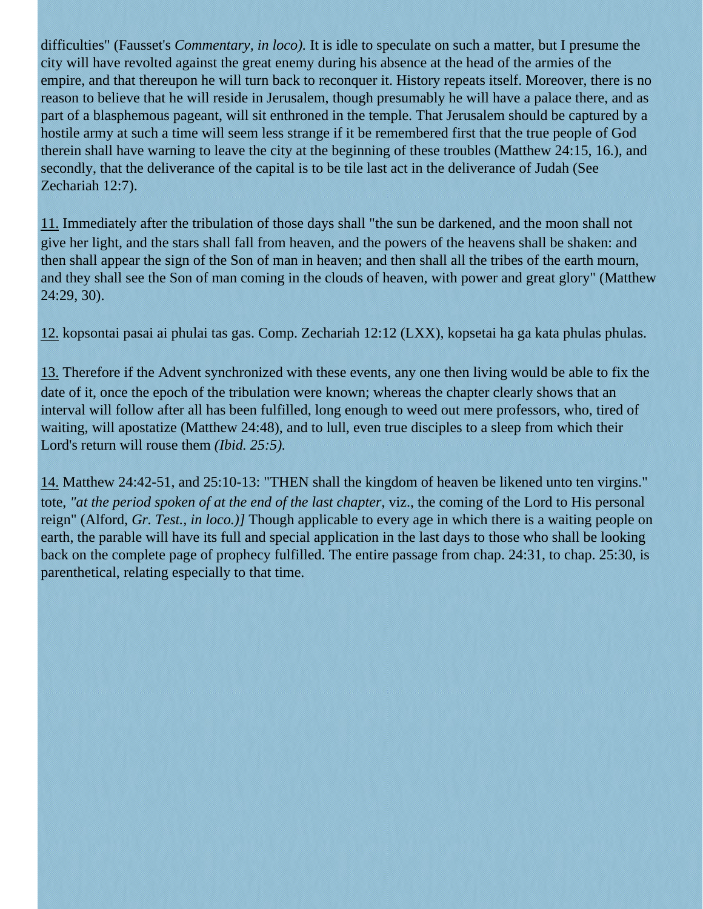difficulties" (Fausset's *Commentary, in loco).* It is idle to speculate on such a matter, but I presume the city will have revolted against the great enemy during his absence at the head of the armies of the empire, and that thereupon he will turn back to reconquer it. History repeats itself. Moreover, there is no reason to believe that he will reside in Jerusalem, though presumably he will have a palace there, and as part of a blasphemous pageant, will sit enthroned in the temple. That Jerusalem should be captured by a hostile army at such a time will seem less strange if it be remembered first that the true people of God therein shall have warning to leave the city at the beginning of these troubles (Matthew 24:15, 16.), and secondly, that the deliverance of the capital is to be tile last act in the deliverance of Judah (See Zechariah 12:7).

11. Immediately after the tribulation of those days shall "the sun be darkened, and the moon shall not give her light, and the stars shall fall from heaven, and the powers of the heavens shall be shaken: and then shall appear the sign of the Son of man in heaven; and then shall all the tribes of the earth mourn, and they shall see the Son of man coming in the clouds of heaven, with power and great glory" (Matthew 24:29, 30).

12. kopsontai pasai ai phulai tas gas. Comp. Zechariah 12:12 (LXX), kopsetai ha ga kata phulas phulas.

13. Therefore if the Advent synchronized with these events, any one then living would be able to fix the date of it, once the epoch of the tribulation were known; whereas the chapter clearly shows that an interval will follow after all has been fulfilled, long enough to weed out mere professors, who, tired of waiting, will apostatize (Matthew 24:48), and to lull, even true disciples to a sleep from which their Lord's return will rouse them *(Ibid. 25:5).*

14. Matthew 24:42-51, and 25:10-13: "THEN shall the kingdom of heaven be likened unto ten virgins." tote, *"at the period spoken of at the end of the last chapter*, viz., the coming of the Lord to His personal reign" (Alford, *Gr. Test., in loco.)]* Though applicable to every age in which there is a waiting people on earth, the parable will have its full and special application in the last days to those who shall be looking back on the complete page of prophecy fulfilled. The entire passage from chap. 24:31, to chap. 25:30, is parenthetical, relating especially to that time.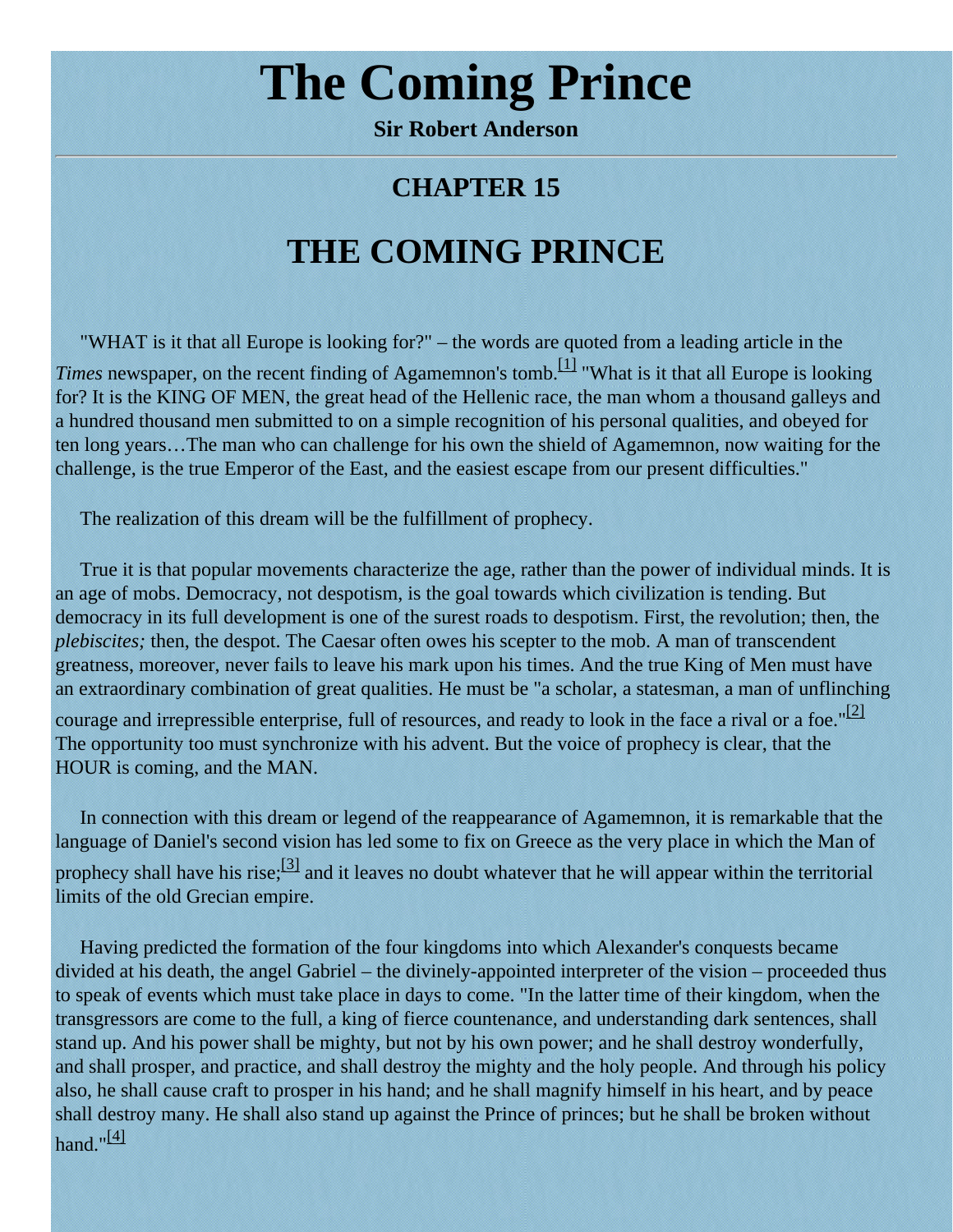# The Coming Prince

**Sir Robert Anderson**

---

## CHAPTER 15

# THE COMING PRINCE

"WHAT is it that all Europe is looking for?" – the words are quoted from a leading article in the *Times* newspaper, on the recent finding of Agamemnon's tomb.[1] "What is it that all Europe is looking for? It is the KING OF MEN, the great head of the Hellenic race, the man whom a thousand galleys and a hundred thousand men submitted to on a simple recognition of his personal qualities, and obeyed for ten long years…The man who can challenge for his own the shield of Agamemnon, now waiting for the challenge, is the true Emperor of the East, and the easiest escape from our present difficulties."

The realization of this dream will be the fulfillment of prophecy.

True it is that popular movements characterize the age, rather than the power of individual minds. It is an age of mobs. Democracy, not despotism, is the goal towards which civilization is tending. But democracy in its full development is one of the surest roads to despotism. First, the revolution; then, the *plebiscites;* then, the despot. The Caesar often owes his scepter to the mob. A man of transcendent greatness, moreover, never fails to leave his mark upon his times. And the true King of Men must have an extraordinary combination of great qualities. He must be "a scholar, a statesman, a man of unflinching courage and irrepressible enterprise, full of resources, and ready to look in the face a rival or a foe."[2] The opportunity too must synchronize with his advent. But the voice of prophecy is clear, that the HOUR is coming, and the MAN.

In connection with this dream or legend of the reappearance of Agamemnon, it is remarkable that the language of Daniel's second vision has led some to fix on Greece as the very place in which the Man of prophecy shall have his rise;[3] and it leaves no doubt whatever that he will appear within the territorial limits of the old Grecian empire.

Having predicted the formation of the four kingdoms into which Alexander's conquests became divided at his death, the angel Gabriel – the divinely-appointed interpreter of the vision – proceeded thus to speak of events which must take place in days to come. "In the latter time of their kingdom, when the transgressors are come to the full, a king of fierce countenance, and understanding dark sentences, shall stand up. And his power shall be mighty, but not by his own power; and he shall destroy wonderfully, and shall prosper, and practice, and shall destroy the mighty and the holy people. And through his policy also, he shall cause craft to prosper in his hand; and he shall magnify himself in his heart, and by peace shall destroy many. He shall also stand up against the Prince of princes; but he shall be broken without hand."[4]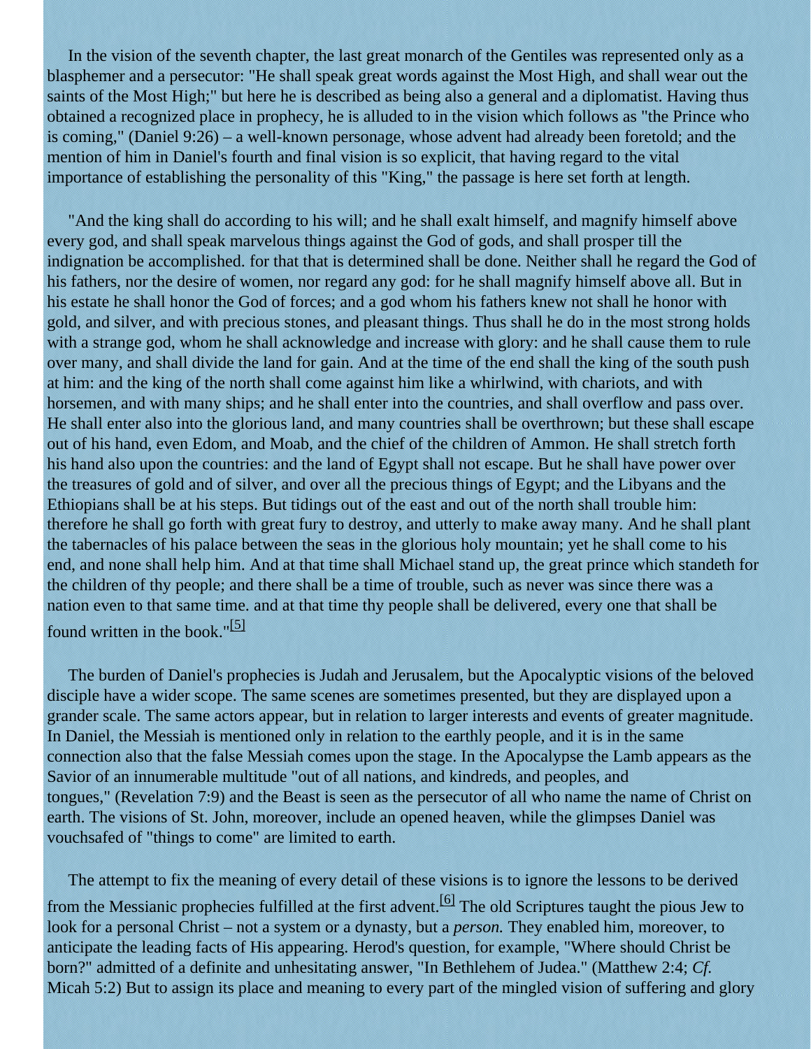In the vision of the seventh chapter, the last great monarch of the Gentiles was represented only as a blasphemer and a persecutor: "He shall speak great words against the Most High, and shall wear out the saints of the Most High;" but here he is described as being also a general and a diplomatist. Having thus obtained a recognized place in prophecy, he is alluded to in the vision which follows as "the Prince who is coming," (Daniel 9:26) – a well-known personage, whose advent had already been foretold; and the mention of him in Daniel's fourth and final vision is so explicit, that having regard to the vital importance of establishing the personality of this "King," the passage is here set forth at length.

"And the king shall do according to his will; and he shall exalt himself, and magnify himself above every god, and shall speak marvelous things against the God of gods, and shall prosper till the indignation be accomplished. for that that is determined shall be done. Neither shall he regard the God of his fathers, nor the desire of women, nor regard any god: for he shall magnify himself above all. But in his estate he shall honor the God of forces; and a god whom his fathers knew not shall he honor with gold, and silver, and with precious stones, and pleasant things. Thus shall he do in the most strong holds with a strange god, whom he shall acknowledge and increase with glory: and he shall cause them to rule over many, and shall divide the land for gain. And at the time of the end shall the king of the south push at him: and the king of the north shall come against him like a whirlwind, with chariots, and with horsemen, and with many ships; and he shall enter into the countries, and shall overflow and pass over. He shall enter also into the glorious land, and many countries shall be overthrown; but these shall escape out of his hand, even Edom, and Moab, and the chief of the children of Ammon. He shall stretch forth his hand also upon the countries: and the land of Egypt shall not escape. But he shall have power over the treasures of gold and of silver, and over all the precious things of Egypt; and the Libyans and the Ethiopians shall be at his steps. But tidings out of the east and out of the north shall trouble him: therefore he shall go forth with great fury to destroy, and utterly to make away many. And he shall plant the tabernacles of his palace between the seas in the glorious holy mountain; yet he shall come to his end, and none shall help him. And at that time shall Michael stand up, the great prince which standeth for the children of thy people; and there shall be a time of trouble, such as never was since there was a nation even to that same time. and at that time thy people shall be delivered, every one that shall be found written in the book."[5]

The burden of Daniel's prophecies is Judah and Jerusalem, but the Apocalyptic visions of the beloved disciple have a wider scope. The same scenes are sometimes presented, but they are displayed upon a grander scale. The same actors appear, but in relation to larger interests and events of greater magnitude. In Daniel, the Messiah is mentioned only in relation to the earthly people, and it is in the same connection also that the false Messiah comes upon the stage. In the Apocalypse the Lamb appears as the Savior of an innumerable multitude "out of all nations, and kindreds, and peoples, and tongues," (Revelation 7:9) and the Beast is seen as the persecutor of all who name the name of Christ on earth. The visions of St. John, moreover, include an opened heaven, while the glimpses Daniel was vouchsafed of "things to come" are limited to earth.

The attempt to fix the meaning of every detail of these visions is to ignore the lessons to be derived from the Messianic prophecies fulfilled at the first advent.[6] The old Scriptures taught the pious Jew to look for a personal Christ – not a system or a dynasty, but a *person.* They enabled him, moreover, to anticipate the leading facts of His appearing. Herod's question, for example, "Where should Christ be born?" admitted of a definite and unhesitating answer, "In Bethlehem of Judea." (Matthew 2:4; *Cf.* Micah 5:2) But to assign its place and meaning to every part of the mingled vision of suffering and glory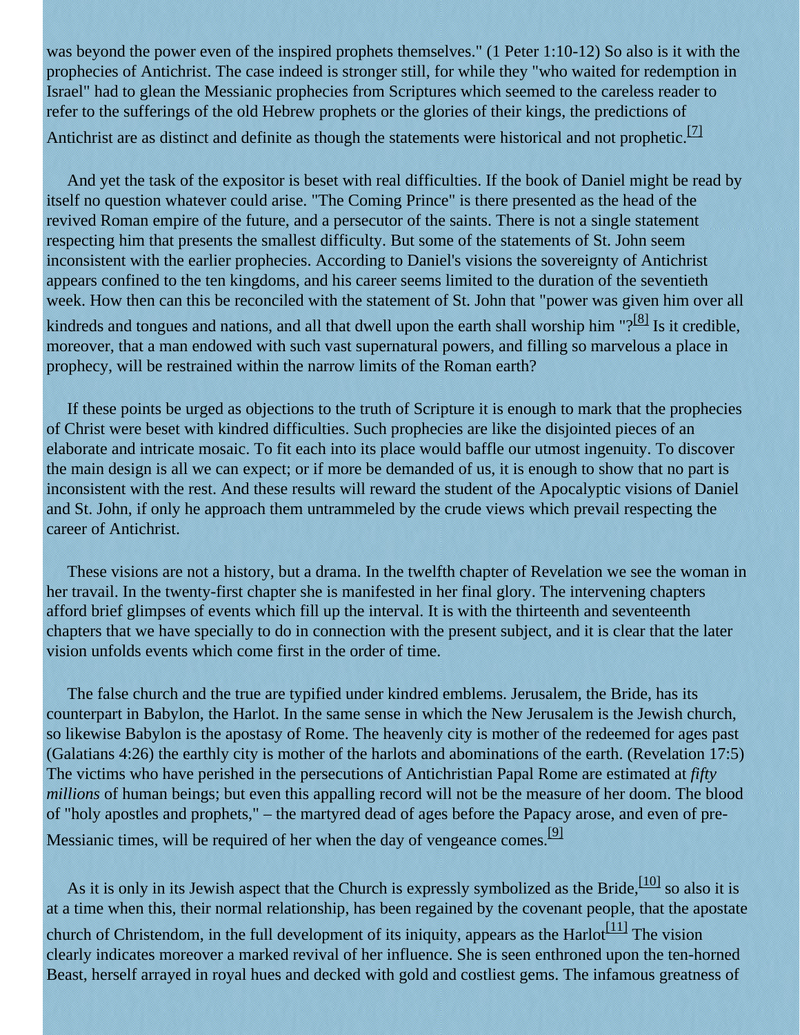was beyond the power even of the inspired prophets themselves." (1 Peter 1:10-12) So also is it with the prophecies of Antichrist. The case indeed is stronger still, for while they "who waited for redemption in Israel" had to glean the Messianic prophecies from Scriptures which seemed to the careless reader to refer to the sufferings of the old Hebrew prophets or the glories of their kings, the predictions of Antichrist are as distinct and definite as though the statements were historical and not prophetic.[7]

And yet the task of the expositor is beset with real difficulties. If the book of Daniel might be read by itself no question whatever could arise. "The Coming Prince" is there presented as the head of the revived Roman empire of the future, and a persecutor of the saints. There is not a single statement respecting him that presents the smallest difficulty. But some of the statements of St. John seem inconsistent with the earlier prophecies. According to Daniel's visions the sovereignty of Antichrist appears confined to the ten kingdoms, and his career seems limited to the duration of the seventieth week. How then can this be reconciled with the statement of St. John that "power was given him over all kindreds and tongues and nations, and all that dwell upon the earth shall worship him "?[8] Is it credible, moreover, that a man endowed with such vast supernatural powers, and filling so marvelous a place in prophecy, will be restrained within the narrow limits of the Roman earth?

If these points be urged as objections to the truth of Scripture it is enough to mark that the prophecies of Christ were beset with kindred difficulties. Such prophecies are like the disjointed pieces of an elaborate and intricate mosaic. To fit each into its place would baffle our utmost ingenuity. To discover the main design is all we can expect; or if more be demanded of us, it is enough to show that no part is inconsistent with the rest. And these results will reward the student of the Apocalyptic visions of Daniel and St. John, if only he approach them untrammeled by the crude views which prevail respecting the career of Antichrist.

These visions are not a history, but a drama. In the twelfth chapter of Revelation we see the woman in her travail. In the twenty-first chapter she is manifested in her final glory. The intervening chapters afford brief glimpses of events which fill up the interval. It is with the thirteenth and seventeenth chapters that we have specially to do in connection with the present subject, and it is clear that the later vision unfolds events which come first in the order of time.

The false church and the true are typified under kindred emblems. Jerusalem, the Bride, has its counterpart in Babylon, the Harlot. In the same sense in which the New Jerusalem is the Jewish church, so likewise Babylon is the apostasy of Rome. The heavenly city is mother of the redeemed for ages past (Galatians 4:26) the earthly city is mother of the harlots and abominations of the earth. (Revelation 17:5) The victims who have perished in the persecutions of Antichristian Papal Rome are estimated at *fifty millions* of human beings; but even this appalling record will not be the measure of her doom. The blood of "holy apostles and prophets," – the martyred dead of ages before the Papacy arose, and even of pre-Messianic times, will be required of her when the day of vengeance comes.[9]

As it is only in its Jewish aspect that the Church is expressly symbolized as the Bride,[10] so also it is at a time when this, their normal relationship, has been regained by the covenant people, that the apostate church of Christendom, in the full development of its iniquity, appears as the Harlot[11] The vision clearly indicates moreover a marked revival of her influence. She is seen enthroned upon the ten-horned Beast, herself arrayed in royal hues and decked with gold and costliest gems. The infamous greatness of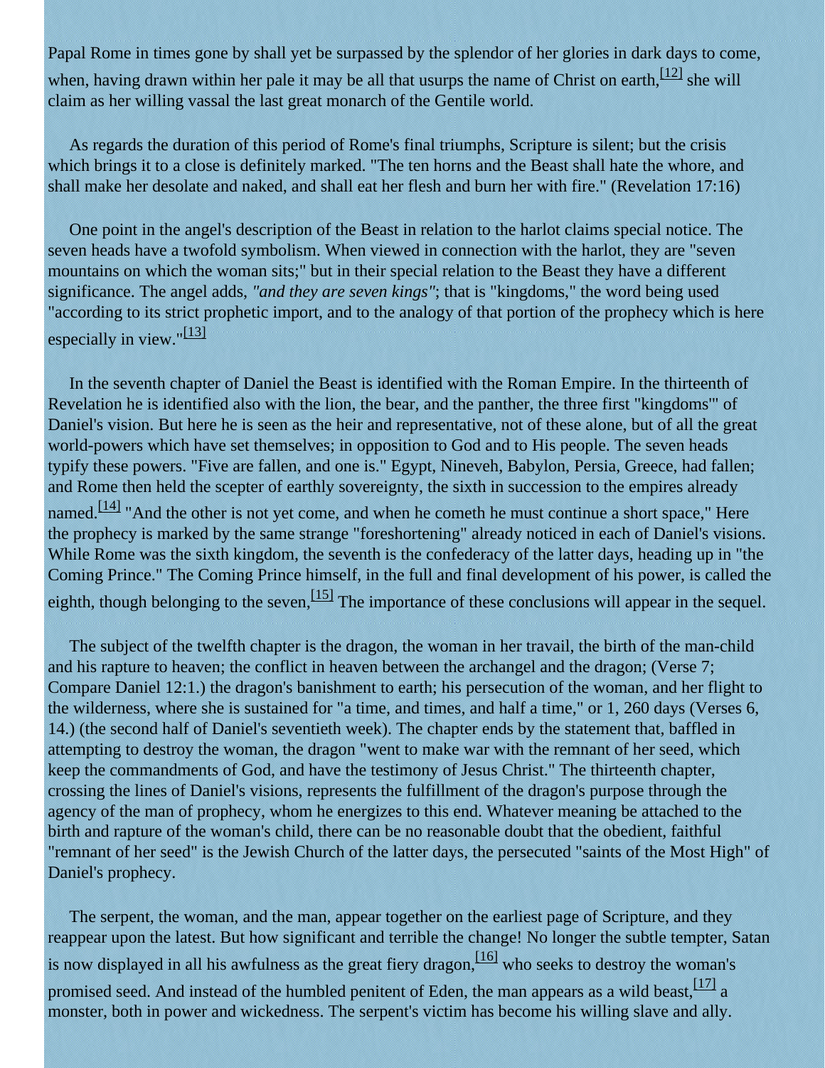Papal Rome in times gone by shall yet be surpassed by the splendor of her glories in dark days to come, when, having drawn within her pale it may be all that usurps the name of Christ on earth,[12] she will claim as her willing vassal the last great monarch of the Gentile world.

As regards the duration of this period of Rome's final triumphs, Scripture is silent; but the crisis which brings it to a close is definitely marked. "The ten horns and the Beast shall hate the whore, and shall make her desolate and naked, and shall eat her flesh and burn her with fire." (Revelation 17:16)

One point in the angel's description of the Beast in relation to the harlot claims special notice. The seven heads have a twofold symbolism. When viewed in connection with the harlot, they are "seven mountains on which the woman sits;" but in their special relation to the Beast they have a different significance. The angel adds, *"and they are seven kings"*; that is "kingdoms," the word being used "according to its strict prophetic import, and to the analogy of that portion of the prophecy which is here especially in view."[13]

In the seventh chapter of Daniel the Beast is identified with the Roman Empire. In the thirteenth of Revelation he is identified also with the lion, the bear, and the panther, the three first "kingdoms"' of Daniel's vision. But here he is seen as the heir and representative, not of these alone, but of all the great world-powers which have set themselves; in opposition to God and to His people. The seven heads typify these powers. "Five are fallen, and one is." Egypt, Nineveh, Babylon, Persia, Greece, had fallen; and Rome then held the scepter of earthly sovereignty, the sixth in succession to the empires already named.[14] "And the other is not yet come, and when he cometh he must continue a short space," Here the prophecy is marked by the same strange "foreshortening" already noticed in each of Daniel's visions. While Rome was the sixth kingdom, the seventh is the confederacy of the latter days, heading up in "the Coming Prince." The Coming Prince himself, in the full and final development of his power, is called the eighth, though belonging to the seven,[15] The importance of these conclusions will appear in the sequel.

The subject of the twelfth chapter is the dragon, the woman in her travail, the birth of the man-child and his rapture to heaven; the conflict in heaven between the archangel and the dragon; (Verse 7; Compare Daniel 12:1.) the dragon's banishment to earth; his persecution of the woman, and her flight to the wilderness, where she is sustained for "a time, and times, and half a time," or 1, 260 days (Verses 6, 14.) (the second half of Daniel's seventieth week). The chapter ends by the statement that, baffled in attempting to destroy the woman, the dragon "went to make war with the remnant of her seed, which keep the commandments of God, and have the testimony of Jesus Christ." The thirteenth chapter, crossing the lines of Daniel's visions, represents the fulfillment of the dragon's purpose through the agency of the man of prophecy, whom he energizes to this end. Whatever meaning be attached to the birth and rapture of the woman's child, there can be no reasonable doubt that the obedient, faithful "remnant of her seed" is the Jewish Church of the latter days, the persecuted "saints of the Most High" of Daniel's prophecy.

The serpent, the woman, and the man, appear together on the earliest page of Scripture, and they reappear upon the latest. But how significant and terrible the change! No longer the subtle tempter, Satan is now displayed in all his awfulness as the great fiery dragon,[16] who seeks to destroy the woman's promised seed. And instead of the humbled penitent of Eden, the man appears as a wild beast,[17] a monster, both in power and wickedness. The serpent's victim has become his willing slave and ally.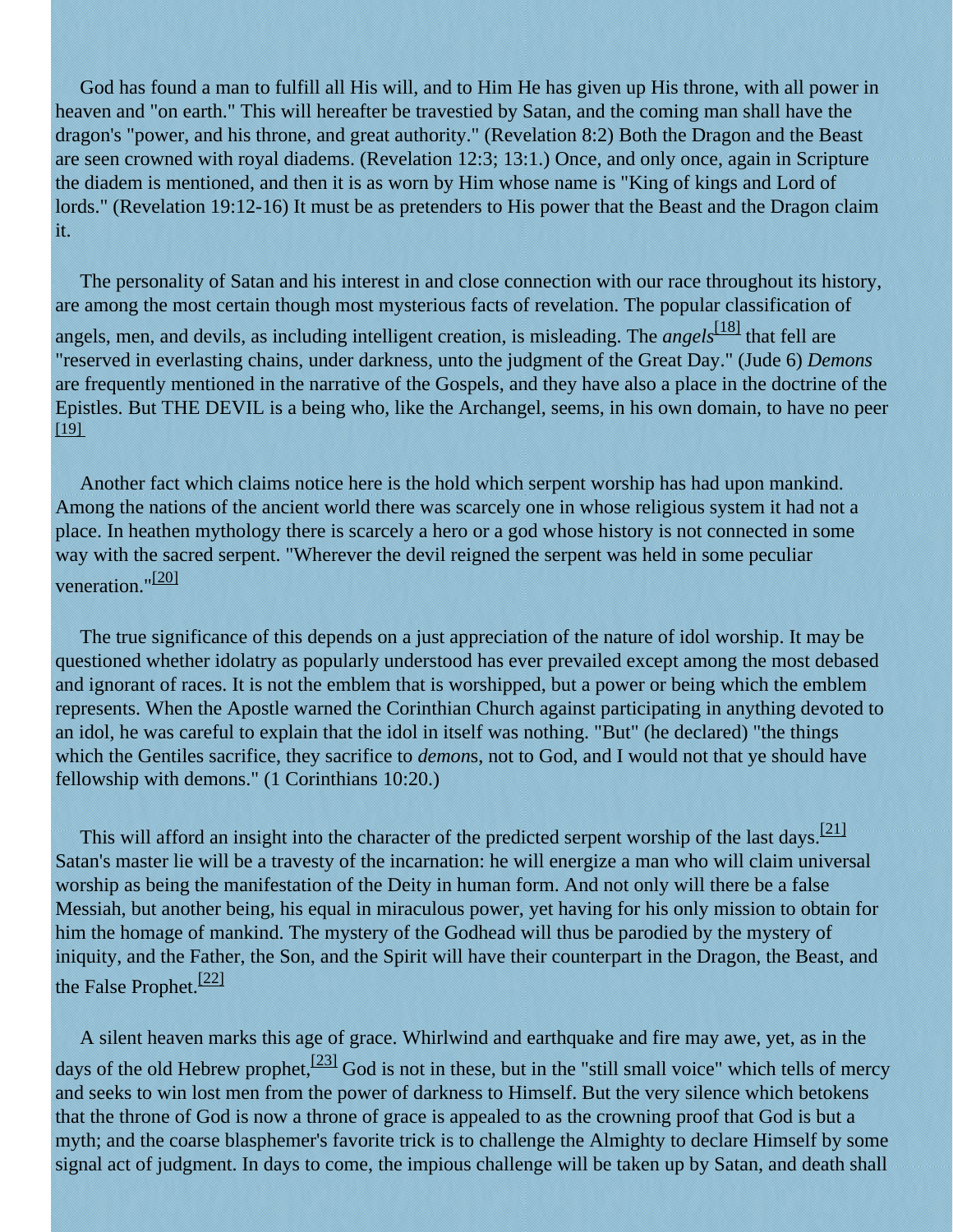God has found a man to fulfill all His will, and to Him He has given up His throne, with all power in heaven and "on earth." This will hereafter be travestied by Satan, and the coming man shall have the dragon's "power, and his throne, and great authority." (Revelation 8:2) Both the Dragon and the Beast are seen crowned with royal diadems. (Revelation 12:3; 13:1.) Once, and only once, again in Scripture the diadem is mentioned, and then it is as worn by Him whose name is "King of kings and Lord of lords." (Revelation 19:12-16) It must be as pretenders to His power that the Beast and the Dragon claim it.

The personality of Satan and his interest in and close connection with our race throughout its history, are among the most certain though most mysterious facts of revelation. The popular classification of angels, men, and devils, as including intelligent creation, is misleading. The *angels*[18] that fell are "reserved in everlasting chains, under darkness, unto the judgment of the Great Day." (Jude 6) *Demons* are frequently mentioned in the narrative of the Gospels, and they have also a place in the doctrine of the Epistles. But THE DEVIL is a being who, like the Archangel, seems, in his own domain, to have no peer [19]

Another fact which claims notice here is the hold which serpent worship has had upon mankind. Among the nations of the ancient world there was scarcely one in whose religious system it had not a place. In heathen mythology there is scarcely a hero or a god whose history is not connected in some way with the sacred serpent. "Wherever the devil reigned the serpent was held in some peculiar veneration."[20]

The true significance of this depends on a just appreciation of the nature of idol worship. It may be questioned whether idolatry as popularly understood has ever prevailed except among the most debased and ignorant of races. It is not the emblem that is worshipped, but a power or being which the emblem represents. When the Apostle warned the Corinthian Church against participating in anything devoted to an idol, he was careful to explain that the idol in itself was nothing. "But" (he declared) "the things which the Gentiles sacrifice, they sacrifice to *demon*s, not to God, and I would not that ye should have fellowship with demons." (1 Corinthians 10:20.)

This will afford an insight into the character of the predicted serpent worship of the last days.[21] Satan's master lie will be a travesty of the incarnation: he will energize a man who will claim universal worship as being the manifestation of the Deity in human form. And not only will there be a false Messiah, but another being, his equal in miraculous power, yet having for his only mission to obtain for him the homage of mankind. The mystery of the Godhead will thus be parodied by the mystery of iniquity, and the Father, the Son, and the Spirit will have their counterpart in the Dragon, the Beast, and the False Prophet.[22]

A silent heaven marks this age of grace. Whirlwind and earthquake and fire may awe, yet, as in the days of the old Hebrew prophet,[23] God is not in these, but in the "still small voice" which tells of mercy and seeks to win lost men from the power of darkness to Himself. But the very silence which betokens that the throne of God is now a throne of grace is appealed to as the crowning proof that God is but a myth; and the coarse blasphemer's favorite trick is to challenge the Almighty to declare Himself by some signal act of judgment. In days to come, the impious challenge will be taken up by Satan, and death shall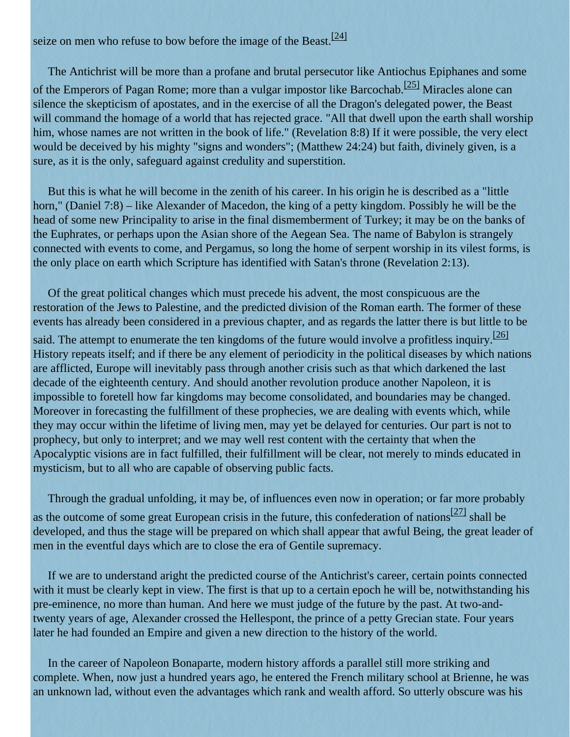seize on men who refuse to bow before the image of the Beast.[24]

The Antichrist will be more than a profane and brutal persecutor like Antiochus Epiphanes and some of the Emperors of Pagan Rome; more than a vulgar impostor like Barcochab.[25] Miracles alone can silence the skepticism of apostates, and in the exercise of all the Dragon's delegated power, the Beast will command the homage of a world that has rejected grace. "All that dwell upon the earth shall worship him, whose names are not written in the book of life." (Revelation 8:8) If it were possible, the very elect would be deceived by his mighty "signs and wonders"; (Matthew 24:24) but faith, divinely given, is a sure, as it is the only, safeguard against credulity and superstition.

But this is what he will become in the zenith of his career. In his origin he is described as a "little horn," (Daniel 7:8) – like Alexander of Macedon, the king of a petty kingdom. Possibly he will be the head of some new Principality to arise in the final dismemberment of Turkey; it may be on the banks of the Euphrates, or perhaps upon the Asian shore of the Aegean Sea. The name of Babylon is strangely connected with events to come, and Pergamus, so long the home of serpent worship in its vilest forms, is the only place on earth which Scripture has identified with Satan's throne (Revelation 2:13).

Of the great political changes which must precede his advent, the most conspicuous are the restoration of the Jews to Palestine, and the predicted division of the Roman earth. The former of these events has already been considered in a previous chapter, and as regards the latter there is but little to be said. The attempt to enumerate the ten kingdoms of the future would involve a profitless inquiry.[26] History repeats itself; and if there be any element of periodicity in the political diseases by which nations are afflicted, Europe will inevitably pass through another crisis such as that which darkened the last decade of the eighteenth century. And should another revolution produce another Napoleon, it is impossible to foretell how far kingdoms may become consolidated, and boundaries may be changed. Moreover in forecasting the fulfillment of these prophecies, we are dealing with events which, while they may occur within the lifetime of living men, may yet be delayed for centuries. Our part is not to prophecy, but only to interpret; and we may well rest content with the certainty that when the Apocalyptic visions are in fact fulfilled, their fulfillment will be clear, not merely to minds educated in mysticism, but to all who are capable of observing public facts.

Through the gradual unfolding, it may be, of influences even now in operation; or far more probably as the outcome of some great European crisis in the future, this confederation of nations[27] shall be developed, and thus the stage will be prepared on which shall appear that awful Being, the great leader of men in the eventful days which are to close the era of Gentile supremacy.

If we are to understand aright the predicted course of the Antichrist's career, certain points connected with it must be clearly kept in view. The first is that up to a certain epoch he will be, notwithstanding his pre-eminence, no more than human. And here we must judge of the future by the past. At two-and-twenty years of age, Alexander crossed the Hellespont, the prince of a petty Grecian state. Four years later he had founded an Empire and given a new direction to the history of the world.

In the career of Napoleon Bonaparte, modern history affords a parallel still more striking and complete. When, now just a hundred years ago, he entered the French military school at Brienne, he was an unknown lad, without even the advantages which rank and wealth afford. So utterly obscure was his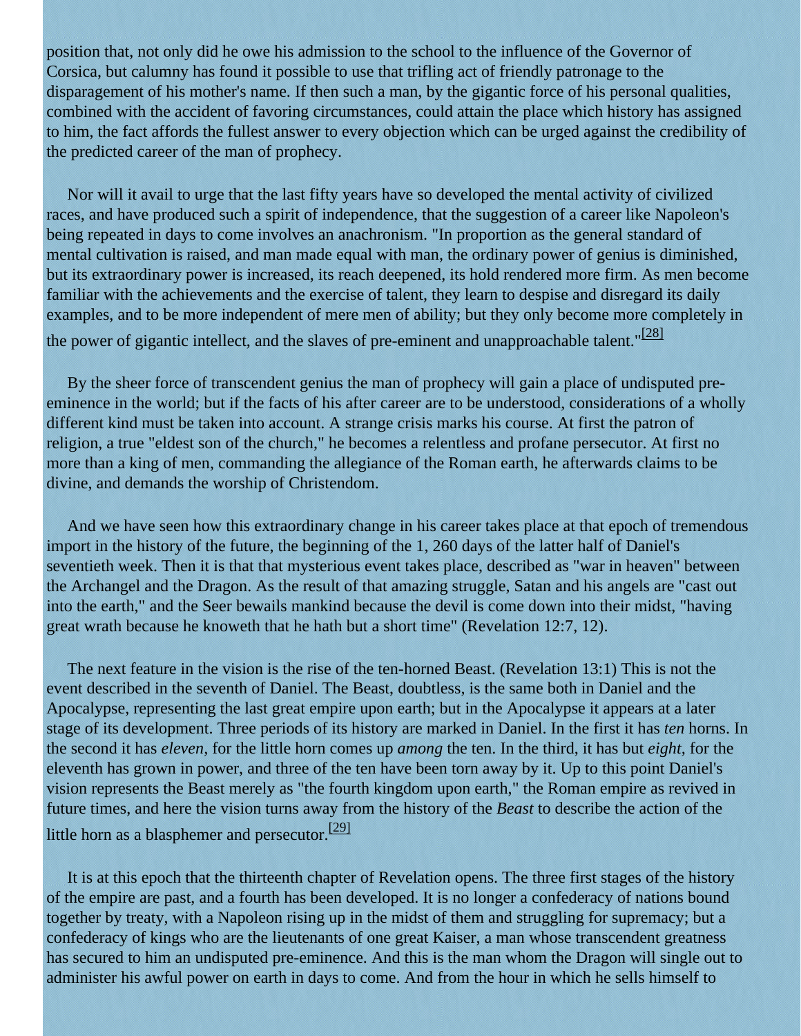position that, not only did he owe his admission to the school to the influence of the Governor of Corsica, but calumny has found it possible to use that trifling act of friendly patronage to the disparagement of his mother's name. If then such a man, by the gigantic force of his personal qualities, combined with the accident of favoring circumstances, could attain the place which history has assigned to him, the fact affords the fullest answer to every objection which can be urged against the credibility of the predicted career of the man of prophecy.

Nor will it avail to urge that the last fifty years have so developed the mental activity of civilized races, and have produced such a spirit of independence, that the suggestion of a career like Napoleon's being repeated in days to come involves an anachronism. "In proportion as the general standard of mental cultivation is raised, and man made equal with man, the ordinary power of genius is diminished, but its extraordinary power is increased, its reach deepened, its hold rendered more firm. As men become familiar with the achievements and the exercise of talent, they learn to despise and disregard its daily examples, and to be more independent of mere men of ability; but they only become more completely in the power of gigantic intellect, and the slaves of pre-eminent and unapproachable talent."[28]

By the sheer force of transcendent genius the man of prophecy will gain a place of undisputed pre-eminence in the world; but if the facts of his after career are to be understood, considerations of a wholly different kind must be taken into account. A strange crisis marks his course. At first the patron of religion, a true "eldest son of the church," he becomes a relentless and profane persecutor. At first no more than a king of men, commanding the allegiance of the Roman earth, he afterwards claims to be divine, and demands the worship of Christendom.

And we have seen how this extraordinary change in his career takes place at that epoch of tremendous import in the history of the future, the beginning of the 1, 260 days of the latter half of Daniel's seventieth week. Then it is that that mysterious event takes place, described as "war in heaven" between the Archangel and the Dragon. As the result of that amazing struggle, Satan and his angels are "cast out into the earth," and the Seer bewails mankind because the devil is come down into their midst, "having great wrath because he knoweth that he hath but a short time" (Revelation 12:7, 12).

The next feature in the vision is the rise of the ten-horned Beast. (Revelation 13:1) This is not the event described in the seventh of Daniel. The Beast, doubtless, is the same both in Daniel and the Apocalypse, representing the last great empire upon earth; but in the Apocalypse it appears at a later stage of its development. Three periods of its history are marked in Daniel. In the first it has *ten* horns. In the second it has *eleven*, for the little horn comes up *among* the ten. In the third, it has but *eight*, for the eleventh has grown in power, and three of the ten have been torn away by it. Up to this point Daniel's vision represents the Beast merely as "the fourth kingdom upon earth," the Roman empire as revived in future times, and here the vision turns away from the history of the *Beast* to describe the action of the little horn as a blasphemer and persecutor.[29]

It is at this epoch that the thirteenth chapter of Revelation opens. The three first stages of the history of the empire are past, and a fourth has been developed. It is no longer a confederacy of nations bound together by treaty, with a Napoleon rising up in the midst of them and struggling for supremacy; but a confederacy of kings who are the lieutenants of one great Kaiser, a man whose transcendent greatness has secured to him an undisputed pre-eminence. And this is the man whom the Dragon will single out to administer his awful power on earth in days to come. And from the hour in which he sells himself to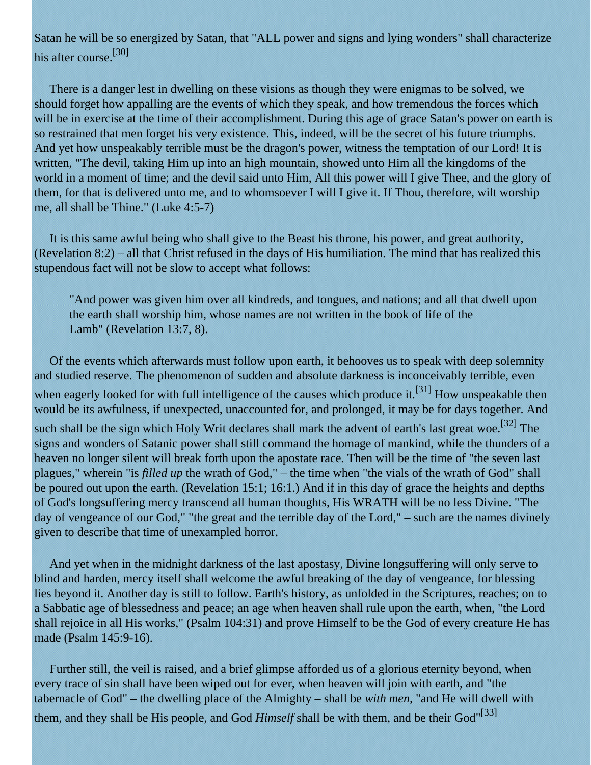Satan he will be so energized by Satan, that "ALL power and signs and lying wonders" shall characterize his after course.[30]

There is a danger lest in dwelling on these visions as though they were enigmas to be solved, we should forget how appalling are the events of which they speak, and how tremendous the forces which will be in exercise at the time of their accomplishment. During this age of grace Satan's power on earth is so restrained that men forget his very existence. This, indeed, will be the secret of his future triumphs. And yet how unspeakably terrible must be the dragon's power, witness the temptation of our Lord! It is written, "The devil, taking Him up into an high mountain, showed unto Him all the kingdoms of the world in a moment of time; and the devil said unto Him, All this power will I give Thee, and the glory of them, for that is delivered unto me, and to whomsoever I will I give it. If Thou, therefore, wilt worship me, all shall be Thine." (Luke 4:5-7)

It is this same awful being who shall give to the Beast his throne, his power, and great authority, (Revelation 8:2) – all that Christ refused in the days of His humiliation. The mind that has realized this stupendous fact will not be slow to accept what follows:

> "And power was given him over all kindreds, and tongues, and nations; and all that dwell upon the earth shall worship him, whose names are not written in the book of life of the Lamb" (Revelation 13:7, 8).

Of the events which afterwards must follow upon earth, it behooves us to speak with deep solemnity and studied reserve. The phenomenon of sudden and absolute darkness is inconceivably terrible, even when eagerly looked for with full intelligence of the causes which produce it.[31] How unspeakable then would be its awfulness, if unexpected, unaccounted for, and prolonged, it may be for days together. And such shall be the sign which Holy Writ declares shall mark the advent of earth's last great woe.[32] The signs and wonders of Satanic power shall still command the homage of mankind, while the thunders of a heaven no longer silent will break forth upon the apostate race. Then will be the time of "the seven last plagues," wherein "is *filled up* the wrath of God," – the time when "the vials of the wrath of God" shall be poured out upon the earth. (Revelation 15:1; 16:1.) And if in this day of grace the heights and depths of God's longsuffering mercy transcend all human thoughts, His WRATH will be no less Divine. "The day of vengeance of our God," "the great and the terrible day of the Lord," – such are the names divinely given to describe that time of unexampled horror.

And yet when in the midnight darkness of the last apostasy, Divine longsuffering will only serve to blind and harden, mercy itself shall welcome the awful breaking of the day of vengeance, for blessing lies beyond it. Another day is still to follow. Earth's history, as unfolded in the Scriptures, reaches; on to a Sabbatic age of blessedness and peace; an age when heaven shall rule upon the earth, when, "the Lord shall rejoice in all His works," (Psalm 104:31) and prove Himself to be the God of every creature He has made (Psalm 145:9-16).

Further still, the veil is raised, and a brief glimpse afforded us of a glorious eternity beyond, when every trace of sin shall have been wiped out for ever, when heaven will join with earth, and "the tabernacle of God" – the dwelling place of the Almighty – shall be *with men,* "and He will dwell with them, and they shall be His people, and God *Himself* shall be with them, and be their God"[33]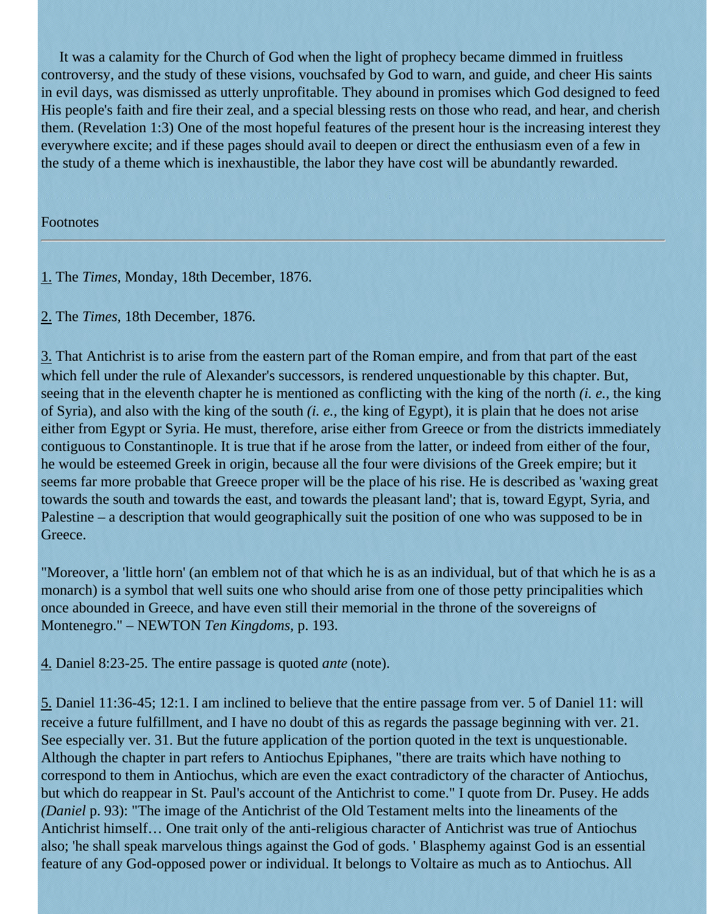It was a calamity for the Church of God when the light of prophecy became dimmed in fruitless controversy, and the study of these visions, vouchsafed by God to warn, and guide, and cheer His saints in evil days, was dismissed as utterly unprofitable. They abound in promises which God designed to feed His people's faith and fire their zeal, and a special blessing rests on those who read, and hear, and cherish them. (Revelation 1:3) One of the most hopeful features of the present hour is the increasing interest they everywhere excite; and if these pages should avail to deepen or direct the enthusiasm even of a few in the study of a theme which is inexhaustible, the labor they have cost will be abundantly rewarded.

Footnotes

---

1. The *Times*, Monday, 18th December, 1876.

2. The *Times*, 18th December, 1876.

3. That Antichrist is to arise from the eastern part of the Roman empire, and from that part of the east which fell under the rule of Alexander's successors, is rendered unquestionable by this chapter. But, seeing that in the eleventh chapter he is mentioned as conflicting with the king of the north *(i. e.,* the king of Syria), and also with the king of the south *(i. e.,* the king of Egypt), it is plain that he does not arise either from Egypt or Syria. He must, therefore, arise either from Greece or from the districts immediately contiguous to Constantinople. It is true that if he arose from the latter, or indeed from either of the four, he would be esteemed Greek in origin, because all the four were divisions of the Greek empire; but it seems far more probable that Greece proper will be the place of his rise. He is described as 'waxing great towards the south and towards the east, and towards the pleasant land'; that is, toward Egypt, Syria, and Palestine – a description that would geographically suit the position of one who was supposed to be in Greece.

"Moreover, a 'little horn' (an emblem not of that which he is as an individual, but of that which he is as a monarch) is a symbol that well suits one who should arise from one of those petty principalities which once abounded in Greece, and have even still their memorial in the throne of the sovereigns of Montenegro." – NEWTON *Ten Kingdoms,* p. 193.

4. Daniel 8:23-25. The entire passage is quoted *ante* (note).

5. Daniel 11:36-45; 12:1. I am inclined to believe that the entire passage from ver. 5 of Daniel 11: will receive a future fulfillment, and I have no doubt of this as regards the passage beginning with ver. 21. See especially ver. 31. But the future application of the portion quoted in the text is unquestionable. Although the chapter in part refers to Antiochus Epiphanes, "there are traits which have nothing to correspond to them in Antiochus, which are even the exact contradictory of the character of Antiochus, but which do reappear in St. Paul's account of the Antichrist to come." I quote from Dr. Pusey. He adds *(Daniel* p. 93): "The image of the Antichrist of the Old Testament melts into the lineaments of the Antichrist himself… One trait only of the anti-religious character of Antichrist was true of Antiochus also; 'he shall speak marvelous things against the God of gods. ' Blasphemy against God is an essential feature of any God-opposed power or individual. It belongs to Voltaire as much as to Antiochus. All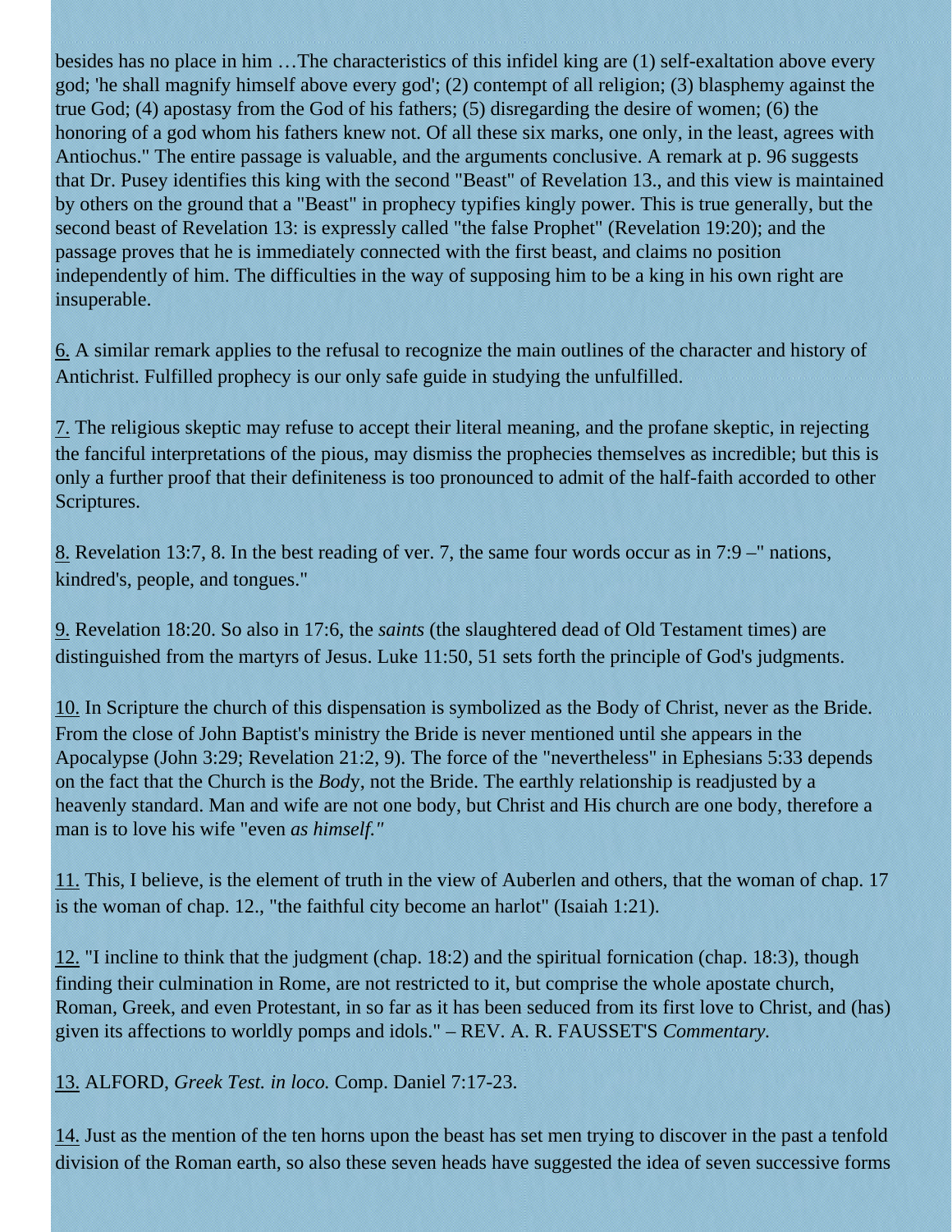besides has no place in him …The characteristics of this infidel king are (1) self-exaltation above every god; 'he shall magnify himself above every god'; (2) contempt of all religion; (3) blasphemy against the true God; (4) apostasy from the God of his fathers; (5) disregarding the desire of women; (6) the honoring of a god whom his fathers knew not. Of all these six marks, one only, in the least, agrees with Antiochus." The entire passage is valuable, and the arguments conclusive. A remark at p. 96 suggests that Dr. Pusey identifies this king with the second "Beast" of Revelation 13., and this view is maintained by others on the ground that a "Beast" in prophecy typifies kingly power. This is true generally, but the second beast of Revelation 13: is expressly called "the false Prophet" (Revelation 19:20); and the passage proves that he is immediately connected with the first beast, and claims no position independently of him. The difficulties in the way of supposing him to be a king in his own right are insuperable.

6. A similar remark applies to the refusal to recognize the main outlines of the character and history of Antichrist. Fulfilled prophecy is our only safe guide in studying the unfulfilled.

7. The religious skeptic may refuse to accept their literal meaning, and the profane skeptic, in rejecting the fanciful interpretations of the pious, may dismiss the prophecies themselves as incredible; but this is only a further proof that their definiteness is too pronounced to admit of the half-faith accorded to other Scriptures.

8. Revelation 13:7, 8. In the best reading of ver. 7, the same four words occur as in 7:9 –" nations, kindred's, people, and tongues."

9. Revelation 18:20. So also in 17:6, the *saints* (the slaughtered dead of Old Testament times) are distinguished from the martyrs of Jesus. Luke 11:50, 51 sets forth the principle of God's judgments.

10. In Scripture the church of this dispensation is symbolized as the Body of Christ, never as the Bride. From the close of John Baptist's ministry the Bride is never mentioned until she appears in the Apocalypse (John 3:29; Revelation 21:2, 9). The force of the "nevertheless" in Ephesians 5:33 depends on the fact that the Church is the *Body*, not the Bride. The earthly relationship is readjusted by a heavenly standard. Man and wife are not one body, but Christ and His church are one body, therefore a man is to love his wife "even *as himself."*

11. This, I believe, is the element of truth in the view of Auberlen and others, that the woman of chap. 17 is the woman of chap. 12., "the faithful city become an harlot" (Isaiah 1:21).

12. "I incline to think that the judgment (chap. 18:2) and the spiritual fornication (chap. 18:3), though finding their culmination in Rome, are not restricted to it, but comprise the whole apostate church, Roman, Greek, and even Protestant, in so far as it has been seduced from its first love to Christ, and (has) given its affections to worldly pomps and idols." – REV. A. R. FAUSSET'S *Commentary.*

13. ALFORD, *Greek Test. in loco.* Comp. Daniel 7:17-23.

14. Just as the mention of the ten horns upon the beast has set men trying to discover in the past a tenfold division of the Roman earth, so also these seven heads have suggested the idea of seven successive forms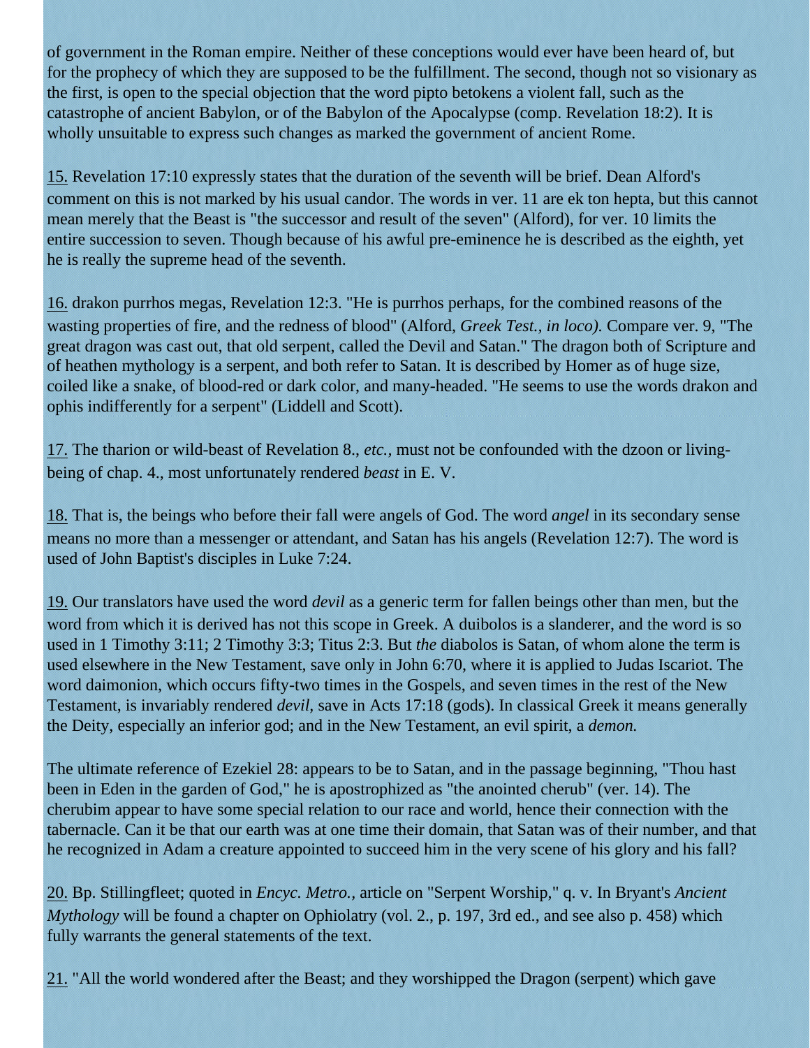of government in the Roman empire. Neither of these conceptions would ever have been heard of, but for the prophecy of which they are supposed to be the fulfillment. The second, though not so visionary as the first, is open to the special objection that the word pipto betokens a violent fall, such as the catastrophe of ancient Babylon, or of the Babylon of the Apocalypse (comp. Revelation 18:2). It is wholly unsuitable to express such changes as marked the government of ancient Rome.

15. Revelation 17:10 expressly states that the duration of the seventh will be brief. Dean Alford's comment on this is not marked by his usual candor. The words in ver. 11 are ek ton hepta, but this cannot mean merely that the Beast is "the successor and result of the seven" (Alford), for ver. 10 limits the entire succession to seven. Though because of his awful pre-eminence he is described as the eighth, yet he is really the supreme head of the seventh.

16. drakon purrhos megas, Revelation 12:3. "He is purrhos perhaps, for the combined reasons of the wasting properties of fire, and the redness of blood" (Alford, *Greek Test., in loco).* Compare ver. 9, "The great dragon was cast out, that old serpent, called the Devil and Satan." The dragon both of Scripture and of heathen mythology is a serpent, and both refer to Satan. It is described by Homer as of huge size, coiled like a snake, of blood-red or dark color, and many-headed. "He seems to use the words drakon and ophis indifferently for a serpent" (Liddell and Scott).

17. The tharion or wild-beast of Revelation 8., *etc.,* must not be confounded with the dzoon or living-being of chap. 4., most unfortunately rendered *beast* in E. V.

18. That is, the beings who before their fall were angels of God. The word *angel* in its secondary sense means no more than a messenger or attendant, and Satan has his angels (Revelation 12:7). The word is used of John Baptist's disciples in Luke 7:24.

19. Our translators have used the word *devil* as a generic term for fallen beings other than men, but the word from which it is derived has not this scope in Greek. A duibolos is a slanderer, and the word is so used in 1 Timothy 3:11; 2 Timothy 3:3; Titus 2:3. But *the* diabolos is Satan, of whom alone the term is used elsewhere in the New Testament, save only in John 6:70, where it is applied to Judas Iscariot. The word daimonion, which occurs fifty-two times in the Gospels, and seven times in the rest of the New Testament, is invariably rendered *devil,* save in Acts 17:18 (gods). In classical Greek it means generally the Deity, especially an inferior god; and in the New Testament, an evil spirit, a *demon.*

The ultimate reference of Ezekiel 28: appears to be to Satan, and in the passage beginning, "Thou hast been in Eden in the garden of God," he is apostrophized as "the anointed cherub" (ver. 14). The cherubim appear to have some special relation to our race and world, hence their connection with the tabernacle. Can it be that our earth was at one time their domain, that Satan was of their number, and that he recognized in Adam a creature appointed to succeed him in the very scene of his glory and his fall?

20. Bp. Stillingfleet; quoted in *Encyc. Metro.*, article on "Serpent Worship," q. v. In Bryant's *Ancient Mythology* will be found a chapter on Ophiolatry (vol. 2., p. 197, 3rd ed., and see also p. 458) which fully warrants the general statements of the text.

21. "All the world wondered after the Beast; and they worshipped the Dragon (serpent) which gave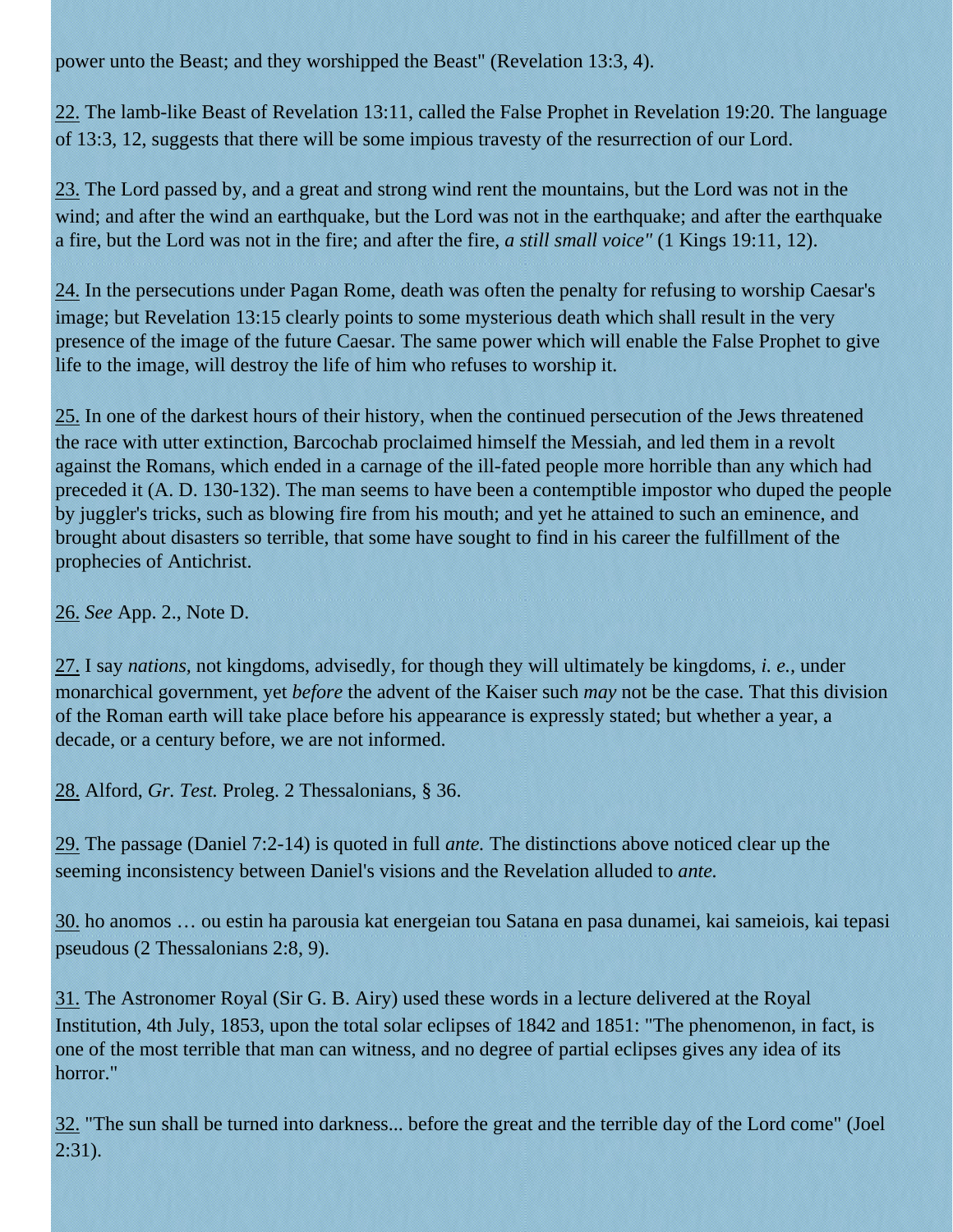power unto the Beast; and they worshipped the Beast" (Revelation 13:3, 4).

22. The lamb-like Beast of Revelation 13:11, called the False Prophet in Revelation 19:20. The language of 13:3, 12, suggests that there will be some impious travesty of the resurrection of our Lord.

23. The Lord passed by, and a great and strong wind rent the mountains, but the Lord was not in the wind; and after the wind an earthquake, but the Lord was not in the earthquake; and after the earthquake a fire, but the Lord was not in the fire; and after the fire, *a still small voice"* (1 Kings 19:11, 12).

24. In the persecutions under Pagan Rome, death was often the penalty for refusing to worship Caesar's image; but Revelation 13:15 clearly points to some mysterious death which shall result in the very presence of the image of the future Caesar. The same power which will enable the False Prophet to give life to the image, will destroy the life of him who refuses to worship it.

25. In one of the darkest hours of their history, when the continued persecution of the Jews threatened the race with utter extinction, Barcochab proclaimed himself the Messiah, and led them in a revolt against the Romans, which ended in a carnage of the ill-fated people more horrible than any which had preceded it (A. D. 130-132). The man seems to have been a contemptible impostor who duped the people by juggler's tricks, such as blowing fire from his mouth; and yet he attained to such an eminence, and brought about disasters so terrible, that some have sought to find in his career the fulfillment of the prophecies of Antichrist.

26. *See* App. 2., Note D.

27. I say *nations*, not kingdoms, advisedly, for though they will ultimately be kingdoms, *i. e.*, under monarchical government, yet *before* the advent of the Kaiser such *may* not be the case. That this division of the Roman earth will take place before his appearance is expressly stated; but whether a year, a decade, or a century before, we are not informed.

28. Alford, *Gr. Test.* Proleg. 2 Thessalonians, § 36.

29. The passage (Daniel 7:2-14) is quoted in full *ante.* The distinctions above noticed clear up the seeming inconsistency between Daniel's visions and the Revelation alluded to *ante.*

30. ho anomos … ou estin ha parousia kat energeian tou Satana en pasa dunamei, kai sameiois, kai tepasi pseudous (2 Thessalonians 2:8, 9).

31. The Astronomer Royal (Sir G. B. Airy) used these words in a lecture delivered at the Royal Institution, 4th July, 1853, upon the total solar eclipses of 1842 and 1851: "The phenomenon, in fact, is one of the most terrible that man can witness, and no degree of partial eclipses gives any idea of its horror."

32. "The sun shall be turned into darkness... before the great and the terrible day of the Lord come" (Joel 2:31).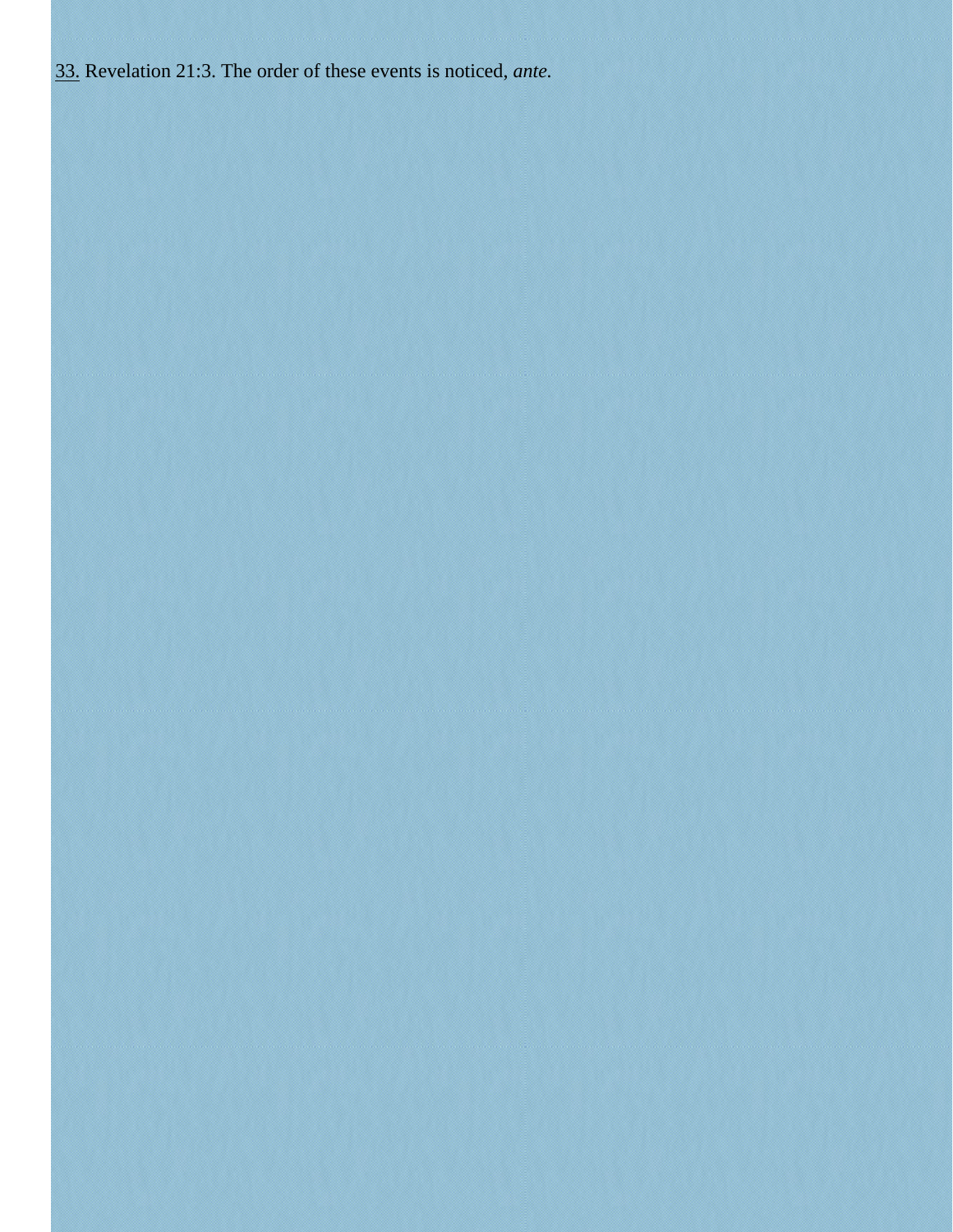33. Revelation 21:3. The order of these events is noticed, *ante.*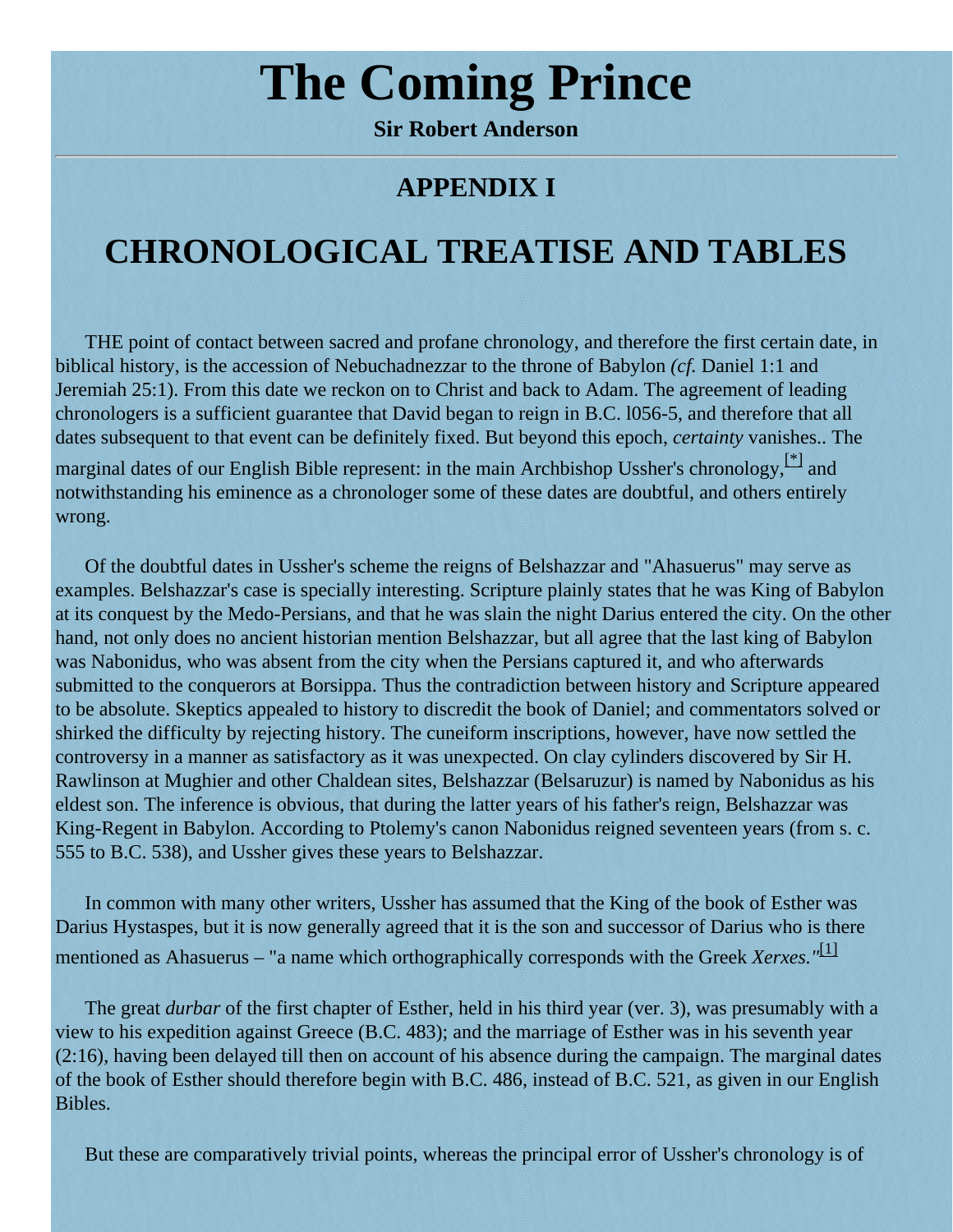# The Coming Prince

**Sir Robert Anderson**

---

## APPENDIX I

# CHRONOLOGICAL TREATISE AND TABLES

THE point of contact between sacred and profane chronology, and therefore the first certain date, in biblical history, is the accession of Nebuchadnezzar to the throne of Babylon *(cf.* Daniel 1:1 and Jeremiah 25:1). From this date we reckon on to Christ and back to Adam. The agreement of leading chronologers is a sufficient guarantee that David began to reign in B.C. l056-5, and therefore that all dates subsequent to that event can be definitely fixed. But beyond this epoch, *certainty* vanishes.. The marginal dates of our English Bible represent: in the main Archbishop Ussher's chronology,[*] and notwithstanding his eminence as a chronologer some of these dates are doubtful, and others entirely wrong.

Of the doubtful dates in Ussher's scheme the reigns of Belshazzar and "Ahasuerus" may serve as examples. Belshazzar's case is specially interesting. Scripture plainly states that he was King of Babylon at its conquest by the Medo-Persians, and that he was slain the night Darius entered the city. On the other hand, not only does no ancient historian mention Belshazzar, but all agree that the last king of Babylon was Nabonidus, who was absent from the city when the Persians captured it, and who afterwards submitted to the conquerors at Borsippa. Thus the contradiction between history and Scripture appeared to be absolute. Skeptics appealed to history to discredit the book of Daniel; and commentators solved or shirked the difficulty by rejecting history. The cuneiform inscriptions, however, have now settled the controversy in a manner as satisfactory as it was unexpected. On clay cylinders discovered by Sir H. Rawlinson at Mughier and other Chaldean sites, Belshazzar (Belsaruzur) is named by Nabonidus as his eldest son. The inference is obvious, that during the latter years of his father's reign, Belshazzar was King-Regent in Babylon. According to Ptolemy's canon Nabonidus reigned seventeen years (from s. c. 555 to B.C. 538), and Ussher gives these years to Belshazzar.

In common with many other writers, Ussher has assumed that the King of the book of Esther was Darius Hystaspes, but it is now generally agreed that it is the son and successor of Darius who is there mentioned as Ahasuerus – "a name which orthographically corresponds with the Greek *Xerxes."*[1]

The great *durbar* of the first chapter of Esther, held in his third year (ver. 3), was presumably with a view to his expedition against Greece (B.C. 483); and the marriage of Esther was in his seventh year (2:16), having been delayed till then on account of his absence during the campaign. The marginal dates of the book of Esther should therefore begin with B.C. 486, instead of B.C. 521, as given in our English Bibles.

But these are comparatively trivial points, whereas the principal error of Ussher's chronology is of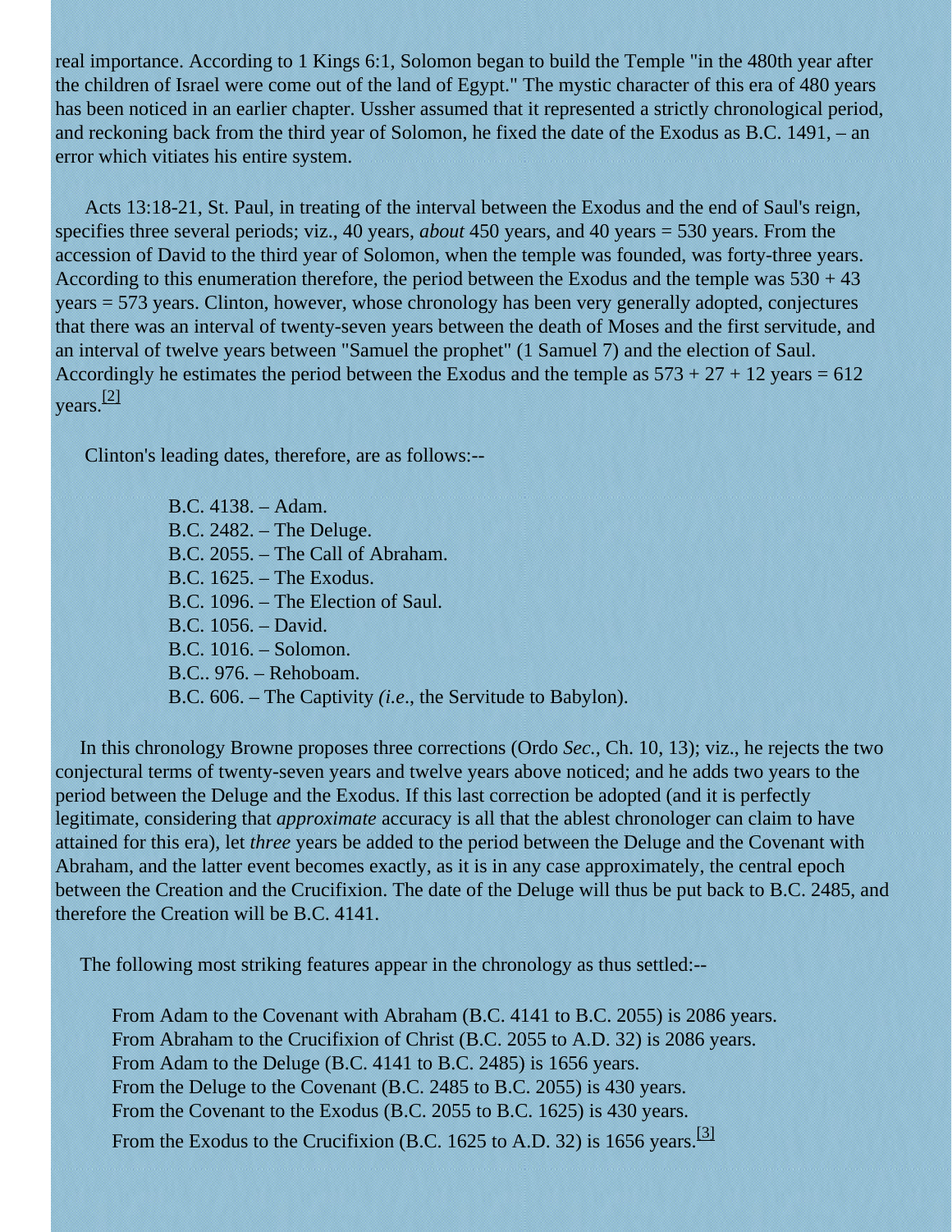real importance. According to 1 Kings 6:1, Solomon began to build the Temple "in the 480th year after the children of Israel were come out of the land of Egypt." The mystic character of this era of 480 years has been noticed in an earlier chapter. Ussher assumed that it represented a strictly chronological period, and reckoning back from the third year of Solomon, he fixed the date of the Exodus as B.C. 1491, – an error which vitiates his entire system.

Acts 13:18-21, St. Paul, in treating of the interval between the Exodus and the end of Saul's reign, specifies three several periods; viz., 40 years, *about* 450 years, and 40 years = 530 years. From the accession of David to the third year of Solomon, when the temple was founded, was forty-three years. According to this enumeration therefore, the period between the Exodus and the temple was 530 + 43 years = 573 years. Clinton, however, whose chronology has been very generally adopted, conjectures that there was an interval of twenty-seven years between the death of Moses and the first servitude, and an interval of twelve years between "Samuel the prophet" (1 Samuel 7) and the election of Saul. Accordingly he estimates the period between the Exodus and the temple as 573 + 27 + 12 years = 612 years.[2]

Clinton's leading dates, therefore, are as follows:--

B.C. 4138. – Adam.
B.C. 2482. – The Deluge.
B.C. 2055. – The Call of Abraham.
B.C. 1625. – The Exodus.
B.C. 1096. – The Election of Saul.
B.C. 1056. – David.
B.C. 1016. – Solomon.
B.C.. 976. – Rehoboam.
B.C. 606. – The Captivity *(i.e.*, the Servitude to Babylon).

In this chronology Browne proposes three corrections (Ordo *Sec.*, Ch. 10, 13); viz., he rejects the two conjectural terms of twenty-seven years and twelve years above noticed; and he adds two years to the period between the Deluge and the Exodus. If this last correction be adopted (and it is perfectly legitimate, considering that *approximate* accuracy is all that the ablest chronologer can claim to have attained for this era), let *three* years be added to the period between the Deluge and the Covenant with Abraham, and the latter event becomes exactly, as it is in any case approximately, the central epoch between the Creation and the Crucifixion. The date of the Deluge will thus be put back to B.C. 2485, and therefore the Creation will be B.C. 4141.

The following most striking features appear in the chronology as thus settled:--

From Adam to the Covenant with Abraham (B.C. 4141 to B.C. 2055) is 2086 years.
From Abraham to the Crucifixion of Christ (B.C. 2055 to A.D. 32) is 2086 years.
From Adam to the Deluge (B.C. 4141 to B.C. 2485) is 1656 years.
From the Deluge to the Covenant (B.C. 2485 to B.C. 2055) is 430 years.
From the Covenant to the Exodus (B.C. 2055 to B.C. 1625) is 430 years.
From the Exodus to the Crucifixion (B.C. 1625 to A.D. 32) is 1656 years.[3]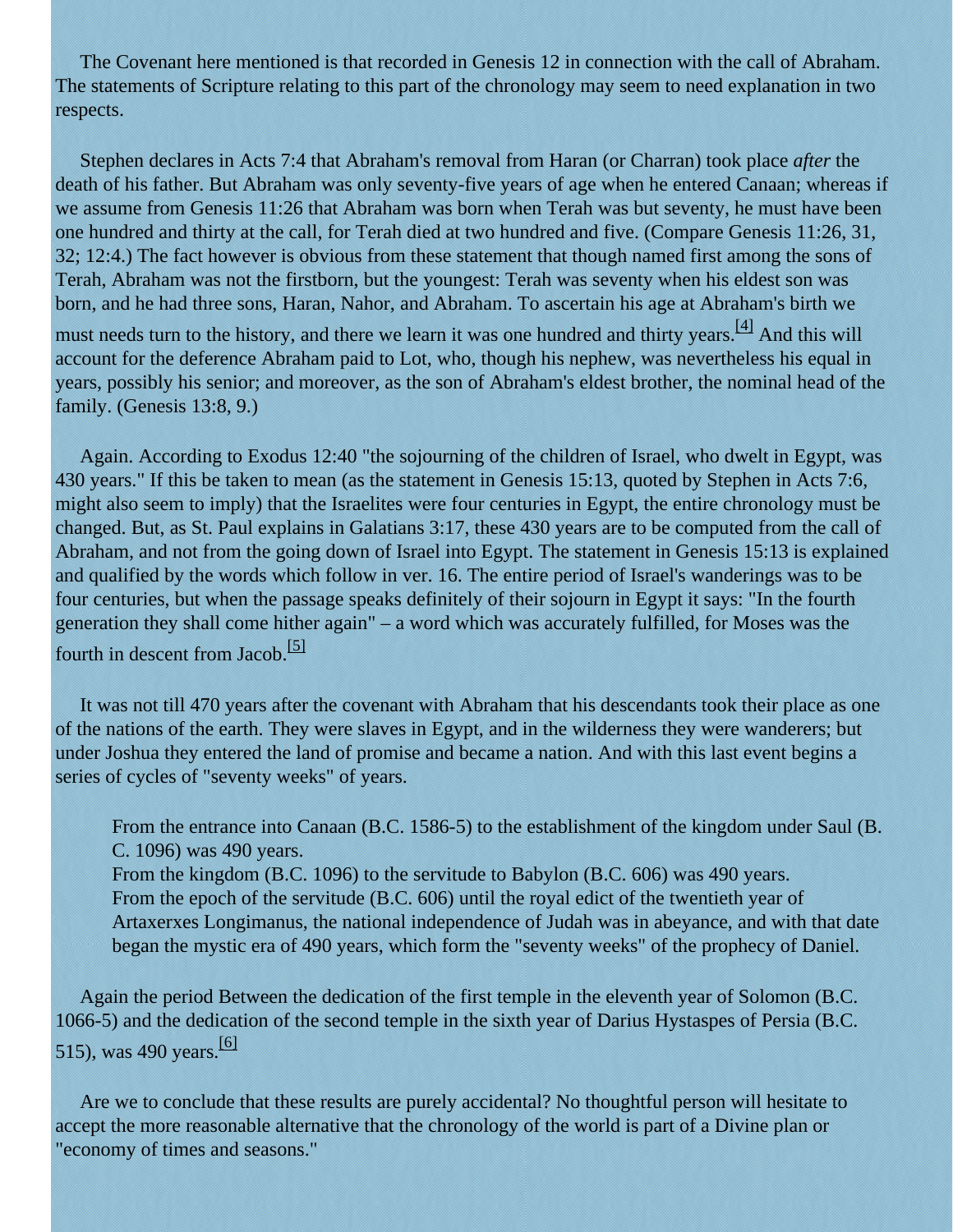The Covenant here mentioned is that recorded in Genesis 12 in connection with the call of Abraham. The statements of Scripture relating to this part of the chronology may seem to need explanation in two respects.

Stephen declares in Acts 7:4 that Abraham's removal from Haran (or Charran) took place *after* the death of his father. But Abraham was only seventy-five years of age when he entered Canaan; whereas if we assume from Genesis 11:26 that Abraham was born when Terah was but seventy, he must have been one hundred and thirty at the call, for Terah died at two hundred and five. (Compare Genesis 11:26, 31, 32; 12:4.) The fact however is obvious from these statement that though named first among the sons of Terah, Abraham was not the firstborn, but the youngest: Terah was seventy when his eldest son was born, and he had three sons, Haran, Nahor, and Abraham. To ascertain his age at Abraham's birth we must needs turn to the history, and there we learn it was one hundred and thirty years.[4] And this will account for the deference Abraham paid to Lot, who, though his nephew, was nevertheless his equal in years, possibly his senior; and moreover, as the son of Abraham's eldest brother, the nominal head of the family. (Genesis 13:8, 9.)

Again. According to Exodus 12:40 "the sojourning of the children of Israel, who dwelt in Egypt, was 430 years." If this be taken to mean (as the statement in Genesis 15:13, quoted by Stephen in Acts 7:6, might also seem to imply) that the Israelites were four centuries in Egypt, the entire chronology must be changed. But, as St. Paul explains in Galatians 3:17, these 430 years are to be computed from the call of Abraham, and not from the going down of Israel into Egypt. The statement in Genesis 15:13 is explained and qualified by the words which follow in ver. 16. The entire period of Israel's wanderings was to be four centuries, but when the passage speaks definitely of their sojourn in Egypt it says: "In the fourth generation they shall come hither again" – a word which was accurately fulfilled, for Moses was the fourth in descent from Jacob.[5]

It was not till 470 years after the covenant with Abraham that his descendants took their place as one of the nations of the earth. They were slaves in Egypt, and in the wilderness they were wanderers; but under Joshua they entered the land of promise and became a nation. And with this last event begins a series of cycles of "seventy weeks" of years.

> From the entrance into Canaan (B.C. 1586-5) to the establishment of the kingdom under Saul (B. C. 1096) was 490 years.
> From the kingdom (B.C. 1096) to the servitude to Babylon (B.C. 606) was 490 years.
> From the epoch of the servitude (B.C. 606) until the royal edict of the twentieth year of Artaxerxes Longimanus, the national independence of Judah was in abeyance, and with that date began the mystic era of 490 years, which form the "seventy weeks" of the prophecy of Daniel.

Again the period Between the dedication of the first temple in the eleventh year of Solomon (B.C. 1066-5) and the dedication of the second temple in the sixth year of Darius Hystaspes of Persia (B.C. 515), was 490 years.[6]

Are we to conclude that these results are purely accidental? No thoughtful person will hesitate to accept the more reasonable alternative that the chronology of the world is part of a Divine plan or "economy of times and seasons."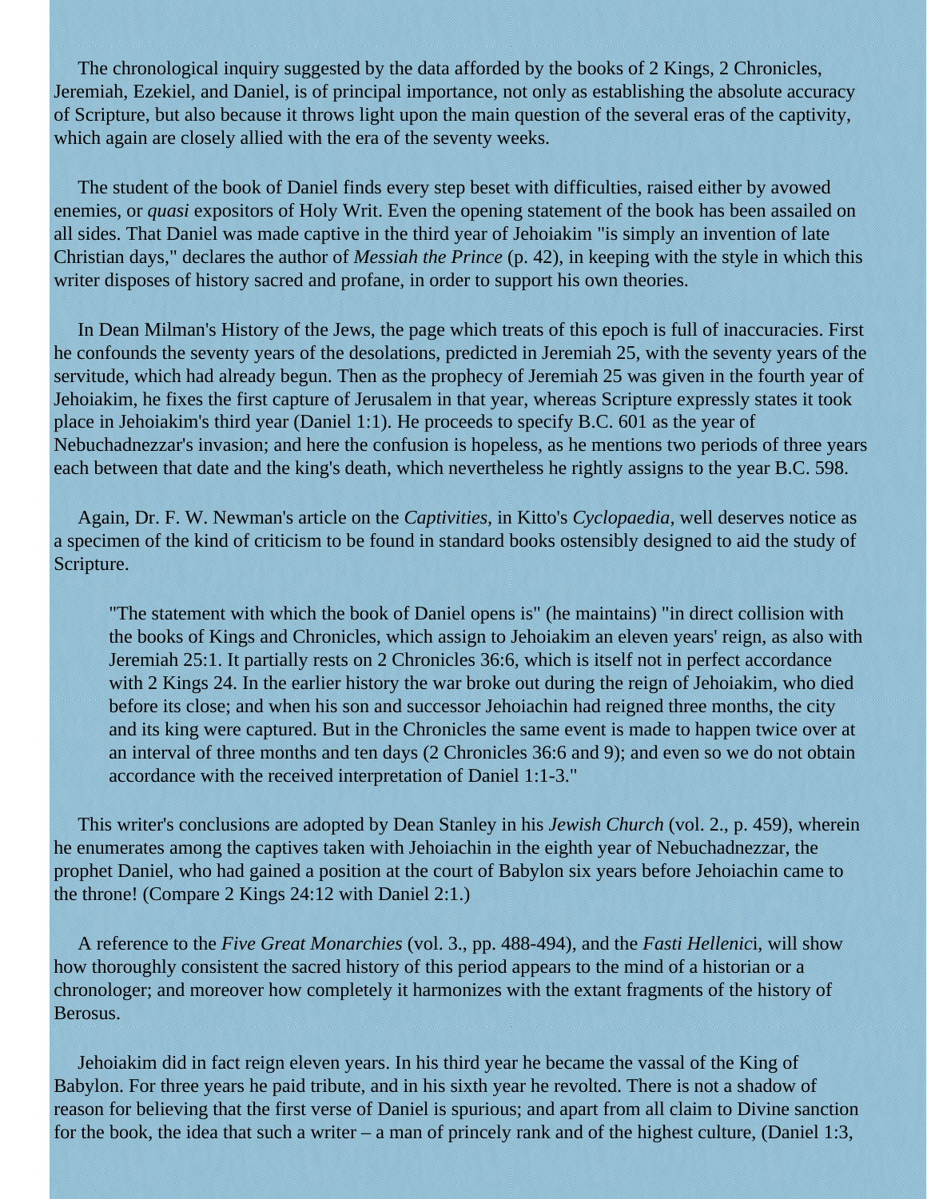The chronological inquiry suggested by the data afforded by the books of 2 Kings, 2 Chronicles, Jeremiah, Ezekiel, and Daniel, is of principal importance, not only as establishing the absolute accuracy of Scripture, but also because it throws light upon the main question of the several eras of the captivity, which again are closely allied with the era of the seventy weeks.

The student of the book of Daniel finds every step beset with difficulties, raised either by avowed enemies, or *quasi* expositors of Holy Writ. Even the opening statement of the book has been assailed on all sides. That Daniel was made captive in the third year of Jehoiakim "is simply an invention of late Christian days," declares the author of *Messiah the Prince* (p. 42), in keeping with the style in which this writer disposes of history sacred and profane, in order to support his own theories.

In Dean Milman's History of the Jews, the page which treats of this epoch is full of inaccuracies. First he confounds the seventy years of the desolations, predicted in Jeremiah 25, with the seventy years of the servitude, which had already begun. Then as the prophecy of Jeremiah 25 was given in the fourth year of Jehoiakim, he fixes the first capture of Jerusalem in that year, whereas Scripture expressly states it took place in Jehoiakim's third year (Daniel 1:1). He proceeds to specify B.C. 601 as the year of Nebuchadnezzar's invasion; and here the confusion is hopeless, as he mentions two periods of three years each between that date and the king's death, which nevertheless he rightly assigns to the year B.C. 598.

Again, Dr. F. W. Newman's article on the *Captivities*, in Kitto's *Cyclopaedia*, well deserves notice as a specimen of the kind of criticism to be found in standard books ostensibly designed to aid the study of Scripture.

> "The statement with which the book of Daniel opens is" (he maintains) "in direct collision with the books of Kings and Chronicles, which assign to Jehoiakim an eleven years' reign, as also with Jeremiah 25:1. It partially rests on 2 Chronicles 36:6, which is itself not in perfect accordance with 2 Kings 24. In the earlier history the war broke out during the reign of Jehoiakim, who died before its close; and when his son and successor Jehoiachin had reigned three months, the city and its king were captured. But in the Chronicles the same event is made to happen twice over at an interval of three months and ten days (2 Chronicles 36:6 and 9); and even so we do not obtain accordance with the received interpretation of Daniel 1:1-3."

This writer's conclusions are adopted by Dean Stanley in his *Jewish Church* (vol. 2., p. 459), wherein he enumerates among the captives taken with Jehoiachin in the eighth year of Nebuchadnezzar, the prophet Daniel, who had gained a position at the court of Babylon six years before Jehoiachin came to the throne! (Compare 2 Kings 24:12 with Daniel 2:1.)

A reference to the *Five Great Monarchies* (vol. 3., pp. 488-494), and the *Fasti Hellenic*i, will show how thoroughly consistent the sacred history of this period appears to the mind of a historian or a chronologer; and moreover how completely it harmonizes with the extant fragments of the history of Berosus.

Jehoiakim did in fact reign eleven years. In his third year he became the vassal of the King of Babylon. For three years he paid tribute, and in his sixth year he revolted. There is not a shadow of reason for believing that the first verse of Daniel is spurious; and apart from all claim to Divine sanction for the book, the idea that such a writer – a man of princely rank and of the highest culture, (Daniel 1:3,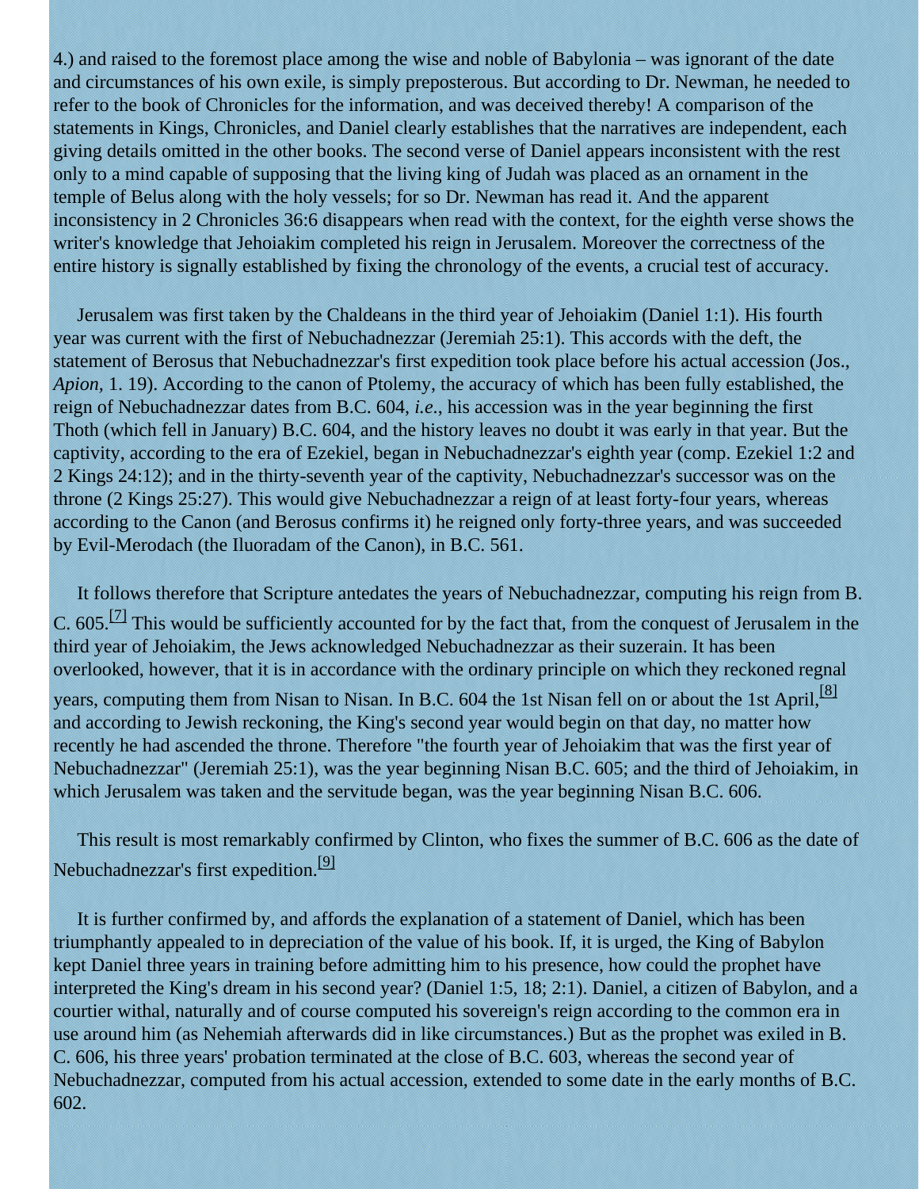4.) and raised to the foremost place among the wise and noble of Babylonia – was ignorant of the date and circumstances of his own exile, is simply preposterous. But according to Dr. Newman, he needed to refer to the book of Chronicles for the information, and was deceived thereby! A comparison of the statements in Kings, Chronicles, and Daniel clearly establishes that the narratives are independent, each giving details omitted in the other books. The second verse of Daniel appears inconsistent with the rest only to a mind capable of supposing that the living king of Judah was placed as an ornament in the temple of Belus along with the holy vessels; for so Dr. Newman has read it. And the apparent inconsistency in 2 Chronicles 36:6 disappears when read with the context, for the eighth verse shows the writer's knowledge that Jehoiakim completed his reign in Jerusalem. Moreover the correctness of the entire history is signally established by fixing the chronology of the events, a crucial test of accuracy.

Jerusalem was first taken by the Chaldeans in the third year of Jehoiakim (Daniel 1:1). His fourth year was current with the first of Nebuchadnezzar (Jeremiah 25:1). This accords with the deft, the statement of Berosus that Nebuchadnezzar's first expedition took place before his actual accession (Jos., *Apion*, 1. 19). According to the canon of Ptolemy, the accuracy of which has been fully established, the reign of Nebuchadnezzar dates from B.C. 604, *i.e.*, his accession was in the year beginning the first Thoth (which fell in January) B.C. 604, and the history leaves no doubt it was early in that year. But the captivity, according to the era of Ezekiel, began in Nebuchadnezzar's eighth year (comp. Ezekiel 1:2 and 2 Kings 24:12); and in the thirty-seventh year of the captivity, Nebuchadnezzar's successor was on the throne (2 Kings 25:27). This would give Nebuchadnezzar a reign of at least forty-four years, whereas according to the Canon (and Berosus confirms it) he reigned only forty-three years, and was succeeded by Evil-Merodach (the Iluoradam of the Canon), in B.C. 561.

It follows therefore that Scripture antedates the years of Nebuchadnezzar, computing his reign from B. C. 605.[7] This would be sufficiently accounted for by the fact that, from the conquest of Jerusalem in the third year of Jehoiakim, the Jews acknowledged Nebuchadnezzar as their suzerain. It has been overlooked, however, that it is in accordance with the ordinary principle on which they reckoned regnal years, computing them from Nisan to Nisan. In B.C. 604 the 1st Nisan fell on or about the 1st April,[8] and according to Jewish reckoning, the King's second year would begin on that day, no matter how recently he had ascended the throne. Therefore "the fourth year of Jehoiakim that was the first year of Nebuchadnezzar" (Jeremiah 25:1), was the year beginning Nisan B.C. 605; and the third of Jehoiakim, in which Jerusalem was taken and the servitude began, was the year beginning Nisan B.C. 606.

This result is most remarkably confirmed by Clinton, who fixes the summer of B.C. 606 as the date of Nebuchadnezzar's first expedition.[9]

It is further confirmed by, and affords the explanation of a statement of Daniel, which has been triumphantly appealed to in depreciation of the value of his book. If, it is urged, the King of Babylon kept Daniel three years in training before admitting him to his presence, how could the prophet have interpreted the King's dream in his second year? (Daniel 1:5, 18; 2:1). Daniel, a citizen of Babylon, and a courtier withal, naturally and of course computed his sovereign's reign according to the common era in use around him (as Nehemiah afterwards did in like circumstances.) But as the prophet was exiled in B. C. 606, his three years' probation terminated at the close of B.C. 603, whereas the second year of Nebuchadnezzar, computed from his actual accession, extended to some date in the early months of B.C. 602.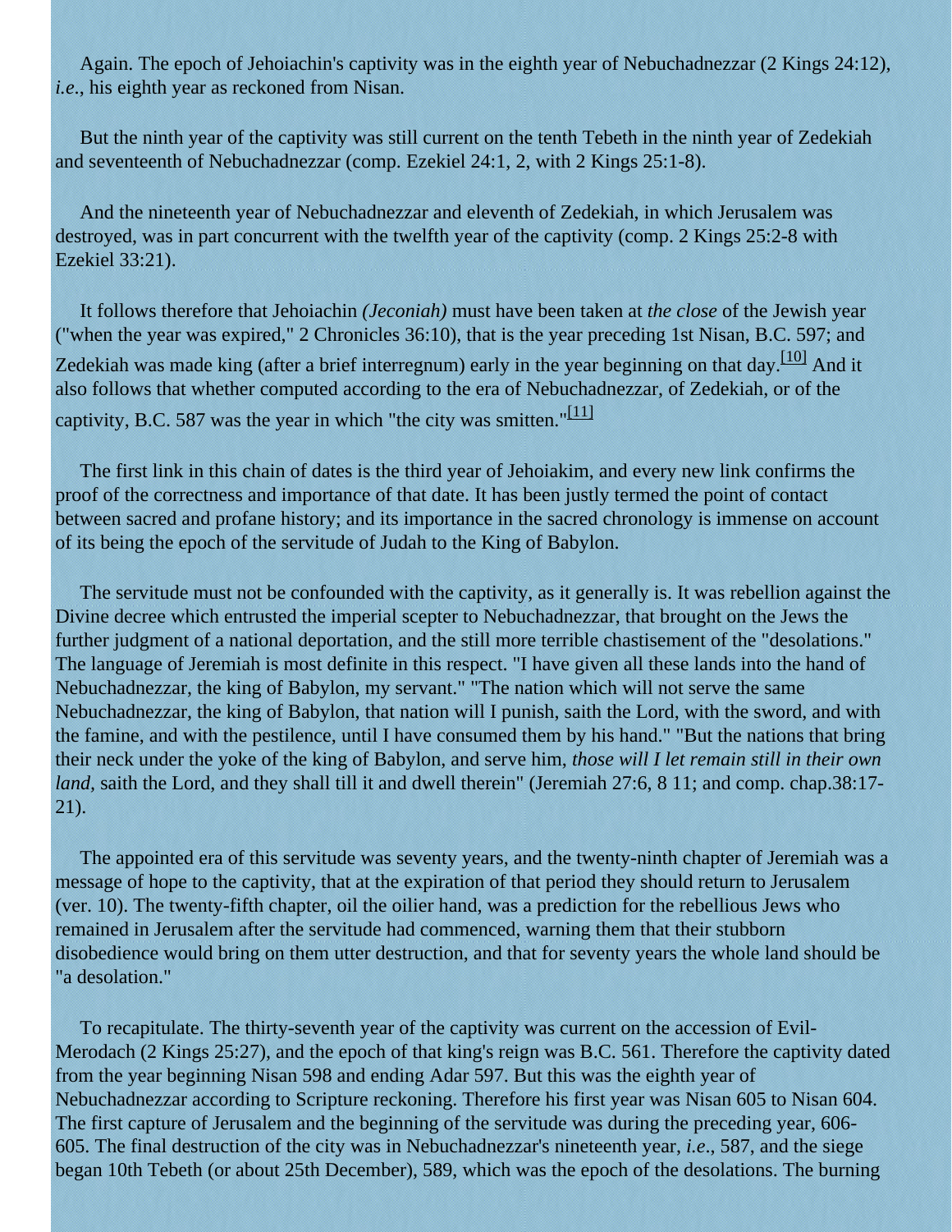Again. The epoch of Jehoiachin's captivity was in the eighth year of Nebuchadnezzar (2 Kings 24:12), *i.e.*, his eighth year as reckoned from Nisan.

But the ninth year of the captivity was still current on the tenth Tebeth in the ninth year of Zedekiah and seventeenth of Nebuchadnezzar (comp. Ezekiel 24:1, 2, with 2 Kings 25:1-8).

And the nineteenth year of Nebuchadnezzar and eleventh of Zedekiah, in which Jerusalem was destroyed, was in part concurrent with the twelfth year of the captivity (comp. 2 Kings 25:2-8 with Ezekiel 33:21).

It follows therefore that Jehoiachin *(Jeconiah)* must have been taken at *the close* of the Jewish year ("when the year was expired," 2 Chronicles 36:10), that is the year preceding 1st Nisan, B.C. 597; and Zedekiah was made king (after a brief interregnum) early in the year beginning on that day.[10] And it also follows that whether computed according to the era of Nebuchadnezzar, of Zedekiah, or of the captivity, B.C. 587 was the year in which "the city was smitten."[11]

The first link in this chain of dates is the third year of Jehoiakim, and every new link confirms the proof of the correctness and importance of that date. It has been justly termed the point of contact between sacred and profane history; and its importance in the sacred chronology is immense on account of its being the epoch of the servitude of Judah to the King of Babylon.

The servitude must not be confounded with the captivity, as it generally is. It was rebellion against the Divine decree which entrusted the imperial scepter to Nebuchadnezzar, that brought on the Jews the further judgment of a national deportation, and the still more terrible chastisement of the "desolations." The language of Jeremiah is most definite in this respect. "I have given all these lands into the hand of Nebuchadnezzar, the king of Babylon, my servant." "The nation which will not serve the same Nebuchadnezzar, the king of Babylon, that nation will I punish, saith the Lord, with the sword, and with the famine, and with the pestilence, until I have consumed them by his hand." "But the nations that bring their neck under the yoke of the king of Babylon, and serve him, *those will I let remain still in their own land,* saith the Lord, and they shall till it and dwell therein" (Jeremiah 27:6, 8 11; and comp. chap.38:17-21).

The appointed era of this servitude was seventy years, and the twenty-ninth chapter of Jeremiah was a message of hope to the captivity, that at the expiration of that period they should return to Jerusalem (ver. 10). The twenty-fifth chapter, oil the oilier hand, was a prediction for the rebellious Jews who remained in Jerusalem after the servitude had commenced, warning them that their stubborn disobedience would bring on them utter destruction, and that for seventy years the whole land should be "a desolation."

To recapitulate. The thirty-seventh year of the captivity was current on the accession of Evil-Merodach (2 Kings 25:27), and the epoch of that king's reign was B.C. 561. Therefore the captivity dated from the year beginning Nisan 598 and ending Adar 597. But this was the eighth year of Nebuchadnezzar according to Scripture reckoning. Therefore his first year was Nisan 605 to Nisan 604. The first capture of Jerusalem and the beginning of the servitude was during the preceding year, 606-605. The final destruction of the city was in Nebuchadnezzar's nineteenth year, *i.e.*, 587, and the siege began 10th Tebeth (or about 25th December), 589, which was the epoch of the desolations. The burning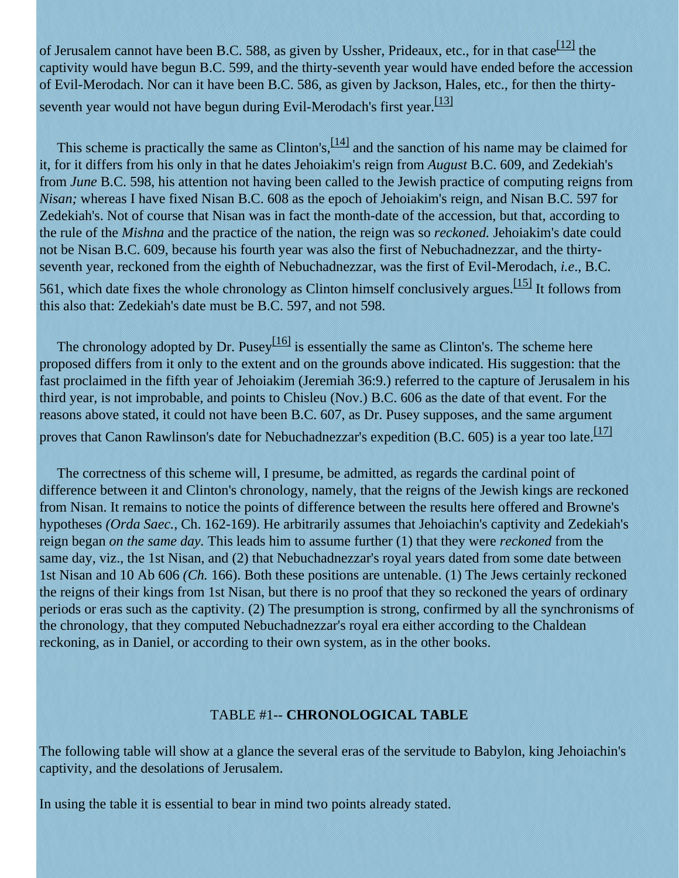of Jerusalem cannot have been B.C. 588, as given by Ussher, Prideaux, etc., for in that case[12] the captivity would have begun B.C. 599, and the thirty-seventh year would have ended before the accession of Evil-Merodach. Nor can it have been B.C. 586, as given by Jackson, Hales, etc., for then the thirty-seventh year would not have begun during Evil-Merodach's first year.[13]

This scheme is practically the same as Clinton's,[14] and the sanction of his name may be claimed for it, for it differs from his only in that he dates Jehoiakim's reign from *August* B.C. 609, and Zedekiah's from *June* B.C. 598, his attention not having been called to the Jewish practice of computing reigns from *Nisan;* whereas I have fixed Nisan B.C. 608 as the epoch of Jehoiakim's reign, and Nisan B.C. 597 for Zedekiah's. Not of course that Nisan was in fact the month-date of the accession, but that, according to the rule of the *Mishna* and the practice of the nation, the reign was so *reckoned.* Jehoiakim's date could not be Nisan B.C. 609, because his fourth year was also the first of Nebuchadnezzar, and the thirty-seventh year, reckoned from the eighth of Nebuchadnezzar, was the first of Evil-Merodach, *i.e*., B.C. 561, which date fixes the whole chronology as Clinton himself conclusively argues.[15] It follows from this also that: Zedekiah's date must be B.C. 597, and not 598.

The chronology adopted by Dr. Pusey[16] is essentially the same as Clinton's. The scheme here proposed differs from it only to the extent and on the grounds above indicated. His suggestion: that the fast proclaimed in the fifth year of Jehoiakim (Jeremiah 36:9.) referred to the capture of Jerusalem in his third year, is not improbable, and points to Chisleu (Nov.) B.C. 606 as the date of that event. For the reasons above stated, it could not have been B.C. 607, as Dr. Pusey supposes, and the same argument proves that Canon Rawlinson's date for Nebuchadnezzar's expedition (B.C. 605) is a year too late.[17]

The correctness of this scheme will, I presume, be admitted, as regards the cardinal point of difference between it and Clinton's chronology, namely, that the reigns of the Jewish kings are reckoned from Nisan. It remains to notice the points of difference between the results here offered and Browne's hypotheses *(Orda Saec.,* Ch. 162-169). He arbitrarily assumes that Jehoiachin's captivity and Zedekiah's reign began *on the same day.* This leads him to assume further (1) that they were *reckoned* from the same day, viz., the 1st Nisan, and (2) that Nebuchadnezzar's royal years dated from some date between 1st Nisan and 10 Ab 606 *(Ch.* 166). Both these positions are untenable. (1) The Jews certainly reckoned the reigns of their kings from 1st Nisan, but there is no proof that they so reckoned the years of ordinary periods or eras such as the captivity. (2) The presumption is strong, confirmed by all the synchronisms of the chronology, that they computed Nebuchadnezzar's royal era either according to the Chaldean reckoning, as in Daniel, or according to their own system, as in the other books.

## TABLE #1-- **CHRONOLOGICAL TABLE**

The following table will show at a glance the several eras of the servitude to Babylon, king Jehoiachin's captivity, and the desolations of Jerusalem.

In using the table it is essential to bear in mind two points already stated.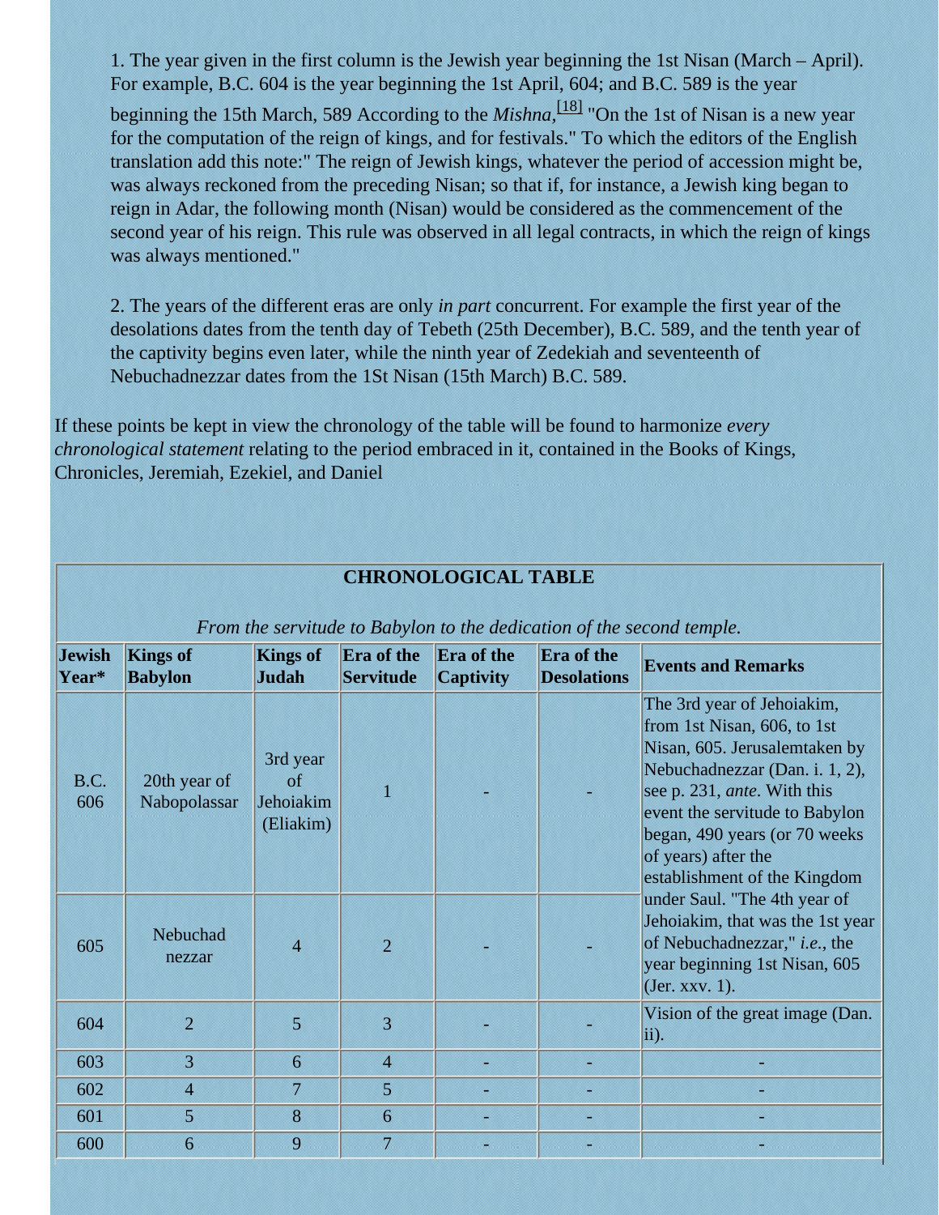1. The year given in the first column is the Jewish year beginning the 1st Nisan (March – April). For example, B.C. 604 is the year beginning the 1st April, 604; and B.C. 589 is the year beginning the 15th March, 589 According to the *Mishna*,[18] "On the 1st of Nisan is a new year for the computation of the reign of kings, and for festivals." To which the editors of the English translation add this note:" The reign of Jewish kings, whatever the period of accession might be, was always reckoned from the preceding Nisan; so that if, for instance, a Jewish king began to reign in Adar, the following month (Nisan) would be considered as the commencement of the second year of his reign. This rule was observed in all legal contracts, in which the reign of kings was always mentioned."

2. The years of the different eras are only *in part* concurrent. For example the first year of the desolations dates from the tenth day of Tebeth (25th December), B.C. 589, and the tenth year of the captivity begins even later, while the ninth year of Zedekiah and seventeenth of Nebuchadnezzar dates from the 1St Nisan (15th March) B.C. 589.

If these points be kept in view the chronology of the table will be found to harmonize *every chronological statement* relating to the period embraced in it, contained in the Books of Kings, Chronicles, Jeremiah, Ezekiel, and Daniel

**CHRONOLOGICAL TABLE**

*From the servitude to Babylon to the dedication of the second temple.*

| Jewish Year* | Kings of Babylon | Kings of Judah | Era of the Servitude | Era of the Captivity | Era of the Desolations | Events and Remarks |
|---|---|---|---|---|---|---|
| B.C. 606 | 20th year of Nabopolassar | 3rd year of Jehoiakim (Eliakim) | 1 | - | - | The 3rd year of Jehoiakim, from 1st Nisan, 606, to 1st Nisan, 605. Jerusalemtaken by Nebuchadnezzar (Dan. i. 1, 2), see p. 231, *ante*. With this event the servitude to Babylon began, 490 years (or 70 weeks of years) after the establishment of the Kingdom under Saul. "The 4th year of Jehoiakim, that was the 1st year of Nebuchadnezzar," *i.e.*, the year beginning 1st Nisan, 605 (Jer. xxv. 1). |
| 605 | Nebuchad nezzar | 4 | 2 | - | - | |
| 604 | 2 | 5 | 3 | - | - | Vision of the great image (Dan. ii). |
| 603 | 3 | 6 | 4 | - | - | - |
| 602 | 4 | 7 | 5 | - | - | - |
| 601 | 5 | 8 | 6 | - | - | - |
| 600 | 6 | 9 | 7 | - | - | - |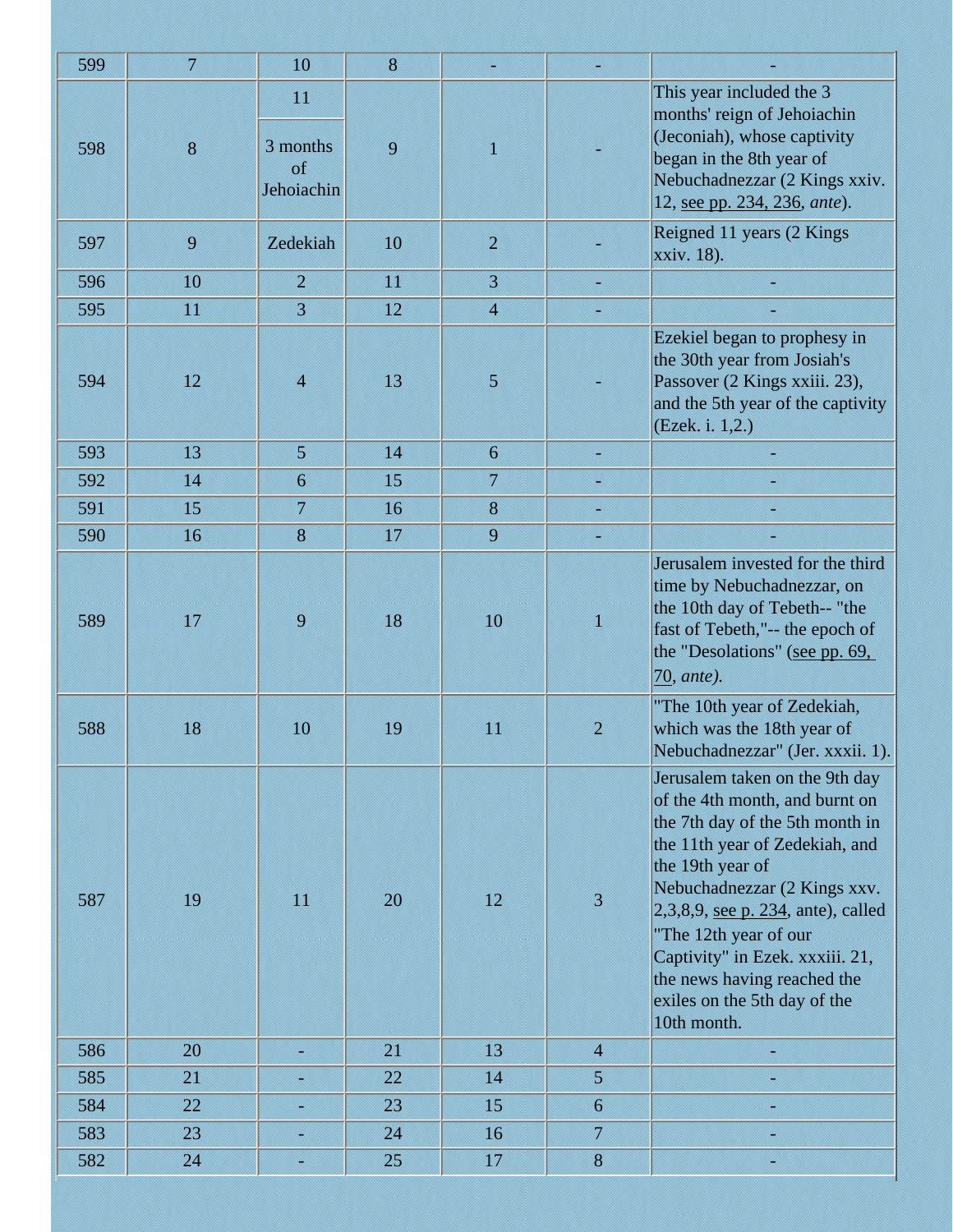| | | | | | | |
|---|---|---|---|---|---|---|
| 599 | 7 | 10 | 8 | - | - | - |
| 598 | 8 | 11<br>3 months of Jehoiachin | 9 | 1 | - | This year included the 3 months' reign of Jehoiachin (Jeconiah), whose captivity began in the 8th year of Nebuchadnezzar (2 Kings xxiv. 12, see pp. 234, 236, *ante*). |
| 597 | 9 | Zedekiah | 10 | 2 | - | Reigned 11 years (2 Kings xxiv. 18). |
| 596 | 10 | 2 | 11 | 3 | - | - |
| 595 | 11 | 3 | 12 | 4 | - | - |
| 594 | 12 | 4 | 13 | 5 | - | Ezekiel began to prophesy in the 30th year from Josiah's Passover (2 Kings xxiii. 23), and the 5th year of the captivity (Ezek. i. 1,2.) |
| 593 | 13 | 5 | 14 | 6 | - | - |
| 592 | 14 | 6 | 15 | 7 | - | - |
| 591 | 15 | 7 | 16 | 8 | - | - |
| 590 | 16 | 8 | 17 | 9 | - | - |
| 589 | 17 | 9 | 18 | 10 | 1 | Jerusalem invested for the third time by Nebuchadnezzar, on the 10th day of Tebeth-- "the fast of Tebeth,"-- the epoch of the "Desolations" (see pp. 69, 70, *ante).* |
| 588 | 18 | 10 | 19 | 11 | 2 | "The 10th year of Zedekiah, which was the 18th year of Nebuchadnezzar" (Jer. xxxii. 1). |
| 587 | 19 | 11 | 20 | 12 | 3 | Jerusalem taken on the 9th day of the 4th month, and burnt on the 7th day of the 5th month in the 11th year of Zedekiah, and the 19th year of Nebuchadnezzar (2 Kings xxv. 2,3,8,9, see p. 234, ante), called "The 12th year of our Captivity" in Ezek. xxxiii. 21, the news having reached the exiles on the 5th day of the 10th month. |
| 586 | 20 | - | 21 | 13 | 4 | - |
| 585 | 21 | - | 22 | 14 | 5 | - |
| 584 | 22 | - | 23 | 15 | 6 | - |
| 583 | 23 | - | 24 | 16 | 7 | - |
| 582 | 24 | - | 25 | 17 | 8 | - |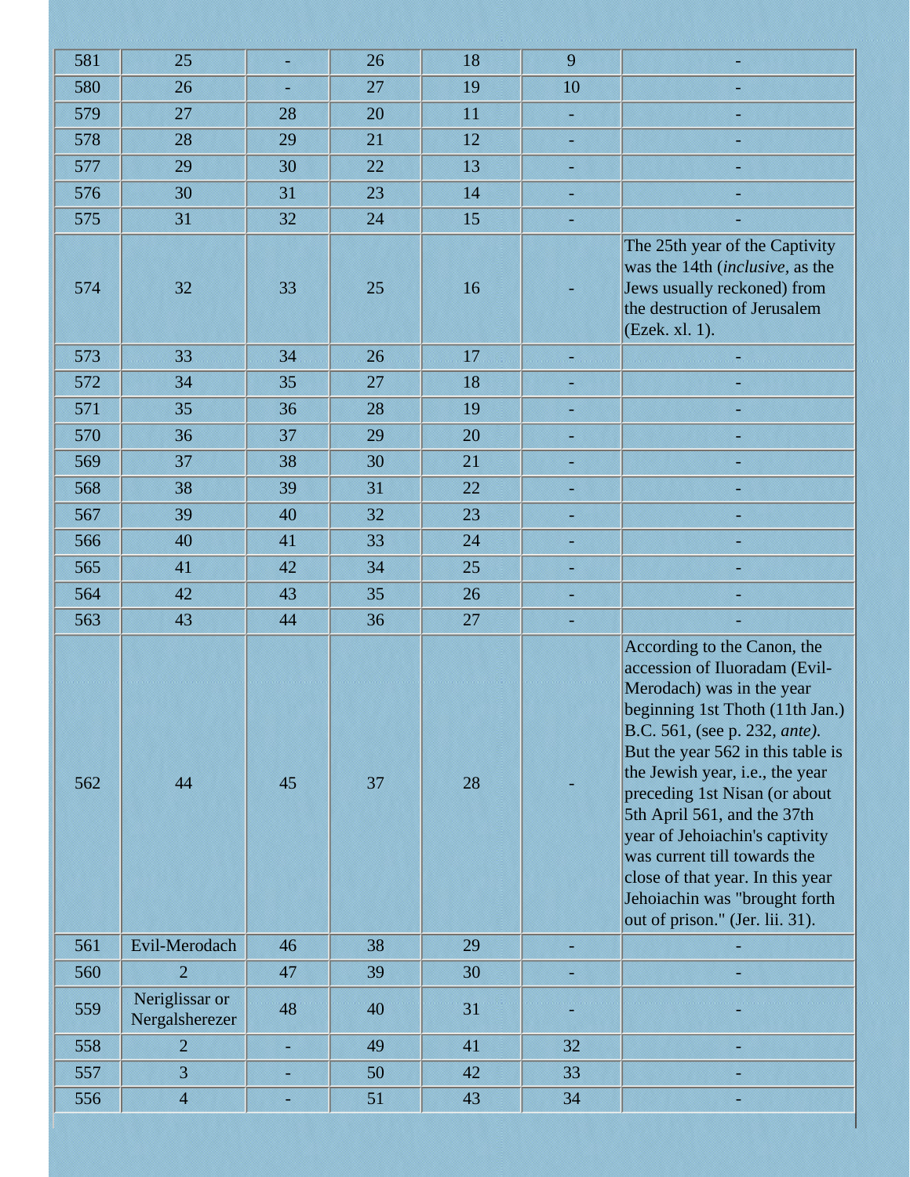| | | | | | | |
|---|---|---|---|---|---|---|
| 581 | 25 | - | 26 | 18 | 9 | - |
| 580 | 26 | - | 27 | 19 | 10 | - |
| 579 | 27 | 28 | 20 | 11 | - | - |
| 578 | 28 | 29 | 21 | 12 | - | - |
| 577 | 29 | 30 | 22 | 13 | - | - |
| 576 | 30 | 31 | 23 | 14 | - | - |
| 575 | 31 | 32 | 24 | 15 | - | - |
| 574 | 32 | 33 | 25 | 16 | - | The 25th year of the Captivity was the 14th (*inclusive*, as the Jews usually reckoned) from the destruction of Jerusalem (Ezek. xl. 1). |
| 573 | 33 | 34 | 26 | 17 | - | - |
| 572 | 34 | 35 | 27 | 18 | - | - |
| 571 | 35 | 36 | 28 | 19 | - | - |
| 570 | 36 | 37 | 29 | 20 | - | - |
| 569 | 37 | 38 | 30 | 21 | - | - |
| 568 | 38 | 39 | 31 | 22 | - | - |
| 567 | 39 | 40 | 32 | 23 | - | - |
| 566 | 40 | 41 | 33 | 24 | - | - |
| 565 | 41 | 42 | 34 | 25 | - | - |
| 564 | 42 | 43 | 35 | 26 | - | - |
| 563 | 43 | 44 | 36 | 27 | - | - |
| 562 | 44 | 45 | 37 | 28 | - | According to the Canon, the accession of Iluoradam (Evil-Merodach) was in the year beginning 1st Thoth (11th Jan.) B.C. 561, (see p. 232, *ante).* But the year 562 in this table is the Jewish year, i.e., the year preceding 1st Nisan (or about 5th April 561, and the 37th year of Jehoiachin's captivity was current till towards the close of that year. In this year Jehoiachin was "brought forth out of prison." (Jer. lii. 31). |
| 561 | Evil-Merodach | 46 | 38 | 29 | - | - |
| 560 | 2 | 47 | 39 | 30 | - | - |
| 559 | Neriglissar or Nergalsherezer | 48 | 40 | 31 | - | - |
| 558 | 2 | - | 49 | 41 | 32 | - |
| 557 | 3 | - | 50 | 42 | 33 | - |
| 556 | 4 | - | 51 | 43 | 34 | - |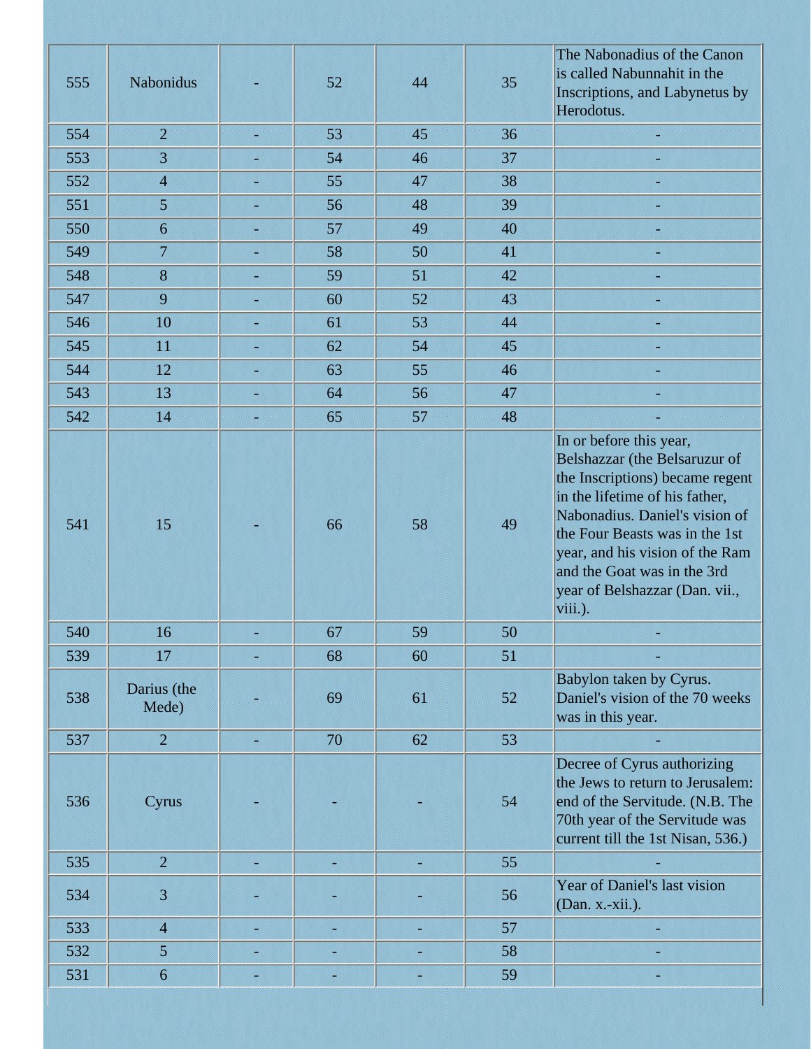| | | | | | | |
|---|---|---|---|---|---|---|
| 555 | Nabonidus | - | 52 | 44 | 35 | The Nabonadius of the Canon is called Nabunnahit in the Inscriptions, and Labynetus by Herodotus. |
| 554 | 2 | - | 53 | 45 | 36 | - |
| 553 | 3 | - | 54 | 46 | 37 | - |
| 552 | 4 | - | 55 | 47 | 38 | - |
| 551 | 5 | - | 56 | 48 | 39 | - |
| 550 | 6 | - | 57 | 49 | 40 | - |
| 549 | 7 | - | 58 | 50 | 41 | - |
| 548 | 8 | - | 59 | 51 | 42 | - |
| 547 | 9 | - | 60 | 52 | 43 | - |
| 546 | 10 | - | 61 | 53 | 44 | - |
| 545 | 11 | - | 62 | 54 | 45 | - |
| 544 | 12 | - | 63 | 55 | 46 | - |
| 543 | 13 | - | 64 | 56 | 47 | - |
| 542 | 14 | - | 65 | 57 | 48 | - |
| 541 | 15 | - | 66 | 58 | 49 | In or before this year, Belshazzar (the Belsaruzur of the Inscriptions) became regent in the lifetime of his father, Nabonadius. Daniel's vision of the Four Beasts was in the 1st year, and his vision of the Ram and the Goat was in the 3rd year of Belshazzar (Dan. vii., viii.). |
| 540 | 16 | - | 67 | 59 | 50 | - |
| 539 | 17 | - | 68 | 60 | 51 | - |
| 538 | Darius (the Mede) | - | 69 | 61 | 52 | Babylon taken by Cyrus. Daniel's vision of the 70 weeks was in this year. |
| 537 | 2 | - | 70 | 62 | 53 | - |
| 536 | Cyrus | - | - | - | 54 | Decree of Cyrus authorizing the Jews to return to Jerusalem: end of the Servitude. (N.B. The 70th year of the Servitude was current till the 1st Nisan, 536.) |
| 535 | 2 | - | - | - | 55 | - |
| 534 | 3 | - | - | - | 56 | Year of Daniel's last vision (Dan. x.-xii.). |
| 533 | 4 | - | - | - | 57 | - |
| 532 | 5 | - | - | - | 58 | - |
| 531 | 6 | - | - | - | 59 | - |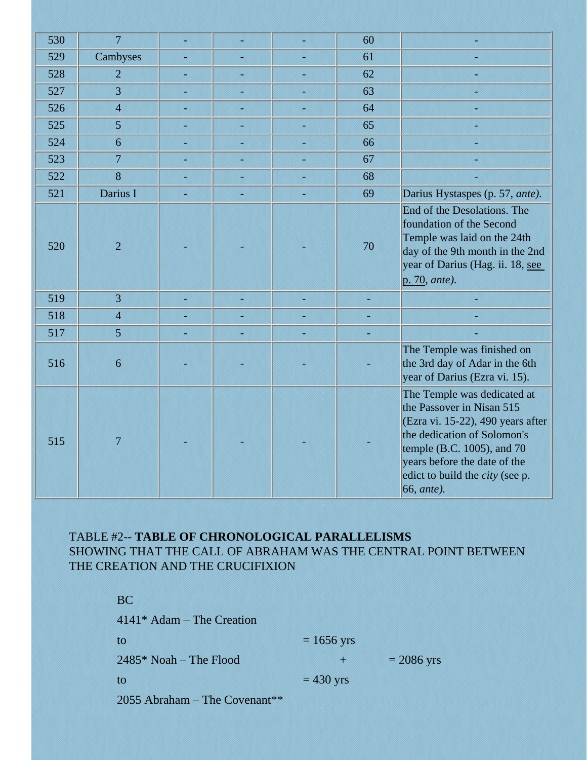| 530 | 7 | - | - | - | 60 | - |
|---|---|---|---|---|---|---|
| 529 | Cambyses | - | - | - | 61 | - |
| 528 | 2 | - | - | - | 62 | - |
| 527 | 3 | - | - | - | 63 | - |
| 526 | 4 | - | - | - | 64 | - |
| 525 | 5 | - | - | - | 65 | - |
| 524 | 6 | - | - | - | 66 | - |
| 523 | 7 | - | - | - | 67 | - |
| 522 | 8 | - | - | - | 68 | - |
| 521 | Darius I | - | - | - | 69 | Darius Hystaspes (p. 57, *ante).* |
| 520 | 2 | - | - | - | 70 | End of the Desolations. The foundation of the Second Temple was laid on the 24th day of the 9th month in the 2nd year of Darius (Hag. ii. 18, see p. 70, *ante).* |
| 519 | 3 | - | - | - | - | - |
| 518 | 4 | - | - | - | - | - |
| 517 | 5 | - | - | - | - | - |
| 516 | 6 | - | - | - | - | The Temple was finished on the 3rd day of Adar in the 6th year of Darius (Ezra vi. 15). |
| 515 | 7 | - | - | - | - | The Temple was dedicated at the Passover in Nisan 515 (Ezra vi. 15-22), 490 years after the dedication of Solomon's temple (B.C. 1005), and 70 years before the date of the edict to build the *city* (see p. 66, *ante).* |

TABLE #2-- **TABLE OF CHRONOLOGICAL PARALLELISMS**
SHOWING THAT THE CALL OF ABRAHAM WAS THE CENTRAL POINT BETWEEN THE CREATION AND THE CRUCIFIXION

| BC | | |
|---|---|---|
| 4141* Adam – The Creation | | |
| to | = 1656 yrs | |
| 2485* Noah – The Flood | + | = 2086 yrs |
| to | = 430 yrs | |
| 2055 Abraham – The Covenant** | | |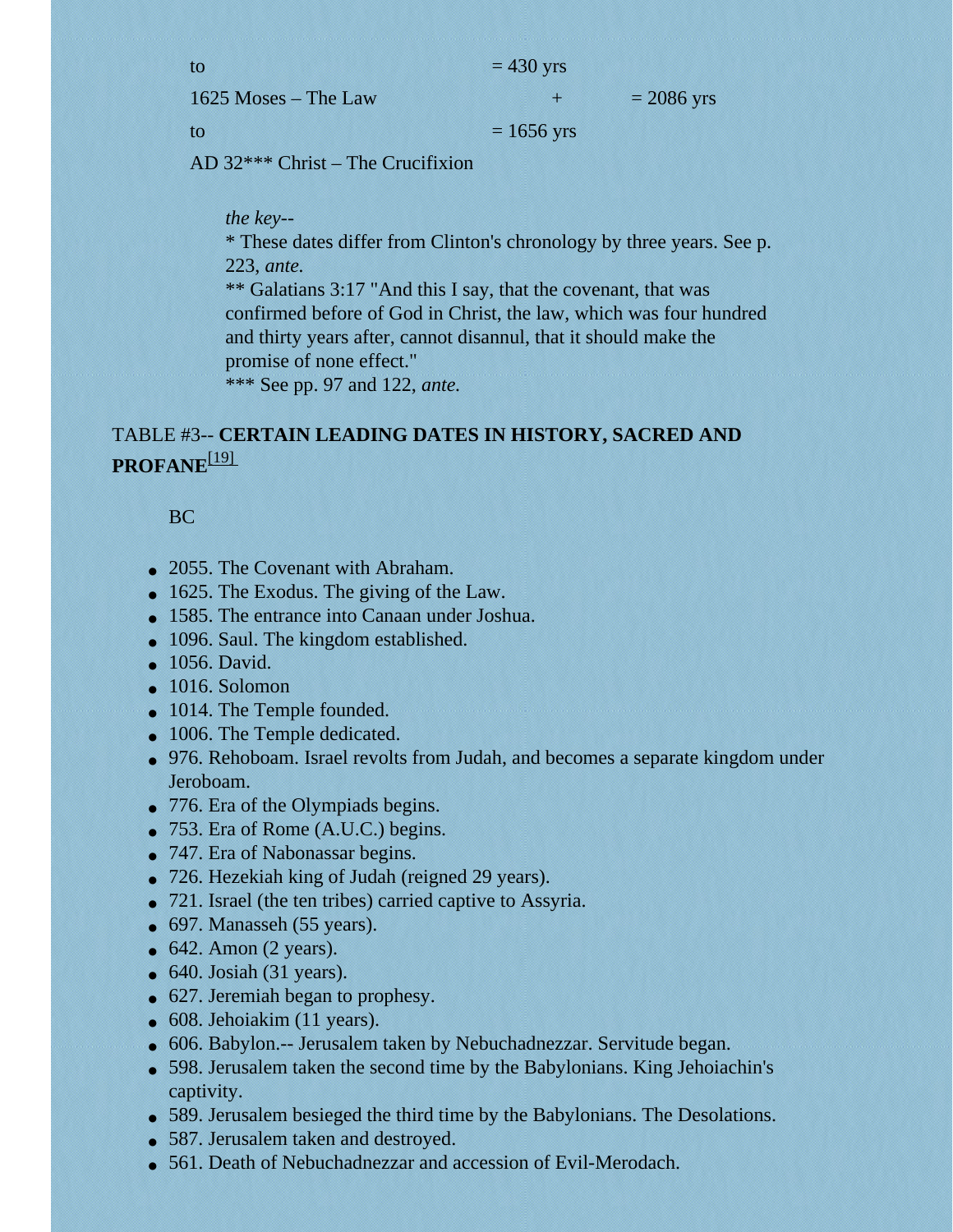| | | | |
|---|---|---|---|
| to | = 430 yrs | | |
| 1625 Moses – The Law | | + | = 2086 yrs |
| to | = 1656 yrs | | |
| AD 32*** Christ – The Crucifixion | | | |

*the key*--

* These dates differ from Clinton's chronology by three years. See p. 223, *ante*.

** Galatians 3:17 "And this I say, that the covenant, that was confirmed before of God in Christ, the law, which was four hundred and thirty years after, cannot disannul, that it should make the promise of none effect."

*** See pp. 97 and 122, *ante*.

TABLE #3-- **CERTAIN LEADING DATES IN HISTORY, SACRED AND PROFANE**[19]

BC

- 2055. The Covenant with Abraham.
- 1625. The Exodus. The giving of the Law.
- 1585. The entrance into Canaan under Joshua.
- 1096. Saul. The kingdom established.
- 1056. David.
- 1016. Solomon
- 1014. The Temple founded.
- 1006. The Temple dedicated.
- 976. Rehoboam. Israel revolts from Judah, and becomes a separate kingdom under Jeroboam.
- 776. Era of the Olympiads begins.
- 753. Era of Rome (A.U.C.) begins.
- 747. Era of Nabonassar begins.
- 726. Hezekiah king of Judah (reigned 29 years).
- 721. Israel (the ten tribes) carried captive to Assyria.
- 697. Manasseh (55 years).
- 642. Amon (2 years).
- 640. Josiah (31 years).
- 627. Jeremiah began to prophesy.
- 608. Jehoiakim (11 years).
- 606. Babylon.-- Jerusalem taken by Nebuchadnezzar. Servitude began.
- 598. Jerusalem taken the second time by the Babylonians. King Jehoiachin's captivity.
- 589. Jerusalem besieged the third time by the Babylonians. The Desolations.
- 587. Jerusalem taken and destroyed.
- 561. Death of Nebuchadnezzar and accession of Evil-Merodach.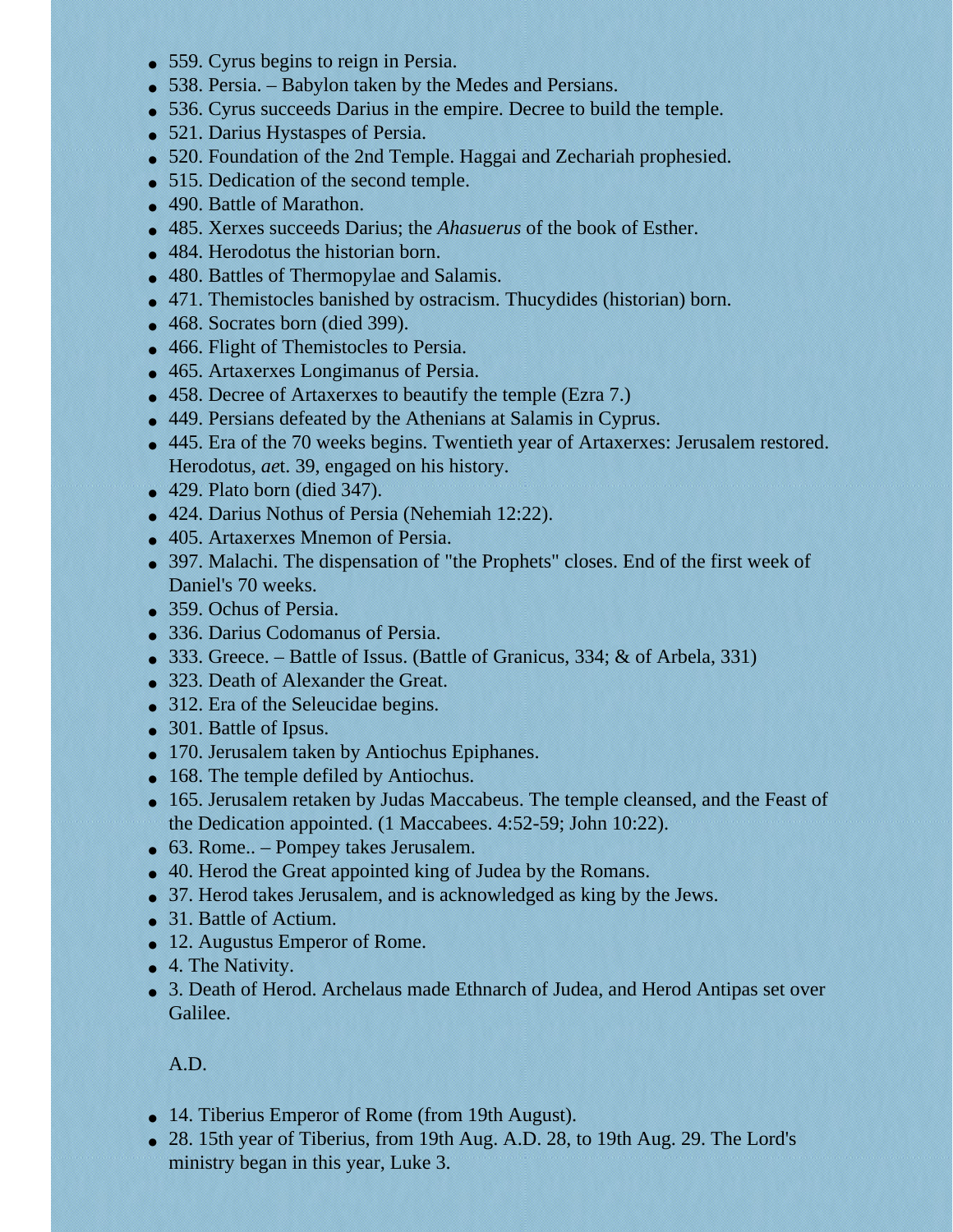- 559. Cyrus begins to reign in Persia.
- 538. Persia. – Babylon taken by the Medes and Persians.
- 536. Cyrus succeeds Darius in the empire. Decree to build the temple.
- 521. Darius Hystaspes of Persia.
- 520. Foundation of the 2nd Temple. Haggai and Zechariah prophesied.
- 515. Dedication of the second temple.
- 490. Battle of Marathon.
- 485. Xerxes succeeds Darius; the *Ahasuerus* of the book of Esther.
- 484. Herodotus the historian born.
- 480. Battles of Thermopylae and Salamis.
- 471. Themistocles banished by ostracism. Thucydides (historian) born.
- 468. Socrates born (died 399).
- 466. Flight of Themistocles to Persia.
- 465. Artaxerxes Longimanus of Persia.
- 458. Decree of Artaxerxes to beautify the temple (Ezra 7.)
- 449. Persians defeated by the Athenians at Salamis in Cyprus.
- 445. Era of the 70 weeks begins. Twentieth year of Artaxerxes: Jerusalem restored. Herodotus, *ae*t. 39, engaged on his history.
- 429. Plato born (died 347).
- 424. Darius Nothus of Persia (Nehemiah 12:22).
- 405. Artaxerxes Mnemon of Persia.
- 397. Malachi. The dispensation of "the Prophets" closes. End of the first week of Daniel's 70 weeks.
- 359. Ochus of Persia.
- 336. Darius Codomanus of Persia.
- 333. Greece. – Battle of Issus. (Battle of Granicus, 334; & of Arbela, 331)
- 323. Death of Alexander the Great.
- 312. Era of the Seleucidae begins.
- 301. Battle of Ipsus.
- 170. Jerusalem taken by Antiochus Epiphanes.
- 168. The temple defiled by Antiochus.
- 165. Jerusalem retaken by Judas Maccabeus. The temple cleansed, and the Feast of the Dedication appointed. (1 Maccabees. 4:52-59; John 10:22).
- 63. Rome.. – Pompey takes Jerusalem.
- 40. Herod the Great appointed king of Judea by the Romans.
- 37. Herod takes Jerusalem, and is acknowledged as king by the Jews.
- 31. Battle of Actium.
- 12. Augustus Emperor of Rome.
- 4. The Nativity.
- 3. Death of Herod. Archelaus made Ethnarch of Judea, and Herod Antipas set over Galilee.

A.D.

- 14. Tiberius Emperor of Rome (from 19th August).
- 28. 15th year of Tiberius, from 19th Aug. A.D. 28, to 19th Aug. 29. The Lord's ministry began in this year, Luke 3.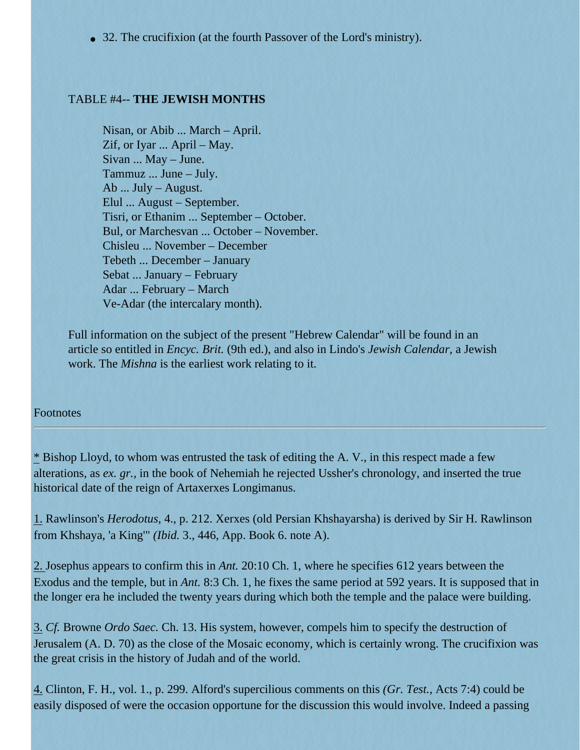- 32. The crucifixion (at the fourth Passover of the Lord's ministry).

TABLE #4-- **THE JEWISH MONTHS**

Nisan, or Abib ... March – April.
Zif, or Iyar ... April – May.
Sivan ... May – June.
Tammuz ... June – July.
Ab ... July – August.
Elul ... August – September.
Tisri, or Ethanim ... September – October.
Bul, or Marchesvan ... October – November.
Chisleu ... November – December
Tebeth ... December – January
Sebat ... January – February
Adar ... February – March
Ve-Adar (the intercalary month).

Full information on the subject of the present "Hebrew Calendar" will be found in an article so entitled in *Encyc. Brit.* (9th ed.), and also in Lindo's *Jewish Calendar,* a Jewish work. The *Mishna* is the earliest work relating to it.

Footnotes

---

* Bishop Lloyd, to whom was entrusted the task of editing the A. V., in this respect made a few alterations, as *ex. gr.*, in the book of Nehemiah he rejected Ussher's chronology, and inserted the true historical date of the reign of Artaxerxes Longimanus.

1. Rawlinson's *Herodotus,* 4., p. 212. Xerxes (old Persian Khshayarsha) is derived by Sir H. Rawlinson from Khshaya, 'a King'" *(Ibid.* 3., 446, App. Book 6. note A).

2. Josephus appears to confirm this in *Ant.* 20:10 Ch. 1, where he specifies 612 years between the Exodus and the temple, but in *Ant.* 8:3 Ch. 1, he fixes the same period at 592 years. It is supposed that in the longer era he included the twenty years during which both the temple and the palace were building.

3. *Cf.* Browne *Ordo Saec.* Ch. 13. His system, however, compels him to specify the destruction of Jerusalem (A. D. 70) as the close of the Mosaic economy, which is certainly wrong. The crucifixion was the great crisis in the history of Judah and of the world.

4. Clinton, F. H., vol. 1., p. 299. Alford's supercilious comments on this *(Gr. Test.,* Acts 7:4) could be easily disposed of were the occasion opportune for the discussion this would involve. Indeed a passing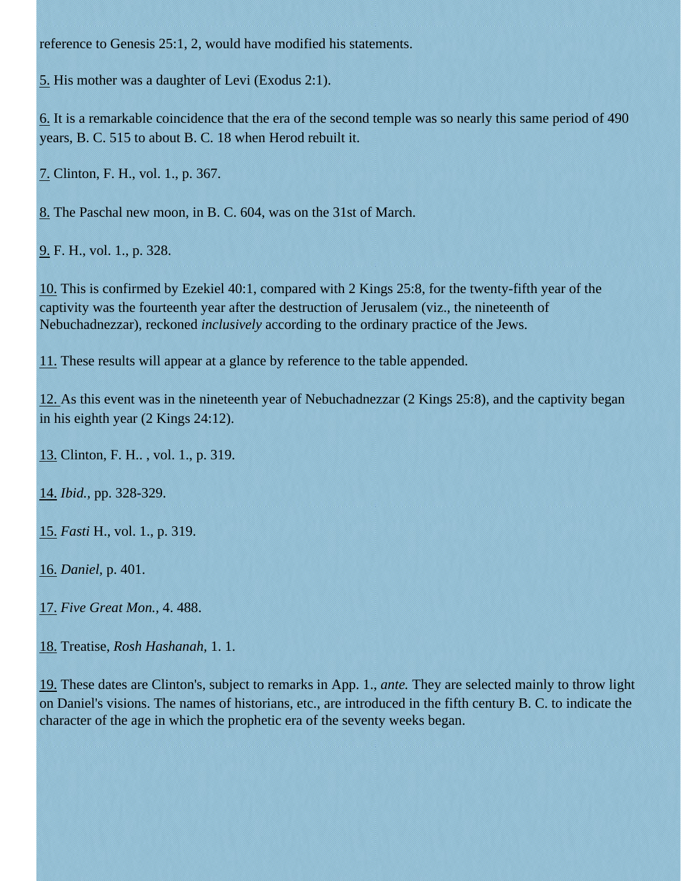reference to Genesis 25:1, 2, would have modified his statements.

5. His mother was a daughter of Levi (Exodus 2:1).

6. It is a remarkable coincidence that the era of the second temple was so nearly this same period of 490 years, B. C. 515 to about B. C. 18 when Herod rebuilt it.

7. Clinton, F. H., vol. 1., p. 367.

8. The Paschal new moon, in B. C. 604, was on the 31st of March.

9. F. H., vol. 1., p. 328.

10. This is confirmed by Ezekiel 40:1, compared with 2 Kings 25:8, for the twenty-fifth year of the captivity was the fourteenth year after the destruction of Jerusalem (viz., the nineteenth of Nebuchadnezzar), reckoned *inclusively* according to the ordinary practice of the Jews.

11. These results will appear at a glance by reference to the table appended.

12. As this event was in the nineteenth year of Nebuchadnezzar (2 Kings 25:8), and the captivity began in his eighth year (2 Kings 24:12).

13. Clinton, F. H.. , vol. 1., p. 319.

14. *Ibid.*, pp. 328-329.

15. *Fasti* H., vol. 1., p. 319.

16. *Daniel*, p. 401.

17. *Five Great Mon.*, 4. 488.

18. Treatise, *Rosh Hashanah*, 1. 1.

19. These dates are Clinton's, subject to remarks in App. 1., *ante.* They are selected mainly to throw light on Daniel's visions. The names of historians, etc., are introduced in the fifth century B. C. to indicate the character of the age in which the prophetic era of the seventy weeks began.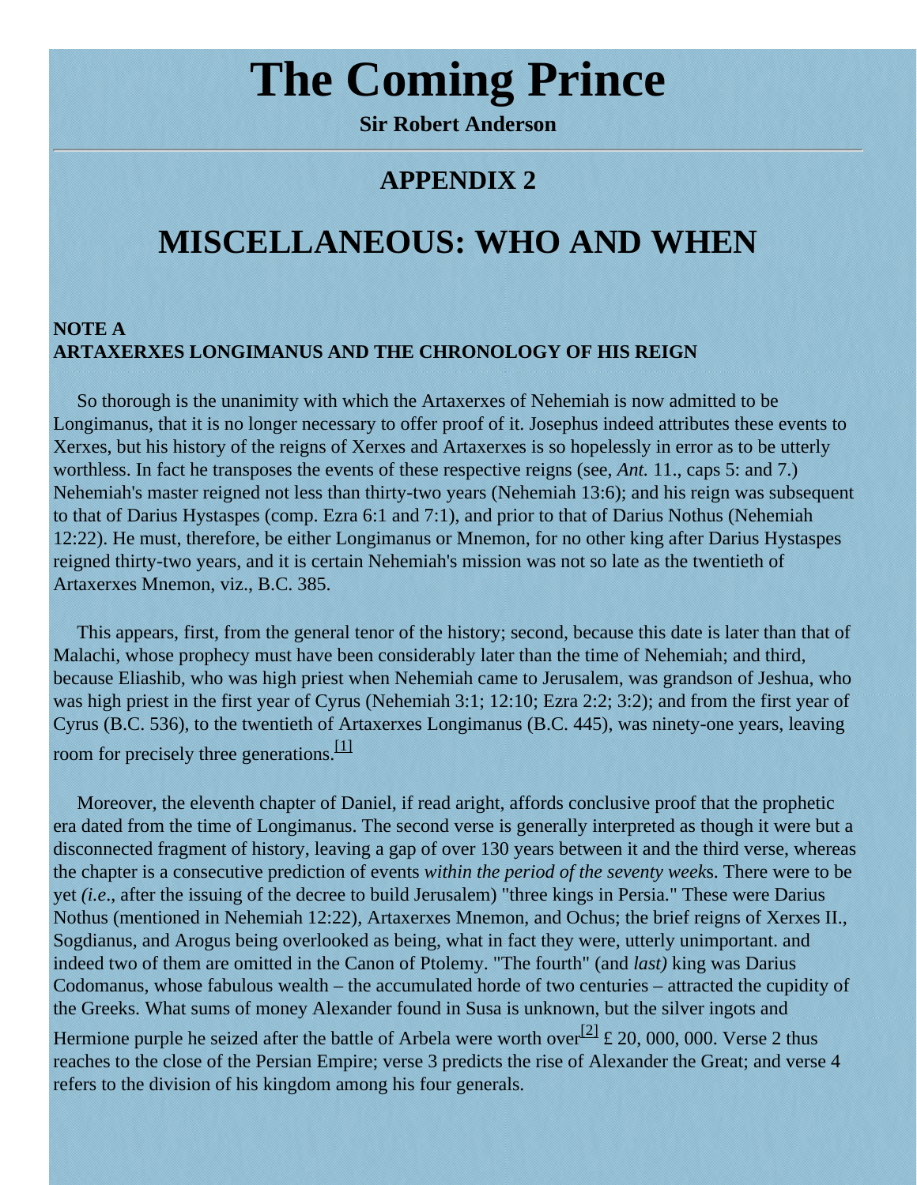# The Coming Prince

**Sir Robert Anderson**

---

## APPENDIX 2

# MISCELLANEOUS: WHO AND WHEN

**NOTE A**
**ARTAXERXES LONGIMANUS AND THE CHRONOLOGY OF HIS REIGN**

So thorough is the unanimity with which the Artaxerxes of Nehemiah is now admitted to be Longimanus, that it is no longer necessary to offer proof of it. Josephus indeed attributes these events to Xerxes, but his history of the reigns of Xerxes and Artaxerxes is so hopelessly in error as to be utterly worthless. In fact he transposes the events of these respective reigns (see, *Ant.* 11., caps 5: and 7.) Nehemiah's master reigned not less than thirty-two years (Nehemiah 13:6); and his reign was subsequent to that of Darius Hystaspes (comp. Ezra 6:1 and 7:1), and prior to that of Darius Nothus (Nehemiah 12:22). He must, therefore, be either Longimanus or Mnemon, for no other king after Darius Hystaspes reigned thirty-two years, and it is certain Nehemiah's mission was not so late as the twentieth of Artaxerxes Mnemon, viz., B.C. 385.

This appears, first, from the general tenor of the history; second, because this date is later than that of Malachi, whose prophecy must have been considerably later than the time of Nehemiah; and third, because Eliashib, who was high priest when Nehemiah came to Jerusalem, was grandson of Jeshua, who was high priest in the first year of Cyrus (Nehemiah 3:1; 12:10; Ezra 2:2; 3:2); and from the first year of Cyrus (B.C. 536), to the twentieth of Artaxerxes Longimanus (B.C. 445), was ninety-one years, leaving room for precisely three generations.[1]

Moreover, the eleventh chapter of Daniel, if read aright, affords conclusive proof that the prophetic era dated from the time of Longimanus. The second verse is generally interpreted as though it were but a disconnected fragment of history, leaving a gap of over 130 years between it and the third verse, whereas the chapter is a consecutive prediction of events *within the period of the seventy week*s. There were to be yet *(i.e*., after the issuing of the decree to build Jerusalem) "three kings in Persia." These were Darius Nothus (mentioned in Nehemiah 12:22), Artaxerxes Mnemon, and Ochus; the brief reigns of Xerxes II., Sogdianus, and Arogus being overlooked as being, what in fact they were, utterly unimportant. and indeed two of them are omitted in the Canon of Ptolemy. "The fourth" (and *last)* king was Darius Codomanus, whose fabulous wealth – the accumulated horde of two centuries – attracted the cupidity of the Greeks. What sums of money Alexander found in Susa is unknown, but the silver ingots and Hermione purple he seized after the battle of Arbela were worth over[2] £ 20, 000, 000. Verse 2 thus reaches to the close of the Persian Empire; verse 3 predicts the rise of Alexander the Great; and verse 4 refers to the division of his kingdom among his four generals.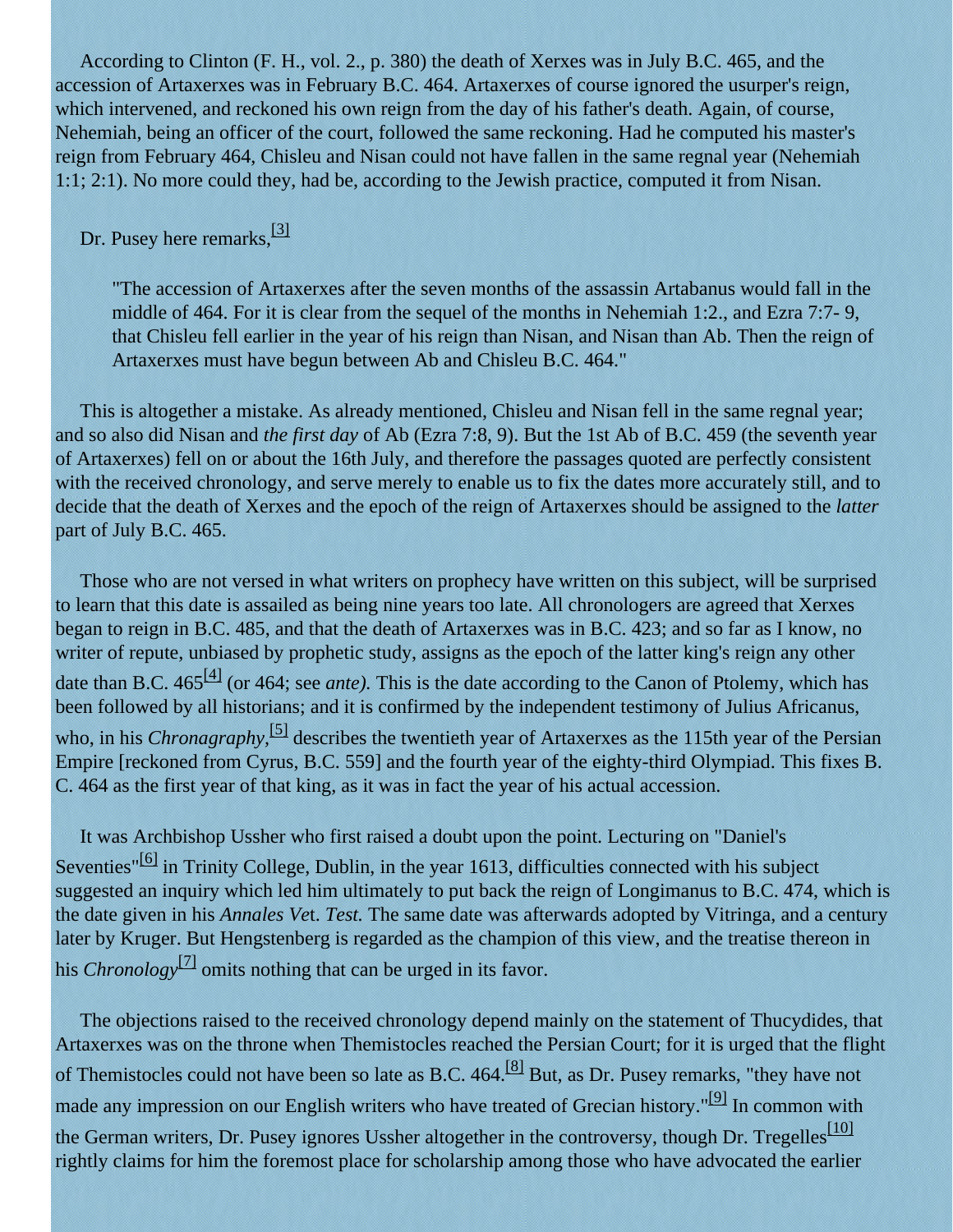According to Clinton (F. H., vol. 2., p. 380) the death of Xerxes was in July B.C. 465, and the accession of Artaxerxes was in February B.C. 464. Artaxerxes of course ignored the usurper's reign, which intervened, and reckoned his own reign from the day of his father's death. Again, of course, Nehemiah, being an officer of the court, followed the same reckoning. Had he computed his master's reign from February 464, Chisleu and Nisan could not have fallen in the same regnal year (Nehemiah 1:1; 2:1). No more could they, had be, according to the Jewish practice, computed it from Nisan.

Dr. Pusey here remarks,[3]

> "The accession of Artaxerxes after the seven months of the assassin Artabanus would fall in the middle of 464. For it is clear from the sequel of the months in Nehemiah 1:2., and Ezra 7:7- 9, that Chisleu fell earlier in the year of his reign than Nisan, and Nisan than Ab. Then the reign of Artaxerxes must have begun between Ab and Chisleu B.C. 464."

This is altogether a mistake. As already mentioned, Chisleu and Nisan fell in the same regnal year; and so also did Nisan and *the first day* of Ab (Ezra 7:8, 9). But the 1st Ab of B.C. 459 (the seventh year of Artaxerxes) fell on or about the 16th July, and therefore the passages quoted are perfectly consistent with the received chronology, and serve merely to enable us to fix the dates more accurately still, and to decide that the death of Xerxes and the epoch of the reign of Artaxerxes should be assigned to the *latter* part of July B.C. 465.

Those who are not versed in what writers on prophecy have written on this subject, will be surprised to learn that this date is assailed as being nine years too late. All chronologers are agreed that Xerxes began to reign in B.C. 485, and that the death of Artaxerxes was in B.C. 423; and so far as I know, no writer of repute, unbiased by prophetic study, assigns as the epoch of the latter king's reign any other date than B.C. 465[4] (or 464; see *ante).* This is the date according to the Canon of Ptolemy, which has been followed by all historians; and it is confirmed by the independent testimony of Julius Africanus, who, in his *Chronagraphy*,[5] describes the twentieth year of Artaxerxes as the 115th year of the Persian Empire [reckoned from Cyrus, B.C. 559] and the fourth year of the eighty-third Olympiad. This fixes B. C. 464 as the first year of that king, as it was in fact the year of his actual accession.

It was Archbishop Ussher who first raised a doubt upon the point. Lecturing on "Daniel's Seventies"[6] in Trinity College, Dublin, in the year 1613, difficulties connected with his subject suggested an inquiry which led him ultimately to put back the reign of Longimanus to B.C. 474, which is the date given in his *Annales Vet. Test.* The same date was afterwards adopted by Vitringa, and a century later by Kruger. But Hengstenberg is regarded as the champion of this view, and the treatise thereon in his *Chronology*[7] omits nothing that can be urged in its favor.

The objections raised to the received chronology depend mainly on the statement of Thucydides, that Artaxerxes was on the throne when Themistocles reached the Persian Court; for it is urged that the flight of Themistocles could not have been so late as B.C. 464.[8] But, as Dr. Pusey remarks, "they have not made any impression on our English writers who have treated of Grecian history."[9] In common with the German writers, Dr. Pusey ignores Ussher altogether in the controversy, though Dr. Tregelles[10] rightly claims for him the foremost place for scholarship among those who have advocated the earlier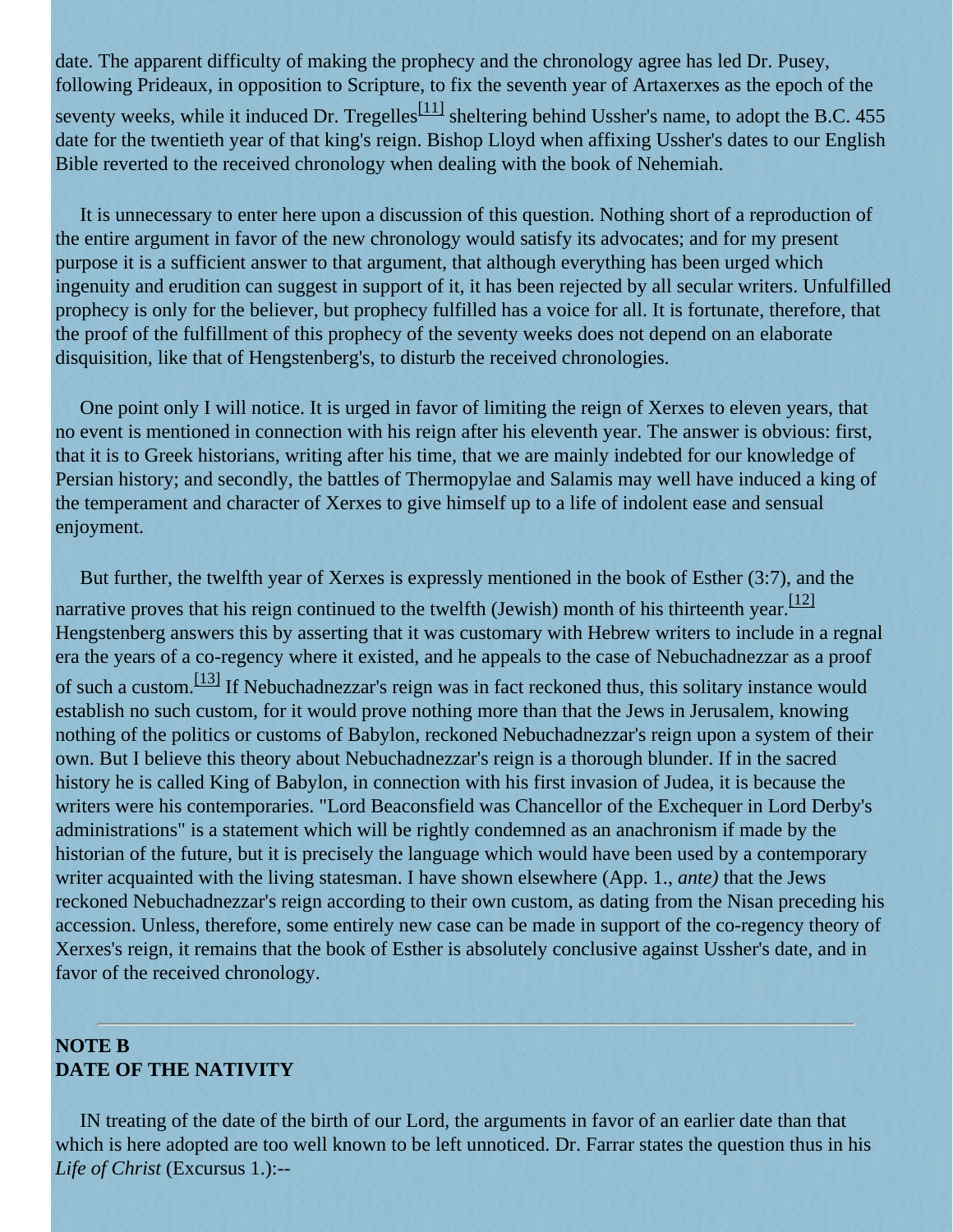date. The apparent difficulty of making the prophecy and the chronology agree has led Dr. Pusey, following Prideaux, in opposition to Scripture, to fix the seventh year of Artaxerxes as the epoch of the seventy weeks, while it induced Dr. Tregelles[11] sheltering behind Ussher's name, to adopt the B.C. 455 date for the twentieth year of that king's reign. Bishop Lloyd when affixing Ussher's dates to our English Bible reverted to the received chronology when dealing with the book of Nehemiah.

It is unnecessary to enter here upon a discussion of this question. Nothing short of a reproduction of the entire argument in favor of the new chronology would satisfy its advocates; and for my present purpose it is a sufficient answer to that argument, that although everything has been urged which ingenuity and erudition can suggest in support of it, it has been rejected by all secular writers. Unfulfilled prophecy is only for the believer, but prophecy fulfilled has a voice for all. It is fortunate, therefore, that the proof of the fulfillment of this prophecy of the seventy weeks does not depend on an elaborate disquisition, like that of Hengstenberg's, to disturb the received chronologies.

One point only I will notice. It is urged in favor of limiting the reign of Xerxes to eleven years, that no event is mentioned in connection with his reign after his eleventh year. The answer is obvious: first, that it is to Greek historians, writing after his time, that we are mainly indebted for our knowledge of Persian history; and secondly, the battles of Thermopylae and Salamis may well have induced a king of the temperament and character of Xerxes to give himself up to a life of indolent ease and sensual enjoyment.

But further, the twelfth year of Xerxes is expressly mentioned in the book of Esther (3:7), and the narrative proves that his reign continued to the twelfth (Jewish) month of his thirteenth year.[12] Hengstenberg answers this by asserting that it was customary with Hebrew writers to include in a regnal era the years of a co-regency where it existed, and he appeals to the case of Nebuchadnezzar as a proof of such a custom.[13] If Nebuchadnezzar's reign was in fact reckoned thus, this solitary instance would establish no such custom, for it would prove nothing more than that the Jews in Jerusalem, knowing nothing of the politics or customs of Babylon, reckoned Nebuchadnezzar's reign upon a system of their own. But I believe this theory about Nebuchadnezzar's reign is a thorough blunder. If in the sacred history he is called King of Babylon, in connection with his first invasion of Judea, it is because the writers were his contemporaries. "Lord Beaconsfield was Chancellor of the Exchequer in Lord Derby's administrations" is a statement which will be rightly condemned as an anachronism if made by the historian of the future, but it is precisely the language which would have been used by a contemporary writer acquainted with the living statesman. I have shown elsewhere (App. 1., *ante)* that the Jews reckoned Nebuchadnezzar's reign according to their own custom, as dating from the Nisan preceding his accession. Unless, therefore, some entirely new case can be made in support of the co-regency theory of Xerxes's reign, it remains that the book of Esther is absolutely conclusive against Ussher's date, and in favor of the received chronology.

---

## NOTE B
## DATE OF THE NATIVITY

IN treating of the date of the birth of our Lord, the arguments in favor of an earlier date than that which is here adopted are too well known to be left unnoticed. Dr. Farrar states the question thus in his *Life of Christ* (Excursus 1.):--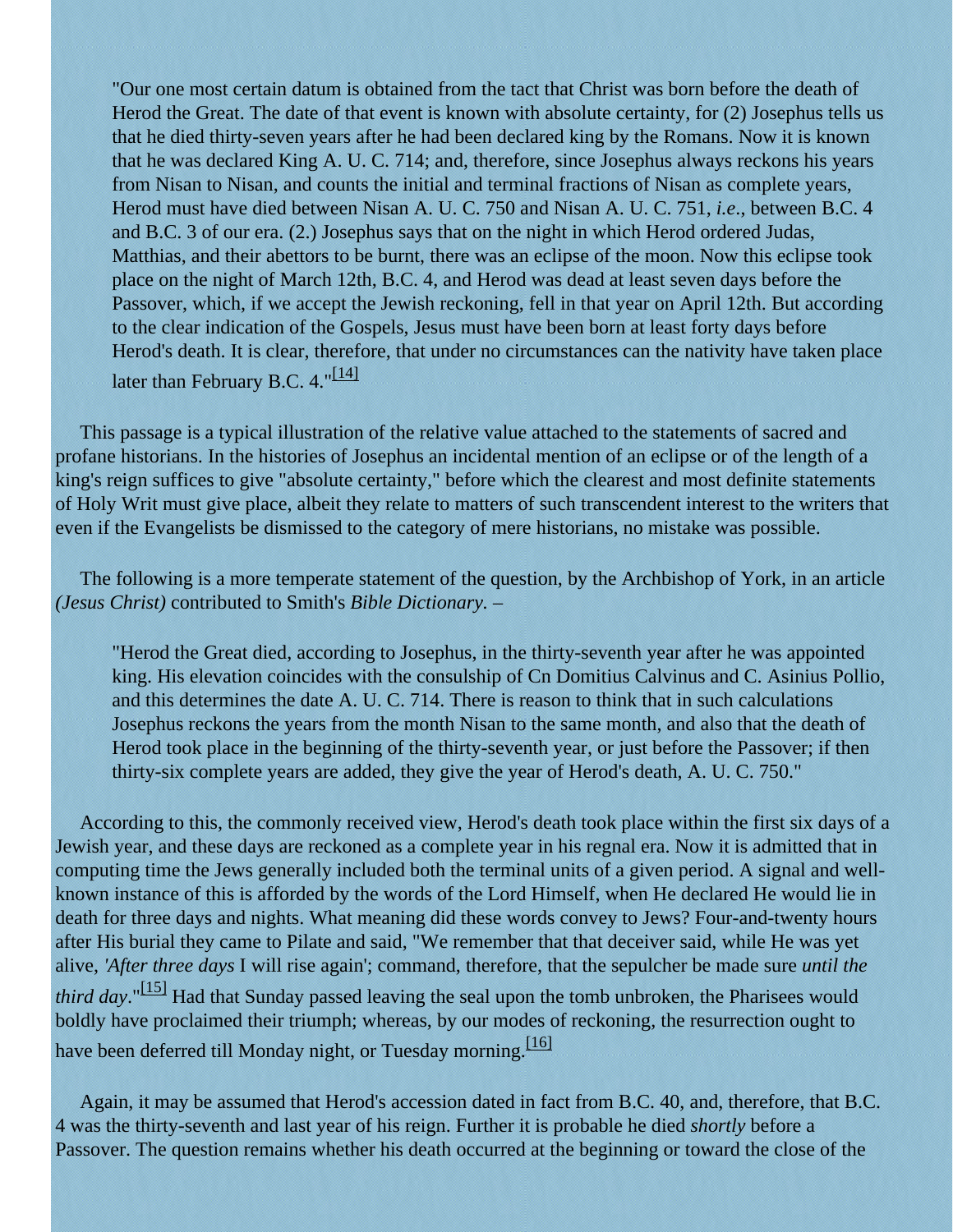> "Our one most certain datum is obtained from the tact that Christ was born before the death of Herod the Great. The date of that event is known with absolute certainty, for (2) Josephus tells us that he died thirty-seven years after he had been declared king by the Romans. Now it is known that he was declared King A. U. C. 714; and, therefore, since Josephus always reckons his years from Nisan to Nisan, and counts the initial and terminal fractions of Nisan as complete years, Herod must have died between Nisan A. U. C. 750 and Nisan A. U. C. 751, *i.e*., between B.C. 4 and B.C. 3 of our era. (2.) Josephus says that on the night in which Herod ordered Judas, Matthias, and their abettors to be burnt, there was an eclipse of the moon. Now this eclipse took place on the night of March 12th, B.C. 4, and Herod was dead at least seven days before the Passover, which, if we accept the Jewish reckoning, fell in that year on April 12th. But according to the clear indication of the Gospels, Jesus must have been born at least forty days before Herod's death. It is clear, therefore, that under no circumstances can the nativity have taken place later than February B.C. 4."[14]

This passage is a typical illustration of the relative value attached to the statements of sacred and profane historians. In the histories of Josephus an incidental mention of an eclipse or of the length of a king's reign suffices to give "absolute certainty," before which the clearest and most definite statements of Holy Writ must give place, albeit they relate to matters of such transcendent interest to the writers that even if the Evangelists be dismissed to the category of mere historians, no mistake was possible.

The following is a more temperate statement of the question, by the Archbishop of York, in an article *(Jesus Christ)* contributed to Smith's *Bible Dictionary*. –

> "Herod the Great died, according to Josephus, in the thirty-seventh year after he was appointed king. His elevation coincides with the consulship of Cn Domitius Calvinus and C. Asinius Pollio, and this determines the date A. U. C. 714. There is reason to think that in such calculations Josephus reckons the years from the month Nisan to the same month, and also that the death of Herod took place in the beginning of the thirty-seventh year, or just before the Passover; if then thirty-six complete years are added, they give the year of Herod's death, A. U. C. 750."

According to this, the commonly received view, Herod's death took place within the first six days of a Jewish year, and these days are reckoned as a complete year in his regnal era. Now it is admitted that in computing time the Jews generally included both the terminal units of a given period. A signal and well-known instance of this is afforded by the words of the Lord Himself, when He declared He would lie in death for three days and nights. What meaning did these words convey to Jews? Four-and-twenty hours after His burial they came to Pilate and said, "We remember that that deceiver said, while He was yet alive, *'After three days* I will rise again'; command, therefore, that the sepulcher be made sure *until the third day*."[15] Had that Sunday passed leaving the seal upon the tomb unbroken, the Pharisees would boldly have proclaimed their triumph; whereas, by our modes of reckoning, the resurrection ought to have been deferred till Monday night, or Tuesday morning.[16]

Again, it may be assumed that Herod's accession dated in fact from B.C. 40, and, therefore, that B.C. 4 was the thirty-seventh and last year of his reign. Further it is probable he died *shortly* before a Passover. The question remains whether his death occurred at the beginning or toward the close of the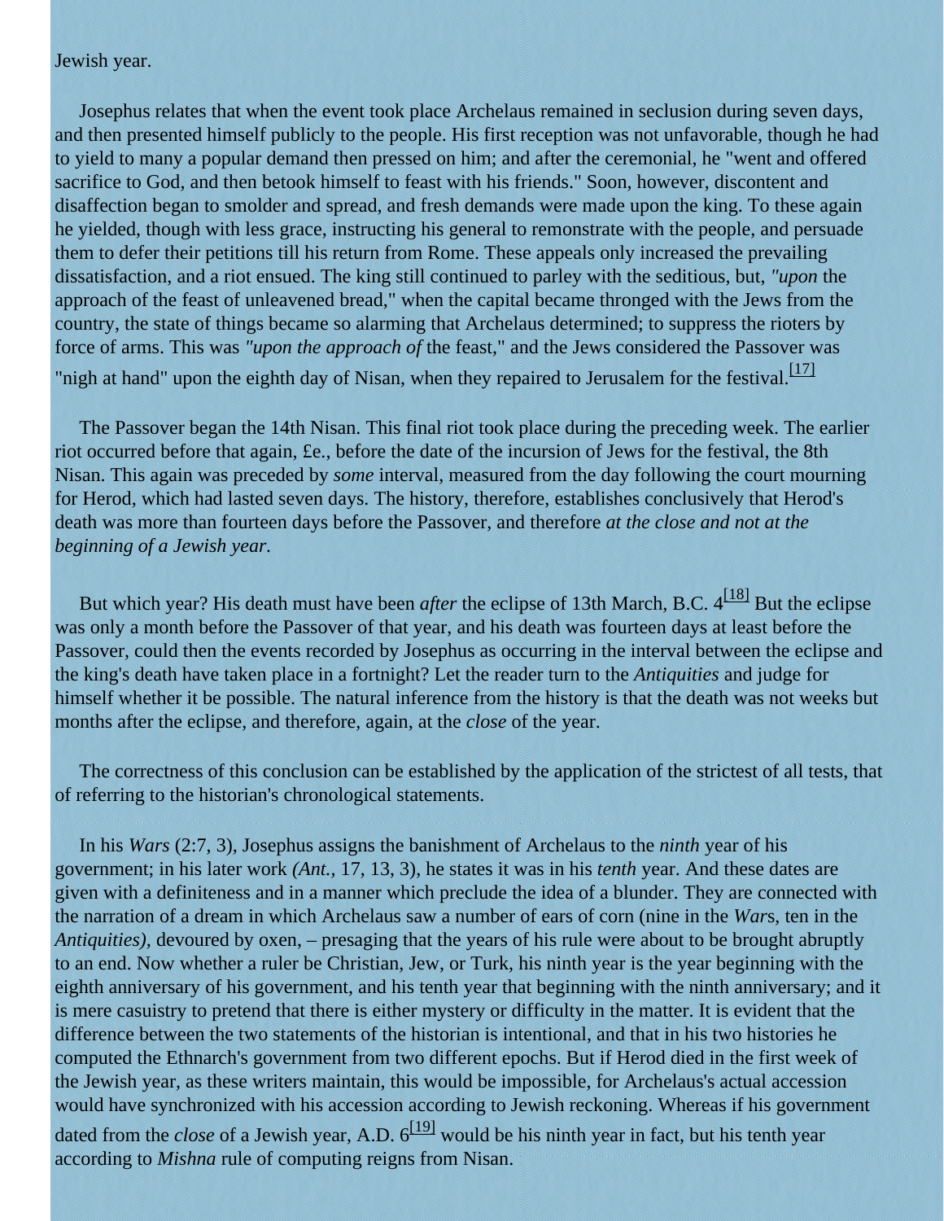Jewish year.

Josephus relates that when the event took place Archelaus remained in seclusion during seven days, and then presented himself publicly to the people. His first reception was not unfavorable, though he had to yield to many a popular demand then pressed on him; and after the ceremonial, he "went and offered sacrifice to God, and then betook himself to feast with his friends." Soon, however, discontent and disaffection began to smolder and spread, and fresh demands were made upon the king. To these again he yielded, though with less grace, instructing his general to remonstrate with the people, and persuade them to defer their petitions till his return from Rome. These appeals only increased the prevailing dissatisfaction, and a riot ensued. The king still continued to parley with the seditious, but, *"upon* the approach of the feast of unleavened bread," when the capital became thronged with the Jews from the country, the state of things became so alarming that Archelaus determined; to suppress the rioters by force of arms. This was *"upon the approach of* the feast," and the Jews considered the Passover was "nigh at hand" upon the eighth day of Nisan, when they repaired to Jerusalem for the festival.[17]

The Passover began the 14th Nisan. This final riot took place during the preceding week. The earlier riot occurred before that again, £e., before the date of the incursion of Jews for the festival, the 8th Nisan. This again was preceded by *some* interval, measured from the day following the court mourning for Herod, which had lasted seven days. The history, therefore, establishes conclusively that Herod's death was more than fourteen days before the Passover, and therefore *at the close and not at the beginning of a Jewish year*.

But which year? His death must have been *after* the eclipse of 13th March, B.C. 4[18] But the eclipse was only a month before the Passover of that year, and his death was fourteen days at least before the Passover, could then the events recorded by Josephus as occurring in the interval between the eclipse and the king's death have taken place in a fortnight? Let the reader turn to the *Antiquities* and judge for himself whether it be possible. The natural inference from the history is that the death was not weeks but months after the eclipse, and therefore, again, at the *close* of the year.

The correctness of this conclusion can be established by the application of the strictest of all tests, that of referring to the historian's chronological statements.

In his *Wars* (2:7, 3), Josephus assigns the banishment of Archelaus to the *ninth* year of his government; in his later work *(Ant.,* 17, 13, 3), he states it was in his *tenth* year. And these dates are given with a definiteness and in a manner which preclude the idea of a blunder. They are connected with the narration of a dream in which Archelaus saw a number of ears of corn (nine in the *War*s, ten in the *Antiquities),* devoured by oxen, – presaging that the years of his rule were about to be brought abruptly to an end. Now whether a ruler be Christian, Jew, or Turk, his ninth year is the year beginning with the eighth anniversary of his government, and his tenth year that beginning with the ninth anniversary; and it is mere casuistry to pretend that there is either mystery or difficulty in the matter. It is evident that the difference between the two statements of the historian is intentional, and that in his two histories he computed the Ethnarch's government from two different epochs. But if Herod died in the first week of the Jewish year, as these writers maintain, this would be impossible, for Archelaus's actual accession would have synchronized with his accession according to Jewish reckoning. Whereas if his government dated from the *close* of a Jewish year, A.D. 6[19] would be his ninth year in fact, but his tenth year according to *Mishna* rule of computing reigns from Nisan.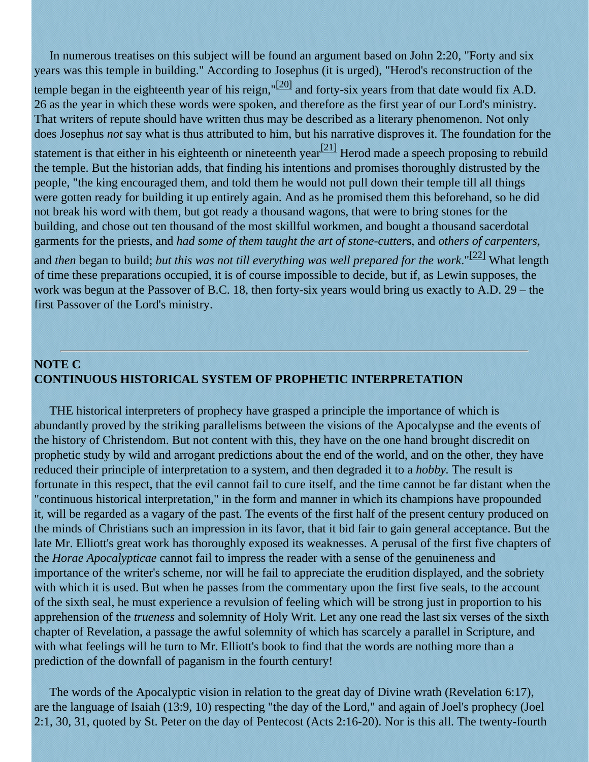In numerous treatises on this subject will be found an argument based on John 2:20, "Forty and six years was this temple in building." According to Josephus (it is urged), "Herod's reconstruction of the temple began in the eighteenth year of his reign,"[20] and forty-six years from that date would fix A.D. 26 as the year in which these words were spoken, and therefore as the first year of our Lord's ministry. That writers of repute should have written thus may be described as a literary phenomenon. Not only does Josephus *not* say what is thus attributed to him, but his narrative disproves it. The foundation for the statement is that either in his eighteenth or nineteenth year[21] Herod made a speech proposing to rebuild the temple. But the historian adds, that finding his intentions and promises thoroughly distrusted by the people, "the king encouraged them, and told them he would not pull down their temple till all things were gotten ready for building it up entirely again. And as he promised them this beforehand, so he did not break his word with them, but got ready a thousand wagons, that were to bring stones for the building, and chose out ten thousand of the most skillful workmen, and bought a thousand sacerdotal garments for the priests, and *had some of them taught the art of stone-cutters*, and *others of carpenters*, and *then* began to build; *but this was not till everything was well prepared for the work*."[22] What length of time these preparations occupied, it is of course impossible to decide, but if, as Lewin supposes, the work was begun at the Passover of B.C. 18, then forty-six years would bring us exactly to A.D. 29 – the first Passover of the Lord's ministry.

---

## NOTE C
## CONTINUOUS HISTORICAL SYSTEM OF PROPHETIC INTERPRETATION

THE historical interpreters of prophecy have grasped a principle the importance of which is abundantly proved by the striking parallelisms between the visions of the Apocalypse and the events of the history of Christendom. But not content with this, they have on the one hand brought discredit on prophetic study by wild and arrogant predictions about the end of the world, and on the other, they have reduced their principle of interpretation to a system, and then degraded it to a *hobby.* The result is fortunate in this respect, that the evil cannot fail to cure itself, and the time cannot be far distant when the "continuous historical interpretation," in the form and manner in which its champions have propounded it, will be regarded as a vagary of the past. The events of the first half of the present century produced on the minds of Christians such an impression in its favor, that it bid fair to gain general acceptance. But the late Mr. Elliott's great work has thoroughly exposed its weaknesses. A perusal of the first five chapters of the *Horae Apocalypticae* cannot fail to impress the reader with a sense of the genuineness and importance of the writer's scheme, nor will he fail to appreciate the erudition displayed, and the sobriety with which it is used. But when he passes from the commentary upon the first five seals, to the account of the sixth seal, he must experience a revulsion of feeling which will be strong just in proportion to his apprehension of the *trueness* and solemnity of Holy Writ. Let any one read the last six verses of the sixth chapter of Revelation, a passage the awful solemnity of which has scarcely a parallel in Scripture, and with what feelings will he turn to Mr. Elliott's book to find that the words are nothing more than a prediction of the downfall of paganism in the fourth century!

The words of the Apocalyptic vision in relation to the great day of Divine wrath (Revelation 6:17), are the language of Isaiah (13:9, 10) respecting "the day of the Lord," and again of Joel's prophecy (Joel 2:1, 30, 31, quoted by St. Peter on the day of Pentecost (Acts 2:16-20). Nor is this all. The twenty-fourth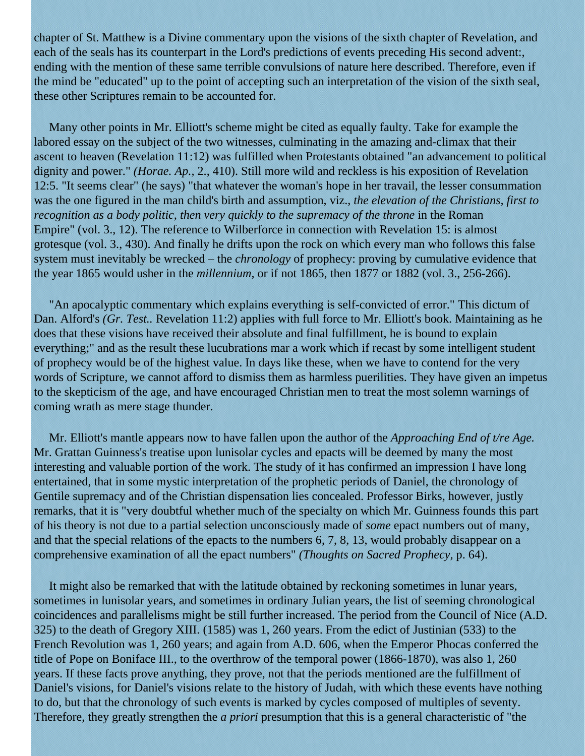chapter of St. Matthew is a Divine commentary upon the visions of the sixth chapter of Revelation, and each of the seals has its counterpart in the Lord's predictions of events preceding His second advent:, ending with the mention of these same terrible convulsions of nature here described. Therefore, even if the mind be "educated" up to the point of accepting such an interpretation of the vision of the sixth seal, these other Scriptures remain to be accounted for.

Many other points in Mr. Elliott's scheme might be cited as equally faulty. Take for example the labored essay on the subject of the two witnesses, culminating in the amazing and-climax that their ascent to heaven (Revelation 11:12) was fulfilled when Protestants obtained "an advancement to political dignity and power." *(Horae. Ap.,* 2., 410). Still more wild and reckless is his exposition of Revelation 12:5. "It seems clear" (he says) "that whatever the woman's hope in her travail, the lesser consummation was the one figured in the man child's birth and assumption, viz., *the elevation of the Christians, first to recognition as a body politic, then very quickly to the supremacy of the throne* in the Roman Empire" (vol. 3., 12). The reference to Wilberforce in connection with Revelation 15: is almost grotesque (vol. 3., 430). And finally he drifts upon the rock on which every man who follows this false system must inevitably be wrecked – the *chronology* of prophecy: proving by cumulative evidence that the year 1865 would usher in the *millennium,* or if not 1865, then 1877 or 1882 (vol. 3., 256-266).

"An apocalyptic commentary which explains everything is self-convicted of error." This dictum of Dan. Alford's *(Gr. Test..* Revelation 11:2) applies with full force to Mr. Elliott's book. Maintaining as he does that these visions have received their absolute and final fulfillment, he is bound to explain everything;" and as the result these lucubrations mar a work which if recast by some intelligent student of prophecy would be of the highest value. In days like these, when we have to contend for the very words of Scripture, we cannot afford to dismiss them as harmless puerilities. They have given an impetus to the skepticism of the age, and have encouraged Christian men to treat the most solemn warnings of coming wrath as mere stage thunder.

Mr. Elliott's mantle appears now to have fallen upon the author of the *Approaching End of t/re Age.* Mr. Grattan Guinness's treatise upon lunisolar cycles and epacts will be deemed by many the most interesting and valuable portion of the work. The study of it has confirmed an impression I have long entertained, that in some mystic interpretation of the prophetic periods of Daniel, the chronology of Gentile supremacy and of the Christian dispensation lies concealed. Professor Birks, however, justly remarks, that it is "very doubtful whether much of the specialty on which Mr. Guinness founds this part of his theory is not due to a partial selection unconsciously made of *some* epact numbers out of many, and that the special relations of the epacts to the numbers 6, 7, 8, 13, would probably disappear on a comprehensive examination of all the epact numbers" *(Thoughts on Sacred Prophecy,* p. 64).

It might also be remarked that with the latitude obtained by reckoning sometimes in lunar years, sometimes in lunisolar years, and sometimes in ordinary Julian years, the list of seeming chronological coincidences and parallelisms might be still further increased. The period from the Council of Nice (A.D. 325) to the death of Gregory XIII. (1585) was 1, 260 years. From the edict of Justinian (533) to the French Revolution was 1, 260 years; and again from A.D. 606, when the Emperor Phocas conferred the title of Pope on Boniface III., to the overthrow of the temporal power (1866-1870), was also 1, 260 years. If these facts prove anything, they prove, not that the periods mentioned are the fulfillment of Daniel's visions, for Daniel's visions relate to the history of Judah, with which these events have nothing to do, but that the chronology of such events is marked by cycles composed of multiples of seventy. Therefore, they greatly strengthen the *a priori* presumption that this is a general characteristic of "the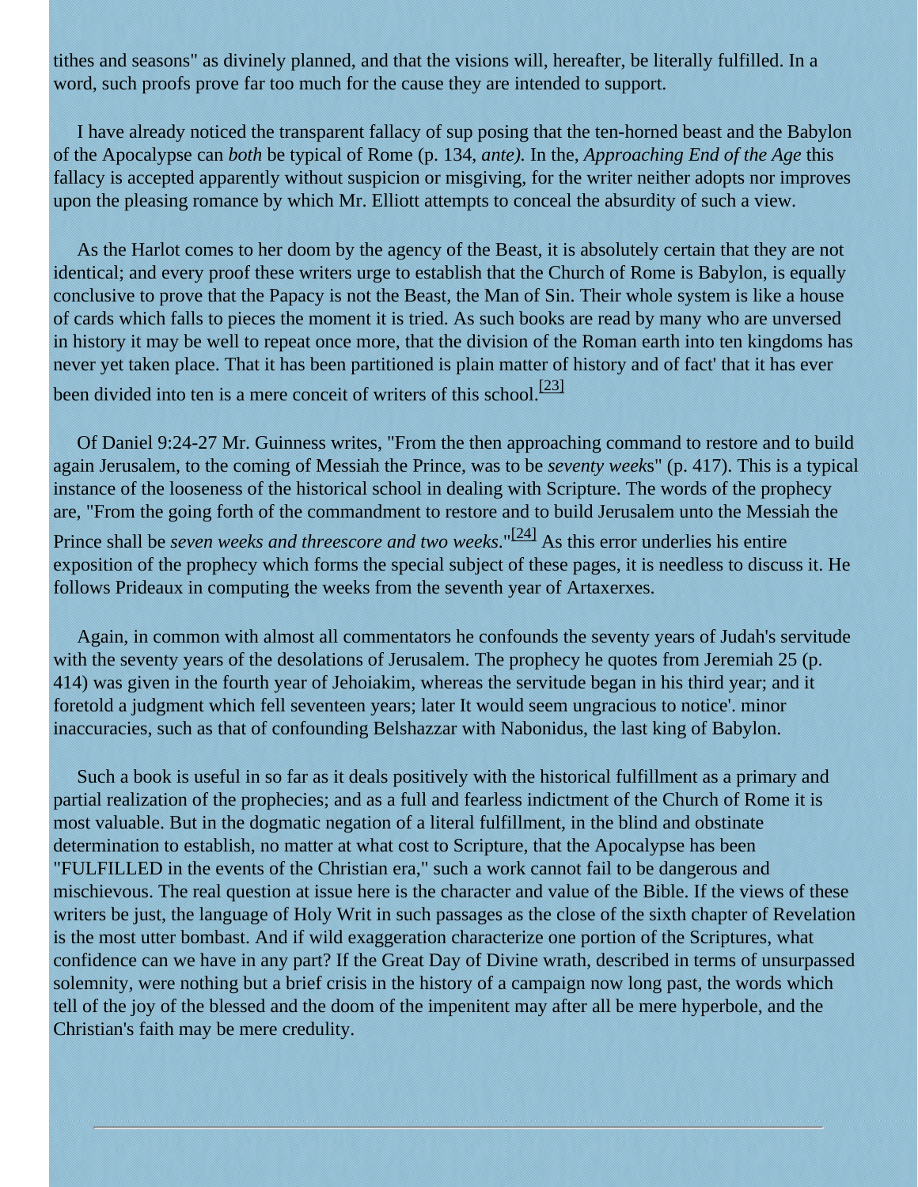tithes and seasons" as divinely planned, and that the visions will, hereafter, be literally fulfilled. In a word, such proofs prove far too much for the cause they are intended to support.

I have already noticed the transparent fallacy of sup posing that the ten-horned beast and the Babylon of the Apocalypse can *both* be typical of Rome (p. 134, *ante).* In the, *Approaching End of the Age* this fallacy is accepted apparently without suspicion or misgiving, for the writer neither adopts nor improves upon the pleasing romance by which Mr. Elliott attempts to conceal the absurdity of such a view.

As the Harlot comes to her doom by the agency of the Beast, it is absolutely certain that they are not identical; and every proof these writers urge to establish that the Church of Rome is Babylon, is equally conclusive to prove that the Papacy is not the Beast, the Man of Sin. Their whole system is like a house of cards which falls to pieces the moment it is tried. As such books are read by many who are unversed in history it may be well to repeat once more, that the division of the Roman earth into ten kingdoms has never yet taken place. That it has been partitioned is plain matter of history and of fact' that it has ever been divided into ten is a mere conceit of writers of this school.[23]

Of Daniel 9:24-27 Mr. Guinness writes, "From the then approaching command to restore and to build again Jerusalem, to the coming of Messiah the Prince, was to be *seventy week*s" (p. 417). This is a typical instance of the looseness of the historical school in dealing with Scripture. The words of the prophecy are, "From the going forth of the commandment to restore and to build Jerusalem unto the Messiah the Prince shall be *seven weeks and threescore and two weeks*."[24] As this error underlies his entire exposition of the prophecy which forms the special subject of these pages, it is needless to discuss it. He follows Prideaux in computing the weeks from the seventh year of Artaxerxes.

Again, in common with almost all commentators he confounds the seventy years of Judah's servitude with the seventy years of the desolations of Jerusalem. The prophecy he quotes from Jeremiah 25 (p. 414) was given in the fourth year of Jehoiakim, whereas the servitude began in his third year; and it foretold a judgment which fell seventeen years; later It would seem ungracious to notice'. minor inaccuracies, such as that of confounding Belshazzar with Nabonidus, the last king of Babylon.

Such a book is useful in so far as it deals positively with the historical fulfillment as a primary and partial realization of the prophecies; and as a full and fearless indictment of the Church of Rome it is most valuable. But in the dogmatic negation of a literal fulfillment, in the blind and obstinate determination to establish, no matter at what cost to Scripture, that the Apocalypse has been "FULFILLED in the events of the Christian era," such a work cannot fail to be dangerous and mischievous. The real question at issue here is the character and value of the Bible. If the views of these writers be just, the language of Holy Writ in such passages as the close of the sixth chapter of Revelation is the most utter bombast. And if wild exaggeration characterize one portion of the Scriptures, what confidence can we have in any part? If the Great Day of Divine wrath, described in terms of unsurpassed solemnity, were nothing but a brief crisis in the history of a campaign now long past, the words which tell of the joy of the blessed and the doom of the impenitent may after all be mere hyperbole, and the Christian's faith may be mere credulity.

---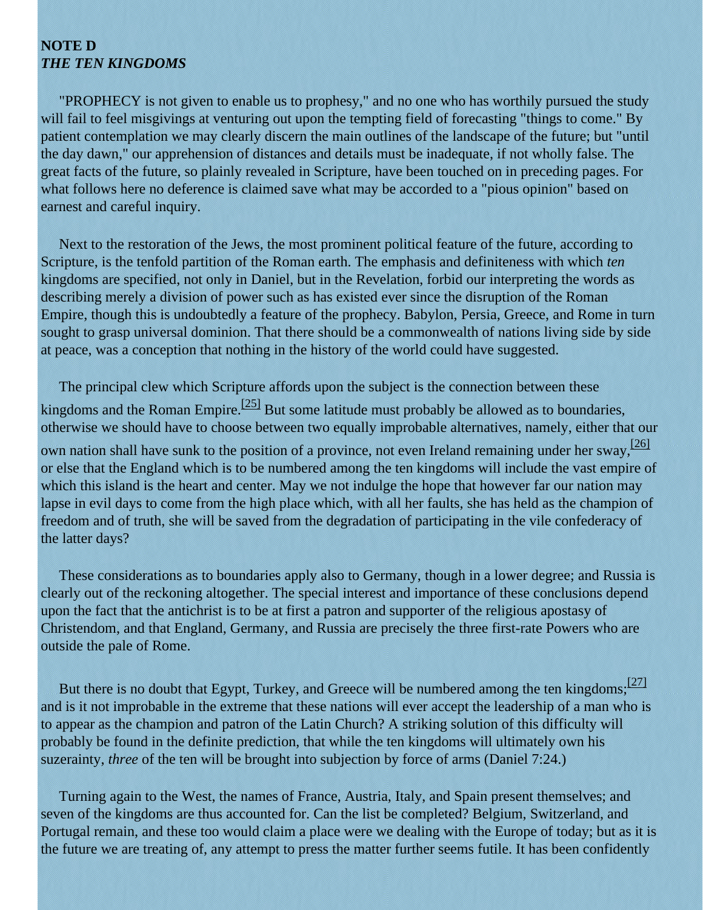**NOTE D**
***THE TEN KINGDOMS***

"PROPHECY is not given to enable us to prophesy," and no one who has worthily pursued the study will fail to feel misgivings at venturing out upon the tempting field of forecasting "things to come." By patient contemplation we may clearly discern the main outlines of the landscape of the future; but "until the day dawn," our apprehension of distances and details must be inadequate, if not wholly false. The great facts of the future, so plainly revealed in Scripture, have been touched on in preceding pages. For what follows here no deference is claimed save what may be accorded to a "pious opinion" based on earnest and careful inquiry.

Next to the restoration of the Jews, the most prominent political feature of the future, according to Scripture, is the tenfold partition of the Roman earth. The emphasis and definiteness with which *ten* kingdoms are specified, not only in Daniel, but in the Revelation, forbid our interpreting the words as describing merely a division of power such as has existed ever since the disruption of the Roman Empire, though this is undoubtedly a feature of the prophecy. Babylon, Persia, Greece, and Rome in turn sought to grasp universal dominion. That there should be a commonwealth of nations living side by side at peace, was a conception that nothing in the history of the world could have suggested.

The principal clew which Scripture affords upon the subject is the connection between these kingdoms and the Roman Empire.[25] But some latitude must probably be allowed as to boundaries, otherwise we should have to choose between two equally improbable alternatives, namely, either that our own nation shall have sunk to the position of a province, not even Ireland remaining under her sway,[26] or else that the England which is to be numbered among the ten kingdoms will include the vast empire of which this island is the heart and center. May we not indulge the hope that however far our nation may lapse in evil days to come from the high place which, with all her faults, she has held as the champion of freedom and of truth, she will be saved from the degradation of participating in the vile confederacy of the latter days?

These considerations as to boundaries apply also to Germany, though in a lower degree; and Russia is clearly out of the reckoning altogether. The special interest and importance of these conclusions depend upon the fact that the antichrist is to be at first a patron and supporter of the religious apostasy of Christendom, and that England, Germany, and Russia are precisely the three first-rate Powers who are outside the pale of Rome.

But there is no doubt that Egypt, Turkey, and Greece will be numbered among the ten kingdoms;[27] and is it not improbable in the extreme that these nations will ever accept the leadership of a man who is to appear as the champion and patron of the Latin Church? A striking solution of this difficulty will probably be found in the definite prediction, that while the ten kingdoms will ultimately own his suzerainty, *three* of the ten will be brought into subjection by force of arms (Daniel 7:24.)

Turning again to the West, the names of France, Austria, Italy, and Spain present themselves; and seven of the kingdoms are thus accounted for. Can the list be completed? Belgium, Switzerland, and Portugal remain, and these too would claim a place were we dealing with the Europe of today; but as it is the future we are treating of, any attempt to press the matter further seems futile. It has been confidently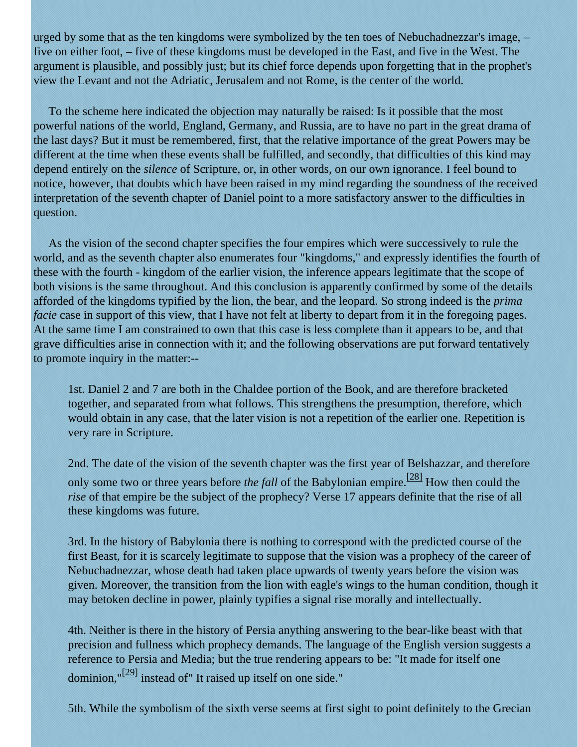urged by some that as the ten kingdoms were symbolized by the ten toes of Nebuchadnezzar's image, – five on either foot, – five of these kingdoms must be developed in the East, and five in the West. The argument is plausible, and possibly just; but its chief force depends upon forgetting that in the prophet's view the Levant and not the Adriatic, Jerusalem and not Rome, is the center of the world.

To the scheme here indicated the objection may naturally be raised: Is it possible that the most powerful nations of the world, England, Germany, and Russia, are to have no part in the great drama of the last days? But it must be remembered, first, that the relative importance of the great Powers may be different at the time when these events shall be fulfilled, and secondly, that difficulties of this kind may depend entirely on the *silence* of Scripture, or, in other words, on our own ignorance. I feel bound to notice, however, that doubts which have been raised in my mind regarding the soundness of the received interpretation of the seventh chapter of Daniel point to a more satisfactory answer to the difficulties in question.

As the vision of the second chapter specifies the four empires which were successively to rule the world, and as the seventh chapter also enumerates four "kingdoms," and expressly identifies the fourth of these with the fourth - kingdom of the earlier vision, the inference appears legitimate that the scope of both visions is the same throughout. And this conclusion is apparently confirmed by some of the details afforded of the kingdoms typified by the lion, the bear, and the leopard. So strong indeed is the *prima facie* case in support of this view, that I have not felt at liberty to depart from it in the foregoing pages. At the same time I am constrained to own that this case is less complete than it appears to be, and that grave difficulties arise in connection with it; and the following observations are put forward tentatively to promote inquiry in the matter:--

> 1st. Daniel 2 and 7 are both in the Chaldee portion of the Book, and are therefore bracketed together, and separated from what follows. This strengthens the presumption, therefore, which would obtain in any case, that the later vision is not a repetition of the earlier one. Repetition is very rare in Scripture.
>
> 2nd. The date of the vision of the seventh chapter was the first year of Belshazzar, and therefore only some two or three years before *the fall* of the Babylonian empire.[28] How then could the *rise* of that empire be the subject of the prophecy? Verse 17 appears definite that the rise of all these kingdoms was future.
>
> 3rd. In the history of Babylonia there is nothing to correspond with the predicted course of the first Beast, for it is scarcely legitimate to suppose that the vision was a prophecy of the career of Nebuchadnezzar, whose death had taken place upwards of twenty years before the vision was given. Moreover, the transition from the lion with eagle's wings to the human condition, though it may betoken decline in power, plainly typifies a signal rise morally and intellectually.
>
> 4th. Neither is there in the history of Persia anything answering to the bear-like beast with that precision and fullness which prophecy demands. The language of the English version suggests a reference to Persia and Media; but the true rendering appears to be: "It made for itself one dominion,"[29] instead of" It raised up itself on one side."
>
> 5th. While the symbolism of the sixth verse seems at first sight to point definitely to the Grecian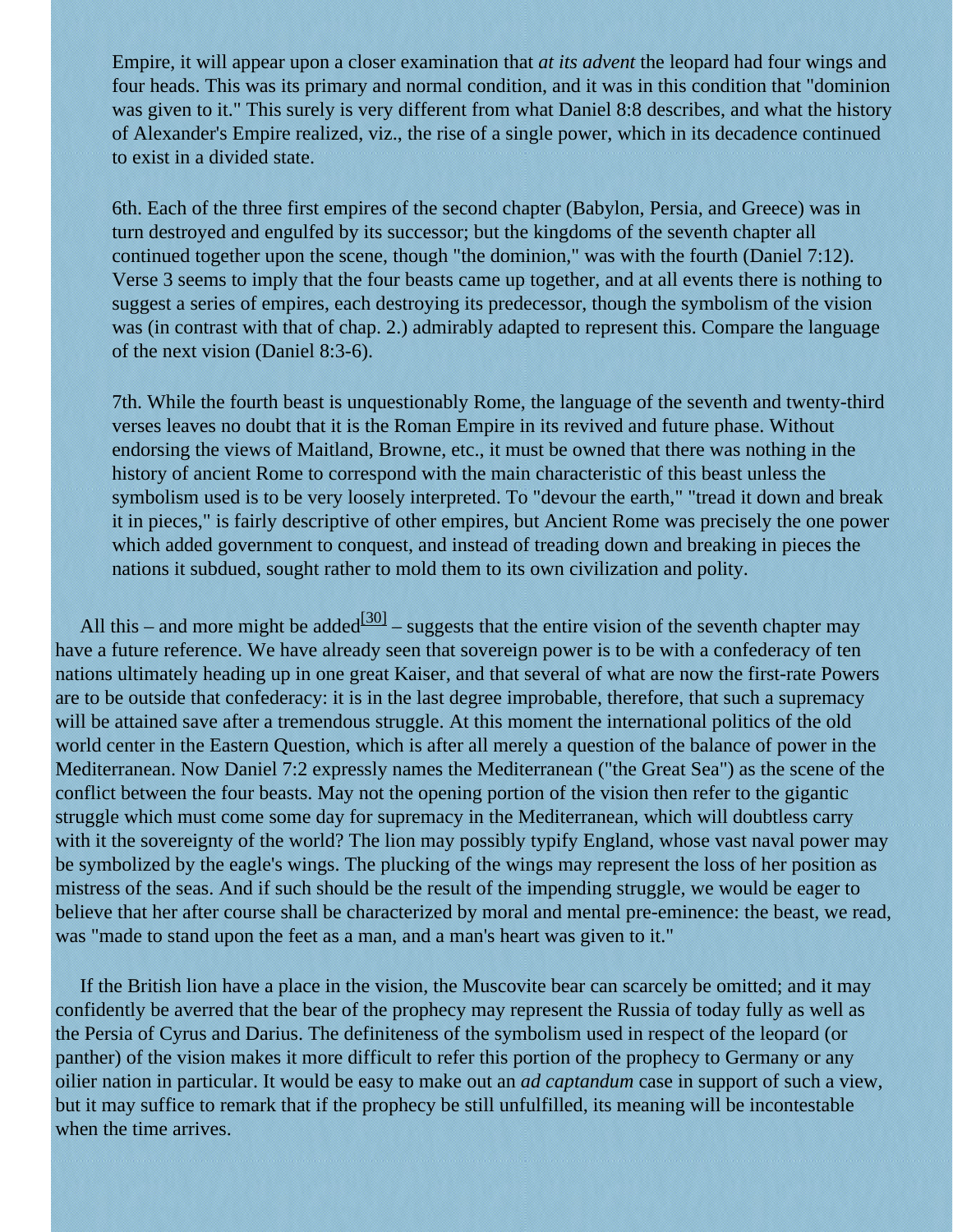Empire, it will appear upon a closer examination that *at its advent* the leopard had four wings and four heads. This was its primary and normal condition, and it was in this condition that "dominion was given to it." This surely is very different from what Daniel 8:8 describes, and what the history of Alexander's Empire realized, viz., the rise of a single power, which in its decadence continued to exist in a divided state.

6th. Each of the three first empires of the second chapter (Babylon, Persia, and Greece) was in turn destroyed and engulfed by its successor; but the kingdoms of the seventh chapter all continued together upon the scene, though "the dominion," was with the fourth (Daniel 7:12). Verse 3 seems to imply that the four beasts came up together, and at all events there is nothing to suggest a series of empires, each destroying its predecessor, though the symbolism of the vision was (in contrast with that of chap. 2.) admirably adapted to represent this. Compare the language of the next vision (Daniel 8:3-6).

7th. While the fourth beast is unquestionably Rome, the language of the seventh and twenty-third verses leaves no doubt that it is the Roman Empire in its revived and future phase. Without endorsing the views of Maitland, Browne, etc., it must be owned that there was nothing in the history of ancient Rome to correspond with the main characteristic of this beast unless the symbolism used is to be very loosely interpreted. To "devour the earth," "tread it down and break it in pieces," is fairly descriptive of other empires, but Ancient Rome was precisely the one power which added government to conquest, and instead of treading down and breaking in pieces the nations it subdued, sought rather to mold them to its own civilization and polity.

All this – and more might be added[30] – suggests that the entire vision of the seventh chapter may have a future reference. We have already seen that sovereign power is to be with a confederacy of ten nations ultimately heading up in one great Kaiser, and that several of what are now the first-rate Powers are to be outside that confederacy: it is in the last degree improbable, therefore, that such a supremacy will be attained save after a tremendous struggle. At this moment the international politics of the old world center in the Eastern Question, which is after all merely a question of the balance of power in the Mediterranean. Now Daniel 7:2 expressly names the Mediterranean ("the Great Sea") as the scene of the conflict between the four beasts. May not the opening portion of the vision then refer to the gigantic struggle which must come some day for supremacy in the Mediterranean, which will doubtless carry with it the sovereignty of the world? The lion may possibly typify England, whose vast naval power may be symbolized by the eagle's wings. The plucking of the wings may represent the loss of her position as mistress of the seas. And if such should be the result of the impending struggle, we would be eager to believe that her after course shall be characterized by moral and mental pre-eminence: the beast, we read, was "made to stand upon the feet as a man, and a man's heart was given to it."

If the British lion have a place in the vision, the Muscovite bear can scarcely be omitted; and it may confidently be averred that the bear of the prophecy may represent the Russia of today fully as well as the Persia of Cyrus and Darius. The definiteness of the symbolism used in respect of the leopard (or panther) of the vision makes it more difficult to refer this portion of the prophecy to Germany or any oilier nation in particular. It would be easy to make out an *ad captandum* case in support of such a view, but it may suffice to remark that if the prophecy be still unfulfilled, its meaning will be incontestable when the time arrives.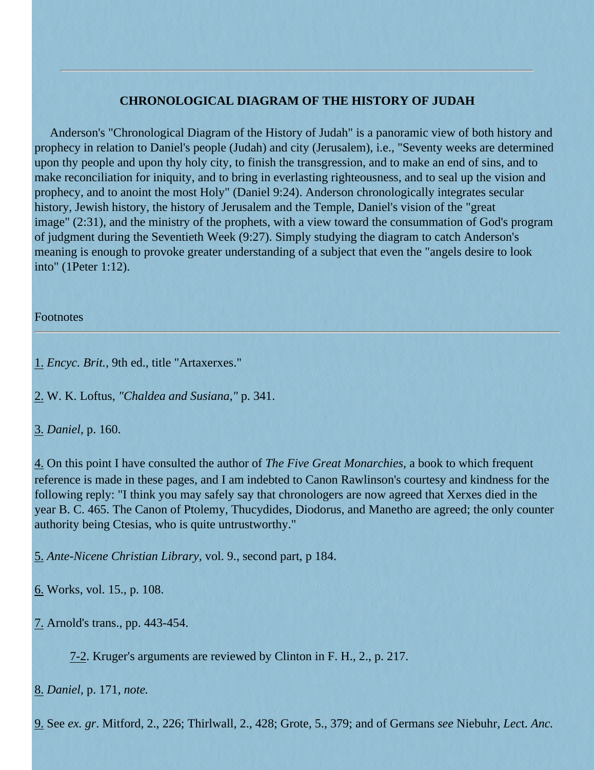## CHRONOLOGICAL DIAGRAM OF THE HISTORY OF JUDAH

Anderson's "Chronological Diagram of the History of Judah" is a panoramic view of both history and prophecy in relation to Daniel's people (Judah) and city (Jerusalem), i.e., "Seventy weeks are determined upon thy people and upon thy holy city, to finish the transgression, and to make an end of sins, and to make reconciliation for iniquity, and to bring in everlasting righteousness, and to seal up the vision and prophecy, and to anoint the most Holy" (Daniel 9:24). Anderson chronologically integrates secular history, Jewish history, the history of Jerusalem and the Temple, Daniel's vision of the "great image" (2:31), and the ministry of the prophets, with a view toward the consummation of God's program of judgment during the Seventieth Week (9:27). Simply studying the diagram to catch Anderson's meaning is enough to provoke greater understanding of a subject that even the "angels desire to look into" (1Peter 1:12).

Footnotes

---

1. *Encyc. Brit.,* 9th ed., title "Artaxerxes."

2. W. K. Loftus, *"Chaldea and Susiana,"* p. 341.

3. *Daniel,* p. 160.

4. On this point I have consulted the author of *The Five Great Monarchies,* a book to which frequent reference is made in these pages, and I am indebted to Canon Rawlinson's courtesy and kindness for the following reply: "I think you may safely say that chronologers are now agreed that Xerxes died in the year B. C. 465. The Canon of Ptolemy, Thucydides, Diodorus, and Manetho are agreed; the only counter authority being Ctesias, who is quite untrustworthy."

5. *Ante-Nicene Christian Library,* vol. 9., second part, p 184.

6. Works, vol. 15., p. 108.

7. Arnold's trans., pp. 443-454.

   7-2. Kruger's arguments are reviewed by Clinton in F. H., 2., p. 217.

8. *Daniel,* p. 171, *note.*

9. See *ex. gr*. Mitford, 2., 226; Thirlwall, 2., 428; Grote, 5., 379; and of Germans *see* Niebuhr, *Lec*t. *Anc.*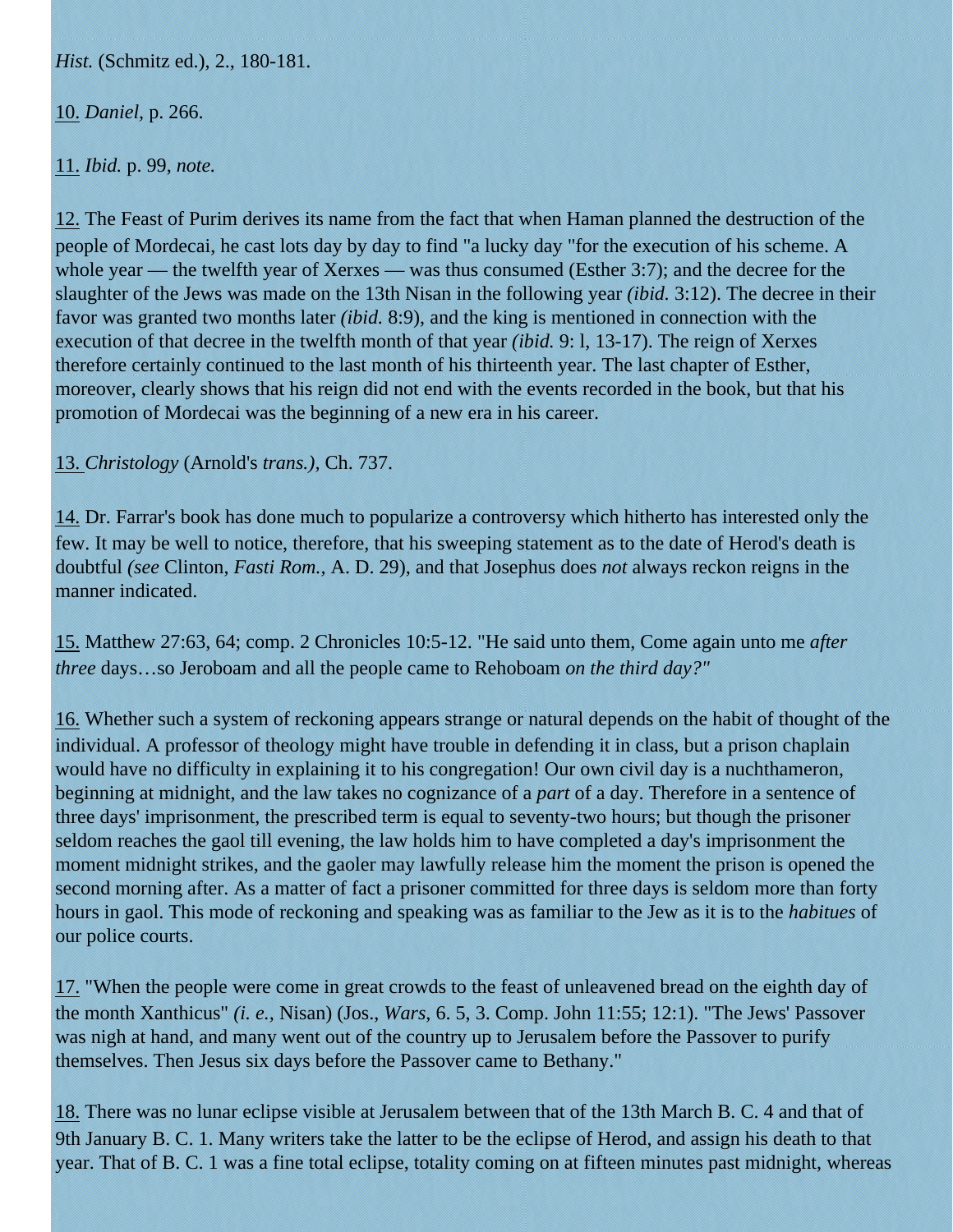*Hist.* (Schmitz ed.), 2., 180-181.

10. *Daniel,* p. 266.

11. *Ibid.* p. 99, *note.*

12. The Feast of Purim derives its name from the fact that when Haman planned the destruction of the people of Mordecai, he cast lots day by day to find "a lucky day "for the execution of his scheme. A whole year — the twelfth year of Xerxes — was thus consumed (Esther 3:7); and the decree for the slaughter of the Jews was made on the 13th Nisan in the following year *(ibid.* 3:12). The decree in their favor was granted two months later *(ibid.* 8:9), and the king is mentioned in connection with the execution of that decree in the twelfth month of that year *(ibid.* 9: l, 13-17). The reign of Xerxes therefore certainly continued to the last month of his thirteenth year. The last chapter of Esther, moreover, clearly shows that his reign did not end with the events recorded in the book, but that his promotion of Mordecai was the beginning of a new era in his career.

13. *Christology* (Arnold's *trans.),* Ch. 737.

14. Dr. Farrar's book has done much to popularize a controversy which hitherto has interested only the few. It may be well to notice, therefore, that his sweeping statement as to the date of Herod's death is doubtful *(see* Clinton, *Fasti Rom.,* A. D. 29), and that Josephus does *not* always reckon reigns in the manner indicated.

15. Matthew 27:63, 64; comp. 2 Chronicles 10:5-12. "He said unto them, Come again unto me *after three* days…so Jeroboam and all the people came to Rehoboam *on the third day?"*

16. Whether such a system of reckoning appears strange or natural depends on the habit of thought of the individual. A professor of theology might have trouble in defending it in class, but a prison chaplain would have no difficulty in explaining it to his congregation! Our own civil day is a nuchthameron, beginning at midnight, and the law takes no cognizance of a *part* of a day. Therefore in a sentence of three days' imprisonment, the prescribed term is equal to seventy-two hours; but though the prisoner seldom reaches the gaol till evening, the law holds him to have completed a day's imprisonment the moment midnight strikes, and the gaoler may lawfully release him the moment the prison is opened the second morning after. As a matter of fact a prisoner committed for three days is seldom more than forty hours in gaol. This mode of reckoning and speaking was as familiar to the Jew as it is to the *habitues* of our police courts.

17. "When the people were come in great crowds to the feast of unleavened bread on the eighth day of the month Xanthicus" *(i. e.,* Nisan) (Jos., *Wars,* 6. 5, 3. Comp. John 11:55; 12:1). "The Jews' Passover was nigh at hand, and many went out of the country up to Jerusalem before the Passover to purify themselves. Then Jesus six days before the Passover came to Bethany."

18. There was no lunar eclipse visible at Jerusalem between that of the 13th March B. C. 4 and that of 9th January B. C. 1. Many writers take the latter to be the eclipse of Herod, and assign his death to that year. That of B. C. 1 was a fine total eclipse, totality coming on at fifteen minutes past midnight, whereas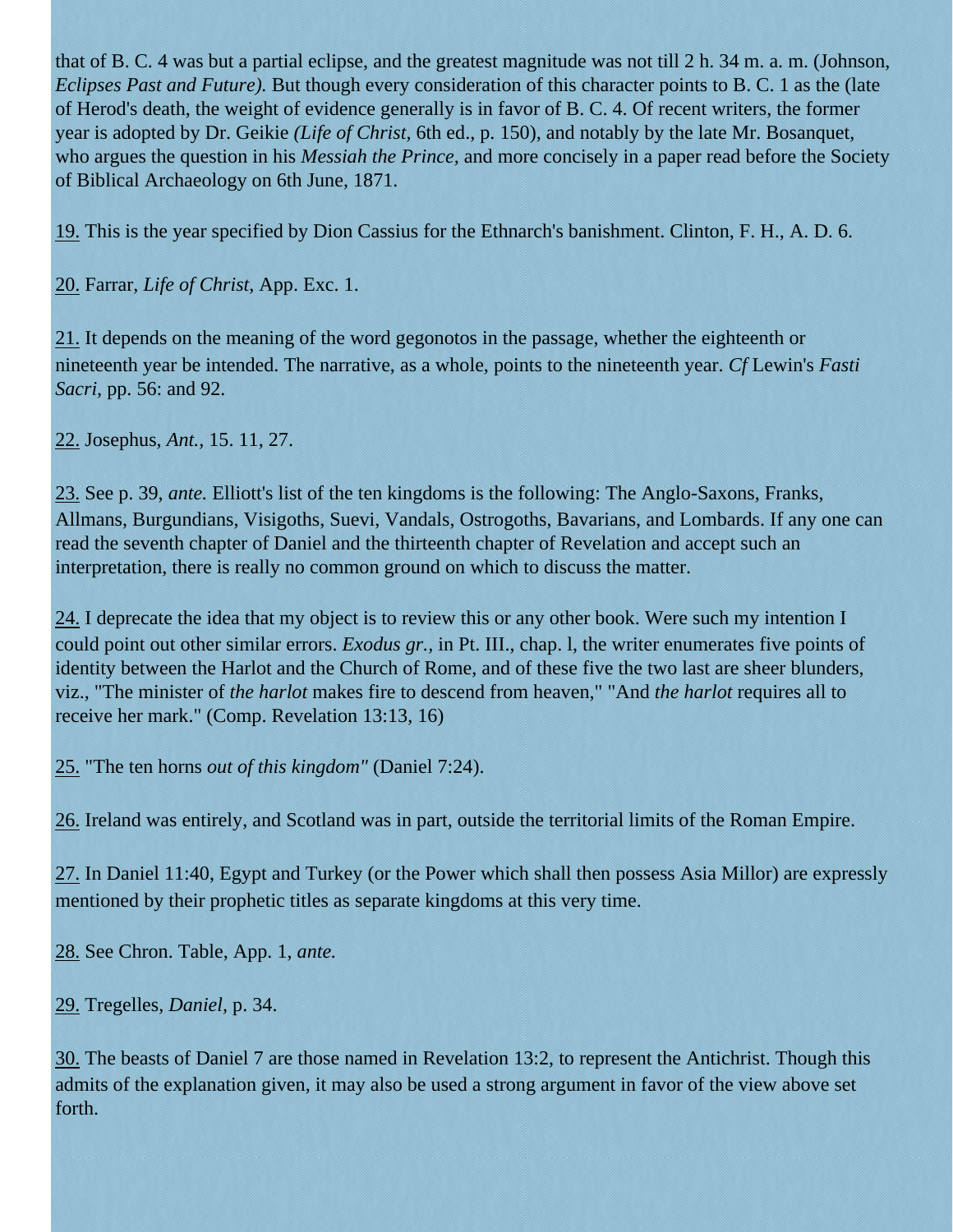that of B. C. 4 was but a partial eclipse, and the greatest magnitude was not till 2 h. 34 m. a. m. (Johnson, *Eclipses Past and Future).* But though every consideration of this character points to B. C. 1 as the (late of Herod's death, the weight of evidence generally is in favor of B. C. 4. Of recent writers, the former year is adopted by Dr. Geikie *(Life of Christ,* 6th ed., p. 150), and notably by the late Mr. Bosanquet, who argues the question in his *Messiah the Prince,* and more concisely in a paper read before the Society of Biblical Archaeology on 6th June, 1871.

19. This is the year specified by Dion Cassius for the Ethnarch's banishment. Clinton, F. H., A. D. 6.

20. Farrar, *Life of Christ,* App. Exc. 1.

21. It depends on the meaning of the word gegonotos in the passage, whether the eighteenth or nineteenth year be intended. The narrative, as a whole, points to the nineteenth year. *Cf* Lewin's *Fasti Sacri,* pp. 56: and 92.

22. Josephus, *Ant.,* 15. 11, 27.

23. See p. 39, *ante.* Elliott's list of the ten kingdoms is the following: The Anglo-Saxons, Franks, Allmans, Burgundians, Visigoths, Suevi, Vandals, Ostrogoths, Bavarians, and Lombards. If any one can read the seventh chapter of Daniel and the thirteenth chapter of Revelation and accept such an interpretation, there is really no common ground on which to discuss the matter.

24. I deprecate the idea that my object is to review this or any other book. Were such my intention I could point out other similar errors. *Exodus gr.,* in Pt. III., chap. l, the writer enumerates five points of identity between the Harlot and the Church of Rome, and of these five the two last are sheer blunders, viz., "The minister of *the harlot* makes fire to descend from heaven," "And *the harlot* requires all to receive her mark." (Comp. Revelation 13:13, 16)

25. "The ten horns *out of this kingdom"* (Daniel 7:24).

26. Ireland was entirely, and Scotland was in part, outside the territorial limits of the Roman Empire.

27. In Daniel 11:40, Egypt and Turkey (or the Power which shall then possess Asia Millor) are expressly mentioned by their prophetic titles as separate kingdoms at this very time.

28. See Chron. Table, App. 1, *ante.*

29. Tregelles, *Daniel,* p. 34.

30. The beasts of Daniel 7 are those named in Revelation 13:2, to represent the Antichrist. Though this admits of the explanation given, it may also be used a strong argument in favor of the view above set forth.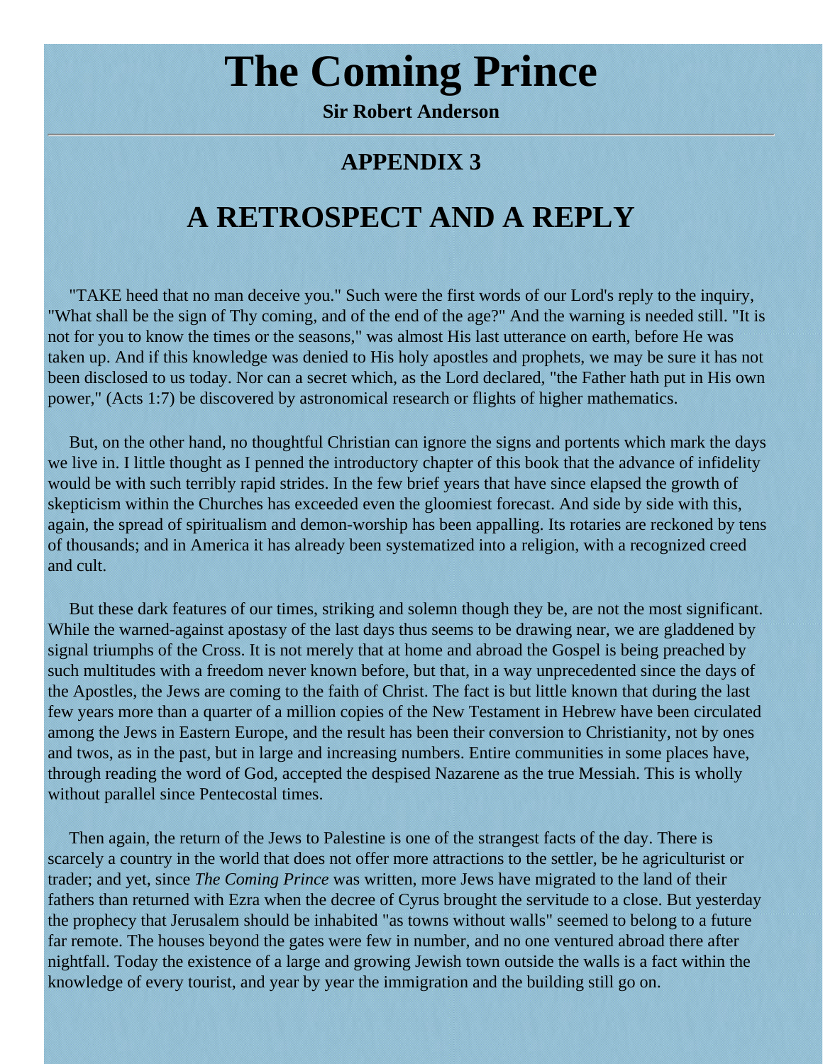# The Coming Prince

**Sir Robert Anderson**

---

## APPENDIX 3

# A RETROSPECT AND A REPLY

"TAKE heed that no man deceive you." Such were the first words of our Lord's reply to the inquiry, "What shall be the sign of Thy coming, and of the end of the age?" And the warning is needed still. "It is not for you to know the times or the seasons," was almost His last utterance on earth, before He was taken up. And if this knowledge was denied to His holy apostles and prophets, we may be sure it has not been disclosed to us today. Nor can a secret which, as the Lord declared, "the Father hath put in His own power," (Acts 1:7) be discovered by astronomical research or flights of higher mathematics.

But, on the other hand, no thoughtful Christian can ignore the signs and portents which mark the days we live in. I little thought as I penned the introductory chapter of this book that the advance of infidelity would be with such terribly rapid strides. In the few brief years that have since elapsed the growth of skepticism within the Churches has exceeded even the gloomiest forecast. And side by side with this, again, the spread of spiritualism and demon-worship has been appalling. Its rotaries are reckoned by tens of thousands; and in America it has already been systematized into a religion, with a recognized creed and cult.

But these dark features of our times, striking and solemn though they be, are not the most significant. While the warned-against apostasy of the last days thus seems to be drawing near, we are gladdened by signal triumphs of the Cross. It is not merely that at home and abroad the Gospel is being preached by such multitudes with a freedom never known before, but that, in a way unprecedented since the days of the Apostles, the Jews are coming to the faith of Christ. The fact is but little known that during the last few years more than a quarter of a million copies of the New Testament in Hebrew have been circulated among the Jews in Eastern Europe, and the result has been their conversion to Christianity, not by ones and twos, as in the past, but in large and increasing numbers. Entire communities in some places have, through reading the word of God, accepted the despised Nazarene as the true Messiah. This is wholly without parallel since Pentecostal times.

Then again, the return of the Jews to Palestine is one of the strangest facts of the day. There is scarcely a country in the world that does not offer more attractions to the settler, be he agriculturist or trader; and yet, since *The Coming Prince* was written, more Jews have migrated to the land of their fathers than returned with Ezra when the decree of Cyrus brought the servitude to a close. But yesterday the prophecy that Jerusalem should be inhabited "as towns without walls" seemed to belong to a future far remote. The houses beyond the gates were few in number, and no one ventured abroad there after nightfall. Today the existence of a large and growing Jewish town outside the walls is a fact within the knowledge of every tourist, and year by year the immigration and the building still go on.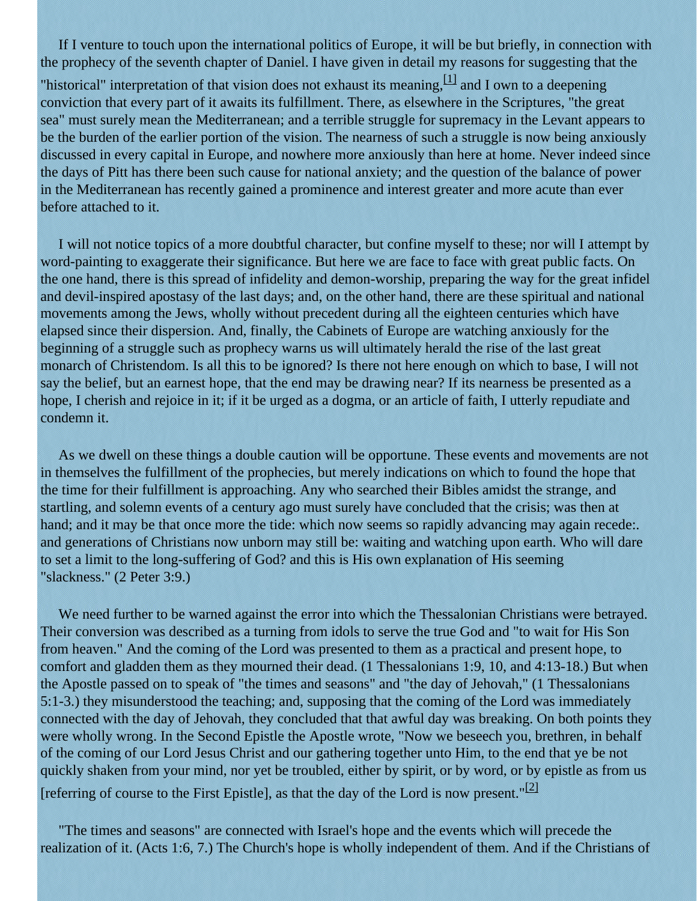If I venture to touch upon the international politics of Europe, it will be but briefly, in connection with the prophecy of the seventh chapter of Daniel. I have given in detail my reasons for suggesting that the "historical" interpretation of that vision does not exhaust its meaning,[1] and I own to a deepening conviction that every part of it awaits its fulfillment. There, as elsewhere in the Scriptures, "the great sea" must surely mean the Mediterranean; and a terrible struggle for supremacy in the Levant appears to be the burden of the earlier portion of the vision. The nearness of such a struggle is now being anxiously discussed in every capital in Europe, and nowhere more anxiously than here at home. Never indeed since the days of Pitt has there been such cause for national anxiety; and the question of the balance of power in the Mediterranean has recently gained a prominence and interest greater and more acute than ever before attached to it.

I will not notice topics of a more doubtful character, but confine myself to these; nor will I attempt by word-painting to exaggerate their significance. But here we are face to face with great public facts. On the one hand, there is this spread of infidelity and demon-worship, preparing the way for the great infidel and devil-inspired apostasy of the last days; and, on the other hand, there are these spiritual and national movements among the Jews, wholly without precedent during all the eighteen centuries which have elapsed since their dispersion. And, finally, the Cabinets of Europe are watching anxiously for the beginning of a struggle such as prophecy warns us will ultimately herald the rise of the last great monarch of Christendom. Is all this to be ignored? Is there not here enough on which to base, I will not say the belief, but an earnest hope, that the end may be drawing near? If its nearness be presented as a hope, I cherish and rejoice in it; if it be urged as a dogma, or an article of faith, I utterly repudiate and condemn it.

As we dwell on these things a double caution will be opportune. These events and movements are not in themselves the fulfillment of the prophecies, but merely indications on which to found the hope that the time for their fulfillment is approaching. Any who searched their Bibles amidst the strange, and startling, and solemn events of a century ago must surely have concluded that the crisis; was then at hand; and it may be that once more the tide: which now seems so rapidly advancing may again recede:. and generations of Christians now unborn may still be: waiting and watching upon earth. Who will dare to set a limit to the long-suffering of God? and this is His own explanation of His seeming "slackness." (2 Peter 3:9.)

We need further to be warned against the error into which the Thessalonian Christians were betrayed. Their conversion was described as a turning from idols to serve the true God and "to wait for His Son from heaven." And the coming of the Lord was presented to them as a practical and present hope, to comfort and gladden them as they mourned their dead. (1 Thessalonians 1:9, 10, and 4:13-18.) But when the Apostle passed on to speak of "the times and seasons" and "the day of Jehovah," (1 Thessalonians 5:1-3.) they misunderstood the teaching; and, supposing that the coming of the Lord was immediately connected with the day of Jehovah, they concluded that that awful day was breaking. On both points they were wholly wrong. In the Second Epistle the Apostle wrote, "Now we beseech you, brethren, in behalf of the coming of our Lord Jesus Christ and our gathering together unto Him, to the end that ye be not quickly shaken from your mind, nor yet be troubled, either by spirit, or by word, or by epistle as from us [referring of course to the First Epistle], as that the day of the Lord is now present."[2]

"The times and seasons" are connected with Israel's hope and the events which will precede the realization of it. (Acts 1:6, 7.) The Church's hope is wholly independent of them. And if the Christians of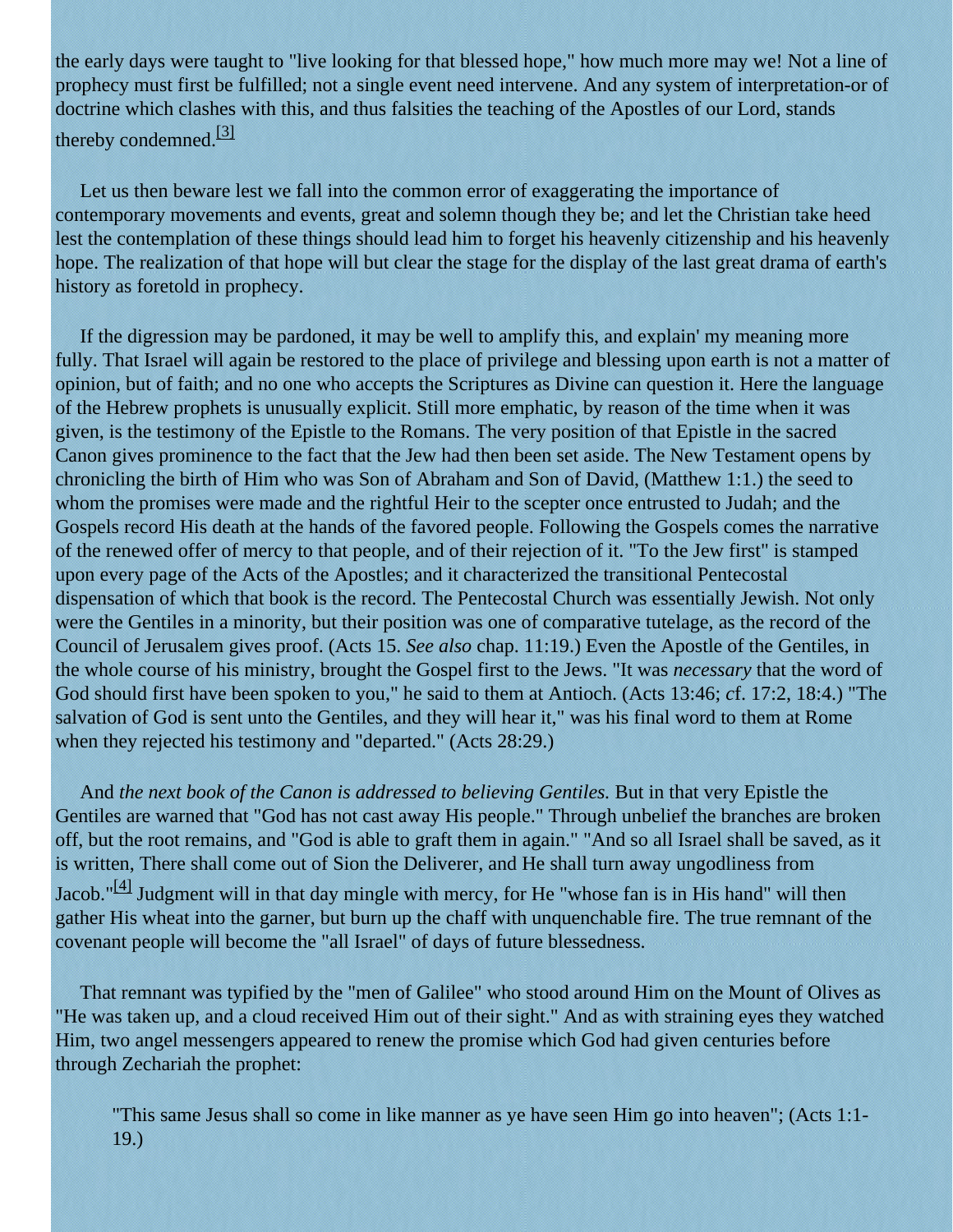the early days were taught to "live looking for that blessed hope," how much more may we! Not a line of prophecy must first be fulfilled; not a single event need intervene. And any system of interpretation-or of doctrine which clashes with this, and thus falsities the teaching of the Apostles of our Lord, stands thereby condemned.[3]

Let us then beware lest we fall into the common error of exaggerating the importance of contemporary movements and events, great and solemn though they be; and let the Christian take heed lest the contemplation of these things should lead him to forget his heavenly citizenship and his heavenly hope. The realization of that hope will but clear the stage for the display of the last great drama of earth's history as foretold in prophecy.

If the digression may be pardoned, it may be well to amplify this, and explain' my meaning more fully. That Israel will again be restored to the place of privilege and blessing upon earth is not a matter of opinion, but of faith; and no one who accepts the Scriptures as Divine can question it. Here the language of the Hebrew prophets is unusually explicit. Still more emphatic, by reason of the time when it was given, is the testimony of the Epistle to the Romans. The very position of that Epistle in the sacred Canon gives prominence to the fact that the Jew had then been set aside. The New Testament opens by chronicling the birth of Him who was Son of Abraham and Son of David, (Matthew 1:1.) the seed to whom the promises were made and the rightful Heir to the scepter once entrusted to Judah; and the Gospels record His death at the hands of the favored people. Following the Gospels comes the narrative of the renewed offer of mercy to that people, and of their rejection of it. "To the Jew first" is stamped upon every page of the Acts of the Apostles; and it characterized the transitional Pentecostal dispensation of which that book is the record. The Pentecostal Church was essentially Jewish. Not only were the Gentiles in a minority, but their position was one of comparative tutelage, as the record of the Council of Jerusalem gives proof. (Acts 15. *See also* chap. 11:19.) Even the Apostle of the Gentiles, in the whole course of his ministry, brought the Gospel first to the Jews. "It was *necessary* that the word of God should first have been spoken to you," he said to them at Antioch. (Acts 13:46; *c*f. 17:2, 18:4.) "The salvation of God is sent unto the Gentiles, and they will hear it," was his final word to them at Rome when they rejected his testimony and "departed." (Acts 28:29.)

And *the next book of the Canon is addressed to believing Gentiles.* But in that very Epistle the Gentiles are warned that "God has not cast away His people." Through unbelief the branches are broken off, but the root remains, and "God is able to graft them in again." "And so all Israel shall be saved, as it is written, There shall come out of Sion the Deliverer, and He shall turn away ungodliness from Jacob."[4] Judgment will in that day mingle with mercy, for He "whose fan is in His hand" will then gather His wheat into the garner, but burn up the chaff with unquenchable fire. The true remnant of the covenant people will become the "all Israel" of days of future blessedness.

That remnant was typified by the "men of Galilee" who stood around Him on the Mount of Olives as "He was taken up, and a cloud received Him out of their sight." And as with straining eyes they watched Him, two angel messengers appeared to renew the promise which God had given centuries before through Zechariah the prophet:

> "This same Jesus shall so come in like manner as ye have seen Him go into heaven"; (Acts 1:1-19.)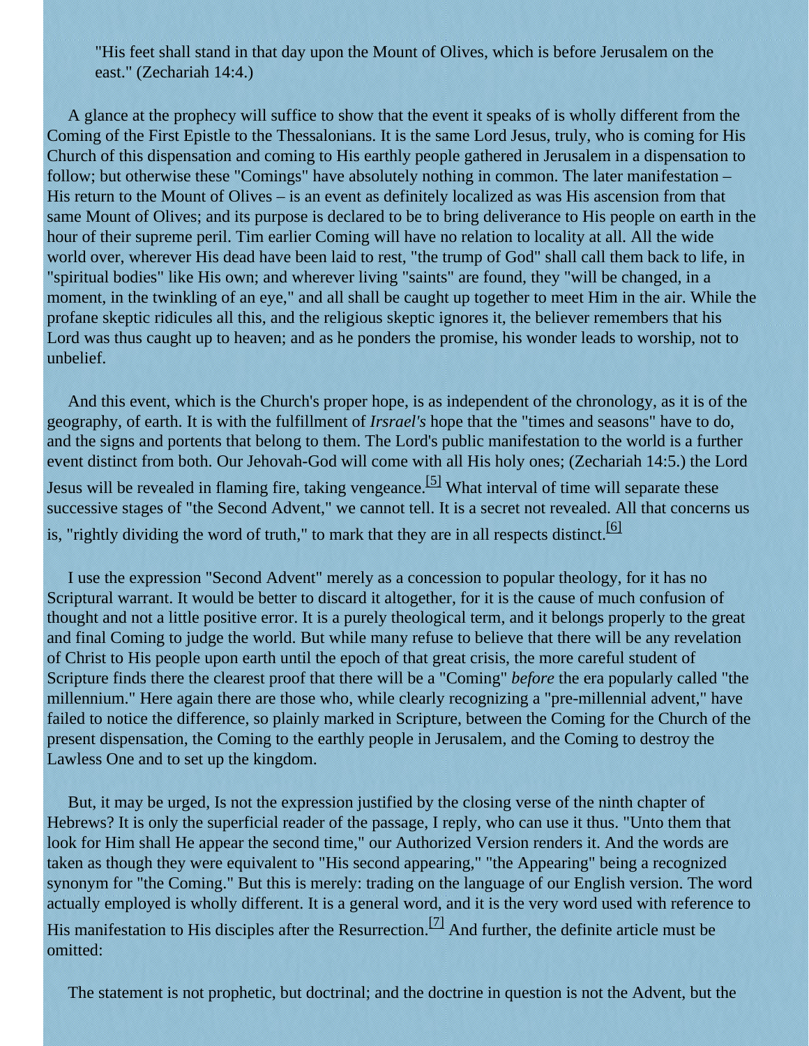> "His feet shall stand in that day upon the Mount of Olives, which is before Jerusalem on the east." (Zechariah 14:4.)

A glance at the prophecy will suffice to show that the event it speaks of is wholly different from the Coming of the First Epistle to the Thessalonians. It is the same Lord Jesus, truly, who is coming for His Church of this dispensation and coming to His earthly people gathered in Jerusalem in a dispensation to follow; but otherwise these "Comings" have absolutely nothing in common. The later manifestation – His return to the Mount of Olives – is an event as definitely localized as was His ascension from that same Mount of Olives; and its purpose is declared to be to bring deliverance to His people on earth in the hour of their supreme peril. Tim earlier Coming will have no relation to locality at all. All the wide world over, wherever His dead have been laid to rest, "the trump of God" shall call them back to life, in "spiritual bodies" like His own; and wherever living "saints" are found, they "will be changed, in a moment, in the twinkling of an eye," and all shall be caught up together to meet Him in the air. While the profane skeptic ridicules all this, and the religious skeptic ignores it, the believer remembers that his Lord was thus caught up to heaven; and as he ponders the promise, his wonder leads to worship, not to unbelief.

And this event, which is the Church's proper hope, is as independent of the chronology, as it is of the geography, of earth. It is with the fulfillment of *Irsrael's* hope that the "times and seasons" have to do, and the signs and portents that belong to them. The Lord's public manifestation to the world is a further event distinct from both. Our Jehovah-God will come with all His holy ones; (Zechariah 14:5.) the Lord Jesus will be revealed in flaming fire, taking vengeance.[5] What interval of time will separate these successive stages of "the Second Advent," we cannot tell. It is a secret not revealed. All that concerns us is, "rightly dividing the word of truth," to mark that they are in all respects distinct.[6]

I use the expression "Second Advent" merely as a concession to popular theology, for it has no Scriptural warrant. It would be better to discard it altogether, for it is the cause of much confusion of thought and not a little positive error. It is a purely theological term, and it belongs properly to the great and final Coming to judge the world. But while many refuse to believe that there will be any revelation of Christ to His people upon earth until the epoch of that great crisis, the more careful student of Scripture finds there the clearest proof that there will be a "Coming" *before* the era popularly called "the millennium." Here again there are those who, while clearly recognizing a "pre-millennial advent," have failed to notice the difference, so plainly marked in Scripture, between the Coming for the Church of the present dispensation, the Coming to the earthly people in Jerusalem, and the Coming to destroy the Lawless One and to set up the kingdom.

But, it may be urged, Is not the expression justified by the closing verse of the ninth chapter of Hebrews? It is only the superficial reader of the passage, I reply, who can use it thus. "Unto them that look for Him shall He appear the second time," our Authorized Version renders it. And the words are taken as though they were equivalent to "His second appearing," "the Appearing" being a recognized synonym for "the Coming." But this is merely: trading on the language of our English version. The word actually employed is wholly different. It is a general word, and it is the very word used with reference to His manifestation to His disciples after the Resurrection.[7] And further, the definite article must be omitted:

The statement is not prophetic, but doctrinal; and the doctrine in question is not the Advent, but the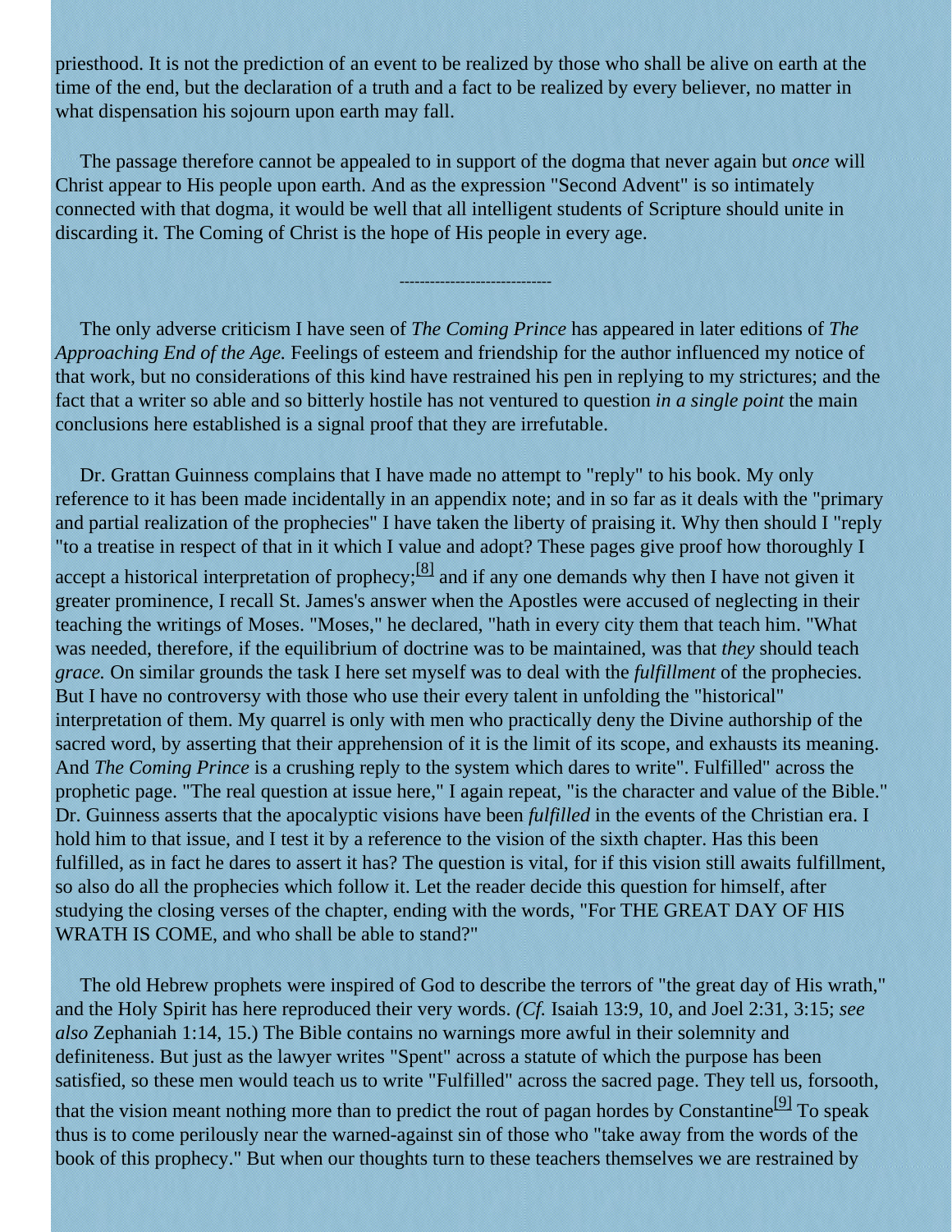priesthood. It is not the prediction of an event to be realized by those who shall be alive on earth at the time of the end, but the declaration of a truth and a fact to be realized by every believer, no matter in what dispensation his sojourn upon earth may fall.

The passage therefore cannot be appealed to in support of the dogma that never again but *once* will Christ appear to His people upon earth. And as the expression "Second Advent" is so intimately connected with that dogma, it would be well that all intelligent students of Scripture should unite in discarding it. The Coming of Christ is the hope of His people in every age.

-----------------------------

The only adverse criticism I have seen of *The Coming Prince* has appeared in later editions of *The Approaching End of the Age.* Feelings of esteem and friendship for the author influenced my notice of that work, but no considerations of this kind have restrained his pen in replying to my strictures; and the fact that a writer so able and so bitterly hostile has not ventured to question *in a single point* the main conclusions here established is a signal proof that they are irrefutable.

Dr. Grattan Guinness complains that I have made no attempt to "reply" to his book. My only reference to it has been made incidentally in an appendix note; and in so far as it deals with the "primary and partial realization of the prophecies" I have taken the liberty of praising it. Why then should I "reply "to a treatise in respect of that in it which I value and adopt? These pages give proof how thoroughly I accept a historical interpretation of prophecy;[8] and if any one demands why then I have not given it greater prominence, I recall St. James's answer when the Apostles were accused of neglecting in their teaching the writings of Moses. "Moses," he declared, "hath in every city them that teach him. "What was needed, therefore, if the equilibrium of doctrine was to be maintained, was that *they* should teach *grace.* On similar grounds the task I here set myself was to deal with the *fulfillment* of the prophecies. But I have no controversy with those who use their every talent in unfolding the "historical" interpretation of them. My quarrel is only with men who practically deny the Divine authorship of the sacred word, by asserting that their apprehension of it is the limit of its scope, and exhausts its meaning. And *The Coming Prince* is a crushing reply to the system which dares to write". Fulfilled" across the prophetic page. "The real question at issue here," I again repeat, "is the character and value of the Bible." Dr. Guinness asserts that the apocalyptic visions have been *fulfilled* in the events of the Christian era. I hold him to that issue, and I test it by a reference to the vision of the sixth chapter. Has this been fulfilled, as in fact he dares to assert it has? The question is vital, for if this vision still awaits fulfillment, so also do all the prophecies which follow it. Let the reader decide this question for himself, after studying the closing verses of the chapter, ending with the words, "For THE GREAT DAY OF HIS WRATH IS COME, and who shall be able to stand?"

The old Hebrew prophets were inspired of God to describe the terrors of "the great day of His wrath," and the Holy Spirit has here reproduced their very words. *(Cf.* Isaiah 13:9, 10, and Joel 2:31, 3:15; *see also* Zephaniah 1:14, 15.) The Bible contains no warnings more awful in their solemnity and definiteness. But just as the lawyer writes "Spent" across a statute of which the purpose has been satisfied, so these men would teach us to write "Fulfilled" across the sacred page. They tell us, forsooth, that the vision meant nothing more than to predict the rout of pagan hordes by Constantine[9] To speak thus is to come perilously near the warned-against sin of those who "take away from the words of the book of this prophecy." But when our thoughts turn to these teachers themselves we are restrained by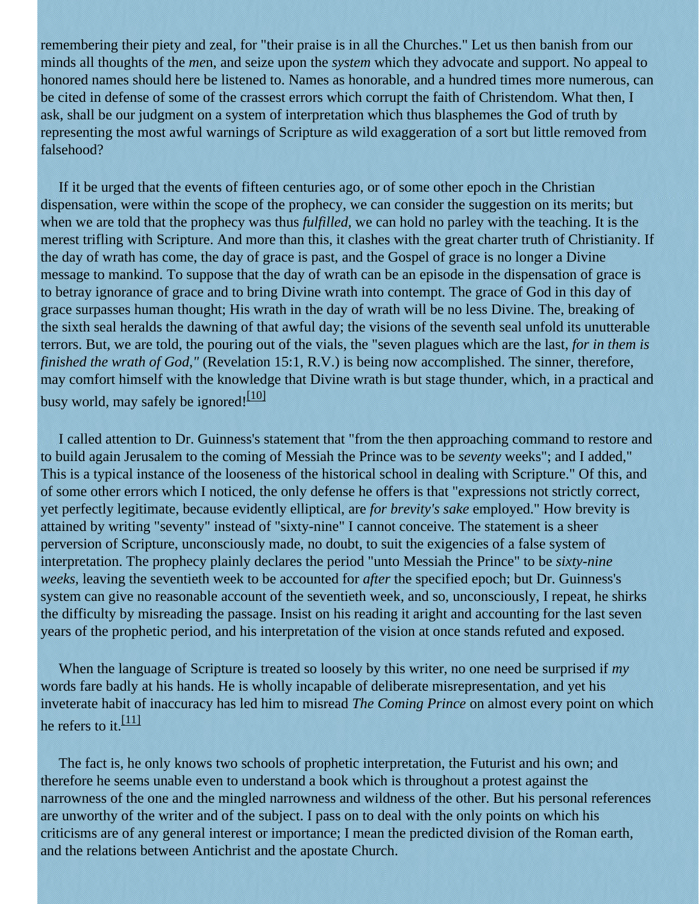remembering their piety and zeal, for "their praise is in all the Churches." Let us then banish from our minds all thoughts of the *me*n, and seize upon the *system* which they advocate and support. No appeal to honored names should here be listened to. Names as honorable, and a hundred times more numerous, can be cited in defense of some of the crassest errors which corrupt the faith of Christendom. What then, I ask, shall be our judgment on a system of interpretation which thus blasphemes the God of truth by representing the most awful warnings of Scripture as wild exaggeration of a sort but little removed from falsehood?

If it be urged that the events of fifteen centuries ago, or of some other epoch in the Christian dispensation, were within the scope of the prophecy, we can consider the suggestion on its merits; but when we are told that the prophecy was thus *fulfilled*, we can hold no parley with the teaching. It is the merest trifling with Scripture. And more than this, it clashes with the great charter truth of Christianity. If the day of wrath has come, the day of grace is past, and the Gospel of grace is no longer a Divine message to mankind. To suppose that the day of wrath can be an episode in the dispensation of grace is to betray ignorance of grace and to bring Divine wrath into contempt. The grace of God in this day of grace surpasses human thought; His wrath in the day of wrath will be no less Divine. The, breaking of the sixth seal heralds the dawning of that awful day; the visions of the seventh seal unfold its unutterable terrors. But, we are told, the pouring out of the vials, the "seven plagues which are the last, *for in them is finished the wrath of God,"* (Revelation 15:1, R.V.) is being now accomplished. The sinner, therefore, may comfort himself with the knowledge that Divine wrath is but stage thunder, which, in a practical and busy world, may safely be ignored![10]

I called attention to Dr. Guinness's statement that "from the then approaching command to restore and to build again Jerusalem to the coming of Messiah the Prince was to be *seventy* weeks"; and I added," This is a typical instance of the looseness of the historical school in dealing with Scripture." Of this, and of some other errors which I noticed, the only defense he offers is that "expressions not strictly correct, yet perfectly legitimate, because evidently elliptical, are *for brevity's sake* employed." How brevity is attained by writing "seventy" instead of "sixty-nine" I cannot conceive. The statement is a sheer perversion of Scripture, unconsciously made, no doubt, to suit the exigencies of a false system of interpretation. The prophecy plainly declares the period "unto Messiah the Prince" to be *sixty-nine weeks*, leaving the seventieth week to be accounted for *after* the specified epoch; but Dr. Guinness's system can give no reasonable account of the seventieth week, and so, unconsciously, I repeat, he shirks the difficulty by misreading the passage. Insist on his reading it aright and accounting for the last seven years of the prophetic period, and his interpretation of the vision at once stands refuted and exposed.

When the language of Scripture is treated so loosely by this writer, no one need be surprised if *my* words fare badly at his hands. He is wholly incapable of deliberate misrepresentation, and yet his inveterate habit of inaccuracy has led him to misread *The Coming Prince* on almost every point on which he refers to it.[11]

The fact is, he only knows two schools of prophetic interpretation, the Futurist and his own; and therefore he seems unable even to understand a book which is throughout a protest against the narrowness of the one and the mingled narrowness and wildness of the other. But his personal references are unworthy of the writer and of the subject. I pass on to deal with the only points on which his criticisms are of any general interest or importance; I mean the predicted division of the Roman earth, and the relations between Antichrist and the apostate Church.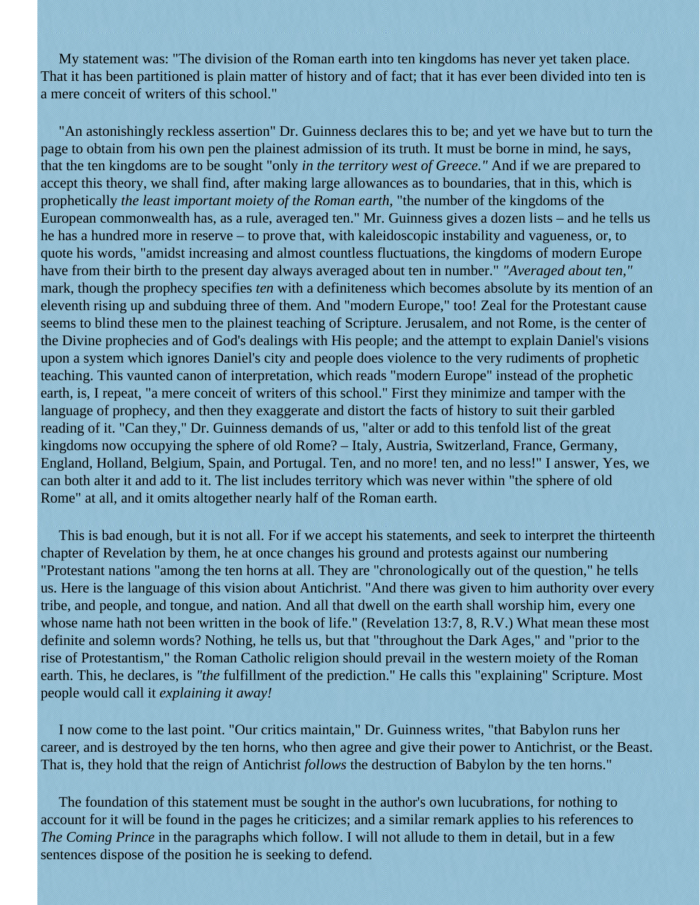My statement was: "The division of the Roman earth into ten kingdoms has never yet taken place. That it has been partitioned is plain matter of history and of fact; that it has ever been divided into ten is a mere conceit of writers of this school."

"An astonishingly reckless assertion" Dr. Guinness declares this to be; and yet we have but to turn the page to obtain from his own pen the plainest admission of its truth. It must be borne in mind, he says, that the ten kingdoms are to be sought "only *in the territory west of Greece."* And if we are prepared to accept this theory, we shall find, after making large allowances as to boundaries, that in this, which is prophetically *the least important moiety of the Roman earth,* "the number of the kingdoms of the European commonwealth has, as a rule, averaged ten." Mr. Guinness gives a dozen lists – and he tells us he has a hundred more in reserve – to prove that, with kaleidoscopic instability and vagueness, or, to quote his words, "amidst increasing and almost countless fluctuations, the kingdoms of modern Europe have from their birth to the present day always averaged about ten in number." *"Averaged about ten,"* mark, though the prophecy specifies *ten* with a definiteness which becomes absolute by its mention of an eleventh rising up and subduing three of them. And "modern Europe," too! Zeal for the Protestant cause seems to blind these men to the plainest teaching of Scripture. Jerusalem, and not Rome, is the center of the Divine prophecies and of God's dealings with His people; and the attempt to explain Daniel's visions upon a system which ignores Daniel's city and people does violence to the very rudiments of prophetic teaching. This vaunted canon of interpretation, which reads "modern Europe" instead of the prophetic earth, is, I repeat, "a mere conceit of writers of this school." First they minimize and tamper with the language of prophecy, and then they exaggerate and distort the facts of history to suit their garbled reading of it. "Can they," Dr. Guinness demands of us, "alter or add to this tenfold list of the great kingdoms now occupying the sphere of old Rome? – Italy, Austria, Switzerland, France, Germany, England, Holland, Belgium, Spain, and Portugal. Ten, and no more! ten, and no less!" I answer, Yes, we can both alter it and add to it. The list includes territory which was never within "the sphere of old Rome" at all, and it omits altogether nearly half of the Roman earth.

This is bad enough, but it is not all. For if we accept his statements, and seek to interpret the thirteenth chapter of Revelation by them, he at once changes his ground and protests against our numbering "Protestant nations "among the ten horns at all. They are "chronologically out of the question," he tells us. Here is the language of this vision about Antichrist. "And there was given to him authority over every tribe, and people, and tongue, and nation. And all that dwell on the earth shall worship him, every one whose name hath not been written in the book of life." (Revelation 13:7, 8, R.V.) What mean these most definite and solemn words? Nothing, he tells us, but that "throughout the Dark Ages," and "prior to the rise of Protestantism," the Roman Catholic religion should prevail in the western moiety of the Roman earth. This, he declares, is *"the* fulfillment of the prediction." He calls this "explaining" Scripture. Most people would call it *explaining it away!*

I now come to the last point. "Our critics maintain," Dr. Guinness writes, "that Babylon runs her career, and is destroyed by the ten horns, who then agree and give their power to Antichrist, or the Beast. That is, they hold that the reign of Antichrist *follows* the destruction of Babylon by the ten horns."

The foundation of this statement must be sought in the author's own lucubrations, for nothing to account for it will be found in the pages he criticizes; and a similar remark applies to his references to *The Coming Prince* in the paragraphs which follow. I will not allude to them in detail, but in a few sentences dispose of the position he is seeking to defend.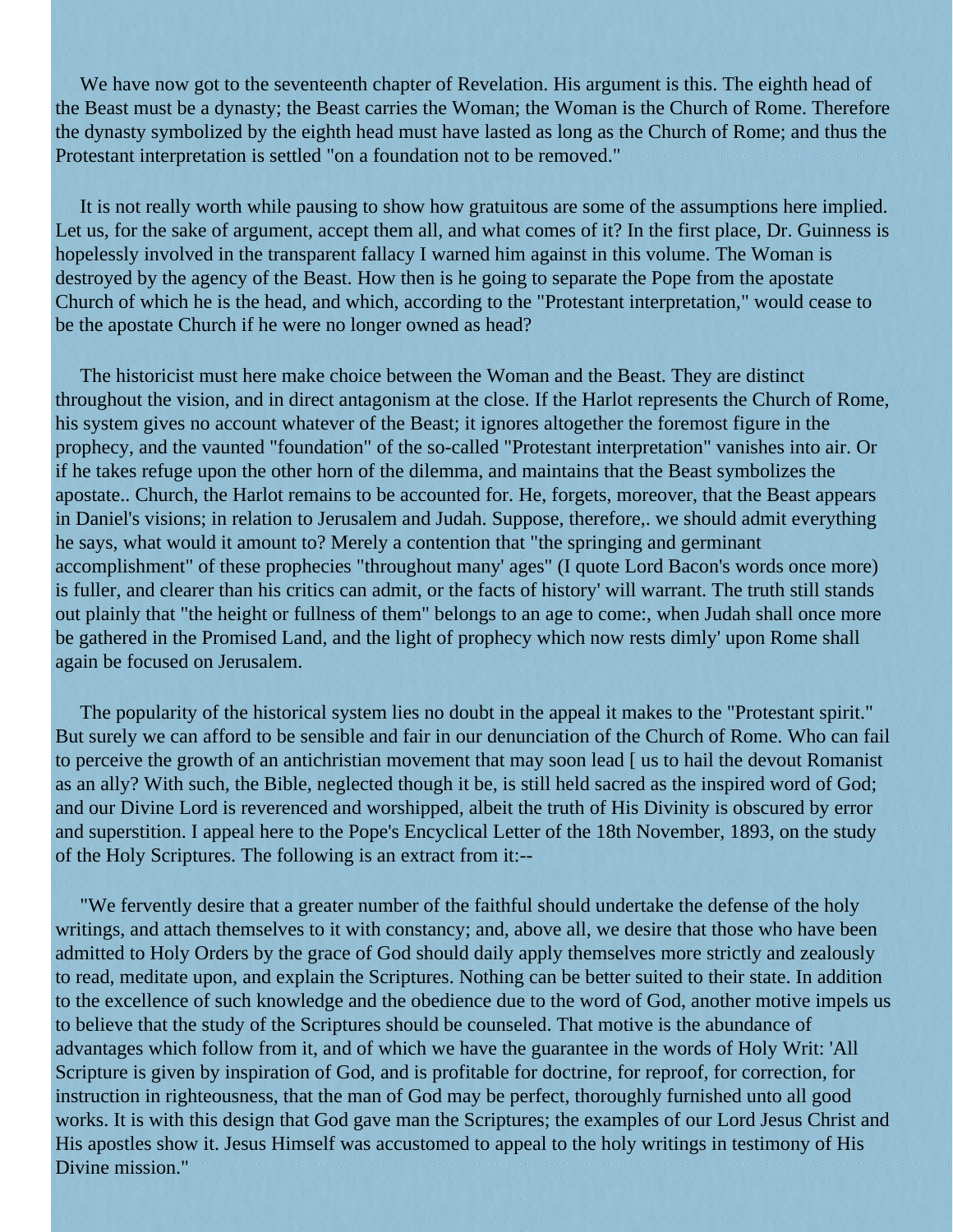We have now got to the seventeenth chapter of Revelation. His argument is this. The eighth head of the Beast must be a dynasty; the Beast carries the Woman; the Woman is the Church of Rome. Therefore the dynasty symbolized by the eighth head must have lasted as long as the Church of Rome; and thus the Protestant interpretation is settled "on a foundation not to be removed."

It is not really worth while pausing to show how gratuitous are some of the assumptions here implied. Let us, for the sake of argument, accept them all, and what comes of it? In the first place, Dr. Guinness is hopelessly involved in the transparent fallacy I warned him against in this volume. The Woman is destroyed by the agency of the Beast. How then is he going to separate the Pope from the apostate Church of which he is the head, and which, according to the "Protestant interpretation," would cease to be the apostate Church if he were no longer owned as head?

The historicist must here make choice between the Woman and the Beast. They are distinct throughout the vision, and in direct antagonism at the close. If the Harlot represents the Church of Rome, his system gives no account whatever of the Beast; it ignores altogether the foremost figure in the prophecy, and the vaunted "foundation" of the so-called "Protestant interpretation" vanishes into air. Or if he takes refuge upon the other horn of the dilemma, and maintains that the Beast symbolizes the apostate.. Church, the Harlot remains to be accounted for. He, forgets, moreover, that the Beast appears in Daniel's visions; in relation to Jerusalem and Judah. Suppose, therefore,. we should admit everything he says, what would it amount to? Merely a contention that "the springing and germinant accomplishment" of these prophecies "throughout many' ages" (I quote Lord Bacon's words once more) is fuller, and clearer than his critics can admit, or the facts of history' will warrant. The truth still stands out plainly that "the height or fullness of them" belongs to an age to come:, when Judah shall once more be gathered in the Promised Land, and the light of prophecy which now rests dimly' upon Rome shall again be focused on Jerusalem.

The popularity of the historical system lies no doubt in the appeal it makes to the "Protestant spirit." But surely we can afford to be sensible and fair in our denunciation of the Church of Rome. Who can fail to perceive the growth of an antichristian movement that may soon lead [ us to hail the devout Romanist as an ally? With such, the Bible, neglected though it be, is still held sacred as the inspired word of God; and our Divine Lord is reverenced and worshipped, albeit the truth of His Divinity is obscured by error and superstition. I appeal here to the Pope's Encyclical Letter of the 18th November, 1893, on the study of the Holy Scriptures. The following is an extract from it:--

"We fervently desire that a greater number of the faithful should undertake the defense of the holy writings, and attach themselves to it with constancy; and, above all, we desire that those who have been admitted to Holy Orders by the grace of God should daily apply themselves more strictly and zealously to read, meditate upon, and explain the Scriptures. Nothing can be better suited to their state. In addition to the excellence of such knowledge and the obedience due to the word of God, another motive impels us to believe that the study of the Scriptures should be counseled. That motive is the abundance of advantages which follow from it, and of which we have the guarantee in the words of Holy Writ: 'All Scripture is given by inspiration of God, and is profitable for doctrine, for reproof, for correction, for instruction in righteousness, that the man of God may be perfect, thoroughly furnished unto all good works. It is with this design that God gave man the Scriptures; the examples of our Lord Jesus Christ and His apostles show it. Jesus Himself was accustomed to appeal to the holy writings in testimony of His Divine mission."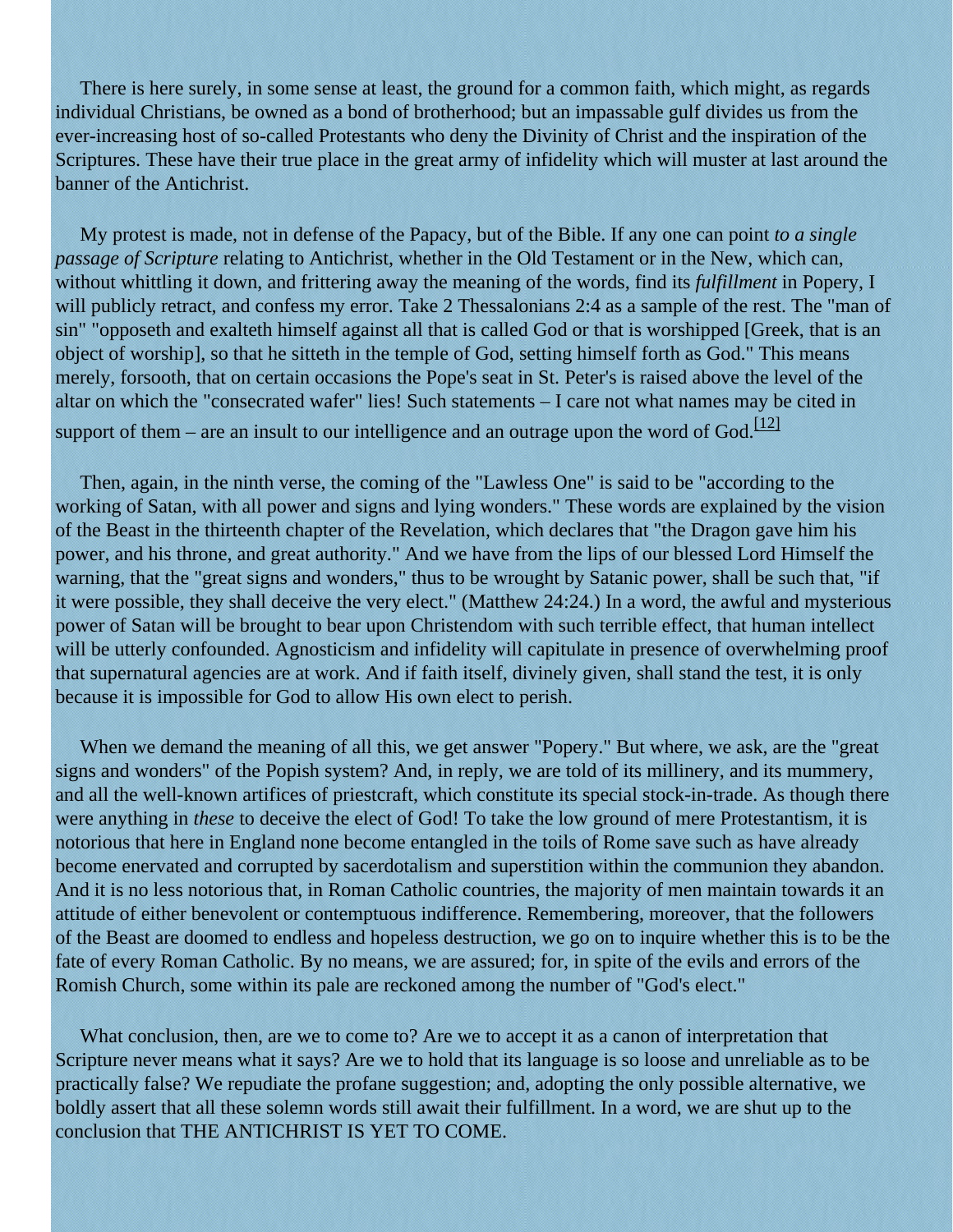There is here surely, in some sense at least, the ground for a common faith, which might, as regards individual Christians, be owned as a bond of brotherhood; but an impassable gulf divides us from the ever-increasing host of so-called Protestants who deny the Divinity of Christ and the inspiration of the Scriptures. These have their true place in the great army of infidelity which will muster at last around the banner of the Antichrist.

My protest is made, not in defense of the Papacy, but of the Bible. If any one can point *to a single passage of Scripture* relating to Antichrist, whether in the Old Testament or in the New, which can, without whittling it down, and frittering away the meaning of the words, find its *fulfillment* in Popery, I will publicly retract, and confess my error. Take 2 Thessalonians 2:4 as a sample of the rest. The "man of sin" "opposeth and exalteth himself against all that is called God or that is worshipped [Greek, that is an object of worship], so that he sitteth in the temple of God, setting himself forth as God." This means merely, forsooth, that on certain occasions the Pope's seat in St. Peter's is raised above the level of the altar on which the "consecrated wafer" lies! Such statements – I care not what names may be cited in support of them – are an insult to our intelligence and an outrage upon the word of God.[12]

Then, again, in the ninth verse, the coming of the "Lawless One" is said to be "according to the working of Satan, with all power and signs and lying wonders." These words are explained by the vision of the Beast in the thirteenth chapter of the Revelation, which declares that "the Dragon gave him his power, and his throne, and great authority." And we have from the lips of our blessed Lord Himself the warning, that the "great signs and wonders," thus to be wrought by Satanic power, shall be such that, "if it were possible, they shall deceive the very elect." (Matthew 24:24.) In a word, the awful and mysterious power of Satan will be brought to bear upon Christendom with such terrible effect, that human intellect will be utterly confounded. Agnosticism and infidelity will capitulate in presence of overwhelming proof that supernatural agencies are at work. And if faith itself, divinely given, shall stand the test, it is only because it is impossible for God to allow His own elect to perish.

When we demand the meaning of all this, we get answer "Popery." But where, we ask, are the "great signs and wonders" of the Popish system? And, in reply, we are told of its millinery, and its mummery, and all the well-known artifices of priestcraft, which constitute its special stock-in-trade. As though there were anything in *these* to deceive the elect of God! To take the low ground of mere Protestantism, it is notorious that here in England none become entangled in the toils of Rome save such as have already become enervated and corrupted by sacerdotalism and superstition within the communion they abandon. And it is no less notorious that, in Roman Catholic countries, the majority of men maintain towards it an attitude of either benevolent or contemptuous indifference. Remembering, moreover, that the followers of the Beast are doomed to endless and hopeless destruction, we go on to inquire whether this is to be the fate of every Roman Catholic. By no means, we are assured; for, in spite of the evils and errors of the Romish Church, some within its pale are reckoned among the number of "God's elect."

What conclusion, then, are we to come to? Are we to accept it as a canon of interpretation that Scripture never means what it says? Are we to hold that its language is so loose and unreliable as to be practically false? We repudiate the profane suggestion; and, adopting the only possible alternative, we boldly assert that all these solemn words still await their fulfillment. In a word, we are shut up to the conclusion that THE ANTICHRIST IS YET TO COME.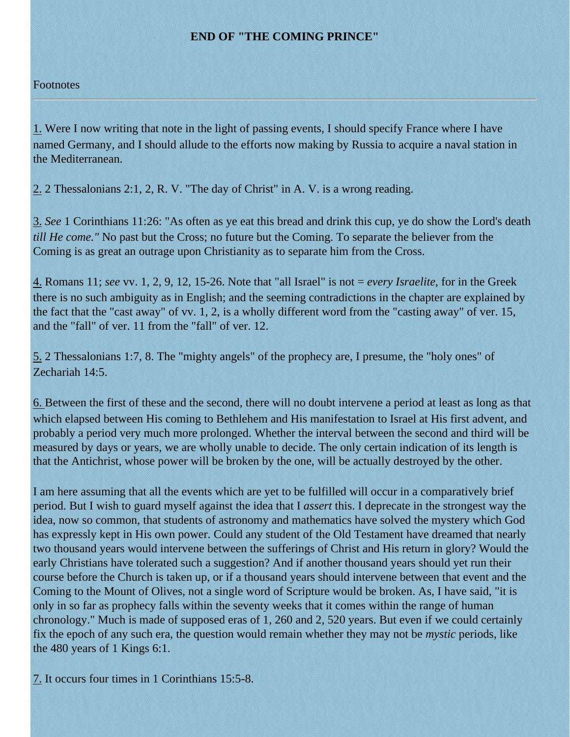**END OF "THE COMING PRINCE"**

Footnotes

---

1. Were I now writing that note in the light of passing events, I should specify France where I have named Germany, and I should allude to the efforts now making by Russia to acquire a naval station in the Mediterranean.

2. 2 Thessalonians 2:1, 2, R. V. "The day of Christ" in A. V. is a wrong reading.

3. *See* 1 Corinthians 11:26: "As often as ye eat this bread and drink this cup, ye do show the Lord's death *till He come."* No past but the Cross; no future but the Coming. To separate the believer from the Coming is as great an outrage upon Christianity as to separate him from the Cross.

4. Romans 11; *see* vv. 1, 2, 9, 12, 15-26. Note that "all Israel" is not = *every Israelite,* for in the Greek there is no such ambiguity as in English; and the seeming contradictions in the chapter are explained by the fact that the "cast away" of vv. 1, 2, is a wholly different word from the "casting away" of ver. 15, and the "fall" of ver. 11 from the "fall" of ver. 12.

5. 2 Thessalonians 1:7, 8. The "mighty angels" of the prophecy are, I presume, the "holy ones" of Zechariah 14:5.

6. Between the first of these and the second, there will no doubt intervene a period at least as long as that which elapsed between His coming to Bethlehem and His manifestation to Israel at His first advent, and probably a period very much more prolonged. Whether the interval between the second and third will be measured by days or years, we are wholly unable to decide. The only certain indication of its length is that the Antichrist, whose power will be broken by the one, will be actually destroyed by the other.

I am here assuming that all the events which are yet to be fulfilled will occur in a comparatively brief period. But I wish to guard myself against the idea that I *assert* this. I deprecate in the strongest way the idea, now so common, that students of astronomy and mathematics have solved the mystery which God has expressly kept in His own power. Could any student of the Old Testament have dreamed that nearly two thousand years would intervene between the sufferings of Christ and His return in glory? Would the early Christians have tolerated such a suggestion? And if another thousand years should yet run their course before the Church is taken up, or if a thousand years should intervene between that event and the Coming to the Mount of Olives, not a single word of Scripture would be broken. As, I have said, "it is only in so far as prophecy falls within the seventy weeks that it comes within the range of human chronology." Much is made of supposed eras of 1, 260 and 2, 520 years. But even if we could certainly fix the epoch of any such era, the question would remain whether they may not be *mystic* periods, like the 480 years of 1 Kings 6:1.

7. It occurs four times in 1 Corinthians 15:5-8.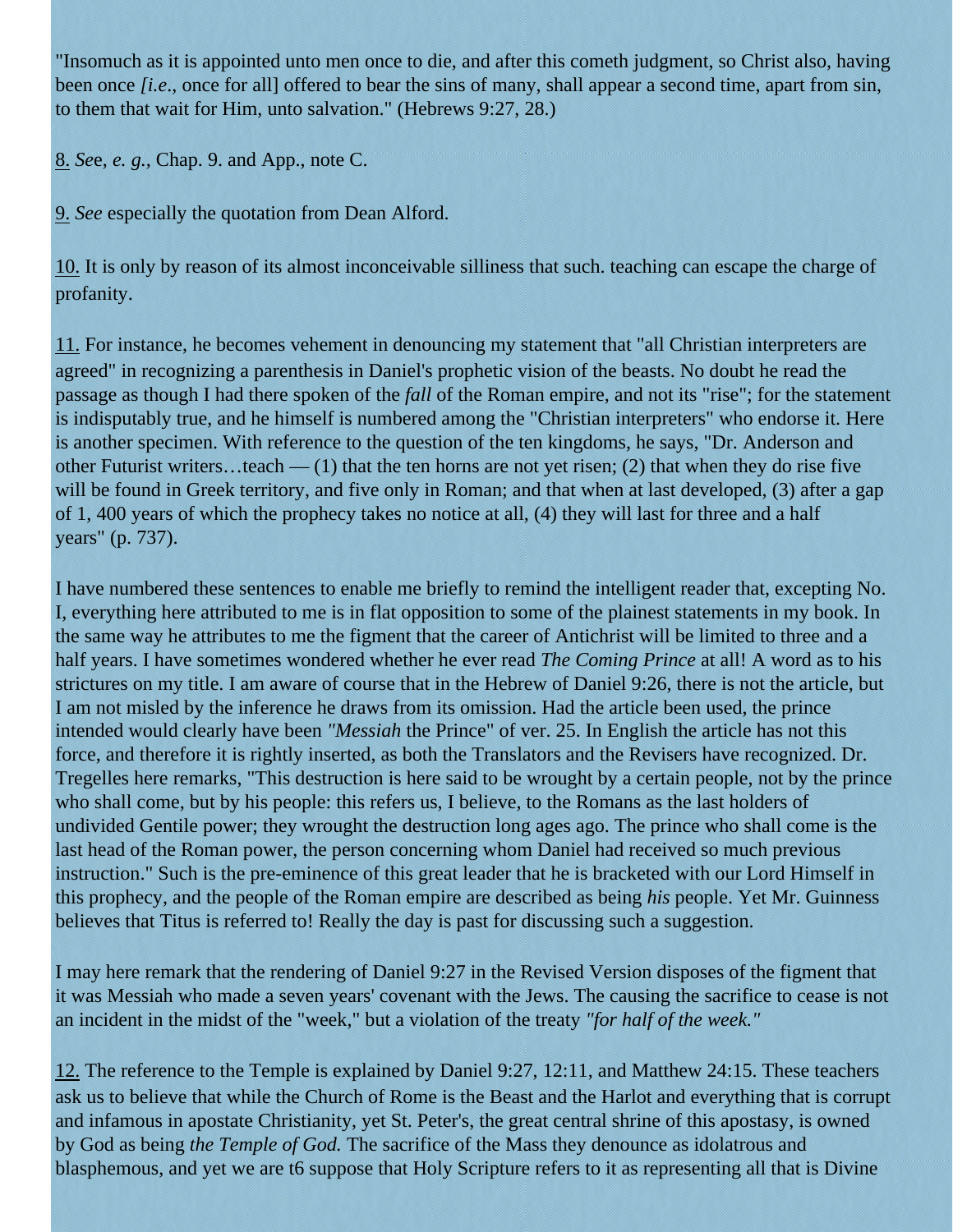"Insomuch as it is appointed unto men once to die, and after this cometh judgment, so Christ also, having been once *[i.e.*, once for all] offered to bear the sins of many, shall appear a second time, apart from sin, to them that wait for Him, unto salvation." (Hebrews 9:27, 28.)

8. *Se*e, *e. g.,* Chap. 9. and App., note C.

9. *See* especially the quotation from Dean Alford.

10. It is only by reason of its almost inconceivable silliness that such. teaching can escape the charge of profanity.

11. For instance, he becomes vehement in denouncing my statement that "all Christian interpreters are agreed" in recognizing a parenthesis in Daniel's prophetic vision of the beasts. No doubt he read the passage as though I had there spoken of the *fall* of the Roman empire, and not its "rise"; for the statement is indisputably true, and he himself is numbered among the "Christian interpreters" who endorse it. Here is another specimen. With reference to the question of the ten kingdoms, he says, "Dr. Anderson and other Futurist writers…teach — (1) that the ten horns are not yet risen; (2) that when they do rise five will be found in Greek territory, and five only in Roman; and that when at last developed, (3) after a gap of 1, 400 years of which the prophecy takes no notice at all, (4) they will last for three and a half years" (p. 737).

I have numbered these sentences to enable me briefly to remind the intelligent reader that, excepting No. I, everything here attributed to me is in flat opposition to some of the plainest statements in my book. In the same way he attributes to me the figment that the career of Antichrist will be limited to three and a half years. I have sometimes wondered whether he ever read *The Coming Prince* at all! A word as to his strictures on my title. I am aware of course that in the Hebrew of Daniel 9:26, there is not the article, but I am not misled by the inference he draws from its omission. Had the article been used, the prince intended would clearly have been *"Messiah* the Prince" of ver. 25. In English the article has not this force, and therefore it is rightly inserted, as both the Translators and the Revisers have recognized. Dr. Tregelles here remarks, "This destruction is here said to be wrought by a certain people, not by the prince who shall come, but by his people: this refers us, I believe, to the Romans as the last holders of undivided Gentile power; they wrought the destruction long ages ago. The prince who shall come is the last head of the Roman power, the person concerning whom Daniel had received so much previous instruction." Such is the pre-eminence of this great leader that he is bracketed with our Lord Himself in this prophecy, and the people of the Roman empire are described as being *his* people. Yet Mr. Guinness believes that Titus is referred to! Really the day is past for discussing such a suggestion.

I may here remark that the rendering of Daniel 9:27 in the Revised Version disposes of the figment that it was Messiah who made a seven years' covenant with the Jews. The causing the sacrifice to cease is not an incident in the midst of the "week," but a violation of the treaty *"for half of the week."*

12. The reference to the Temple is explained by Daniel 9:27, 12:11, and Matthew 24:15. These teachers ask us to believe that while the Church of Rome is the Beast and the Harlot and everything that is corrupt and infamous in apostate Christianity, yet St. Peter's, the great central shrine of this apostasy, is owned by God as being *the Temple of God.* The sacrifice of the Mass they denounce as idolatrous and blasphemous, and yet we are t6 suppose that Holy Scripture refers to it as representing all that is Divine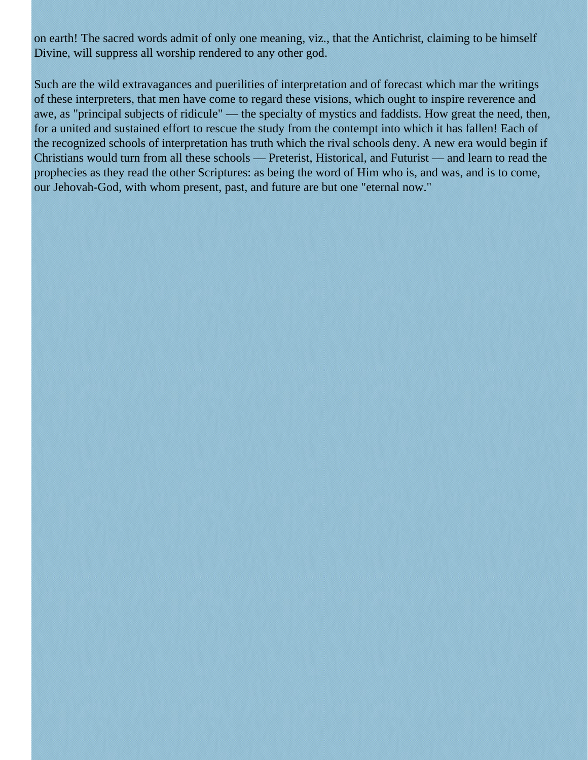on earth! The sacred words admit of only one meaning, viz., that the Antichrist, claiming to be himself Divine, will suppress all worship rendered to any other god.

Such are the wild extravagances and puerilities of interpretation and of forecast which mar the writings of these interpreters, that men have come to regard these visions, which ought to inspire reverence and awe, as "principal subjects of ridicule" — the specialty of mystics and faddists. How great the need, then, for a united and sustained effort to rescue the study from the contempt into which it has fallen! Each of the recognized schools of interpretation has truth which the rival schools deny. A new era would begin if Christians would turn from all these schools — Preterist, Historical, and Futurist — and learn to read the prophecies as they read the other Scriptures: as being the word of Him who is, and was, and is to come, our Jehovah-God, with whom present, past, and future are but one "eternal now."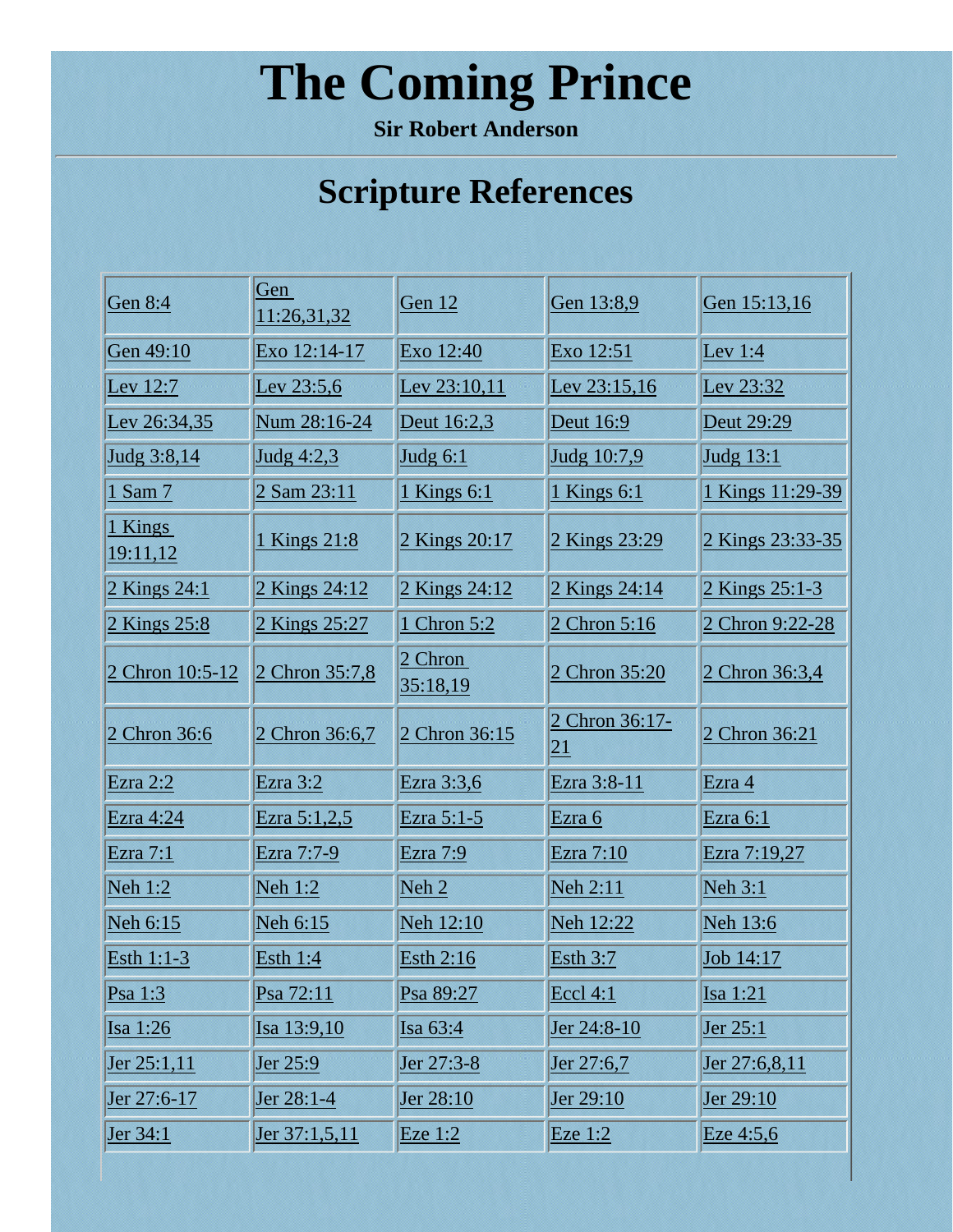# The Coming Prince

**Sir Robert Anderson**

---

## Scripture References

| | | | | |
|---|---|---|---|---|
| Gen 8:4 | Gen 11:26,31,32 | Gen 12 | Gen 13:8,9 | Gen 15:13,16 |
| Gen 49:10 | Exo 12:14-17 | Exo 12:40 | Exo 12:51 | Lev 1:4 |
| Lev 12:7 | Lev 23:5,6 | Lev 23:10,11 | Lev 23:15,16 | Lev 23:32 |
| Lev 26:34,35 | Num 28:16-24 | Deut 16:2,3 | Deut 16:9 | Deut 29:29 |
| Judg 3:8,14 | Judg 4:2,3 | Judg 6:1 | Judg 10:7,9 | Judg 13:1 |
| 1 Sam 7 | 2 Sam 23:11 | 1 Kings 6:1 | 1 Kings 6:1 | 1 Kings 11:29-39 |
| 1 Kings 19:11,12 | 1 Kings 21:8 | 2 Kings 20:17 | 2 Kings 23:29 | 2 Kings 23:33-35 |
| 2 Kings 24:1 | 2 Kings 24:12 | 2 Kings 24:12 | 2 Kings 24:14 | 2 Kings 25:1-3 |
| 2 Kings 25:8 | 2 Kings 25:27 | 1 Chron 5:2 | 2 Chron 5:16 | 2 Chron 9:22-28 |
| 2 Chron 10:5-12 | 2 Chron 35:7,8 | 2 Chron 35:18,19 | 2 Chron 35:20 | 2 Chron 36:3,4 |
| 2 Chron 36:6 | 2 Chron 36:6,7 | 2 Chron 36:15 | 2 Chron 36:17-21 | 2 Chron 36:21 |
| Ezra 2:2 | Ezra 3:2 | Ezra 3:3,6 | Ezra 3:8-11 | Ezra 4 |
| Ezra 4:24 | Ezra 5:1,2,5 | Ezra 5:1-5 | Ezra 6 | Ezra 6:1 |
| Ezra 7:1 | Ezra 7:7-9 | Ezra 7:9 | Ezra 7:10 | Ezra 7:19,27 |
| Neh 1:2 | Neh 1:2 | Neh 2 | Neh 2:11 | Neh 3:1 |
| Neh 6:15 | Neh 6:15 | Neh 12:10 | Neh 12:22 | Neh 13:6 |
| Esth 1:1-3 | Esth 1:4 | Esth 2:16 | Esth 3:7 | Job 14:17 |
| Psa 1:3 | Psa 72:11 | Psa 89:27 | Eccl 4:1 | Isa 1:21 |
| Isa 1:26 | Isa 13:9,10 | Isa 63:4 | Jer 24:8-10 | Jer 25:1 |
| Jer 25:1,11 | Jer 25:9 | Jer 27:3-8 | Jer 27:6,7 | Jer 27:6,8,11 |
| Jer 27:6-17 | Jer 28:1-4 | Jer 28:10 | Jer 29:10 | Jer 29:10 |
| Jer 34:1 | Jer 37:1,5,11 | Eze 1:2 | Eze 1:2 | Eze 4:5,6 |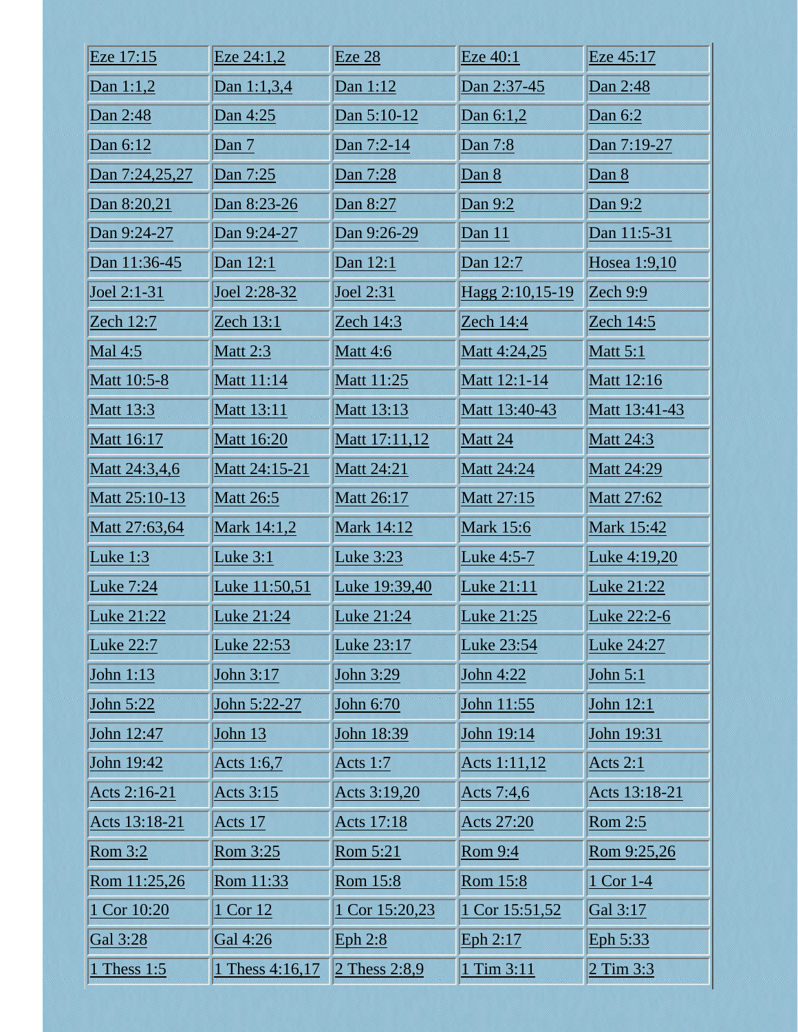| | | | | |
|---|---|---|---|---|
| Eze 17:15 | Eze 24:1,2 | Eze 28 | Eze 40:1 | Eze 45:17 |
| Dan 1:1,2 | Dan 1:1,3,4 | Dan 1:12 | Dan 2:37-45 | Dan 2:48 |
| Dan 2:48 | Dan 4:25 | Dan 5:10-12 | Dan 6:1,2 | Dan 6:2 |
| Dan 6:12 | Dan 7 | Dan 7:2-14 | Dan 7:8 | Dan 7:19-27 |
| Dan 7:24,25,27 | Dan 7:25 | Dan 7:28 | Dan 8 | Dan 8 |
| Dan 8:20,21 | Dan 8:23-26 | Dan 8:27 | Dan 9:2 | Dan 9:2 |
| Dan 9:24-27 | Dan 9:24-27 | Dan 9:26-29 | Dan 11 | Dan 11:5-31 |
| Dan 11:36-45 | Dan 12:1 | Dan 12:1 | Dan 12:7 | Hosea 1:9,10 |
| Joel 2:1-31 | Joel 2:28-32 | Joel 2:31 | Hagg 2:10,15-19 | Zech 9:9 |
| Zech 12:7 | Zech 13:1 | Zech 14:3 | Zech 14:4 | Zech 14:5 |
| Mal 4:5 | Matt 2:3 | Matt 4:6 | Matt 4:24,25 | Matt 5:1 |
| Matt 10:5-8 | Matt 11:14 | Matt 11:25 | Matt 12:1-14 | Matt 12:16 |
| Matt 13:3 | Matt 13:11 | Matt 13:13 | Matt 13:40-43 | Matt 13:41-43 |
| Matt 16:17 | Matt 16:20 | Matt 17:11,12 | Matt 24 | Matt 24:3 |
| Matt 24:3,4,6 | Matt 24:15-21 | Matt 24:21 | Matt 24:24 | Matt 24:29 |
| Matt 25:10-13 | Matt 26:5 | Matt 26:17 | Matt 27:15 | Matt 27:62 |
| Matt 27:63,64 | Mark 14:1,2 | Mark 14:12 | Mark 15:6 | Mark 15:42 |
| Luke 1:3 | Luke 3:1 | Luke 3:23 | Luke 4:5-7 | Luke 4:19,20 |
| Luke 7:24 | Luke 11:50,51 | Luke 19:39,40 | Luke 21:11 | Luke 21:22 |
| Luke 21:22 | Luke 21:24 | Luke 21:24 | Luke 21:25 | Luke 22:2-6 |
| Luke 22:7 | Luke 22:53 | Luke 23:17 | Luke 23:54 | Luke 24:27 |
| John 1:13 | John 3:17 | John 3:29 | John 4:22 | John 5:1 |
| John 5:22 | John 5:22-27 | John 6:70 | John 11:55 | John 12:1 |
| John 12:47 | John 13 | John 18:39 | John 19:14 | John 19:31 |
| John 19:42 | Acts 1:6,7 | Acts 1:7 | Acts 1:11,12 | Acts 2:1 |
| Acts 2:16-21 | Acts 3:15 | Acts 3:19,20 | Acts 7:4,6 | Acts 13:18-21 |
| Acts 13:18-21 | Acts 17 | Acts 17:18 | Acts 27:20 | Rom 2:5 |
| Rom 3:2 | Rom 3:25 | Rom 5:21 | Rom 9:4 | Rom 9:25,26 |
| Rom 11:25,26 | Rom 11:33 | Rom 15:8 | Rom 15:8 | 1 Cor 1-4 |
| 1 Cor 10:20 | 1 Cor 12 | 1 Cor 15:20,23 | 1 Cor 15:51,52 | Gal 3:17 |
| Gal 3:28 | Gal 4:26 | Eph 2:8 | Eph 2:17 | Eph 5:33 |
| 1 Thess 1:5 | 1 Thess 4:16,17 | 2 Thess 2:8,9 | 1 Tim 3:11 | 2 Tim 3:3 |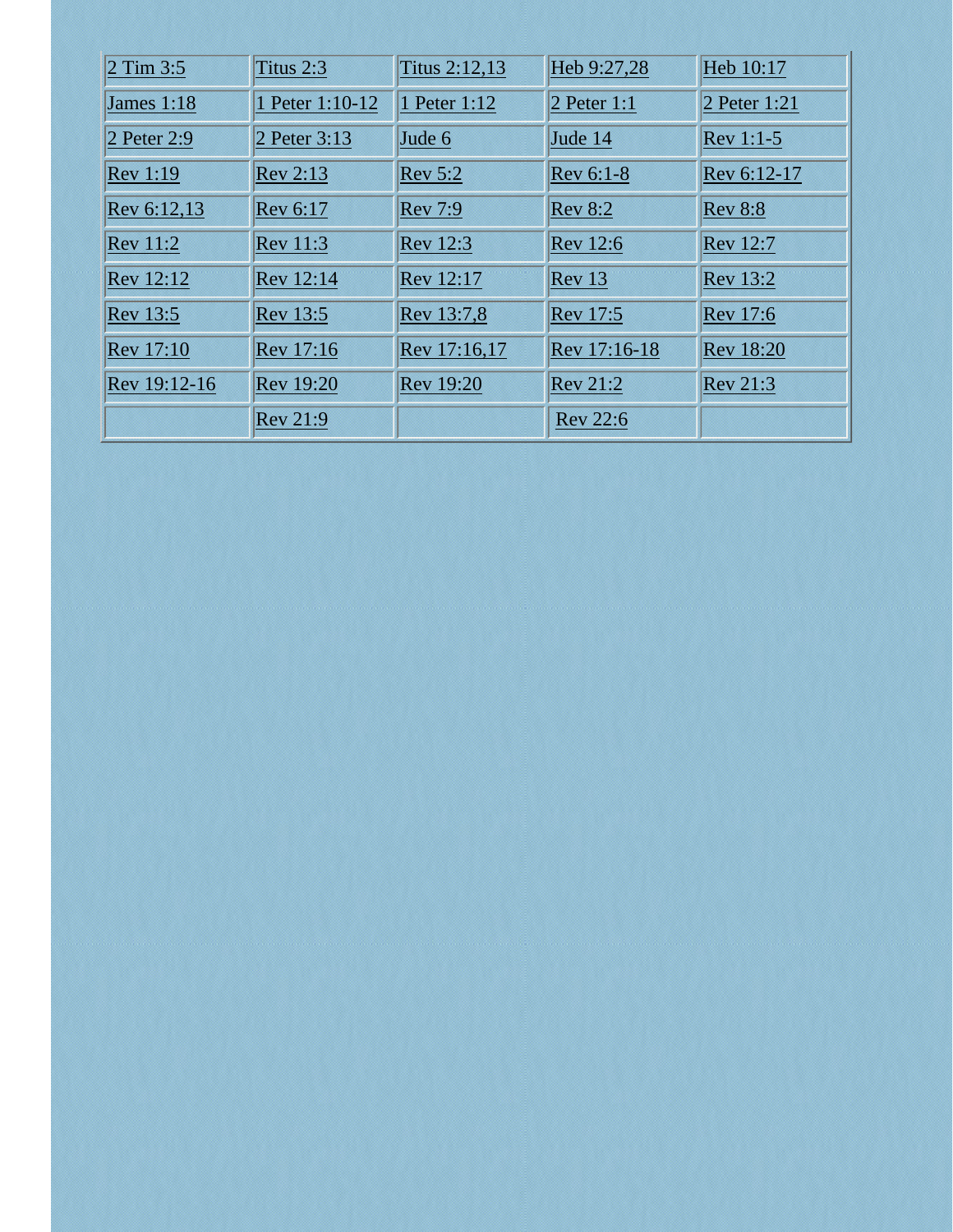| | | | | |
|---|---|---|---|---|
| 2 Tim 3:5 | Titus 2:3 | Titus 2:12,13 | Heb 9:27,28 | Heb 10:17 |
| James 1:18 | 1 Peter 1:10-12 | 1 Peter 1:12 | 2 Peter 1:1 | 2 Peter 1:21 |
| 2 Peter 2:9 | 2 Peter 3:13 | Jude 6 | Jude 14 | Rev 1:1-5 |
| Rev 1:19 | Rev 2:13 | Rev 5:2 | Rev 6:1-8 | Rev 6:12-17 |
| Rev 6:12,13 | Rev 6:17 | Rev 7:9 | Rev 8:2 | Rev 8:8 |
| Rev 11:2 | Rev 11:3 | Rev 12:3 | Rev 12:6 | Rev 12:7 |
| Rev 12:12 | Rev 12:14 | Rev 12:17 | Rev 13 | Rev 13:2 |
| Rev 13:5 | Rev 13:5 | Rev 13:7,8 | Rev 17:5 | Rev 17:6 |
| Rev 17:10 | Rev 17:16 | Rev 17:16,17 | Rev 17:16-18 | Rev 18:20 |
| Rev 19:12-16 | Rev 19:20 | Rev 19:20 | Rev 21:2 | Rev 21:3 |
| | Rev 21:9 | | Rev 22:6 | |